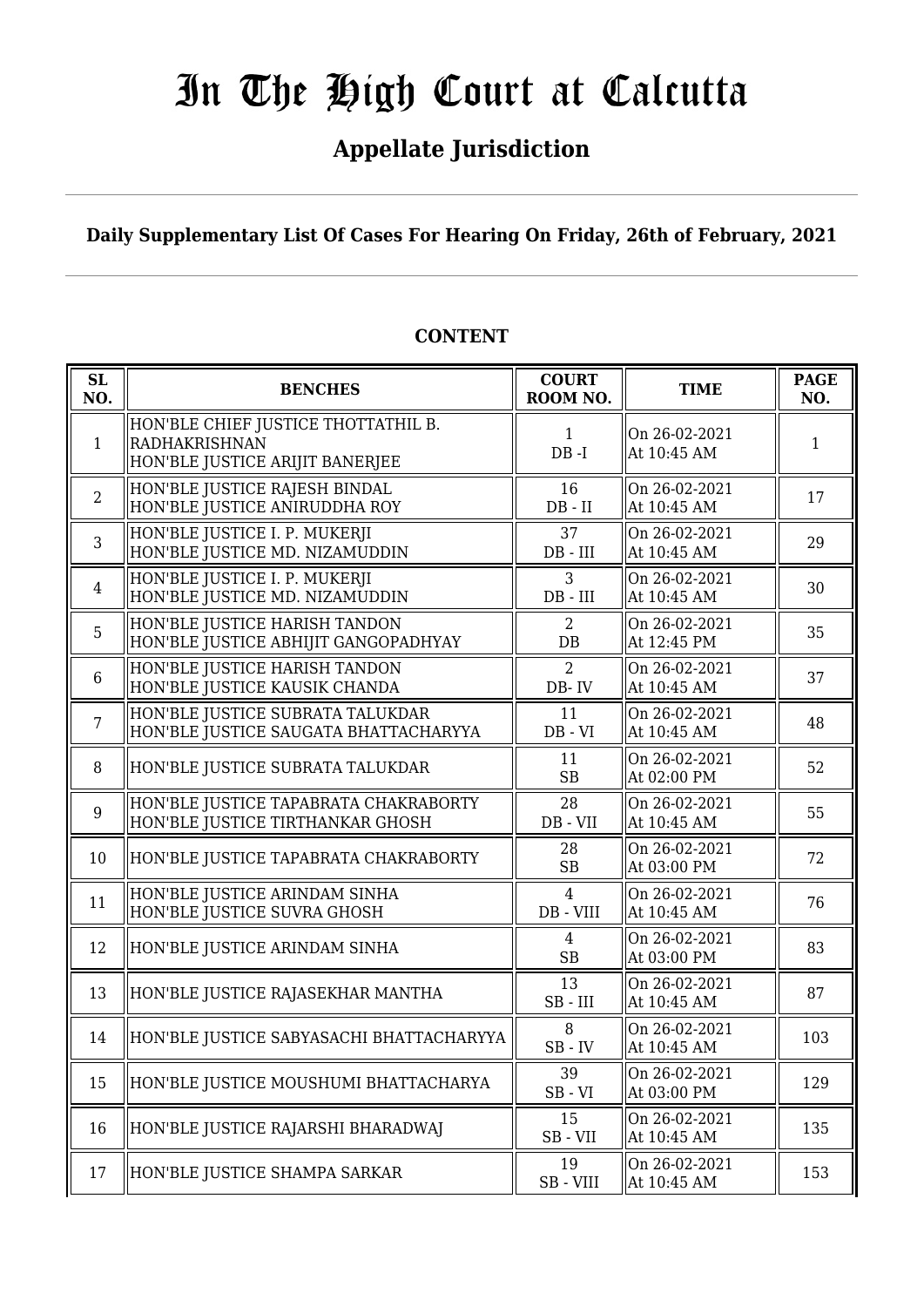# In The High Court at Calcutta

## Appellate Jurisdiction

**Daily Supplementary List Of Cases For Hearing On Friday, 26th of February, 2021**

**CONTENT**

| SL NO. | BENCHES | COURT ROOM NO. | TIME | PAGE NO. |
|---|---|---|---|---|
| 1 | HON'BLE CHIEF JUSTICE THOTTATHIL B. RADHAKRISHNAN<br>HON'BLE JUSTICE ARIJIT BANERJEE | 1<br>DB -I | On 26-02-2021<br>At 10:45 AM | 1 |
| 2 | HON'BLE JUSTICE RAJESH BINDAL<br>HON'BLE JUSTICE ANIRUDDHA ROY | 16<br>DB - II | On 26-02-2021<br>At 10:45 AM | 17 |
| 3 | HON'BLE JUSTICE I. P. MUKERJI<br>HON'BLE JUSTICE MD. NIZAMUDDIN | 37<br>DB - III | On 26-02-2021<br>At 10:45 AM | 29 |
| 4 | HON'BLE JUSTICE I. P. MUKERJI<br>HON'BLE JUSTICE MD. NIZAMUDDIN | 3<br>DB - III | On 26-02-2021<br>At 10:45 AM | 30 |
| 5 | HON'BLE JUSTICE HARISH TANDON<br>HON'BLE JUSTICE ABHIJIT GANGOPADHYAY | 2<br>DB | On 26-02-2021<br>At 12:45 PM | 35 |
| 6 | HON'BLE JUSTICE HARISH TANDON<br>HON'BLE JUSTICE KAUSIK CHANDA | 2<br>DB- IV | On 26-02-2021<br>At 10:45 AM | 37 |
| 7 | HON'BLE JUSTICE SUBRATA TALUKDAR<br>HON'BLE JUSTICE SAUGATA BHATTACHARYYA | 11<br>DB - VI | On 26-02-2021<br>At 10:45 AM | 48 |
| 8 | HON'BLE JUSTICE SUBRATA TALUKDAR | 11<br>SB | On 26-02-2021<br>At 02:00 PM | 52 |
| 9 | HON'BLE JUSTICE TAPABRATA CHAKRABORTY<br>HON'BLE JUSTICE TIRTHANKAR GHOSH | 28<br>DB - VII | On 26-02-2021<br>At 10:45 AM | 55 |
| 10 | HON'BLE JUSTICE TAPABRATA CHAKRABORTY | 28<br>SB | On 26-02-2021<br>At 03:00 PM | 72 |
| 11 | HON'BLE JUSTICE ARINDAM SINHA<br>HON'BLE JUSTICE SUVRA GHOSH | 4<br>DB - VIII | On 26-02-2021<br>At 10:45 AM | 76 |
| 12 | HON'BLE JUSTICE ARINDAM SINHA | 4<br>SB | On 26-02-2021<br>At 03:00 PM | 83 |
| 13 | HON'BLE JUSTICE RAJASEKHAR MANTHA | 13<br>SB - III | On 26-02-2021<br>At 10:45 AM | 87 |
| 14 | HON'BLE JUSTICE SABYASACHI BHATTACHARYYA | 8<br>SB - IV | On 26-02-2021<br>At 10:45 AM | 103 |
| 15 | HON'BLE JUSTICE MOUSHUMI BHATTACHARYA | 39<br>SB - VI | On 26-02-2021<br>At 03:00 PM | 129 |
| 16 | HON'BLE JUSTICE RAJARSHI BHARADWAJ | 15<br>SB - VII | On 26-02-2021<br>At 10:45 AM | 135 |
| 17 | HON'BLE JUSTICE SHAMPA SARKAR | 19<br>SB - VIII | On 26-02-2021<br>At 10:45 AM | 153 |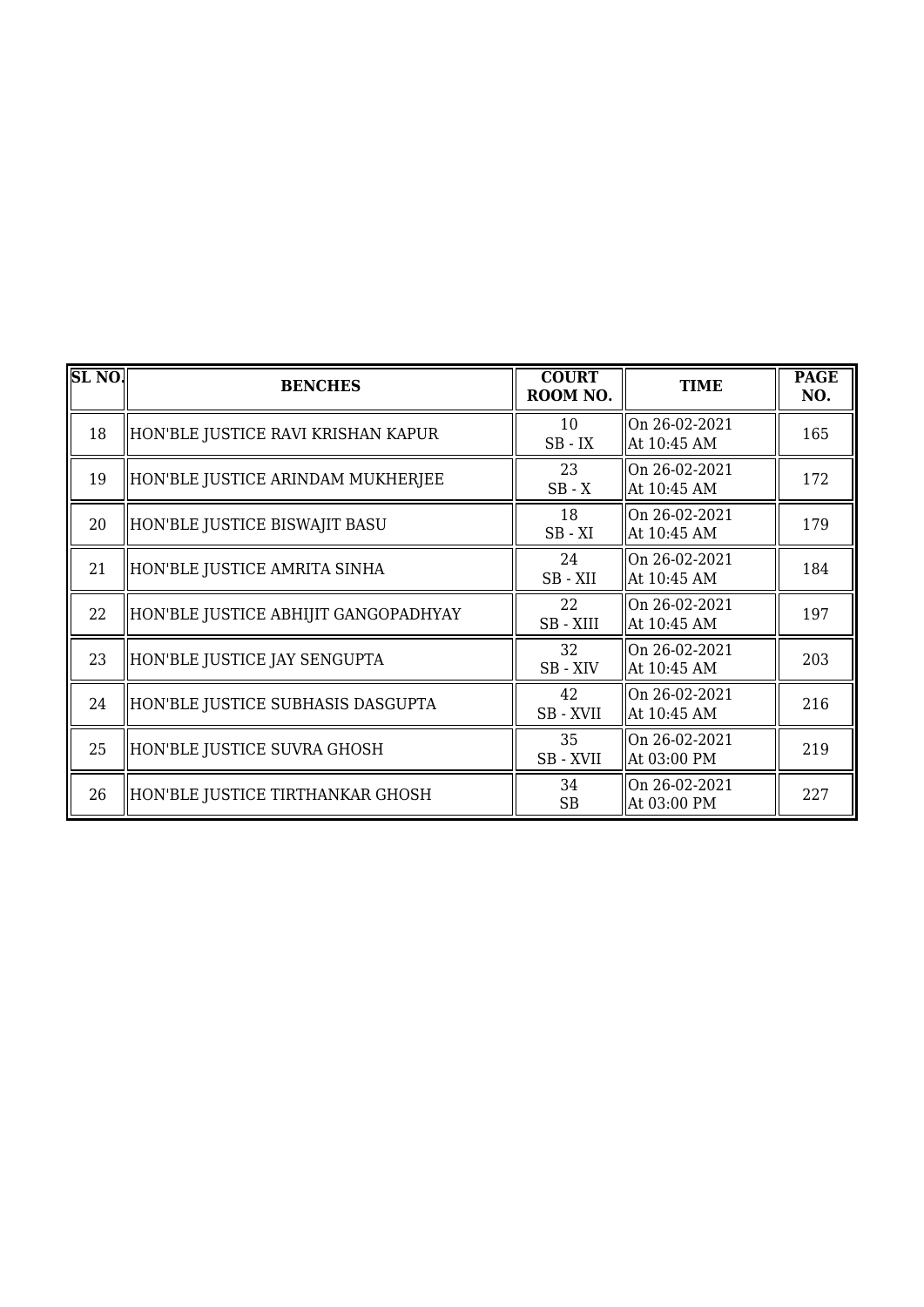| SL NO. | BENCHES | COURT ROOM NO. | TIME | PAGE NO. |
|---|---|---|---|---|
| 18 | HON'BLE JUSTICE RAVI KRISHAN KAPUR | 10<br>SB - IX | On 26-02-2021<br>At 10:45 AM | 165 |
| 19 | HON'BLE JUSTICE ARINDAM MUKHERJEE | 23<br>SB - X | On 26-02-2021<br>At 10:45 AM | 172 |
| 20 | HON'BLE JUSTICE BISWAJIT BASU | 18<br>SB - XI | On 26-02-2021<br>At 10:45 AM | 179 |
| 21 | HON'BLE JUSTICE AMRITA SINHA | 24<br>SB - XII | On 26-02-2021<br>At 10:45 AM | 184 |
| 22 | HON'BLE JUSTICE ABHIJIT GANGOPADHYAY | 22<br>SB - XIII | On 26-02-2021<br>At 10:45 AM | 197 |
| 23 | HON'BLE JUSTICE JAY SENGUPTA | 32<br>SB - XIV | On 26-02-2021<br>At 10:45 AM | 203 |
| 24 | HON'BLE JUSTICE SUBHASIS DASGUPTA | 42<br>SB - XVII | On 26-02-2021<br>At 10:45 AM | 216 |
| 25 | HON'BLE JUSTICE SUVRA GHOSH | 35<br>SB - XVII | On 26-02-2021<br>At 03:00 PM | 219 |
| 26 | HON'BLE JUSTICE TIRTHANKAR GHOSH | 34<br>SB | On 26-02-2021<br>At 03:00 PM | 227 |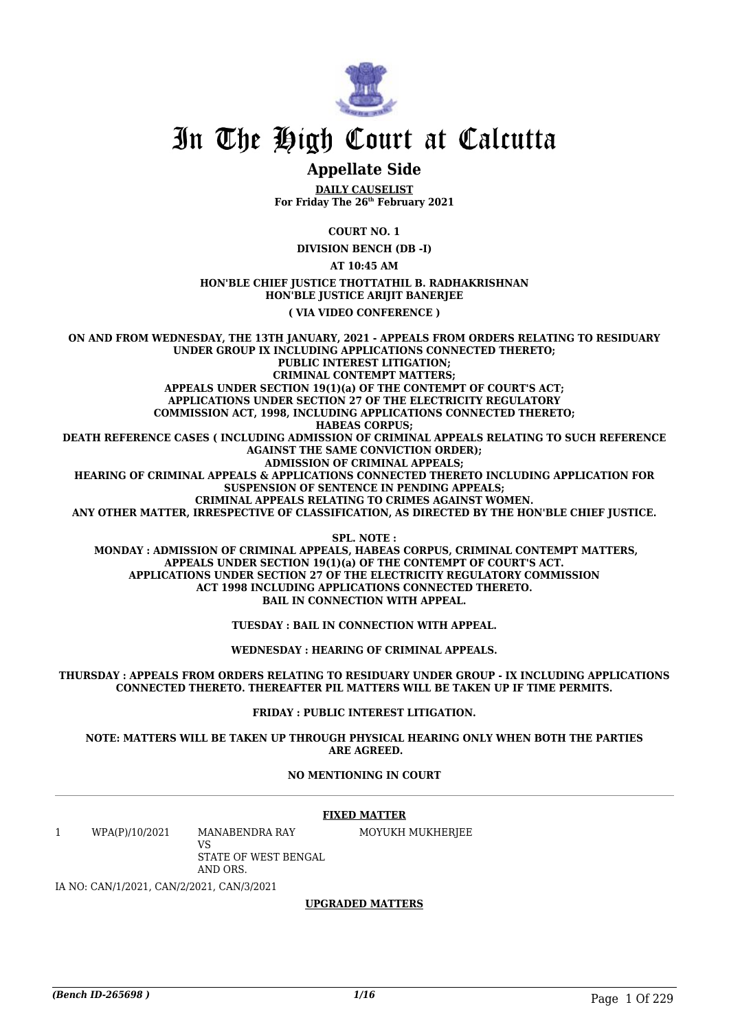# In The High Court at Calcutta

## Appellate Side

**DAILY CAUSELIST**
**For Friday The 26th February 2021**

**COURT NO. 1**

**DIVISION BENCH (DB -I)**

**AT 10:45 AM**

**HON'BLE CHIEF JUSTICE THOTTATHIL B. RADHAKRISHNAN**
**HON'BLE JUSTICE ARIJIT BANERJEE**

**( VIA VIDEO CONFERENCE )**

**ON AND FROM WEDNESDAY, THE 13TH JANUARY, 2021 - APPEALS FROM ORDERS RELATING TO RESIDUARY UNDER GROUP IX INCLUDING APPLICATIONS CONNECTED THERETO;**
**PUBLIC INTEREST LITIGATION;**
**CRIMINAL CONTEMPT MATTERS;**
**APPEALS UNDER SECTION 19(1)(a) OF THE CONTEMPT OF COURT'S ACT;**
**APPLICATIONS UNDER SECTION 27 OF THE ELECTRICITY REGULATORY COMMISSION ACT, 1998, INCLUDING APPLICATIONS CONNECTED THERETO;**
**HABEAS CORPUS;**
**DEATH REFERENCE CASES ( INCLUDING ADMISSION OF CRIMINAL APPEALS RELATING TO SUCH REFERENCE AGAINST THE SAME CONVICTION ORDER);**
**ADMISSION OF CRIMINAL APPEALS;**
**HEARING OF CRIMINAL APPEALS & APPLICATIONS CONNECTED THERETO INCLUDING APPLICATION FOR SUSPENSION OF SENTENCE IN PENDING APPEALS;**
**CRIMINAL APPEALS RELATING TO CRIMES AGAINST WOMEN.**
**ANY OTHER MATTER, IRRESPECTIVE OF CLASSIFICATION, AS DIRECTED BY THE HON'BLE CHIEF JUSTICE.**

**SPL. NOTE :**
**MONDAY : ADMISSION OF CRIMINAL APPEALS, HABEAS CORPUS, CRIMINAL CONTEMPT MATTERS, APPEALS UNDER SECTION 19(1)(a) OF THE CONTEMPT OF COURT'S ACT.**
**APPLICATIONS UNDER SECTION 27 OF THE ELECTRICITY REGULATORY COMMISSION ACT 1998 INCLUDING APPLICATIONS CONNECTED THERETO.**
**BAIL IN CONNECTION WITH APPEAL.**

**TUESDAY : BAIL IN CONNECTION WITH APPEAL.**

**WEDNESDAY : HEARING OF CRIMINAL APPEALS.**

**THURSDAY : APPEALS FROM ORDERS RELATING TO RESIDUARY UNDER GROUP - IX INCLUDING APPLICATIONS CONNECTED THERETO. THEREAFTER PIL MATTERS WILL BE TAKEN UP IF TIME PERMITS.**

**FRIDAY : PUBLIC INTEREST LITIGATION.**

**NOTE: MATTERS WILL BE TAKEN UP THROUGH PHYSICAL HEARING ONLY WHEN BOTH THE PARTIES ARE AGREED.**

**NO MENTIONING IN COURT**

---

**FIXED MATTER**

| | | | |
|---|---|---|---|
| 1 | WPA(P)/10/2021 | MANABENDRA RAY<br>VS<br>STATE OF WEST BENGAL AND ORS. | MOYUKH MUKHERJEE |

IA NO: CAN/1/2021, CAN/2/2021, CAN/3/2021

**UPGRADED MATTERS**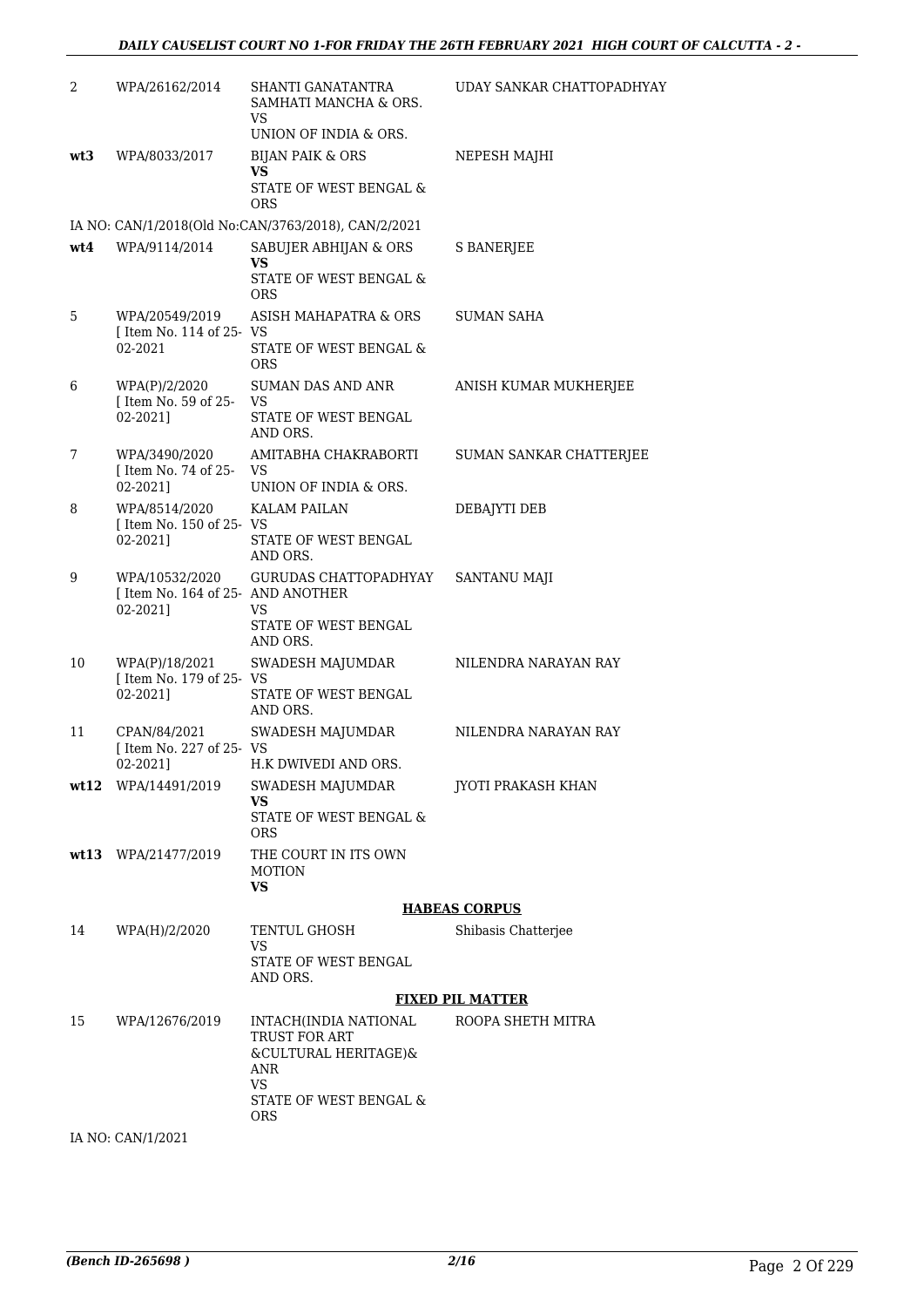| | | | |
|---|---|---|---|
| 2 | WPA/26162/2014 | SHANTI GANATANTRA SAMHATI MANCHA & ORS. VS UNION OF INDIA & ORS. | UDAY SANKAR CHATTOPADHYAY |
| **wt3** | WPA/8033/2017 | BIJAN PAIK & ORS **VS** STATE OF WEST BENGAL & ORS | NEPESH MAJHI |
| | IA NO: CAN/1/2018(Old No:CAN/3763/2018), CAN/2/2021 | | |
| **wt4** | WPA/9114/2014 | SABUJER ABHIJAN & ORS **VS** STATE OF WEST BENGAL & ORS | S BANERJEE |
| 5 | WPA/20549/2019 [ Item No. 114 of 25-02-2021 | ASISH MAHAPATRA & ORS VS STATE OF WEST BENGAL & ORS | SUMAN SAHA |
| 6 | WPA(P)/2/2020 [ Item No. 59 of 25-02-2021] | SUMAN DAS AND ANR VS STATE OF WEST BENGAL AND ORS. | ANISH KUMAR MUKHERJEE |
| 7 | WPA/3490/2020 [ Item No. 74 of 25-02-2021] | AMITABHA CHAKRABORTI VS UNION OF INDIA & ORS. | SUMAN SANKAR CHATTERJEE |
| 8 | WPA/8514/2020 [ Item No. 150 of 25-02-2021] | KALAM PAILAN VS STATE OF WEST BENGAL AND ORS. | DEBAJYTI DEB |
| 9 | WPA/10532/2020 [ Item No. 164 of 25-02-2021] | GURUDAS CHATTOPADHYAY AND ANOTHER VS STATE OF WEST BENGAL AND ORS. | SANTANU MAJI |
| 10 | WPA(P)/18/2021 [ Item No. 179 of 25-02-2021] | SWADESH MAJUMDAR VS STATE OF WEST BENGAL AND ORS. | NILENDRA NARAYAN RAY |
| 11 | CPAN/84/2021 [ Item No. 227 of 25-02-2021] | SWADESH MAJUMDAR VS H.K DWIVEDI AND ORS. | NILENDRA NARAYAN RAY |
| **wt12** | WPA/14491/2019 | SWADESH MAJUMDAR **VS** STATE OF WEST BENGAL & ORS | JYOTI PRAKASH KHAN |
| **wt13** | WPA/21477/2019 | THE COURT IN ITS OWN MOTION **VS** | |

**HABEAS CORPUS**

| | | | |
|---|---|---|---|
| 14 | WPA(H)/2/2020 | TENTUL GHOSH VS STATE OF WEST BENGAL AND ORS. | Shibasis Chatterjee |

**FIXED PIL MATTER**

| | | | |
|---|---|---|---|
| 15 | WPA/12676/2019 | INTACH(INDIA NATIONAL TRUST FOR ART &CULTURAL HERITAGE)& ANR VS STATE OF WEST BENGAL & ORS | ROOPA SHETH MITRA |

IA NO: CAN/1/2021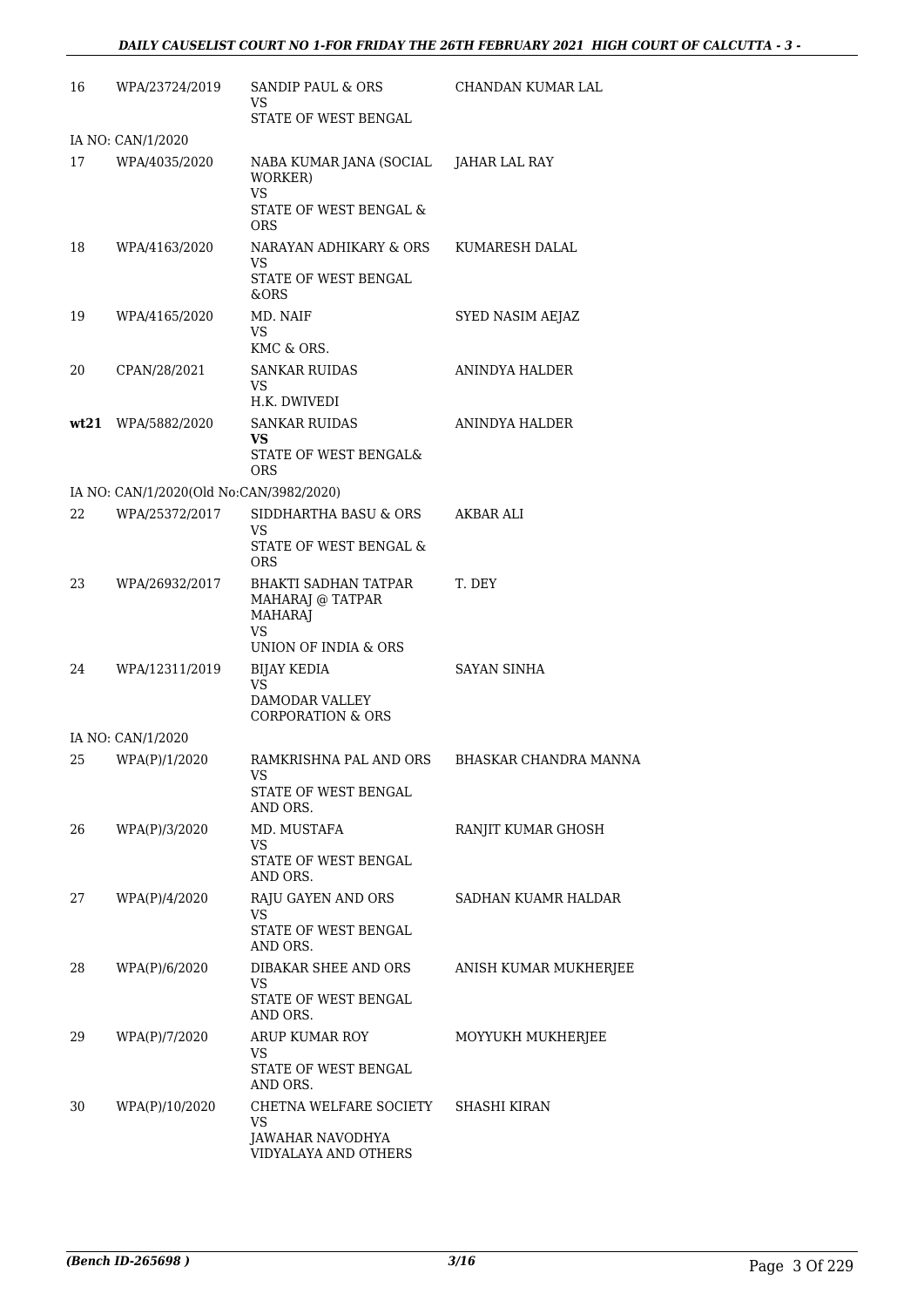| | | | |
|---|---|---|---|
| 16 | WPA/23724/2019 | SANDIP PAUL & ORS<br>VS<br>STATE OF WEST BENGAL | CHANDAN KUMAR LAL |
| IA NO: CAN/1/2020 | | | |
| 17 | WPA/4035/2020 | NABA KUMAR JANA (SOCIAL WORKER)<br>VS<br>STATE OF WEST BENGAL & ORS | JAHAR LAL RAY |
| 18 | WPA/4163/2020 | NARAYAN ADHIKARY & ORS<br>VS<br>STATE OF WEST BENGAL &ORS | KUMARESH DALAL |
| 19 | WPA/4165/2020 | MD. NAIF<br>VS<br>KMC & ORS. | SYED NASIM AEJAZ |
| 20 | CPAN/28/2021 | SANKAR RUIDAS<br>VS<br>H.K. DWIVEDI | ANINDYA HALDER |
| **wt21** | WPA/5882/2020 | SANKAR RUIDAS<br>**VS**<br>STATE OF WEST BENGAL& ORS | ANINDYA HALDER |
| IA NO: CAN/1/2020(Old No:CAN/3982/2020) | | | |
| 22 | WPA/25372/2017 | SIDDHARTHA BASU & ORS<br>VS<br>STATE OF WEST BENGAL & ORS | AKBAR ALI |
| 23 | WPA/26932/2017 | BHAKTI SADHAN TATPAR MAHARAJ @ TATPAR MAHARAJ<br>VS<br>UNION OF INDIA & ORS | T. DEY |
| 24 | WPA/12311/2019 | BIJAY KEDIA<br>VS<br>DAMODAR VALLEY CORPORATION & ORS | SAYAN SINHA |
| IA NO: CAN/1/2020 | | | |
| 25 | WPA(P)/1/2020 | RAMKRISHNA PAL AND ORS<br>VS<br>STATE OF WEST BENGAL AND ORS. | BHASKAR CHANDRA MANNA |
| 26 | WPA(P)/3/2020 | MD. MUSTAFA<br>VS<br>STATE OF WEST BENGAL AND ORS. | RANJIT KUMAR GHOSH |
| 27 | WPA(P)/4/2020 | RAJU GAYEN AND ORS<br>VS<br>STATE OF WEST BENGAL AND ORS. | SADHAN KUAMR HALDAR |
| 28 | WPA(P)/6/2020 | DIBAKAR SHEE AND ORS<br>VS<br>STATE OF WEST BENGAL AND ORS. | ANISH KUMAR MUKHERJEE |
| 29 | WPA(P)/7/2020 | ARUP KUMAR ROY<br>VS<br>STATE OF WEST BENGAL AND ORS. | MOYYUKH MUKHERJEE |
| 30 | WPA(P)/10/2020 | CHETNA WELFARE SOCIETY<br>VS<br>JAWAHAR NAVODHYA VIDYALAYA AND OTHERS | SHASHI KIRAN |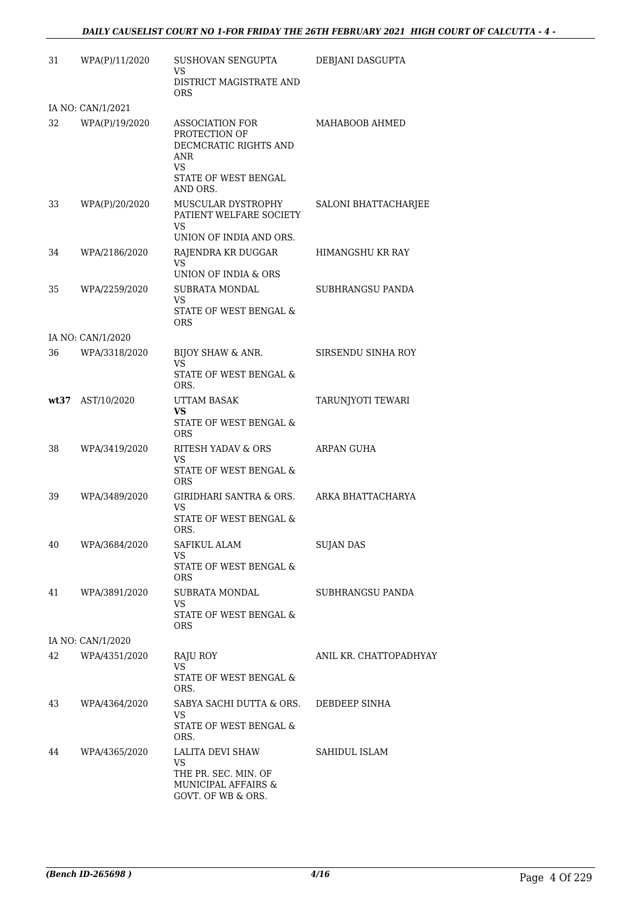| | | | |
|---|---|---|---|
| 31 | WPA(P)/11/2020 | SUSHOVAN SENGUPTA<br>VS<br>DISTRICT MAGISTRATE AND ORS | DEBJANI DASGUPTA |
| IA NO: CAN/1/2021 | | | |
| 32 | WPA(P)/19/2020 | ASSOCIATION FOR PROTECTION OF DECMCRATIC RIGHTS AND ANR<br>VS<br>STATE OF WEST BENGAL AND ORS. | MAHABOOB AHMED |
| 33 | WPA(P)/20/2020 | MUSCULAR DYSTROPHY PATIENT WELFARE SOCIETY<br>VS<br>UNION OF INDIA AND ORS. | SALONI BHATTACHARJEE |
| 34 | WPA/2186/2020 | RAJENDRA KR DUGGAR<br>VS<br>UNION OF INDIA & ORS | HIMANGSHU KR RAY |
| 35 | WPA/2259/2020 | SUBRATA MONDAL<br>VS<br>STATE OF WEST BENGAL & ORS | SUBHRANGSU PANDA |
| IA NO: CAN/1/2020 | | | |
| 36 | WPA/3318/2020 | BIJOY SHAW & ANR.<br>VS<br>STATE OF WEST BENGAL & ORS. | SIRSENDU SINHA ROY |
| **wt37** | AST/10/2020 | UTTAM BASAK<br>**VS**<br>STATE OF WEST BENGAL & ORS | TARUNJYOTI TEWARI |
| 38 | WPA/3419/2020 | RITESH YADAV & ORS<br>VS<br>STATE OF WEST BENGAL & ORS | ARPAN GUHA |
| 39 | WPA/3489/2020 | GIRIDHARI SANTRA & ORS.<br>VS<br>STATE OF WEST BENGAL & ORS. | ARKA BHATTACHARYA |
| 40 | WPA/3684/2020 | SAFIKUL ALAM<br>VS<br>STATE OF WEST BENGAL & ORS | SUJAN DAS |
| 41 | WPA/3891/2020 | SUBRATA MONDAL<br>VS<br>STATE OF WEST BENGAL & ORS | SUBHRANGSU PANDA |
| IA NO: CAN/1/2020 | | | |
| 42 | WPA/4351/2020 | RAJU ROY<br>VS<br>STATE OF WEST BENGAL & ORS. | ANIL KR. CHATTOPADHYAY |
| 43 | WPA/4364/2020 | SABYA SACHI DUTTA & ORS.<br>VS<br>STATE OF WEST BENGAL & ORS. | DEBDEEP SINHA |
| 44 | WPA/4365/2020 | LALITA DEVI SHAW<br>VS<br>THE PR. SEC. MIN. OF MUNICIPAL AFFAIRS & GOVT. OF WB & ORS. | SAHIDUL ISLAM |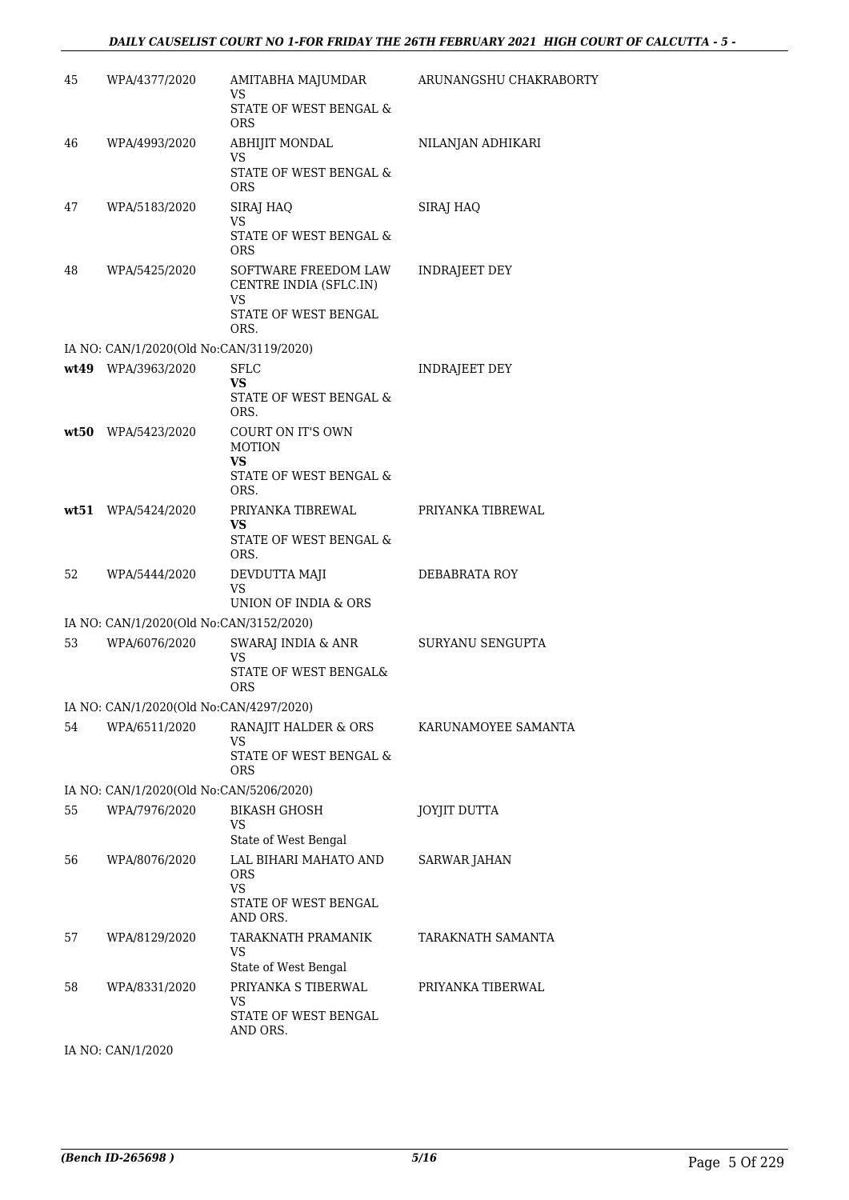| | | | |
|---|---|---|---|
| 45 | WPA/4377/2020 | AMITABHA MAJUMDAR<br>VS<br>STATE OF WEST BENGAL & ORS | ARUNANGSHU CHAKRABORTY |
| 46 | WPA/4993/2020 | ABHIJIT MONDAL<br>VS<br>STATE OF WEST BENGAL & ORS | NILANJAN ADHIKARI |
| 47 | WPA/5183/2020 | SIRAJ HAQ<br>VS<br>STATE OF WEST BENGAL & ORS | SIRAJ HAQ |
| 48 | WPA/5425/2020 | SOFTWARE FREEDOM LAW CENTRE INDIA (SFLC.IN)<br>VS<br>STATE OF WEST BENGAL ORS. | INDRAJEET DEY |
| | IA NO: CAN/1/2020(Old No:CAN/3119/2020) | | |
| **wt49** | WPA/3963/2020 | SFLC<br>**VS**<br>STATE OF WEST BENGAL & ORS. | INDRAJEET DEY |
| **wt50** | WPA/5423/2020 | COURT ON IT'S OWN MOTION<br>**VS**<br>STATE OF WEST BENGAL & ORS. | |
| **wt51** | WPA/5424/2020 | PRIYANKA TIBREWAL<br>**VS**<br>STATE OF WEST BENGAL & ORS. | PRIYANKA TIBREWAL |
| 52 | WPA/5444/2020 | DEVDUTTA MAJI<br>VS<br>UNION OF INDIA & ORS | DEBABRATA ROY |
| | IA NO: CAN/1/2020(Old No:CAN/3152/2020) | | |
| 53 | WPA/6076/2020 | SWARAJ INDIA & ANR<br>VS<br>STATE OF WEST BENGAL& ORS | SURYANU SENGUPTA |
| | IA NO: CAN/1/2020(Old No:CAN/4297/2020) | | |
| 54 | WPA/6511/2020 | RANAJIT HALDER & ORS<br>VS<br>STATE OF WEST BENGAL & ORS | KARUNAMOYEE SAMANTA |
| | IA NO: CAN/1/2020(Old No:CAN/5206/2020) | | |
| 55 | WPA/7976/2020 | BIKASH GHOSH<br>VS<br>State of West Bengal | JOYJIT DUTTA |
| 56 | WPA/8076/2020 | LAL BIHARI MAHATO AND ORS<br>VS<br>STATE OF WEST BENGAL AND ORS. | SARWAR JAHAN |
| 57 | WPA/8129/2020 | TARAKNATH PRAMANIK<br>VS<br>State of West Bengal | TARAKNATH SAMANTA |
| 58 | WPA/8331/2020 | PRIYANKA S TIBERWAL<br>VS<br>STATE OF WEST BENGAL AND ORS. | PRIYANKA TIBERWAL |
| | IA NO: CAN/1/2020 | | |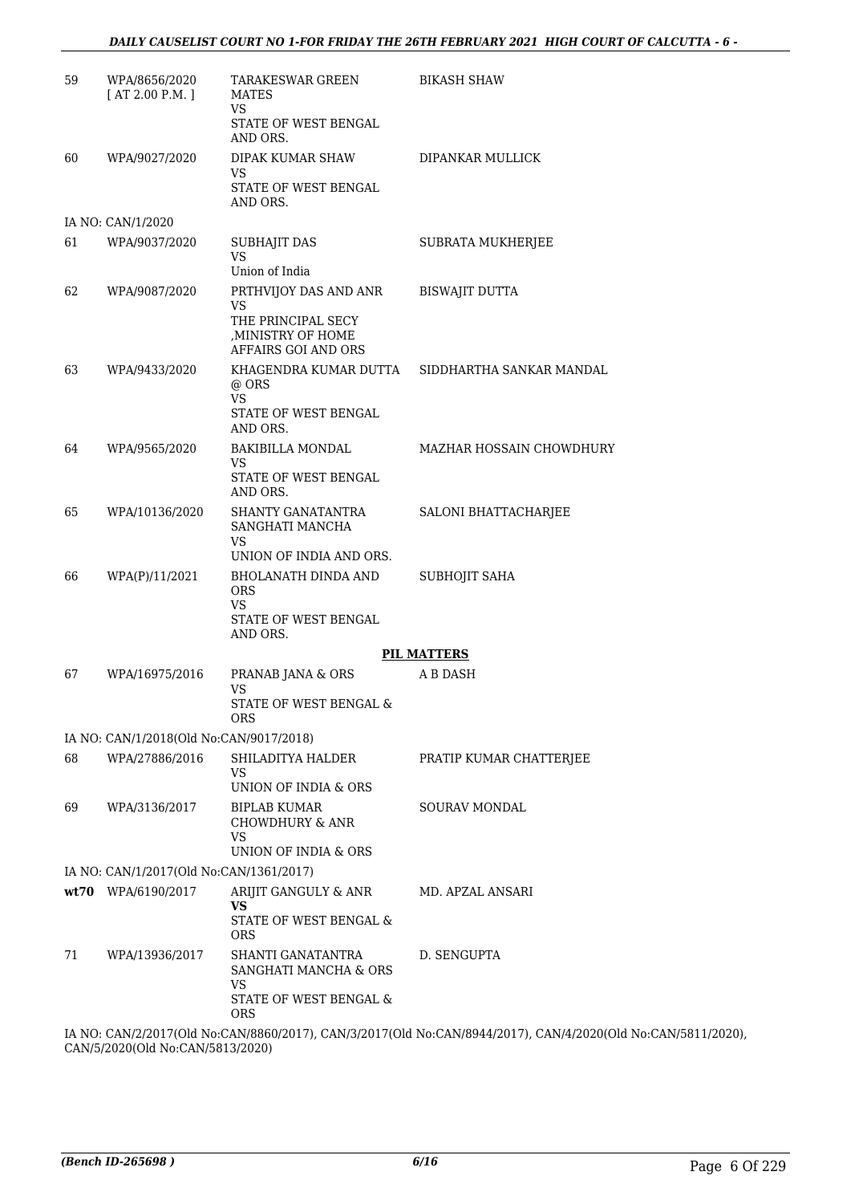| | | | |
|---|---|---|---|
| 59 | WPA/8656/2020 [ AT 2.00 P.M. ] | TARAKESWAR GREEN MATES VS STATE OF WEST BENGAL AND ORS. | BIKASH SHAW |
| 60 | WPA/9027/2020 | DIPAK KUMAR SHAW VS STATE OF WEST BENGAL AND ORS. | DIPANKAR MULLICK |
| IA NO: CAN/1/2020 | | | |
| 61 | WPA/9037/2020 | SUBHAJIT DAS VS Union of India | SUBRATA MUKHERJEE |
| 62 | WPA/9087/2020 | PRTHVIJOY DAS AND ANR VS THE PRINCIPAL SECY ,MINISTRY OF HOME AFFAIRS GOI AND ORS | BISWAJIT DUTTA |
| 63 | WPA/9433/2020 | KHAGENDRA KUMAR DUTTA @ ORS VS STATE OF WEST BENGAL AND ORS. | SIDDHARTHA SANKAR MANDAL |
| 64 | WPA/9565/2020 | BAKIBILLA MONDAL VS STATE OF WEST BENGAL AND ORS. | MAZHAR HOSSAIN CHOWDHURY |
| 65 | WPA/10136/2020 | SHANTY GANATANTRA SANGHATI MANCHA VS UNION OF INDIA AND ORS. | SALONI BHATTACHARJEE |
| 66 | WPA(P)/11/2021 | BHOLANATH DINDA AND ORS VS STATE OF WEST BENGAL AND ORS. | SUBHOJIT SAHA |

**PIL MATTERS**

| | | | |
|---|---|---|---|
| 67 | WPA/16975/2016 | PRANAB JANA & ORS VS STATE OF WEST BENGAL & ORS | A B DASH |
| IA NO: CAN/1/2018(Old No:CAN/9017/2018) | | | |
| 68 | WPA/27886/2016 | SHILADITYA HALDER VS UNION OF INDIA & ORS | PRATIP KUMAR CHATTERJEE |
| 69 | WPA/3136/2017 | BIPLAB KUMAR CHOWDHURY & ANR VS UNION OF INDIA & ORS | SOURAV MONDAL |
| IA NO: CAN/1/2017(Old No:CAN/1361/2017) | | | |
| **wt70** | WPA/6190/2017 | ARIJIT GANGULY & ANR **VS** STATE OF WEST BENGAL & ORS | MD. APZAL ANSARI |
| 71 | WPA/13936/2017 | SHANTI GANATANTRA SANGHATI MANCHA & ORS VS STATE OF WEST BENGAL & ORS | D. SENGUPTA |

IA NO: CAN/2/2017(Old No:CAN/8860/2017), CAN/3/2017(Old No:CAN/8944/2017), CAN/4/2020(Old No:CAN/5811/2020), CAN/5/2020(Old No:CAN/5813/2020)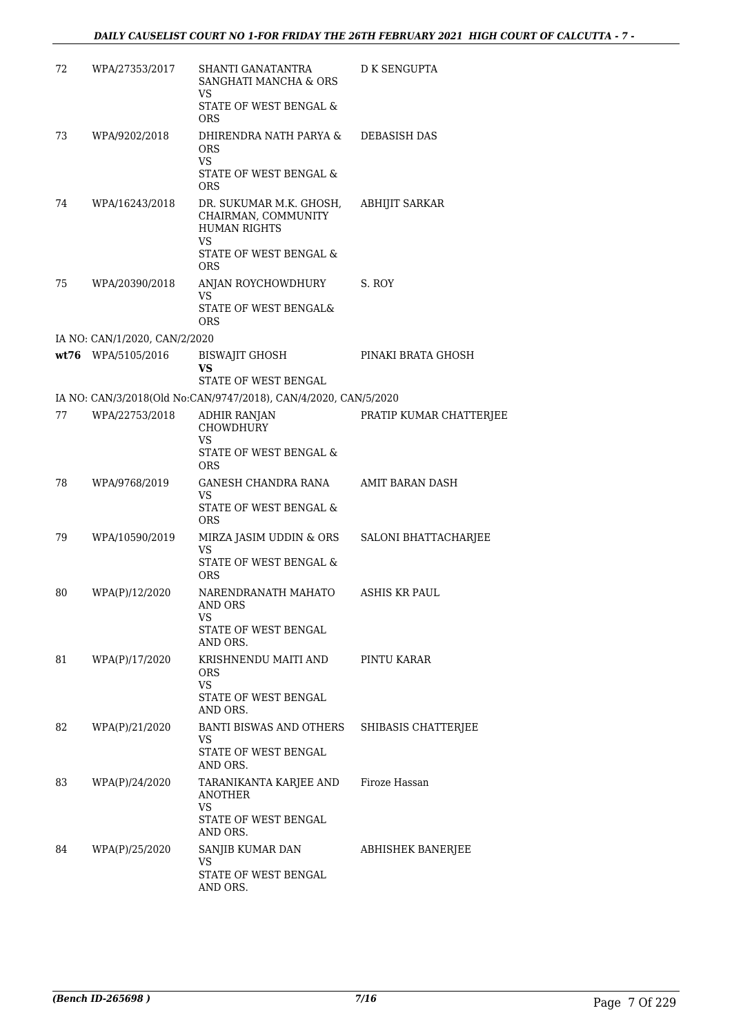| 72 | WPA/27353/2017 | SHANTI GANATANTRA SANGHATI MANCHA & ORS<br>VS<br>STATE OF WEST BENGAL & ORS | D K SENGUPTA |
|---|---|---|---|
| 73 | WPA/9202/2018 | DHIRENDRA NATH PARYA & ORS<br>VS<br>STATE OF WEST BENGAL & ORS | DEBASISH DAS |
| 74 | WPA/16243/2018 | DR. SUKUMAR M.K. GHOSH, CHAIRMAN, COMMUNITY HUMAN RIGHTS<br>VS<br>STATE OF WEST BENGAL & ORS | ABHIJIT SARKAR |
| 75 | WPA/20390/2018 | ANJAN ROYCHOWDHURY<br>VS<br>STATE OF WEST BENGAL& ORS | S. ROY |
| | IA NO: CAN/1/2020, CAN/2/2020 | | |
| wt76 | WPA/5105/2016 | BISWAJIT GHOSH<br>**VS**<br>STATE OF WEST BENGAL | PINAKI BRATA GHOSH |
| | IA NO: CAN/3/2018(Old No:CAN/9747/2018), CAN/4/2020, CAN/5/2020 | | |
| 77 | WPA/22753/2018 | ADHIR RANJAN CHOWDHURY<br>VS<br>STATE OF WEST BENGAL & ORS | PRATIP KUMAR CHATTERJEE |
| 78 | WPA/9768/2019 | GANESH CHANDRA RANA<br>VS<br>STATE OF WEST BENGAL & ORS | AMIT BARAN DASH |
| 79 | WPA/10590/2019 | MIRZA JASIM UDDIN & ORS<br>VS<br>STATE OF WEST BENGAL & ORS | SALONI BHATTACHARJEE |
| 80 | WPA(P)/12/2020 | NARENDRANATH MAHATO AND ORS<br>VS<br>STATE OF WEST BENGAL AND ORS. | ASHIS KR PAUL |
| 81 | WPA(P)/17/2020 | KRISHNENDU MAITI AND ORS<br>VS<br>STATE OF WEST BENGAL AND ORS. | PINTU KARAR |
| 82 | WPA(P)/21/2020 | BANTI BISWAS AND OTHERS<br>VS<br>STATE OF WEST BENGAL AND ORS. | SHIBASIS CHATTERJEE |
| 83 | WPA(P)/24/2020 | TARANIKANTA KARJEE AND ANOTHER<br>VS<br>STATE OF WEST BENGAL AND ORS. | Firoze Hassan |
| 84 | WPA(P)/25/2020 | SANJIB KUMAR DAN<br>VS<br>STATE OF WEST BENGAL AND ORS. | ABHISHEK BANERJEE |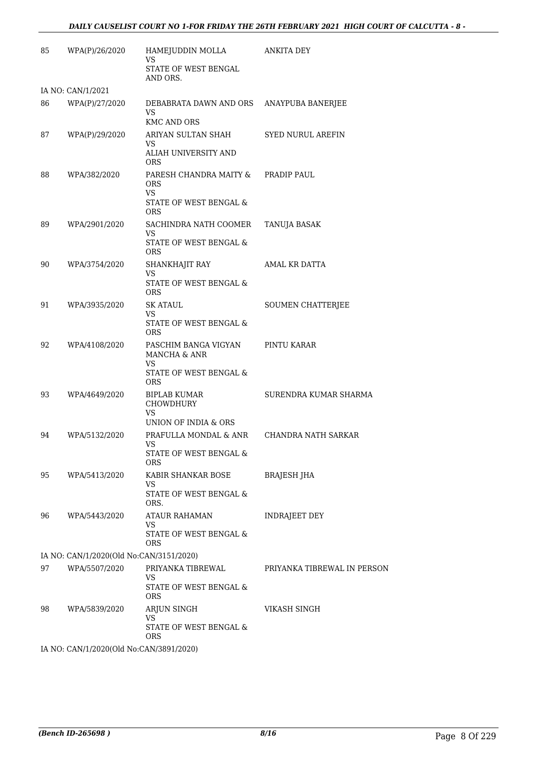| | | | |
|---|---|---|---|
| 85 | WPA(P)/26/2020 | HAMEJUDDIN MOLLA<br>VS<br>STATE OF WEST BENGAL AND ORS. | ANKITA DEY |
| IA NO: CAN/1/2021 | | | |
| 86 | WPA(P)/27/2020 | DEBABRATA DAWN AND ORS<br>VS<br>KMC AND ORS | ANAYPUBA BANERJEE |
| 87 | WPA(P)/29/2020 | ARIYAN SULTAN SHAH<br>VS<br>ALIAH UNIVERSITY AND ORS | SYED NURUL AREFIN |
| 88 | WPA/382/2020 | PARESH CHANDRA MAITY & ORS<br>VS<br>STATE OF WEST BENGAL & ORS | PRADIP PAUL |
| 89 | WPA/2901/2020 | SACHINDRA NATH COOMER<br>VS<br>STATE OF WEST BENGAL & ORS | TANUJA BASAK |
| 90 | WPA/3754/2020 | SHANKHAJIT RAY<br>VS<br>STATE OF WEST BENGAL & ORS | AMAL KR DATTA |
| 91 | WPA/3935/2020 | SK ATAUL<br>VS<br>STATE OF WEST BENGAL & ORS | SOUMEN CHATTERJEE |
| 92 | WPA/4108/2020 | PASCHIM BANGA VIGYAN MANCHA & ANR<br>VS<br>STATE OF WEST BENGAL & ORS | PINTU KARAR |
| 93 | WPA/4649/2020 | BIPLAB KUMAR CHOWDHURY<br>VS<br>UNION OF INDIA & ORS | SURENDRA KUMAR SHARMA |
| 94 | WPA/5132/2020 | PRAFULLA MONDAL & ANR<br>VS<br>STATE OF WEST BENGAL & ORS | CHANDRA NATH SARKAR |
| 95 | WPA/5413/2020 | KABIR SHANKAR BOSE<br>VS<br>STATE OF WEST BENGAL & ORS. | BRAJESH JHA |
| 96 | WPA/5443/2020 | ATAUR RAHAMAN<br>VS<br>STATE OF WEST BENGAL & ORS | INDRAJEET DEY |
| IA NO: CAN/1/2020(Old No:CAN/3151/2020) | | | |
| 97 | WPA/5507/2020 | PRIYANKA TIBREWAL<br>VS<br>STATE OF WEST BENGAL & ORS | PRIYANKA TIBREWAL IN PERSON |
| 98 | WPA/5839/2020 | ARJUN SINGH<br>VS<br>STATE OF WEST BENGAL & ORS | VIKASH SINGH |
| IA NO: CAN/1/2020(Old No:CAN/3891/2020) | | | |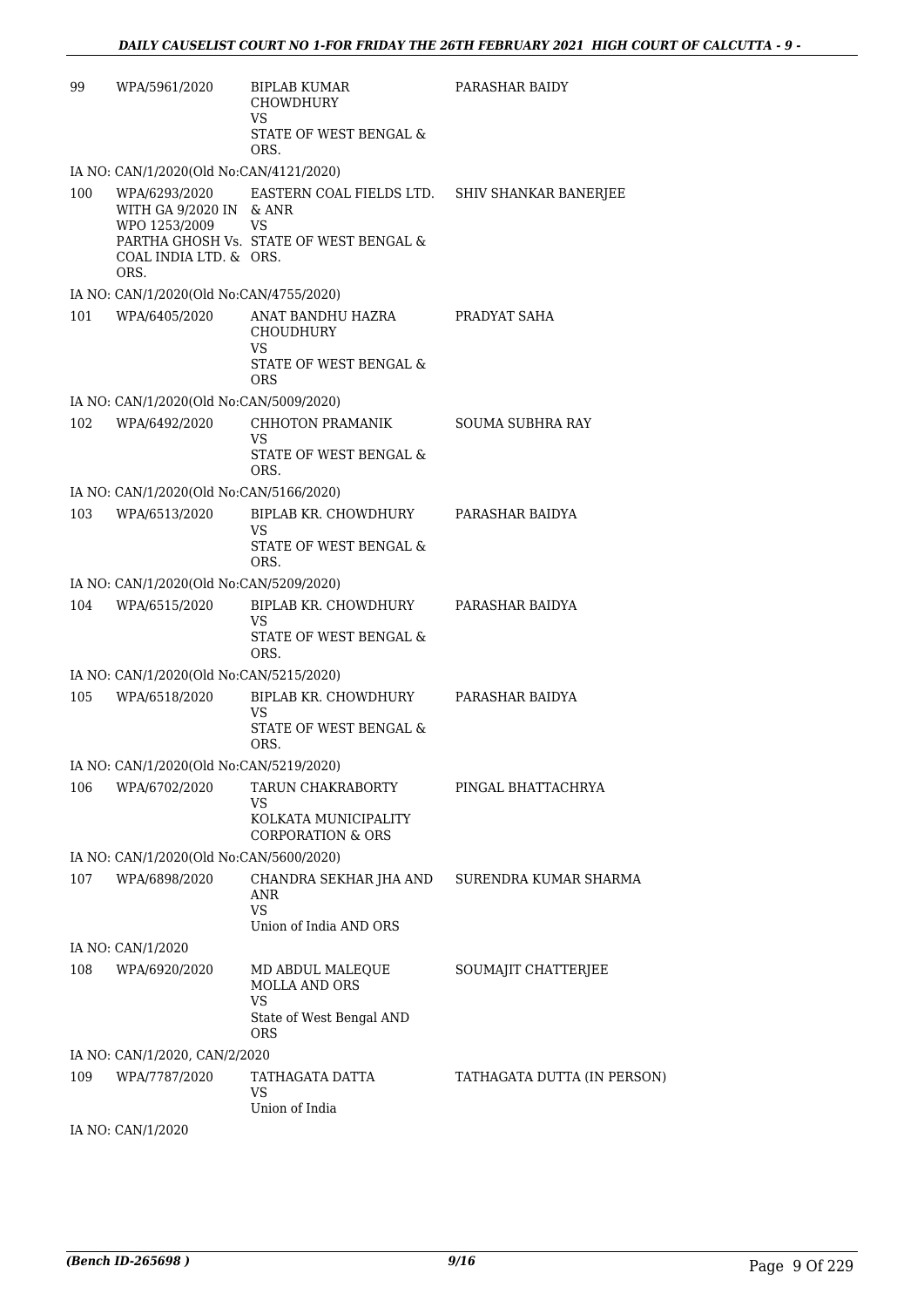| | | | |
|---|---|---|---|
| 99 | WPA/5961/2020 | BIPLAB KUMAR CHOWDHURY<br>VS<br>STATE OF WEST BENGAL & ORS. | PARASHAR BAIDY |
| | IA NO: CAN/1/2020(Old No:CAN/4121/2020) | | |
| 100 | WPA/6293/2020 WITH GA 9/2020 IN WPO 1253/2009<br>PARTHA GHOSH Vs. COAL INDIA LTD. & ORS. | EASTERN COAL FIELDS LTD. & ANR<br>VS<br>STATE OF WEST BENGAL & ORS. | SHIV SHANKAR BANERJEE |
| | IA NO: CAN/1/2020(Old No:CAN/4755/2020) | | |
| 101 | WPA/6405/2020 | ANAT BANDHU HAZRA CHOUDHURY<br>VS<br>STATE OF WEST BENGAL & ORS | PRADYAT SAHA |
| | IA NO: CAN/1/2020(Old No:CAN/5009/2020) | | |
| 102 | WPA/6492/2020 | CHHOTON PRAMANIK<br>VS<br>STATE OF WEST BENGAL & ORS. | SOUMA SUBHRA RAY |
| | IA NO: CAN/1/2020(Old No:CAN/5166/2020) | | |
| 103 | WPA/6513/2020 | BIPLAB KR. CHOWDHURY<br>VS<br>STATE OF WEST BENGAL & ORS. | PARASHAR BAIDYA |
| | IA NO: CAN/1/2020(Old No:CAN/5209/2020) | | |
| 104 | WPA/6515/2020 | BIPLAB KR. CHOWDHURY<br>VS<br>STATE OF WEST BENGAL & ORS. | PARASHAR BAIDYA |
| | IA NO: CAN/1/2020(Old No:CAN/5215/2020) | | |
| 105 | WPA/6518/2020 | BIPLAB KR. CHOWDHURY<br>VS<br>STATE OF WEST BENGAL & ORS. | PARASHAR BAIDYA |
| | IA NO: CAN/1/2020(Old No:CAN/5219/2020) | | |
| 106 | WPA/6702/2020 | TARUN CHAKRABORTY<br>VS<br>KOLKATA MUNICIPALITY CORPORATION & ORS | PINGAL BHATTACHRYA |
| | IA NO: CAN/1/2020(Old No:CAN/5600/2020) | | |
| 107 | WPA/6898/2020 | CHANDRA SEKHAR JHA AND ANR<br>VS<br>Union of India AND ORS | SURENDRA KUMAR SHARMA |
| | IA NO: CAN/1/2020 | | |
| 108 | WPA/6920/2020 | MD ABDUL MALEQUE MOLLA AND ORS<br>VS<br>State of West Bengal AND ORS | SOUMAJIT CHATTERJEE |
| | IA NO: CAN/1/2020, CAN/2/2020 | | |
| 109 | WPA/7787/2020 | TATHAGATA DATTA<br>VS<br>Union of India | TATHAGATA DUTTA (IN PERSON) |
| | IA NO: CAN/1/2020 | | |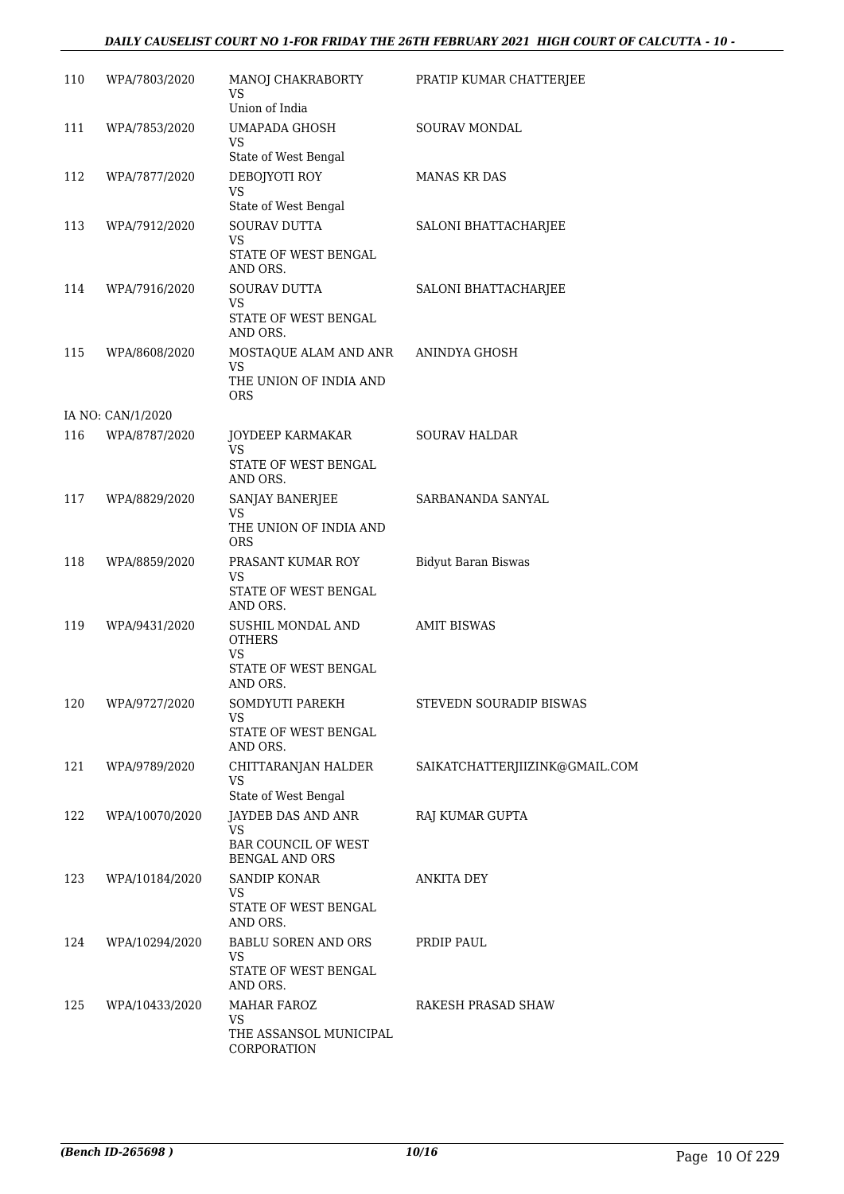| 110 | WPA/7803/2020 | MANOJ CHAKRABORTY<br>VS<br>Union of India | PRATIP KUMAR CHATTERJEE |
|---|---|---|---|
| 111 | WPA/7853/2020 | UMAPADA GHOSH<br>VS<br>State of West Bengal | SOURAV MONDAL |
| 112 | WPA/7877/2020 | DEBOJYOTI ROY<br>VS<br>State of West Bengal | MANAS KR DAS |
| 113 | WPA/7912/2020 | SOURAV DUTTA<br>VS<br>STATE OF WEST BENGAL AND ORS. | SALONI BHATTACHARJEE |
| 114 | WPA/7916/2020 | SOURAV DUTTA<br>VS<br>STATE OF WEST BENGAL AND ORS. | SALONI BHATTACHARJEE |
| 115 | WPA/8608/2020 | MOSTAQUE ALAM AND ANR<br>VS<br>THE UNION OF INDIA AND ORS | ANINDYA GHOSH |
| IA NO: CAN/1/2020 | | | |
| 116 | WPA/8787/2020 | JOYDEEP KARMAKAR<br>VS<br>STATE OF WEST BENGAL AND ORS. | SOURAV HALDAR |
| 117 | WPA/8829/2020 | SANJAY BANERJEE<br>VS<br>THE UNION OF INDIA AND ORS | SARBANANDA SANYAL |
| 118 | WPA/8859/2020 | PRASANT KUMAR ROY<br>VS<br>STATE OF WEST BENGAL AND ORS. | Bidyut Baran Biswas |
| 119 | WPA/9431/2020 | SUSHIL MONDAL AND OTHERS<br>VS<br>STATE OF WEST BENGAL AND ORS. | AMIT BISWAS |
| 120 | WPA/9727/2020 | SOMDYUTI PAREKH<br>VS<br>STATE OF WEST BENGAL AND ORS. | STEVEDN SOURADIP BISWAS |
| 121 | WPA/9789/2020 | CHITTARANJAN HALDER<br>VS<br>State of West Bengal | SAIKATCHATTERJIIZINK@GMAIL.COM |
| 122 | WPA/10070/2020 | JAYDEB DAS AND ANR<br>VS<br>BAR COUNCIL OF WEST BENGAL AND ORS | RAJ KUMAR GUPTA |
| 123 | WPA/10184/2020 | SANDIP KONAR<br>VS<br>STATE OF WEST BENGAL AND ORS. | ANKITA DEY |
| 124 | WPA/10294/2020 | BABLU SOREN AND ORS<br>VS<br>STATE OF WEST BENGAL AND ORS. | PRDIP PAUL |
| 125 | WPA/10433/2020 | MAHAR FAROZ<br>VS<br>THE ASSANSOL MUNICIPAL CORPORATION | RAKESH PRASAD SHAW |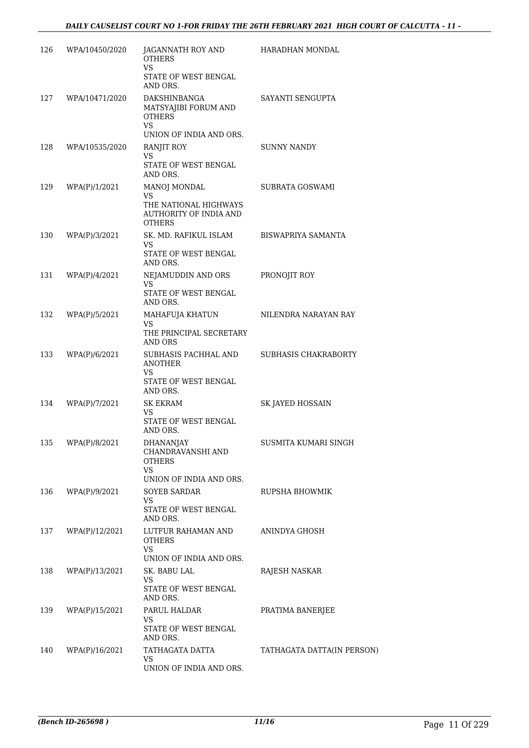| 126 | WPA/10450/2020 | JAGANNATH ROY AND OTHERS<br>VS<br>STATE OF WEST BENGAL AND ORS. | HARADHAN MONDAL |
|---|---|---|---|
| 127 | WPA/10471/2020 | DAKSHINBANGA MATSYAJIBI FORUM AND OTHERS<br>VS<br>UNION OF INDIA AND ORS. | SAYANTI SENGUPTA |
| 128 | WPA/10535/2020 | RANJIT ROY<br>VS<br>STATE OF WEST BENGAL AND ORS. | SUNNY NANDY |
| 129 | WPA(P)/1/2021 | MANOJ MONDAL<br>VS<br>THE NATIONAL HIGHWAYS AUTHORITY OF INDIA AND OTHERS | SUBRATA GOSWAMI |
| 130 | WPA(P)/3/2021 | SK. MD. RAFIKUL ISLAM<br>VS<br>STATE OF WEST BENGAL AND ORS. | BISWAPRIYA SAMANTA |
| 131 | WPA(P)/4/2021 | NEJAMUDDIN AND ORS<br>VS<br>STATE OF WEST BENGAL AND ORS. | PRONOJIT ROY |
| 132 | WPA(P)/5/2021 | MAHAFUJA KHATUN<br>VS<br>THE PRINCIPAL SECRETARY AND ORS | NILENDRA NARAYAN RAY |
| 133 | WPA(P)/6/2021 | SUBHASIS PACHHAL AND ANOTHER<br>VS<br>STATE OF WEST BENGAL AND ORS. | SUBHASIS CHAKRABORTY |
| 134 | WPA(P)/7/2021 | SK EKRAM<br>VS<br>STATE OF WEST BENGAL AND ORS. | SK JAYED HOSSAIN |
| 135 | WPA(P)/8/2021 | DHANANJAY CHANDRAVANSHI AND OTHERS<br>VS<br>UNION OF INDIA AND ORS. | SUSMITA KUMARI SINGH |
| 136 | WPA(P)/9/2021 | SOYEB SARDAR<br>VS<br>STATE OF WEST BENGAL AND ORS. | RUPSHA BHOWMIK |
| 137 | WPA(P)/12/2021 | LUTFUR RAHAMAN AND OTHERS<br>VS<br>UNION OF INDIA AND ORS. | ANINDYA GHOSH |
| 138 | WPA(P)/13/2021 | SK. BABU LAL<br>VS<br>STATE OF WEST BENGAL AND ORS. | RAJESH NASKAR |
| 139 | WPA(P)/15/2021 | PARUL HALDAR<br>VS<br>STATE OF WEST BENGAL AND ORS. | PRATIMA BANERJEE |
| 140 | WPA(P)/16/2021 | TATHAGATA DATTA<br>VS<br>UNION OF INDIA AND ORS. | TATHAGATA DATTA(IN PERSON) |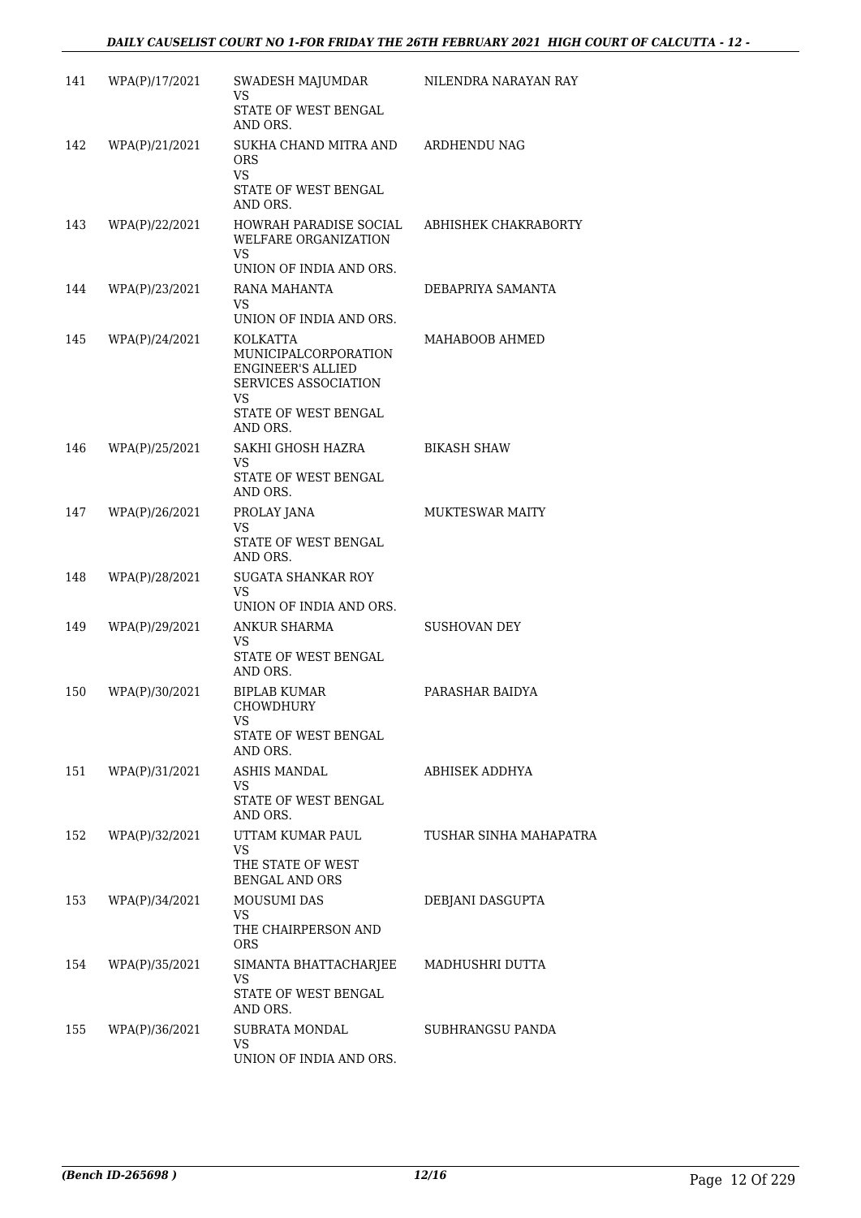| | | | |
|---|---|---|---|
| 141 | WPA(P)/17/2021 | SWADESH MAJUMDAR<br>VS<br>STATE OF WEST BENGAL AND ORS. | NILENDRA NARAYAN RAY |
| 142 | WPA(P)/21/2021 | SUKHA CHAND MITRA AND ORS<br>VS<br>STATE OF WEST BENGAL AND ORS. | ARDHENDU NAG |
| 143 | WPA(P)/22/2021 | HOWRAH PARADISE SOCIAL WELFARE ORGANIZATION<br>VS<br>UNION OF INDIA AND ORS. | ABHISHEK CHAKRABORTY |
| 144 | WPA(P)/23/2021 | RANA MAHANTA<br>VS<br>UNION OF INDIA AND ORS. | DEBAPRIYA SAMANTA |
| 145 | WPA(P)/24/2021 | KOLKATTA MUNICIPALCORPORATION ENGINEER'S ALLIED SERVICES ASSOCIATION<br>VS<br>STATE OF WEST BENGAL AND ORS. | MAHABOOB AHMED |
| 146 | WPA(P)/25/2021 | SAKHI GHOSH HAZRA<br>VS<br>STATE OF WEST BENGAL AND ORS. | BIKASH SHAW |
| 147 | WPA(P)/26/2021 | PROLAY JANA<br>VS<br>STATE OF WEST BENGAL AND ORS. | MUKTESWAR MAITY |
| 148 | WPA(P)/28/2021 | SUGATA SHANKAR ROY<br>VS<br>UNION OF INDIA AND ORS. | |
| 149 | WPA(P)/29/2021 | ANKUR SHARMA<br>VS<br>STATE OF WEST BENGAL AND ORS. | SUSHOVAN DEY |
| 150 | WPA(P)/30/2021 | BIPLAB KUMAR CHOWDHURY<br>VS<br>STATE OF WEST BENGAL AND ORS. | PARASHAR BAIDYA |
| 151 | WPA(P)/31/2021 | ASHIS MANDAL<br>VS<br>STATE OF WEST BENGAL AND ORS. | ABHISEK ADDHYA |
| 152 | WPA(P)/32/2021 | UTTAM KUMAR PAUL<br>VS<br>THE STATE OF WEST BENGAL AND ORS | TUSHAR SINHA MAHAPATRA |
| 153 | WPA(P)/34/2021 | MOUSUMI DAS<br>VS<br>THE CHAIRPERSON AND ORS | DEBJANI DASGUPTA |
| 154 | WPA(P)/35/2021 | SIMANTA BHATTACHARJEE<br>VS<br>STATE OF WEST BENGAL AND ORS. | MADHUSHRI DUTTA |
| 155 | WPA(P)/36/2021 | SUBRATA MONDAL<br>VS<br>UNION OF INDIA AND ORS. | SUBHRANGSU PANDA |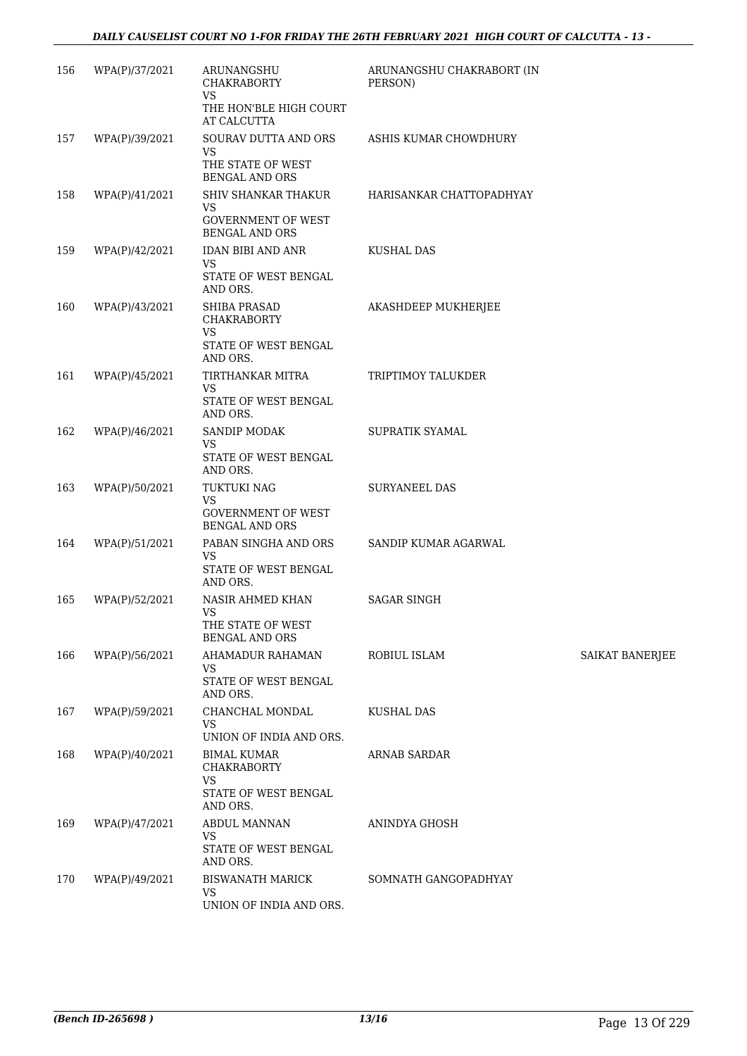| | | | | |
|---|---|---|---|---|
| 156 | WPA(P)/37/2021 | ARUNANGSHU CHAKRABORTY VS THE HON'BLE HIGH COURT AT CALCUTTA | ARUNANGSHU CHAKRABORT (IN PERSON) | |
| 157 | WPA(P)/39/2021 | SOURAV DUTTA AND ORS VS THE STATE OF WEST BENGAL AND ORS | ASHIS KUMAR CHOWDHURY | |
| 158 | WPA(P)/41/2021 | SHIV SHANKAR THAKUR VS GOVERNMENT OF WEST BENGAL AND ORS | HARISANKAR CHATTOPADHYAY | |
| 159 | WPA(P)/42/2021 | IDAN BIBI AND ANR VS STATE OF WEST BENGAL AND ORS. | KUSHAL DAS | |
| 160 | WPA(P)/43/2021 | SHIBA PRASAD CHAKRABORTY VS STATE OF WEST BENGAL AND ORS. | AKASHDEEP MUKHERJEE | |
| 161 | WPA(P)/45/2021 | TIRTHANKAR MITRA VS STATE OF WEST BENGAL AND ORS. | TRIPTIMOY TALUKDER | |
| 162 | WPA(P)/46/2021 | SANDIP MODAK VS STATE OF WEST BENGAL AND ORS. | SUPRATIK SYAMAL | |
| 163 | WPA(P)/50/2021 | TUKTUKI NAG VS GOVERNMENT OF WEST BENGAL AND ORS | SURYANEEL DAS | |
| 164 | WPA(P)/51/2021 | PABAN SINGHA AND ORS VS STATE OF WEST BENGAL AND ORS. | SANDIP KUMAR AGARWAL | |
| 165 | WPA(P)/52/2021 | NASIR AHMED KHAN VS THE STATE OF WEST BENGAL AND ORS | SAGAR SINGH | |
| 166 | WPA(P)/56/2021 | AHAMADUR RAHAMAN VS STATE OF WEST BENGAL AND ORS. | ROBIUL ISLAM | SAIKAT BANERJEE |
| 167 | WPA(P)/59/2021 | CHANCHAL MONDAL VS UNION OF INDIA AND ORS. | KUSHAL DAS | |
| 168 | WPA(P)/40/2021 | BIMAL KUMAR CHAKRABORTY VS STATE OF WEST BENGAL AND ORS. | ARNAB SARDAR | |
| 169 | WPA(P)/47/2021 | ABDUL MANNAN VS STATE OF WEST BENGAL AND ORS. | ANINDYA GHOSH | |
| 170 | WPA(P)/49/2021 | BISWANATH MARICK VS UNION OF INDIA AND ORS. | SOMNATH GANGOPADHYAY | |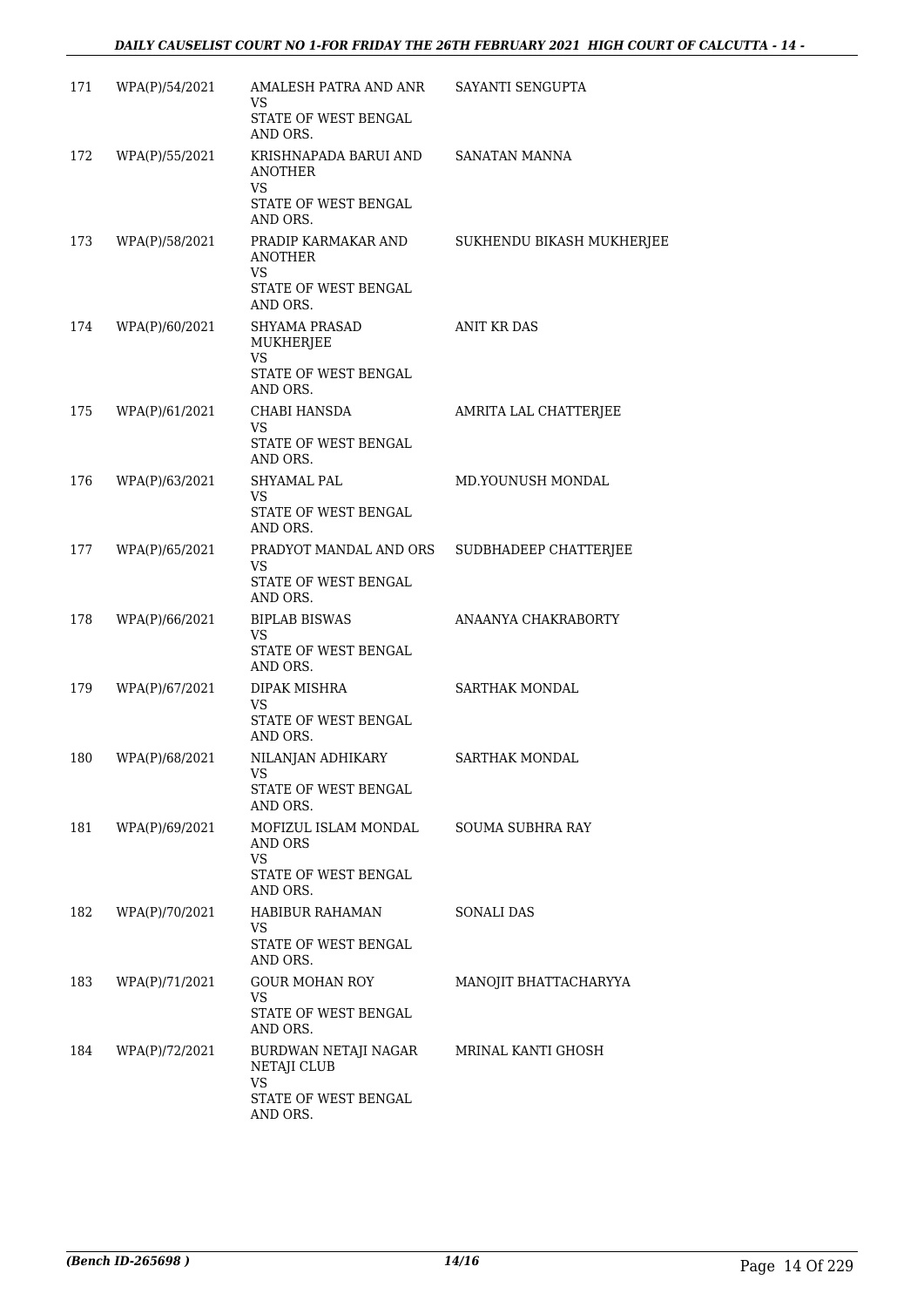| | | | |
|---|---|---|---|
| 171 | WPA(P)/54/2021 | AMALESH PATRA AND ANR<br>VS<br>STATE OF WEST BENGAL AND ORS. | SAYANTI SENGUPTA |
| 172 | WPA(P)/55/2021 | KRISHNAPADA BARUI AND ANOTHER<br>VS<br>STATE OF WEST BENGAL AND ORS. | SANATAN MANNA |
| 173 | WPA(P)/58/2021 | PRADIP KARMAKAR AND ANOTHER<br>VS<br>STATE OF WEST BENGAL AND ORS. | SUKHENDU BIKASH MUKHERJEE |
| 174 | WPA(P)/60/2021 | SHYAMA PRASAD MUKHERJEE<br>VS<br>STATE OF WEST BENGAL AND ORS. | ANIT KR DAS |
| 175 | WPA(P)/61/2021 | CHABI HANSDA<br>VS<br>STATE OF WEST BENGAL AND ORS. | AMRITA LAL CHATTERJEE |
| 176 | WPA(P)/63/2021 | SHYAMAL PAL<br>VS<br>STATE OF WEST BENGAL AND ORS. | MD.YOUNUSH MONDAL |
| 177 | WPA(P)/65/2021 | PRADYOT MANDAL AND ORS<br>VS<br>STATE OF WEST BENGAL AND ORS. | SUDBHADEEP CHATTERJEE |
| 178 | WPA(P)/66/2021 | BIPLAB BISWAS<br>VS<br>STATE OF WEST BENGAL AND ORS. | ANAANYA CHAKRABORTY |
| 179 | WPA(P)/67/2021 | DIPAK MISHRA<br>VS<br>STATE OF WEST BENGAL AND ORS. | SARTHAK MONDAL |
| 180 | WPA(P)/68/2021 | NILANJAN ADHIKARY<br>VS<br>STATE OF WEST BENGAL AND ORS. | SARTHAK MONDAL |
| 181 | WPA(P)/69/2021 | MOFIZUL ISLAM MONDAL AND ORS<br>VS<br>STATE OF WEST BENGAL AND ORS. | SOUMA SUBHRA RAY |
| 182 | WPA(P)/70/2021 | HABIBUR RAHAMAN<br>VS<br>STATE OF WEST BENGAL AND ORS. | SONALI DAS |
| 183 | WPA(P)/71/2021 | GOUR MOHAN ROY<br>VS<br>STATE OF WEST BENGAL AND ORS. | MANOJIT BHATTACHARYYA |
| 184 | WPA(P)/72/2021 | BURDWAN NETAJI NAGAR NETAJI CLUB<br>VS<br>STATE OF WEST BENGAL AND ORS. | MRINAL KANTI GHOSH |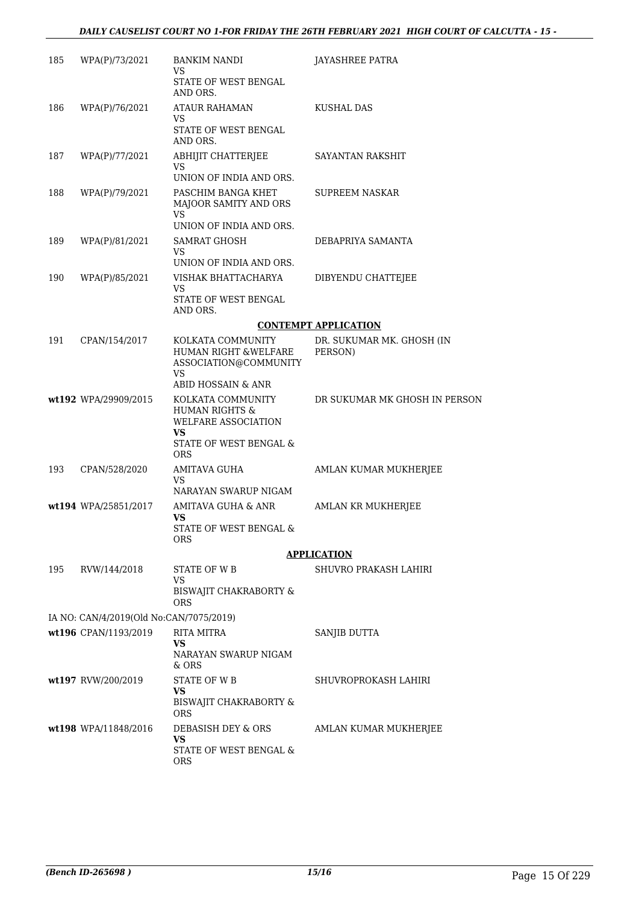| | | | |
|---|---|---|---|
| 185 | WPA(P)/73/2021 | BANKIM NANDI<br>VS<br>STATE OF WEST BENGAL AND ORS. | JAYASHREE PATRA |
| 186 | WPA(P)/76/2021 | ATAUR RAHAMAN<br>VS<br>STATE OF WEST BENGAL AND ORS. | KUSHAL DAS |
| 187 | WPA(P)/77/2021 | ABHIJIT CHATTERJEE<br>VS<br>UNION OF INDIA AND ORS. | SAYANTAN RAKSHIT |
| 188 | WPA(P)/79/2021 | PASCHIM BANGA KHET MAJOOR SAMITY AND ORS<br>VS<br>UNION OF INDIA AND ORS. | SUPREEM NASKAR |
| 189 | WPA(P)/81/2021 | SAMRAT GHOSH<br>VS<br>UNION OF INDIA AND ORS. | DEBAPRIYA SAMANTA |
| 190 | WPA(P)/85/2021 | VISHAK BHATTACHARYA<br>VS<br>STATE OF WEST BENGAL AND ORS. | DIBYENDU CHATTEJEE |

**CONTEMPT APPLICATION**

| | | | |
|---|---|---|---|
| 191 | CPAN/154/2017 | KOLKATA COMMUNITY HUMAN RIGHT &WELFARE ASSOCIATION@COMMUNITY<br>VS<br>ABID HOSSAIN & ANR | DR. SUKUMAR MK. GHOSH (IN PERSON) |
| **wt192** | WPA/29909/2015 | KOLKATA COMMUNITY HUMAN RIGHTS & WELFARE ASSOCIATION<br>**VS**<br>STATE OF WEST BENGAL & ORS | DR SUKUMAR MK GHOSH IN PERSON |
| 193 | CPAN/528/2020 | AMITAVA GUHA<br>VS<br>NARAYAN SWARUP NIGAM | AMLAN KUMAR MUKHERJEE |
| **wt194** | WPA/25851/2017 | AMITAVA GUHA & ANR<br>**VS**<br>STATE OF WEST BENGAL & ORS | AMLAN KR MUKHERJEE |

**APPLICATION**

| | | | |
|---|---|---|---|
| 195 | RVW/144/2018 | STATE OF W B<br>VS<br>BISWAJIT CHAKRABORTY & ORS | SHUVRO PRAKASH LAHIRI |

IA NO: CAN/4/2019(Old No:CAN/7075/2019)

| | | | |
|---|---|---|---|
| **wt196** | CPAN/1193/2019 | RITA MITRA<br>**VS**<br>NARAYAN SWARUP NIGAM & ORS | SANJIB DUTTA |
| **wt197** | RVW/200/2019 | STATE OF W B<br>**VS**<br>BISWAJIT CHAKRABORTY & ORS | SHUVROPROKASH LAHIRI |
| **wt198** | WPA/11848/2016 | DEBASISH DEY & ORS<br>**VS**<br>STATE OF WEST BENGAL & ORS | AMLAN KUMAR MUKHERJEE |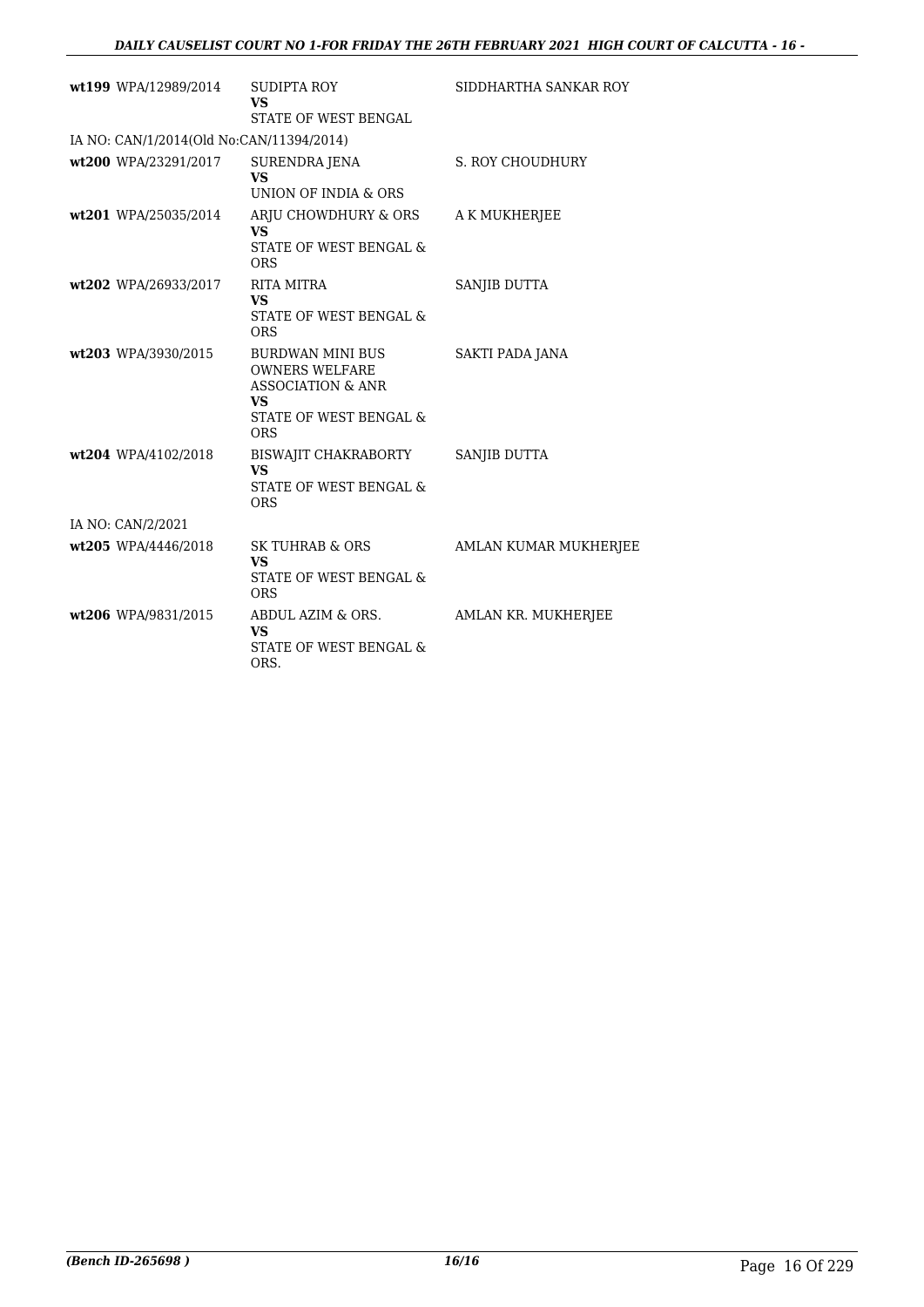| | | |
|---|---|---|
| **wt199** WPA/12989/2014 | SUDIPTA ROY<br>**VS**<br>STATE OF WEST BENGAL | SIDDHARTHA SANKAR ROY |
| IA NO: CAN/1/2014(Old No:CAN/11394/2014) | | |
| **wt200** WPA/23291/2017 | SURENDRA JENA<br>**VS**<br>UNION OF INDIA & ORS | S. ROY CHOUDHURY |
| **wt201** WPA/25035/2014 | ARJU CHOWDHURY & ORS<br>**VS**<br>STATE OF WEST BENGAL & ORS | A K MUKHERJEE |
| **wt202** WPA/26933/2017 | RITA MITRA<br>**VS**<br>STATE OF WEST BENGAL & ORS | SANJIB DUTTA |
| **wt203** WPA/3930/2015 | BURDWAN MINI BUS OWNERS WELFARE ASSOCIATION & ANR<br>**VS**<br>STATE OF WEST BENGAL & ORS | SAKTI PADA JANA |
| **wt204** WPA/4102/2018 | BISWAJIT CHAKRABORTY<br>**VS**<br>STATE OF WEST BENGAL & ORS | SANJIB DUTTA |
| IA NO: CAN/2/2021 | | |
| **wt205** WPA/4446/2018 | SK TUHRAB & ORS<br>**VS**<br>STATE OF WEST BENGAL & ORS | AMLAN KUMAR MUKHERJEE |
| **wt206** WPA/9831/2015 | ABDUL AZIM & ORS.<br>**VS**<br>STATE OF WEST BENGAL & ORS. | AMLAN KR. MUKHERJEE |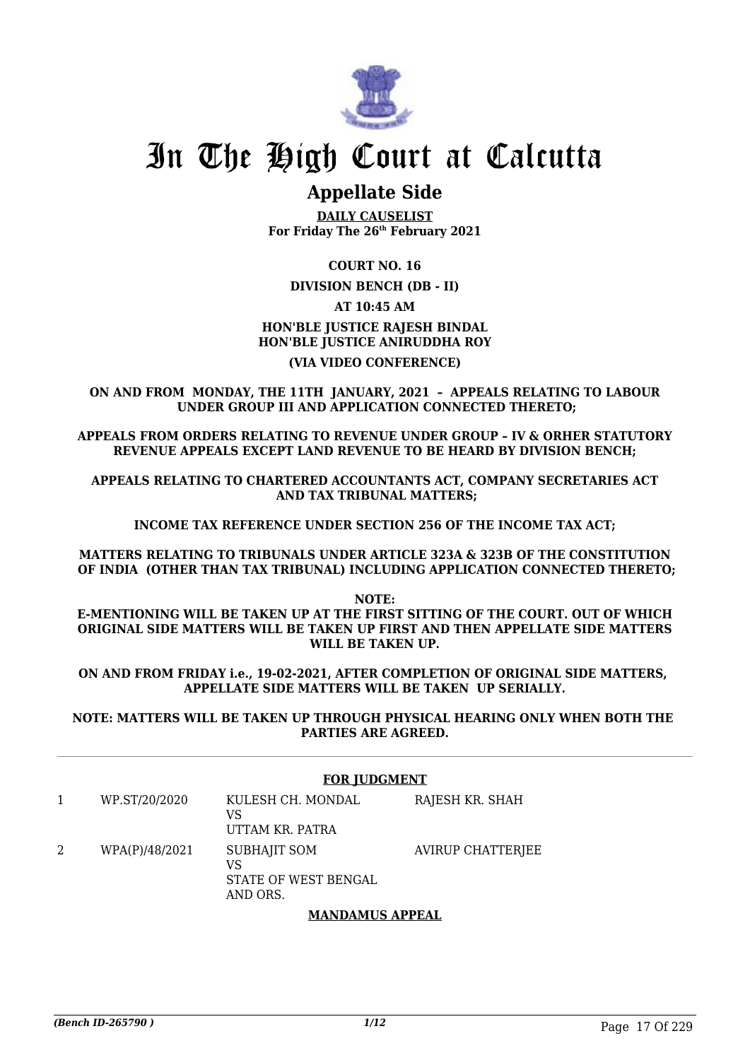# In The High Court at Calcutta

## Appellate Side

**DAILY CAUSELIST**
**For Friday The 26th February 2021**

**COURT NO. 16**

**DIVISION BENCH (DB - II)**

**AT 10:45 AM**

**HON'BLE JUSTICE RAJESH BINDAL**
**HON'BLE JUSTICE ANIRUDDHA ROY**

**(VIA VIDEO CONFERENCE)**

**ON AND FROM MONDAY, THE 11TH JANUARY, 2021 – APPEALS RELATING TO LABOUR UNDER GROUP III AND APPLICATION CONNECTED THERETO;**

**APPEALS FROM ORDERS RELATING TO REVENUE UNDER GROUP – IV & ORHER STATUTORY REVENUE APPEALS EXCEPT LAND REVENUE TO BE HEARD BY DIVISION BENCH;**

**APPEALS RELATING TO CHARTERED ACCOUNTANTS ACT, COMPANY SECRETARIES ACT AND TAX TRIBUNAL MATTERS;**

**INCOME TAX REFERENCE UNDER SECTION 256 OF THE INCOME TAX ACT;**

**MATTERS RELATING TO TRIBUNALS UNDER ARTICLE 323A & 323B OF THE CONSTITUTION OF INDIA (OTHER THAN TAX TRIBUNAL) INCLUDING APPLICATION CONNECTED THERETO;**

**NOTE:**
**E-MENTIONING WILL BE TAKEN UP AT THE FIRST SITTING OF THE COURT. OUT OF WHICH ORIGINAL SIDE MATTERS WILL BE TAKEN UP FIRST AND THEN APPELLATE SIDE MATTERS WILL BE TAKEN UP.**

**ON AND FROM FRIDAY i.e., 19-02-2021, AFTER COMPLETION OF ORIGINAL SIDE MATTERS, APPELLATE SIDE MATTERS WILL BE TAKEN UP SERIALLY.**

**NOTE: MATTERS WILL BE TAKEN UP THROUGH PHYSICAL HEARING ONLY WHEN BOTH THE PARTIES ARE AGREED.**

**FOR JUDGMENT**

| | | | |
|---|---|---|---|
| 1 | WP.ST/20/2020 | KULESH CH. MONDAL<br>VS<br>UTTAM KR. PATRA | RAJESH KR. SHAH |
| 2 | WPA(P)/48/2021 | SUBHAJIT SOM<br>VS<br>STATE OF WEST BENGAL AND ORS. | AVIRUP CHATTERJEE |

**MANDAMUS APPEAL**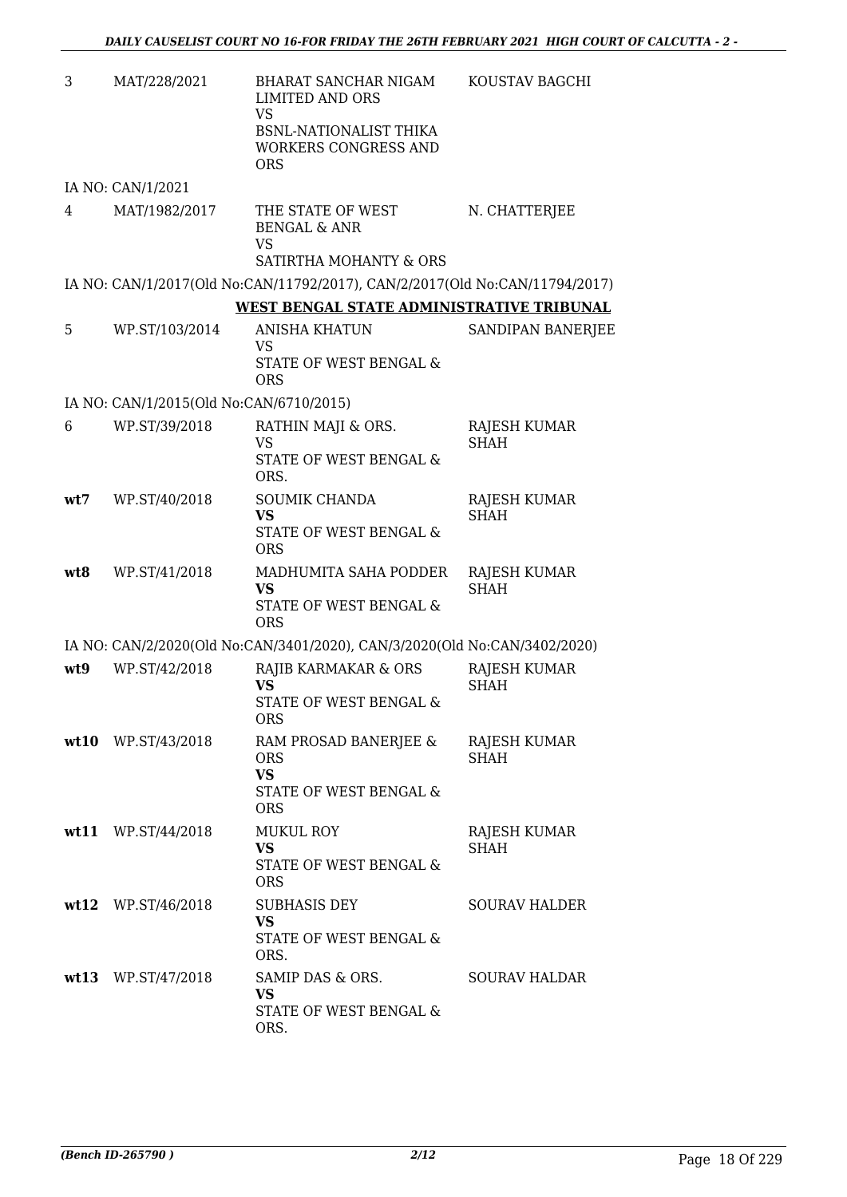| | | | |
|---|---|---|---|
| 3 | MAT/228/2021 | BHARAT SANCHAR NIGAM LIMITED AND ORS<br>VS<br>BSNL-NATIONALIST THIKA WORKERS CONGRESS AND ORS | KOUSTAV BAGCHI |

IA NO: CAN/1/2021

| | | | |
|---|---|---|---|
| 4 | MAT/1982/2017 | THE STATE OF WEST BENGAL & ANR<br>VS<br>SATIRTHA MOHANTY & ORS | N. CHATTERJEE |

IA NO: CAN/1/2017(Old No:CAN/11792/2017), CAN/2/2017(Old No:CAN/11794/2017)

## WEST BENGAL STATE ADMINISTRATIVE TRIBUNAL

| | | | |
|---|---|---|---|
| 5 | WP.ST/103/2014 | ANISHA KHATUN<br>VS<br>STATE OF WEST BENGAL & ORS | SANDIPAN BANERJEE |

IA NO: CAN/1/2015(Old No:CAN/6710/2015)

| | | | |
|---|---|---|---|
| 6 | WP.ST/39/2018 | RATHIN MAJI & ORS.<br>VS<br>STATE OF WEST BENGAL & ORS. | RAJESH KUMAR SHAH |
| **wt7** | WP.ST/40/2018 | SOUMIK CHANDA<br>**VS**<br>STATE OF WEST BENGAL & ORS | RAJESH KUMAR SHAH |
| **wt8** | WP.ST/41/2018 | MADHUMITA SAHA PODDER<br>**VS**<br>STATE OF WEST BENGAL & ORS | RAJESH KUMAR SHAH |

IA NO: CAN/2/2020(Old No:CAN/3401/2020), CAN/3/2020(Old No:CAN/3402/2020)

| | | | |
|---|---|---|---|
| **wt9** | WP.ST/42/2018 | RAJIB KARMAKAR & ORS<br>**VS**<br>STATE OF WEST BENGAL & ORS | RAJESH KUMAR SHAH |
| **wt10** | WP.ST/43/2018 | RAM PROSAD BANERJEE & ORS<br>**VS**<br>STATE OF WEST BENGAL & ORS | RAJESH KUMAR SHAH |
| **wt11** | WP.ST/44/2018 | MUKUL ROY<br>**VS**<br>STATE OF WEST BENGAL & ORS | RAJESH KUMAR SHAH |
| **wt12** | WP.ST/46/2018 | SUBHASIS DEY<br>**VS**<br>STATE OF WEST BENGAL & ORS. | SOURAV HALDER |
| **wt13** | WP.ST/47/2018 | SAMIP DAS & ORS.<br>**VS**<br>STATE OF WEST BENGAL & ORS. | SOURAV HALDAR |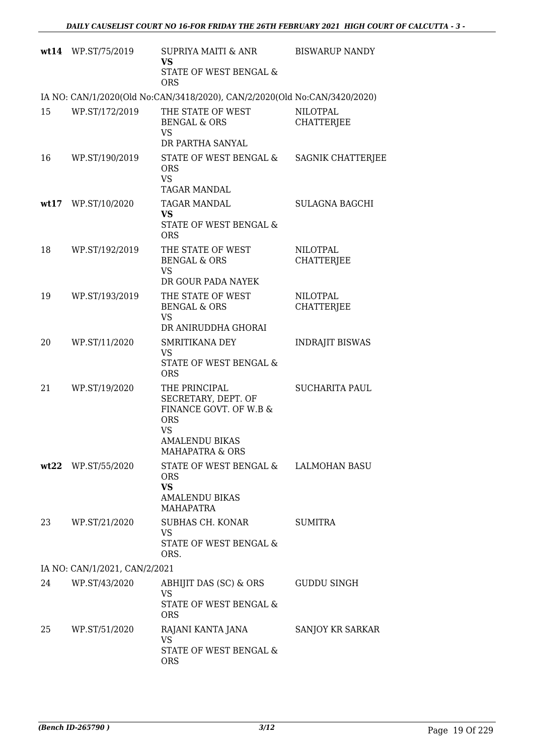| | | | |
|---|---|---|---|
| **wt14** | WP.ST/75/2019 | SUPRIYA MAITI & ANR<br>**VS**<br>STATE OF WEST BENGAL & ORS | BISWARUP NANDY |
| IA NO: CAN/1/2020(Old No:CAN/3418/2020), CAN/2/2020(Old No:CAN/3420/2020) | | | |
| 15 | WP.ST/172/2019 | THE STATE OF WEST BENGAL & ORS<br>VS<br>DR PARTHA SANYAL | NILOTPAL CHATTERJEE |
| 16 | WP.ST/190/2019 | STATE OF WEST BENGAL & ORS<br>VS<br>TAGAR MANDAL | SAGNIK CHATTERJEE |
| **wt17** | WP.ST/10/2020 | TAGAR MANDAL<br>**VS**<br>STATE OF WEST BENGAL & ORS | SULAGNA BAGCHI |
| 18 | WP.ST/192/2019 | THE STATE OF WEST BENGAL & ORS<br>VS<br>DR GOUR PADA NAYEK | NILOTPAL CHATTERJEE |
| 19 | WP.ST/193/2019 | THE STATE OF WEST BENGAL & ORS<br>VS<br>DR ANIRUDDHA GHORAI | NILOTPAL CHATTERJEE |
| 20 | WP.ST/11/2020 | SMRITIKANA DEY<br>VS<br>STATE OF WEST BENGAL & ORS | INDRAJIT BISWAS |
| 21 | WP.ST/19/2020 | THE PRINCIPAL SECRETARY, DEPT. OF FINANCE GOVT. OF W.B & ORS<br>VS<br>AMALENDU BIKAS MAHAPATRA & ORS | SUCHARITA PAUL |
| **wt22** | WP.ST/55/2020 | STATE OF WEST BENGAL & ORS<br>**VS**<br>AMALENDU BIKAS MAHAPATRA | LALMOHAN BASU |
| 23 | WP.ST/21/2020 | SUBHAS CH. KONAR<br>VS<br>STATE OF WEST BENGAL & ORS. | SUMITRA |
| IA NO: CAN/1/2021, CAN/2/2021 | | | |
| 24 | WP.ST/43/2020 | ABHIJIT DAS (SC) & ORS<br>VS<br>STATE OF WEST BENGAL & ORS | GUDDU SINGH |
| 25 | WP.ST/51/2020 | RAJANI KANTA JANA<br>VS<br>STATE OF WEST BENGAL & ORS | SANJOY KR SARKAR |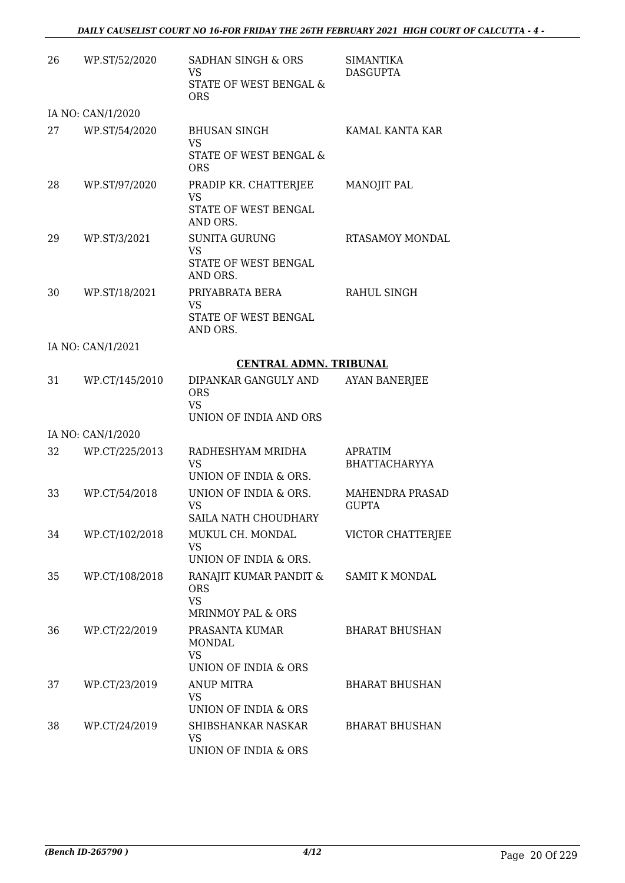| | | | |
|---|---|---|---|
| 26 | WP.ST/52/2020 | SADHAN SINGH & ORS<br>VS<br>STATE OF WEST BENGAL & ORS | SIMANTIKA DASGUPTA |
| IA NO: CAN/1/2020 | | | |
| 27 | WP.ST/54/2020 | BHUSAN SINGH<br>VS<br>STATE OF WEST BENGAL & ORS | KAMAL KANTA KAR |
| 28 | WP.ST/97/2020 | PRADIP KR. CHATTERJEE<br>VS<br>STATE OF WEST BENGAL AND ORS. | MANOJIT PAL |
| 29 | WP.ST/3/2021 | SUNITA GURUNG<br>VS<br>STATE OF WEST BENGAL AND ORS. | RTASAMOY MONDAL |
| 30 | WP.ST/18/2021 | PRIYABRATA BERA<br>VS<br>STATE OF WEST BENGAL AND ORS. | RAHUL SINGH |
| IA NO: CAN/1/2021 | | | |

**CENTRAL ADMN. TRIBUNAL**

| | | | |
|---|---|---|---|
| 31 | WP.CT/145/2010 | DIPANKAR GANGULY AND ORS<br>VS<br>UNION OF INDIA AND ORS | AYAN BANERJEE |
| IA NO: CAN/1/2020 | | | |
| 32 | WP.CT/225/2013 | RADHESHYAM MRIDHA<br>VS<br>UNION OF INDIA & ORS. | APRATIM BHATTACHARYYA |
| 33 | WP.CT/54/2018 | UNION OF INDIA & ORS.<br>VS<br>SAILA NATH CHOUDHARY | MAHENDRA PRASAD GUPTA |
| 34 | WP.CT/102/2018 | MUKUL CH. MONDAL<br>VS<br>UNION OF INDIA & ORS. | VICTOR CHATTERJEE |
| 35 | WP.CT/108/2018 | RANAJIT KUMAR PANDIT & ORS<br>VS<br>MRINMOY PAL & ORS | SAMIT K MONDAL |
| 36 | WP.CT/22/2019 | PRASANTA KUMAR MONDAL<br>VS<br>UNION OF INDIA & ORS | BHARAT BHUSHAN |
| 37 | WP.CT/23/2019 | ANUP MITRA<br>VS<br>UNION OF INDIA & ORS | BHARAT BHUSHAN |
| 38 | WP.CT/24/2019 | SHIBSHANKAR NASKAR<br>VS<br>UNION OF INDIA & ORS | BHARAT BHUSHAN |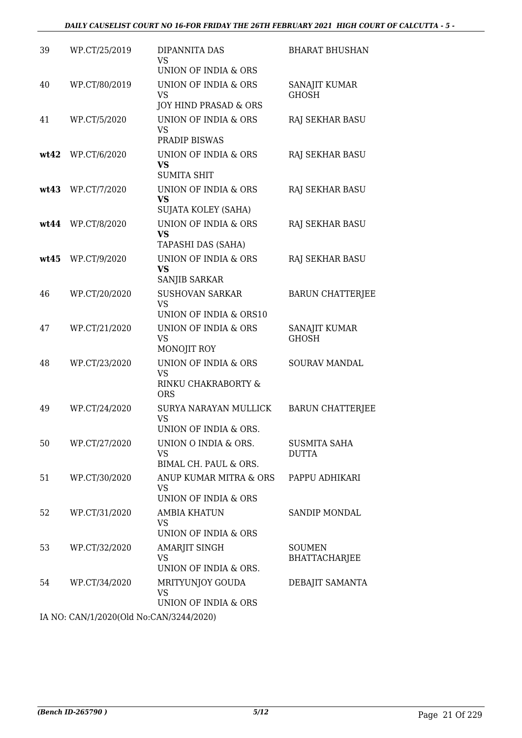| | | | |
|---|---|---|---|
| 39 | WP.CT/25/2019 | DIPANNITA DAS<br>VS<br>UNION OF INDIA & ORS | BHARAT BHUSHAN |
| 40 | WP.CT/80/2019 | UNION OF INDIA & ORS<br>VS<br>JOY HIND PRASAD & ORS | SANAJIT KUMAR GHOSH |
| 41 | WP.CT/5/2020 | UNION OF INDIA & ORS<br>VS<br>PRADIP BISWAS | RAJ SEKHAR BASU |
| **wt42** | WP.CT/6/2020 | UNION OF INDIA & ORS<br>**VS**<br>SUMITA SHIT | RAJ SEKHAR BASU |
| **wt43** | WP.CT/7/2020 | UNION OF INDIA & ORS<br>**VS**<br>SUJATA KOLEY (SAHA) | RAJ SEKHAR BASU |
| **wt44** | WP.CT/8/2020 | UNION OF INDIA & ORS<br>**VS**<br>TAPASHI DAS (SAHA) | RAJ SEKHAR BASU |
| **wt45** | WP.CT/9/2020 | UNION OF INDIA & ORS<br>**VS**<br>SANJIB SARKAR | RAJ SEKHAR BASU |
| 46 | WP.CT/20/2020 | SUSHOVAN SARKAR<br>VS<br>UNION OF INDIA & ORS10 | BARUN CHATTERJEE |
| 47 | WP.CT/21/2020 | UNION OF INDIA & ORS<br>VS<br>MONOJIT ROY | SANAJIT KUMAR GHOSH |
| 48 | WP.CT/23/2020 | UNION OF INDIA & ORS<br>VS<br>RINKU CHAKRABORTY & ORS | SOURAV MANDAL |
| 49 | WP.CT/24/2020 | SURYA NARAYAN MULLICK<br>VS<br>UNION OF INDIA & ORS. | BARUN CHATTERJEE |
| 50 | WP.CT/27/2020 | UNION O INDIA & ORS.<br>VS<br>BIMAL CH. PAUL & ORS. | SUSMITA SAHA DUTTA |
| 51 | WP.CT/30/2020 | ANUP KUMAR MITRA & ORS<br>VS<br>UNION OF INDIA & ORS | PAPPU ADHIKARI |
| 52 | WP.CT/31/2020 | AMBIA KHATUN<br>VS<br>UNION OF INDIA & ORS | SANDIP MONDAL |
| 53 | WP.CT/32/2020 | AMARJIT SINGH<br>VS<br>UNION OF INDIA & ORS. | SOUMEN BHATTACHARJEE |
| 54 | WP.CT/34/2020 | MRITYUNJOY GOUDA<br>VS<br>UNION OF INDIA & ORS | DEBAJIT SAMANTA |

IA NO: CAN/1/2020(Old No:CAN/3244/2020)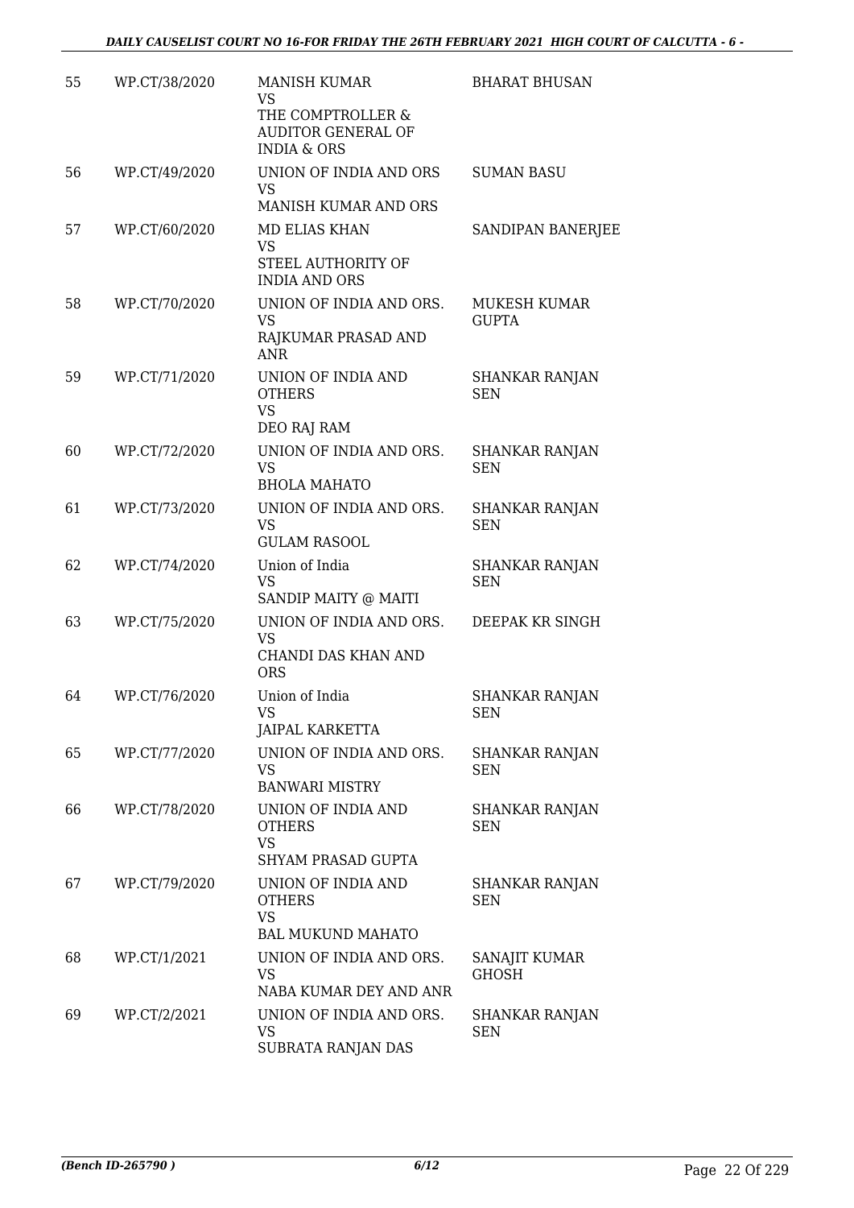| 55 | WP.CT/38/2020 | MANISH KUMAR<br>VS<br>THE COMPTROLLER & AUDITOR GENERAL OF INDIA & ORS | BHARAT BHUSAN |
|---|---|---|---|
| 56 | WP.CT/49/2020 | UNION OF INDIA AND ORS<br>VS<br>MANISH KUMAR AND ORS | SUMAN BASU |
| 57 | WP.CT/60/2020 | MD ELIAS KHAN<br>VS<br>STEEL AUTHORITY OF INDIA AND ORS | SANDIPAN BANERJEE |
| 58 | WP.CT/70/2020 | UNION OF INDIA AND ORS.<br>VS<br>RAJKUMAR PRASAD AND ANR | MUKESH KUMAR GUPTA |
| 59 | WP.CT/71/2020 | UNION OF INDIA AND OTHERS<br>VS<br>DEO RAJ RAM | SHANKAR RANJAN SEN |
| 60 | WP.CT/72/2020 | UNION OF INDIA AND ORS.<br>VS<br>BHOLA MAHATO | SHANKAR RANJAN SEN |
| 61 | WP.CT/73/2020 | UNION OF INDIA AND ORS.<br>VS<br>GULAM RASOOL | SHANKAR RANJAN SEN |
| 62 | WP.CT/74/2020 | Union of India<br>VS<br>SANDIP MAITY @ MAITI | SHANKAR RANJAN SEN |
| 63 | WP.CT/75/2020 | UNION OF INDIA AND ORS.<br>VS<br>CHANDI DAS KHAN AND ORS | DEEPAK KR SINGH |
| 64 | WP.CT/76/2020 | Union of India<br>VS<br>JAIPAL KARKETTA | SHANKAR RANJAN SEN |
| 65 | WP.CT/77/2020 | UNION OF INDIA AND ORS.<br>VS<br>BANWARI MISTRY | SHANKAR RANJAN SEN |
| 66 | WP.CT/78/2020 | UNION OF INDIA AND OTHERS<br>VS<br>SHYAM PRASAD GUPTA | SHANKAR RANJAN SEN |
| 67 | WP.CT/79/2020 | UNION OF INDIA AND OTHERS<br>VS<br>BAL MUKUND MAHATO | SHANKAR RANJAN SEN |
| 68 | WP.CT/1/2021 | UNION OF INDIA AND ORS.<br>VS<br>NABA KUMAR DEY AND ANR | SANAJIT KUMAR GHOSH |
| 69 | WP.CT/2/2021 | UNION OF INDIA AND ORS.<br>VS<br>SUBRATA RANJAN DAS | SHANKAR RANJAN SEN |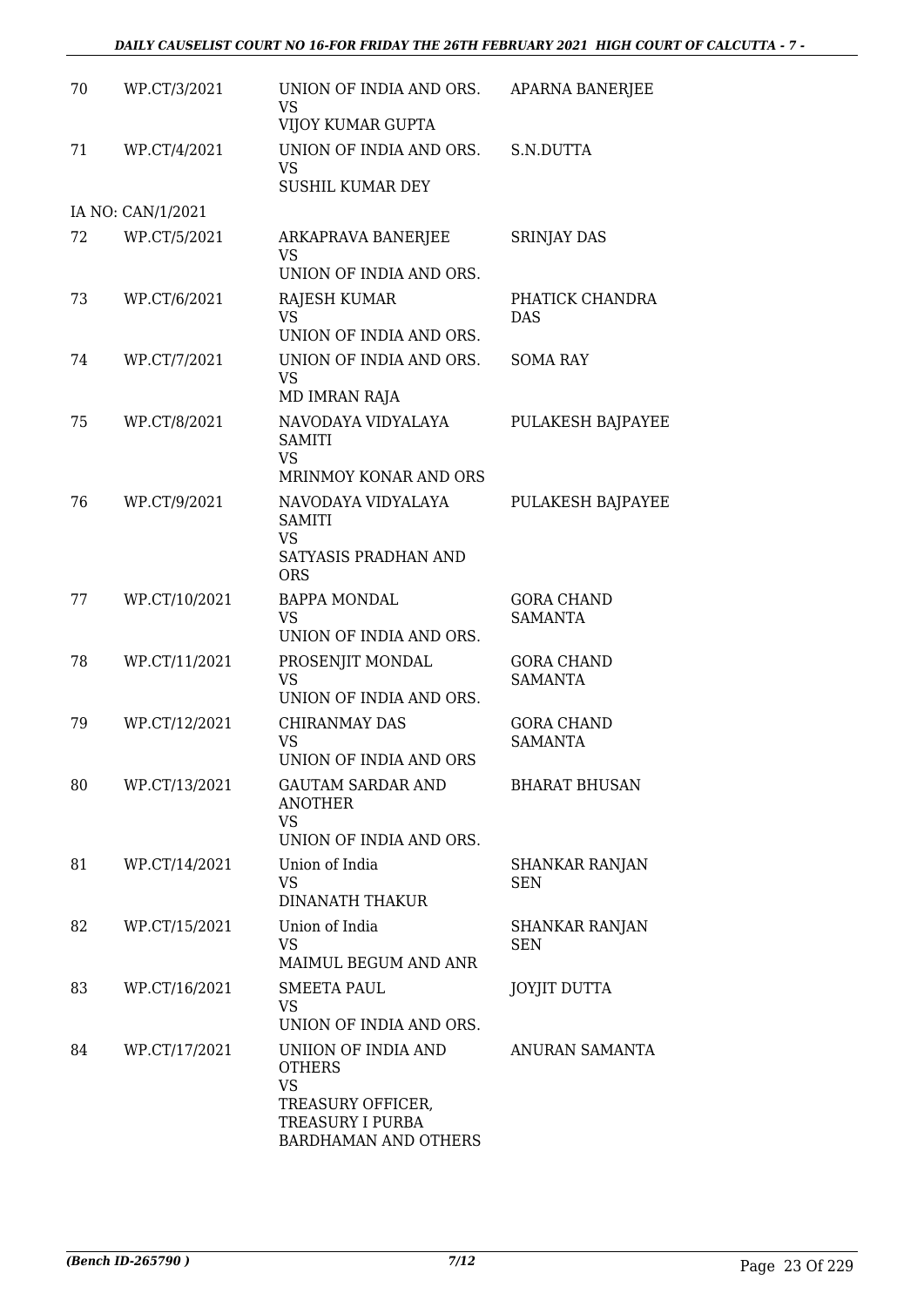| | | | |
|---|---|---|---|
| 70 | WP.CT/3/2021 | UNION OF INDIA AND ORS.<br>VS<br>VIJOY KUMAR GUPTA | APARNA BANERJEE |
| 71 | WP.CT/4/2021 | UNION OF INDIA AND ORS.<br>VS<br>SUSHIL KUMAR DEY | S.N.DUTTA |
| IA NO: CAN/1/2021 | | | |
| 72 | WP.CT/5/2021 | ARKAPRAVA BANERJEE<br>VS<br>UNION OF INDIA AND ORS. | SRINJAY DAS |
| 73 | WP.CT/6/2021 | RAJESH KUMAR<br>VS<br>UNION OF INDIA AND ORS. | PHATICK CHANDRA DAS |
| 74 | WP.CT/7/2021 | UNION OF INDIA AND ORS.<br>VS<br>MD IMRAN RAJA | SOMA RAY |
| 75 | WP.CT/8/2021 | NAVODAYA VIDYALAYA SAMITI<br>VS<br>MRINMOY KONAR AND ORS | PULAKESH BAJPAYEE |
| 76 | WP.CT/9/2021 | NAVODAYA VIDYALAYA SAMITI<br>VS<br>SATYASIS PRADHAN AND ORS | PULAKESH BAJPAYEE |
| 77 | WP.CT/10/2021 | BAPPA MONDAL<br>VS<br>UNION OF INDIA AND ORS. | GORA CHAND SAMANTA |
| 78 | WP.CT/11/2021 | PROSENJIT MONDAL<br>VS<br>UNION OF INDIA AND ORS. | GORA CHAND SAMANTA |
| 79 | WP.CT/12/2021 | CHIRANMAY DAS<br>VS<br>UNION OF INDIA AND ORS | GORA CHAND SAMANTA |
| 80 | WP.CT/13/2021 | GAUTAM SARDAR AND ANOTHER<br>VS<br>UNION OF INDIA AND ORS. | BHARAT BHUSAN |
| 81 | WP.CT/14/2021 | Union of India<br>VS<br>DINANATH THAKUR | SHANKAR RANJAN SEN |
| 82 | WP.CT/15/2021 | Union of India<br>VS<br>MAIMUL BEGUM AND ANR | SHANKAR RANJAN SEN |
| 83 | WP.CT/16/2021 | SMEETA PAUL<br>VS<br>UNION OF INDIA AND ORS. | JOYJIT DUTTA |
| 84 | WP.CT/17/2021 | UNIION OF INDIA AND OTHERS<br>VS<br>TREASURY OFFICER, TREASURY I PURBA BARDHAMAN AND OTHERS | ANURAN SAMANTA |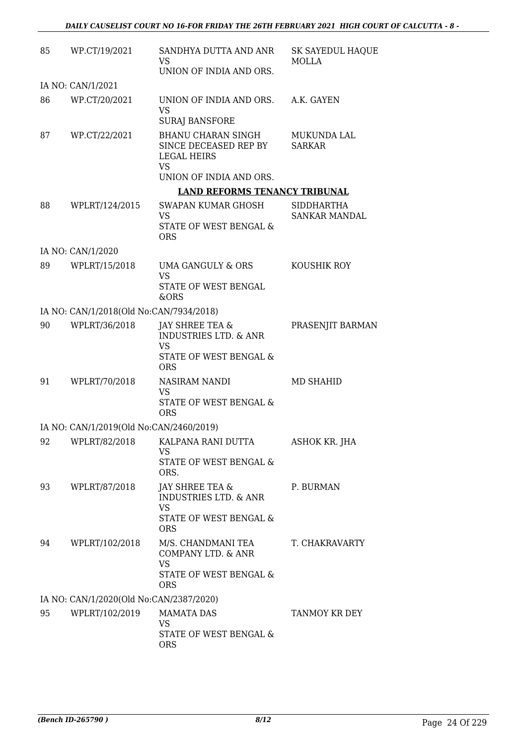| | | | |
|---|---|---|---|
| 85 | WP.CT/19/2021 | SANDHYA DUTTA AND ANR<br>VS<br>UNION OF INDIA AND ORS. | SK SAYEDUL HAQUE MOLLA |
| IA NO: CAN/1/2021 | | | |
| 86 | WP.CT/20/2021 | UNION OF INDIA AND ORS.<br>VS<br>SURAJ BANSFORE | A.K. GAYEN |
| 87 | WP.CT/22/2021 | BHANU CHARAN SINGH SINCE DECEASED REP BY LEGAL HEIRS<br>VS<br>UNION OF INDIA AND ORS. | MUKUNDA LAL SARKAR |

**LAND REFORMS TENANCY TRIBUNAL**

| | | | |
|---|---|---|---|
| 88 | WPLRT/124/2015 | SWAPAN KUMAR GHOSH<br>VS<br>STATE OF WEST BENGAL & ORS | SIDDHARTHA SANKAR MANDAL |
| IA NO: CAN/1/2020 | | | |
| 89 | WPLRT/15/2018 | UMA GANGULY & ORS<br>VS<br>STATE OF WEST BENGAL &ORS | KOUSHIK ROY |
| IA NO: CAN/1/2018(Old No:CAN/7934/2018) | | | |
| 90 | WPLRT/36/2018 | JAY SHREE TEA & INDUSTRIES LTD. & ANR<br>VS<br>STATE OF WEST BENGAL & ORS | PRASENJIT BARMAN |
| 91 | WPLRT/70/2018 | NASIRAM NANDI<br>VS<br>STATE OF WEST BENGAL & ORS | MD SHAHID |
| IA NO: CAN/1/2019(Old No:CAN/2460/2019) | | | |
| 92 | WPLRT/82/2018 | KALPANA RANI DUTTA<br>VS<br>STATE OF WEST BENGAL & ORS. | ASHOK KR. JHA |
| 93 | WPLRT/87/2018 | JAY SHREE TEA & INDUSTRIES LTD. & ANR<br>VS<br>STATE OF WEST BENGAL & ORS | P. BURMAN |
| 94 | WPLRT/102/2018 | M/S. CHANDMANI TEA COMPANY LTD. & ANR<br>VS<br>STATE OF WEST BENGAL & ORS | T. CHAKRAVARTY |
| IA NO: CAN/1/2020(Old No:CAN/2387/2020) | | | |
| 95 | WPLRT/102/2019 | MAMATA DAS<br>VS<br>STATE OF WEST BENGAL & ORS | TANMOY KR DEY |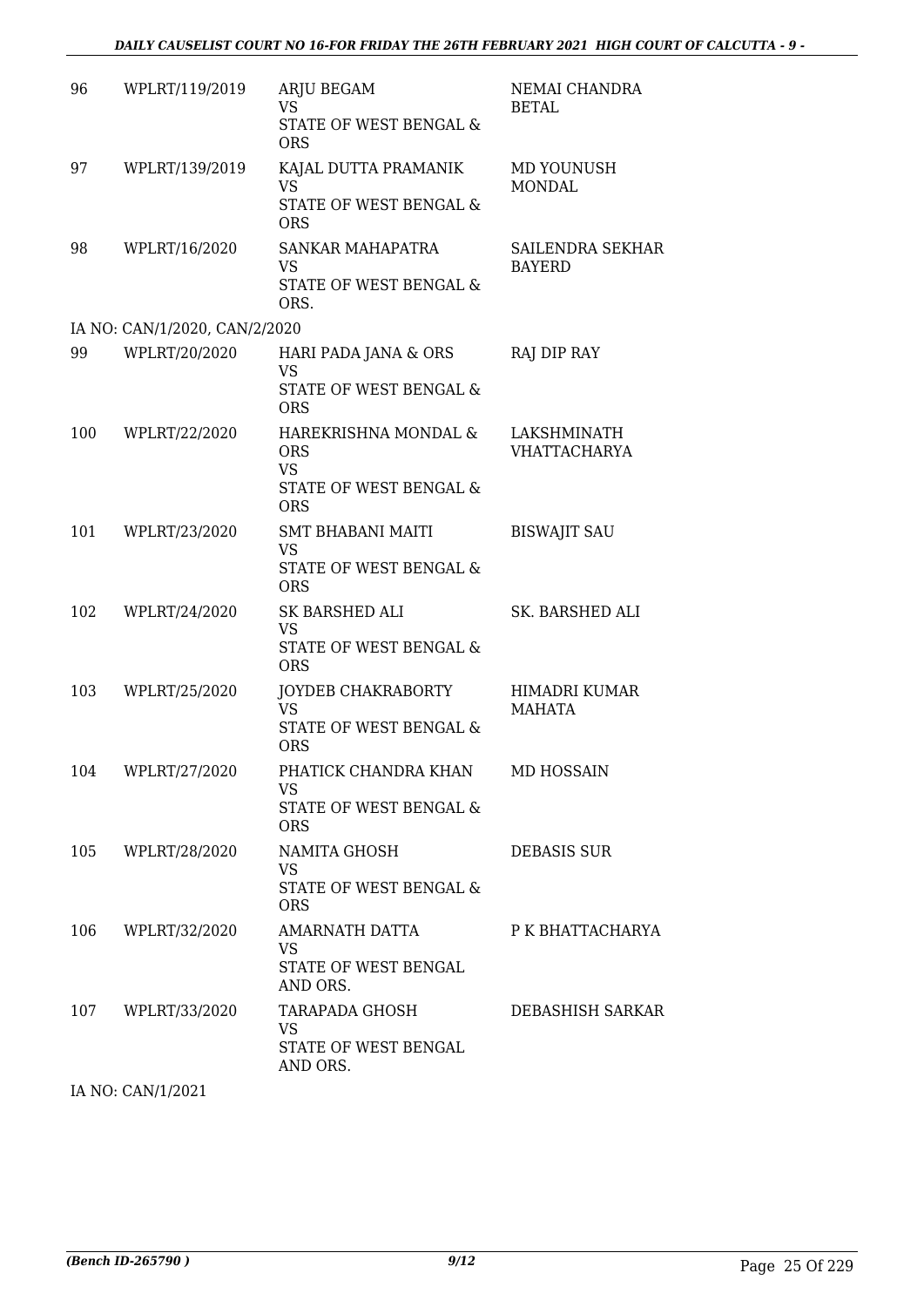| | | | |
|---|---|---|---|
| 96 | WPLRT/119/2019 | ARJU BEGAM<br>VS<br>STATE OF WEST BENGAL & ORS | NEMAI CHANDRA BETAL |
| 97 | WPLRT/139/2019 | KAJAL DUTTA PRAMANIK<br>VS<br>STATE OF WEST BENGAL & ORS | MD YOUNUSH MONDAL |
| 98 | WPLRT/16/2020 | SANKAR MAHAPATRA<br>VS<br>STATE OF WEST BENGAL & ORS. | SAILENDRA SEKHAR BAYERD |
| | IA NO: CAN/1/2020, CAN/2/2020 | | |
| 99 | WPLRT/20/2020 | HARI PADA JANA & ORS<br>VS<br>STATE OF WEST BENGAL & ORS | RAJ DIP RAY |
| 100 | WPLRT/22/2020 | HAREKRISHNA MONDAL & ORS<br>VS<br>STATE OF WEST BENGAL & ORS | LAKSHMINATH VHATTACHARYA |
| 101 | WPLRT/23/2020 | SMT BHABANI MAITI<br>VS<br>STATE OF WEST BENGAL & ORS | BISWAJIT SAU |
| 102 | WPLRT/24/2020 | SK BARSHED ALI<br>VS<br>STATE OF WEST BENGAL & ORS | SK. BARSHED ALI |
| 103 | WPLRT/25/2020 | JOYDEB CHAKRABORTY<br>VS<br>STATE OF WEST BENGAL & ORS | HIMADRI KUMAR MAHATA |
| 104 | WPLRT/27/2020 | PHATICK CHANDRA KHAN<br>VS<br>STATE OF WEST BENGAL & ORS | MD HOSSAIN |
| 105 | WPLRT/28/2020 | NAMITA GHOSH<br>VS<br>STATE OF WEST BENGAL & ORS | DEBASIS SUR |
| 106 | WPLRT/32/2020 | AMARNATH DATTA<br>VS<br>STATE OF WEST BENGAL AND ORS. | P K BHATTACHARYA |
| 107 | WPLRT/33/2020 | TARAPADA GHOSH<br>VS<br>STATE OF WEST BENGAL AND ORS. | DEBASHISH SARKAR |
| | IA NO: CAN/1/2021 | | |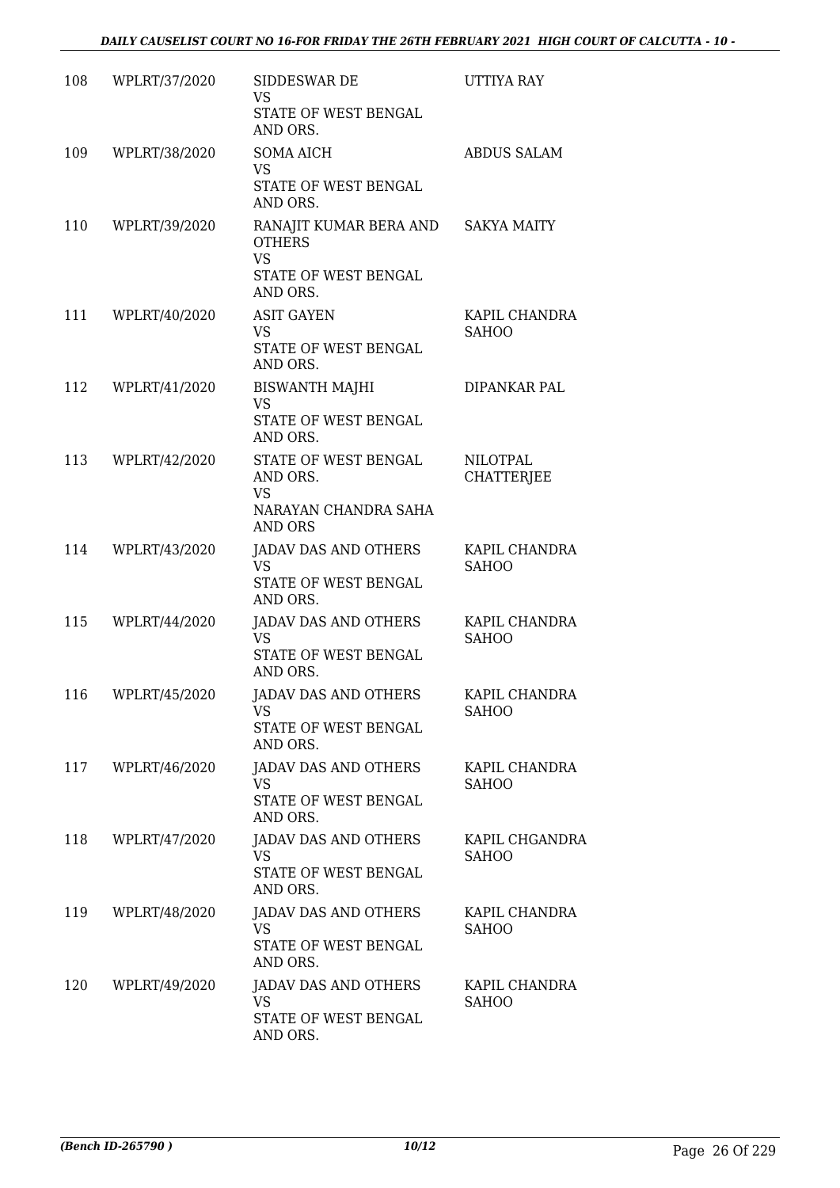| 108 | WPLRT/37/2020 | SIDDESWAR DE<br>VS<br>STATE OF WEST BENGAL AND ORS. | UTTIYA RAY |
|---|---|---|---|
| 109 | WPLRT/38/2020 | SOMA AICH<br>VS<br>STATE OF WEST BENGAL AND ORS. | ABDUS SALAM |
| 110 | WPLRT/39/2020 | RANAJIT KUMAR BERA AND OTHERS<br>VS<br>STATE OF WEST BENGAL AND ORS. | SAKYA MAITY |
| 111 | WPLRT/40/2020 | ASIT GAYEN<br>VS<br>STATE OF WEST BENGAL AND ORS. | KAPIL CHANDRA SAHOO |
| 112 | WPLRT/41/2020 | BISWANTH MAJHI<br>VS<br>STATE OF WEST BENGAL AND ORS. | DIPANKAR PAL |
| 113 | WPLRT/42/2020 | STATE OF WEST BENGAL AND ORS.<br>VS<br>NARAYAN CHANDRA SAHA AND ORS | NILOTPAL CHATTERJEE |
| 114 | WPLRT/43/2020 | JADAV DAS AND OTHERS<br>VS<br>STATE OF WEST BENGAL AND ORS. | KAPIL CHANDRA SAHOO |
| 115 | WPLRT/44/2020 | JADAV DAS AND OTHERS<br>VS<br>STATE OF WEST BENGAL AND ORS. | KAPIL CHANDRA SAHOO |
| 116 | WPLRT/45/2020 | JADAV DAS AND OTHERS<br>VS<br>STATE OF WEST BENGAL AND ORS. | KAPIL CHANDRA SAHOO |
| 117 | WPLRT/46/2020 | JADAV DAS AND OTHERS<br>VS<br>STATE OF WEST BENGAL AND ORS. | KAPIL CHANDRA SAHOO |
| 118 | WPLRT/47/2020 | JADAV DAS AND OTHERS<br>VS<br>STATE OF WEST BENGAL AND ORS. | KAPIL CHGANDRA SAHOO |
| 119 | WPLRT/48/2020 | JADAV DAS AND OTHERS<br>VS<br>STATE OF WEST BENGAL AND ORS. | KAPIL CHANDRA SAHOO |
| 120 | WPLRT/49/2020 | JADAV DAS AND OTHERS<br>VS<br>STATE OF WEST BENGAL AND ORS. | KAPIL CHANDRA SAHOO |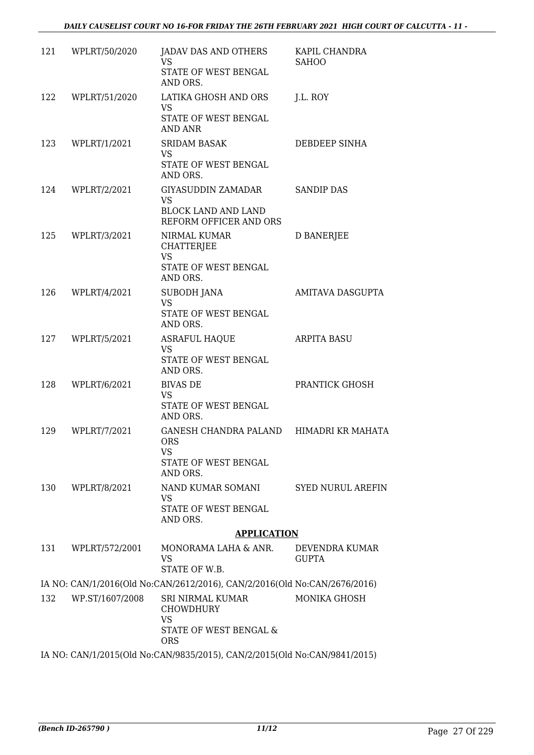| | | | |
|---|---|---|---|
| 121 | WPLRT/50/2020 | JADAV DAS AND OTHERS<br>VS<br>STATE OF WEST BENGAL AND ORS. | KAPIL CHANDRA SAHOO |
| 122 | WPLRT/51/2020 | LATIKA GHOSH AND ORS<br>VS<br>STATE OF WEST BENGAL AND ANR | J.L. ROY |
| 123 | WPLRT/1/2021 | SRIDAM BASAK<br>VS<br>STATE OF WEST BENGAL AND ORS. | DEBDEEP SINHA |
| 124 | WPLRT/2/2021 | GIYASUDDIN ZAMADAR<br>VS<br>BLOCK LAND AND LAND REFORM OFFICER AND ORS | SANDIP DAS |
| 125 | WPLRT/3/2021 | NIRMAL KUMAR CHATTERJEE<br>VS<br>STATE OF WEST BENGAL AND ORS. | D BANERJEE |
| 126 | WPLRT/4/2021 | SUBODH JANA<br>VS<br>STATE OF WEST BENGAL AND ORS. | AMITAVA DASGUPTA |
| 127 | WPLRT/5/2021 | ASRAFUL HAQUE<br>VS<br>STATE OF WEST BENGAL AND ORS. | ARPITA BASU |
| 128 | WPLRT/6/2021 | BIVAS DE<br>VS<br>STATE OF WEST BENGAL AND ORS. | PRANTICK GHOSH |
| 129 | WPLRT/7/2021 | GANESH CHANDRA PALAND ORS<br>VS<br>STATE OF WEST BENGAL AND ORS. | HIMADRI KR MAHATA |
| 130 | WPLRT/8/2021 | NAND KUMAR SOMANI<br>VS<br>STATE OF WEST BENGAL AND ORS. | SYED NURUL AREFIN |

**APPLICATION**

| | | | |
|---|---|---|---|
| 131 | WPLRT/572/2001 | MONORAMA LAHA & ANR.<br>VS<br>STATE OF W.B. | DEVENDRA KUMAR GUPTA |

IA NO: CAN/1/2016(Old No:CAN/2612/2016), CAN/2/2016(Old No:CAN/2676/2016)

| | | | |
|---|---|---|---|
| 132 | WP.ST/1607/2008 | SRI NIRMAL KUMAR CHOWDHURY<br>VS<br>STATE OF WEST BENGAL & ORS | MONIKA GHOSH |

IA NO: CAN/1/2015(Old No:CAN/9835/2015), CAN/2/2015(Old No:CAN/9841/2015)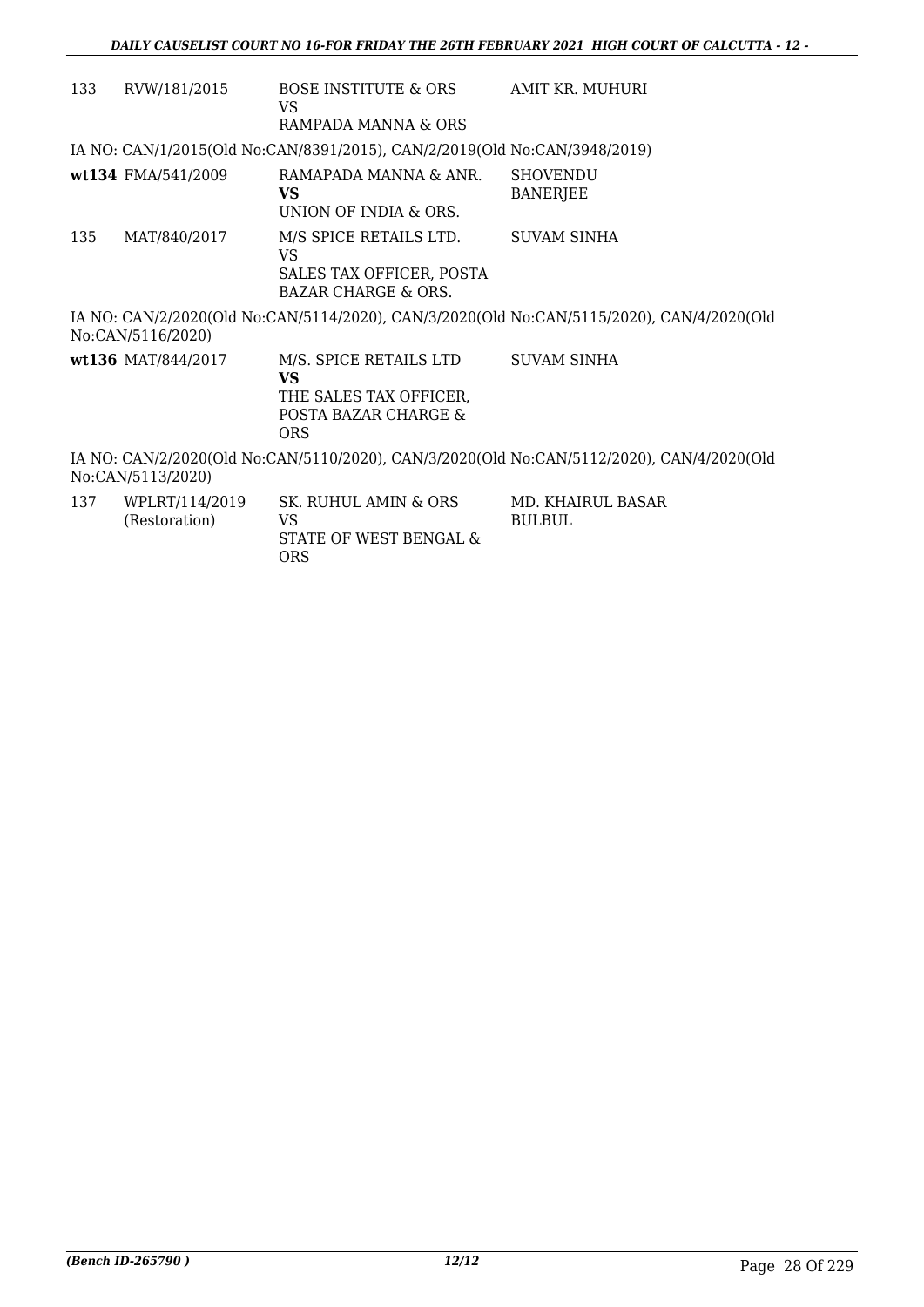| | | | |
|---|---|---|---|
| 133 | RVW/181/2015 | BOSE INSTITUTE & ORS<br>VS<br>RAMPADA MANNA & ORS | AMIT KR. MUHURI |

IA NO: CAN/1/2015(Old No:CAN/8391/2015), CAN/2/2019(Old No:CAN/3948/2019)

| | | | |
|---|---|---|---|
| **wt134** | FMA/541/2009 | RAMAPADA MANNA & ANR.<br>**VS**<br>UNION OF INDIA & ORS. | SHOVENDU BANERJEE |
| 135 | MAT/840/2017 | M/S SPICE RETAILS LTD.<br>VS<br>SALES TAX OFFICER, POSTA BAZAR CHARGE & ORS. | SUVAM SINHA |

IA NO: CAN/2/2020(Old No:CAN/5114/2020), CAN/3/2020(Old No:CAN/5115/2020), CAN/4/2020(Old No:CAN/5116/2020)

| | | | |
|---|---|---|---|
| **wt136** | MAT/844/2017 | M/S. SPICE RETAILS LTD<br>**VS**<br>THE SALES TAX OFFICER, POSTA BAZAR CHARGE & ORS | SUVAM SINHA |

IA NO: CAN/2/2020(Old No:CAN/5110/2020), CAN/3/2020(Old No:CAN/5112/2020), CAN/4/2020(Old No:CAN/5113/2020)

| | | | |
|---|---|---|---|
| 137 | WPLRT/114/2019 (Restoration) | SK. RUHUL AMIN & ORS<br>VS<br>STATE OF WEST BENGAL & ORS | MD. KHAIRUL BASAR BULBUL |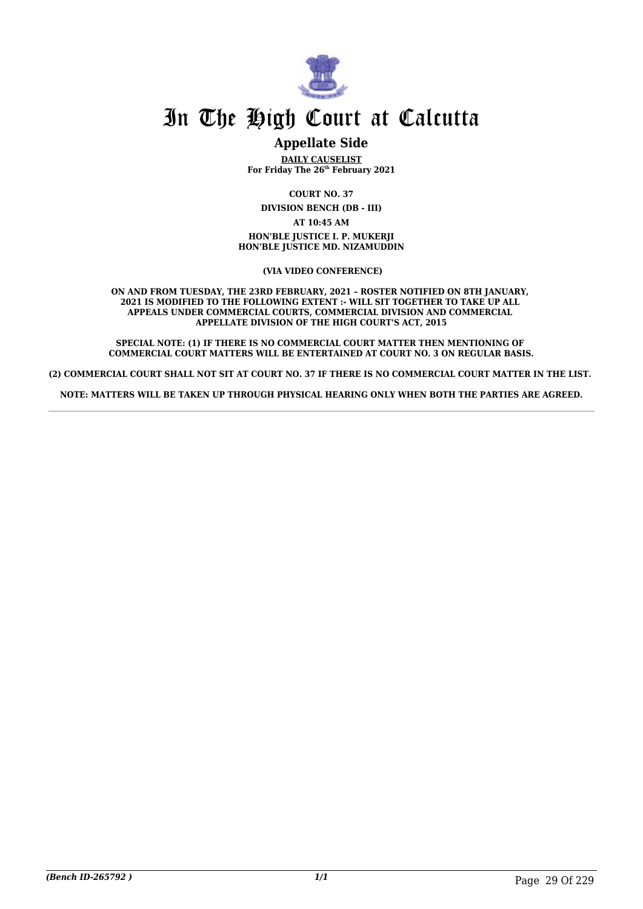# In The High Court at Calcutta

## Appellate Side

**DAILY CAUSELIST**
**For Friday The 26th February 2021**

**COURT NO. 37**

**DIVISION BENCH (DB - III)**

**AT 10:45 AM**

**HON'BLE JUSTICE I. P. MUKERJI**
**HON'BLE JUSTICE MD. NIZAMUDDIN**

**(VIA VIDEO CONFERENCE)**

**ON AND FROM TUESDAY, THE 23RD FEBRUARY, 2021 – ROSTER NOTIFIED ON 8TH JANUARY, 2021 IS MODIFIED TO THE FOLLOWING EXTENT :- WILL SIT TOGETHER TO TAKE UP ALL APPEALS UNDER COMMERCIAL COURTS, COMMERCIAL DIVISION AND COMMERCIAL APPELLATE DIVISION OF THE HIGH COURT'S ACT, 2015**

**SPECIAL NOTE: (1) IF THERE IS NO COMMERCIAL COURT MATTER THEN MENTIONING OF COMMERCIAL COURT MATTERS WILL BE ENTERTAINED AT COURT NO. 3 ON REGULAR BASIS.**

**(2) COMMERCIAL COURT SHALL NOT SIT AT COURT NO. 37 IF THERE IS NO COMMERCIAL COURT MATTER IN THE LIST.**

**NOTE: MATTERS WILL BE TAKEN UP THROUGH PHYSICAL HEARING ONLY WHEN BOTH THE PARTIES ARE AGREED.**

*(Bench ID-265792 )*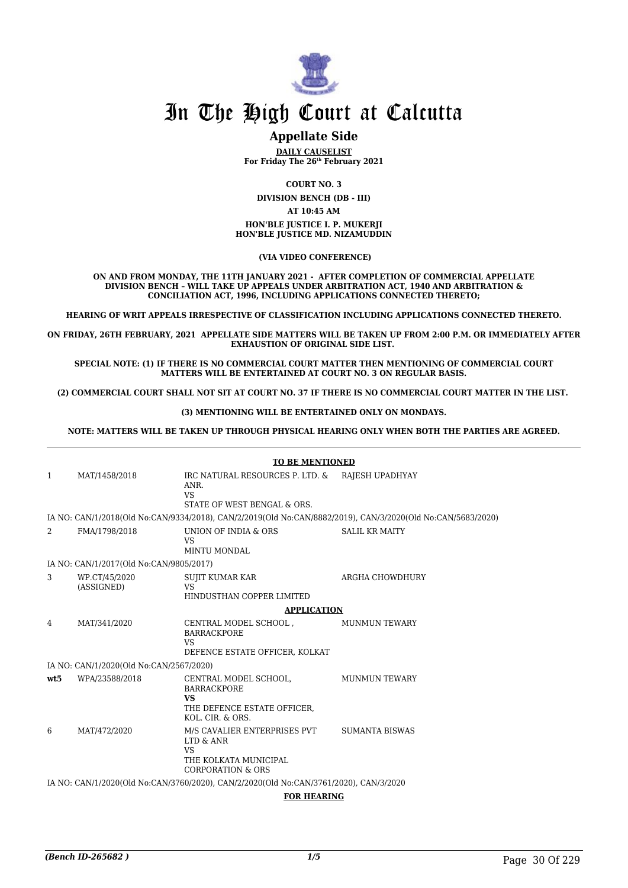# In The High Court at Calcutta

## Appellate Side

**DAILY CAUSELIST**
**For Friday The 26th February 2021**

**COURT NO. 3**

**DIVISION BENCH (DB - III)**

**AT 10:45 AM**

**HON'BLE JUSTICE I. P. MUKERJI**
**HON'BLE JUSTICE MD. NIZAMUDDIN**

**(VIA VIDEO CONFERENCE)**

**ON AND FROM MONDAY, THE 11TH JANUARY 2021 - AFTER COMPLETION OF COMMERCIAL APPELLATE DIVISION BENCH – WILL TAKE UP APPEALS UNDER ARBITRATION ACT, 1940 AND ARBITRATION & CONCILIATION ACT, 1996, INCLUDING APPLICATIONS CONNECTED THERETO;**

**HEARING OF WRIT APPEALS IRRESPECTIVE OF CLASSIFICATION INCLUDING APPLICATIONS CONNECTED THERETO.**

**ON FRIDAY, 26TH FEBRUARY, 2021 APPELLATE SIDE MATTERS WILL BE TAKEN UP FROM 2:00 P.M. OR IMMEDIATELY AFTER EXHAUSTION OF ORIGINAL SIDE LIST.**

**SPECIAL NOTE: (1) IF THERE IS NO COMMERCIAL COURT MATTER THEN MENTIONING OF COMMERCIAL COURT MATTERS WILL BE ENTERTAINED AT COURT NO. 3 ON REGULAR BASIS.**

**(2) COMMERCIAL COURT SHALL NOT SIT AT COURT NO. 37 IF THERE IS NO COMMERCIAL COURT MATTER IN THE LIST.**

**(3) MENTIONING WILL BE ENTERTAINED ONLY ON MONDAYS.**

**NOTE: MATTERS WILL BE TAKEN UP THROUGH PHYSICAL HEARING ONLY WHEN BOTH THE PARTIES ARE AGREED.**

**TO BE MENTIONED**

| | | | |
|---|---|---|---|
| 1 | MAT/1458/2018 | IRC NATURAL RESOURCES P. LTD. & ANR.<br>VS<br>STATE OF WEST BENGAL & ORS. | RAJESH UPADHYAY |
| | IA NO: CAN/1/2018(Old No:CAN/9334/2018), CAN/2/2019(Old No:CAN/8882/2019), CAN/3/2020(Old No:CAN/5683/2020) | | |
| 2 | FMA/1798/2018 | UNION OF INDIA & ORS<br>VS<br>MINTU MONDAL | SALIL KR MAITY |
| | IA NO: CAN/1/2017(Old No:CAN/9805/2017) | | |
| 3 | WP.CT/45/2020 (ASSIGNED) | SUJIT KUMAR KAR<br>VS<br>HINDUSTHAN COPPER LIMITED | ARGHA CHOWDHURY |

**APPLICATION**

| | | | |
|---|---|---|---|
| 4 | MAT/341/2020 | CENTRAL MODEL SCHOOL , BARRACKPORE<br>VS<br>DEFENCE ESTATE OFFICER, KOLKAT | MUNMUN TEWARY |
| | IA NO: CAN/1/2020(Old No:CAN/2567/2020) | | |
| **wt5** | WPA/23588/2018 | CENTRAL MODEL SCHOOL, BARRACKPORE<br>**VS**<br>THE DEFENCE ESTATE OFFICER, KOL. CIR. & ORS. | MUNMUN TEWARY |
| 6 | MAT/472/2020 | M/S CAVALIER ENTERPRISES PVT LTD & ANR<br>VS<br>THE KOLKATA MUNICIPAL CORPORATION & ORS | SUMANTA BISWAS |
| | IA NO: CAN/1/2020(Old No:CAN/3760/2020), CAN/2/2020(Old No:CAN/3761/2020), CAN/3/2020 | | |

**FOR HEARING**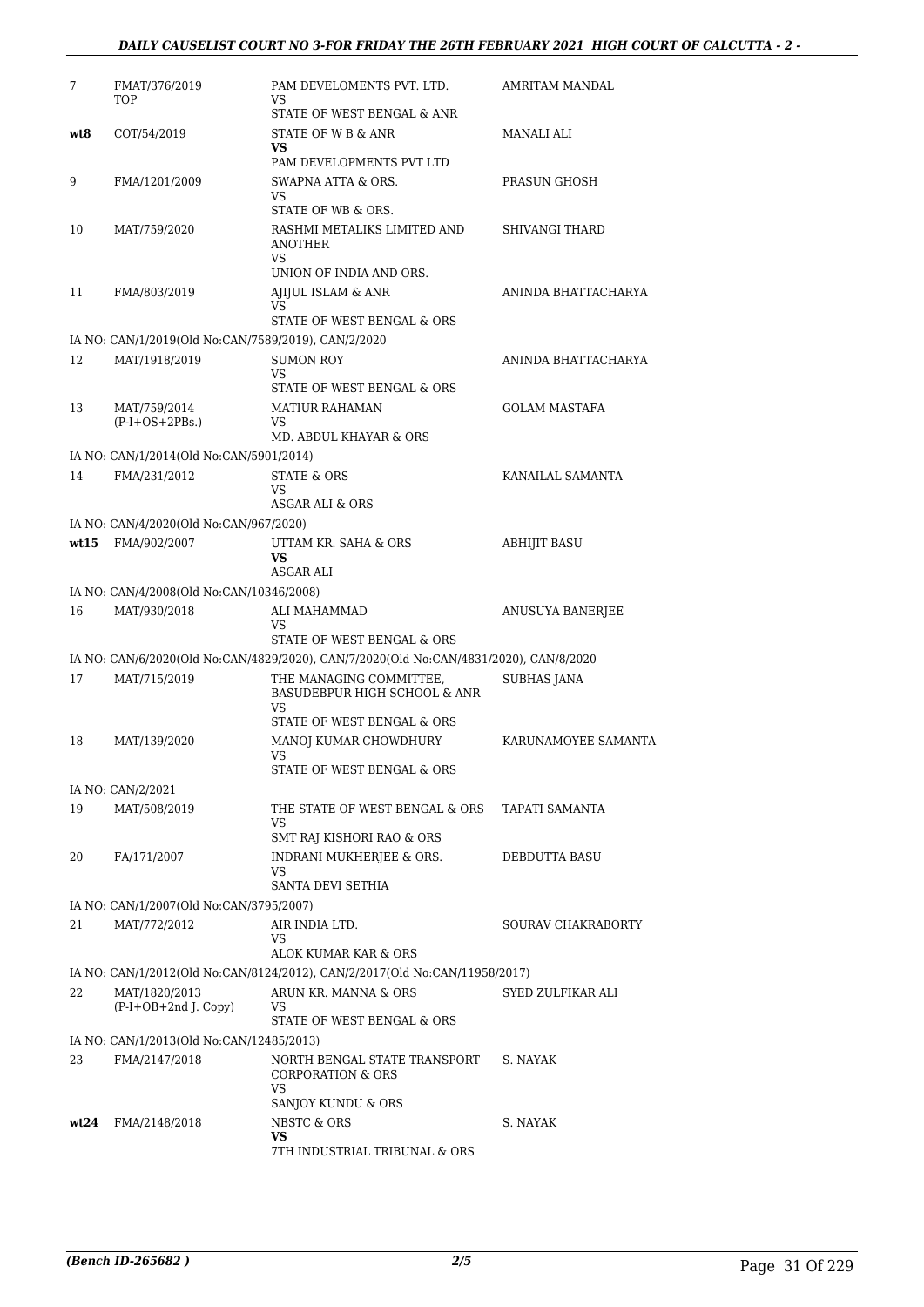| | | | |
|---|---|---|---|
| 7 | FMAT/376/2019 TOP | PAM DEVELOMENTS PVT. LTD. VS STATE OF WEST BENGAL & ANR | AMRITAM MANDAL |
| wt8 | COT/54/2019 | STATE OF W B & ANR **VS** PAM DEVELOPMENTS PVT LTD | MANALI ALI |
| 9 | FMA/1201/2009 | SWAPNA ATTA & ORS. VS STATE OF WB & ORS. | PRASUN GHOSH |
| 10 | MAT/759/2020 | RASHMI METALIKS LIMITED AND ANOTHER VS UNION OF INDIA AND ORS. | SHIVANGI THARD |
| 11 | FMA/803/2019 | AJIJUL ISLAM & ANR VS STATE OF WEST BENGAL & ORS | ANINDA BHATTACHARYA |
| | IA NO: CAN/1/2019(Old No:CAN/7589/2019), CAN/2/2020 | | |
| 12 | MAT/1918/2019 | SUMON ROY VS STATE OF WEST BENGAL & ORS | ANINDA BHATTACHARYA |
| 13 | MAT/759/2014 (P-I+OS+2PBs.) | MATIUR RAHAMAN VS MD. ABDUL KHAYAR & ORS | GOLAM MASTAFA |
| | IA NO: CAN/1/2014(Old No:CAN/5901/2014) | | |
| 14 | FMA/231/2012 | STATE & ORS VS ASGAR ALI & ORS | KANAILAL SAMANTA |
| | IA NO: CAN/4/2020(Old No:CAN/967/2020) | | |
| wt15 | FMA/902/2007 | UTTAM KR. SAHA & ORS **VS** ASGAR ALI | ABHIJIT BASU |
| | IA NO: CAN/4/2008(Old No:CAN/10346/2008) | | |
| 16 | MAT/930/2018 | ALI MAHAMMAD VS STATE OF WEST BENGAL & ORS | ANUSUYA BANERJEE |
| | IA NO: CAN/6/2020(Old No:CAN/4829/2020), CAN/7/2020(Old No:CAN/4831/2020), CAN/8/2020 | | |
| 17 | MAT/715/2019 | THE MANAGING COMMITTEE, BASUDEBPUR HIGH SCHOOL & ANR VS STATE OF WEST BENGAL & ORS | SUBHAS JANA |
| 18 | MAT/139/2020 | MANOJ KUMAR CHOWDHURY VS STATE OF WEST BENGAL & ORS | KARUNAMOYEE SAMANTA |
| | IA NO: CAN/2/2021 | | |
| 19 | MAT/508/2019 | THE STATE OF WEST BENGAL & ORS VS SMT RAJ KISHORI RAO & ORS | TAPATI SAMANTA |
| 20 | FA/171/2007 | INDRANI MUKHERJEE & ORS. VS SANTA DEVI SETHIA | DEBDUTTA BASU |
| | IA NO: CAN/1/2007(Old No:CAN/3795/2007) | | |
| 21 | MAT/772/2012 | AIR INDIA LTD. VS ALOK KUMAR KAR & ORS | SOURAV CHAKRABORTY |
| | IA NO: CAN/1/2012(Old No:CAN/8124/2012), CAN/2/2017(Old No:CAN/11958/2017) | | |
| 22 | MAT/1820/2013 (P-I+OB+2nd J. Copy) | ARUN KR. MANNA & ORS VS STATE OF WEST BENGAL & ORS | SYED ZULFIKAR ALI |
| | IA NO: CAN/1/2013(Old No:CAN/12485/2013) | | |
| 23 | FMA/2147/2018 | NORTH BENGAL STATE TRANSPORT CORPORATION & ORS VS SANJOY KUNDU & ORS | S. NAYAK |
| wt24 | FMA/2148/2018 | NBSTC & ORS **VS** 7TH INDUSTRIAL TRIBUNAL & ORS | S. NAYAK |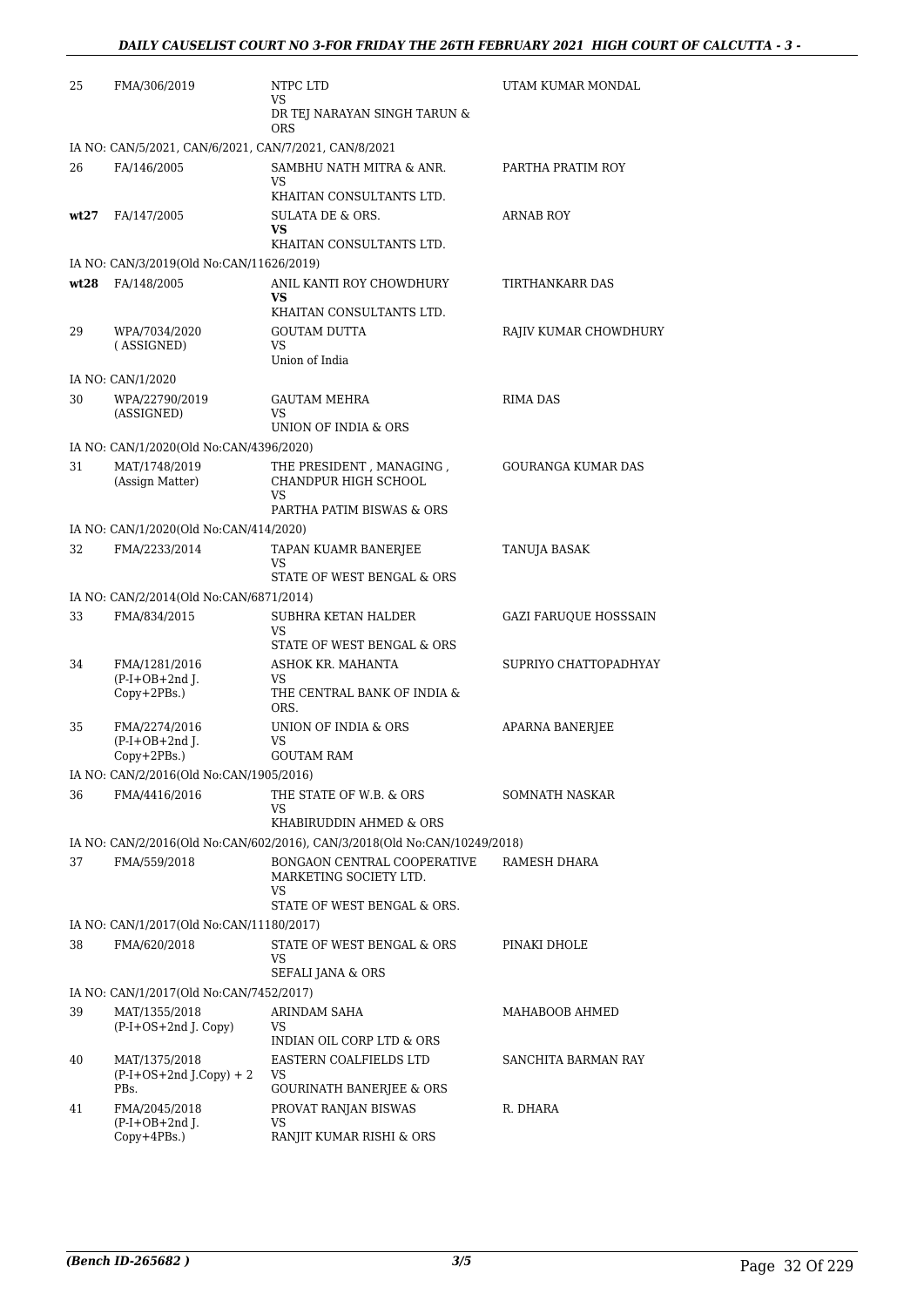| | | | |
|---|---|---|---|
| 25 | FMA/306/2019 | NTPC LTD<br>VS<br>DR TEJ NARAYAN SINGH TARUN & ORS | UTAM KUMAR MONDAL |
| | IA NO: CAN/5/2021, CAN/6/2021, CAN/7/2021, CAN/8/2021 | | |
| 26 | FA/146/2005 | SAMBHU NATH MITRA & ANR.<br>VS<br>KHAITAN CONSULTANTS LTD. | PARTHA PRATIM ROY |
| **wt27** | FA/147/2005 | SULATA DE & ORS.<br>**VS**<br>KHAITAN CONSULTANTS LTD. | ARNAB ROY |
| | IA NO: CAN/3/2019(Old No:CAN/11626/2019) | | |
| **wt28** | FA/148/2005 | ANIL KANTI ROY CHOWDHURY<br>**VS**<br>KHAITAN CONSULTANTS LTD. | TIRTHANKARR DAS |
| 29 | WPA/7034/2020<br>( ASSIGNED) | GOUTAM DUTTA<br>VS<br>Union of India | RAJIV KUMAR CHOWDHURY |
| | IA NO: CAN/1/2020 | | |
| 30 | WPA/22790/2019<br>(ASSIGNED) | GAUTAM MEHRA<br>VS<br>UNION OF INDIA & ORS | RIMA DAS |
| | IA NO: CAN/1/2020(Old No:CAN/4396/2020) | | |
| 31 | MAT/1748/2019<br>(Assign Matter) | THE PRESIDENT , MANAGING , CHANDPUR HIGH SCHOOL<br>VS<br>PARTHA PATIM BISWAS & ORS | GOURANGA KUMAR DAS |
| | IA NO: CAN/1/2020(Old No:CAN/414/2020) | | |
| 32 | FMA/2233/2014 | TAPAN KUAMR BANERJEE<br>VS<br>STATE OF WEST BENGAL & ORS | TANUJA BASAK |
| | IA NO: CAN/2/2014(Old No:CAN/6871/2014) | | |
| 33 | FMA/834/2015 | SUBHRA KETAN HALDER<br>VS<br>STATE OF WEST BENGAL & ORS | GAZI FARUQUE HOSSSAIN |
| 34 | FMA/1281/2016<br>(P-I+OB+2nd J. Copy+2PBs.) | ASHOK KR. MAHANTA<br>VS<br>THE CENTRAL BANK OF INDIA & ORS. | SUPRIYO CHATTOPADHYAY |
| 35 | FMA/2274/2016<br>(P-I+OB+2nd J. Copy+2PBs.) | UNION OF INDIA & ORS<br>VS<br>GOUTAM RAM | APARNA BANERJEE |
| | IA NO: CAN/2/2016(Old No:CAN/1905/2016) | | |
| 36 | FMA/4416/2016 | THE STATE OF W.B. & ORS<br>VS<br>KHABIRUDDIN AHMED & ORS | SOMNATH NASKAR |
| | IA NO: CAN/2/2016(Old No:CAN/602/2016), CAN/3/2018(Old No:CAN/10249/2018) | | |
| 37 | FMA/559/2018 | BONGAON CENTRAL COOPERATIVE MARKETING SOCIETY LTD.<br>VS<br>STATE OF WEST BENGAL & ORS. | RAMESH DHARA |
| | IA NO: CAN/1/2017(Old No:CAN/11180/2017) | | |
| 38 | FMA/620/2018 | STATE OF WEST BENGAL & ORS<br>VS<br>SEFALI JANA & ORS | PINAKI DHOLE |
| | IA NO: CAN/1/2017(Old No:CAN/7452/2017) | | |
| 39 | MAT/1355/2018<br>(P-I+OS+2nd J. Copy) | ARINDAM SAHA<br>VS<br>INDIAN OIL CORP LTD & ORS | MAHABOOB AHMED |
| 40 | MAT/1375/2018<br>(P-I+OS+2nd J.Copy) + 2 PBs. | EASTERN COALFIELDS LTD<br>VS<br>GOURINATH BANERJEE & ORS | SANCHITA BARMAN RAY |
| 41 | FMA/2045/2018<br>(P-I+OB+2nd J. Copy+4PBs.) | PROVAT RANJAN BISWAS<br>VS<br>RANJIT KUMAR RISHI & ORS | R. DHARA |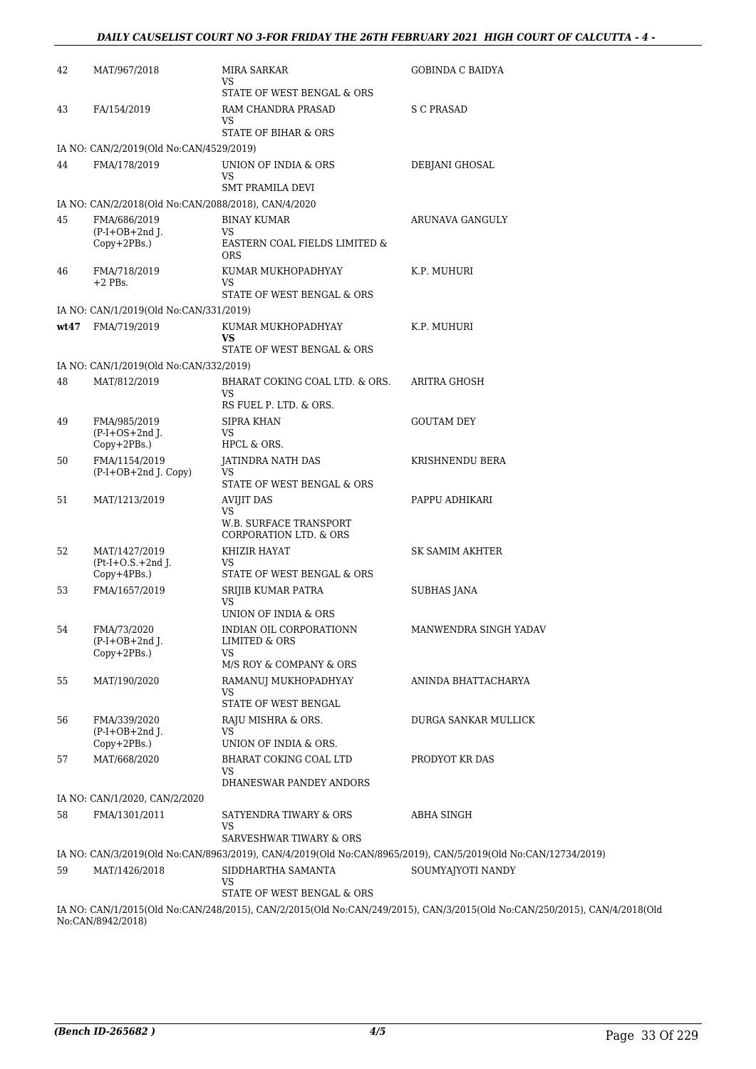| | | | |
|---|---|---|---|
| 42 | MAT/967/2018 | MIRA SARKAR<br>VS<br>STATE OF WEST BENGAL & ORS | GOBINDA C BAIDYA |
| 43 | FA/154/2019 | RAM CHANDRA PRASAD<br>VS<br>STATE OF BIHAR & ORS | S C PRASAD |
| IA NO: CAN/2/2019(Old No:CAN/4529/2019) | | | |
| 44 | FMA/178/2019 | UNION OF INDIA & ORS<br>VS<br>SMT PRAMILA DEVI | DEBJANI GHOSAL |
| IA NO: CAN/2/2018(Old No:CAN/2088/2018), CAN/4/2020 | | | |
| 45 | FMA/686/2019<br>(P-I+OB+2nd J. Copy+2PBs.) | BINAY KUMAR<br>VS<br>EASTERN COAL FIELDS LIMITED & ORS | ARUNAVA GANGULY |
| 46 | FMA/718/2019<br>+2 PBs. | KUMAR MUKHOPADHYAY<br>VS<br>STATE OF WEST BENGAL & ORS | K.P. MUHURI |
| IA NO: CAN/1/2019(Old No:CAN/331/2019) | | | |
| **wt47** | FMA/719/2019 | KUMAR MUKHOPADHYAY<br>**VS**<br>STATE OF WEST BENGAL & ORS | K.P. MUHURI |
| IA NO: CAN/1/2019(Old No:CAN/332/2019) | | | |
| 48 | MAT/812/2019 | BHARAT COKING COAL LTD. & ORS.<br>VS<br>RS FUEL P. LTD. & ORS. | ARITRA GHOSH |
| 49 | FMA/985/2019<br>(P-I+OS+2nd J. Copy+2PBs.) | SIPRA KHAN<br>VS<br>HPCL & ORS. | GOUTAM DEY |
| 50 | FMA/1154/2019<br>(P-I+OB+2nd J. Copy) | JATINDRA NATH DAS<br>VS<br>STATE OF WEST BENGAL & ORS | KRISHNENDU BERA |
| 51 | MAT/1213/2019 | AVIJIT DAS<br>VS<br>W.B. SURFACE TRANSPORT CORPORATION LTD. & ORS | PAPPU ADHIKARI |
| 52 | MAT/1427/2019<br>(Pt-I+O.S.+2nd J. Copy+4PBs.) | KHIZIR HAYAT<br>VS<br>STATE OF WEST BENGAL & ORS | SK SAMIM AKHTER |
| 53 | FMA/1657/2019 | SRIJIB KUMAR PATRA<br>VS<br>UNION OF INDIA & ORS | SUBHAS JANA |
| 54 | FMA/73/2020<br>(P-I+OB+2nd J. Copy+2PBs.) | INDIAN OIL CORPORATIONN LIMITED & ORS<br>VS<br>M/S ROY & COMPANY & ORS | MANWENDRA SINGH YADAV |
| 55 | MAT/190/2020 | RAMANUJ MUKHOPADHYAY<br>VS<br>STATE OF WEST BENGAL | ANINDA BHATTACHARYA |
| 56 | FMA/339/2020<br>(P-I+OB+2nd J. Copy+2PBs.) | RAJU MISHRA & ORS.<br>VS<br>UNION OF INDIA & ORS. | DURGA SANKAR MULLICK |
| 57 | MAT/668/2020 | BHARAT COKING COAL LTD<br>VS<br>DHANESWAR PANDEY ANDORS | PRODYOT KR DAS |
| IA NO: CAN/1/2020, CAN/2/2020 | | | |
| 58 | FMA/1301/2011 | SATYENDRA TIWARY & ORS<br>VS<br>SARVESHWAR TIWARY & ORS | ABHA SINGH |
| IA NO: CAN/3/2019(Old No:CAN/8963/2019), CAN/4/2019(Old No:CAN/8965/2019), CAN/5/2019(Old No:CAN/12734/2019) | | | |
| 59 | MAT/1426/2018 | SIDDHARTHA SAMANTA<br>VS<br>STATE OF WEST BENGAL & ORS | SOUMYAJYOTI NANDY |
| IA NO: CAN/1/2015(Old No:CAN/248/2015), CAN/2/2015(Old No:CAN/249/2015), CAN/3/2015(Old No:CAN/250/2015), CAN/4/2018(Old No:CAN/8942/2018) | | | |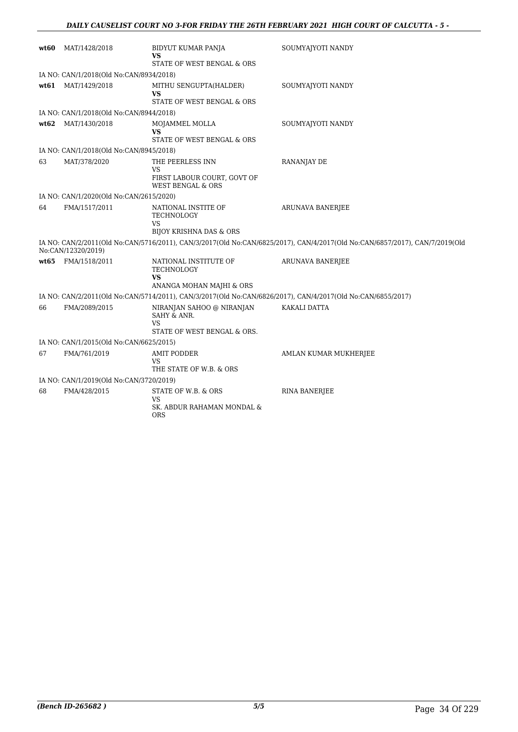| | | | |
|---|---|---|---|
| **wt60** | MAT/1428/2018 | BIDYUT KUMAR PANJA **VS** STATE OF WEST BENGAL & ORS | SOUMYAJYOTI NANDY |
| IA NO: CAN/1/2018(Old No:CAN/8934/2018) | | | |
| **wt61** | MAT/1429/2018 | MITHU SENGUPTA(HALDER) **VS** STATE OF WEST BENGAL & ORS | SOUMYAJYOTI NANDY |
| IA NO: CAN/1/2018(Old No:CAN/8944/2018) | | | |
| **wt62** | MAT/1430/2018 | MOJAMMEL MOLLA **VS** STATE OF WEST BENGAL & ORS | SOUMYAJYOTI NANDY |
| IA NO: CAN/1/2018(Old No:CAN/8945/2018) | | | |
| 63 | MAT/378/2020 | THE PEERLESS INN VS FIRST LABOUR COURT, GOVT OF WEST BENGAL & ORS | RANANJAY DE |
| IA NO: CAN/1/2020(Old No:CAN/2615/2020) | | | |
| 64 | FMA/1517/2011 | NATIONAL INSTITE OF TECHNOLOGY VS BIJOY KRISHNA DAS & ORS | ARUNAVA BANERJEE |
| IA NO: CAN/2/2011(Old No:CAN/5716/2011), CAN/3/2017(Old No:CAN/6825/2017), CAN/4/2017(Old No:CAN/6857/2017), CAN/7/2019(Old No:CAN/12320/2019) | | | |
| **wt65** | FMA/1518/2011 | NATIONAL INSTITUTE OF TECHNOLOGY **VS** ANANGA MOHAN MAJHI & ORS | ARUNAVA BANERJEE |
| IA NO: CAN/2/2011(Old No:CAN/5714/2011), CAN/3/2017(Old No:CAN/6826/2017), CAN/4/2017(Old No:CAN/6855/2017) | | | |
| 66 | FMA/2089/2015 | NIRANJAN SAHOO @ NIRANJAN SAHY & ANR. VS STATE OF WEST BENGAL & ORS. | KAKALI DATTA |
| IA NO: CAN/1/2015(Old No:CAN/6625/2015) | | | |
| 67 | FMA/761/2019 | AMIT PODDER VS THE STATE OF W.B. & ORS | AMLAN KUMAR MUKHERJEE |
| IA NO: CAN/1/2019(Old No:CAN/3720/2019) | | | |
| 68 | FMA/428/2015 | STATE OF W.B. & ORS VS SK. ABDUR RAHAMAN MONDAL & ORS | RINA BANERJEE |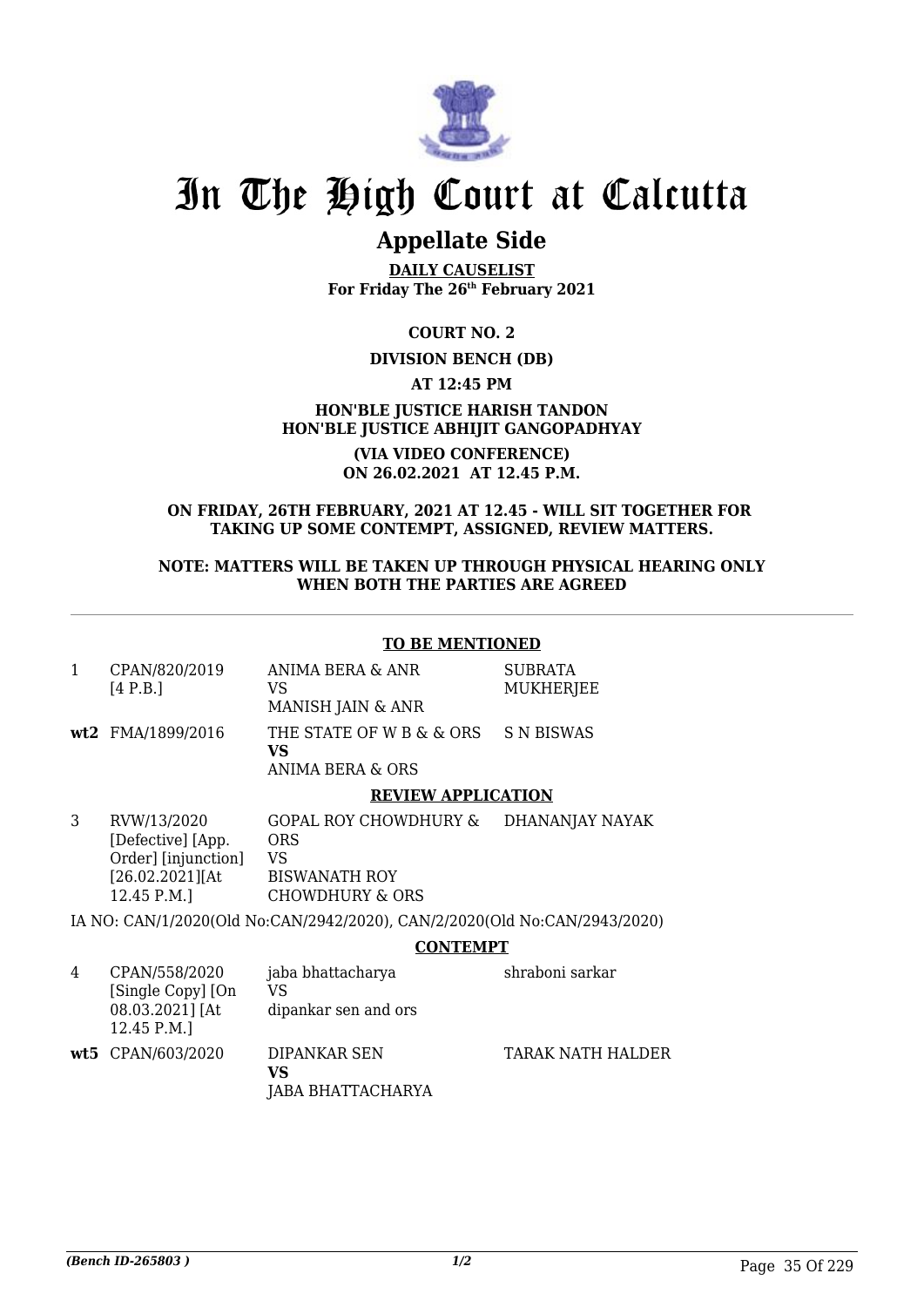# In The High Court at Calcutta

## Appellate Side

**DAILY CAUSELIST**
**For Friday The 26th February 2021**

**COURT NO. 2**

**DIVISION BENCH (DB)**

**AT 12:45 PM**

**HON'BLE JUSTICE HARISH TANDON**
**HON'BLE JUSTICE ABHIJIT GANGOPADHYAY**

**(VIA VIDEO CONFERENCE)**
**ON 26.02.2021 AT 12.45 P.M.**

**ON FRIDAY, 26TH FEBRUARY, 2021 AT 12.45 - WILL SIT TOGETHER FOR TAKING UP SOME CONTEMPT, ASSIGNED, REVIEW MATTERS.**

**NOTE: MATTERS WILL BE TAKEN UP THROUGH PHYSICAL HEARING ONLY WHEN BOTH THE PARTIES ARE AGREED**

**TO BE MENTIONED**

| | | | |
|---|---|---|---|
| 1 | CPAN/820/2019 [4 P.B.] | ANIMA BERA & ANR VS MANISH JAIN & ANR | SUBRATA MUKHERJEE |
| **wt2** | FMA/1899/2016 | THE STATE OF W B & & ORS **VS** ANIMA BERA & ORS | S N BISWAS |

**REVIEW APPLICATION**

| | | | |
|---|---|---|---|
| 3 | RVW/13/2020 [Defective] [App. Order] [injunction] [26.02.2021][At 12.45 P.M.] | GOPAL ROY CHOWDHURY & ORS VS BISWANATH ROY CHOWDHURY & ORS | DHANANJAY NAYAK |

IA NO: CAN/1/2020(Old No:CAN/2942/2020), CAN/2/2020(Old No:CAN/2943/2020)

**CONTEMPT**

| | | | |
|---|---|---|---|
| 4 | CPAN/558/2020 [Single Copy] [On 08.03.2021] [At 12.45 P.M.] | jaba bhattacharya VS dipankar sen and ors | shraboni sarkar |
| **wt5** | CPAN/603/2020 | DIPANKAR SEN **VS** JABA BHATTACHARYA | TARAK NATH HALDER |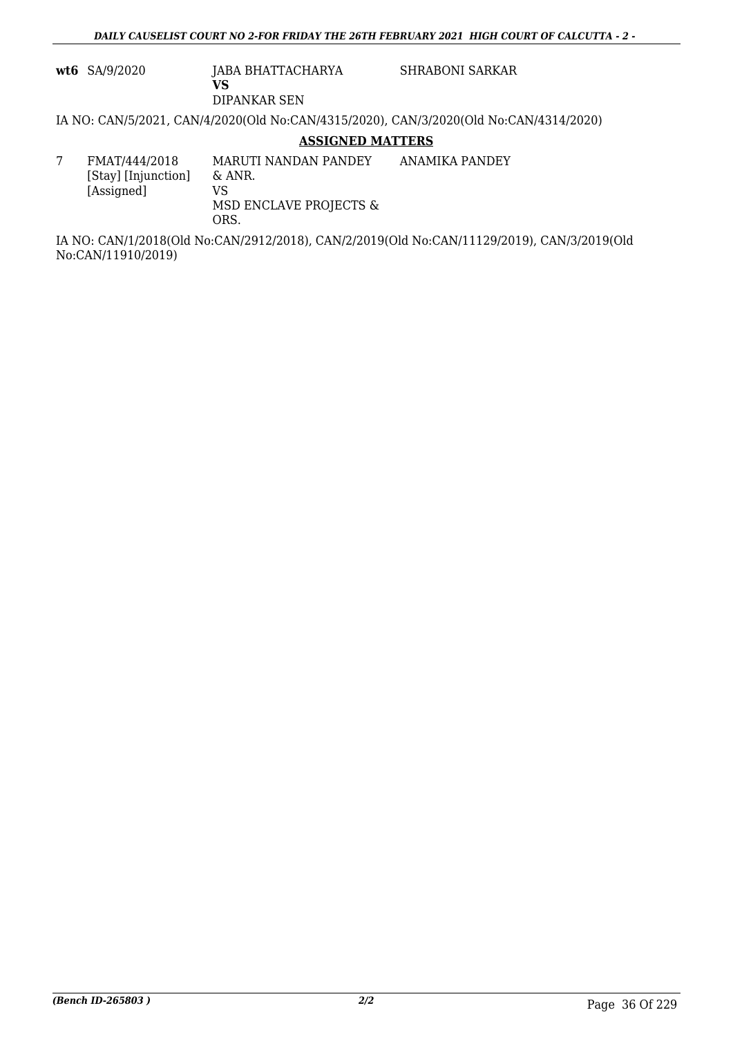| | | | |
|---|---|---|---|
| **wt6** | SA/9/2020 | JABA BHATTACHARYA<br>**VS**<br>DIPANKAR SEN | SHRABONI SARKAR |

IA NO: CAN/5/2021, CAN/4/2020(Old No:CAN/4315/2020), CAN/3/2020(Old No:CAN/4314/2020)

**ASSIGNED MATTERS**

| | | | |
|---|---|---|---|
| 7 | FMAT/444/2018<br>[Stay] [Injunction]<br>[Assigned] | MARUTI NANDAN PANDEY<br>& ANR.<br>VS<br>MSD ENCLAVE PROJECTS &<br>ORS. | ANAMIKA PANDEY |

IA NO: CAN/1/2018(Old No:CAN/2912/2018), CAN/2/2019(Old No:CAN/11129/2019), CAN/3/2019(Old No:CAN/11910/2019)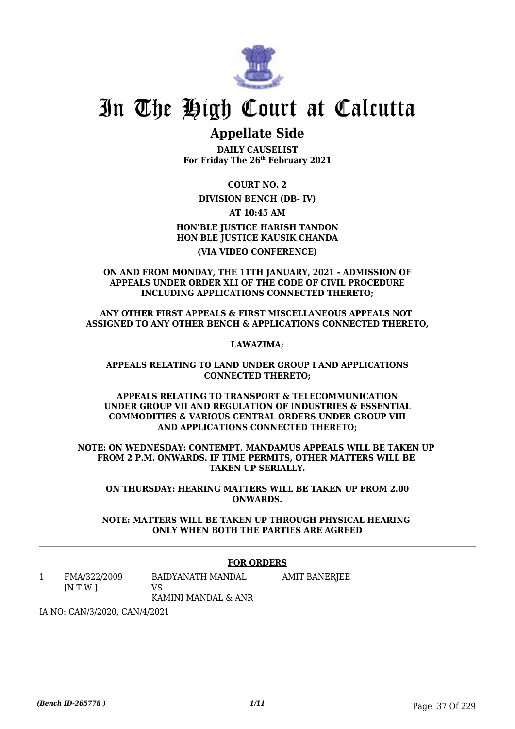# In The High Court at Calcutta

## Appellate Side

**DAILY CAUSELIST**
**For Friday The 26th February 2021**

**COURT NO. 2**

**DIVISION BENCH (DB- IV)**

**AT 10:45 AM**

**HON'BLE JUSTICE HARISH TANDON**
**HON'BLE JUSTICE KAUSIK CHANDA**

**(VIA VIDEO CONFERENCE)**

**ON AND FROM MONDAY, THE 11TH JANUARY, 2021 - ADMISSION OF APPEALS UNDER ORDER XLI OF THE CODE OF CIVIL PROCEDURE INCLUDING APPLICATIONS CONNECTED THERETO;**

**ANY OTHER FIRST APPEALS & FIRST MISCELLANEOUS APPEALS NOT ASSIGNED TO ANY OTHER BENCH & APPLICATIONS CONNECTED THERETO,**

**LAWAZIMA;**

**APPEALS RELATING TO LAND UNDER GROUP I AND APPLICATIONS CONNECTED THERETO;**

**APPEALS RELATING TO TRANSPORT & TELECOMMUNICATION UNDER GROUP VII AND REGULATION OF INDUSTRIES & ESSENTIAL COMMODITIES & VARIOUS CENTRAL ORDERS UNDER GROUP VIII AND APPLICATIONS CONNECTED THERETO;**

**NOTE: ON WEDNESDAY: CONTEMPT, MANDAMUS APPEALS WILL BE TAKEN UP FROM 2 P.M. ONWARDS. IF TIME PERMITS, OTHER MATTERS WILL BE TAKEN UP SERIALLY.**

**ON THURSDAY: HEARING MATTERS WILL BE TAKEN UP FROM 2.00 ONWARDS.**

**NOTE: MATTERS WILL BE TAKEN UP THROUGH PHYSICAL HEARING ONLY WHEN BOTH THE PARTIES ARE AGREED**

**FOR ORDERS**

| | | | |
|---|---|---|---|
| 1 | FMA/322/2009 [N.T.W.] | BAIDYANATH MANDAL VS KAMINI MANDAL & ANR | AMIT BANERJEE |

IA NO: CAN/3/2020, CAN/4/2021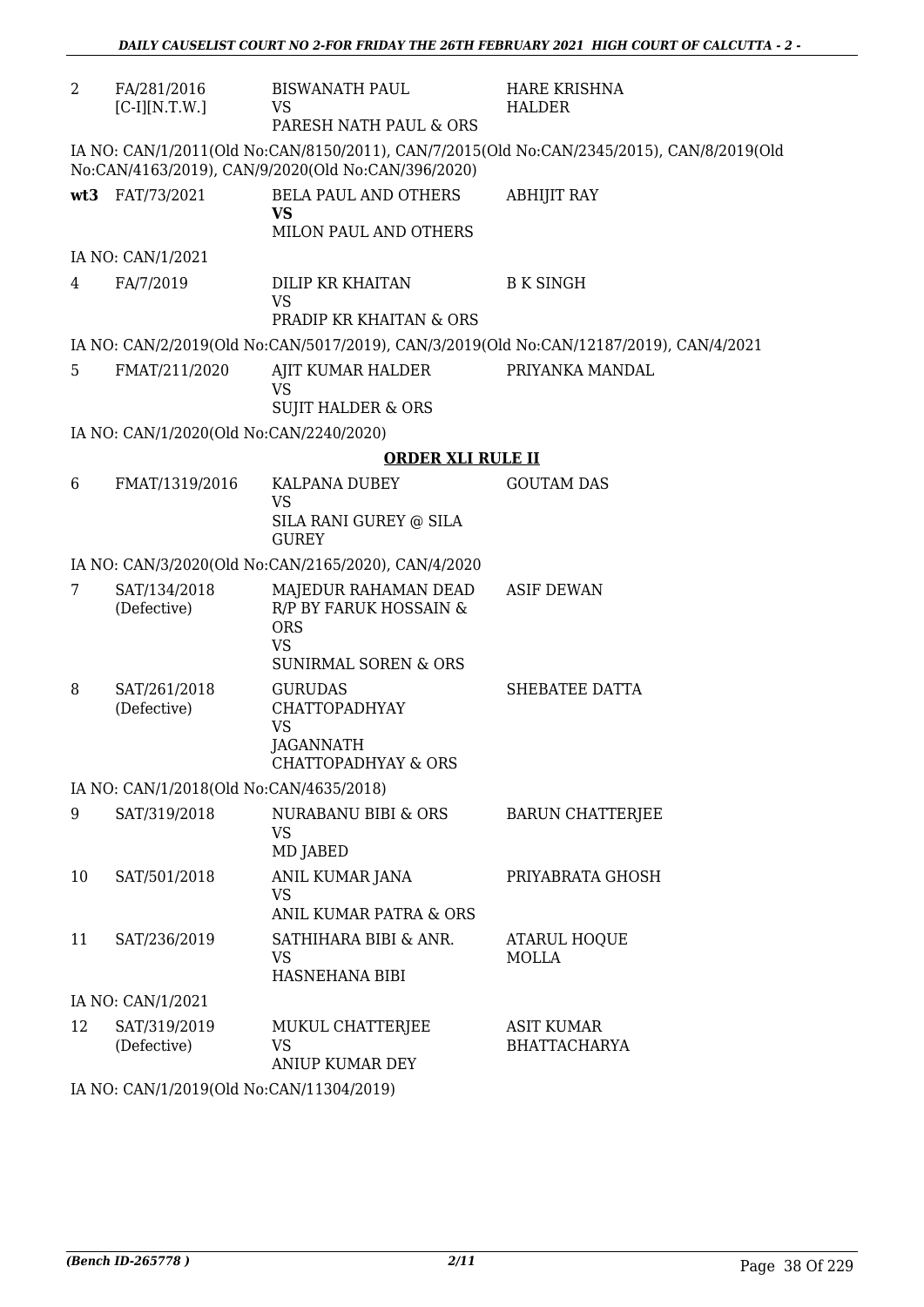| | | | |
|---|---|---|---|
| 2 | FA/281/2016 [C-I][N.T.W.] | BISWANATH PAUL VS PARESH NATH PAUL & ORS | HARE KRISHNA HALDER |

IA NO: CAN/1/2011(Old No:CAN/8150/2011), CAN/7/2015(Old No:CAN/2345/2015), CAN/8/2019(Old No:CAN/4163/2019), CAN/9/2020(Old No:CAN/396/2020)

| | | | |
|---|---|---|---|
| **wt3** | FAT/73/2021 | BELA PAUL AND OTHERS **VS** MILON PAUL AND OTHERS | ABHIJIT RAY |

IA NO: CAN/1/2021

| | | | |
|---|---|---|---|
| 4 | FA/7/2019 | DILIP KR KHAITAN VS PRADIP KR KHAITAN & ORS | B K SINGH |

IA NO: CAN/2/2019(Old No:CAN/5017/2019), CAN/3/2019(Old No:CAN/12187/2019), CAN/4/2021

| | | | |
|---|---|---|---|
| 5 | FMAT/211/2020 | AJIT KUMAR HALDER VS SUJIT HALDER & ORS | PRIYANKA MANDAL |

IA NO: CAN/1/2020(Old No:CAN/2240/2020)

**ORDER XLI RULE II**

| | | | |
|---|---|---|---|
| 6 | FMAT/1319/2016 | KALPANA DUBEY VS SILA RANI GUREY @ SILA GUREY | GOUTAM DAS |

IA NO: CAN/3/2020(Old No:CAN/2165/2020), CAN/4/2020

| | | | |
|---|---|---|---|
| 7 | SAT/134/2018 (Defective) | MAJEDUR RAHAMAN DEAD R/P BY FARUK HOSSAIN & ORS VS SUNIRMAL SOREN & ORS | ASIF DEWAN |
| 8 | SAT/261/2018 (Defective) | GURUDAS CHATTOPADHYAY VS JAGANNATH CHATTOPADHYAY & ORS | SHEBATEE DATTA |

IA NO: CAN/1/2018(Old No:CAN/4635/2018)

| | | | |
|---|---|---|---|
| 9 | SAT/319/2018 | NURABANU BIBI & ORS VS MD JABED | BARUN CHATTERJEE |
| 10 | SAT/501/2018 | ANIL KUMAR JANA VS ANIL KUMAR PATRA & ORS | PRIYABRATA GHOSH |
| 11 | SAT/236/2019 | SATHIHARA BIBI & ANR. VS HASNEHANA BIBI | ATARUL HOQUE MOLLA |

IA NO: CAN/1/2021

| | | | |
|---|---|---|---|
| 12 | SAT/319/2019 (Defective) | MUKUL CHATTERJEE VS ANIUP KUMAR DEY | ASIT KUMAR BHATTACHARYA |

IA NO: CAN/1/2019(Old No:CAN/11304/2019)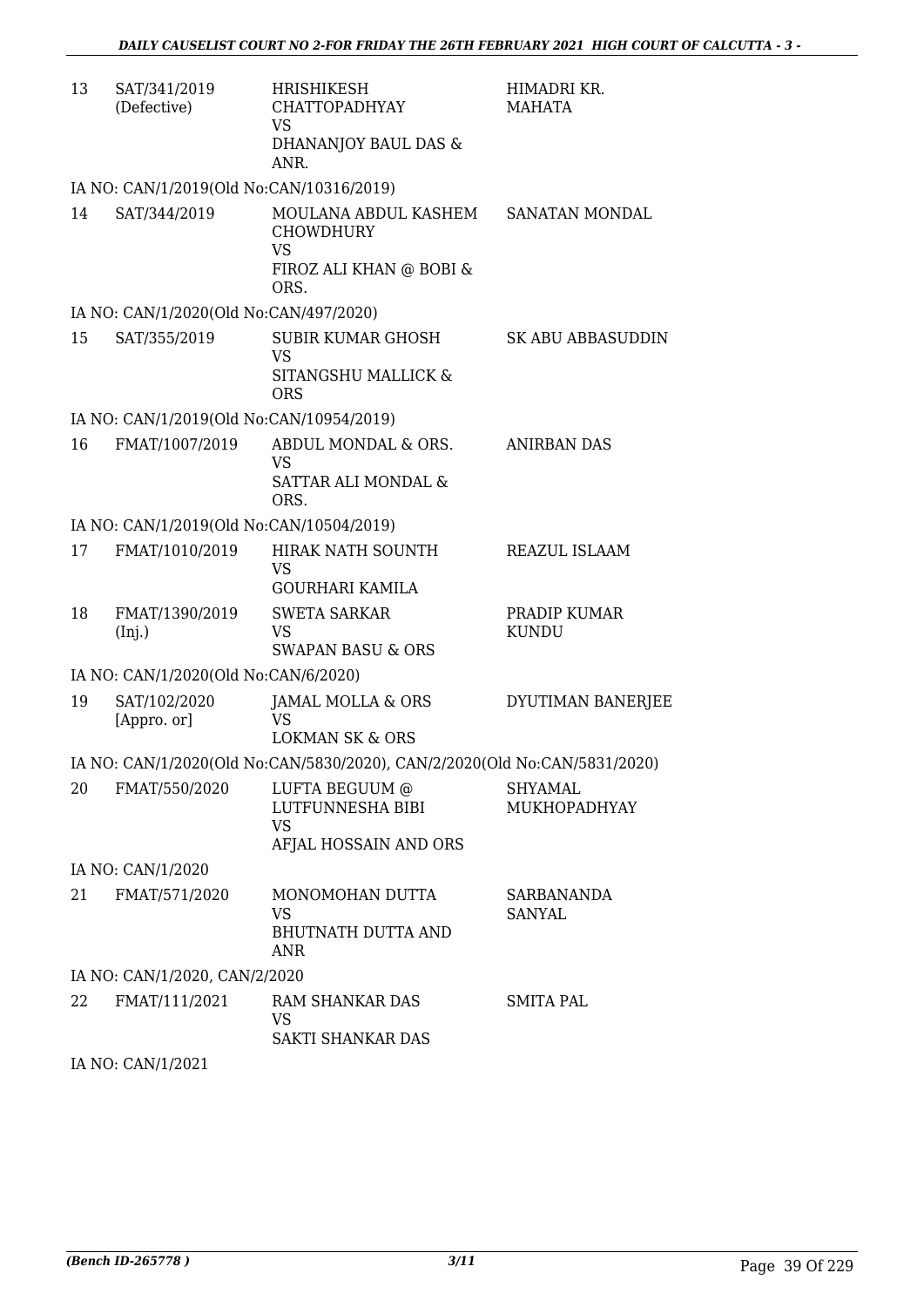| | | | |
|---|---|---|---|
| 13 | SAT/341/2019 (Defective) | HRISHIKESH CHATTOPADHYAY VS DHANANJOY BAUL DAS & ANR. | HIMADRI KR. MAHATA |
| | IA NO: CAN/1/2019(Old No:CAN/10316/2019) | | |
| 14 | SAT/344/2019 | MOULANA ABDUL KASHEM CHOWDHURY VS FIROZ ALI KHAN @ BOBI & ORS. | SANATAN MONDAL |
| | IA NO: CAN/1/2020(Old No:CAN/497/2020) | | |
| 15 | SAT/355/2019 | SUBIR KUMAR GHOSH VS SITANGSHU MALLICK & ORS | SK ABU ABBASUDDIN |
| | IA NO: CAN/1/2019(Old No:CAN/10954/2019) | | |
| 16 | FMAT/1007/2019 | ABDUL MONDAL & ORS. VS SATTAR ALI MONDAL & ORS. | ANIRBAN DAS |
| | IA NO: CAN/1/2019(Old No:CAN/10504/2019) | | |
| 17 | FMAT/1010/2019 | HIRAK NATH SOUNTH VS GOURHARI KAMILA | REAZUL ISLAAM |
| 18 | FMAT/1390/2019 (Inj.) | SWETA SARKAR VS SWAPAN BASU & ORS | PRADIP KUMAR KUNDU |
| | IA NO: CAN/1/2020(Old No:CAN/6/2020) | | |
| 19 | SAT/102/2020 [Appro. or] | JAMAL MOLLA & ORS VS LOKMAN SK & ORS | DYUTIMAN BANERJEE |
| | IA NO: CAN/1/2020(Old No:CAN/5830/2020), CAN/2/2020(Old No:CAN/5831/2020) | | |
| 20 | FMAT/550/2020 | LUFTA BEGUUM @ LUTFUNNESHA BIBI VS AFJAL HOSSAIN AND ORS | SHYAMAL MUKHOPADHYAY |
| | IA NO: CAN/1/2020 | | |
| 21 | FMAT/571/2020 | MONOMOHAN DUTTA VS BHUTNATH DUTTA AND ANR | SARBANANDA SANYAL |
| | IA NO: CAN/1/2020, CAN/2/2020 | | |
| 22 | FMAT/111/2021 | RAM SHANKAR DAS VS SAKTI SHANKAR DAS | SMITA PAL |
| | IA NO: CAN/1/2021 | | |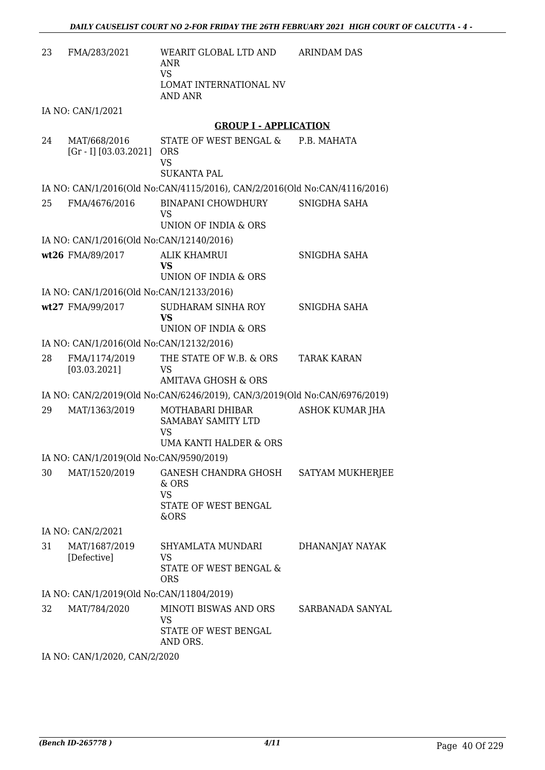| | | | |
|---|---|---|---|
| 23 | FMA/283/2021 | WEARIT GLOBAL LTD AND ANR<br>VS<br>LOMAT INTERNATIONAL NV AND ANR | ARINDAM DAS |

IA NO: CAN/1/2021

**GROUP I - APPLICATION**

| | | | |
|---|---|---|---|
| 24 | MAT/668/2016<br>[Gr - I] [03.03.2021] | STATE OF WEST BENGAL & ORS<br>VS<br>SUKANTA PAL | P.B. MAHATA |

IA NO: CAN/1/2016(Old No:CAN/4115/2016), CAN/2/2016(Old No:CAN/4116/2016)

| | | | |
|---|---|---|---|
| 25 | FMA/4676/2016 | BINAPANI CHOWDHURY<br>VS<br>UNION OF INDIA & ORS | SNIGDHA SAHA |

IA NO: CAN/1/2016(Old No:CAN/12140/2016)

| | | | |
|---|---|---|---|
| **wt26** | FMA/89/2017 | ALIK KHAMRUI<br>**VS**<br>UNION OF INDIA & ORS | SNIGDHA SAHA |

IA NO: CAN/1/2016(Old No:CAN/12133/2016)

| | | | |
|---|---|---|---|
| **wt27** | FMA/99/2017 | SUDHARAM SINHA ROY<br>**VS**<br>UNION OF INDIA & ORS | SNIGDHA SAHA |

IA NO: CAN/1/2016(Old No:CAN/12132/2016)

| | | | |
|---|---|---|---|
| 28 | FMA/1174/2019<br>[03.03.2021] | THE STATE OF W.B. & ORS<br>VS<br>AMITAVA GHOSH & ORS | TARAK KARAN |

IA NO: CAN/2/2019(Old No:CAN/6246/2019), CAN/3/2019(Old No:CAN/6976/2019)

| | | | |
|---|---|---|---|
| 29 | MAT/1363/2019 | MOTHABARI DHIBAR SAMABAY SAMITY LTD<br>VS<br>UMA KANTI HALDER & ORS | ASHOK KUMAR JHA |

IA NO: CAN/1/2019(Old No:CAN/9590/2019)

| | | | |
|---|---|---|---|
| 30 | MAT/1520/2019 | GANESH CHANDRA GHOSH & ORS<br>VS<br>STATE OF WEST BENGAL &ORS | SATYAM MUKHERJEE |

IA NO: CAN/2/2021

| | | | |
|---|---|---|---|
| 31 | MAT/1687/2019<br>[Defective] | SHYAMLATA MUNDARI<br>VS<br>STATE OF WEST BENGAL & ORS | DHANANJAY NAYAK |

IA NO: CAN/1/2019(Old No:CAN/11804/2019)

| | | | |
|---|---|---|---|
| 32 | MAT/784/2020 | MINOTI BISWAS AND ORS<br>VS<br>STATE OF WEST BENGAL AND ORS. | SARBANADA SANYAL |

IA NO: CAN/1/2020, CAN/2/2020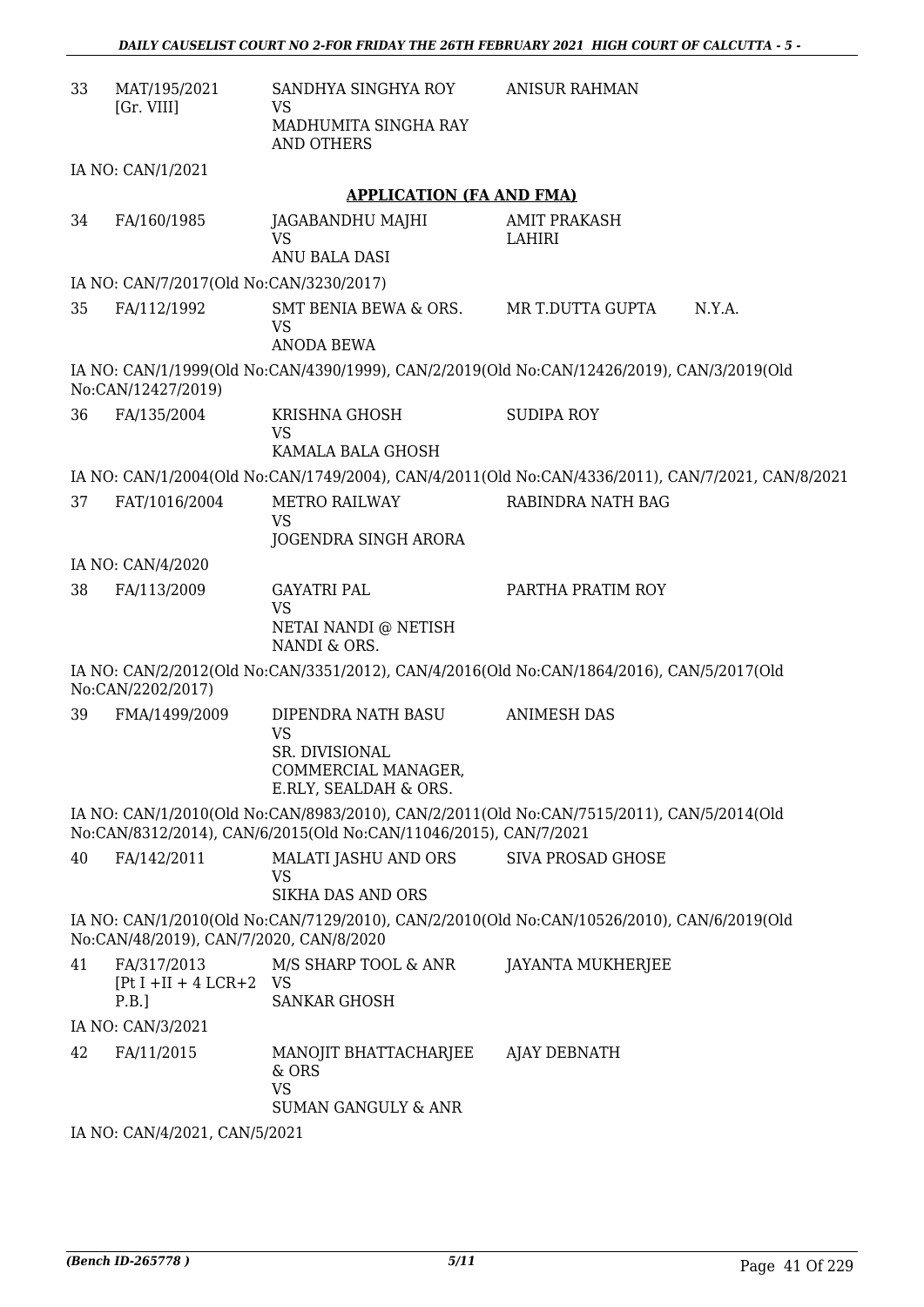| | | | | |
|---|---|---|---|---|
| 33 | MAT/195/2021 [Gr. VIII] | SANDHYA SINGHYA ROY VS MADHUMITA SINGHA RAY AND OTHERS | ANISUR RAHMAN | |

IA NO: CAN/1/2021

**APPLICATION (FA AND FMA)**

| | | | | |
|---|---|---|---|---|
| 34 | FA/160/1985 | JAGABANDHU MAJHI VS ANU BALA DASI | AMIT PRAKASH LAHIRI | |

IA NO: CAN/7/2017(Old No:CAN/3230/2017)

| | | | | |
|---|---|---|---|---|
| 35 | FA/112/1992 | SMT BENIA BEWA & ORS. VS ANODA BEWA | MR T.DUTTA GUPTA | N.Y.A. |

IA NO: CAN/1/1999(Old No:CAN/4390/1999), CAN/2/2019(Old No:CAN/12426/2019), CAN/3/2019(Old No:CAN/12427/2019)

| | | | | |
|---|---|---|---|---|
| 36 | FA/135/2004 | KRISHNA GHOSH VS KAMALA BALA GHOSH | SUDIPA ROY | |

IA NO: CAN/1/2004(Old No:CAN/1749/2004), CAN/4/2011(Old No:CAN/4336/2011), CAN/7/2021, CAN/8/2021

| | | | | |
|---|---|---|---|---|
| 37 | FAT/1016/2004 | METRO RAILWAY VS JOGENDRA SINGH ARORA | RABINDRA NATH BAG | |

IA NO: CAN/4/2020

| | | | | |
|---|---|---|---|---|
| 38 | FA/113/2009 | GAYATRI PAL VS NETAI NANDI @ NETISH NANDI & ORS. | PARTHA PRATIM ROY | |

IA NO: CAN/2/2012(Old No:CAN/3351/2012), CAN/4/2016(Old No:CAN/1864/2016), CAN/5/2017(Old No:CAN/2202/2017)

| | | | | |
|---|---|---|---|---|
| 39 | FMA/1499/2009 | DIPENDRA NATH BASU VS SR. DIVISIONAL COMMERCIAL MANAGER, E.RLY, SEALDAH & ORS. | ANIMESH DAS | |

IA NO: CAN/1/2010(Old No:CAN/8983/2010), CAN/2/2011(Old No:CAN/7515/2011), CAN/5/2014(Old No:CAN/8312/2014), CAN/6/2015(Old No:CAN/11046/2015), CAN/7/2021

| | | | | |
|---|---|---|---|---|
| 40 | FA/142/2011 | MALATI JASHU AND ORS VS SIKHA DAS AND ORS | SIVA PROSAD GHOSE | |

IA NO: CAN/1/2010(Old No:CAN/7129/2010), CAN/2/2010(Old No:CAN/10526/2010), CAN/6/2019(Old No:CAN/48/2019), CAN/7/2020, CAN/8/2020

| | | | | |
|---|---|---|---|---|
| 41 | FA/317/2013 [Pt I +II + 4 LCR+2 P.B.] | M/S SHARP TOOL & ANR VS SANKAR GHOSH | JAYANTA MUKHERJEE | |

IA NO: CAN/3/2021

| | | | | |
|---|---|---|---|---|
| 42 | FA/11/2015 | MANOJIT BHATTACHARJEE & ORS VS SUMAN GANGULY & ANR | AJAY DEBNATH | |

IA NO: CAN/4/2021, CAN/5/2021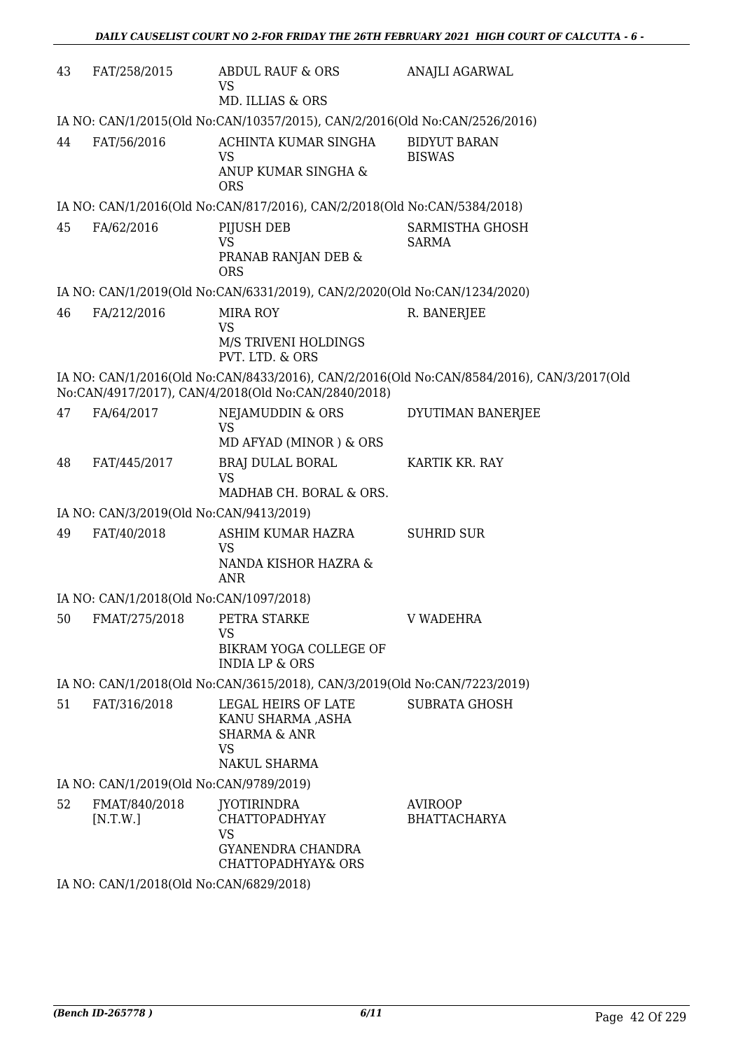| | | | |
|---|---|---|---|
| 43 | FAT/258/2015 | ABDUL RAUF & ORS<br>VS<br>MD. ILLIAS & ORS | ANAJLI AGARWAL |

IA NO: CAN/1/2015(Old No:CAN/10357/2015), CAN/2/2016(Old No:CAN/2526/2016)

| | | | |
|---|---|---|---|
| 44 | FAT/56/2016 | ACHINTA KUMAR SINGHA<br>VS<br>ANUP KUMAR SINGHA & ORS | BIDYUT BARAN BISWAS |

IA NO: CAN/1/2016(Old No:CAN/817/2016), CAN/2/2018(Old No:CAN/5384/2018)

| | | | |
|---|---|---|---|
| 45 | FA/62/2016 | PIJUSH DEB<br>VS<br>PRANAB RANJAN DEB & ORS | SARMISTHA GHOSH SARMA |

IA NO: CAN/1/2019(Old No:CAN/6331/2019), CAN/2/2020(Old No:CAN/1234/2020)

| | | | |
|---|---|---|---|
| 46 | FA/212/2016 | MIRA ROY<br>VS<br>M/S TRIVENI HOLDINGS PVT. LTD. & ORS | R. BANERJEE |

IA NO: CAN/1/2016(Old No:CAN/8433/2016), CAN/2/2016(Old No:CAN/8584/2016), CAN/3/2017(Old No:CAN/4917/2017), CAN/4/2018(Old No:CAN/2840/2018)

| | | | |
|---|---|---|---|
| 47 | FA/64/2017 | NEJAMUDDIN & ORS<br>VS<br>MD AFYAD (MINOR ) & ORS | DYUTIMAN BANERJEE |
| 48 | FAT/445/2017 | BRAJ DULAL BORAL<br>VS<br>MADHAB CH. BORAL & ORS. | KARTIK KR. RAY |

IA NO: CAN/3/2019(Old No:CAN/9413/2019)

| | | | |
|---|---|---|---|
| 49 | FAT/40/2018 | ASHIM KUMAR HAZRA<br>VS<br>NANDA KISHOR HAZRA & ANR | SUHRID SUR |

IA NO: CAN/1/2018(Old No:CAN/1097/2018)

| | | | |
|---|---|---|---|
| 50 | FMAT/275/2018 | PETRA STARKE<br>VS<br>BIKRAM YOGA COLLEGE OF INDIA LP & ORS | V WADEHRA |

IA NO: CAN/1/2018(Old No:CAN/3615/2018), CAN/3/2019(Old No:CAN/7223/2019)

| | | | |
|---|---|---|---|
| 51 | FAT/316/2018 | LEGAL HEIRS OF LATE KANU SHARMA ,ASHA SHARMA & ANR<br>VS<br>NAKUL SHARMA | SUBRATA GHOSH |

IA NO: CAN/1/2019(Old No:CAN/9789/2019)

| | | | |
|---|---|---|---|
| 52 | FMAT/840/2018 [N.T.W.] | JYOTIRINDRA CHATTOPADHYAY<br>VS<br>GYANENDRA CHANDRA CHATTOPADHYAY& ORS | AVIROOP BHATTACHARYA |

IA NO: CAN/1/2018(Old No:CAN/6829/2018)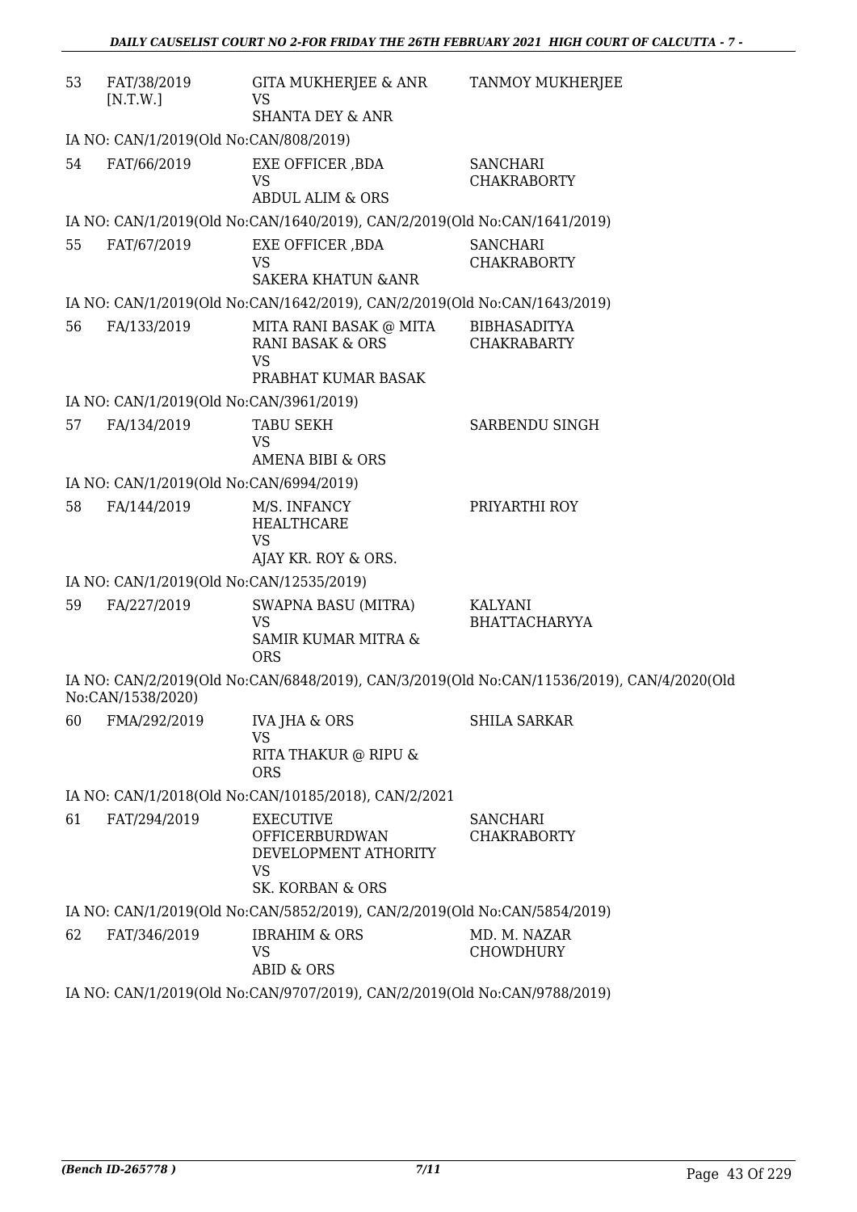| | | | |
|---|---|---|---|
| 53 | FAT/38/2019 [N.T.W.] | GITA MUKHERJEE & ANR<br>VS<br>SHANTA DEY & ANR | TANMOY MUKHERJEE |
| | IA NO: CAN/1/2019(Old No:CAN/808/2019) | | |
| 54 | FAT/66/2019 | EXE OFFICER ,BDA<br>VS<br>ABDUL ALIM & ORS | SANCHARI CHAKRABORTY |
| | IA NO: CAN/1/2019(Old No:CAN/1640/2019), CAN/2/2019(Old No:CAN/1641/2019) | | |
| 55 | FAT/67/2019 | EXE OFFICER ,BDA<br>VS<br>SAKERA KHATUN &ANR | SANCHARI CHAKRABORTY |
| | IA NO: CAN/1/2019(Old No:CAN/1642/2019), CAN/2/2019(Old No:CAN/1643/2019) | | |
| 56 | FA/133/2019 | MITA RANI BASAK @ MITA RANI BASAK & ORS<br>VS<br>PRABHAT KUMAR BASAK | BIBHASADITYA CHAKRABARTY |
| | IA NO: CAN/1/2019(Old No:CAN/3961/2019) | | |
| 57 | FA/134/2019 | TABU SEKH<br>VS<br>AMENA BIBI & ORS | SARBENDU SINGH |
| | IA NO: CAN/1/2019(Old No:CAN/6994/2019) | | |
| 58 | FA/144/2019 | M/S. INFANCY HEALTHCARE<br>VS<br>AJAY KR. ROY & ORS. | PRIYARTHI ROY |
| | IA NO: CAN/1/2019(Old No:CAN/12535/2019) | | |
| 59 | FA/227/2019 | SWAPNA BASU (MITRA)<br>VS<br>SAMIR KUMAR MITRA & ORS | KALYANI BHATTACHARYYA |
| | IA NO: CAN/2/2019(Old No:CAN/6848/2019), CAN/3/2019(Old No:CAN/11536/2019), CAN/4/2020(Old No:CAN/1538/2020) | | |
| 60 | FMA/292/2019 | IVA JHA & ORS<br>VS<br>RITA THAKUR @ RIPU & ORS | SHILA SARKAR |
| | IA NO: CAN/1/2018(Old No:CAN/10185/2018), CAN/2/2021 | | |
| 61 | FAT/294/2019 | EXECUTIVE OFFICERBURDWAN DEVELOPMENT ATHORITY<br>VS<br>SK. KORBAN & ORS | SANCHARI CHAKRABORTY |
| | IA NO: CAN/1/2019(Old No:CAN/5852/2019), CAN/2/2019(Old No:CAN/5854/2019) | | |
| 62 | FAT/346/2019 | IBRAHIM & ORS<br>VS<br>ABID & ORS | MD. M. NAZAR CHOWDHURY |
| | IA NO: CAN/1/2019(Old No:CAN/9707/2019), CAN/2/2019(Old No:CAN/9788/2019) | | |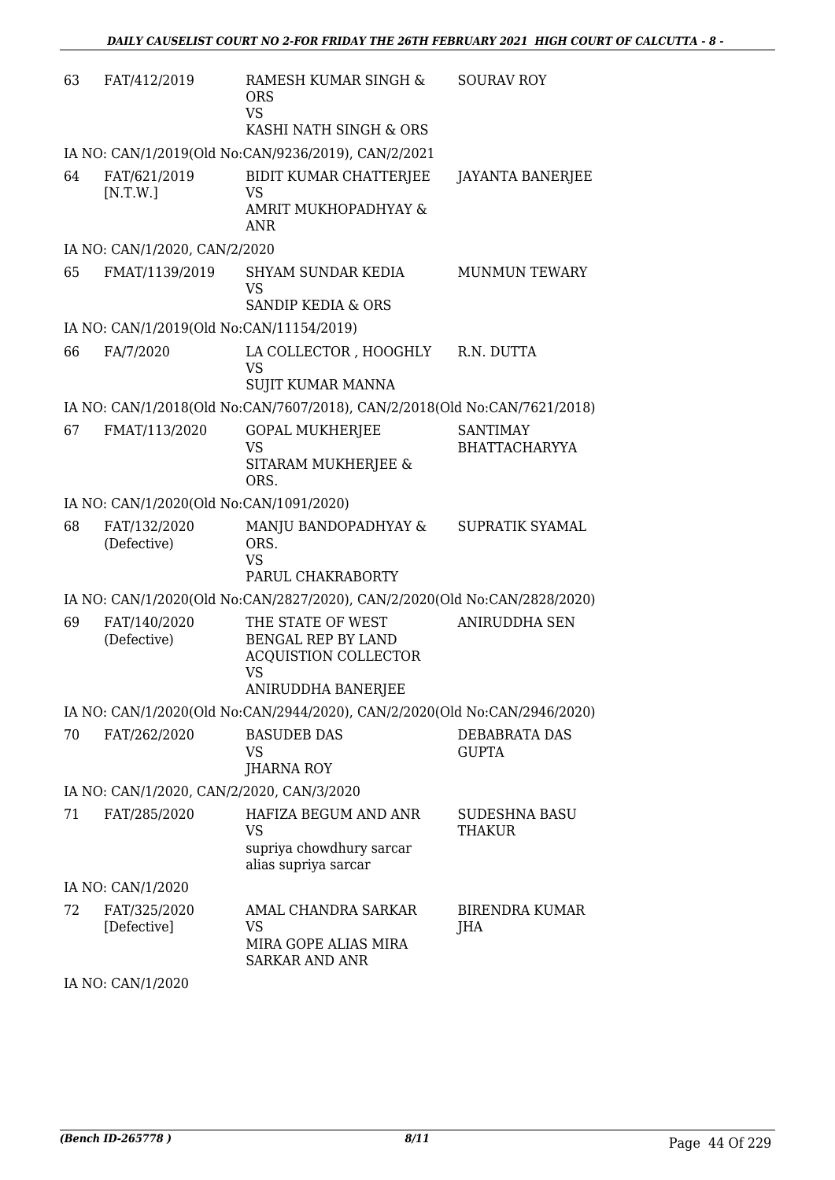| | | | |
|---|---|---|---|
| 63 | FAT/412/2019 | RAMESH KUMAR SINGH & ORS<br>VS<br>KASHI NATH SINGH & ORS | SOURAV ROY |

IA NO: CAN/1/2019(Old No:CAN/9236/2019), CAN/2/2021

| | | | |
|---|---|---|---|
| 64 | FAT/621/2019 [N.T.W.] | BIDIT KUMAR CHATTERJEE<br>VS<br>AMRIT MUKHOPADHYAY & ANR | JAYANTA BANERJEE |

IA NO: CAN/1/2020, CAN/2/2020

| | | | |
|---|---|---|---|
| 65 | FMAT/1139/2019 | SHYAM SUNDAR KEDIA<br>VS<br>SANDIP KEDIA & ORS | MUNMUN TEWARY |

IA NO: CAN/1/2019(Old No:CAN/11154/2019)

| | | | |
|---|---|---|---|
| 66 | FA/7/2020 | LA COLLECTOR , HOOGHLY<br>VS<br>SUJIT KUMAR MANNA | R.N. DUTTA |

IA NO: CAN/1/2018(Old No:CAN/7607/2018), CAN/2/2018(Old No:CAN/7621/2018)

| | | | |
|---|---|---|---|
| 67 | FMAT/113/2020 | GOPAL MUKHERJEE<br>VS<br>SITARAM MUKHERJEE & ORS. | SANTIMAY BHATTACHARYYA |

IA NO: CAN/1/2020(Old No:CAN/1091/2020)

| | | | |
|---|---|---|---|
| 68 | FAT/132/2020 (Defective) | MANJU BANDOPADHYAY & ORS.<br>VS<br>PARUL CHAKRABORTY | SUPRATIK SYAMAL |

IA NO: CAN/1/2020(Old No:CAN/2827/2020), CAN/2/2020(Old No:CAN/2828/2020)

| | | | |
|---|---|---|---|
| 69 | FAT/140/2020 (Defective) | THE STATE OF WEST BENGAL REP BY LAND ACQUISTION COLLECTOR<br>VS<br>ANIRUDDHA BANERJEE | ANIRUDDHA SEN |

IA NO: CAN/1/2020(Old No:CAN/2944/2020), CAN/2/2020(Old No:CAN/2946/2020)

| | | | |
|---|---|---|---|
| 70 | FAT/262/2020 | BASUDEB DAS<br>VS<br>JHARNA ROY | DEBABRATA DAS GUPTA |

IA NO: CAN/1/2020, CAN/2/2020, CAN/3/2020

| | | | |
|---|---|---|---|
| 71 | FAT/285/2020 | HAFIZA BEGUM AND ANR<br>VS<br>supriya chowdhury sarcar alias supriya sarcar | SUDESHNA BASU THAKUR |

IA NO: CAN/1/2020

| | | | |
|---|---|---|---|
| 72 | FAT/325/2020 [Defective] | AMAL CHANDRA SARKAR<br>VS<br>MIRA GOPE ALIAS MIRA SARKAR AND ANR | BIRENDRA KUMAR JHA |

IA NO: CAN/1/2020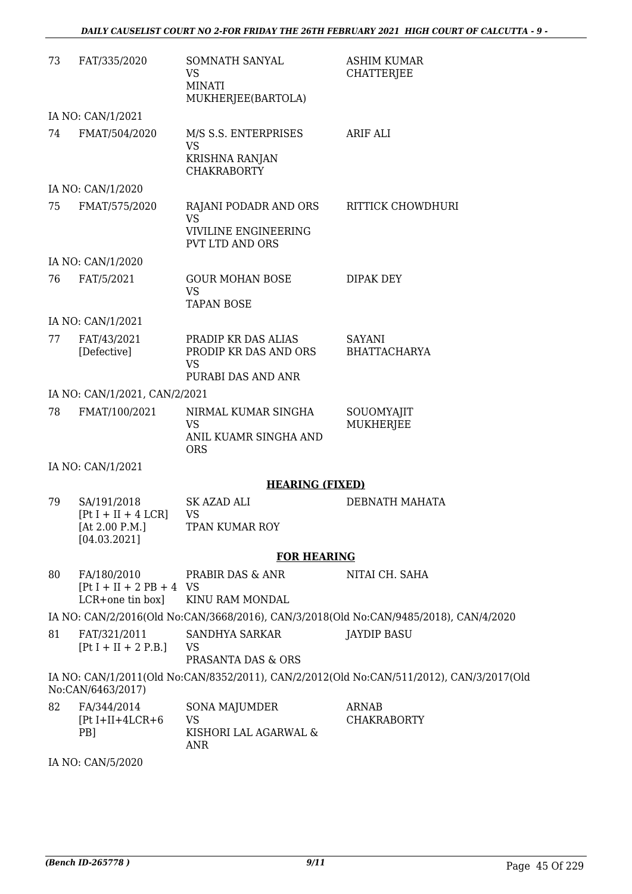| | | | |
|---|---|---|---|
| 73 | FAT/335/2020 | SOMNATH SANYAL<br>VS<br>MINATI MUKHERJEE(BARTOLA) | ASHIM KUMAR CHATTERJEE |

IA NO: CAN/1/2021

| | | | |
|---|---|---|---|
| 74 | FMAT/504/2020 | M/S S.S. ENTERPRISES<br>VS<br>KRISHNA RANJAN CHAKRABORTY | ARIF ALI |

IA NO: CAN/1/2020

| | | | |
|---|---|---|---|
| 75 | FMAT/575/2020 | RAJANI PODADR AND ORS<br>VS<br>VIVILINE ENGINEERING PVT LTD AND ORS | RITTICK CHOWDHURI |

IA NO: CAN/1/2020

| | | | |
|---|---|---|---|
| 76 | FAT/5/2021 | GOUR MOHAN BOSE<br>VS<br>TAPAN BOSE | DIPAK DEY |

IA NO: CAN/1/2021

| | | | |
|---|---|---|---|
| 77 | FAT/43/2021 [Defective] | PRADIP KR DAS ALIAS PRODIP KR DAS AND ORS<br>VS<br>PURABI DAS AND ANR | SAYANI BHATTACHARYA |

IA NO: CAN/1/2021, CAN/2/2021

| | | | |
|---|---|---|---|
| 78 | FMAT/100/2021 | NIRMAL KUMAR SINGHA<br>VS<br>ANIL KUAMR SINGHA AND ORS | SOUOMYAJIT MUKHERJEE |

IA NO: CAN/1/2021

## HEARING (FIXED)

| | | | |
|---|---|---|---|
| 79 | SA/191/2018 [Pt I + II + 4 LCR] [At 2.00 P.M.] [04.03.2021] | SK AZAD ALI<br>VS<br>TPAN KUMAR ROY | DEBNATH MAHATA |

## FOR HEARING

| | | | |
|---|---|---|---|
| 80 | FA/180/2010 [Pt I + II + 2 PB + 4 LCR+one tin box] | PRABIR DAS & ANR<br>VS<br>KINU RAM MONDAL | NITAI CH. SAHA |

IA NO: CAN/2/2016(Old No:CAN/3668/2016), CAN/3/2018(Old No:CAN/9485/2018), CAN/4/2020

| | | | |
|---|---|---|---|
| 81 | FAT/321/2011 [Pt I + II + 2 P.B.] | SANDHYA SARKAR<br>VS<br>PRASANTA DAS & ORS | JAYDIP BASU |

IA NO: CAN/1/2011(Old No:CAN/8352/2011), CAN/2/2012(Old No:CAN/511/2012), CAN/3/2017(Old No:CAN/6463/2017)

| | | | |
|---|---|---|---|
| 82 | FA/344/2014 [Pt I+II+4LCR+6 PB] | SONA MAJUMDER<br>VS<br>KISHORI LAL AGARWAL & ANR | ARNAB CHAKRABORTY |

IA NO: CAN/5/2020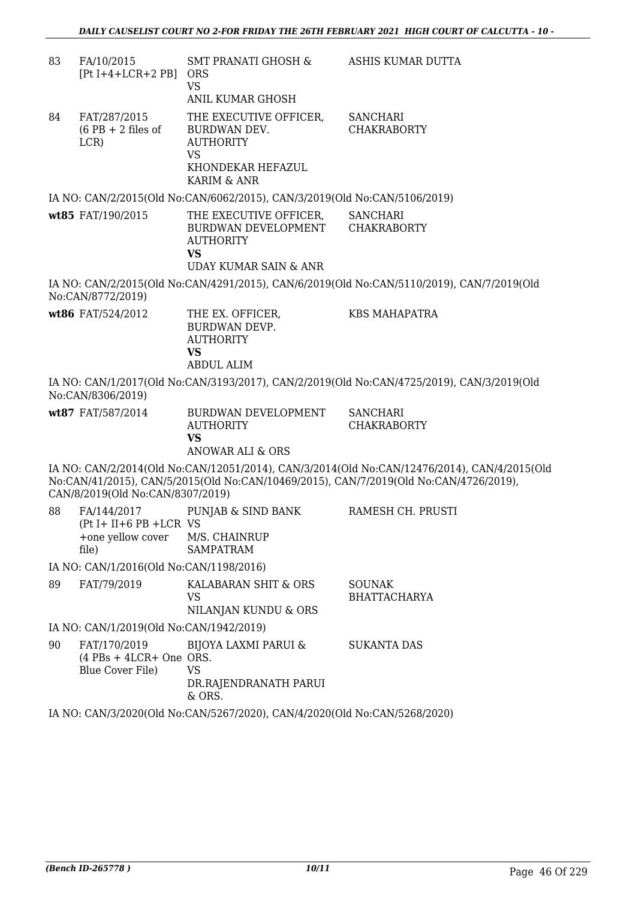| | | | |
|---|---|---|---|
| 83 | FA/10/2015 [Pt I+4+LCR+2 PB] | SMT PRANATI GHOSH & ORS<br>VS<br>ANIL KUMAR GHOSH | ASHIS KUMAR DUTTA |
| 84 | FAT/287/2015 (6 PB + 2 files of LCR) | THE EXECUTIVE OFFICER, BURDWAN DEV. AUTHORITY<br>VS<br>KHONDEKAR HEFAZUL KARIM & ANR | SANCHARI CHAKRABORTY |

IA NO: CAN/2/2015(Old No:CAN/6062/2015), CAN/3/2019(Old No:CAN/5106/2019)

| | | | |
|---|---|---|---|
| **wt85** | FAT/190/2015 | THE EXECUTIVE OFFICER, BURDWAN DEVELOPMENT AUTHORITY<br>**VS**<br>UDAY KUMAR SAIN & ANR | SANCHARI CHAKRABORTY |

IA NO: CAN/2/2015(Old No:CAN/4291/2015), CAN/6/2019(Old No:CAN/5110/2019), CAN/7/2019(Old No:CAN/8772/2019)

| | | | |
|---|---|---|---|
| **wt86** | FAT/524/2012 | THE EX. OFFICER, BURDWAN DEVP. AUTHORITY<br>**VS**<br>ABDUL ALIM | KBS MAHAPATRA |

IA NO: CAN/1/2017(Old No:CAN/3193/2017), CAN/2/2019(Old No:CAN/4725/2019), CAN/3/2019(Old No:CAN/8306/2019)

| | | | |
|---|---|---|---|
| **wt87** | FAT/587/2014 | BURDWAN DEVELOPMENT AUTHORITY<br>**VS**<br>ANOWAR ALI & ORS | SANCHARI CHAKRABORTY |

IA NO: CAN/2/2014(Old No:CAN/12051/2014), CAN/3/2014(Old No:CAN/12476/2014), CAN/4/2015(Old No:CAN/41/2015), CAN/5/2015(Old No:CAN/10469/2015), CAN/7/2019(Old No:CAN/4726/2019), CAN/8/2019(Old No:CAN/8307/2019)

| | | | |
|---|---|---|---|
| 88 | FA/144/2017 (Pt I+ II+6 PB +LCR +one yellow cover file) | PUNJAB & SIND BANK<br>VS<br>M/S. CHAINRUP SAMPATRAM | RAMESH CH. PRUSTI |

IA NO: CAN/1/2016(Old No:CAN/1198/2016)

| | | | |
|---|---|---|---|
| 89 | FAT/79/2019 | KALABARAN SHIT & ORS<br>VS<br>NILANJAN KUNDU & ORS | SOUNAK BHATTACHARYA |

IA NO: CAN/1/2019(Old No:CAN/1942/2019)

| | | | |
|---|---|---|---|
| 90 | FAT/170/2019 (4 PBs + 4LCR+ One Blue Cover File) | BIJOYA LAXMI PARUI & ORS.<br>VS<br>DR.RAJENDRANATH PARUI & ORS. | SUKANTA DAS |

IA NO: CAN/3/2020(Old No:CAN/5267/2020), CAN/4/2020(Old No:CAN/5268/2020)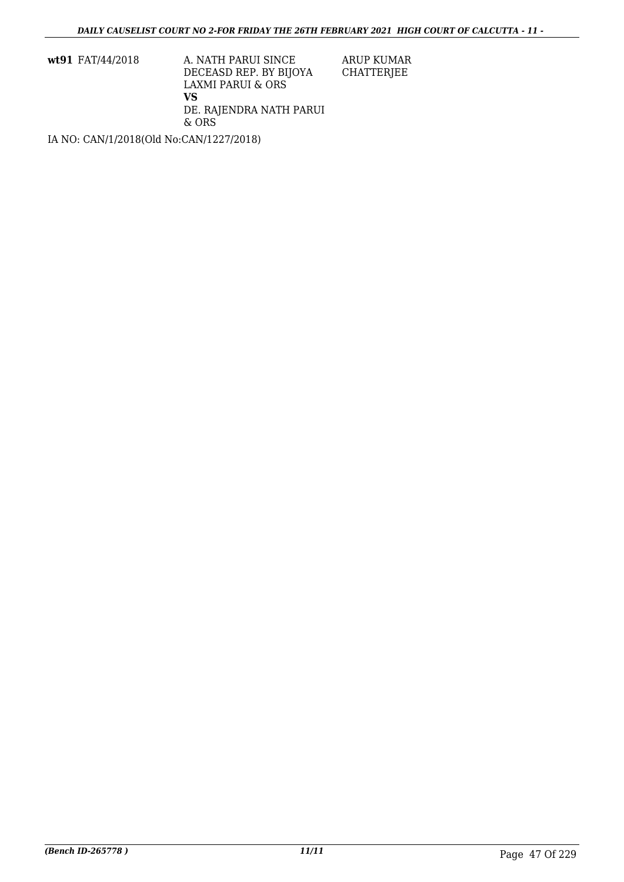| | | | |
|---|---|---|---|
| **wt91** | FAT/44/2018 | A. NATH PARUI SINCE DECEASD REP. BY BIJOYA LAXMI PARUI & ORS<br>**VS**<br>DE. RAJENDRA NATH PARUI & ORS | ARUP KUMAR CHATTERJEE |

IA NO: CAN/1/2018(Old No:CAN/1227/2018)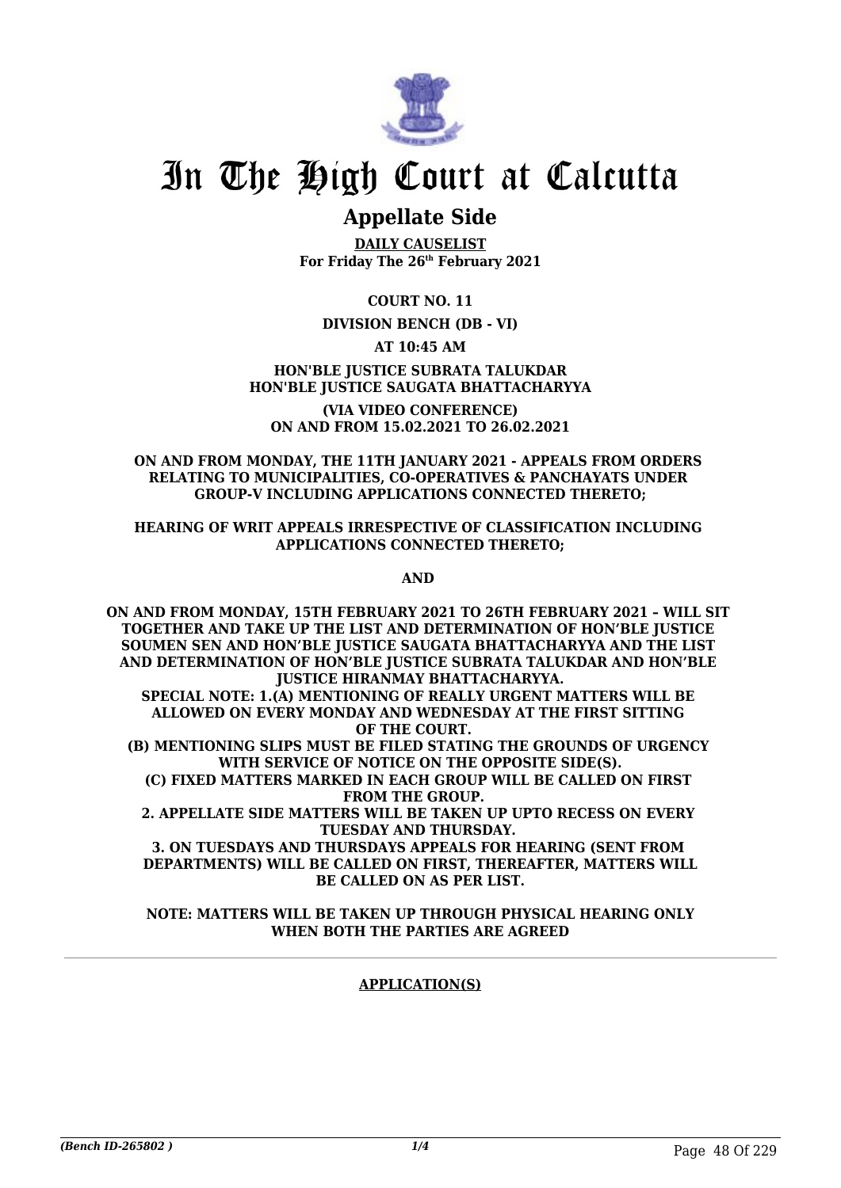# In The High Court at Calcutta

## Appellate Side

**DAILY CAUSELIST**
**For Friday The 26th February 2021**

**COURT NO. 11**

**DIVISION BENCH (DB - VI)**

**AT 10:45 AM**

**HON'BLE JUSTICE SUBRATA TALUKDAR**
**HON'BLE JUSTICE SAUGATA BHATTACHARYYA**

**(VIA VIDEO CONFERENCE)**
**ON AND FROM 15.02.2021 TO 26.02.2021**

**ON AND FROM MONDAY, THE 11TH JANUARY 2021 - APPEALS FROM ORDERS RELATING TO MUNICIPALITIES, CO-OPERATIVES & PANCHAYATS UNDER GROUP-V INCLUDING APPLICATIONS CONNECTED THERETO;**

**HEARING OF WRIT APPEALS IRRESPECTIVE OF CLASSIFICATION INCLUDING APPLICATIONS CONNECTED THERETO;**

**AND**

**ON AND FROM MONDAY, 15TH FEBRUARY 2021 TO 26TH FEBRUARY 2021 – WILL SIT TOGETHER AND TAKE UP THE LIST AND DETERMINATION OF HON'BLE JUSTICE SOUMEN SEN AND HON'BLE JUSTICE SAUGATA BHATTACHARYYA AND THE LIST AND DETERMINATION OF HON'BLE JUSTICE SUBRATA TALUKDAR AND HON'BLE JUSTICE HIRANMAY BHATTACHARYYA.**
**SPECIAL NOTE: 1.(A) MENTIONING OF REALLY URGENT MATTERS WILL BE ALLOWED ON EVERY MONDAY AND WEDNESDAY AT THE FIRST SITTING OF THE COURT.**
**(B) MENTIONING SLIPS MUST BE FILED STATING THE GROUNDS OF URGENCY WITH SERVICE OF NOTICE ON THE OPPOSITE SIDE(S).**
**(C) FIXED MATTERS MARKED IN EACH GROUP WILL BE CALLED ON FIRST FROM THE GROUP.**
**2. APPELLATE SIDE MATTERS WILL BE TAKEN UP UPTO RECESS ON EVERY TUESDAY AND THURSDAY.**
**3. ON TUESDAYS AND THURSDAYS APPEALS FOR HEARING (SENT FROM DEPARTMENTS) WILL BE CALLED ON FIRST, THEREAFTER, MATTERS WILL BE CALLED ON AS PER LIST.**

**NOTE: MATTERS WILL BE TAKEN UP THROUGH PHYSICAL HEARING ONLY WHEN BOTH THE PARTIES ARE AGREED**

**APPLICATION(S)**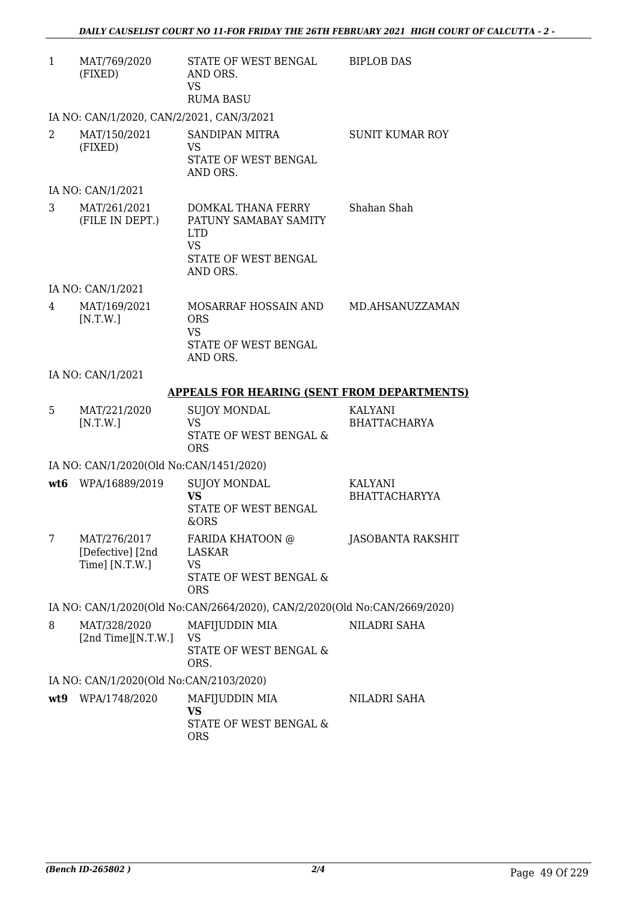| | | | |
|---|---|---|---|
| 1 | MAT/769/2020 (FIXED) | STATE OF WEST BENGAL AND ORS. VS RUMA BASU | BIPLOB DAS |
| | IA NO: CAN/1/2020, CAN/2/2021, CAN/3/2021 | | |
| 2 | MAT/150/2021 (FIXED) | SANDIPAN MITRA VS STATE OF WEST BENGAL AND ORS. | SUNIT KUMAR ROY |
| | IA NO: CAN/1/2021 | | |
| 3 | MAT/261/2021 (FILE IN DEPT.) | DOMKAL THANA FERRY PATUNY SAMABAY SAMITY LTD VS STATE OF WEST BENGAL AND ORS. | Shahan Shah |
| | IA NO: CAN/1/2021 | | |
| 4 | MAT/169/2021 [N.T.W.] | MOSARRAF HOSSAIN AND ORS VS STATE OF WEST BENGAL AND ORS. | MD.AHSANUZZAMAN |
| | IA NO: CAN/1/2021 | | |

**APPEALS FOR HEARING (SENT FROM DEPARTMENTS)**

| | | | |
|---|---|---|---|
| 5 | MAT/221/2020 [N.T.W.] | SUJOY MONDAL VS STATE OF WEST BENGAL & ORS | KALYANI BHATTACHARYA |
| | IA NO: CAN/1/2020(Old No:CAN/1451/2020) | | |
| **wt6** | WPA/16889/2019 | SUJOY MONDAL **VS** STATE OF WEST BENGAL &ORS | KALYANI BHATTACHARYYA |
| 7 | MAT/276/2017 [Defective] [2nd Time] [N.T.W.] | FARIDA KHATOON @ LASKAR VS STATE OF WEST BENGAL & ORS | JASOBANTA RAKSHIT |
| | IA NO: CAN/1/2020(Old No:CAN/2664/2020), CAN/2/2020(Old No:CAN/2669/2020) | | |
| 8 | MAT/328/2020 [2nd Time][N.T.W.] | MAFIJUDDIN MIA VS STATE OF WEST BENGAL & ORS. | NILADRI SAHA |
| | IA NO: CAN/1/2020(Old No:CAN/2103/2020) | | |
| **wt9** | WPA/1748/2020 | MAFIJUDDIN MIA **VS** STATE OF WEST BENGAL & ORS | NILADRI SAHA |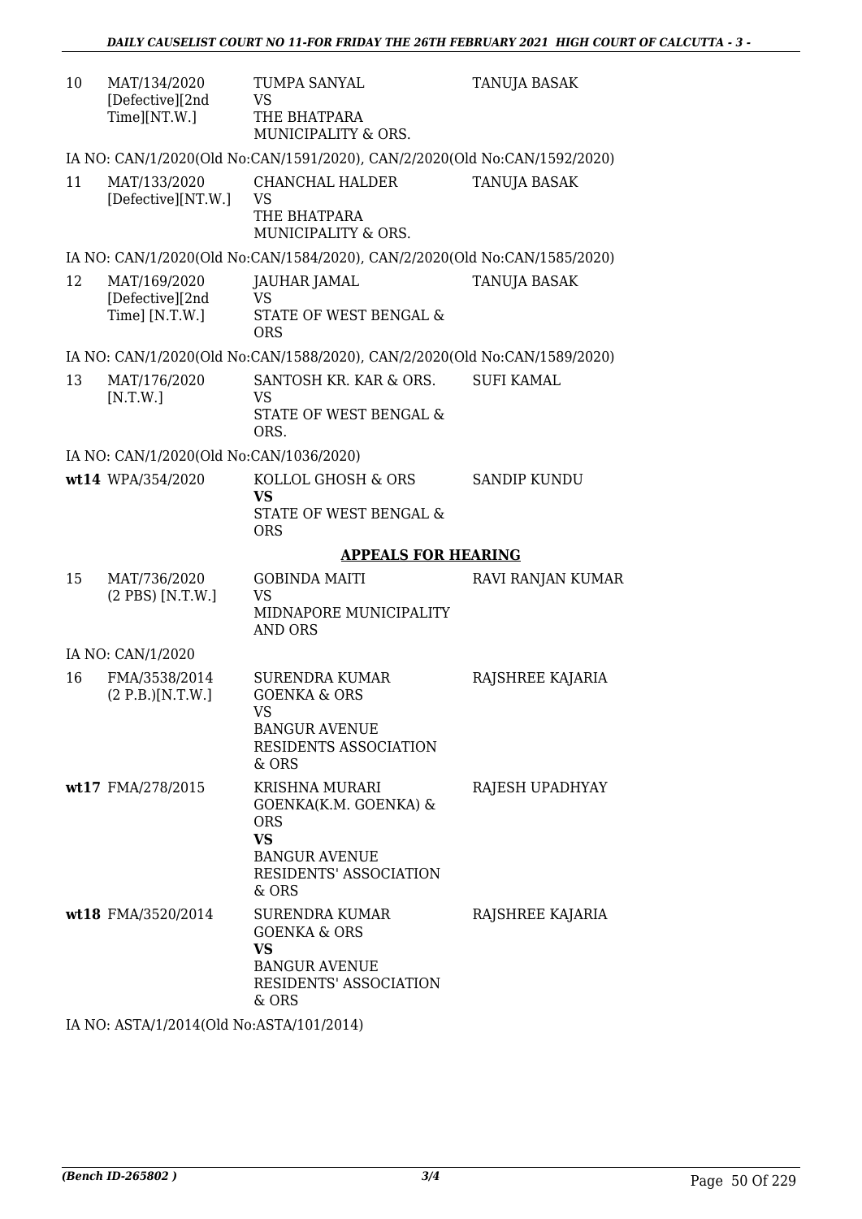| | | | |
|---|---|---|---|
| 10 | MAT/134/2020 [Defective][2nd Time][NT.W.] | TUMPA SANYAL VS THE BHATPARA MUNICIPALITY & ORS. | TANUJA BASAK |

IA NO: CAN/1/2020(Old No:CAN/1591/2020), CAN/2/2020(Old No:CAN/1592/2020)

| | | | |
|---|---|---|---|
| 11 | MAT/133/2020 [Defective][NT.W.] | CHANCHAL HALDER VS THE BHATPARA MUNICIPALITY & ORS. | TANUJA BASAK |

IA NO: CAN/1/2020(Old No:CAN/1584/2020), CAN/2/2020(Old No:CAN/1585/2020)

| | | | |
|---|---|---|---|
| 12 | MAT/169/2020 [Defective][2nd Time] [N.T.W.] | JAUHAR JAMAL VS STATE OF WEST BENGAL & ORS | TANUJA BASAK |

IA NO: CAN/1/2020(Old No:CAN/1588/2020), CAN/2/2020(Old No:CAN/1589/2020)

| | | | |
|---|---|---|---|
| 13 | MAT/176/2020 [N.T.W.] | SANTOSH KR. KAR & ORS. VS STATE OF WEST BENGAL & ORS. | SUFI KAMAL |

IA NO: CAN/1/2020(Old No:CAN/1036/2020)

| | | | |
|---|---|---|---|
| wt14 | WPA/354/2020 | KOLLOL GHOSH & ORS **VS** STATE OF WEST BENGAL & ORS | SANDIP KUNDU |

## APPEALS FOR HEARING

| | | | |
|---|---|---|---|
| 15 | MAT/736/2020 (2 PBS) [N.T.W.] | GOBINDA MAITI VS MIDNAPORE MUNICIPALITY AND ORS | RAVI RANJAN KUMAR |

IA NO: CAN/1/2020

| | | | |
|---|---|---|---|
| 16 | FMA/3538/2014 (2 P.B.)[N.T.W.] | SURENDRA KUMAR GOENKA & ORS VS BANGUR AVENUE RESIDENTS ASSOCIATION & ORS | RAJSHREE KAJARIA |
| wt17 | FMA/278/2015 | KRISHNA MURARI GOENKA(K.M. GOENKA) & ORS **VS** BANGUR AVENUE RESIDENTS' ASSOCIATION & ORS | RAJESH UPADHYAY |
| wt18 | FMA/3520/2014 | SURENDRA KUMAR GOENKA & ORS **VS** BANGUR AVENUE RESIDENTS' ASSOCIATION & ORS | RAJSHREE KAJARIA |

IA NO: ASTA/1/2014(Old No:ASTA/101/2014)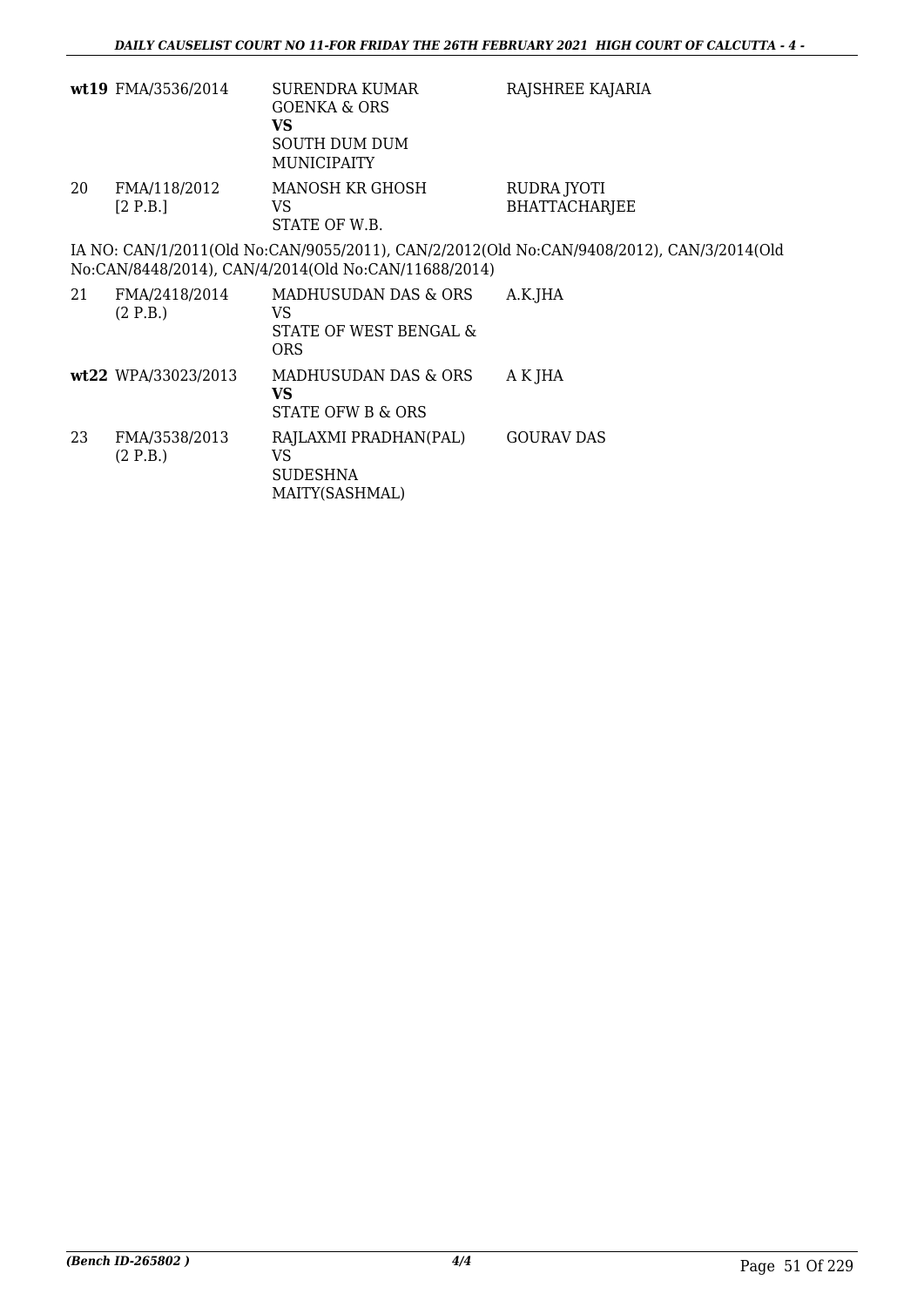| | | | |
|---|---|---|---|
| **wt19** | FMA/3536/2014 | SURENDRA KUMAR GOENKA & ORS **VS** SOUTH DUM DUM MUNICIPAITY | RAJSHREE KAJARIA |
| 20 | FMA/118/2012 [2 P.B.] | MANOSH KR GHOSH VS STATE OF W.B. | RUDRA JYOTI BHATTACHARJEE |

IA NO: CAN/1/2011(Old No:CAN/9055/2011), CAN/2/2012(Old No:CAN/9408/2012), CAN/3/2014(Old No:CAN/8448/2014), CAN/4/2014(Old No:CAN/11688/2014)

| | | | |
|---|---|---|---|
| 21 | FMA/2418/2014 (2 P.B.) | MADHUSUDAN DAS & ORS VS STATE OF WEST BENGAL & ORS | A.K.JHA |
| **wt22** | WPA/33023/2013 | MADHUSUDAN DAS & ORS **VS** STATE OFW B & ORS | A K JHA |
| 23 | FMA/3538/2013 (2 P.B.) | RAJLAXMI PRADHAN(PAL) VS SUDESHNA MAITY(SASHMAL) | GOURAV DAS |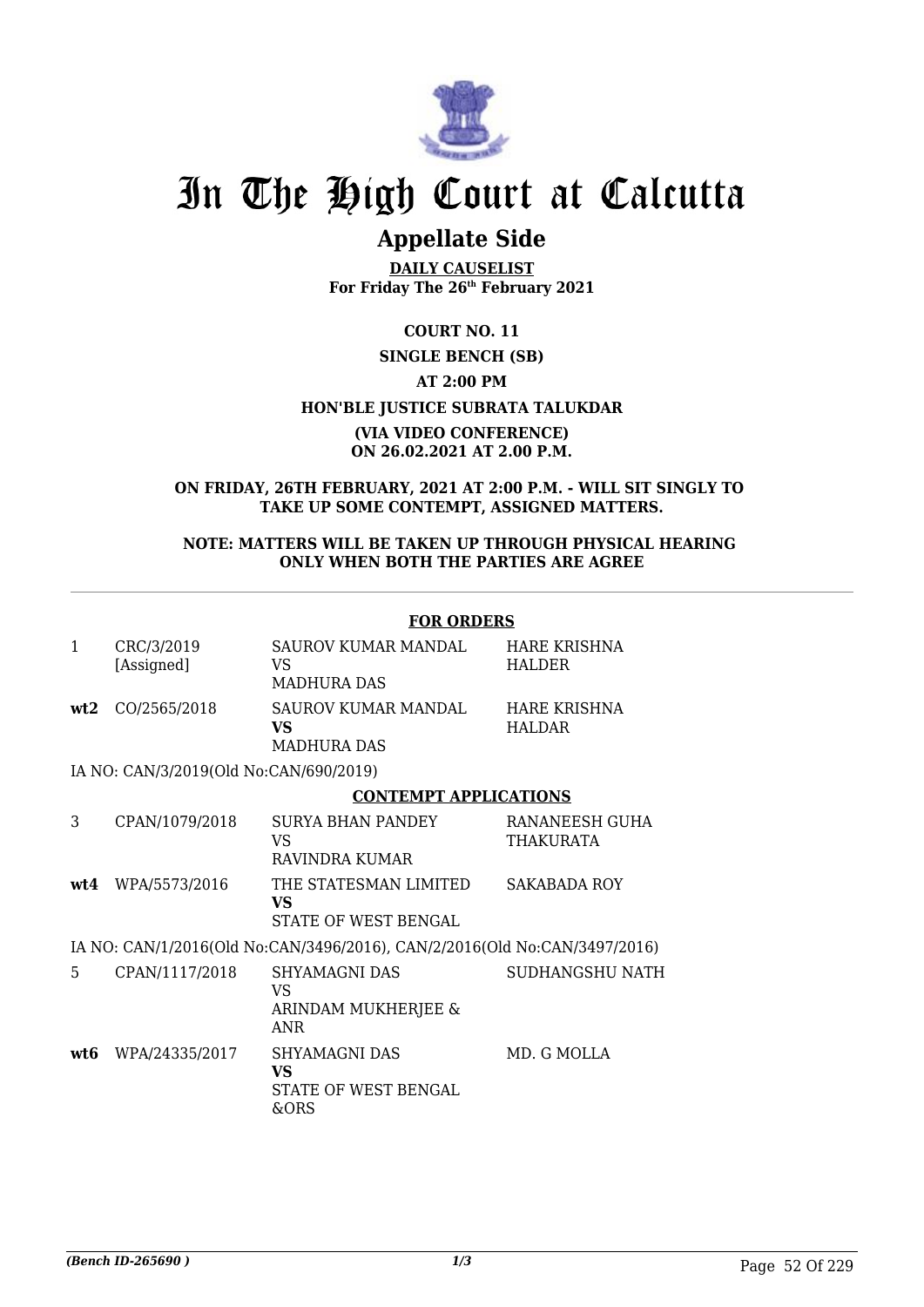# In The High Court at Calcutta

## Appellate Side

**DAILY CAUSELIST**
**For Friday The 26th February 2021**

**COURT NO. 11**

**SINGLE BENCH (SB)**

**AT 2:00 PM**

**HON'BLE JUSTICE SUBRATA TALUKDAR**

**(VIA VIDEO CONFERENCE)**
**ON 26.02.2021 AT 2.00 P.M.**

**ON FRIDAY, 26TH FEBRUARY, 2021 AT 2:00 P.M. - WILL SIT SINGLY TO TAKE UP SOME CONTEMPT, ASSIGNED MATTERS.**

**NOTE: MATTERS WILL BE TAKEN UP THROUGH PHYSICAL HEARING ONLY WHEN BOTH THE PARTIES ARE AGREE**

**FOR ORDERS**

| | | | |
|---|---|---|---|
| 1 | CRC/3/2019 [Assigned] | SAUROV KUMAR MANDAL VS MADHURA DAS | HARE KRISHNA HALDER |
| **wt2** | CO/2565/2018 | SAUROV KUMAR MANDAL **VS** MADHURA DAS | HARE KRISHNA HALDAR |

IA NO: CAN/3/2019(Old No:CAN/690/2019)

**CONTEMPT APPLICATIONS**

| | | | |
|---|---|---|---|
| 3 | CPAN/1079/2018 | SURYA BHAN PANDEY VS RAVINDRA KUMAR | RANANEESH GUHA THAKURATA |
| **wt4** | WPA/5573/2016 | THE STATESMAN LIMITED **VS** STATE OF WEST BENGAL | SAKABADA ROY |

IA NO: CAN/1/2016(Old No:CAN/3496/2016), CAN/2/2016(Old No:CAN/3497/2016)

| | | | |
|---|---|---|---|
| 5 | CPAN/1117/2018 | SHYAMAGNI DAS VS ARINDAM MUKHERJEE & ANR | SUDHANGSHU NATH |
| **wt6** | WPA/24335/2017 | SHYAMAGNI DAS **VS** STATE OF WEST BENGAL &ORS | MD. G MOLLA |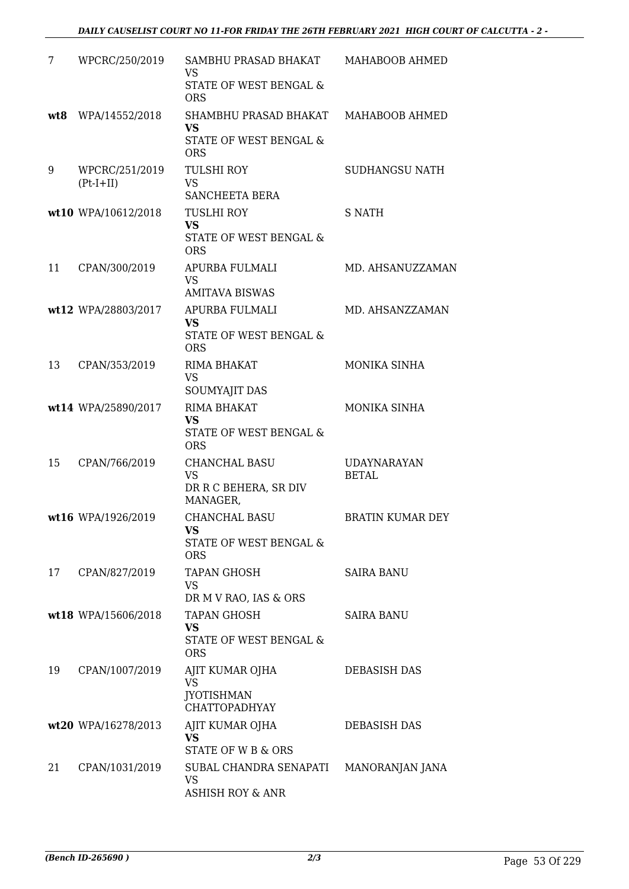| | | | |
|---|---|---|---|
| 7 | WPCRC/250/2019 | SAMBHU PRASAD BHAKAT<br>VS<br>STATE OF WEST BENGAL & ORS | MAHABOOB AHMED |
| **wt8** | WPA/14552/2018 | SHAMBHU PRASAD BHAKAT<br>**VS**<br>STATE OF WEST BENGAL & ORS | MAHABOOB AHMED |
| 9 | WPCRC/251/2019 (Pt-I+II) | TULSHI ROY<br>VS<br>SANCHEETA BERA | SUDHANGSU NATH |
| **wt10** | WPA/10612/2018 | TUSLHI ROY<br>**VS**<br>STATE OF WEST BENGAL & ORS | S NATH |
| 11 | CPAN/300/2019 | APURBA FULMALI<br>VS<br>AMITAVA BISWAS | MD. AHSANUZZAMAN |
| **wt12** | WPA/28803/2017 | APURBA FULMALI<br>**VS**<br>STATE OF WEST BENGAL & ORS | MD. AHSANZZAMAN |
| 13 | CPAN/353/2019 | RIMA BHAKAT<br>VS<br>SOUMYAJIT DAS | MONIKA SINHA |
| **wt14** | WPA/25890/2017 | RIMA BHAKAT<br>**VS**<br>STATE OF WEST BENGAL & ORS | MONIKA SINHA |
| 15 | CPAN/766/2019 | CHANCHAL BASU<br>VS<br>DR R C BEHERA, SR DIV MANAGER, | UDAYNARAYAN BETAL |
| **wt16** | WPA/1926/2019 | CHANCHAL BASU<br>**VS**<br>STATE OF WEST BENGAL & ORS | BRATIN KUMAR DEY |
| 17 | CPAN/827/2019 | TAPAN GHOSH<br>VS<br>DR M V RAO, IAS & ORS | SAIRA BANU |
| **wt18** | WPA/15606/2018 | TAPAN GHOSH<br>**VS**<br>STATE OF WEST BENGAL & ORS | SAIRA BANU |
| 19 | CPAN/1007/2019 | AJIT KUMAR OJHA<br>VS<br>JYOTISHMAN CHATTOPADHYAY | DEBASISH DAS |
| **wt20** | WPA/16278/2013 | AJIT KUMAR OJHA<br>**VS**<br>STATE OF W B & ORS | DEBASISH DAS |
| 21 | CPAN/1031/2019 | SUBAL CHANDRA SENAPATI<br>VS<br>ASHISH ROY & ANR | MANORANJAN JANA |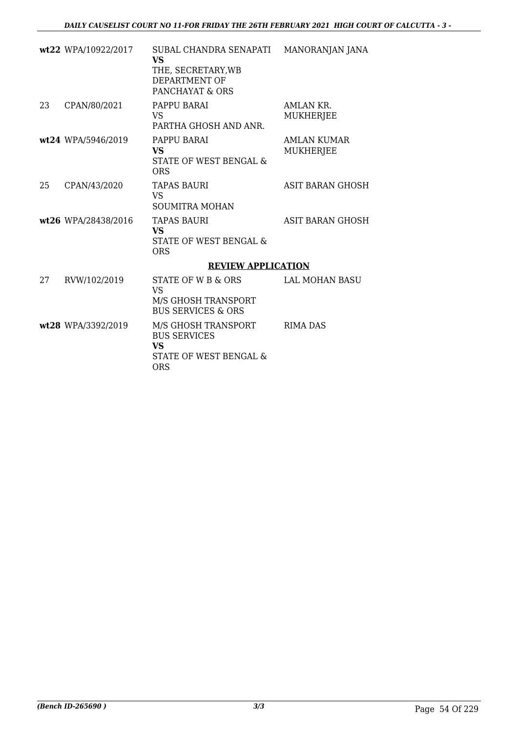| | | | |
|---|---|---|---|
| **wt22** | WPA/10922/2017 | SUBAL CHANDRA SENAPATI **VS** THE, SECRETARY,WB DEPARTMENT OF PANCHAYAT & ORS | MANORANJAN JANA |
| 23 | CPAN/80/2021 | PAPPU BARAI VS PARTHA GHOSH AND ANR. | AMLAN KR. MUKHERJEE |
| **wt24** | WPA/5946/2019 | PAPPU BARAI **VS** STATE OF WEST BENGAL & ORS | AMLAN KUMAR MUKHERJEE |
| 25 | CPAN/43/2020 | TAPAS BAURI VS SOUMITRA MOHAN | ASIT BARAN GHOSH |
| **wt26** | WPA/28438/2016 | TAPAS BAURI **VS** STATE OF WEST BENGAL & ORS | ASIT BARAN GHOSH |

**REVIEW APPLICATION**

| | | | |
|---|---|---|---|
| 27 | RVW/102/2019 | STATE OF W B & ORS VS M/S GHOSH TRANSPORT BUS SERVICES & ORS | LAL MOHAN BASU |
| **wt28** | WPA/3392/2019 | M/S GHOSH TRANSPORT BUS SERVICES **VS** STATE OF WEST BENGAL & ORS | RIMA DAS |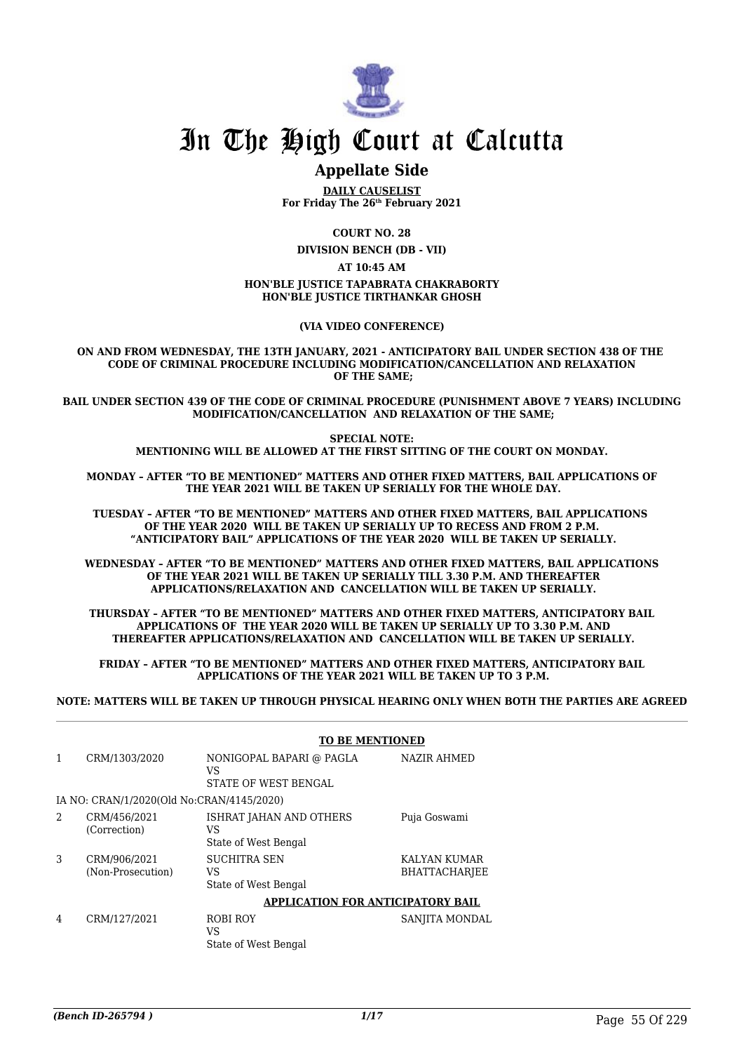# In The High Court at Calcutta

## Appellate Side

**DAILY CAUSELIST**
**For Friday The 26th February 2021**

**COURT NO. 28**

**DIVISION BENCH (DB - VII)**

**AT 10:45 AM**

**HON'BLE JUSTICE TAPABRATA CHAKRABORTY**
**HON'BLE JUSTICE TIRTHANKAR GHOSH**

**(VIA VIDEO CONFERENCE)**

**ON AND FROM WEDNESDAY, THE 13TH JANUARY, 2021 - ANTICIPATORY BAIL UNDER SECTION 438 OF THE CODE OF CRIMINAL PROCEDURE INCLUDING MODIFICATION/CANCELLATION AND RELAXATION OF THE SAME;**

**BAIL UNDER SECTION 439 OF THE CODE OF CRIMINAL PROCEDURE (PUNISHMENT ABOVE 7 YEARS) INCLUDING MODIFICATION/CANCELLATION AND RELAXATION OF THE SAME;**

**SPECIAL NOTE:**
**MENTIONING WILL BE ALLOWED AT THE FIRST SITTING OF THE COURT ON MONDAY.**

**MONDAY – AFTER "TO BE MENTIONED" MATTERS AND OTHER FIXED MATTERS, BAIL APPLICATIONS OF THE YEAR 2021 WILL BE TAKEN UP SERIALLY FOR THE WHOLE DAY.**

**TUESDAY – AFTER "TO BE MENTIONED" MATTERS AND OTHER FIXED MATTERS, BAIL APPLICATIONS OF THE YEAR 2020 WILL BE TAKEN UP SERIALLY UP TO RECESS AND FROM 2 P.M. "ANTICIPATORY BAIL" APPLICATIONS OF THE YEAR 2020 WILL BE TAKEN UP SERIALLY.**

**WEDNESDAY – AFTER "TO BE MENTIONED" MATTERS AND OTHER FIXED MATTERS, BAIL APPLICATIONS OF THE YEAR 2021 WILL BE TAKEN UP SERIALLY TILL 3.30 P.M. AND THEREAFTER APPLICATIONS/RELAXATION AND CANCELLATION WILL BE TAKEN UP SERIALLY.**

**THURSDAY – AFTER "TO BE MENTIONED" MATTERS AND OTHER FIXED MATTERS, ANTICIPATORY BAIL APPLICATIONS OF THE YEAR 2020 WILL BE TAKEN UP SERIALLY UP TO 3.30 P.M. AND THEREAFTER APPLICATIONS/RELAXATION AND CANCELLATION WILL BE TAKEN UP SERIALLY.**

**FRIDAY – AFTER "TO BE MENTIONED" MATTERS AND OTHER FIXED MATTERS, ANTICIPATORY BAIL APPLICATIONS OF THE YEAR 2021 WILL BE TAKEN UP TO 3 P.M.**

**NOTE: MATTERS WILL BE TAKEN UP THROUGH PHYSICAL HEARING ONLY WHEN BOTH THE PARTIES ARE AGREED**

**TO BE MENTIONED**

| | | | |
|---|---|---|---|
| 1 | CRM/1303/2020 | NONIGOPAL BAPARI @ PAGLA<br>VS<br>STATE OF WEST BENGAL | NAZIR AHMED |
| | IA NO: CRAN/1/2020(Old No:CRAN/4145/2020) | | |
| 2 | CRM/456/2021<br>(Correction) | ISHRAT JAHAN AND OTHERS<br>VS<br>State of West Bengal | Puja Goswami |
| 3 | CRM/906/2021<br>(Non-Prosecution) | SUCHITRA SEN<br>VS<br>State of West Bengal | KALYAN KUMAR BHATTACHARJEE |

**APPLICATION FOR ANTICIPATORY BAIL**

| | | | |
|---|---|---|---|
| 4 | CRM/127/2021 | ROBI ROY<br>VS<br>State of West Bengal | SANJITA MONDAL |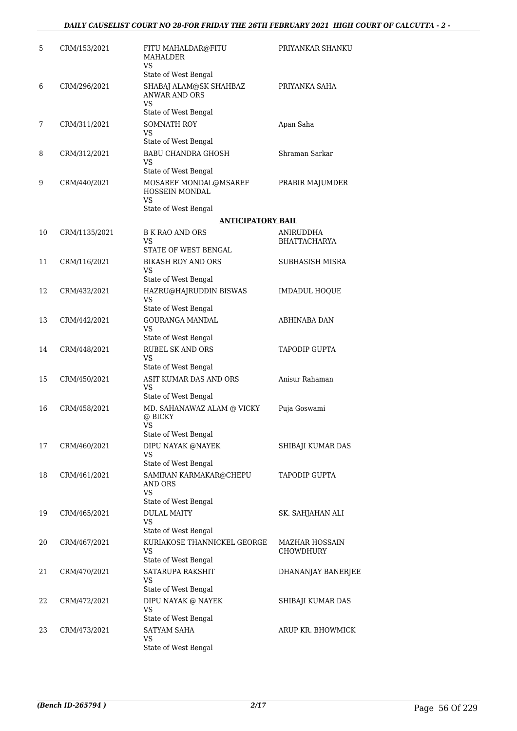| | | | |
|---|---|---|---|
| 5 | CRM/153/2021 | FITU MAHALDAR@FITU MAHALDER<br>VS<br>State of West Bengal | PRIYANKAR SHANKU |
| 6 | CRM/296/2021 | SHABAJ ALAM@SK SHAHBAZ ANWAR AND ORS<br>VS<br>State of West Bengal | PRIYANKA SAHA |
| 7 | CRM/311/2021 | SOMNATH ROY<br>VS<br>State of West Bengal | Apan Saha |
| 8 | CRM/312/2021 | BABU CHANDRA GHOSH<br>VS<br>State of West Bengal | Shraman Sarkar |
| 9 | CRM/440/2021 | MOSAREF MONDAL@MSAREF HOSSEIN MONDAL<br>VS<br>State of West Bengal | PRABIR MAJUMDER |

**ANTICIPATORY BAIL**

| | | | |
|---|---|---|---|
| 10 | CRM/1135/2021 | B K RAO AND ORS<br>VS<br>STATE OF WEST BENGAL | ANIRUDDHA BHATTACHARYA |
| 11 | CRM/116/2021 | BIKASH ROY AND ORS<br>VS<br>State of West Bengal | SUBHASISH MISRA |
| 12 | CRM/432/2021 | HAZRU@HAJRUDDIN BISWAS<br>VS<br>State of West Bengal | IMDADUL HOQUE |
| 13 | CRM/442/2021 | GOURANGA MANDAL<br>VS<br>State of West Bengal | ABHINABA DAN |
| 14 | CRM/448/2021 | RUBEL SK AND ORS<br>VS<br>State of West Bengal | TAPODIP GUPTA |
| 15 | CRM/450/2021 | ASIT KUMAR DAS AND ORS<br>VS<br>State of West Bengal | Anisur Rahaman |
| 16 | CRM/458/2021 | MD. SAHANAWAZ ALAM @ VICKY @ BICKY<br>VS<br>State of West Bengal | Puja Goswami |
| 17 | CRM/460/2021 | DIPU NAYAK @NAYEK<br>VS<br>State of West Bengal | SHIBAJI KUMAR DAS |
| 18 | CRM/461/2021 | SAMIRAN KARMAKAR@CHEPU AND ORS<br>VS<br>State of West Bengal | TAPODIP GUPTA |
| 19 | CRM/465/2021 | DULAL MAITY<br>VS<br>State of West Bengal | SK. SAHJAHAN ALI |
| 20 | CRM/467/2021 | KURIAKOSE THANNICKEL GEORGE<br>VS<br>State of West Bengal | MAZHAR HOSSAIN CHOWDHURY |
| 21 | CRM/470/2021 | SATARUPA RAKSHIT<br>VS<br>State of West Bengal | DHANANJAY BANERJEE |
| 22 | CRM/472/2021 | DIPU NAYAK @ NAYEK<br>VS<br>State of West Bengal | SHIBAJI KUMAR DAS |
| 23 | CRM/473/2021 | SATYAM SAHA<br>VS<br>State of West Bengal | ARUP KR. BHOWMICK |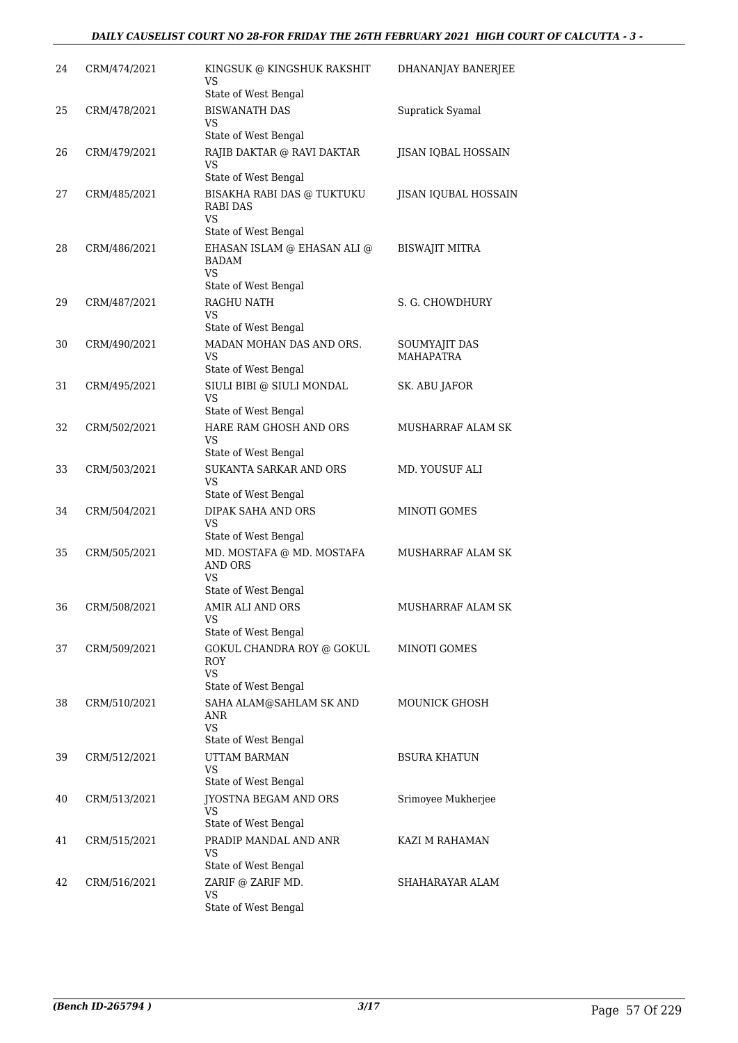| 24 | CRM/474/2021 | KINGSUK @ KINGSHUK RAKSHIT<br>VS<br>State of West Bengal | DHANANJAY BANERJEE |
|---|---|---|---|
| 25 | CRM/478/2021 | BISWANATH DAS<br>VS<br>State of West Bengal | Supratick Syamal |
| 26 | CRM/479/2021 | RAJIB DAKTAR @ RAVI DAKTAR<br>VS<br>State of West Bengal | JISAN IQBAL HOSSAIN |
| 27 | CRM/485/2021 | BISAKHA RABI DAS @ TUKTUKU RABI DAS<br>VS<br>State of West Bengal | JISAN IQUBAL HOSSAIN |
| 28 | CRM/486/2021 | EHASAN ISLAM @ EHASAN ALI @ BADAM<br>VS<br>State of West Bengal | BISWAJIT MITRA |
| 29 | CRM/487/2021 | RAGHU NATH<br>VS<br>State of West Bengal | S. G. CHOWDHURY |
| 30 | CRM/490/2021 | MADAN MOHAN DAS AND ORS.<br>VS<br>State of West Bengal | SOUMYAJIT DAS MAHAPATRA |
| 31 | CRM/495/2021 | SIULI BIBI @ SIULI MONDAL<br>VS<br>State of West Bengal | SK. ABU JAFOR |
| 32 | CRM/502/2021 | HARE RAM GHOSH AND ORS<br>VS<br>State of West Bengal | MUSHARRAF ALAM SK |
| 33 | CRM/503/2021 | SUKANTA SARKAR AND ORS<br>VS<br>State of West Bengal | MD. YOUSUF ALI |
| 34 | CRM/504/2021 | DIPAK SAHA AND ORS<br>VS<br>State of West Bengal | MINOTI GOMES |
| 35 | CRM/505/2021 | MD. MOSTAFA @ MD. MOSTAFA AND ORS<br>VS<br>State of West Bengal | MUSHARRAF ALAM SK |
| 36 | CRM/508/2021 | AMIR ALI AND ORS<br>VS<br>State of West Bengal | MUSHARRAF ALAM SK |
| 37 | CRM/509/2021 | GOKUL CHANDRA ROY @ GOKUL ROY<br>VS<br>State of West Bengal | MINOTI GOMES |
| 38 | CRM/510/2021 | SAHA ALAM@SAHLAM SK AND ANR<br>VS<br>State of West Bengal | MOUNICK GHOSH |
| 39 | CRM/512/2021 | UTTAM BARMAN<br>VS<br>State of West Bengal | BSURA KHATUN |
| 40 | CRM/513/2021 | JYOSTNA BEGAM AND ORS<br>VS<br>State of West Bengal | Srimoyee Mukherjee |
| 41 | CRM/515/2021 | PRADIP MANDAL AND ANR<br>VS<br>State of West Bengal | KAZI M RAHAMAN |
| 42 | CRM/516/2021 | ZARIF @ ZARIF MD.<br>VS<br>State of West Bengal | SHAHARAYAR ALAM |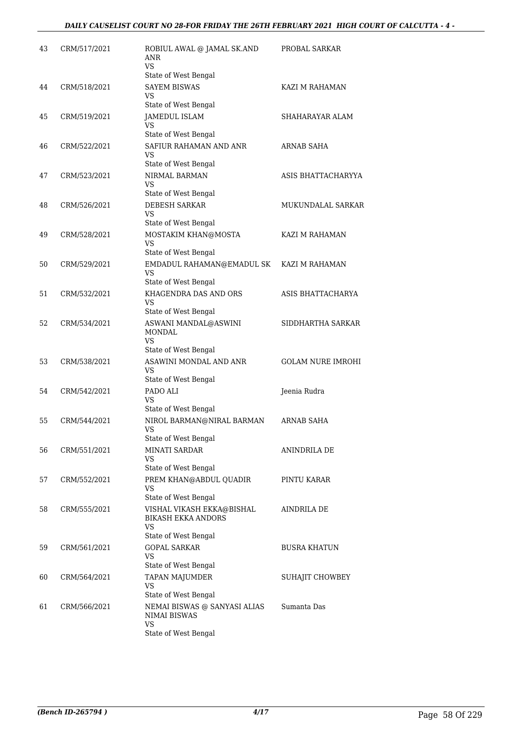| 43 | CRM/517/2021 | ROBIUL AWAL @ JAMAL SK.AND ANR<br>VS<br>State of West Bengal | PROBAL SARKAR |
|---|---|---|---|
| 44 | CRM/518/2021 | SAYEM BISWAS<br>VS<br>State of West Bengal | KAZI M RAHAMAN |
| 45 | CRM/519/2021 | JAMEDUL ISLAM<br>VS<br>State of West Bengal | SHAHARAYAR ALAM |
| 46 | CRM/522/2021 | SAFIUR RAHAMAN AND ANR<br>VS<br>State of West Bengal | ARNAB SAHA |
| 47 | CRM/523/2021 | NIRMAL BARMAN<br>VS<br>State of West Bengal | ASIS BHATTACHARYYA |
| 48 | CRM/526/2021 | DEBESH SARKAR<br>VS<br>State of West Bengal | MUKUNDALAL SARKAR |
| 49 | CRM/528/2021 | MOSTAKIM KHAN@MOSTA<br>VS<br>State of West Bengal | KAZI M RAHAMAN |
| 50 | CRM/529/2021 | EMDADUL RAHAMAN@EMADUL SK<br>VS<br>State of West Bengal | KAZI M RAHAMAN |
| 51 | CRM/532/2021 | KHAGENDRA DAS AND ORS<br>VS<br>State of West Bengal | ASIS BHATTACHARYA |
| 52 | CRM/534/2021 | ASWANI MANDAL@ASWINI MONDAL<br>VS<br>State of West Bengal | SIDDHARTHA SARKAR |
| 53 | CRM/538/2021 | ASAWINI MONDAL AND ANR<br>VS<br>State of West Bengal | GOLAM NURE IMROHI |
| 54 | CRM/542/2021 | PADO ALI<br>VS<br>State of West Bengal | Jeenia Rudra |
| 55 | CRM/544/2021 | NIROL BARMAN@NIRAL BARMAN<br>VS<br>State of West Bengal | ARNAB SAHA |
| 56 | CRM/551/2021 | MINATI SARDAR<br>VS<br>State of West Bengal | ANINDRILA DE |
| 57 | CRM/552/2021 | PREM KHAN@ABDUL QUADIR<br>VS<br>State of West Bengal | PINTU KARAR |
| 58 | CRM/555/2021 | VISHAL VIKASH EKKA@BISHAL BIKASH EKKA ANDORS<br>VS<br>State of West Bengal | AINDRILA DE |
| 59 | CRM/561/2021 | GOPAL SARKAR<br>VS<br>State of West Bengal | BUSRA KHATUN |
| 60 | CRM/564/2021 | TAPAN MAJUMDER<br>VS<br>State of West Bengal | SUHAJIT CHOWBEY |
| 61 | CRM/566/2021 | NEMAI BISWAS @ SANYASI ALIAS NIMAI BISWAS<br>VS<br>State of West Bengal | Sumanta Das |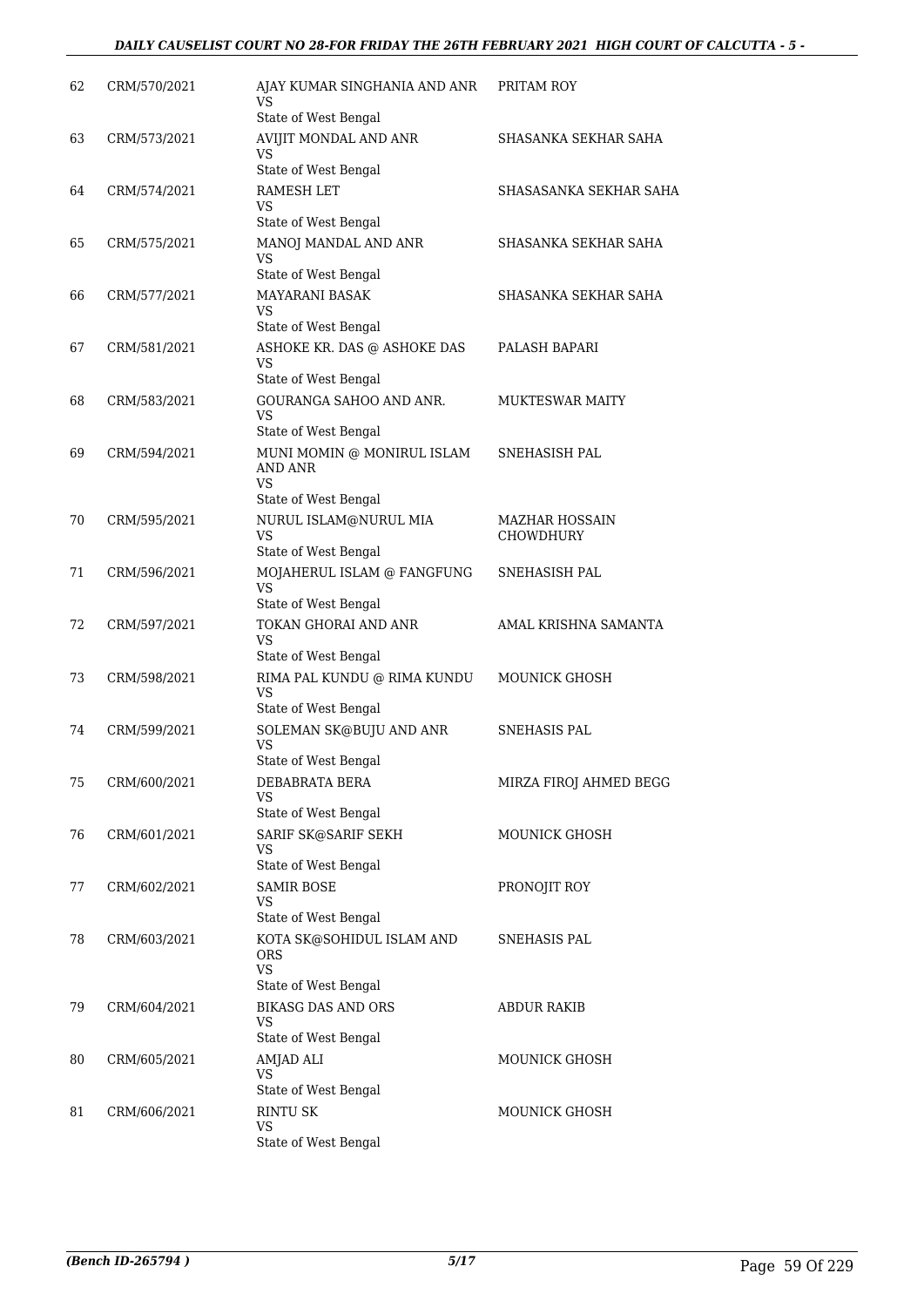| | | | |
|---|---|---|---|
| 62 | CRM/570/2021 | AJAY KUMAR SINGHANIA AND ANR<br>VS<br>State of West Bengal | PRITAM ROY |
| 63 | CRM/573/2021 | AVIJIT MONDAL AND ANR<br>VS<br>State of West Bengal | SHASANKA SEKHAR SAHA |
| 64 | CRM/574/2021 | RAMESH LET<br>VS<br>State of West Bengal | SHASASANKA SEKHAR SAHA |
| 65 | CRM/575/2021 | MANOJ MANDAL AND ANR<br>VS<br>State of West Bengal | SHASANKA SEKHAR SAHA |
| 66 | CRM/577/2021 | MAYARANI BASAK<br>VS<br>State of West Bengal | SHASANKA SEKHAR SAHA |
| 67 | CRM/581/2021 | ASHOKE KR. DAS @ ASHOKE DAS<br>VS<br>State of West Bengal | PALASH BAPARI |
| 68 | CRM/583/2021 | GOURANGA SAHOO AND ANR.<br>VS<br>State of West Bengal | MUKTESWAR MAITY |
| 69 | CRM/594/2021 | MUNI MOMIN @ MONIRUL ISLAM AND ANR<br>VS<br>State of West Bengal | SNEHASISH PAL |
| 70 | CRM/595/2021 | NURUL ISLAM@NURUL MIA<br>VS<br>State of West Bengal | MAZHAR HOSSAIN CHOWDHURY |
| 71 | CRM/596/2021 | MOJAHERUL ISLAM @ FANGFUNG<br>VS<br>State of West Bengal | SNEHASISH PAL |
| 72 | CRM/597/2021 | TOKAN GHORAI AND ANR<br>VS<br>State of West Bengal | AMAL KRISHNA SAMANTA |
| 73 | CRM/598/2021 | RIMA PAL KUNDU @ RIMA KUNDU<br>VS<br>State of West Bengal | MOUNICK GHOSH |
| 74 | CRM/599/2021 | SOLEMAN SK@BUJU AND ANR<br>VS<br>State of West Bengal | SNEHASIS PAL |
| 75 | CRM/600/2021 | DEBABRATA BERA<br>VS<br>State of West Bengal | MIRZA FIROJ AHMED BEGG |
| 76 | CRM/601/2021 | SARIF SK@SARIF SEKH<br>VS<br>State of West Bengal | MOUNICK GHOSH |
| 77 | CRM/602/2021 | SAMIR BOSE<br>VS<br>State of West Bengal | PRONOJIT ROY |
| 78 | CRM/603/2021 | KOTA SK@SOHIDUL ISLAM AND ORS<br>VS<br>State of West Bengal | SNEHASIS PAL |
| 79 | CRM/604/2021 | BIKASG DAS AND ORS<br>VS<br>State of West Bengal | ABDUR RAKIB |
| 80 | CRM/605/2021 | AMJAD ALI<br>VS<br>State of West Bengal | MOUNICK GHOSH |
| 81 | CRM/606/2021 | RINTU SK<br>VS<br>State of West Bengal | MOUNICK GHOSH |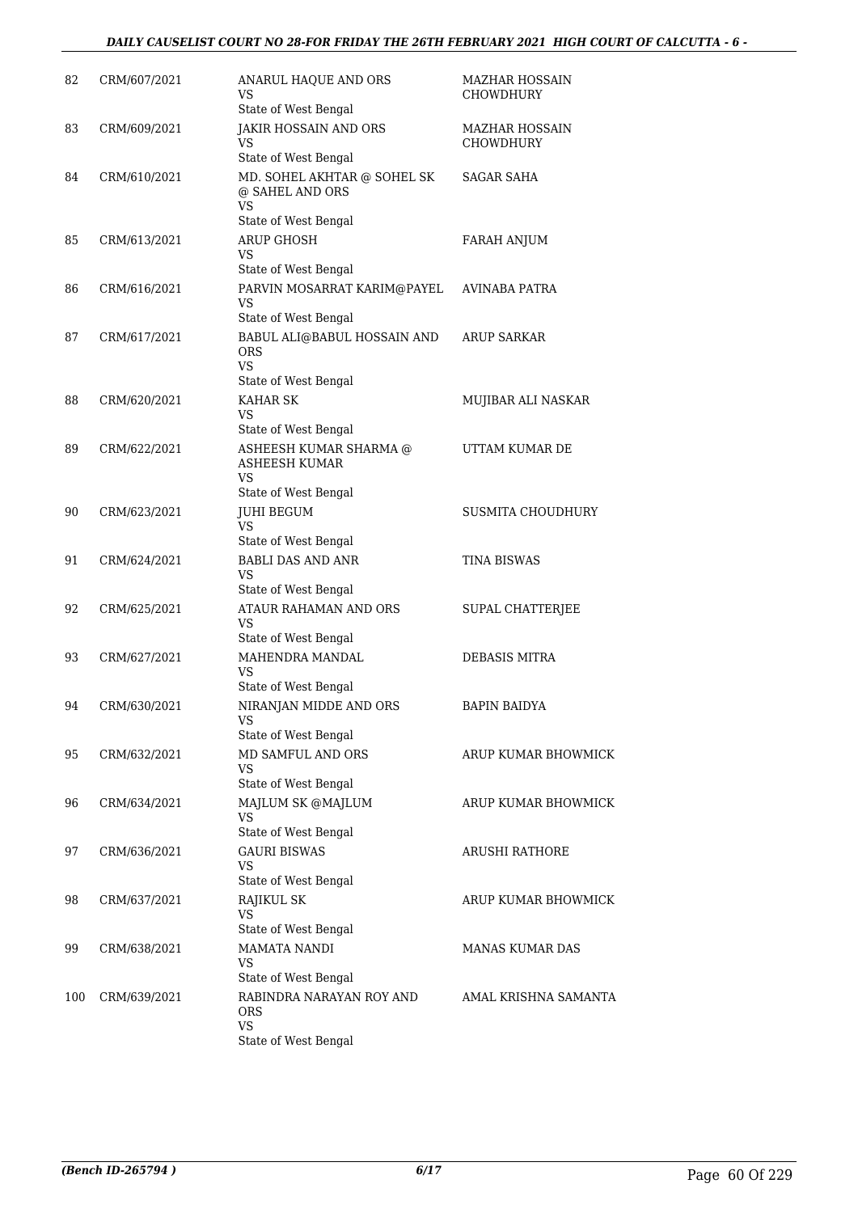| | | | |
|---|---|---|---|
| 82 | CRM/607/2021 | ANARUL HAQUE AND ORS<br>VS<br>State of West Bengal | MAZHAR HOSSAIN CHOWDHURY |
| 83 | CRM/609/2021 | JAKIR HOSSAIN AND ORS<br>VS<br>State of West Bengal | MAZHAR HOSSAIN CHOWDHURY |
| 84 | CRM/610/2021 | MD. SOHEL AKHTAR @ SOHEL SK @ SAHEL AND ORS<br>VS<br>State of West Bengal | SAGAR SAHA |
| 85 | CRM/613/2021 | ARUP GHOSH<br>VS<br>State of West Bengal | FARAH ANJUM |
| 86 | CRM/616/2021 | PARVIN MOSARRAT KARIM@PAYEL<br>VS<br>State of West Bengal | AVINABA PATRA |
| 87 | CRM/617/2021 | BABUL ALI@BABUL HOSSAIN AND ORS<br>VS<br>State of West Bengal | ARUP SARKAR |
| 88 | CRM/620/2021 | KAHAR SK<br>VS<br>State of West Bengal | MUJIBAR ALI NASKAR |
| 89 | CRM/622/2021 | ASHEESH KUMAR SHARMA @ ASHEESH KUMAR<br>VS<br>State of West Bengal | UTTAM KUMAR DE |
| 90 | CRM/623/2021 | JUHI BEGUM<br>VS<br>State of West Bengal | SUSMITA CHOUDHURY |
| 91 | CRM/624/2021 | BABLI DAS AND ANR<br>VS<br>State of West Bengal | TINA BISWAS |
| 92 | CRM/625/2021 | ATAUR RAHAMAN AND ORS<br>VS<br>State of West Bengal | SUPAL CHATTERJEE |
| 93 | CRM/627/2021 | MAHENDRA MANDAL<br>VS<br>State of West Bengal | DEBASIS MITRA |
| 94 | CRM/630/2021 | NIRANJAN MIDDE AND ORS<br>VS<br>State of West Bengal | BAPIN BAIDYA |
| 95 | CRM/632/2021 | MD SAMFUL AND ORS<br>VS<br>State of West Bengal | ARUP KUMAR BHOWMICK |
| 96 | CRM/634/2021 | MAJLUM SK @MAJLUM<br>VS<br>State of West Bengal | ARUP KUMAR BHOWMICK |
| 97 | CRM/636/2021 | GAURI BISWAS<br>VS<br>State of West Bengal | ARUSHI RATHORE |
| 98 | CRM/637/2021 | RAJIKUL SK<br>VS<br>State of West Bengal | ARUP KUMAR BHOWMICK |
| 99 | CRM/638/2021 | MAMATA NANDI<br>VS<br>State of West Bengal | MANAS KUMAR DAS |
| 100 | CRM/639/2021 | RABINDRA NARAYAN ROY AND ORS<br>VS<br>State of West Bengal | AMAL KRISHNA SAMANTA |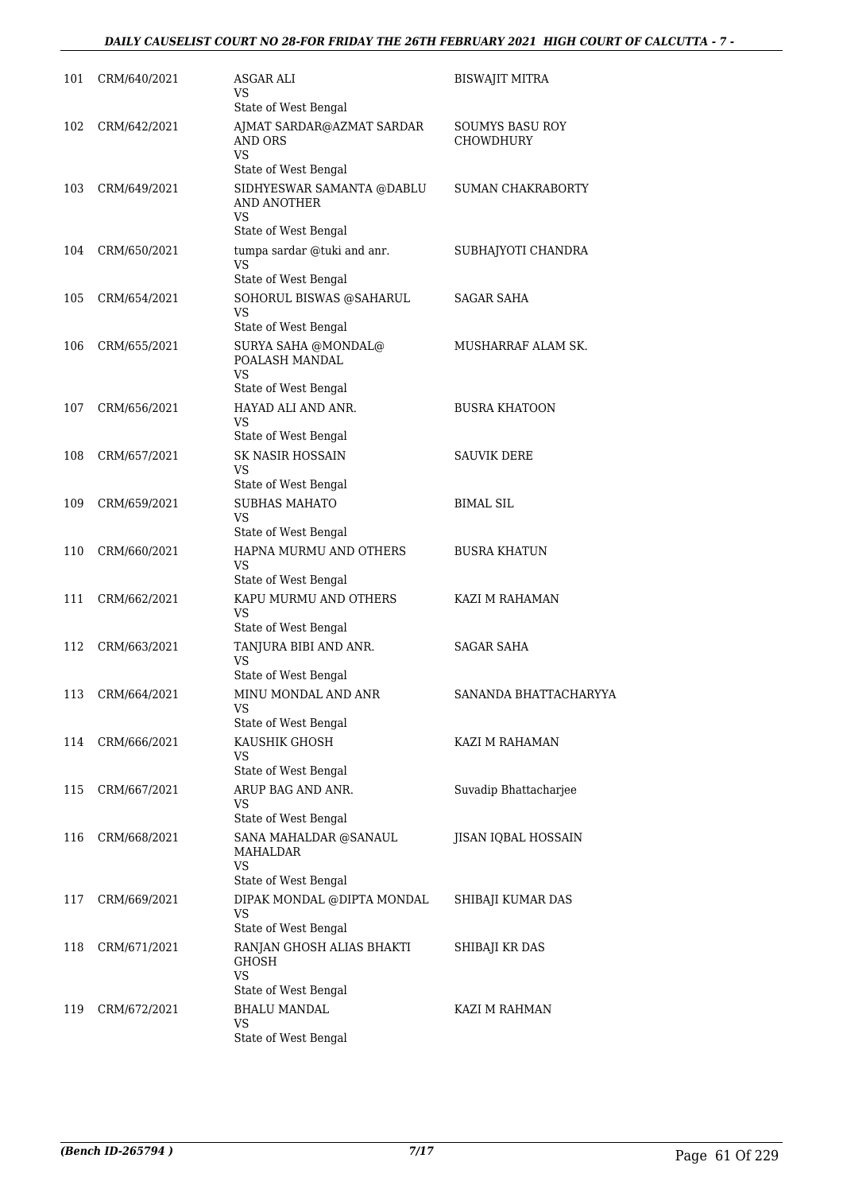| | | | |
|---|---|---|---|
| 101 | CRM/640/2021 | ASGAR ALI<br>VS<br>State of West Bengal | BISWAJIT MITRA |
| 102 | CRM/642/2021 | AJMAT SARDAR@AZMAT SARDAR AND ORS<br>VS<br>State of West Bengal | SOUMYS BASU ROY CHOWDHURY |
| 103 | CRM/649/2021 | SIDHYESWAR SAMANTA @DABLU AND ANOTHER<br>VS<br>State of West Bengal | SUMAN CHAKRABORTY |
| 104 | CRM/650/2021 | tumpa sardar @tuki and anr.<br>VS<br>State of West Bengal | SUBHAJYOTI CHANDRA |
| 105 | CRM/654/2021 | SOHORUL BISWAS @SAHARUL<br>VS<br>State of West Bengal | SAGAR SAHA |
| 106 | CRM/655/2021 | SURYA SAHA @MONDAL@ POALASH MANDAL<br>VS<br>State of West Bengal | MUSHARRAF ALAM SK. |
| 107 | CRM/656/2021 | HAYAD ALI AND ANR.<br>VS<br>State of West Bengal | BUSRA KHATOON |
| 108 | CRM/657/2021 | SK NASIR HOSSAIN<br>VS<br>State of West Bengal | SAUVIK DERE |
| 109 | CRM/659/2021 | SUBHAS MAHATO<br>VS<br>State of West Bengal | BIMAL SIL |
| 110 | CRM/660/2021 | HAPNA MURMU AND OTHERS<br>VS<br>State of West Bengal | BUSRA KHATUN |
| 111 | CRM/662/2021 | KAPU MURMU AND OTHERS<br>VS<br>State of West Bengal | KAZI M RAHAMAN |
| 112 | CRM/663/2021 | TANJURA BIBI AND ANR.<br>VS<br>State of West Bengal | SAGAR SAHA |
| 113 | CRM/664/2021 | MINU MONDAL AND ANR<br>VS<br>State of West Bengal | SANANDA BHATTACHARYYA |
| 114 | CRM/666/2021 | KAUSHIK GHOSH<br>VS<br>State of West Bengal | KAZI M RAHAMAN |
| 115 | CRM/667/2021 | ARUP BAG AND ANR.<br>VS<br>State of West Bengal | Suvadip Bhattacharjee |
| 116 | CRM/668/2021 | SANA MAHALDAR @SANAUL MAHALDAR<br>VS<br>State of West Bengal | JISAN IQBAL HOSSAIN |
| 117 | CRM/669/2021 | DIPAK MONDAL @DIPTA MONDAL<br>VS<br>State of West Bengal | SHIBAJI KUMAR DAS |
| 118 | CRM/671/2021 | RANJAN GHOSH ALIAS BHAKTI GHOSH<br>VS<br>State of West Bengal | SHIBAJI KR DAS |
| 119 | CRM/672/2021 | BHALU MANDAL<br>VS<br>State of West Bengal | KAZI M RAHMAN |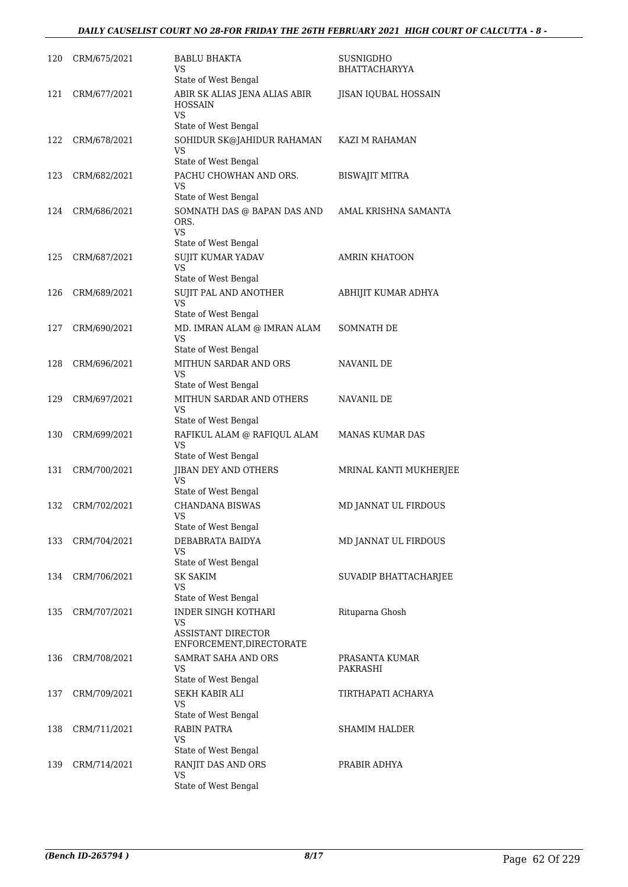| | | | |
|---|---|---|---|
| 120 | CRM/675/2021 | BABLU BHAKTA<br>VS<br>State of West Bengal | SUSNIGDHO BHATTACHARYYA |
| 121 | CRM/677/2021 | ABIR SK ALIAS JENA ALIAS ABIR HOSSAIN<br>VS<br>State of West Bengal | JISAN IQUBAL HOSSAIN |
| 122 | CRM/678/2021 | SOHIDUR SK@JAHIDUR RAHAMAN<br>VS<br>State of West Bengal | KAZI M RAHAMAN |
| 123 | CRM/682/2021 | PACHU CHOWHAN AND ORS.<br>VS<br>State of West Bengal | BISWAJIT MITRA |
| 124 | CRM/686/2021 | SOMNATH DAS @ BAPAN DAS AND ORS.<br>VS<br>State of West Bengal | AMAL KRISHNA SAMANTA |
| 125 | CRM/687/2021 | SUJIT KUMAR YADAV<br>VS<br>State of West Bengal | AMRIN KHATOON |
| 126 | CRM/689/2021 | SUJIT PAL AND ANOTHER<br>VS<br>State of West Bengal | ABHIJIT KUMAR ADHYA |
| 127 | CRM/690/2021 | MD. IMRAN ALAM @ IMRAN ALAM<br>VS<br>State of West Bengal | SOMNATH DE |
| 128 | CRM/696/2021 | MITHUN SARDAR AND ORS<br>VS<br>State of West Bengal | NAVANIL DE |
| 129 | CRM/697/2021 | MITHUN SARDAR AND OTHERS<br>VS<br>State of West Bengal | NAVANIL DE |
| 130 | CRM/699/2021 | RAFIKUL ALAM @ RAFIQUL ALAM<br>VS<br>State of West Bengal | MANAS KUMAR DAS |
| 131 | CRM/700/2021 | JIBAN DEY AND OTHERS<br>VS<br>State of West Bengal | MRINAL KANTI MUKHERJEE |
| 132 | CRM/702/2021 | CHANDANA BISWAS<br>VS<br>State of West Bengal | MD JANNAT UL FIRDOUS |
| 133 | CRM/704/2021 | DEBABRATA BAIDYA<br>VS<br>State of West Bengal | MD JANNAT UL FIRDOUS |
| 134 | CRM/706/2021 | SK SAKIM<br>VS<br>State of West Bengal | SUVADIP BHATTACHARJEE |
| 135 | CRM/707/2021 | INDER SINGH KOTHARI<br>VS<br>ASSISTANT DIRECTOR ENFORCEMENT,DIRECTORATE | Rituparna Ghosh |
| 136 | CRM/708/2021 | SAMRAT SAHA AND ORS<br>VS<br>State of West Bengal | PRASANTA KUMAR PAKRASHI |
| 137 | CRM/709/2021 | SEKH KABIR ALI<br>VS<br>State of West Bengal | TIRTHAPATI ACHARYA |
| 138 | CRM/711/2021 | RABIN PATRA<br>VS<br>State of West Bengal | SHAMIM HALDER |
| 139 | CRM/714/2021 | RANJIT DAS AND ORS<br>VS<br>State of West Bengal | PRABIR ADHYA |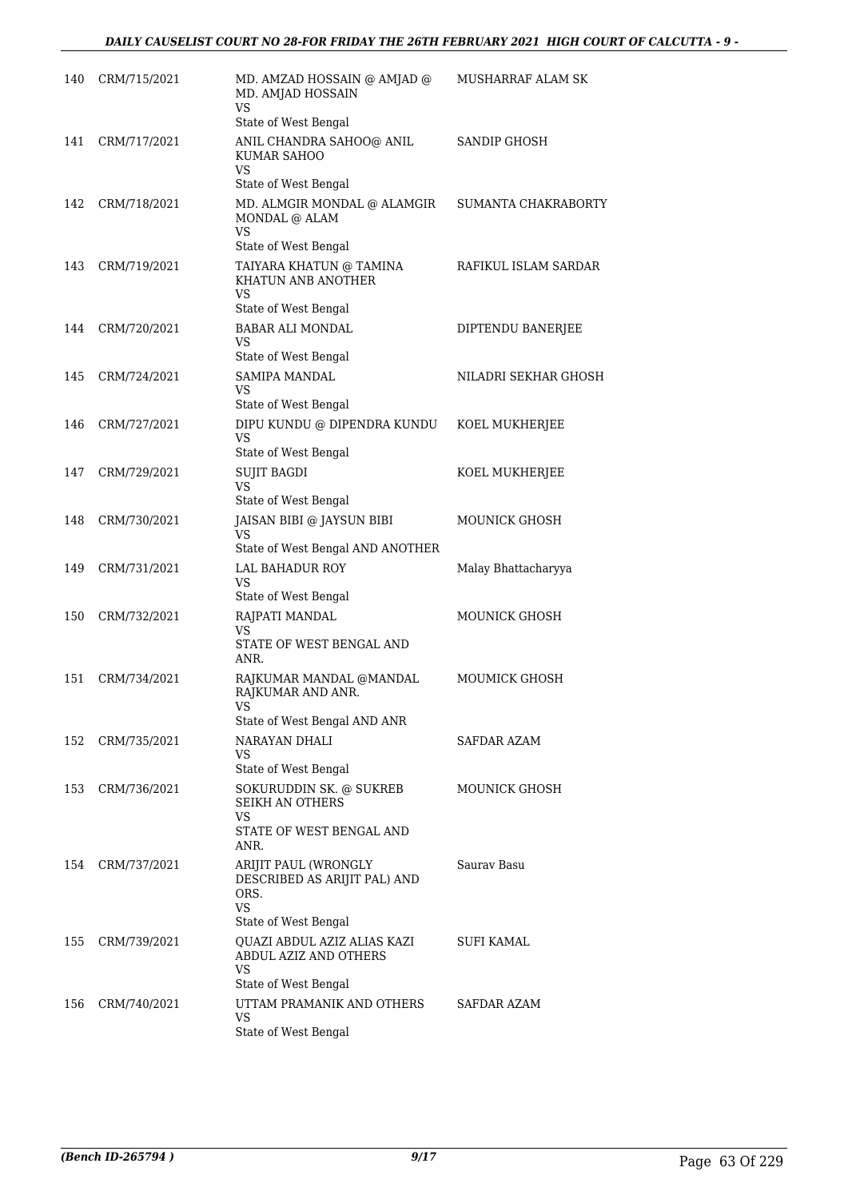| 140 | CRM/715/2021 | MD. AMZAD HOSSAIN @ AMJAD @ MD. AMJAD HOSSAIN<br>VS<br>State of West Bengal | MUSHARRAF ALAM SK |
|---|---|---|---|
| 141 | CRM/717/2021 | ANIL CHANDRA SAHOO@ ANIL KUMAR SAHOO<br>VS<br>State of West Bengal | SANDIP GHOSH |
| 142 | CRM/718/2021 | MD. ALMGIR MONDAL @ ALAMGIR MONDAL @ ALAM<br>VS<br>State of West Bengal | SUMANTA CHAKRABORTY |
| 143 | CRM/719/2021 | TAIYARA KHATUN @ TAMINA KHATUN ANB ANOTHER<br>VS<br>State of West Bengal | RAFIKUL ISLAM SARDAR |
| 144 | CRM/720/2021 | BABAR ALI MONDAL<br>VS<br>State of West Bengal | DIPTENDU BANERJEE |
| 145 | CRM/724/2021 | SAMIPA MANDAL<br>VS<br>State of West Bengal | NILADRI SEKHAR GHOSH |
| 146 | CRM/727/2021 | DIPU KUNDU @ DIPENDRA KUNDU<br>VS<br>State of West Bengal | KOEL MUKHERJEE |
| 147 | CRM/729/2021 | SUJIT BAGDI<br>VS<br>State of West Bengal | KOEL MUKHERJEE |
| 148 | CRM/730/2021 | JAISAN BIBI @ JAYSUN BIBI<br>VS<br>State of West Bengal AND ANOTHER | MOUNICK GHOSH |
| 149 | CRM/731/2021 | LAL BAHADUR ROY<br>VS<br>State of West Bengal | Malay Bhattacharyya |
| 150 | CRM/732/2021 | RAJPATI MANDAL<br>VS<br>STATE OF WEST BENGAL AND ANR. | MOUNICK GHOSH |
| 151 | CRM/734/2021 | RAJKUMAR MANDAL @MANDAL RAJKUMAR AND ANR.<br>VS<br>State of West Bengal AND ANR | MOUMICK GHOSH |
| 152 | CRM/735/2021 | NARAYAN DHALI<br>VS<br>State of West Bengal | SAFDAR AZAM |
| 153 | CRM/736/2021 | SOKURUDDIN SK. @ SUKREB SEIKH AN OTHERS<br>VS<br>STATE OF WEST BENGAL AND ANR. | MOUNICK GHOSH |
| 154 | CRM/737/2021 | ARIJIT PAUL (WRONGLY DESCRIBED AS ARIJIT PAL) AND ORS.<br>VS<br>State of West Bengal | Saurav Basu |
| 155 | CRM/739/2021 | QUAZI ABDUL AZIZ ALIAS KAZI ABDUL AZIZ AND OTHERS<br>VS<br>State of West Bengal | SUFI KAMAL |
| 156 | CRM/740/2021 | UTTAM PRAMANIK AND OTHERS<br>VS<br>State of West Bengal | SAFDAR AZAM |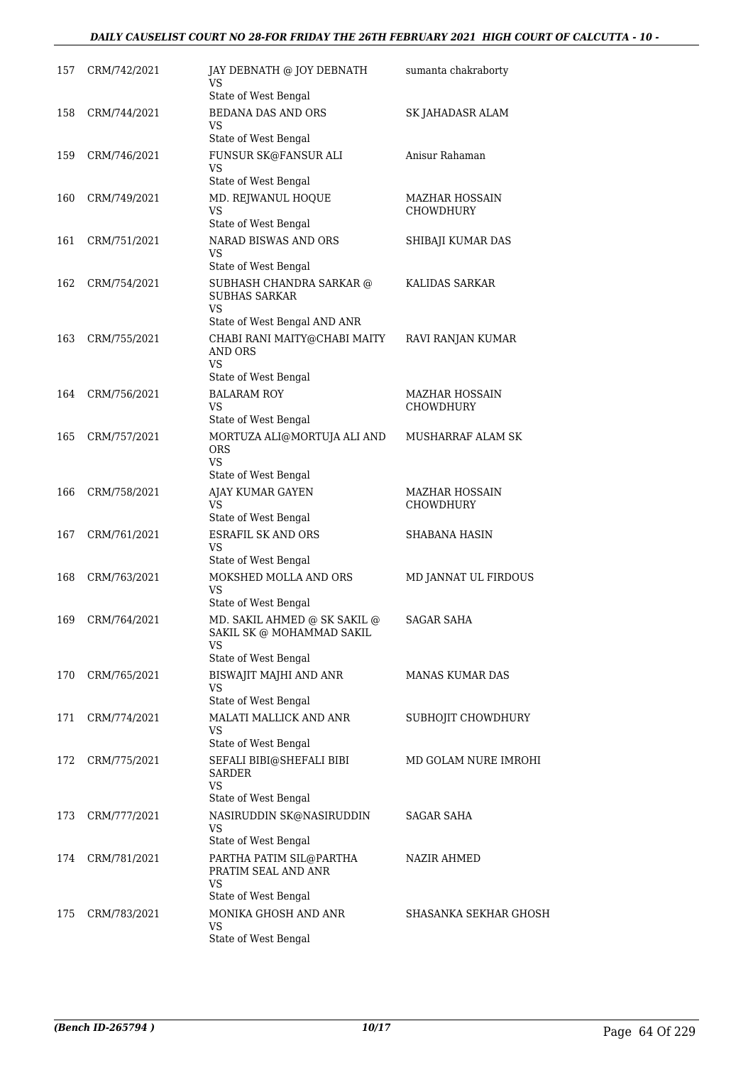| 157 | CRM/742/2021 | JAY DEBNATH @ JOY DEBNATH<br>VS<br>State of West Bengal | sumanta chakraborty |
|---|---|---|---|
| 158 | CRM/744/2021 | BEDANA DAS AND ORS<br>VS<br>State of West Bengal | SK JAHADASR ALAM |
| 159 | CRM/746/2021 | FUNSUR SK@FANSUR ALI<br>VS<br>State of West Bengal | Anisur Rahaman |
| 160 | CRM/749/2021 | MD. REJWANUL HOQUE<br>VS<br>State of West Bengal | MAZHAR HOSSAIN CHOWDHURY |
| 161 | CRM/751/2021 | NARAD BISWAS AND ORS<br>VS<br>State of West Bengal | SHIBAJI KUMAR DAS |
| 162 | CRM/754/2021 | SUBHASH CHANDRA SARKAR @ SUBHAS SARKAR<br>VS<br>State of West Bengal AND ANR | KALIDAS SARKAR |
| 163 | CRM/755/2021 | CHABI RANI MAITY@CHABI MAITY AND ORS<br>VS<br>State of West Bengal | RAVI RANJAN KUMAR |
| 164 | CRM/756/2021 | BALARAM ROY<br>VS<br>State of West Bengal | MAZHAR HOSSAIN CHOWDHURY |
| 165 | CRM/757/2021 | MORTUZA ALI@MORTUJA ALI AND ORS<br>VS<br>State of West Bengal | MUSHARRAF ALAM SK |
| 166 | CRM/758/2021 | AJAY KUMAR GAYEN<br>VS<br>State of West Bengal | MAZHAR HOSSAIN CHOWDHURY |
| 167 | CRM/761/2021 | ESRAFIL SK AND ORS<br>VS<br>State of West Bengal | SHABANA HASIN |
| 168 | CRM/763/2021 | MOKSHED MOLLA AND ORS<br>VS<br>State of West Bengal | MD JANNAT UL FIRDOUS |
| 169 | CRM/764/2021 | MD. SAKIL AHMED @ SK SAKIL @ SAKIL SK @ MOHAMMAD SAKIL<br>VS<br>State of West Bengal | SAGAR SAHA |
| 170 | CRM/765/2021 | BISWAJIT MAJHI AND ANR<br>VS<br>State of West Bengal | MANAS KUMAR DAS |
| 171 | CRM/774/2021 | MALATI MALLICK AND ANR<br>VS<br>State of West Bengal | SUBHOJIT CHOWDHURY |
| 172 | CRM/775/2021 | SEFALI BIBI@SHEFALI BIBI SARDER<br>VS<br>State of West Bengal | MD GOLAM NURE IMROHI |
| 173 | CRM/777/2021 | NASIRUDDIN SK@NASIRUDDIN<br>VS<br>State of West Bengal | SAGAR SAHA |
| 174 | CRM/781/2021 | PARTHA PATIM SIL@PARTHA PRATIM SEAL AND ANR<br>VS<br>State of West Bengal | NAZIR AHMED |
| 175 | CRM/783/2021 | MONIKA GHOSH AND ANR<br>VS<br>State of West Bengal | SHASANKA SEKHAR GHOSH |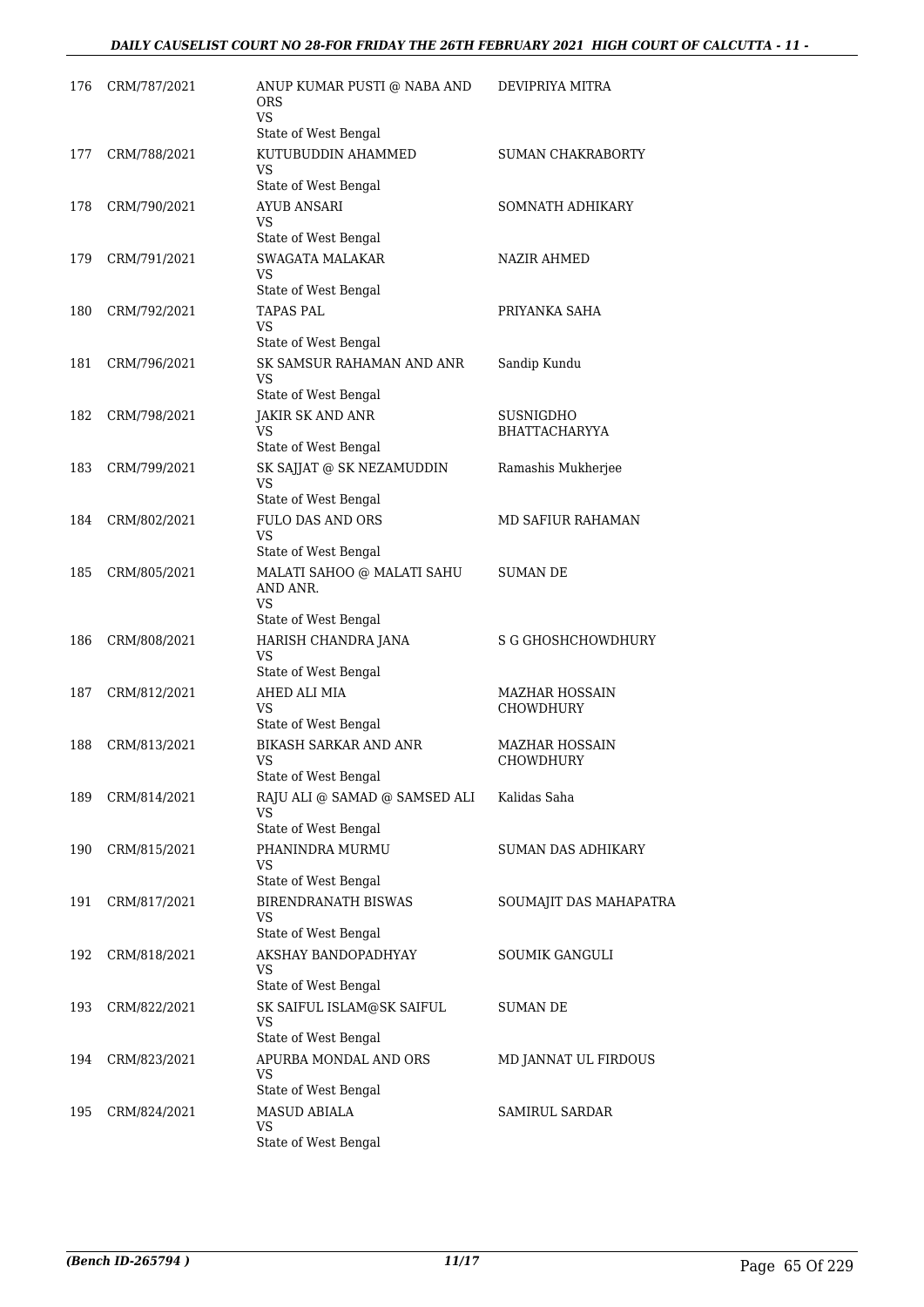| | | | |
|---|---|---|---|
| 176 | CRM/787/2021 | ANUP KUMAR PUSTI @ NABA AND ORS<br>VS<br>State of West Bengal | DEVIPRIYA MITRA |
| 177 | CRM/788/2021 | KUTUBUDDIN AHAMMED<br>VS<br>State of West Bengal | SUMAN CHAKRABORTY |
| 178 | CRM/790/2021 | AYUB ANSARI<br>VS<br>State of West Bengal | SOMNATH ADHIKARY |
| 179 | CRM/791/2021 | SWAGATA MALAKAR<br>VS<br>State of West Bengal | NAZIR AHMED |
| 180 | CRM/792/2021 | TAPAS PAL<br>VS<br>State of West Bengal | PRIYANKA SAHA |
| 181 | CRM/796/2021 | SK SAMSUR RAHAMAN AND ANR<br>VS<br>State of West Bengal | Sandip Kundu |
| 182 | CRM/798/2021 | JAKIR SK AND ANR<br>VS<br>State of West Bengal | SUSNIGDHO BHATTACHARYYA |
| 183 | CRM/799/2021 | SK SAJJAT @ SK NEZAMUDDIN<br>VS<br>State of West Bengal | Ramashis Mukherjee |
| 184 | CRM/802/2021 | FULO DAS AND ORS<br>VS<br>State of West Bengal | MD SAFIUR RAHAMAN |
| 185 | CRM/805/2021 | MALATI SAHOO @ MALATI SAHU AND ANR.<br>VS<br>State of West Bengal | SUMAN DE |
| 186 | CRM/808/2021 | HARISH CHANDRA JANA<br>VS<br>State of West Bengal | S G GHOSHCHOWDHURY |
| 187 | CRM/812/2021 | AHED ALI MIA<br>VS<br>State of West Bengal | MAZHAR HOSSAIN CHOWDHURY |
| 188 | CRM/813/2021 | BIKASH SARKAR AND ANR<br>VS<br>State of West Bengal | MAZHAR HOSSAIN CHOWDHURY |
| 189 | CRM/814/2021 | RAJU ALI @ SAMAD @ SAMSED ALI<br>VS<br>State of West Bengal | Kalidas Saha |
| 190 | CRM/815/2021 | PHANINDRA MURMU<br>VS<br>State of West Bengal | SUMAN DAS ADHIKARY |
| 191 | CRM/817/2021 | BIRENDRANATH BISWAS<br>VS<br>State of West Bengal | SOUMAJIT DAS MAHAPATRA |
| 192 | CRM/818/2021 | AKSHAY BANDOPADHYAY<br>VS<br>State of West Bengal | SOUMIK GANGULI |
| 193 | CRM/822/2021 | SK SAIFUL ISLAM@SK SAIFUL<br>VS<br>State of West Bengal | SUMAN DE |
| 194 | CRM/823/2021 | APURBA MONDAL AND ORS<br>VS<br>State of West Bengal | MD JANNAT UL FIRDOUS |
| 195 | CRM/824/2021 | MASUD ABIALA<br>VS<br>State of West Bengal | SAMIRUL SARDAR |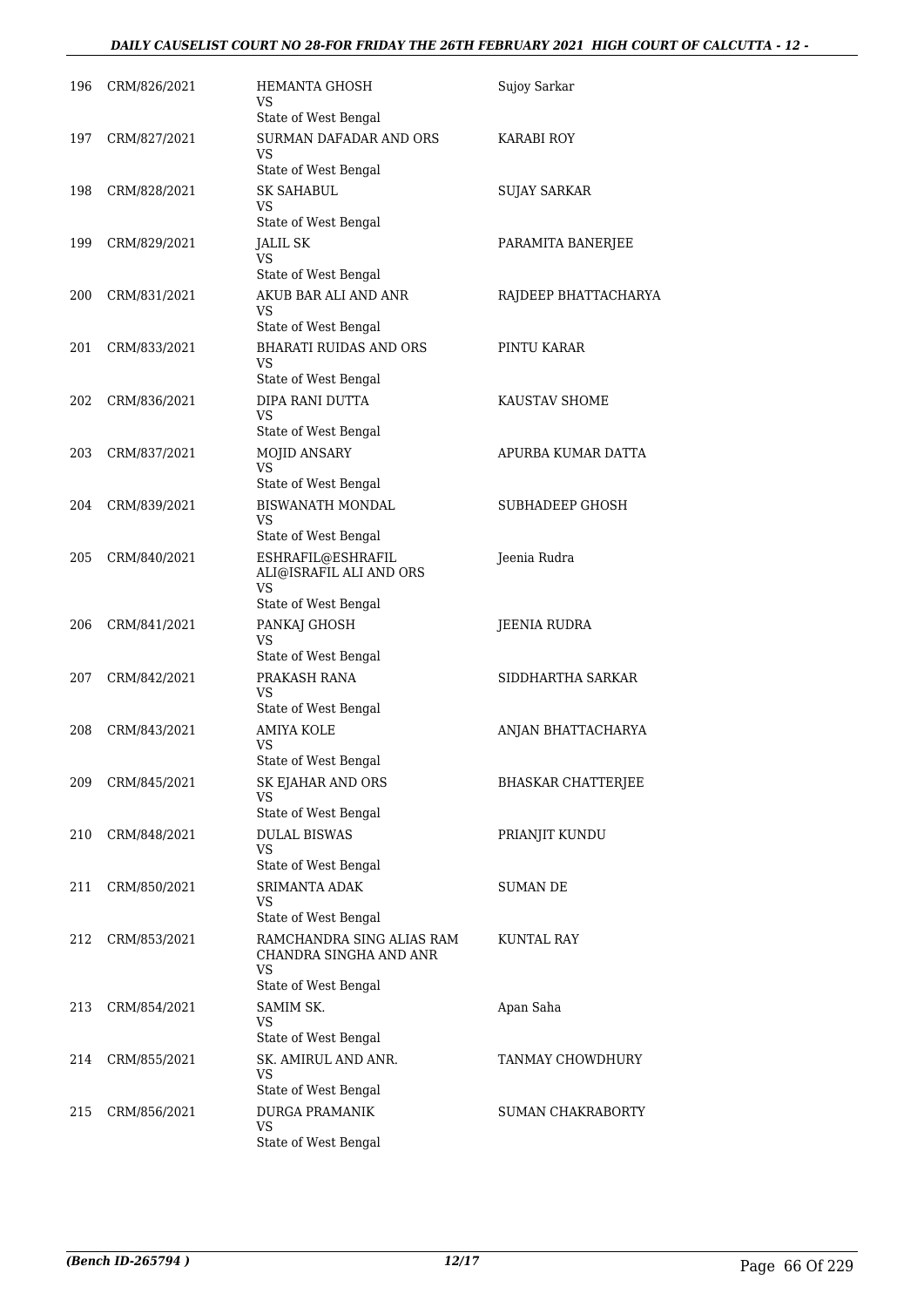| | | | |
|---|---|---|---|
| 196 | CRM/826/2021 | HEMANTA GHOSH<br>VS<br>State of West Bengal | Sujoy Sarkar |
| 197 | CRM/827/2021 | SURMAN DAFADAR AND ORS<br>VS<br>State of West Bengal | KARABI ROY |
| 198 | CRM/828/2021 | SK SAHABUL<br>VS<br>State of West Bengal | SUJAY SARKAR |
| 199 | CRM/829/2021 | JALIL SK<br>VS<br>State of West Bengal | PARAMITA BANERJEE |
| 200 | CRM/831/2021 | AKUB BAR ALI AND ANR<br>VS<br>State of West Bengal | RAJDEEP BHATTACHARYA |
| 201 | CRM/833/2021 | BHARATI RUIDAS AND ORS<br>VS<br>State of West Bengal | PINTU KARAR |
| 202 | CRM/836/2021 | DIPA RANI DUTTA<br>VS<br>State of West Bengal | KAUSTAV SHOME |
| 203 | CRM/837/2021 | MOJID ANSARY<br>VS<br>State of West Bengal | APURBA KUMAR DATTA |
| 204 | CRM/839/2021 | BISWANATH MONDAL<br>VS<br>State of West Bengal | SUBHADEEP GHOSH |
| 205 | CRM/840/2021 | ESHRAFIL@ESHRAFIL ALI@ISRAFIL ALI AND ORS<br>VS<br>State of West Bengal | Jeenia Rudra |
| 206 | CRM/841/2021 | PANKAJ GHOSH<br>VS<br>State of West Bengal | JEENIA RUDRA |
| 207 | CRM/842/2021 | PRAKASH RANA<br>VS<br>State of West Bengal | SIDDHARTHA SARKAR |
| 208 | CRM/843/2021 | AMIYA KOLE<br>VS<br>State of West Bengal | ANJAN BHATTACHARYA |
| 209 | CRM/845/2021 | SK EJAHAR AND ORS<br>VS<br>State of West Bengal | BHASKAR CHATTERJEE |
| 210 | CRM/848/2021 | DULAL BISWAS<br>VS<br>State of West Bengal | PRIANJIT KUNDU |
| 211 | CRM/850/2021 | SRIMANTA ADAK<br>VS<br>State of West Bengal | SUMAN DE |
| 212 | CRM/853/2021 | RAMCHANDRA SING ALIAS RAM CHANDRA SINGHA AND ANR<br>VS<br>State of West Bengal | KUNTAL RAY |
| 213 | CRM/854/2021 | SAMIM SK.<br>VS<br>State of West Bengal | Apan Saha |
| 214 | CRM/855/2021 | SK. AMIRUL AND ANR.<br>VS<br>State of West Bengal | TANMAY CHOWDHURY |
| 215 | CRM/856/2021 | DURGA PRAMANIK<br>VS<br>State of West Bengal | SUMAN CHAKRABORTY |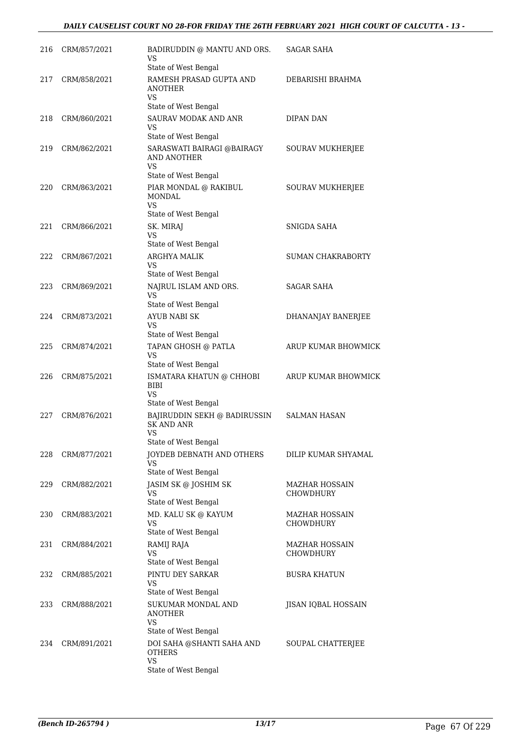| | | | |
|---|---|---|---|
| 216 | CRM/857/2021 | BADIRUDDIN @ MANTU AND ORS.<br>VS<br>State of West Bengal | SAGAR SAHA |
| 217 | CRM/858/2021 | RAMESH PRASAD GUPTA AND ANOTHER<br>VS<br>State of West Bengal | DEBARISHI BRAHMA |
| 218 | CRM/860/2021 | SAURAV MODAK AND ANR<br>VS<br>State of West Bengal | DIPAN DAN |
| 219 | CRM/862/2021 | SARASWATI BAIRAGI @BAIRAGY AND ANOTHER<br>VS<br>State of West Bengal | SOURAV MUKHERJEE |
| 220 | CRM/863/2021 | PIAR MONDAL @ RAKIBUL MONDAL<br>VS<br>State of West Bengal | SOURAV MUKHERJEE |
| 221 | CRM/866/2021 | SK. MIRAJ<br>VS<br>State of West Bengal | SNIGDA SAHA |
| 222 | CRM/867/2021 | ARGHYA MALIK<br>VS<br>State of West Bengal | SUMAN CHAKRABORTY |
| 223 | CRM/869/2021 | NAJRUL ISLAM AND ORS.<br>VS<br>State of West Bengal | SAGAR SAHA |
| 224 | CRM/873/2021 | AYUB NABI SK<br>VS<br>State of West Bengal | DHANANJAY BANERJEE |
| 225 | CRM/874/2021 | TAPAN GHOSH @ PATLA<br>VS<br>State of West Bengal | ARUP KUMAR BHOWMICK |
| 226 | CRM/875/2021 | ISMATARA KHATUN @ CHHOBI BIBI<br>VS<br>State of West Bengal | ARUP KUMAR BHOWMICK |
| 227 | CRM/876/2021 | BAJIRUDDIN SEKH @ BADIRUSSIN SK AND ANR<br>VS<br>State of West Bengal | SALMAN HASAN |
| 228 | CRM/877/2021 | JOYDEB DEBNATH AND OTHERS<br>VS<br>State of West Bengal | DILIP KUMAR SHYAMAL |
| 229 | CRM/882/2021 | JASIM SK @ JOSHIM SK<br>VS<br>State of West Bengal | MAZHAR HOSSAIN CHOWDHURY |
| 230 | CRM/883/2021 | MD. KALU SK @ KAYUM<br>VS<br>State of West Bengal | MAZHAR HOSSAIN CHOWDHURY |
| 231 | CRM/884/2021 | RAMIJ RAJA<br>VS<br>State of West Bengal | MAZHAR HOSSAIN CHOWDHURY |
| 232 | CRM/885/2021 | PINTU DEY SARKAR<br>VS<br>State of West Bengal | BUSRA KHATUN |
| 233 | CRM/888/2021 | SUKUMAR MONDAL AND ANOTHER<br>VS<br>State of West Bengal | JISAN IQBAL HOSSAIN |
| 234 | CRM/891/2021 | DOI SAHA @SHANTI SAHA AND OTHERS<br>VS<br>State of West Bengal | SOUPAL CHATTERJEE |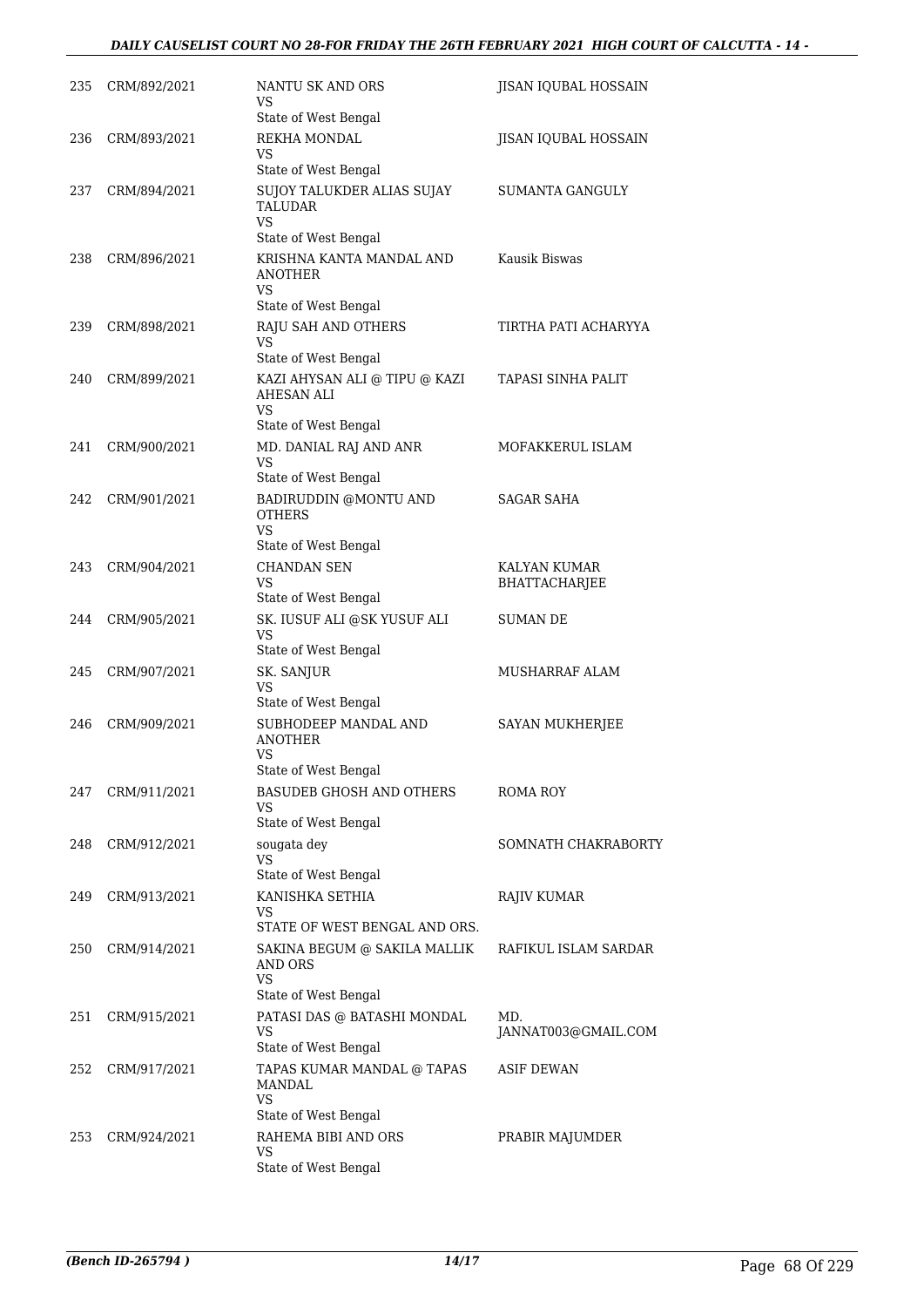| | | | |
|---|---|---|---|
| 235 | CRM/892/2021 | NANTU SK AND ORS<br>VS<br>State of West Bengal | JISAN IQUBAL HOSSAIN |
| 236 | CRM/893/2021 | REKHA MONDAL<br>VS<br>State of West Bengal | JISAN IQUBAL HOSSAIN |
| 237 | CRM/894/2021 | SUJOY TALUKDER ALIAS SUJAY TALUDAR<br>VS<br>State of West Bengal | SUMANTA GANGULY |
| 238 | CRM/896/2021 | KRISHNA KANTA MANDAL AND ANOTHER<br>VS<br>State of West Bengal | Kausik Biswas |
| 239 | CRM/898/2021 | RAJU SAH AND OTHERS<br>VS<br>State of West Bengal | TIRTHA PATI ACHARYYA |
| 240 | CRM/899/2021 | KAZI AHYSAN ALI @ TIPU @ KAZI AHESAN ALI<br>VS<br>State of West Bengal | TAPASI SINHA PALIT |
| 241 | CRM/900/2021 | MD. DANIAL RAJ AND ANR<br>VS<br>State of West Bengal | MOFAKKERUL ISLAM |
| 242 | CRM/901/2021 | BADIRUDDIN @MONTU AND OTHERS<br>VS<br>State of West Bengal | SAGAR SAHA |
| 243 | CRM/904/2021 | CHANDAN SEN<br>VS<br>State of West Bengal | KALYAN KUMAR BHATTACHARJEE |
| 244 | CRM/905/2021 | SK. IUSUF ALI @SK YUSUF ALI<br>VS<br>State of West Bengal | SUMAN DE |
| 245 | CRM/907/2021 | SK. SANJUR<br>VS<br>State of West Bengal | MUSHARRAF ALAM |
| 246 | CRM/909/2021 | SUBHODEEP MANDAL AND ANOTHER<br>VS<br>State of West Bengal | SAYAN MUKHERJEE |
| 247 | CRM/911/2021 | BASUDEB GHOSH AND OTHERS<br>VS<br>State of West Bengal | ROMA ROY |
| 248 | CRM/912/2021 | sougata dey<br>VS<br>State of West Bengal | SOMNATH CHAKRABORTY |
| 249 | CRM/913/2021 | KANISHKA SETHIA<br>VS<br>STATE OF WEST BENGAL AND ORS. | RAJIV KUMAR |
| 250 | CRM/914/2021 | SAKINA BEGUM @ SAKILA MALLIK AND ORS<br>VS<br>State of West Bengal | RAFIKUL ISLAM SARDAR |
| 251 | CRM/915/2021 | PATASI DAS @ BATASHI MONDAL<br>VS<br>State of West Bengal | MD. JANNAT003@GMAIL.COM |
| 252 | CRM/917/2021 | TAPAS KUMAR MANDAL @ TAPAS MANDAL<br>VS<br>State of West Bengal | ASIF DEWAN |
| 253 | CRM/924/2021 | RAHEMA BIBI AND ORS<br>VS<br>State of West Bengal | PRABIR MAJUMDER |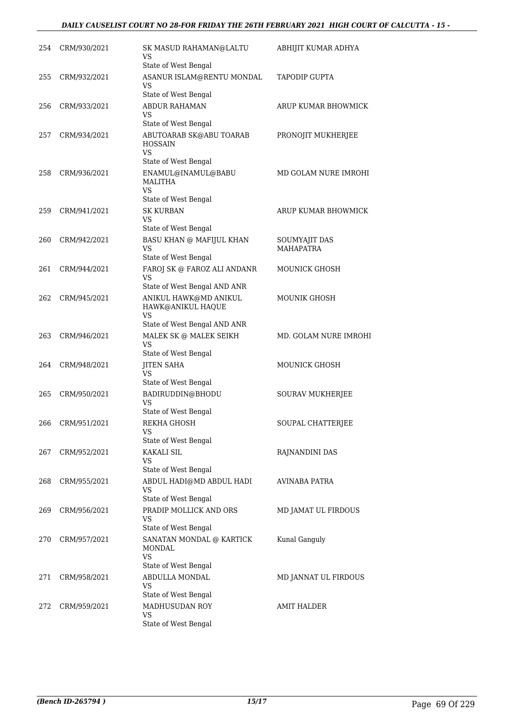| | | | |
|---|---|---|---|
| 254 | CRM/930/2021 | SK MASUD RAHAMAN@LALTU<br>VS<br>State of West Bengal | ABHIJIT KUMAR ADHYA |
| 255 | CRM/932/2021 | ASANUR ISLAM@RENTU MONDAL<br>VS<br>State of West Bengal | TAPODIP GUPTA |
| 256 | CRM/933/2021 | ABDUR RAHAMAN<br>VS<br>State of West Bengal | ARUP KUMAR BHOWMICK |
| 257 | CRM/934/2021 | ABUTOARAB SK@ABU TOARAB HOSSAIN<br>VS<br>State of West Bengal | PRONOJIT MUKHERJEE |
| 258 | CRM/936/2021 | ENAMUL@INAMUL@BABU MALITHA<br>VS<br>State of West Bengal | MD GOLAM NURE IMROHI |
| 259 | CRM/941/2021 | SK KURBAN<br>VS<br>State of West Bengal | ARUP KUMAR BHOWMICK |
| 260 | CRM/942/2021 | BASU KHAN @ MAFIJUL KHAN<br>VS<br>State of West Bengal | SOUMYAJIT DAS MAHAPATRA |
| 261 | CRM/944/2021 | FAROJ SK @ FAROZ ALI ANDANR<br>VS<br>State of West Bengal AND ANR | MOUNICK GHOSH |
| 262 | CRM/945/2021 | ANIKUL HAWK@MD ANIKUL HAWK@ANIKUL HAQUE<br>VS<br>State of West Bengal AND ANR | MOUNIK GHOSH |
| 263 | CRM/946/2021 | MALEK SK @ MALEK SEIKH<br>VS<br>State of West Bengal | MD. GOLAM NURE IMROHI |
| 264 | CRM/948/2021 | JITEN SAHA<br>VS<br>State of West Bengal | MOUNICK GHOSH |
| 265 | CRM/950/2021 | BADIRUDDIN@BHODU<br>VS<br>State of West Bengal | SOURAV MUKHERJEE |
| 266 | CRM/951/2021 | REKHA GHOSH<br>VS<br>State of West Bengal | SOUPAL CHATTERJEE |
| 267 | CRM/952/2021 | KAKALI SIL<br>VS<br>State of West Bengal | RAJNANDINI DAS |
| 268 | CRM/955/2021 | ABDUL HADI@MD ABDUL HADI<br>VS<br>State of West Bengal | AVINABA PATRA |
| 269 | CRM/956/2021 | PRADIP MOLLICK AND ORS<br>VS<br>State of West Bengal | MD JAMAT UL FIRDOUS |
| 270 | CRM/957/2021 | SANATAN MONDAL @ KARTICK MONDAL<br>VS<br>State of West Bengal | Kunal Ganguly |
| 271 | CRM/958/2021 | ABDULLA MONDAL<br>VS<br>State of West Bengal | MD JANNAT UL FIRDOUS |
| 272 | CRM/959/2021 | MADHUSUDAN ROY<br>VS<br>State of West Bengal | AMIT HALDER |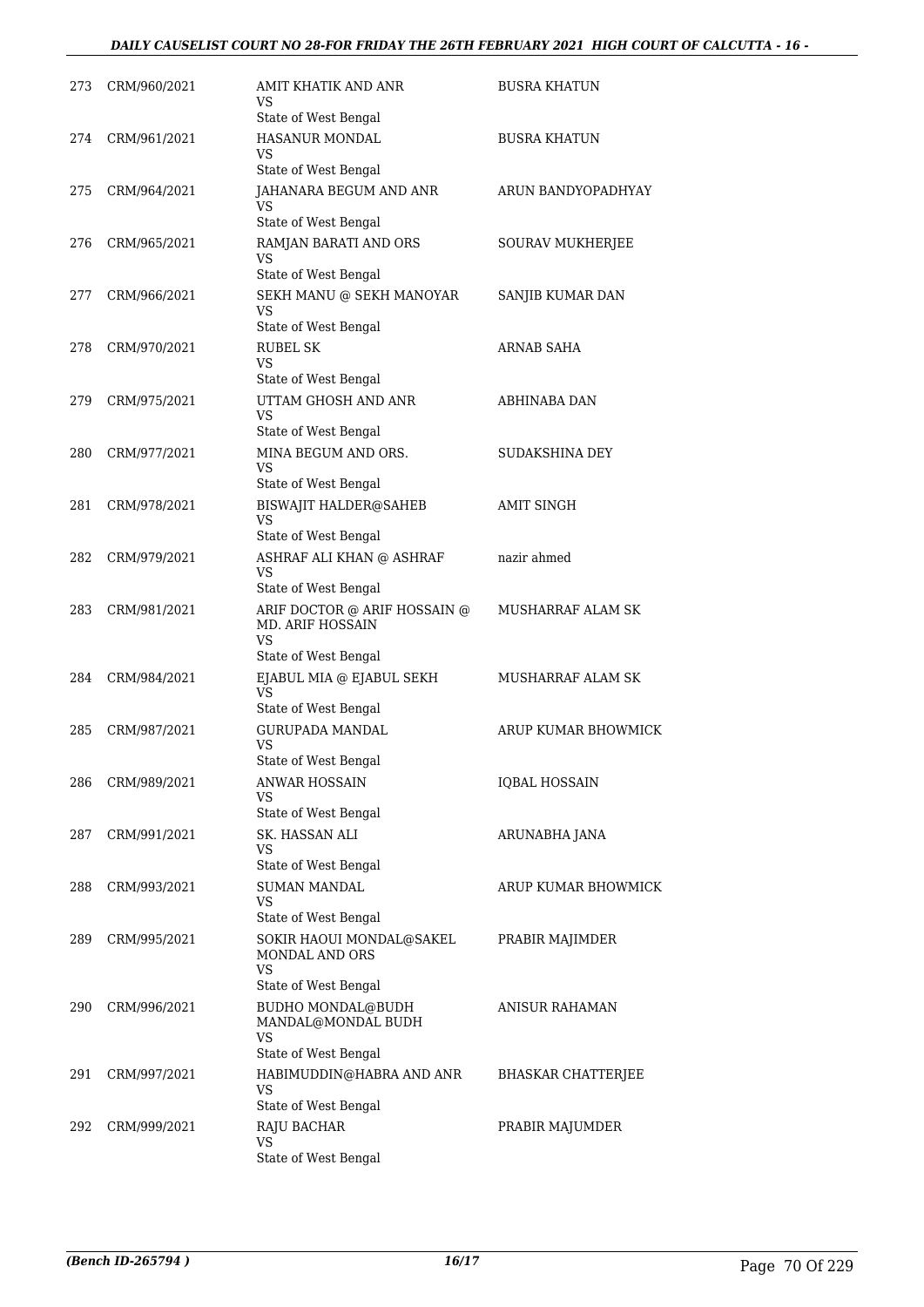| | | | |
|---|---|---|---|
| 273 | CRM/960/2021 | AMIT KHATIK AND ANR<br>VS<br>State of West Bengal | BUSRA KHATUN |
| 274 | CRM/961/2021 | HASANUR MONDAL<br>VS<br>State of West Bengal | BUSRA KHATUN |
| 275 | CRM/964/2021 | JAHANARA BEGUM AND ANR<br>VS<br>State of West Bengal | ARUN BANDYOPADHYAY |
| 276 | CRM/965/2021 | RAMJAN BARATI AND ORS<br>VS<br>State of West Bengal | SOURAV MUKHERJEE |
| 277 | CRM/966/2021 | SEKH MANU @ SEKH MANOYAR<br>VS<br>State of West Bengal | SANJIB KUMAR DAN |
| 278 | CRM/970/2021 | RUBEL SK<br>VS<br>State of West Bengal | ARNAB SAHA |
| 279 | CRM/975/2021 | UTTAM GHOSH AND ANR<br>VS<br>State of West Bengal | ABHINABA DAN |
| 280 | CRM/977/2021 | MINA BEGUM AND ORS.<br>VS<br>State of West Bengal | SUDAKSHINA DEY |
| 281 | CRM/978/2021 | BISWAJIT HALDER@SAHEB<br>VS<br>State of West Bengal | AMIT SINGH |
| 282 | CRM/979/2021 | ASHRAF ALI KHAN @ ASHRAF<br>VS<br>State of West Bengal | nazir ahmed |
| 283 | CRM/981/2021 | ARIF DOCTOR @ ARIF HOSSAIN @ MD. ARIF HOSSAIN<br>VS<br>State of West Bengal | MUSHARRAF ALAM SK |
| 284 | CRM/984/2021 | EJABUL MIA @ EJABUL SEKH<br>VS<br>State of West Bengal | MUSHARRAF ALAM SK |
| 285 | CRM/987/2021 | GURUPADA MANDAL<br>VS<br>State of West Bengal | ARUP KUMAR BHOWMICK |
| 286 | CRM/989/2021 | ANWAR HOSSAIN<br>VS<br>State of West Bengal | IQBAL HOSSAIN |
| 287 | CRM/991/2021 | SK. HASSAN ALI<br>VS<br>State of West Bengal | ARUNABHA JANA |
| 288 | CRM/993/2021 | SUMAN MANDAL<br>VS<br>State of West Bengal | ARUP KUMAR BHOWMICK |
| 289 | CRM/995/2021 | SOKIR HAOUI MONDAL@SAKEL MONDAL AND ORS<br>VS<br>State of West Bengal | PRABIR MAJIMDER |
| 290 | CRM/996/2021 | BUDHO MONDAL@BUDH MANDAL@MONDAL BUDH<br>VS<br>State of West Bengal | ANISUR RAHAMAN |
| 291 | CRM/997/2021 | HABIMUDDIN@HABRA AND ANR<br>VS<br>State of West Bengal | BHASKAR CHATTERJEE |
| 292 | CRM/999/2021 | RAJU BACHAR<br>VS<br>State of West Bengal | PRABIR MAJUMDER |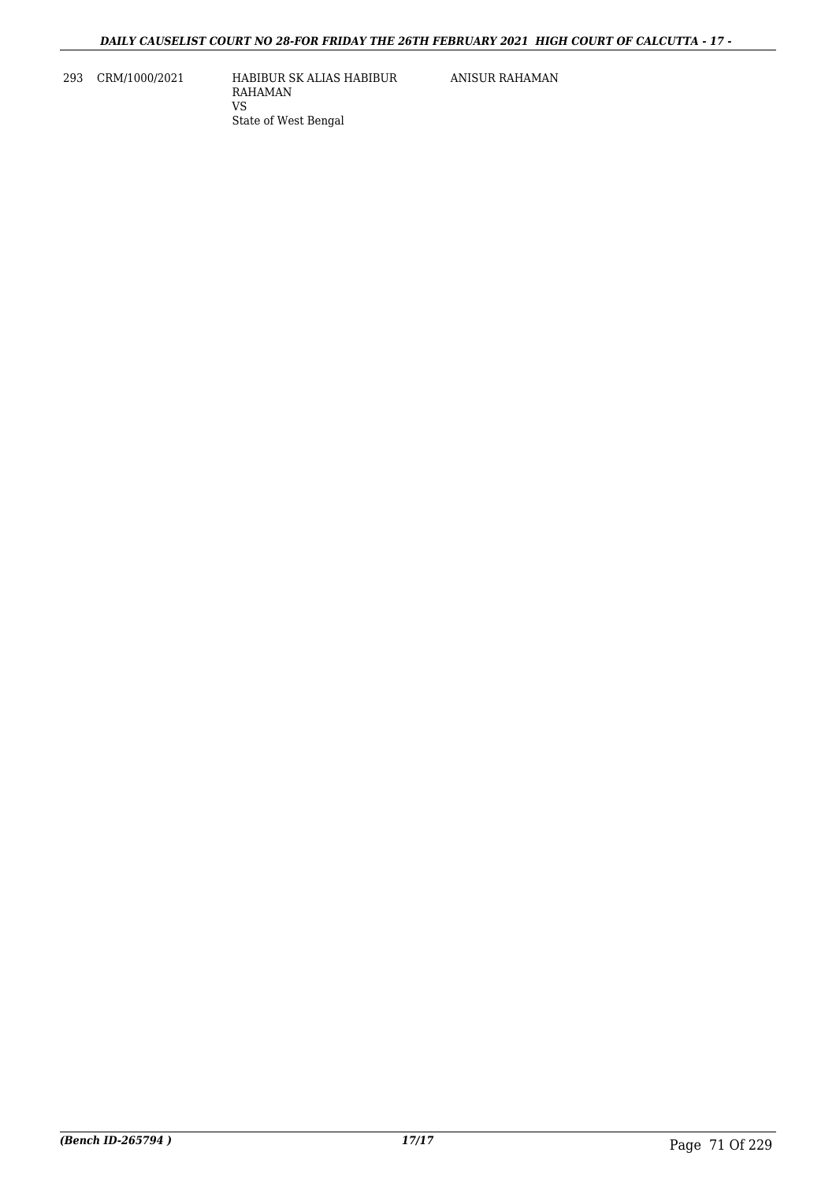| | | | |
|---|---|---|---|
| 293 | CRM/1000/2021 | HABIBUR SK ALIAS HABIBUR RAHAMAN<br>VS<br>State of West Bengal | ANISUR RAHAMAN |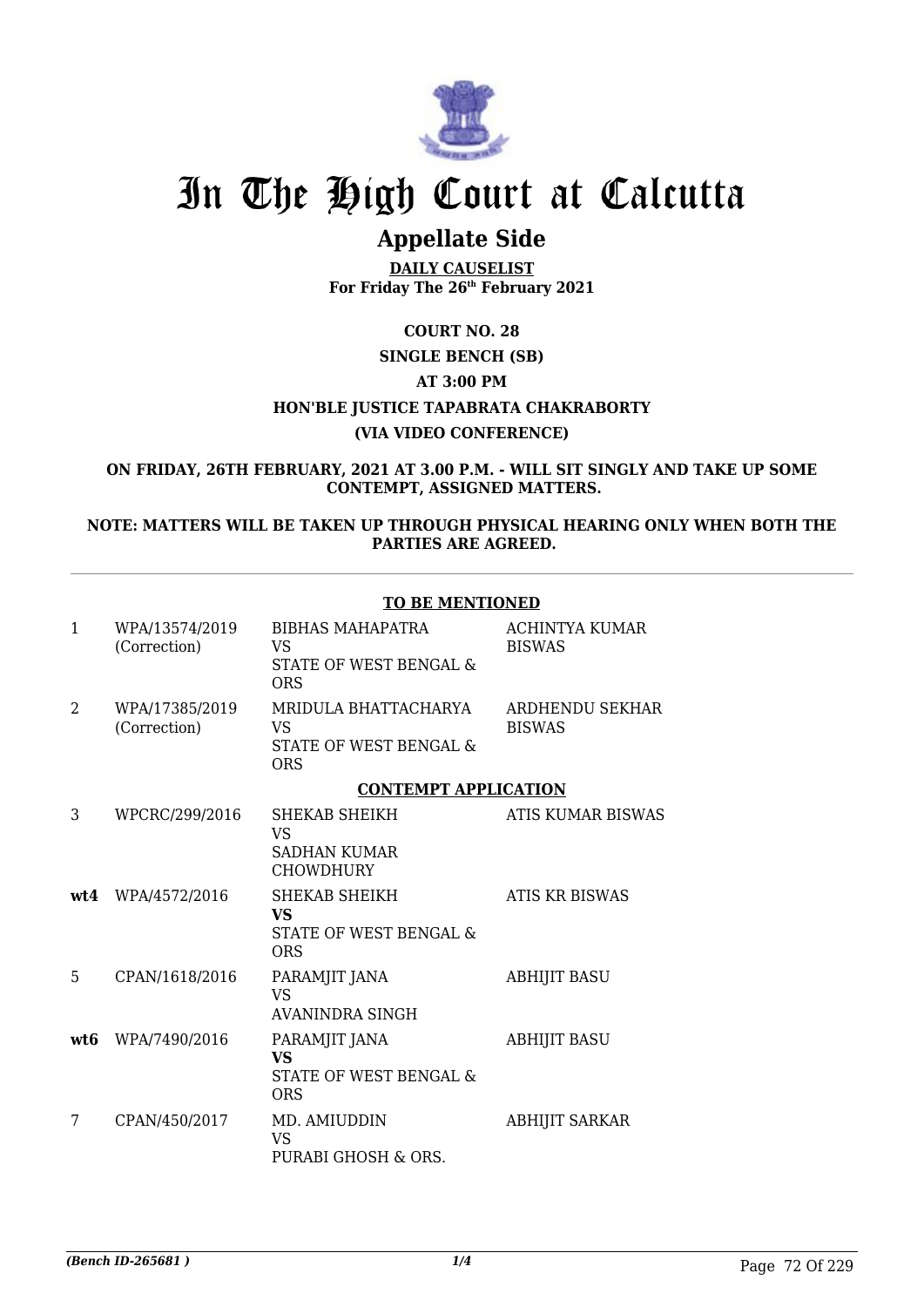# In The High Court at Calcutta

## Appellate Side

**DAILY CAUSELIST**
**For Friday The 26th February 2021**

**COURT NO. 28**

**SINGLE BENCH (SB)**

**AT 3:00 PM**

**HON'BLE JUSTICE TAPABRATA CHAKRABORTY**

**(VIA VIDEO CONFERENCE)**

**ON FRIDAY, 26TH FEBRUARY, 2021 AT 3.00 P.M. - WILL SIT SINGLY AND TAKE UP SOME CONTEMPT, ASSIGNED MATTERS.**

**NOTE: MATTERS WILL BE TAKEN UP THROUGH PHYSICAL HEARING ONLY WHEN BOTH THE PARTIES ARE AGREED.**

**TO BE MENTIONED**

| | | | |
|---|---|---|---|
| 1 | WPA/13574/2019 (Correction) | BIBHAS MAHAPATRA VS STATE OF WEST BENGAL & ORS | ACHINTYA KUMAR BISWAS |
| 2 | WPA/17385/2019 (Correction) | MRIDULA BHATTACHARYA VS STATE OF WEST BENGAL & ORS | ARDHENDU SEKHAR BISWAS |

**CONTEMPT APPLICATION**

| | | | |
|---|---|---|---|
| 3 | WPCRC/299/2016 | SHEKAB SHEIKH VS SADHAN KUMAR CHOWDHURY | ATIS KUMAR BISWAS |
| **wt4** | WPA/4572/2016 | SHEKAB SHEIKH **VS** STATE OF WEST BENGAL & ORS | ATIS KR BISWAS |
| 5 | CPAN/1618/2016 | PARAMJIT JANA VS AVANINDRA SINGH | ABHIJIT BASU |
| **wt6** | WPA/7490/2016 | PARAMJIT JANA **VS** STATE OF WEST BENGAL & ORS | ABHIJIT BASU |
| 7 | CPAN/450/2017 | MD. AMIUDDIN VS PURABI GHOSH & ORS. | ABHIJIT SARKAR |

*(Bench ID-265681 )*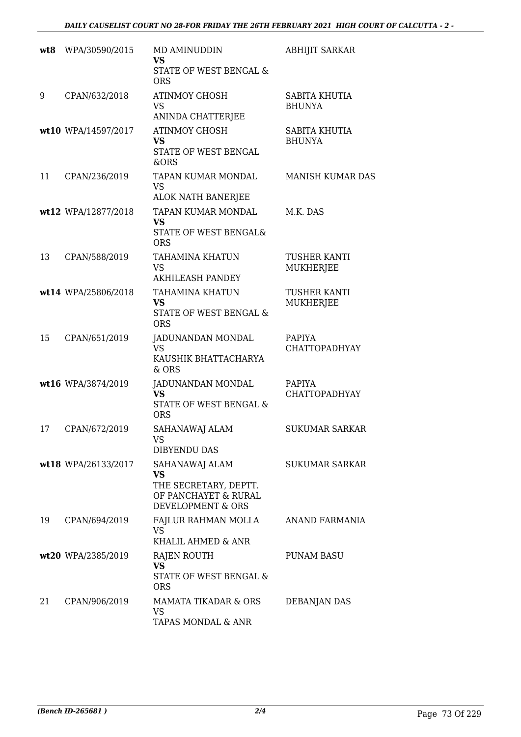| | | | |
|---|---|---|---|
| wt8 | WPA/30590/2015 | MD AMINUDDIN **VS** STATE OF WEST BENGAL & ORS | ABHIJIT SARKAR |
| 9 | CPAN/632/2018 | ATINMOY GHOSH VS ANINDA CHATTERJEE | SABITA KHUTIA BHUNYA |
| wt10 | WPA/14597/2017 | ATINMOY GHOSH **VS** STATE OF WEST BENGAL &ORS | SABITA KHUTIA BHUNYA |
| 11 | CPAN/236/2019 | TAPAN KUMAR MONDAL VS ALOK NATH BANERJEE | MANISH KUMAR DAS |
| wt12 | WPA/12877/2018 | TAPAN KUMAR MONDAL **VS** STATE OF WEST BENGAL& ORS | M.K. DAS |
| 13 | CPAN/588/2019 | TAHAMINA KHATUN VS AKHILEASH PANDEY | TUSHER KANTI MUKHERJEE |
| wt14 | WPA/25806/2018 | TAHAMINA KHATUN **VS** STATE OF WEST BENGAL & ORS | TUSHER KANTI MUKHERJEE |
| 15 | CPAN/651/2019 | JADUNANDAN MONDAL VS KAUSHIK BHATTACHARYA & ORS | PAPIYA CHATTOPADHYAY |
| wt16 | WPA/3874/2019 | JADUNANDAN MONDAL **VS** STATE OF WEST BENGAL & ORS | PAPIYA CHATTOPADHYAY |
| 17 | CPAN/672/2019 | SAHANAWAJ ALAM VS DIBYENDU DAS | SUKUMAR SARKAR |
| wt18 | WPA/26133/2017 | SAHANAWAJ ALAM **VS** THE SECRETARY, DEPTT. OF PANCHAYET & RURAL DEVELOPMENT & ORS | SUKUMAR SARKAR |
| 19 | CPAN/694/2019 | FAJLUR RAHMAN MOLLA VS KHALIL AHMED & ANR | ANAND FARMANIA |
| wt20 | WPA/2385/2019 | RAJEN ROUTH **VS** STATE OF WEST BENGAL & ORS | PUNAM BASU |
| 21 | CPAN/906/2019 | MAMATA TIKADAR & ORS VS TAPAS MONDAL & ANR | DEBANJAN DAS |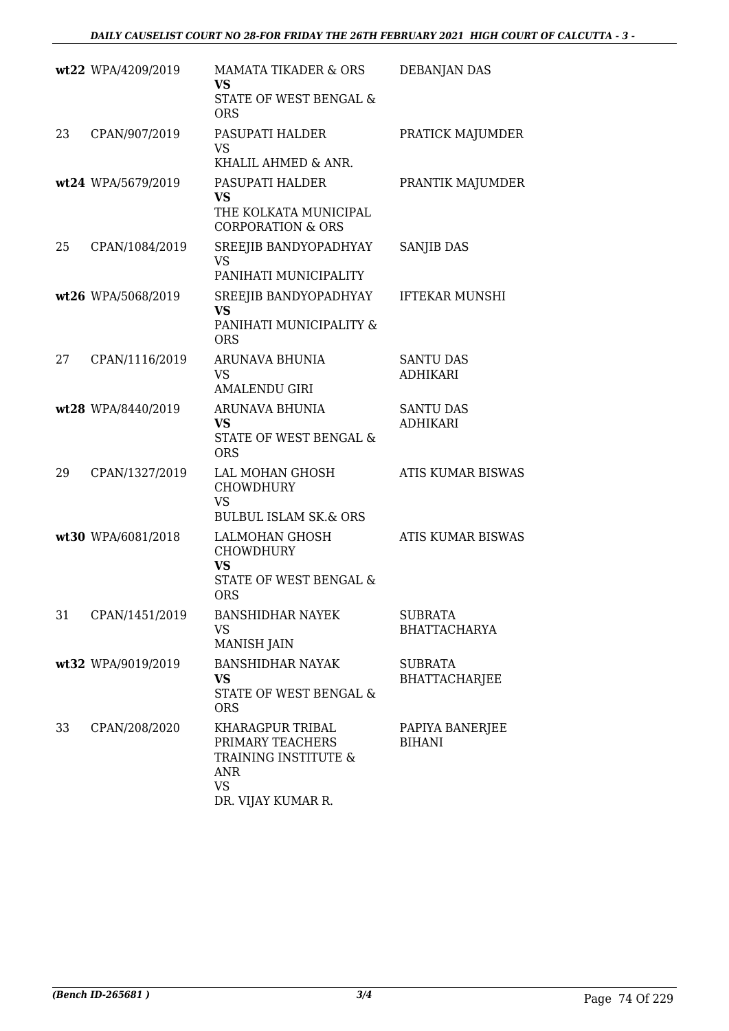| | | | |
|---|---|---|---|
| wt22 | WPA/4209/2019 | MAMATA TIKADER & ORS **VS** STATE OF WEST BENGAL & ORS | DEBANJAN DAS |
| 23 | CPAN/907/2019 | PASUPATI HALDER VS KHALIL AHMED & ANR. | PRATICK MAJUMDER |
| wt24 | WPA/5679/2019 | PASUPATI HALDER **VS** THE KOLKATA MUNICIPAL CORPORATION & ORS | PRANTIK MAJUMDER |
| 25 | CPAN/1084/2019 | SREEJIB BANDYOPADHYAY VS PANIHATI MUNICIPALITY | SANJIB DAS |
| wt26 | WPA/5068/2019 | SREEJIB BANDYOPADHYAY **VS** PANIHATI MUNICIPALITY & ORS | IFTEKAR MUNSHI |
| 27 | CPAN/1116/2019 | ARUNAVA BHUNIA VS AMALENDU GIRI | SANTU DAS ADHIKARI |
| wt28 | WPA/8440/2019 | ARUNAVA BHUNIA **VS** STATE OF WEST BENGAL & ORS | SANTU DAS ADHIKARI |
| 29 | CPAN/1327/2019 | LAL MOHAN GHOSH CHOWDHURY VS BULBUL ISLAM SK.& ORS | ATIS KUMAR BISWAS |
| wt30 | WPA/6081/2018 | LALMOHAN GHOSH CHOWDHURY **VS** STATE OF WEST BENGAL & ORS | ATIS KUMAR BISWAS |
| 31 | CPAN/1451/2019 | BANSHIDHAR NAYEK VS MANISH JAIN | SUBRATA BHATTACHARYA |
| wt32 | WPA/9019/2019 | BANSHIDHAR NAYAK **VS** STATE OF WEST BENGAL & ORS | SUBRATA BHATTACHARJEE |
| 33 | CPAN/208/2020 | KHARAGPUR TRIBAL PRIMARY TEACHERS TRAINING INSTITUTE & ANR VS DR. VIJAY KUMAR R. | PAPIYA BANERJEE BIHANI |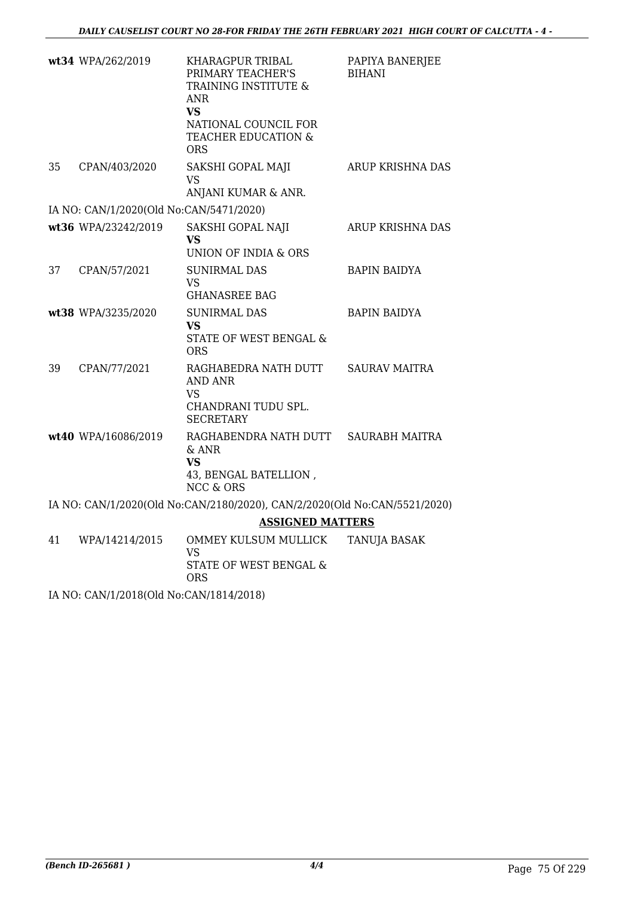| | | | |
|---|---|---|---|
| wt34 | WPA/262/2019 | KHARAGPUR TRIBAL PRIMARY TEACHER'S TRAINING INSTITUTE & ANR **VS** NATIONAL COUNCIL FOR TEACHER EDUCATION & ORS | PAPIYA BANERJEE BIHANI |
| 35 | CPAN/403/2020 | SAKSHI GOPAL MAJI VS ANJANI KUMAR & ANR. | ARUP KRISHNA DAS |
| IA NO: CAN/1/2020(Old No:CAN/5471/2020) | | | |
| wt36 | WPA/23242/2019 | SAKSHI GOPAL NAJI **VS** UNION OF INDIA & ORS | ARUP KRISHNA DAS |
| 37 | CPAN/57/2021 | SUNIRMAL DAS VS GHANASREE BAG | BAPIN BAIDYA |
| wt38 | WPA/3235/2020 | SUNIRMAL DAS **VS** STATE OF WEST BENGAL & ORS | BAPIN BAIDYA |
| 39 | CPAN/77/2021 | RAGHABEDRA NATH DUTT AND ANR VS CHANDRANI TUDU SPL. SECRETARY | SAURAV MAITRA |
| wt40 | WPA/16086/2019 | RAGHABENDRA NATH DUTT & ANR **VS** 43, BENGAL BATELLION , NCC & ORS | SAURABH MAITRA |

IA NO: CAN/1/2020(Old No:CAN/2180/2020), CAN/2/2020(Old No:CAN/5521/2020)

**ASSIGNED MATTERS**

| | | | |
|---|---|---|---|
| 41 | WPA/14214/2015 | OMMEY KULSUM MULLICK VS STATE OF WEST BENGAL & ORS | TANUJA BASAK |

IA NO: CAN/1/2018(Old No:CAN/1814/2018)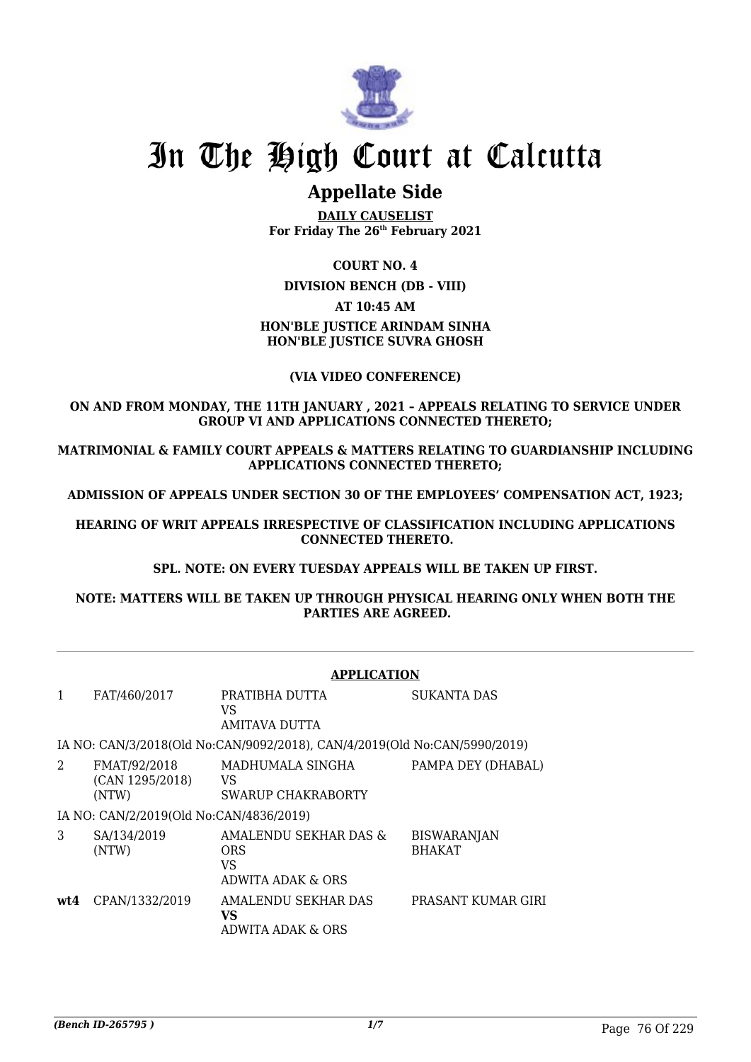# In The High Court at Calcutta

## Appellate Side

**DAILY CAUSELIST**
**For Friday The 26th February 2021**

**COURT NO. 4**

**DIVISION BENCH (DB - VIII)**

**AT 10:45 AM**

**HON'BLE JUSTICE ARINDAM SINHA**
**HON'BLE JUSTICE SUVRA GHOSH**

**(VIA VIDEO CONFERENCE)**

**ON AND FROM MONDAY, THE 11TH JANUARY , 2021 – APPEALS RELATING TO SERVICE UNDER GROUP VI AND APPLICATIONS CONNECTED THERETO;**

**MATRIMONIAL & FAMILY COURT APPEALS & MATTERS RELATING TO GUARDIANSHIP INCLUDING APPLICATIONS CONNECTED THERETO;**

**ADMISSION OF APPEALS UNDER SECTION 30 OF THE EMPLOYEES' COMPENSATION ACT, 1923;**

**HEARING OF WRIT APPEALS IRRESPECTIVE OF CLASSIFICATION INCLUDING APPLICATIONS CONNECTED THERETO.**

**SPL. NOTE: ON EVERY TUESDAY APPEALS WILL BE TAKEN UP FIRST.**

**NOTE: MATTERS WILL BE TAKEN UP THROUGH PHYSICAL HEARING ONLY WHEN BOTH THE PARTIES ARE AGREED.**

---

**APPLICATION**

| | | | |
|---|---|---|---|
| 1 | FAT/460/2017 | PRATIBHA DUTTA<br>VS<br>AMITAVA DUTTA | SUKANTA DAS |
| | IA NO: CAN/3/2018(Old No:CAN/9092/2018), CAN/4/2019(Old No:CAN/5990/2019) | | |
| 2 | FMAT/92/2018<br>(CAN 1295/2018)<br>(NTW) | MADHUMALA SINGHA<br>VS<br>SWARUP CHAKRABORTY | PAMPA DEY (DHABAL) |
| | IA NO: CAN/2/2019(Old No:CAN/4836/2019) | | |
| 3 | SA/134/2019<br>(NTW) | AMALENDU SEKHAR DAS & ORS<br>VS<br>ADWITA ADAK & ORS | BISWARANJAN BHAKAT |
| **wt4** | CPAN/1332/2019 | AMALENDU SEKHAR DAS<br>**VS**<br>ADWITA ADAK & ORS | PRASANT KUMAR GIRI |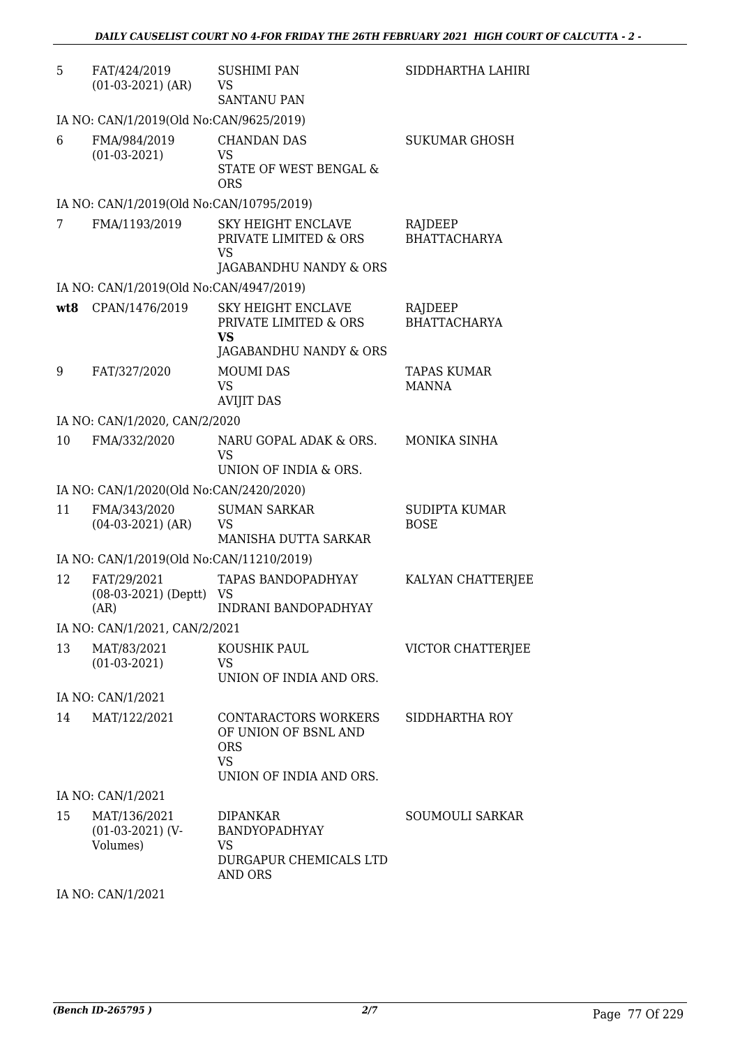| | | | |
|---|---|---|---|
| 5 | FAT/424/2019 (01-03-2021) (AR) | SUSHIMI PAN VS SANTANU PAN | SIDDHARTHA LAHIRI |
| IA NO: CAN/1/2019(Old No:CAN/9625/2019) | | | |
| 6 | FMA/984/2019 (01-03-2021) | CHANDAN DAS VS STATE OF WEST BENGAL & ORS | SUKUMAR GHOSH |
| IA NO: CAN/1/2019(Old No:CAN/10795/2019) | | | |
| 7 | FMA/1193/2019 | SKY HEIGHT ENCLAVE PRIVATE LIMITED & ORS VS JAGABANDHU NANDY & ORS | RAJDEEP BHATTACHARYA |
| IA NO: CAN/1/2019(Old No:CAN/4947/2019) | | | |
| **wt8** | CPAN/1476/2019 | SKY HEIGHT ENCLAVE PRIVATE LIMITED & ORS **VS** JAGABANDHU NANDY & ORS | RAJDEEP BHATTACHARYA |
| 9 | FAT/327/2020 | MOUMI DAS VS AVIJIT DAS | TAPAS KUMAR MANNA |
| IA NO: CAN/1/2020, CAN/2/2020 | | | |
| 10 | FMA/332/2020 | NARU GOPAL ADAK & ORS. VS UNION OF INDIA & ORS. | MONIKA SINHA |
| IA NO: CAN/1/2020(Old No:CAN/2420/2020) | | | |
| 11 | FMA/343/2020 (04-03-2021) (AR) | SUMAN SARKAR VS MANISHA DUTTA SARKAR | SUDIPTA KUMAR BOSE |
| IA NO: CAN/1/2019(Old No:CAN/11210/2019) | | | |
| 12 | FAT/29/2021 (08-03-2021) (Deptt) (AR) | TAPAS BANDOPADHYAY VS INDRANI BANDOPADHYAY | KALYAN CHATTERJEE |
| IA NO: CAN/1/2021, CAN/2/2021 | | | |
| 13 | MAT/83/2021 (01-03-2021) | KOUSHIK PAUL VS UNION OF INDIA AND ORS. | VICTOR CHATTERJEE |
| IA NO: CAN/1/2021 | | | |
| 14 | MAT/122/2021 | CONTARACTORS WORKERS OF UNION OF BSNL AND ORS VS UNION OF INDIA AND ORS. | SIDDHARTHA ROY |
| IA NO: CAN/1/2021 | | | |
| 15 | MAT/136/2021 (01-03-2021) (V-Volumes) | DIPANKAR BANDYOPADHYAY VS DURGAPUR CHEMICALS LTD AND ORS | SOUMOULI SARKAR |
| IA NO: CAN/1/2021 | | | |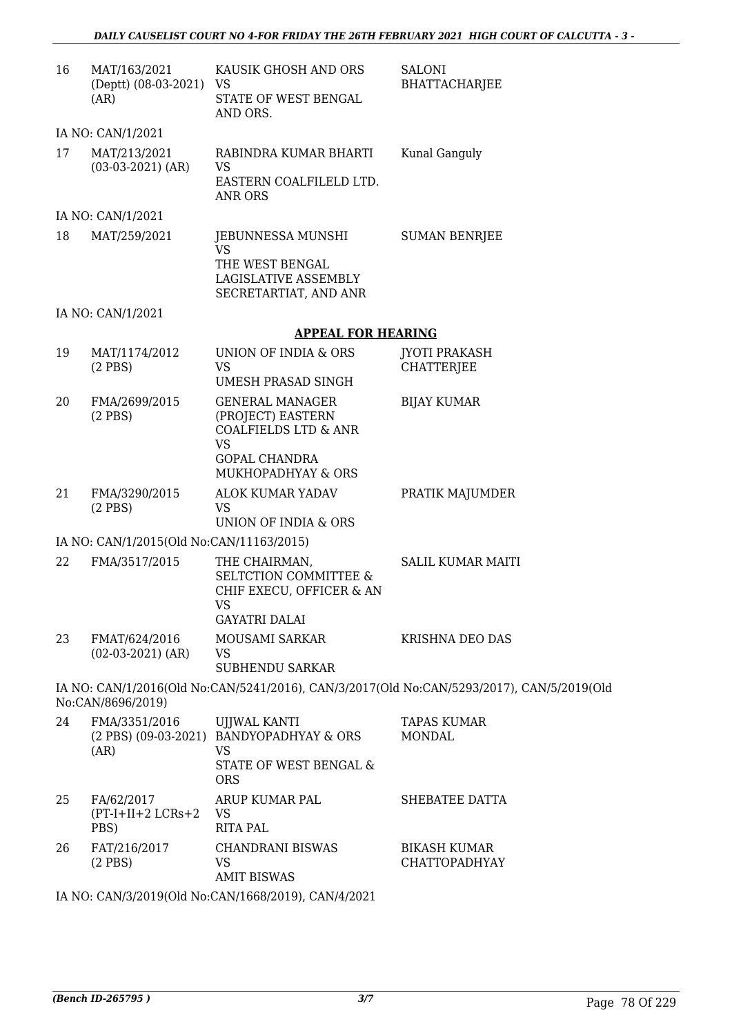| 16 | MAT/163/2021 (Deptt) (08-03-2021) (AR) | KAUSIK GHOSH AND ORS VS STATE OF WEST BENGAL AND ORS. | SALONI BHATTACHARJEE |
|---|---|---|---|

IA NO: CAN/1/2021

| 17 | MAT/213/2021 (03-03-2021) (AR) | RABINDRA KUMAR BHARTI VS EASTERN COALFILELD LTD. ANR ORS | Kunal Ganguly |
|---|---|---|---|

IA NO: CAN/1/2021

| 18 | MAT/259/2021 | JEBUNNESSA MUNSHI VS THE WEST BENGAL LAGISLATIVE ASSEMBLY SECRETARTIAT, AND ANR | SUMAN BENRJEE |
|---|---|---|---|

IA NO: CAN/1/2021

## APPEAL FOR HEARING

| 19 | MAT/1174/2012 (2 PBS) | UNION OF INDIA & ORS VS UMESH PRASAD SINGH | JYOTI PRAKASH CHATTERJEE |
|---|---|---|---|
| 20 | FMA/2699/2015 (2 PBS) | GENERAL MANAGER (PROJECT) EASTERN COALFIELDS LTD & ANR VS GOPAL CHANDRA MUKHOPADHYAY & ORS | BIJAY KUMAR |
| 21 | FMA/3290/2015 (2 PBS) | ALOK KUMAR YADAV VS UNION OF INDIA & ORS | PRATIK MAJUMDER |

IA NO: CAN/1/2015(Old No:CAN/11163/2015)

| 22 | FMA/3517/2015 | THE CHAIRMAN, SELTCTION COMMITTEE & CHIF EXECU, OFFICER & AN VS GAYATRI DALAI | SALIL KUMAR MAITI |
|---|---|---|---|
| 23 | FMAT/624/2016 (02-03-2021) (AR) | MOUSAMI SARKAR VS SUBHENDU SARKAR | KRISHNA DEO DAS |

IA NO: CAN/1/2016(Old No:CAN/5241/2016), CAN/3/2017(Old No:CAN/5293/2017), CAN/5/2019(Old No:CAN/8696/2019)

| 24 | FMA/3351/2016 (2 PBS) (09-03-2021) (AR) | UJJWAL KANTI BANDYOPADHYAY & ORS VS STATE OF WEST BENGAL & ORS | TAPAS KUMAR MONDAL |
|---|---|---|---|
| 25 | FA/62/2017 (PT-I+II+2 LCRs+2 PBS) | ARUP KUMAR PAL VS RITA PAL | SHEBATEE DATTA |
| 26 | FAT/216/2017 (2 PBS) | CHANDRANI BISWAS VS AMIT BISWAS | BIKASH KUMAR CHATTOPADHYAY |

IA NO: CAN/3/2019(Old No:CAN/1668/2019), CAN/4/2021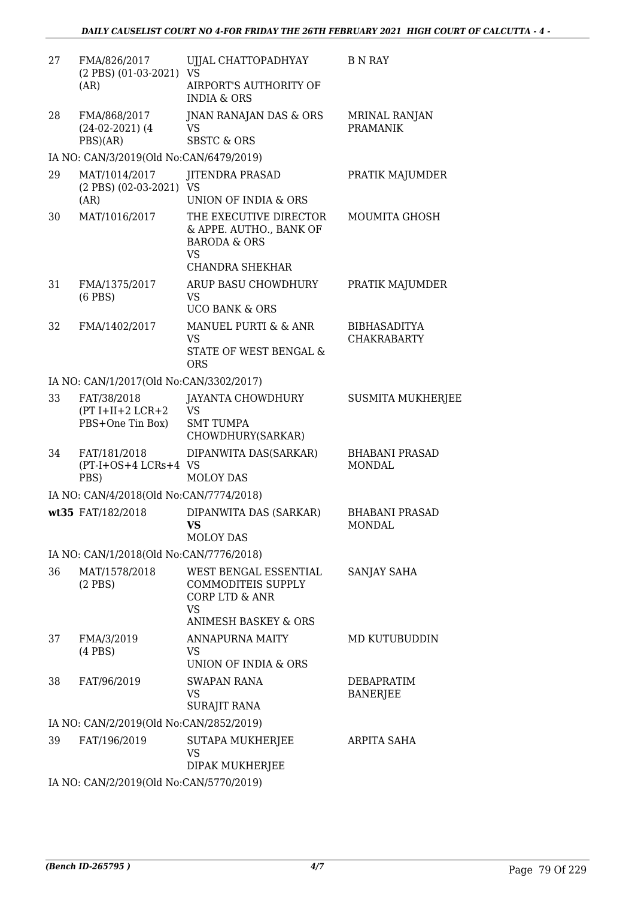| | | | |
|---|---|---|---|
| 27 | FMA/826/2017 (2 PBS) (01-03-2021) (AR) | UJJAL CHATTOPADHYAY VS AIRPORT'S AUTHORITY OF INDIA & ORS | B N RAY |
| 28 | FMA/868/2017 (24-02-2021) (4 PBS)(AR) | JNAN RANAJAN DAS & ORS VS SBSTC & ORS | MRINAL RANJAN PRAMANIK |
| | IA NO: CAN/3/2019(Old No:CAN/6479/2019) | | |
| 29 | MAT/1014/2017 (2 PBS) (02-03-2021) (AR) | JITENDRA PRASAD VS UNION OF INDIA & ORS | PRATIK MAJUMDER |
| 30 | MAT/1016/2017 | THE EXECUTIVE DIRECTOR & APPE. AUTHO., BANK OF BARODA & ORS VS CHANDRA SHEKHAR | MOUMITA GHOSH |
| 31 | FMA/1375/2017 (6 PBS) | ARUP BASU CHOWDHURY VS UCO BANK & ORS | PRATIK MAJUMDER |
| 32 | FMA/1402/2017 | MANUEL PURTI & & ANR VS STATE OF WEST BENGAL & ORS | BIBHASADITYA CHAKRABARTY |
| | IA NO: CAN/1/2017(Old No:CAN/3302/2017) | | |
| 33 | FAT/38/2018 (PT I+II+2 LCR+2 PBS+One Tin Box) | JAYANTA CHOWDHURY VS SMT TUMPA CHOWDHURY(SARKAR) | SUSMITA MUKHERJEE |
| 34 | FAT/181/2018 (PT-I+OS+4 LCRs+4 PBS) | DIPANWITA DAS(SARKAR) VS MOLOY DAS | BHABANI PRASAD MONDAL |
| | IA NO: CAN/4/2018(Old No:CAN/7774/2018) | | |
| wt35 | FAT/182/2018 | DIPANWITA DAS (SARKAR) **VS** MOLOY DAS | BHABANI PRASAD MONDAL |
| | IA NO: CAN/1/2018(Old No:CAN/7776/2018) | | |
| 36 | MAT/1578/2018 (2 PBS) | WEST BENGAL ESSENTIAL COMMODITEIS SUPPLY CORP LTD & ANR VS ANIMESH BASKEY & ORS | SANJAY SAHA |
| 37 | FMA/3/2019 (4 PBS) | ANNAPURNA MAITY VS UNION OF INDIA & ORS | MD KUTUBUDDIN |
| 38 | FAT/96/2019 | SWAPAN RANA VS SURAJIT RANA | DEBAPRATIM BANERJEE |
| | IA NO: CAN/2/2019(Old No:CAN/2852/2019) | | |
| 39 | FAT/196/2019 | SUTAPA MUKHERJEE VS DIPAK MUKHERJEE | ARPITA SAHA |
| | IA NO: CAN/2/2019(Old No:CAN/5770/2019) | | |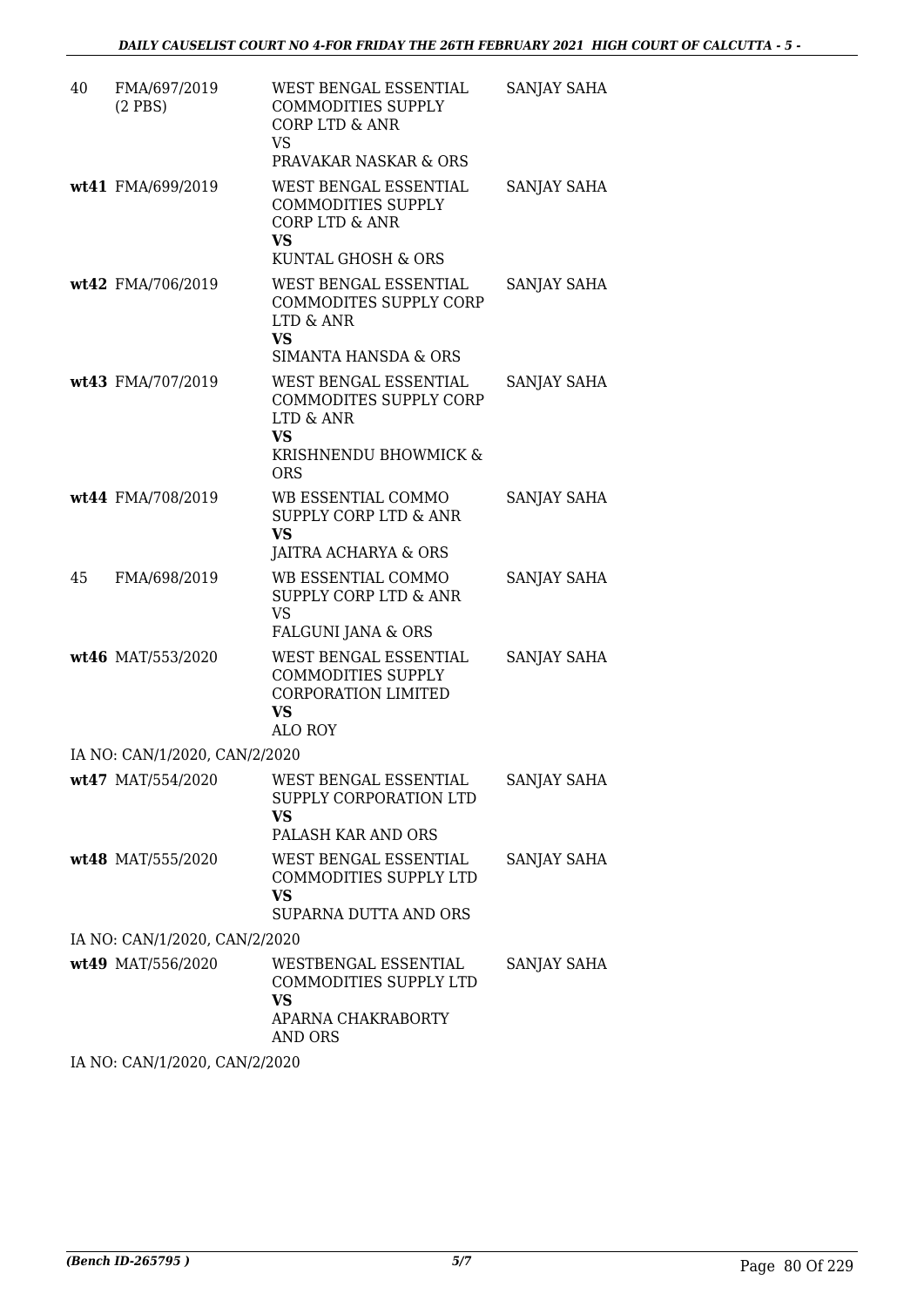| | | | |
|---|---|---|---|
| 40 | FMA/697/2019 (2 PBS) | WEST BENGAL ESSENTIAL COMMODITIES SUPPLY CORP LTD & ANR<br>VS<br>PRAVAKAR NASKAR & ORS | SANJAY SAHA |
| **wt41** | FMA/699/2019 | WEST BENGAL ESSENTIAL COMMODITIES SUPPLY CORP LTD & ANR<br>**VS**<br>KUNTAL GHOSH & ORS | SANJAY SAHA |
| **wt42** | FMA/706/2019 | WEST BENGAL ESSENTIAL COMMODITES SUPPLY CORP LTD & ANR<br>**VS**<br>SIMANTA HANSDA & ORS | SANJAY SAHA |
| **wt43** | FMA/707/2019 | WEST BENGAL ESSENTIAL COMMODITES SUPPLY CORP LTD & ANR<br>**VS**<br>KRISHNENDU BHOWMICK & ORS | SANJAY SAHA |
| **wt44** | FMA/708/2019 | WB ESSENTIAL COMMO SUPPLY CORP LTD & ANR<br>**VS**<br>JAITRA ACHARYA & ORS | SANJAY SAHA |
| 45 | FMA/698/2019 | WB ESSENTIAL COMMO SUPPLY CORP LTD & ANR<br>VS<br>FALGUNI JANA & ORS | SANJAY SAHA |
| **wt46** | MAT/553/2020 | WEST BENGAL ESSENTIAL COMMODITIES SUPPLY CORPORATION LIMITED<br>**VS**<br>ALO ROY | SANJAY SAHA |
| | IA NO: CAN/1/2020, CAN/2/2020 | | |
| **wt47** | MAT/554/2020 | WEST BENGAL ESSENTIAL SUPPLY CORPORATION LTD<br>**VS**<br>PALASH KAR AND ORS | SANJAY SAHA |
| **wt48** | MAT/555/2020 | WEST BENGAL ESSENTIAL COMMODITIES SUPPLY LTD<br>**VS**<br>SUPARNA DUTTA AND ORS | SANJAY SAHA |
| | IA NO: CAN/1/2020, CAN/2/2020 | | |
| **wt49** | MAT/556/2020 | WESTBENGAL ESSENTIAL COMMODITIES SUPPLY LTD<br>**VS**<br>APARNA CHAKRABORTY AND ORS | SANJAY SAHA |
| | IA NO: CAN/1/2020, CAN/2/2020 | | |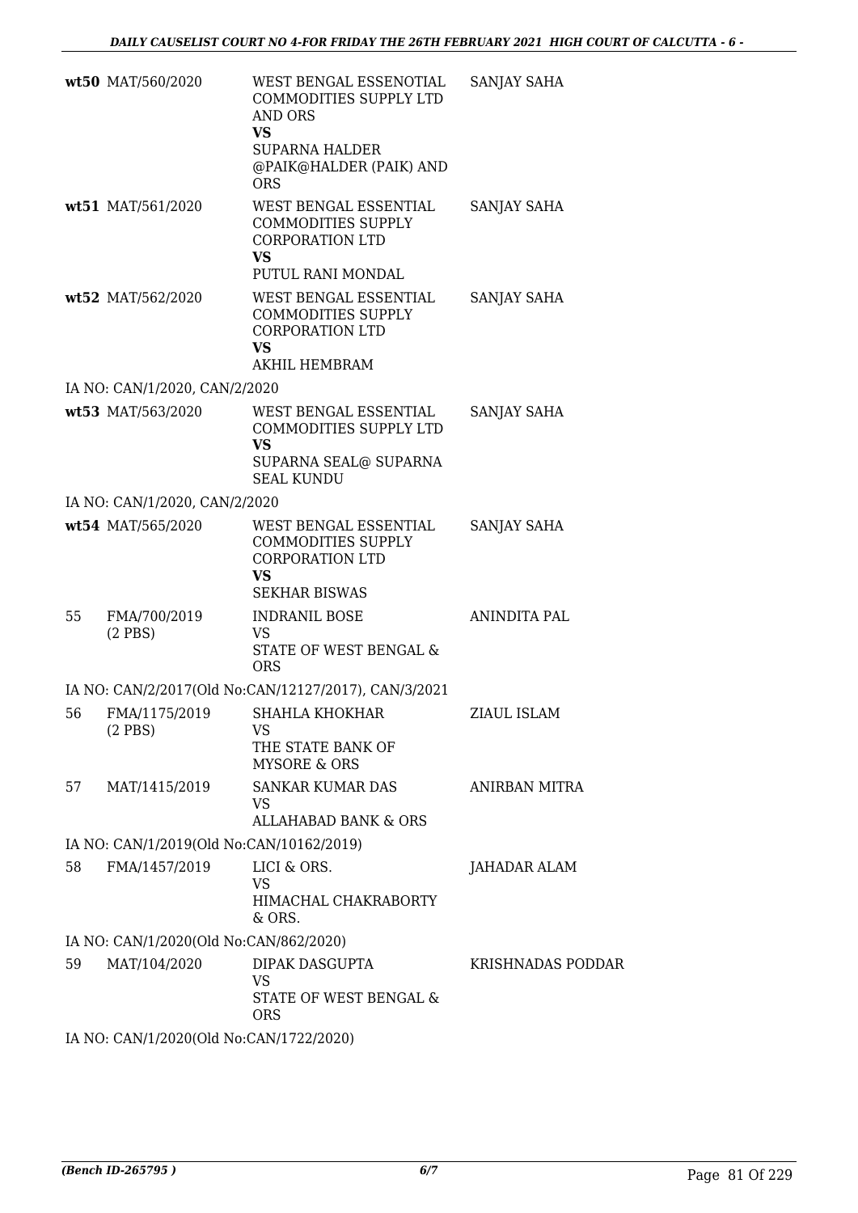| | | | |
|---|---|---|---|
| **wt50** | MAT/560/2020 | WEST BENGAL ESSENOTIAL COMMODITIES SUPPLY LTD AND ORS<br>**VS**<br>SUPARNA HALDER @PAIK@HALDER (PAIK) AND ORS | SANJAY SAHA |
| **wt51** | MAT/561/2020 | WEST BENGAL ESSENTIAL COMMODITIES SUPPLY CORPORATION LTD<br>**VS**<br>PUTUL RANI MONDAL | SANJAY SAHA |
| **wt52** | MAT/562/2020 | WEST BENGAL ESSENTIAL COMMODITIES SUPPLY CORPORATION LTD<br>**VS**<br>AKHIL HEMBRAM | SANJAY SAHA |
| IA NO: CAN/1/2020, CAN/2/2020 | | | |
| **wt53** | MAT/563/2020 | WEST BENGAL ESSENTIAL COMMODITIES SUPPLY LTD<br>**VS**<br>SUPARNA SEAL@ SUPARNA SEAL KUNDU | SANJAY SAHA |
| IA NO: CAN/1/2020, CAN/2/2020 | | | |
| **wt54** | MAT/565/2020 | WEST BENGAL ESSENTIAL COMMODITIES SUPPLY CORPORATION LTD<br>**VS**<br>SEKHAR BISWAS | SANJAY SAHA |
| 55 | FMA/700/2019<br>(2 PBS) | INDRANIL BOSE<br>VS<br>STATE OF WEST BENGAL & ORS | ANINDITA PAL |
| IA NO: CAN/2/2017(Old No:CAN/12127/2017), CAN/3/2021 | | | |
| 56 | FMA/1175/2019<br>(2 PBS) | SHAHLA KHOKHAR<br>VS<br>THE STATE BANK OF MYSORE & ORS | ZIAUL ISLAM |
| 57 | MAT/1415/2019 | SANKAR KUMAR DAS<br>VS<br>ALLAHABAD BANK & ORS | ANIRBAN MITRA |
| IA NO: CAN/1/2019(Old No:CAN/10162/2019) | | | |
| 58 | FMA/1457/2019 | LICI & ORS.<br>VS<br>HIMACHAL CHAKRABORTY & ORS. | JAHADAR ALAM |
| IA NO: CAN/1/2020(Old No:CAN/862/2020) | | | |
| 59 | MAT/104/2020 | DIPAK DASGUPTA<br>VS<br>STATE OF WEST BENGAL & ORS | KRISHNADAS PODDAR |
| IA NO: CAN/1/2020(Old No:CAN/1722/2020) | | | |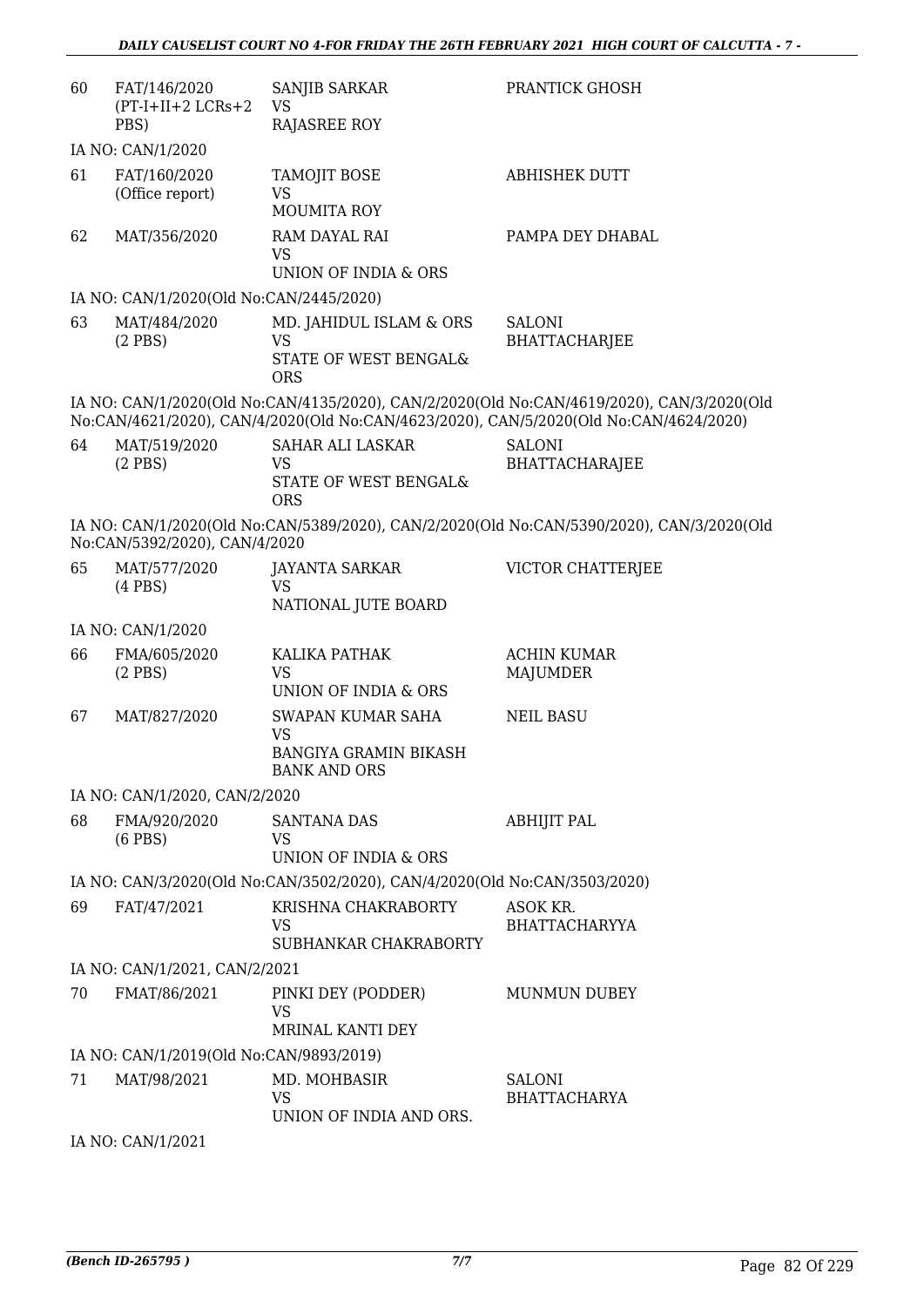| | | | |
|---|---|---|---|
| 60 | FAT/146/2020 (PT-I+II+2 LCRs+2 PBS) | SANJIB SARKAR VS RAJASREE ROY | PRANTICK GHOSH |

IA NO: CAN/1/2020

| | | | |
|---|---|---|---|
| 61 | FAT/160/2020 (Office report) | TAMOJIT BOSE VS MOUMITA ROY | ABHISHEK DUTT |
| 62 | MAT/356/2020 | RAM DAYAL RAI VS UNION OF INDIA & ORS | PAMPA DEY DHABAL |

IA NO: CAN/1/2020(Old No:CAN/2445/2020)

| | | | |
|---|---|---|---|
| 63 | MAT/484/2020 (2 PBS) | MD. JAHIDUL ISLAM & ORS VS STATE OF WEST BENGAL& ORS | SALONI BHATTACHARJEE |

IA NO: CAN/1/2020(Old No:CAN/4135/2020), CAN/2/2020(Old No:CAN/4619/2020), CAN/3/2020(Old No:CAN/4621/2020), CAN/4/2020(Old No:CAN/4623/2020), CAN/5/2020(Old No:CAN/4624/2020)

| | | | |
|---|---|---|---|
| 64 | MAT/519/2020 (2 PBS) | SAHAR ALI LASKAR VS STATE OF WEST BENGAL& ORS | SALONI BHATTACHARAJEE |

IA NO: CAN/1/2020(Old No:CAN/5389/2020), CAN/2/2020(Old No:CAN/5390/2020), CAN/3/2020(Old No:CAN/5392/2020), CAN/4/2020

| | | | |
|---|---|---|---|
| 65 | MAT/577/2020 (4 PBS) | JAYANTA SARKAR VS NATIONAL JUTE BOARD | VICTOR CHATTERJEE |

IA NO: CAN/1/2020

| | | | |
|---|---|---|---|
| 66 | FMA/605/2020 (2 PBS) | KALIKA PATHAK VS UNION OF INDIA & ORS | ACHIN KUMAR MAJUMDER |
| 67 | MAT/827/2020 | SWAPAN KUMAR SAHA VS BANGIYA GRAMIN BIKASH BANK AND ORS | NEIL BASU |

IA NO: CAN/1/2020, CAN/2/2020

| | | | |
|---|---|---|---|
| 68 | FMA/920/2020 (6 PBS) | SANTANA DAS VS UNION OF INDIA & ORS | ABHIJIT PAL |

IA NO: CAN/3/2020(Old No:CAN/3502/2020), CAN/4/2020(Old No:CAN/3503/2020)

| | | | |
|---|---|---|---|
| 69 | FAT/47/2021 | KRISHNA CHAKRABORTY VS SUBHANKAR CHAKRABORTY | ASOK KR. BHATTACHARYYA |

IA NO: CAN/1/2021, CAN/2/2021

| | | | |
|---|---|---|---|
| 70 | FMAT/86/2021 | PINKI DEY (PODDER) VS MRINAL KANTI DEY | MUNMUN DUBEY |

IA NO: CAN/1/2019(Old No:CAN/9893/2019)

| | | | |
|---|---|---|---|
| 71 | MAT/98/2021 | MD. MOHBASIR VS UNION OF INDIA AND ORS. | SALONI BHATTACHARYA |

IA NO: CAN/1/2021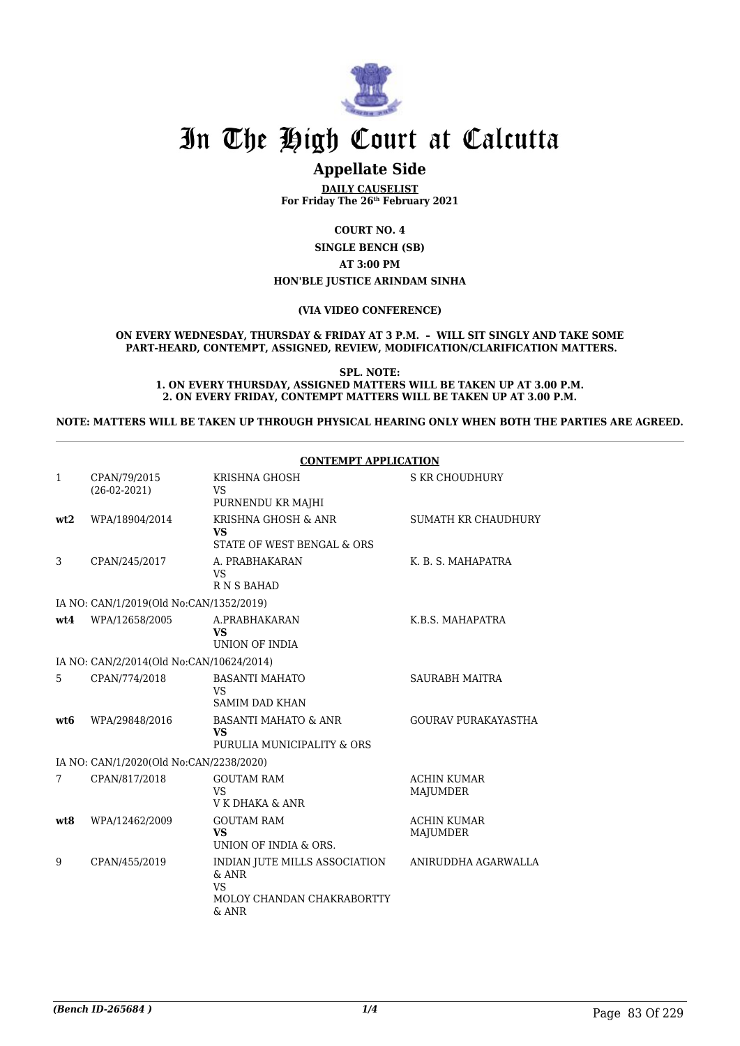# In The High Court at Calcutta

## Appellate Side

**DAILY CAUSELIST**
**For Friday The 26th February 2021**

**COURT NO. 4**

**SINGLE BENCH (SB)**

**AT 3:00 PM**

**HON'BLE JUSTICE ARINDAM SINHA**

**(VIA VIDEO CONFERENCE)**

**ON EVERY WEDNESDAY, THURSDAY & FRIDAY AT 3 P.M. – WILL SIT SINGLY AND TAKE SOME PART-HEARD, CONTEMPT, ASSIGNED, REVIEW, MODIFICATION/CLARIFICATION MATTERS.**

**SPL. NOTE:**
**1. ON EVERY THURSDAY, ASSIGNED MATTERS WILL BE TAKEN UP AT 3.00 P.M.**
**2. ON EVERY FRIDAY, CONTEMPT MATTERS WILL BE TAKEN UP AT 3.00 P.M.**

**NOTE: MATTERS WILL BE TAKEN UP THROUGH PHYSICAL HEARING ONLY WHEN BOTH THE PARTIES ARE AGREED.**

**CONTEMPT APPLICATION**

| | | | |
|---|---|---|---|
| 1 | CPAN/79/2015 (26-02-2021) | KRISHNA GHOSH VS PURNENDU KR MAJHI | S KR CHOUDHURY |
| **wt2** | WPA/18904/2014 | KRISHNA GHOSH & ANR **VS** STATE OF WEST BENGAL & ORS | SUMATH KR CHAUDHURY |
| 3 | CPAN/245/2017 | A. PRABHAKARAN VS R N S BAHAD | K. B. S. MAHAPATRA |
| | IA NO: CAN/1/2019(Old No:CAN/1352/2019) | | |
| **wt4** | WPA/12658/2005 | A.PRABHAKARAN **VS** UNION OF INDIA | K.B.S. MAHAPATRA |
| | IA NO: CAN/2/2014(Old No:CAN/10624/2014) | | |
| 5 | CPAN/774/2018 | BASANTI MAHATO VS SAMIM DAD KHAN | SAURABH MAITRA |
| **wt6** | WPA/29848/2016 | BASANTI MAHATO & ANR **VS** PURULIA MUNICIPALITY & ORS | GOURAV PURAKAYASTHA |
| | IA NO: CAN/1/2020(Old No:CAN/2238/2020) | | |
| 7 | CPAN/817/2018 | GOUTAM RAM VS V K DHAKA & ANR | ACHIN KUMAR MAJUMDER |
| **wt8** | WPA/12462/2009 | GOUTAM RAM **VS** UNION OF INDIA & ORS. | ACHIN KUMAR MAJUMDER |
| 9 | CPAN/455/2019 | INDIAN JUTE MILLS ASSOCIATION & ANR VS MOLOY CHANDAN CHAKRABORTTY & ANR | ANIRUDDHA AGARWALLA |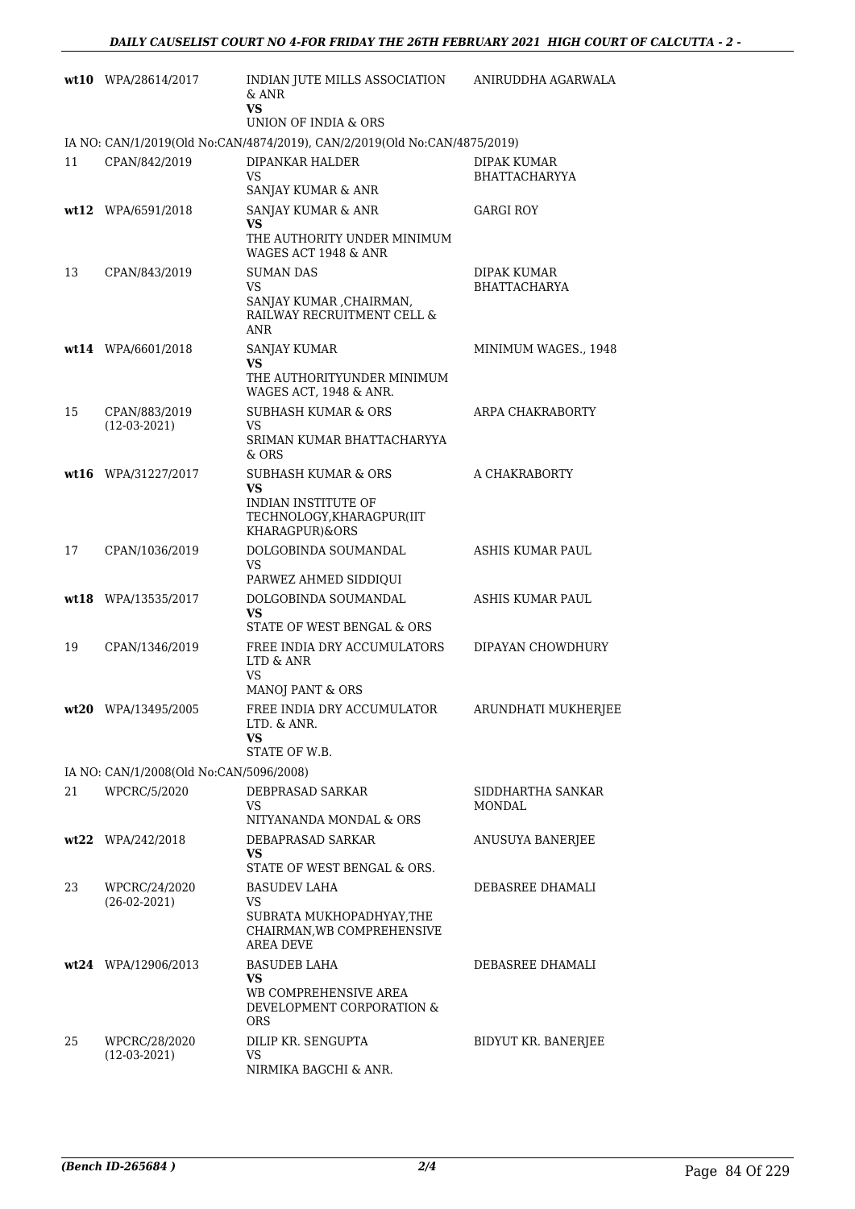| | | | |
|---|---|---|---|
| wt10 | WPA/28614/2017 | INDIAN JUTE MILLS ASSOCIATION & ANR<br>**VS**<br>UNION OF INDIA & ORS | ANIRUDDHA AGARWALA |
| | IA NO: CAN/1/2019(Old No:CAN/4874/2019), CAN/2/2019(Old No:CAN/4875/2019) | | |
| 11 | CPAN/842/2019 | DIPANKAR HALDER<br>VS<br>SANJAY KUMAR & ANR | DIPAK KUMAR BHATTACHARYYA |
| wt12 | WPA/6591/2018 | SANJAY KUMAR & ANR<br>**VS**<br>THE AUTHORITY UNDER MINIMUM WAGES ACT 1948 & ANR | GARGI ROY |
| 13 | CPAN/843/2019 | SUMAN DAS<br>VS<br>SANJAY KUMAR ,CHAIRMAN, RAILWAY RECRUITMENT CELL & ANR | DIPAK KUMAR BHATTACHARYA |
| wt14 | WPA/6601/2018 | SANJAY KUMAR<br>**VS**<br>THE AUTHORITYUNDER MINIMUM WAGES ACT, 1948 & ANR. | MINIMUM WAGES., 1948 |
| 15 | CPAN/883/2019<br>(12-03-2021) | SUBHASH KUMAR & ORS<br>VS<br>SRIMAN KUMAR BHATTACHARYYA & ORS | ARPA CHAKRABORTY |
| wt16 | WPA/31227/2017 | SUBHASH KUMAR & ORS<br>**VS**<br>INDIAN INSTITUTE OF TECHNOLOGY,KHARAGPUR(IIT KHARAGPUR)&ORS | A CHAKRABORTY |
| 17 | CPAN/1036/2019 | DOLGOBINDA SOUMANDAL<br>VS<br>PARWEZ AHMED SIDDIQUI | ASHIS KUMAR PAUL |
| wt18 | WPA/13535/2017 | DOLGOBINDA SOUMANDAL<br>**VS**<br>STATE OF WEST BENGAL & ORS | ASHIS KUMAR PAUL |
| 19 | CPAN/1346/2019 | FREE INDIA DRY ACCUMULATORS LTD & ANR<br>VS<br>MANOJ PANT & ORS | DIPAYAN CHOWDHURY |
| wt20 | WPA/13495/2005 | FREE INDIA DRY ACCUMULATOR LTD. & ANR.<br>**VS**<br>STATE OF W.B. | ARUNDHATI MUKHERJEE |
| | IA NO: CAN/1/2008(Old No:CAN/5096/2008) | | |
| 21 | WPCRC/5/2020 | DEBPRASAD SARKAR<br>VS<br>NITYANANDA MONDAL & ORS | SIDDHARTHA SANKAR MONDAL |
| wt22 | WPA/242/2018 | DEBAPRASAD SARKAR<br>**VS**<br>STATE OF WEST BENGAL & ORS. | ANUSUYA BANERJEE |
| 23 | WPCRC/24/2020<br>(26-02-2021) | BASUDEV LAHA<br>VS<br>SUBRATA MUKHOPADHYAY,THE CHAIRMAN,WB COMPREHENSIVE AREA DEVE | DEBASREE DHAMALI |
| wt24 | WPA/12906/2013 | BASUDEB LAHA<br>**VS**<br>WB COMPREHENSIVE AREA DEVELOPMENT CORPORATION & ORS | DEBASREE DHAMALI |
| 25 | WPCRC/28/2020<br>(12-03-2021) | DILIP KR. SENGUPTA<br>VS<br>NIRMIKA BAGCHI & ANR. | BIDYUT KR. BANERJEE |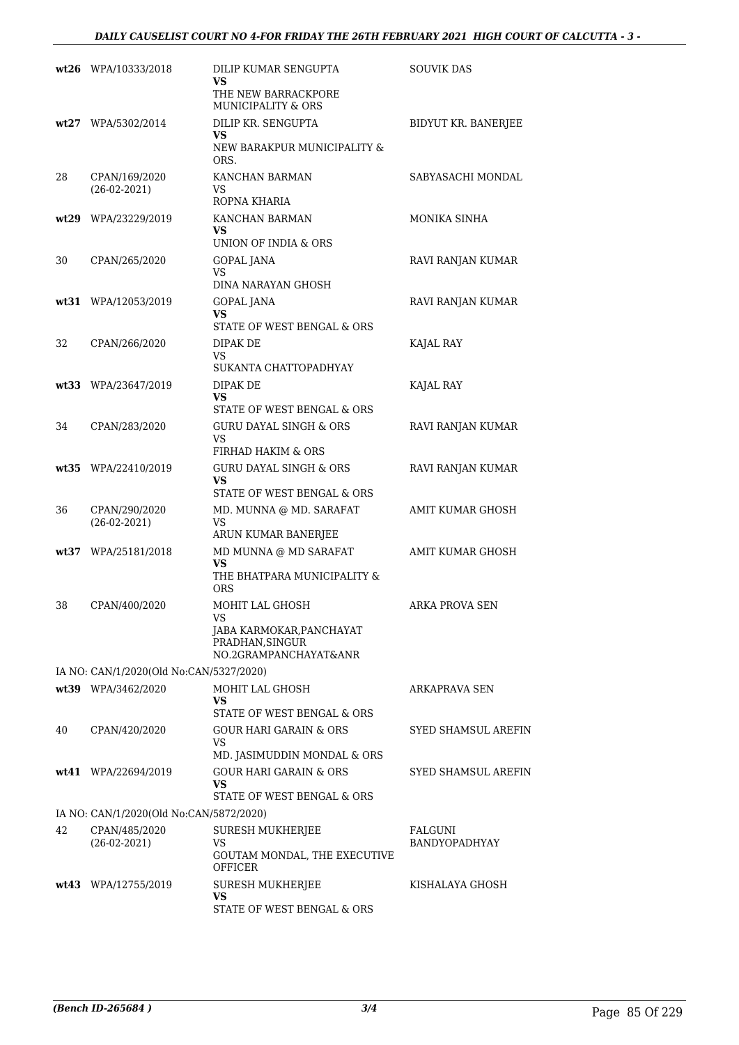| | | | |
|---|---|---|---|
| **wt26** | WPA/10333/2018 | DILIP KUMAR SENGUPTA<br>**VS**<br>THE NEW BARRACKPORE MUNICIPALITY & ORS | SOUVIK DAS |
| **wt27** | WPA/5302/2014 | DILIP KR. SENGUPTA<br>**VS**<br>NEW BARAKPUR MUNICIPALITY & ORS. | BIDYUT KR. BANERJEE |
| 28 | CPAN/169/2020<br>(26-02-2021) | KANCHAN BARMAN<br>VS<br>ROPNA KHARIA | SABYASACHI MONDAL |
| **wt29** | WPA/23229/2019 | KANCHAN BARMAN<br>**VS**<br>UNION OF INDIA & ORS | MONIKA SINHA |
| 30 | CPAN/265/2020 | GOPAL JANA<br>VS<br>DINA NARAYAN GHOSH | RAVI RANJAN KUMAR |
| **wt31** | WPA/12053/2019 | GOPAL JANA<br>**VS**<br>STATE OF WEST BENGAL & ORS | RAVI RANJAN KUMAR |
| 32 | CPAN/266/2020 | DIPAK DE<br>VS<br>SUKANTA CHATTOPADHYAY | KAJAL RAY |
| **wt33** | WPA/23647/2019 | DIPAK DE<br>**VS**<br>STATE OF WEST BENGAL & ORS | KAJAL RAY |
| 34 | CPAN/283/2020 | GURU DAYAL SINGH & ORS<br>VS<br>FIRHAD HAKIM & ORS | RAVI RANJAN KUMAR |
| **wt35** | WPA/22410/2019 | GURU DAYAL SINGH & ORS<br>**VS**<br>STATE OF WEST BENGAL & ORS | RAVI RANJAN KUMAR |
| 36 | CPAN/290/2020<br>(26-02-2021) | MD. MUNNA @ MD. SARAFAT<br>VS<br>ARUN KUMAR BANERJEE | AMIT KUMAR GHOSH |
| **wt37** | WPA/25181/2018 | MD MUNNA @ MD SARAFAT<br>**VS**<br>THE BHATPARA MUNICIPALITY & ORS | AMIT KUMAR GHOSH |
| 38 | CPAN/400/2020 | MOHIT LAL GHOSH<br>VS<br>JABA KARMOKAR,PANCHAYAT PRADHAN,SINGUR NO.2GRAMPANCHAYAT&ANR | ARKA PROVA SEN |
| IA NO: CAN/1/2020(Old No:CAN/5327/2020) | | | |
| **wt39** | WPA/3462/2020 | MOHIT LAL GHOSH<br>**VS**<br>STATE OF WEST BENGAL & ORS | ARKAPRAVA SEN |
| 40 | CPAN/420/2020 | GOUR HARI GARAIN & ORS<br>VS<br>MD. JASIMUDDIN MONDAL & ORS | SYED SHAMSUL AREFIN |
| **wt41** | WPA/22694/2019 | GOUR HARI GARAIN & ORS<br>**VS**<br>STATE OF WEST BENGAL & ORS | SYED SHAMSUL AREFIN |
| IA NO: CAN/1/2020(Old No:CAN/5872/2020) | | | |
| 42 | CPAN/485/2020<br>(26-02-2021) | SURESH MUKHERJEE<br>VS<br>GOUTAM MONDAL, THE EXECUTIVE OFFICER | FALGUNI BANDYOPADHYAY |
| **wt43** | WPA/12755/2019 | SURESH MUKHERJEE<br>**VS**<br>STATE OF WEST BENGAL & ORS | KISHALAYA GHOSH |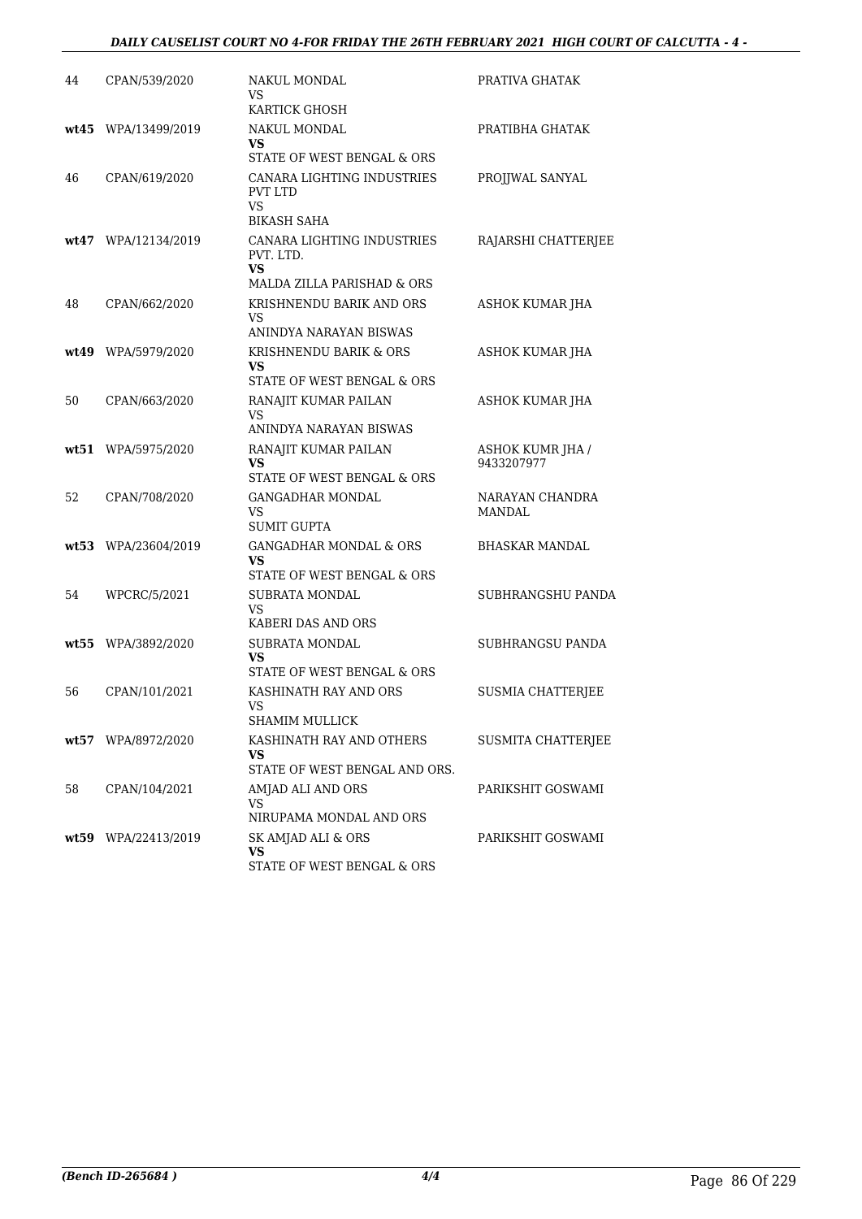| | | | |
|---|---|---|---|
| 44 | CPAN/539/2020 | NAKUL MONDAL<br>VS<br>KARTICK GHOSH | PRATIVA GHATAK |
| **wt45** | WPA/13499/2019 | NAKUL MONDAL<br>**VS**<br>STATE OF WEST BENGAL & ORS | PRATIBHA GHATAK |
| 46 | CPAN/619/2020 | CANARA LIGHTING INDUSTRIES PVT LTD<br>VS<br>BIKASH SAHA | PROJJWAL SANYAL |
| **wt47** | WPA/12134/2019 | CANARA LIGHTING INDUSTRIES PVT. LTD.<br>**VS**<br>MALDA ZILLA PARISHAD & ORS | RAJARSHI CHATTERJEE |
| 48 | CPAN/662/2020 | KRISHNENDU BARIK AND ORS<br>VS<br>ANINDYA NARAYAN BISWAS | ASHOK KUMAR JHA |
| **wt49** | WPA/5979/2020 | KRISHNENDU BARIK & ORS<br>**VS**<br>STATE OF WEST BENGAL & ORS | ASHOK KUMAR JHA |
| 50 | CPAN/663/2020 | RANAJIT KUMAR PAILAN<br>VS<br>ANINDYA NARAYAN BISWAS | ASHOK KUMAR JHA |
| **wt51** | WPA/5975/2020 | RANAJIT KUMAR PAILAN<br>**VS**<br>STATE OF WEST BENGAL & ORS | ASHOK KUMR JHA / 9433207977 |
| 52 | CPAN/708/2020 | GANGADHAR MONDAL<br>VS<br>SUMIT GUPTA | NARAYAN CHANDRA MANDAL |
| **wt53** | WPA/23604/2019 | GANGADHAR MONDAL & ORS<br>**VS**<br>STATE OF WEST BENGAL & ORS | BHASKAR MANDAL |
| 54 | WPCRC/5/2021 | SUBRATA MONDAL<br>VS<br>KABERI DAS AND ORS | SUBHRANGSHU PANDA |
| **wt55** | WPA/3892/2020 | SUBRATA MONDAL<br>**VS**<br>STATE OF WEST BENGAL & ORS | SUBHRANGSU PANDA |
| 56 | CPAN/101/2021 | KASHINATH RAY AND ORS<br>VS<br>SHAMIM MULLICK | SUSMIA CHATTERJEE |
| **wt57** | WPA/8972/2020 | KASHINATH RAY AND OTHERS<br>**VS**<br>STATE OF WEST BENGAL AND ORS. | SUSMITA CHATTERJEE |
| 58 | CPAN/104/2021 | AMJAD ALI AND ORS<br>VS<br>NIRUPAMA MONDAL AND ORS | PARIKSHIT GOSWAMI |
| **wt59** | WPA/22413/2019 | SK AMJAD ALI & ORS<br>**VS**<br>STATE OF WEST BENGAL & ORS | PARIKSHIT GOSWAMI |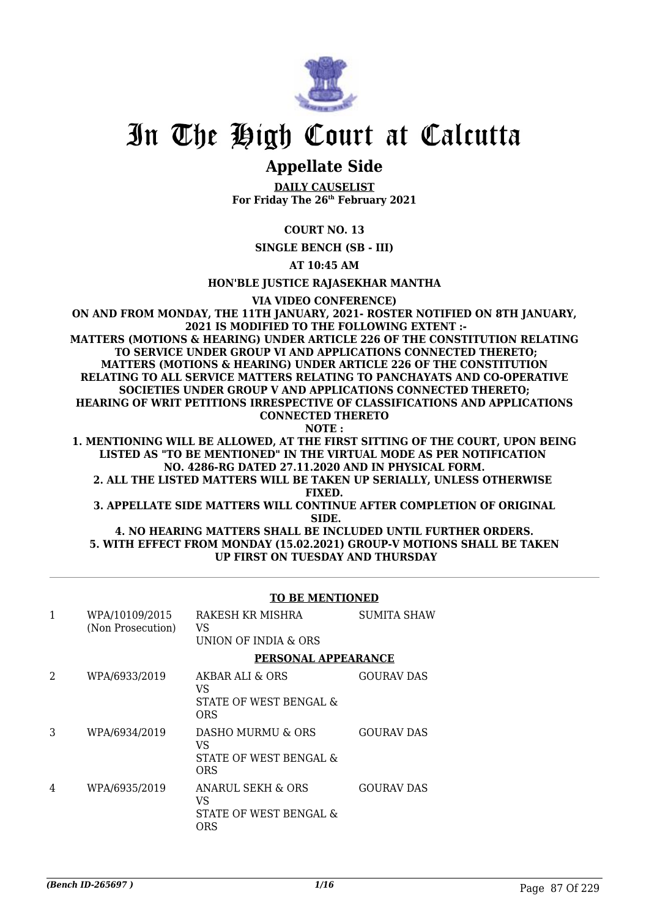# In The High Court at Calcutta

## Appellate Side

**DAILY CAUSELIST**
**For Friday The 26th February 2021**

**COURT NO. 13**

**SINGLE BENCH (SB - III)**

**AT 10:45 AM**

**HON'BLE JUSTICE RAJASEKHAR MANTHA**

**VIA VIDEO CONFERENCE)**

**ON AND FROM MONDAY, THE 11TH JANUARY, 2021- ROSTER NOTIFIED ON 8TH JANUARY, 2021 IS MODIFIED TO THE FOLLOWING EXTENT :-**
**MATTERS (MOTIONS & HEARING) UNDER ARTICLE 226 OF THE CONSTITUTION RELATING TO SERVICE UNDER GROUP VI AND APPLICATIONS CONNECTED THERETO;**
**MATTERS (MOTIONS & HEARING) UNDER ARTICLE 226 OF THE CONSTITUTION RELATING TO ALL SERVICE MATTERS RELATING TO PANCHAYATS AND CO-OPERATIVE SOCIETIES UNDER GROUP V AND APPLICATIONS CONNECTED THERETO;**
**HEARING OF WRIT PETITIONS IRRESPECTIVE OF CLASSIFICATIONS AND APPLICATIONS CONNECTED THERETO**
**NOTE :**
**1. MENTIONING WILL BE ALLOWED, AT THE FIRST SITTING OF THE COURT, UPON BEING LISTED AS "TO BE MENTIONED" IN THE VIRTUAL MODE AS PER NOTIFICATION NO. 4286-RG DATED 27.11.2020 AND IN PHYSICAL FORM.**
**2. ALL THE LISTED MATTERS WILL BE TAKEN UP SERIALLY, UNLESS OTHERWISE FIXED.**
**3. APPELLATE SIDE MATTERS WILL CONTINUE AFTER COMPLETION OF ORIGINAL SIDE.**
**4. NO HEARING MATTERS SHALL BE INCLUDED UNTIL FURTHER ORDERS.**
**5. WITH EFFECT FROM MONDAY (15.02.2021) GROUP-V MOTIONS SHALL BE TAKEN UP FIRST ON TUESDAY AND THURSDAY**

**TO BE MENTIONED**

| | | | |
|---|---|---|---|
| 1 | WPA/10109/2015 (Non Prosecution) | RAKESH KR MISHRA VS UNION OF INDIA & ORS | SUMITA SHAW |

**PERSONAL APPEARANCE**

| | | | |
|---|---|---|---|
| 2 | WPA/6933/2019 | AKBAR ALI & ORS VS STATE OF WEST BENGAL & ORS | GOURAV DAS |
| 3 | WPA/6934/2019 | DASHO MURMU & ORS VS STATE OF WEST BENGAL & ORS | GOURAV DAS |
| 4 | WPA/6935/2019 | ANARUL SEKH & ORS VS STATE OF WEST BENGAL & ORS | GOURAV DAS |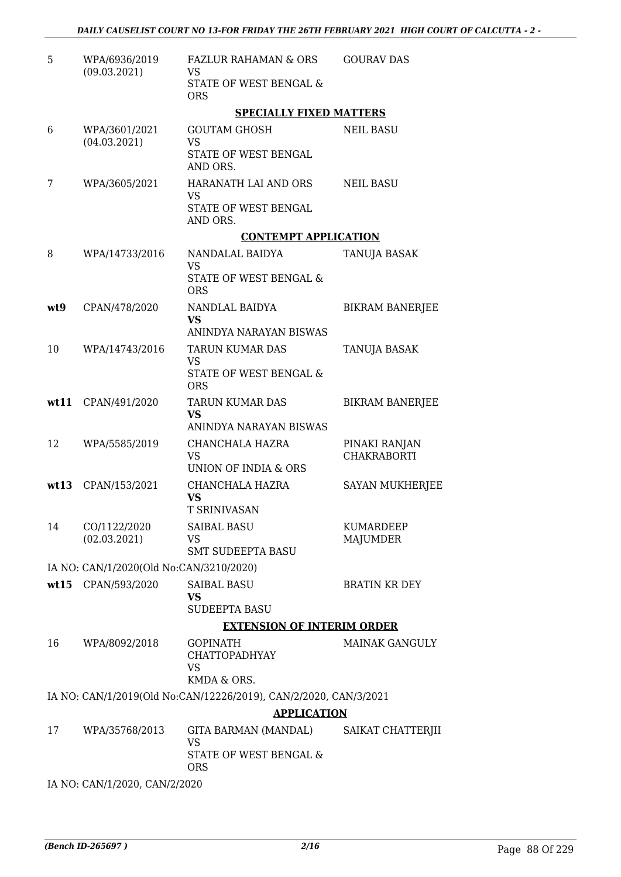| | | | |
|---|---|---|---|
| 5 | WPA/6936/2019 (09.03.2021) | FAZLUR RAHAMAN & ORS VS STATE OF WEST BENGAL & ORS | GOURAV DAS |

**SPECIALLY FIXED MATTERS**

| | | | |
|---|---|---|---|
| 6 | WPA/3601/2021 (04.03.2021) | GOUTAM GHOSH VS STATE OF WEST BENGAL AND ORS. | NEIL BASU |
| 7 | WPA/3605/2021 | HARANATH LAI AND ORS VS STATE OF WEST BENGAL AND ORS. | NEIL BASU |

**CONTEMPT APPLICATION**

| | | | |
|---|---|---|---|
| 8 | WPA/14733/2016 | NANDALAL BAIDYA VS STATE OF WEST BENGAL & ORS | TANUJA BASAK |
| **wt9** | CPAN/478/2020 | NANDLAL BAIDYA **VS** ANINDYA NARAYAN BISWAS | BIKRAM BANERJEE |
| 10 | WPA/14743/2016 | TARUN KUMAR DAS VS STATE OF WEST BENGAL & ORS | TANUJA BASAK |
| **wt11** | CPAN/491/2020 | TARUN KUMAR DAS **VS** ANINDYA NARAYAN BISWAS | BIKRAM BANERJEE |
| 12 | WPA/5585/2019 | CHANCHALA HAZRA VS UNION OF INDIA & ORS | PINAKI RANJAN CHAKRABORTI |
| **wt13** | CPAN/153/2021 | CHANCHALA HAZRA **VS** T SRINIVASAN | SAYAN MUKHERJEE |
| 14 | CO/1122/2020 (02.03.2021) | SAIBAL BASU VS SMT SUDEEPTA BASU | KUMARDEEP MAJUMDER |

IA NO: CAN/1/2020(Old No:CAN/3210/2020)

| | | | |
|---|---|---|---|
| **wt15** | CPAN/593/2020 | SAIBAL BASU **VS** SUDEEPTA BASU | BRATIN KR DEY |

**EXTENSION OF INTERIM ORDER**

| | | | |
|---|---|---|---|
| 16 | WPA/8092/2018 | GOPINATH CHATTOPADHYAY VS KMDA & ORS. | MAINAK GANGULY |

IA NO: CAN/1/2019(Old No:CAN/12226/2019), CAN/2/2020, CAN/3/2021

**APPLICATION**

| | | | |
|---|---|---|---|
| 17 | WPA/35768/2013 | GITA BARMAN (MANDAL) VS STATE OF WEST BENGAL & ORS | SAIKAT CHATTERJII |

IA NO: CAN/1/2020, CAN/2/2020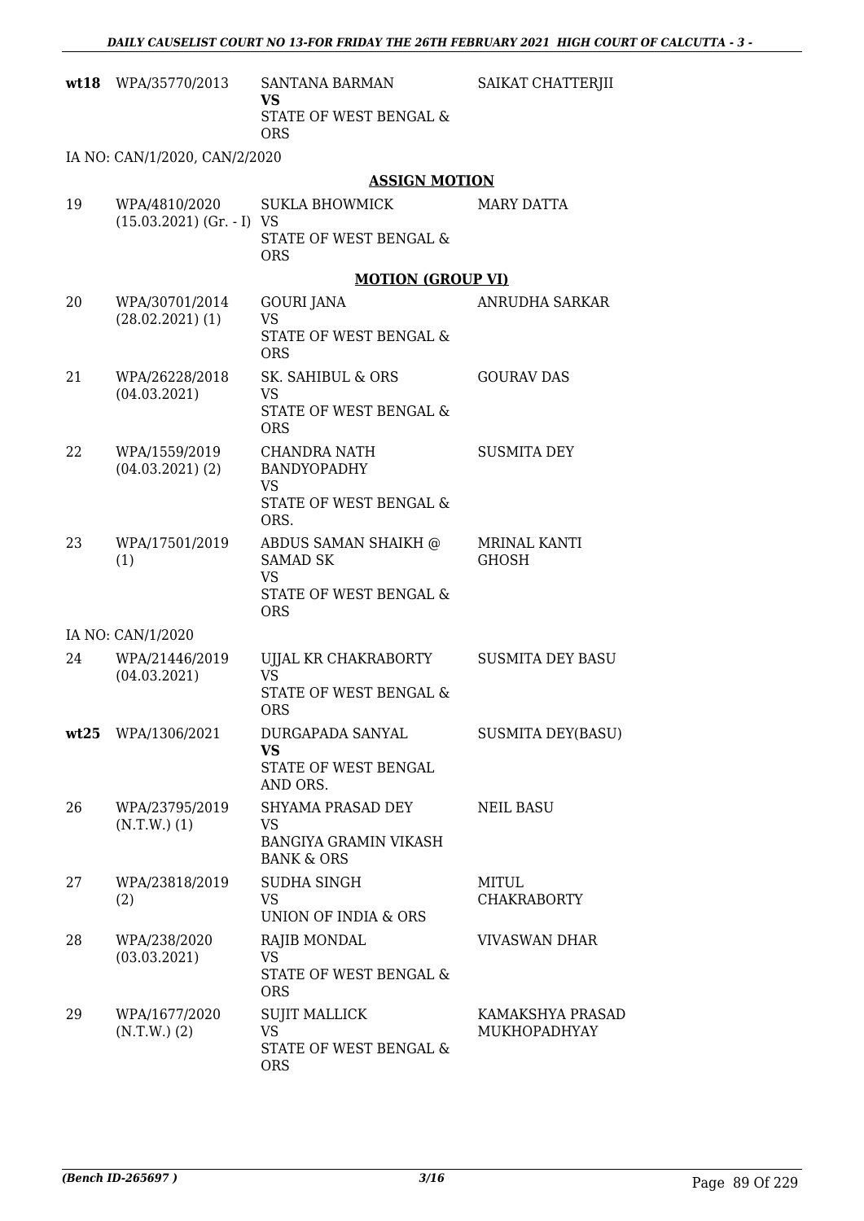| | | | |
|---|---|---|---|
| **wt18** | WPA/35770/2013 | SANTANA BARMAN<br>**VS**<br>STATE OF WEST BENGAL & ORS | SAIKAT CHATTERJII |

IA NO: CAN/1/2020, CAN/2/2020

## ASSIGN MOTION

| | | | |
|---|---|---|---|
| 19 | WPA/4810/2020<br>(15.03.2021) (Gr. - I) | SUKLA BHOWMICK<br>VS<br>STATE OF WEST BENGAL & ORS | MARY DATTA |

## MOTION (GROUP VI)

| | | | |
|---|---|---|---|
| 20 | WPA/30701/2014<br>(28.02.2021) (1) | GOURI JANA<br>VS<br>STATE OF WEST BENGAL & ORS | ANRUDHA SARKAR |
| 21 | WPA/26228/2018<br>(04.03.2021) | SK. SAHIBUL & ORS<br>VS<br>STATE OF WEST BENGAL & ORS | GOURAV DAS |
| 22 | WPA/1559/2019<br>(04.03.2021) (2) | CHANDRA NATH BANDYOPADHY<br>VS<br>STATE OF WEST BENGAL & ORS. | SUSMITA DEY |
| 23 | WPA/17501/2019<br>(1) | ABDUS SAMAN SHAIKH @ SAMAD SK<br>VS<br>STATE OF WEST BENGAL & ORS | MRINAL KANTI GHOSH |

IA NO: CAN/1/2020

| | | | |
|---|---|---|---|
| 24 | WPA/21446/2019<br>(04.03.2021) | UJJAL KR CHAKRABORTY<br>VS<br>STATE OF WEST BENGAL & ORS | SUSMITA DEY BASU |
| **wt25** | WPA/1306/2021 | DURGAPADA SANYAL<br>**VS**<br>STATE OF WEST BENGAL AND ORS. | SUSMITA DEY(BASU) |
| 26 | WPA/23795/2019<br>(N.T.W.) (1) | SHYAMA PRASAD DEY<br>VS<br>BANGIYA GRAMIN VIKASH BANK & ORS | NEIL BASU |
| 27 | WPA/23818/2019<br>(2) | SUDHA SINGH<br>VS<br>UNION OF INDIA & ORS | MITUL CHAKRABORTY |
| 28 | WPA/238/2020<br>(03.03.2021) | RAJIB MONDAL<br>VS<br>STATE OF WEST BENGAL & ORS | VIVASWAN DHAR |
| 29 | WPA/1677/2020<br>(N.T.W.) (2) | SUJIT MALLICK<br>VS<br>STATE OF WEST BENGAL & ORS | KAMAKSHYA PRASAD MUKHOPADHYAY |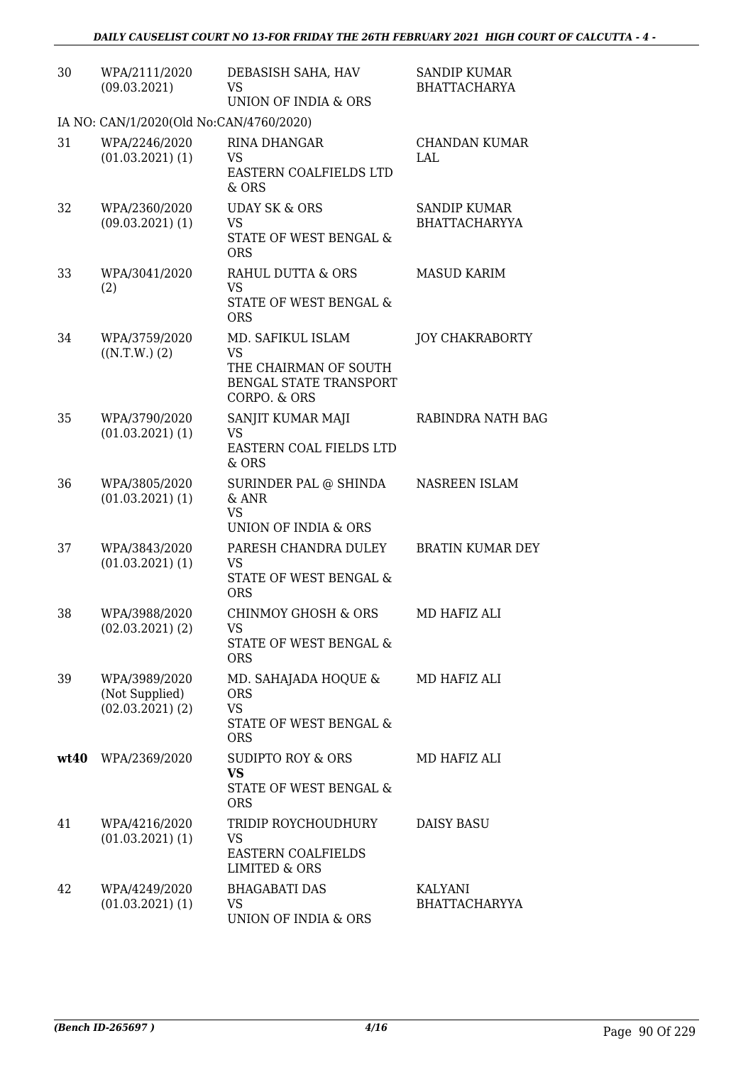| | | | |
|---|---|---|---|
| 30 | WPA/2111/2020 (09.03.2021) | DEBASISH SAHA, HAV VS UNION OF INDIA & ORS | SANDIP KUMAR BHATTACHARYA |
| | IA NO: CAN/1/2020(Old No:CAN/4760/2020) | | |
| 31 | WPA/2246/2020 (01.03.2021) (1) | RINA DHANGAR VS EASTERN COALFIELDS LTD & ORS | CHANDAN KUMAR LAL |
| 32 | WPA/2360/2020 (09.03.2021) (1) | UDAY SK & ORS VS STATE OF WEST BENGAL & ORS | SANDIP KUMAR BHATTACHARYYA |
| 33 | WPA/3041/2020 (2) | RAHUL DUTTA & ORS VS STATE OF WEST BENGAL & ORS | MASUD KARIM |
| 34 | WPA/3759/2020 ((N.T.W.) (2) | MD. SAFIKUL ISLAM VS THE CHAIRMAN OF SOUTH BENGAL STATE TRANSPORT CORPO. & ORS | JOY CHAKRABORTY |
| 35 | WPA/3790/2020 (01.03.2021) (1) | SANJIT KUMAR MAJI VS EASTERN COAL FIELDS LTD & ORS | RABINDRA NATH BAG |
| 36 | WPA/3805/2020 (01.03.2021) (1) | SURINDER PAL @ SHINDA & ANR VS UNION OF INDIA & ORS | NASREEN ISLAM |
| 37 | WPA/3843/2020 (01.03.2021) (1) | PARESH CHANDRA DULEY VS STATE OF WEST BENGAL & ORS | BRATIN KUMAR DEY |
| 38 | WPA/3988/2020 (02.03.2021) (2) | CHINMOY GHOSH & ORS VS STATE OF WEST BENGAL & ORS | MD HAFIZ ALI |
| 39 | WPA/3989/2020 (Not Supplied) (02.03.2021) (2) | MD. SAHAJADA HOQUE & ORS VS STATE OF WEST BENGAL & ORS | MD HAFIZ ALI |
| **wt40** | WPA/2369/2020 | SUDIPTO ROY & ORS **VS** STATE OF WEST BENGAL & ORS | MD HAFIZ ALI |
| 41 | WPA/4216/2020 (01.03.2021) (1) | TRIDIP ROYCHOUDHURY VS EASTERN COALFIELDS LIMITED & ORS | DAISY BASU |
| 42 | WPA/4249/2020 (01.03.2021) (1) | BHAGABATI DAS VS UNION OF INDIA & ORS | KALYANI BHATTACHARYYA |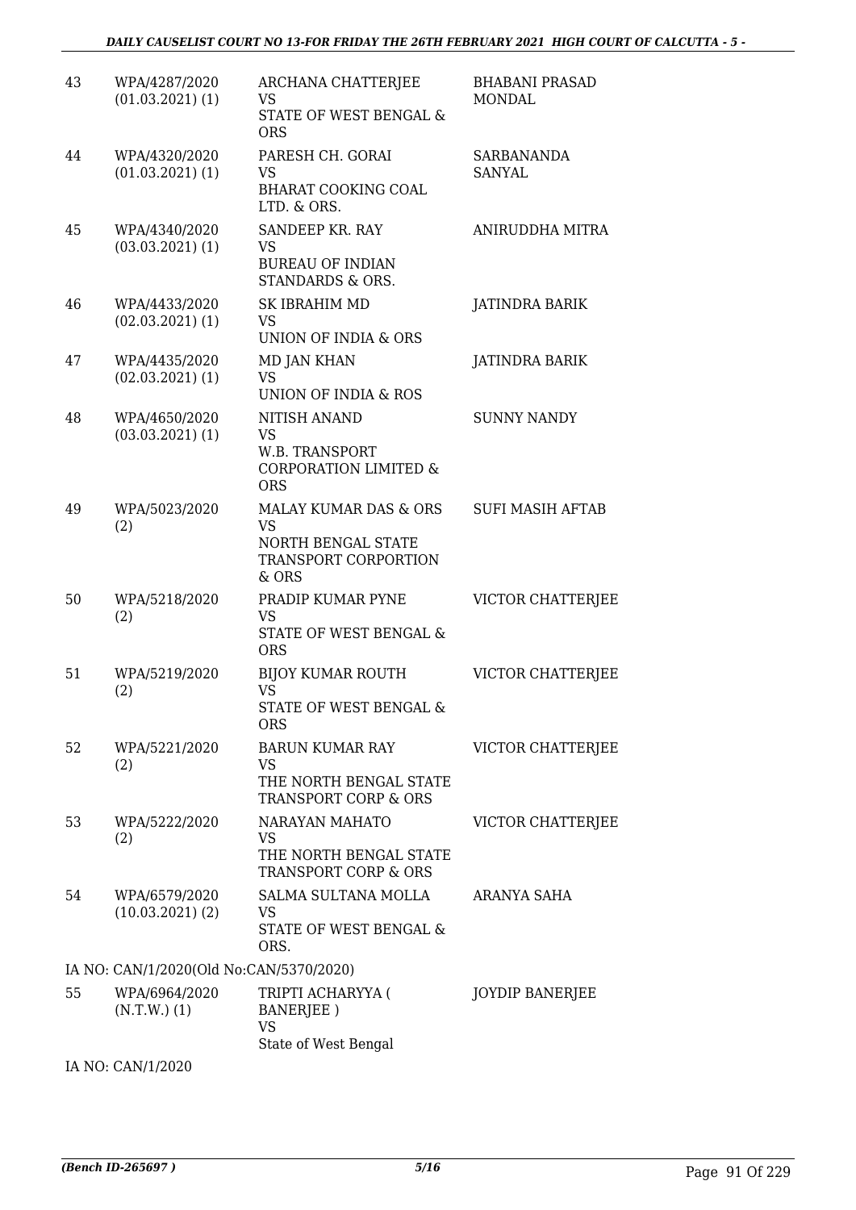| | | | |
|---|---|---|---|
| 43 | WPA/4287/2020 (01.03.2021) (1) | ARCHANA CHATTERJEE VS STATE OF WEST BENGAL & ORS | BHABANI PRASAD MONDAL |
| 44 | WPA/4320/2020 (01.03.2021) (1) | PARESH CH. GORAI VS BHARAT COOKING COAL LTD. & ORS. | SARBANANDA SANYAL |
| 45 | WPA/4340/2020 (03.03.2021) (1) | SANDEEP KR. RAY VS BUREAU OF INDIAN STANDARDS & ORS. | ANIRUDDHA MITRA |
| 46 | WPA/4433/2020 (02.03.2021) (1) | SK IBRAHIM MD VS UNION OF INDIA & ORS | JATINDRA BARIK |
| 47 | WPA/4435/2020 (02.03.2021) (1) | MD JAN KHAN VS UNION OF INDIA & ROS | JATINDRA BARIK |
| 48 | WPA/4650/2020 (03.03.2021) (1) | NITISH ANAND VS W.B. TRANSPORT CORPORATION LIMITED & ORS | SUNNY NANDY |
| 49 | WPA/5023/2020 (2) | MALAY KUMAR DAS & ORS VS NORTH BENGAL STATE TRANSPORT CORPORTION & ORS | SUFI MASIH AFTAB |
| 50 | WPA/5218/2020 (2) | PRADIP KUMAR PYNE VS STATE OF WEST BENGAL & ORS | VICTOR CHATTERJEE |
| 51 | WPA/5219/2020 (2) | BIJOY KUMAR ROUTH VS STATE OF WEST BENGAL & ORS | VICTOR CHATTERJEE |
| 52 | WPA/5221/2020 (2) | BARUN KUMAR RAY VS THE NORTH BENGAL STATE TRANSPORT CORP & ORS | VICTOR CHATTERJEE |
| 53 | WPA/5222/2020 (2) | NARAYAN MAHATO VS THE NORTH BENGAL STATE TRANSPORT CORP & ORS | VICTOR CHATTERJEE |
| 54 | WPA/6579/2020 (10.03.2021) (2) | SALMA SULTANA MOLLA VS STATE OF WEST BENGAL & ORS. | ARANYA SAHA |

IA NO: CAN/1/2020(Old No:CAN/5370/2020)

| | | | |
|---|---|---|---|
| 55 | WPA/6964/2020 (N.T.W.) (1) | TRIPTI ACHARYYA ( BANERJEE ) VS State of West Bengal | JOYDIP BANERJEE |

IA NO: CAN/1/2020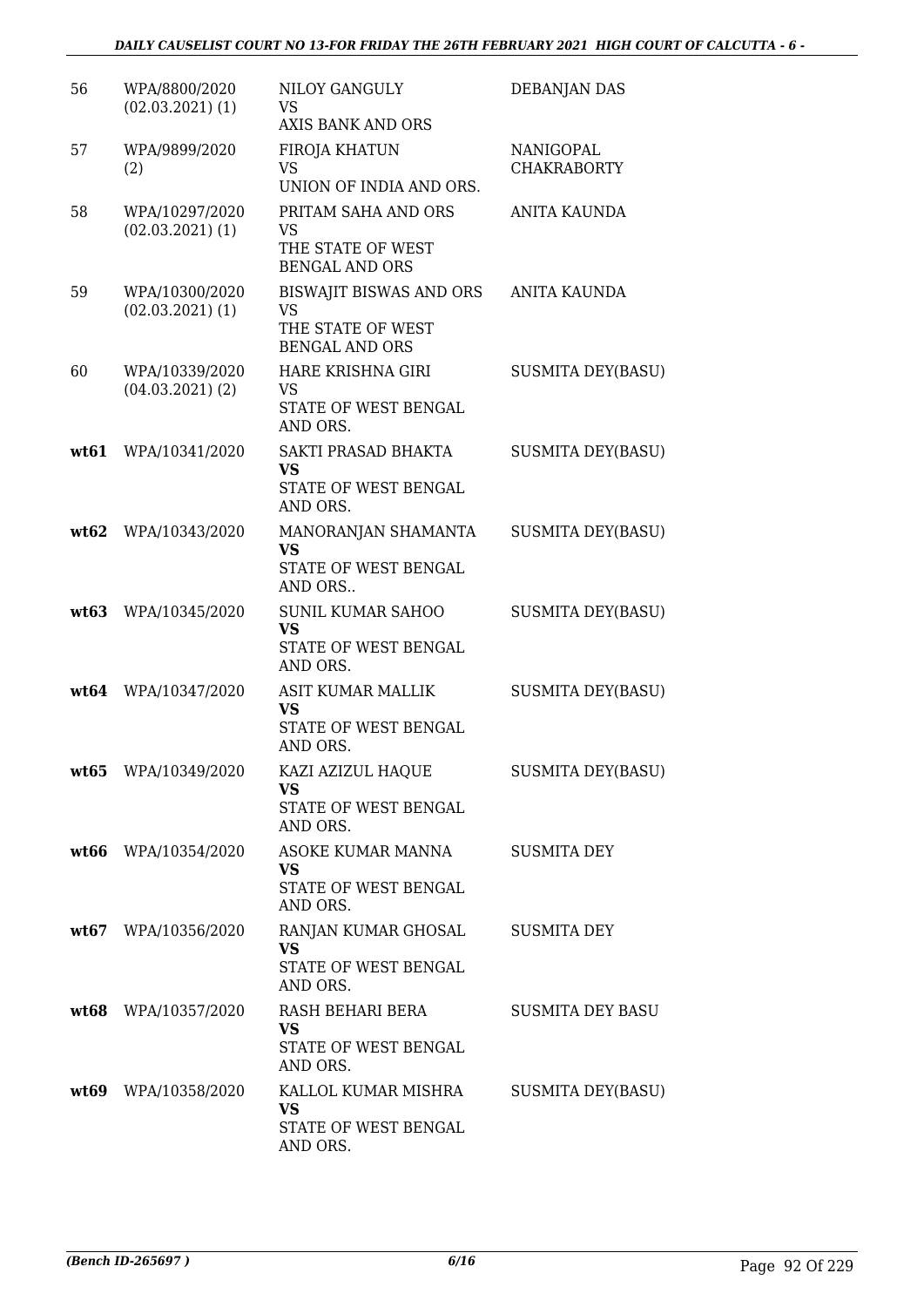| | | | |
|---|---|---|---|
| 56 | WPA/8800/2020 (02.03.2021) (1) | NILOY GANGULY<br>VS<br>AXIS BANK AND ORS | DEBANJAN DAS |
| 57 | WPA/9899/2020 (2) | FIROJA KHATUN<br>VS<br>UNION OF INDIA AND ORS. | NANIGOPAL CHAKRABORTY |
| 58 | WPA/10297/2020 (02.03.2021) (1) | PRITAM SAHA AND ORS<br>VS<br>THE STATE OF WEST BENGAL AND ORS | ANITA KAUNDA |
| 59 | WPA/10300/2020 (02.03.2021) (1) | BISWAJIT BISWAS AND ORS<br>VS<br>THE STATE OF WEST BENGAL AND ORS | ANITA KAUNDA |
| 60 | WPA/10339/2020 (04.03.2021) (2) | HARE KRISHNA GIRI<br>VS<br>STATE OF WEST BENGAL AND ORS. | SUSMITA DEY(BASU) |
| **wt61** | WPA/10341/2020 | SAKTI PRASAD BHAKTA<br>**VS**<br>STATE OF WEST BENGAL AND ORS. | SUSMITA DEY(BASU) |
| **wt62** | WPA/10343/2020 | MANORANJAN SHAMANTA<br>**VS**<br>STATE OF WEST BENGAL AND ORS.. | SUSMITA DEY(BASU) |
| **wt63** | WPA/10345/2020 | SUNIL KUMAR SAHOO<br>**VS**<br>STATE OF WEST BENGAL AND ORS. | SUSMITA DEY(BASU) |
| **wt64** | WPA/10347/2020 | ASIT KUMAR MALLIK<br>**VS**<br>STATE OF WEST BENGAL AND ORS. | SUSMITA DEY(BASU) |
| **wt65** | WPA/10349/2020 | KAZI AZIZUL HAQUE<br>**VS**<br>STATE OF WEST BENGAL AND ORS. | SUSMITA DEY(BASU) |
| **wt66** | WPA/10354/2020 | ASOKE KUMAR MANNA<br>**VS**<br>STATE OF WEST BENGAL AND ORS. | SUSMITA DEY |
| **wt67** | WPA/10356/2020 | RANJAN KUMAR GHOSAL<br>**VS**<br>STATE OF WEST BENGAL AND ORS. | SUSMITA DEY |
| **wt68** | WPA/10357/2020 | RASH BEHARI BERA<br>**VS**<br>STATE OF WEST BENGAL AND ORS. | SUSMITA DEY BASU |
| **wt69** | WPA/10358/2020 | KALLOL KUMAR MISHRA<br>**VS**<br>STATE OF WEST BENGAL AND ORS. | SUSMITA DEY(BASU) |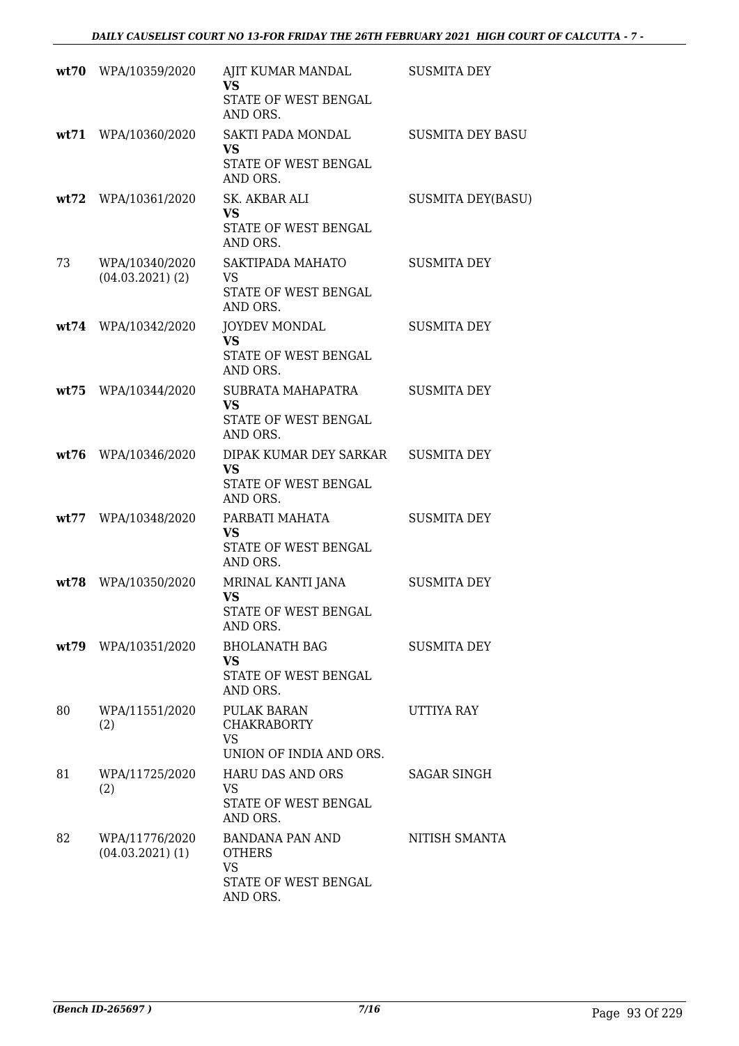| | | | |
|---|---|---|---|
| **wt70** | WPA/10359/2020 | AJIT KUMAR MANDAL<br>**VS**<br>STATE OF WEST BENGAL AND ORS. | SUSMITA DEY |
| **wt71** | WPA/10360/2020 | SAKTI PADA MONDAL<br>**VS**<br>STATE OF WEST BENGAL AND ORS. | SUSMITA DEY BASU |
| **wt72** | WPA/10361/2020 | SK. AKBAR ALI<br>**VS**<br>STATE OF WEST BENGAL AND ORS. | SUSMITA DEY(BASU) |
| 73 | WPA/10340/2020<br>(04.03.2021) (2) | SAKTIPADA MAHATO<br>VS<br>STATE OF WEST BENGAL AND ORS. | SUSMITA DEY |
| **wt74** | WPA/10342/2020 | JOYDEV MONDAL<br>**VS**<br>STATE OF WEST BENGAL AND ORS. | SUSMITA DEY |
| **wt75** | WPA/10344/2020 | SUBRATA MAHAPATRA<br>**VS**<br>STATE OF WEST BENGAL AND ORS. | SUSMITA DEY |
| **wt76** | WPA/10346/2020 | DIPAK KUMAR DEY SARKAR<br>**VS**<br>STATE OF WEST BENGAL AND ORS. | SUSMITA DEY |
| **wt77** | WPA/10348/2020 | PARBATI MAHATA<br>**VS**<br>STATE OF WEST BENGAL AND ORS. | SUSMITA DEY |
| **wt78** | WPA/10350/2020 | MRINAL KANTI JANA<br>**VS**<br>STATE OF WEST BENGAL AND ORS. | SUSMITA DEY |
| **wt79** | WPA/10351/2020 | BHOLANATH BAG<br>**VS**<br>STATE OF WEST BENGAL AND ORS. | SUSMITA DEY |
| 80 | WPA/11551/2020<br>(2) | PULAK BARAN CHAKRABORTY<br>VS<br>UNION OF INDIA AND ORS. | UTTIYA RAY |
| 81 | WPA/11725/2020<br>(2) | HARU DAS AND ORS<br>VS<br>STATE OF WEST BENGAL AND ORS. | SAGAR SINGH |
| 82 | WPA/11776/2020<br>(04.03.2021) (1) | BANDANA PAN AND OTHERS<br>VS<br>STATE OF WEST BENGAL AND ORS. | NITISH SMANTA |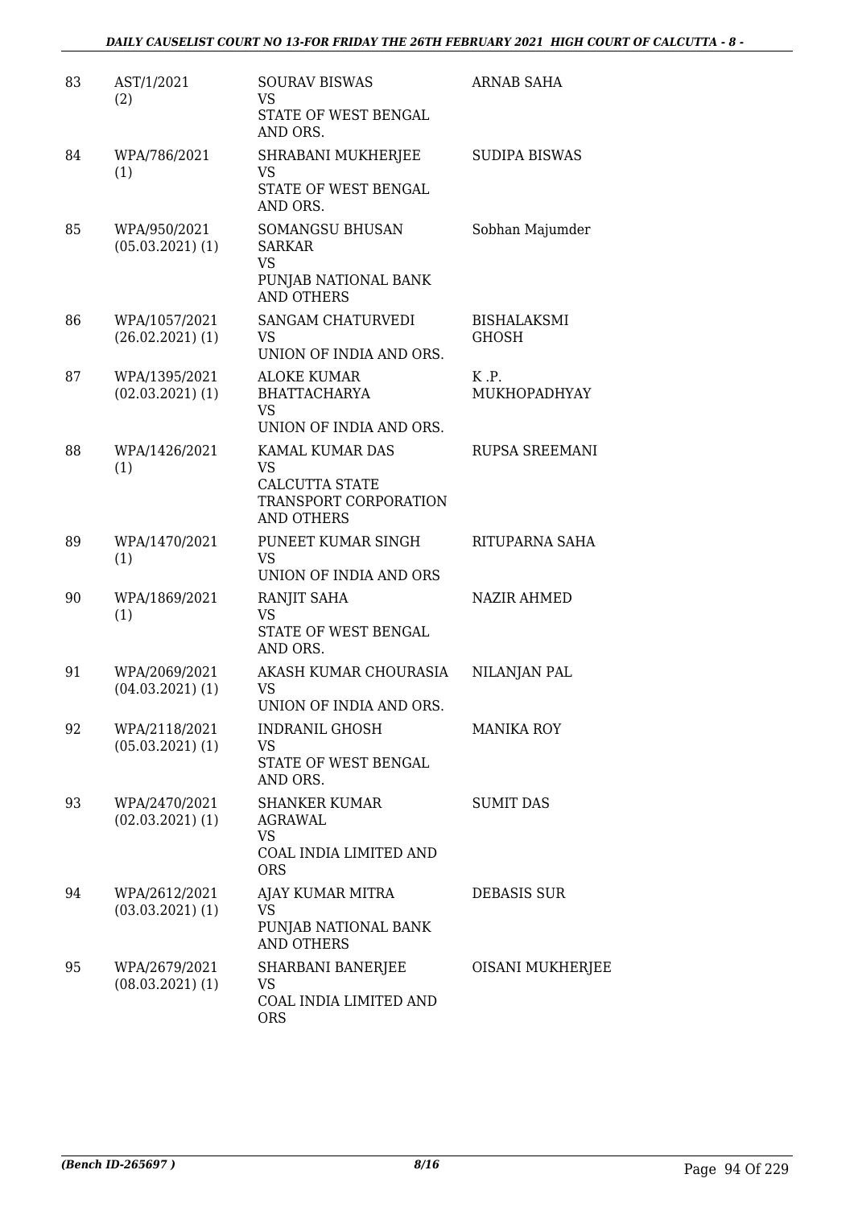| | | | |
|---|---|---|---|
| 83 | AST/1/2021 (2) | SOURAV BISWAS VS STATE OF WEST BENGAL AND ORS. | ARNAB SAHA |
| 84 | WPA/786/2021 (1) | SHRABANI MUKHERJEE VS STATE OF WEST BENGAL AND ORS. | SUDIPA BISWAS |
| 85 | WPA/950/2021 (05.03.2021) (1) | SOMANGSU BHUSAN SARKAR VS PUNJAB NATIONAL BANK AND OTHERS | Sobhan Majumder |
| 86 | WPA/1057/2021 (26.02.2021) (1) | SANGAM CHATURVEDI VS UNION OF INDIA AND ORS. | BISHALAKSMI GHOSH |
| 87 | WPA/1395/2021 (02.03.2021) (1) | ALOKE KUMAR BHATTACHARYA VS UNION OF INDIA AND ORS. | K .P. MUKHOPADHYAY |
| 88 | WPA/1426/2021 (1) | KAMAL KUMAR DAS VS CALCUTTA STATE TRANSPORT CORPORATION AND OTHERS | RUPSA SREEMANI |
| 89 | WPA/1470/2021 (1) | PUNEET KUMAR SINGH VS UNION OF INDIA AND ORS | RITUPARNA SAHA |
| 90 | WPA/1869/2021 (1) | RANJIT SAHA VS STATE OF WEST BENGAL AND ORS. | NAZIR AHMED |
| 91 | WPA/2069/2021 (04.03.2021) (1) | AKASH KUMAR CHOURASIA VS UNION OF INDIA AND ORS. | NILANJAN PAL |
| 92 | WPA/2118/2021 (05.03.2021) (1) | INDRANIL GHOSH VS STATE OF WEST BENGAL AND ORS. | MANIKA ROY |
| 93 | WPA/2470/2021 (02.03.2021) (1) | SHANKER KUMAR AGRAWAL VS COAL INDIA LIMITED AND ORS | SUMIT DAS |
| 94 | WPA/2612/2021 (03.03.2021) (1) | AJAY KUMAR MITRA VS PUNJAB NATIONAL BANK AND OTHERS | DEBASIS SUR |
| 95 | WPA/2679/2021 (08.03.2021) (1) | SHARBANI BANERJEE VS COAL INDIA LIMITED AND ORS | OISANI MUKHERJEE |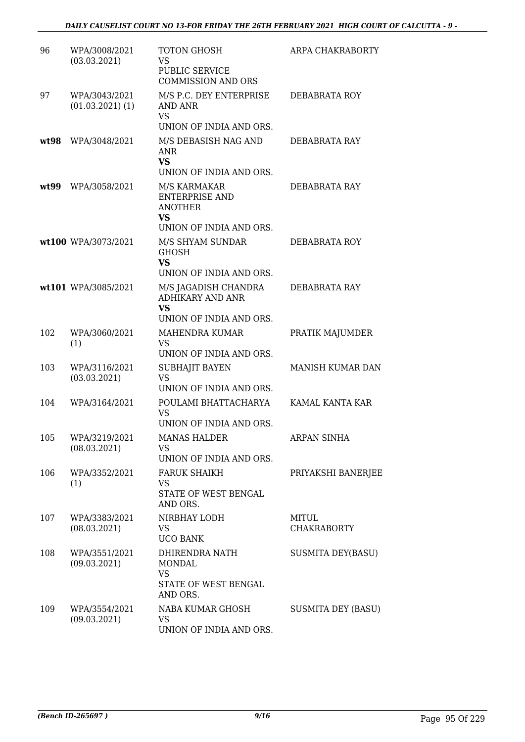| | | | |
|---|---|---|---|
| 96 | WPA/3008/2021 (03.03.2021) | TOTON GHOSH VS PUBLIC SERVICE COMMISSION AND ORS | ARPA CHAKRABORTY |
| 97 | WPA/3043/2021 (01.03.2021) (1) | M/S P.C. DEY ENTERPRISE AND ANR VS UNION OF INDIA AND ORS. | DEBABRATA ROY |
| **wt98** | WPA/3048/2021 | M/S DEBASISH NAG AND ANR **VS** UNION OF INDIA AND ORS. | DEBABRATA RAY |
| **wt99** | WPA/3058/2021 | M/S KARMAKAR ENTERPRISE AND ANOTHER **VS** UNION OF INDIA AND ORS. | DEBABRATA RAY |
| **wt100** | WPA/3073/2021 | M/S SHYAM SUNDAR GHOSH **VS** UNION OF INDIA AND ORS. | DEBABRATA ROY |
| **wt101** | WPA/3085/2021 | M/S JAGADISH CHANDRA ADHIKARY AND ANR **VS** UNION OF INDIA AND ORS. | DEBABRATA RAY |
| 102 | WPA/3060/2021 (1) | MAHENDRA KUMAR VS UNION OF INDIA AND ORS. | PRATIK MAJUMDER |
| 103 | WPA/3116/2021 (03.03.2021) | SUBHAJIT BAYEN VS UNION OF INDIA AND ORS. | MANISH KUMAR DAN |
| 104 | WPA/3164/2021 | POULAMI BHATTACHARYA VS UNION OF INDIA AND ORS. | KAMAL KANTA KAR |
| 105 | WPA/3219/2021 (08.03.2021) | MANAS HALDER VS UNION OF INDIA AND ORS. | ARPAN SINHA |
| 106 | WPA/3352/2021 (1) | FARUK SHAIKH VS STATE OF WEST BENGAL AND ORS. | PRIYAKSHI BANERJEE |
| 107 | WPA/3383/2021 (08.03.2021) | NIRBHAY LODH VS UCO BANK | MITUL CHAKRABORTY |
| 108 | WPA/3551/2021 (09.03.2021) | DHIRENDRA NATH MONDAL VS STATE OF WEST BENGAL AND ORS. | SUSMITA DEY(BASU) |
| 109 | WPA/3554/2021 (09.03.2021) | NABA KUMAR GHOSH VS UNION OF INDIA AND ORS. | SUSMITA DEY (BASU) |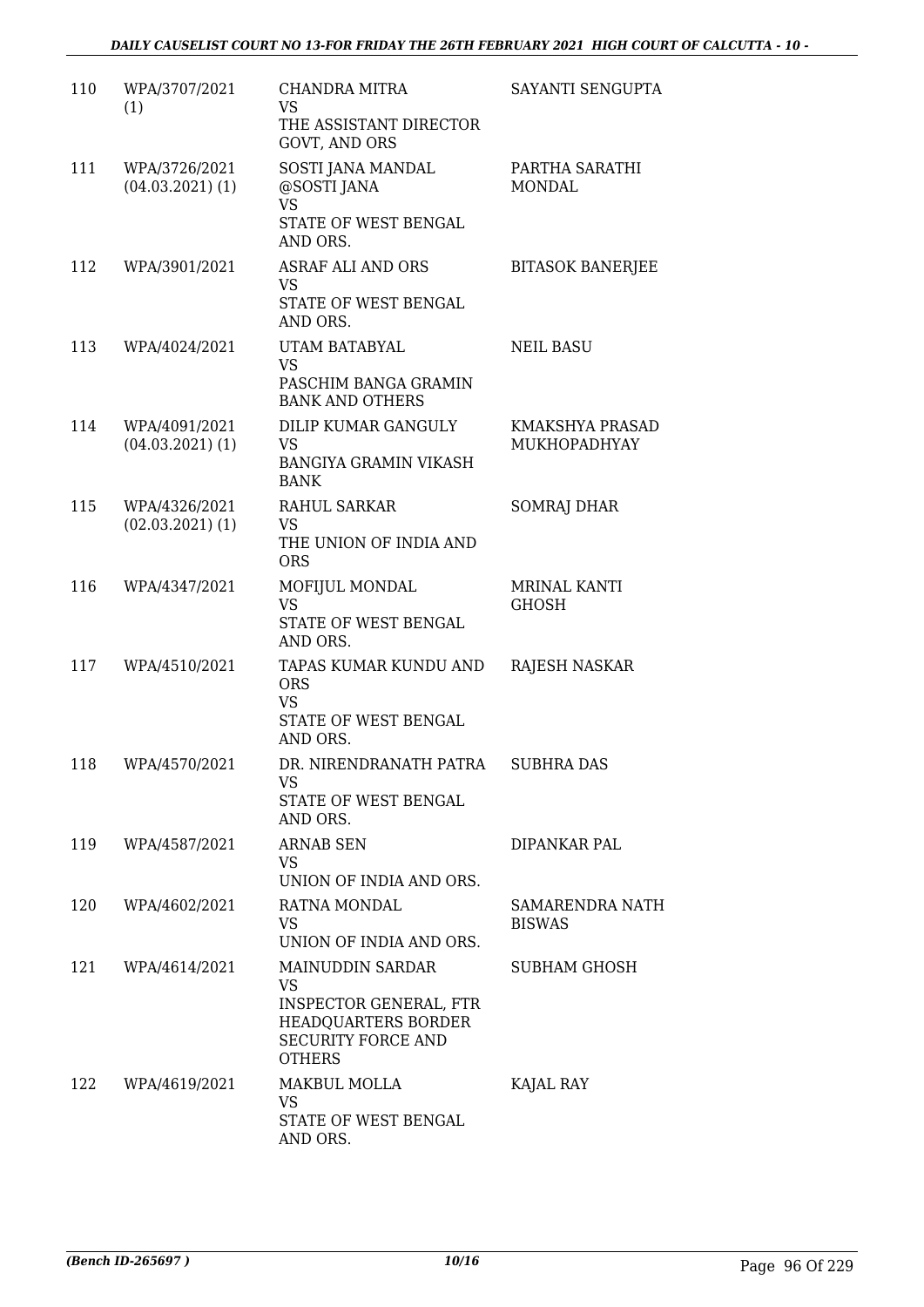| 110 | WPA/3707/2021 (1) | CHANDRA MITRA<br>VS<br>THE ASSISTANT DIRECTOR GOVT, AND ORS | SAYANTI SENGUPTA |
|---|---|---|---|
| 111 | WPA/3726/2021 (04.03.2021) (1) | SOSTI JANA MANDAL @SOSTI JANA<br>VS<br>STATE OF WEST BENGAL AND ORS. | PARTHA SARATHI MONDAL |
| 112 | WPA/3901/2021 | ASRAF ALI AND ORS<br>VS<br>STATE OF WEST BENGAL AND ORS. | BITASOK BANERJEE |
| 113 | WPA/4024/2021 | UTAM BATABYAL<br>VS<br>PASCHIM BANGA GRAMIN BANK AND OTHERS | NEIL BASU |
| 114 | WPA/4091/2021 (04.03.2021) (1) | DILIP KUMAR GANGULY<br>VS<br>BANGIYA GRAMIN VIKASH BANK | KMAKSHYA PRASAD MUKHOPADHYAY |
| 115 | WPA/4326/2021 (02.03.2021) (1) | RAHUL SARKAR<br>VS<br>THE UNION OF INDIA AND ORS | SOMRAJ DHAR |
| 116 | WPA/4347/2021 | MOFIJUL MONDAL<br>VS<br>STATE OF WEST BENGAL AND ORS. | MRINAL KANTI GHOSH |
| 117 | WPA/4510/2021 | TAPAS KUMAR KUNDU AND ORS<br>VS<br>STATE OF WEST BENGAL AND ORS. | RAJESH NASKAR |
| 118 | WPA/4570/2021 | DR. NIRENDRANATH PATRA<br>VS<br>STATE OF WEST BENGAL AND ORS. | SUBHRA DAS |
| 119 | WPA/4587/2021 | ARNAB SEN<br>VS<br>UNION OF INDIA AND ORS. | DIPANKAR PAL |
| 120 | WPA/4602/2021 | RATNA MONDAL<br>VS<br>UNION OF INDIA AND ORS. | SAMARENDRA NATH BISWAS |
| 121 | WPA/4614/2021 | MAINUDDIN SARDAR<br>VS<br>INSPECTOR GENERAL, FTR HEADQUARTERS BORDER SECURITY FORCE AND OTHERS | SUBHAM GHOSH |
| 122 | WPA/4619/2021 | MAKBUL MOLLA<br>VS<br>STATE OF WEST BENGAL AND ORS. | KAJAL RAY |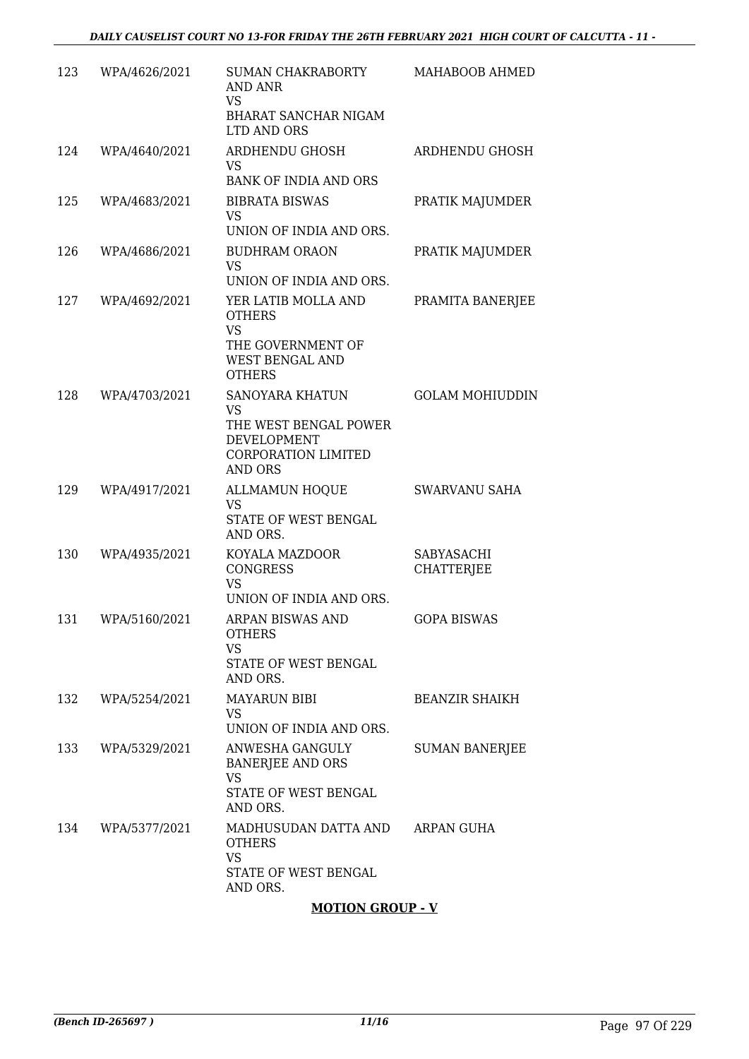| | | | |
|---|---|---|---|
| 123 | WPA/4626/2021 | SUMAN CHAKRABORTY AND ANR<br>VS<br>BHARAT SANCHAR NIGAM LTD AND ORS | MAHABOOB AHMED |
| 124 | WPA/4640/2021 | ARDHENDU GHOSH<br>VS<br>BANK OF INDIA AND ORS | ARDHENDU GHOSH |
| 125 | WPA/4683/2021 | BIBRATA BISWAS<br>VS<br>UNION OF INDIA AND ORS. | PRATIK MAJUMDER |
| 126 | WPA/4686/2021 | BUDHRAM ORAON<br>VS<br>UNION OF INDIA AND ORS. | PRATIK MAJUMDER |
| 127 | WPA/4692/2021 | YER LATIB MOLLA AND OTHERS<br>VS<br>THE GOVERNMENT OF WEST BENGAL AND OTHERS | PRAMITA BANERJEE |
| 128 | WPA/4703/2021 | SANOYARA KHATUN<br>VS<br>THE WEST BENGAL POWER DEVELOPMENT CORPORATION LIMITED AND ORS | GOLAM MOHIUDDIN |
| 129 | WPA/4917/2021 | ALLMAMUN HOQUE<br>VS<br>STATE OF WEST BENGAL AND ORS. | SWARVANU SAHA |
| 130 | WPA/4935/2021 | KOYALA MAZDOOR CONGRESS<br>VS<br>UNION OF INDIA AND ORS. | SABYASACHI CHATTERJEE |
| 131 | WPA/5160/2021 | ARPAN BISWAS AND OTHERS<br>VS<br>STATE OF WEST BENGAL AND ORS. | GOPA BISWAS |
| 132 | WPA/5254/2021 | MAYARUN BIBI<br>VS<br>UNION OF INDIA AND ORS. | BEANZIR SHAIKH |
| 133 | WPA/5329/2021 | ANWESHA GANGULY BANERJEE AND ORS<br>VS<br>STATE OF WEST BENGAL AND ORS. | SUMAN BANERJEE |
| 134 | WPA/5377/2021 | MADHUSUDAN DATTA AND OTHERS<br>VS<br>STATE OF WEST BENGAL AND ORS. | ARPAN GUHA |

**MOTION GROUP - V**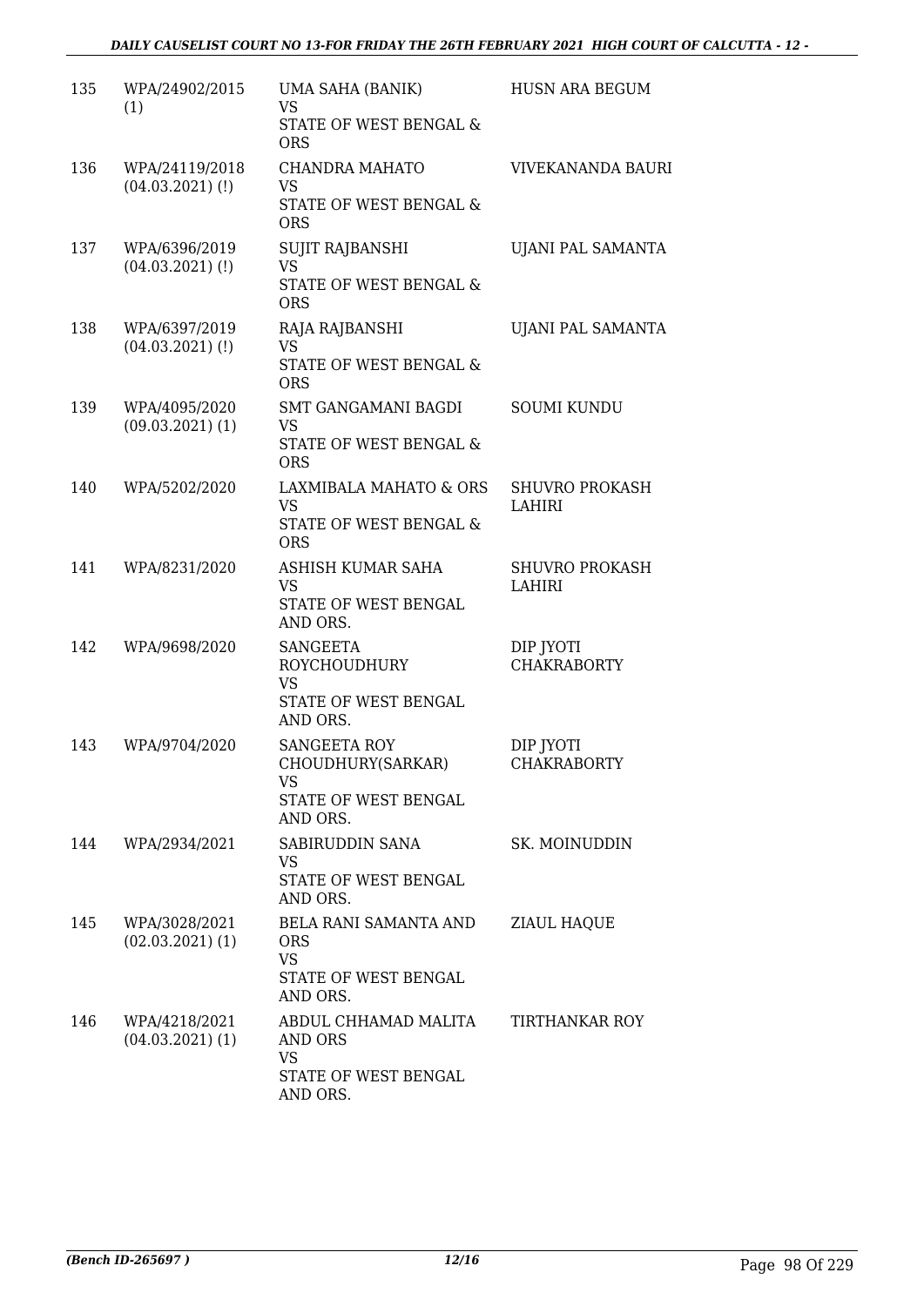| 135 | WPA/24902/2015 (1) | UMA SAHA (BANIK) VS STATE OF WEST BENGAL & ORS | HUSN ARA BEGUM |
|---|---|---|---|
| 136 | WPA/24119/2018 (04.03.2021) (!) | CHANDRA MAHATO VS STATE OF WEST BENGAL & ORS | VIVEKANANDA BAURI |
| 137 | WPA/6396/2019 (04.03.2021) (!) | SUJIT RAJBANSHI VS STATE OF WEST BENGAL & ORS | UJANI PAL SAMANTA |
| 138 | WPA/6397/2019 (04.03.2021) (!) | RAJA RAJBANSHI VS STATE OF WEST BENGAL & ORS | UJANI PAL SAMANTA |
| 139 | WPA/4095/2020 (09.03.2021) (1) | SMT GANGAMANI BAGDI VS STATE OF WEST BENGAL & ORS | SOUMI KUNDU |
| 140 | WPA/5202/2020 | LAXMIBALA MAHATO & ORS VS STATE OF WEST BENGAL & ORS | SHUVRO PROKASH LAHIRI |
| 141 | WPA/8231/2020 | ASHISH KUMAR SAHA VS STATE OF WEST BENGAL AND ORS. | SHUVRO PROKASH LAHIRI |
| 142 | WPA/9698/2020 | SANGEETA ROYCHOUDHURY VS STATE OF WEST BENGAL AND ORS. | DIP JYOTI CHAKRABORTY |
| 143 | WPA/9704/2020 | SANGEETA ROY CHOUDHURY(SARKAR) VS STATE OF WEST BENGAL AND ORS. | DIP JYOTI CHAKRABORTY |
| 144 | WPA/2934/2021 | SABIRUDDIN SANA VS STATE OF WEST BENGAL AND ORS. | SK. MOINUDDIN |
| 145 | WPA/3028/2021 (02.03.2021) (1) | BELA RANI SAMANTA AND ORS VS STATE OF WEST BENGAL AND ORS. | ZIAUL HAQUE |
| 146 | WPA/4218/2021 (04.03.2021) (1) | ABDUL CHHAMAD MALITA AND ORS VS STATE OF WEST BENGAL AND ORS. | TIRTHANKAR ROY |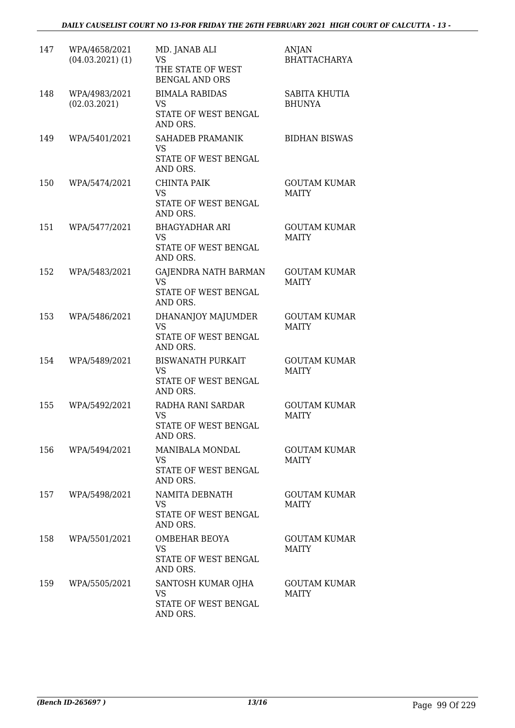| | | | |
|---|---|---|---|
| 147 | WPA/4658/2021 (04.03.2021) (1) | MD. JANAB ALI<br>VS<br>THE STATE OF WEST BENGAL AND ORS | ANJAN BHATTACHARYA |
| 148 | WPA/4983/2021 (02.03.2021) | BIMALA RABIDAS<br>VS<br>STATE OF WEST BENGAL AND ORS. | SABITA KHUTIA BHUNYA |
| 149 | WPA/5401/2021 | SAHADEB PRAMANIK<br>VS<br>STATE OF WEST BENGAL AND ORS. | BIDHAN BISWAS |
| 150 | WPA/5474/2021 | CHINTA PAIK<br>VS<br>STATE OF WEST BENGAL AND ORS. | GOUTAM KUMAR MAITY |
| 151 | WPA/5477/2021 | BHAGYADHAR ARI<br>VS<br>STATE OF WEST BENGAL AND ORS. | GOUTAM KUMAR MAITY |
| 152 | WPA/5483/2021 | GAJENDRA NATH BARMAN<br>VS<br>STATE OF WEST BENGAL AND ORS. | GOUTAM KUMAR MAITY |
| 153 | WPA/5486/2021 | DHANANJOY MAJUMDER<br>VS<br>STATE OF WEST BENGAL AND ORS. | GOUTAM KUMAR MAITY |
| 154 | WPA/5489/2021 | BISWANATH PURKAIT<br>VS<br>STATE OF WEST BENGAL AND ORS. | GOUTAM KUMAR MAITY |
| 155 | WPA/5492/2021 | RADHA RANI SARDAR<br>VS<br>STATE OF WEST BENGAL AND ORS. | GOUTAM KUMAR MAITY |
| 156 | WPA/5494/2021 | MANIBALA MONDAL<br>VS<br>STATE OF WEST BENGAL AND ORS. | GOUTAM KUMAR MAITY |
| 157 | WPA/5498/2021 | NAMITA DEBNATH<br>VS<br>STATE OF WEST BENGAL AND ORS. | GOUTAM KUMAR MAITY |
| 158 | WPA/5501/2021 | OMBEHAR BEOYA<br>VS<br>STATE OF WEST BENGAL AND ORS. | GOUTAM KUMAR MAITY |
| 159 | WPA/5505/2021 | SANTOSH KUMAR OJHA<br>VS<br>STATE OF WEST BENGAL AND ORS. | GOUTAM KUMAR MAITY |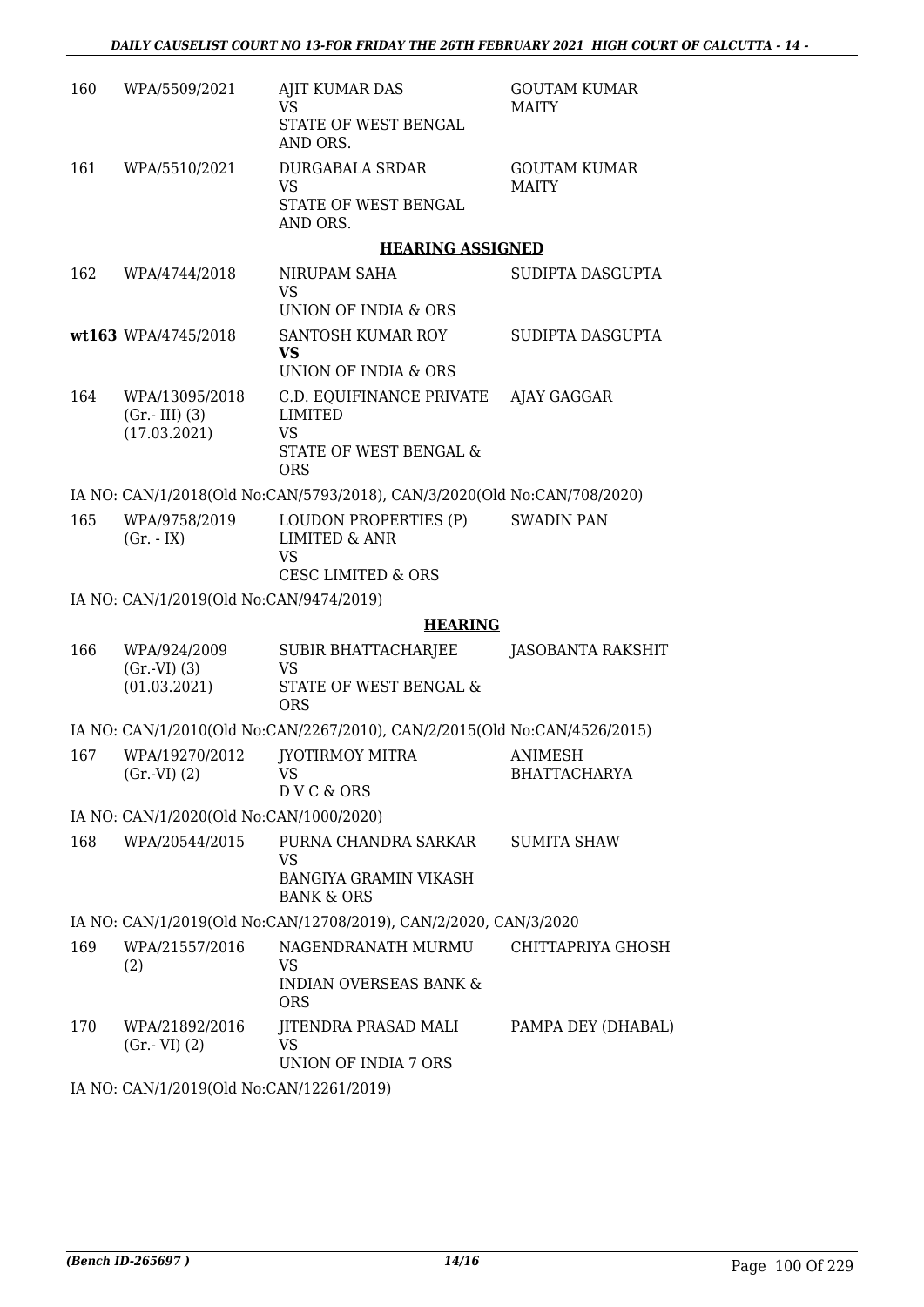| | | | |
|---|---|---|---|
| 160 | WPA/5509/2021 | AJIT KUMAR DAS<br>VS<br>STATE OF WEST BENGAL AND ORS. | GOUTAM KUMAR MAITY |
| 161 | WPA/5510/2021 | DURGABALA SRDAR<br>VS<br>STATE OF WEST BENGAL AND ORS. | GOUTAM KUMAR MAITY |

**HEARING ASSIGNED**

| | | | |
|---|---|---|---|
| 162 | WPA/4744/2018 | NIRUPAM SAHA<br>VS<br>UNION OF INDIA & ORS | SUDIPTA DASGUPTA |
| **wt163** | WPA/4745/2018 | SANTOSH KUMAR ROY<br>**VS**<br>UNION OF INDIA & ORS | SUDIPTA DASGUPTA |
| 164 | WPA/13095/2018<br>(Gr.- III) (3)<br>(17.03.2021) | C.D. EQUIFINANCE PRIVATE LIMITED<br>VS<br>STATE OF WEST BENGAL & ORS | AJAY GAGGAR |

IA NO: CAN/1/2018(Old No:CAN/5793/2018), CAN/3/2020(Old No:CAN/708/2020)

| | | | |
|---|---|---|---|
| 165 | WPA/9758/2019<br>(Gr. - IX) | LOUDON PROPERTIES (P) LIMITED & ANR<br>VS<br>CESC LIMITED & ORS | SWADIN PAN |

IA NO: CAN/1/2019(Old No:CAN/9474/2019)

**HEARING**

| | | | |
|---|---|---|---|
| 166 | WPA/924/2009<br>(Gr.-VI) (3)<br>(01.03.2021) | SUBIR BHATTACHARJEE<br>VS<br>STATE OF WEST BENGAL & ORS | JASOBANTA RAKSHIT |

IA NO: CAN/1/2010(Old No:CAN/2267/2010), CAN/2/2015(Old No:CAN/4526/2015)

| | | | |
|---|---|---|---|
| 167 | WPA/19270/2012<br>(Gr.-VI) (2) | JYOTIRMOY MITRA<br>VS<br>D V C & ORS | ANIMESH BHATTACHARYA |

IA NO: CAN/1/2020(Old No:CAN/1000/2020)

| | | | |
|---|---|---|---|
| 168 | WPA/20544/2015 | PURNA CHANDRA SARKAR<br>VS<br>BANGIYA GRAMIN VIKASH BANK & ORS | SUMITA SHAW |

IA NO: CAN/1/2019(Old No:CAN/12708/2019), CAN/2/2020, CAN/3/2020

| | | | |
|---|---|---|---|
| 169 | WPA/21557/2016<br>(2) | NAGENDRANATH MURMU<br>VS<br>INDIAN OVERSEAS BANK & ORS | CHITTAPRIYA GHOSH |
| 170 | WPA/21892/2016<br>(Gr.- VI) (2) | JITENDRA PRASAD MALI<br>VS<br>UNION OF INDIA 7 ORS | PAMPA DEY (DHABAL) |

IA NO: CAN/1/2019(Old No:CAN/12261/2019)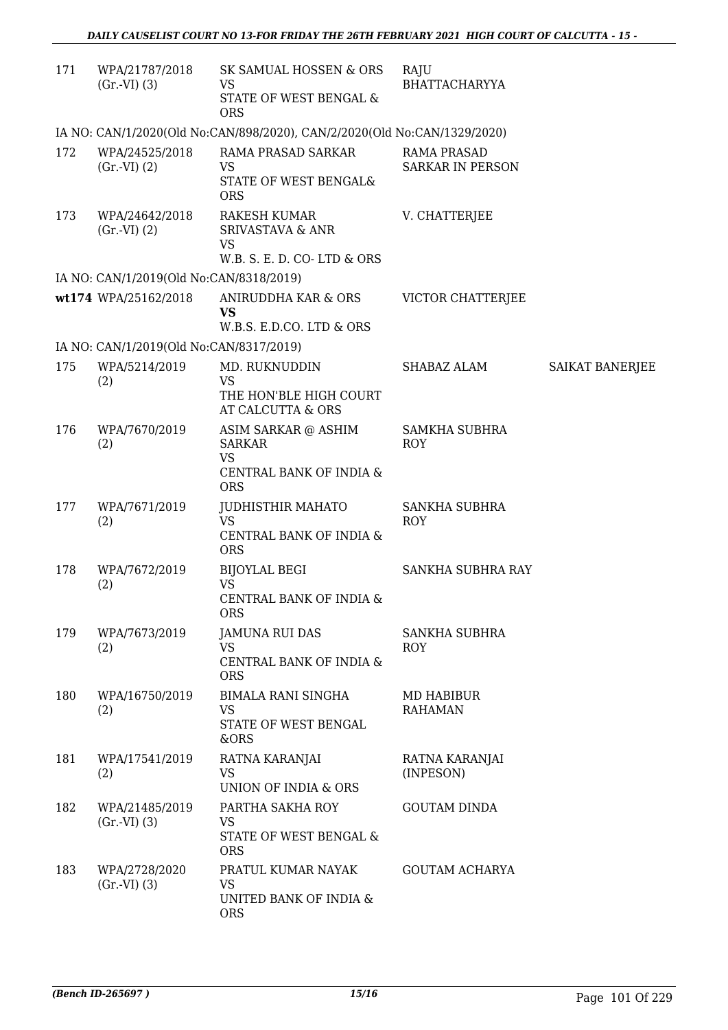| | | | | |
|---|---|---|---|---|
| 171 | WPA/21787/2018 (Gr.-VI) (3) | SK SAMUAL HOSSEN & ORS VS STATE OF WEST BENGAL & ORS | RAJU BHATTACHARYYA | |
| IA NO: CAN/1/2020(Old No:CAN/898/2020), CAN/2/2020(Old No:CAN/1329/2020) | | | | |
| 172 | WPA/24525/2018 (Gr.-VI) (2) | RAMA PRASAD SARKAR VS STATE OF WEST BENGAL& ORS | RAMA PRASAD SARKAR IN PERSON | |
| 173 | WPA/24642/2018 (Gr.-VI) (2) | RAKESH KUMAR SRIVASTAVA & ANR VS W.B. S. E. D. CO- LTD & ORS | V. CHATTERJEE | |
| IA NO: CAN/1/2019(Old No:CAN/8318/2019) | | | | |
| wt174 | WPA/25162/2018 | ANIRUDDHA KAR & ORS **VS** W.B.S. E.D.CO. LTD & ORS | VICTOR CHATTERJEE | |
| IA NO: CAN/1/2019(Old No:CAN/8317/2019) | | | | |
| 175 | WPA/5214/2019 (2) | MD. RUKNUDDIN VS THE HON'BLE HIGH COURT AT CALCUTTA & ORS | SHABAZ ALAM | SAIKAT BANERJEE |
| 176 | WPA/7670/2019 (2) | ASIM SARKAR @ ASHIM SARKAR VS CENTRAL BANK OF INDIA & ORS | SAMKHA SUBHRA ROY | |
| 177 | WPA/7671/2019 (2) | JUDHISTHIR MAHATO VS CENTRAL BANK OF INDIA & ORS | SANKHA SUBHRA ROY | |
| 178 | WPA/7672/2019 (2) | BIJOYLAL BEGI VS CENTRAL BANK OF INDIA & ORS | SANKHA SUBHRA RAY | |
| 179 | WPA/7673/2019 (2) | JAMUNA RUI DAS VS CENTRAL BANK OF INDIA & ORS | SANKHA SUBHRA ROY | |
| 180 | WPA/16750/2019 (2) | BIMALA RANI SINGHA VS STATE OF WEST BENGAL &ORS | MD HABIBUR RAHAMAN | |
| 181 | WPA/17541/2019 (2) | RATNA KARANJAI VS UNION OF INDIA & ORS | RATNA KARANJAI (INPESON) | |
| 182 | WPA/21485/2019 (Gr.-VI) (3) | PARTHA SAKHA ROY VS STATE OF WEST BENGAL & ORS | GOUTAM DINDA | |
| 183 | WPA/2728/2020 (Gr.-VI) (3) | PRATUL KUMAR NAYAK VS UNITED BANK OF INDIA & ORS | GOUTAM ACHARYA | |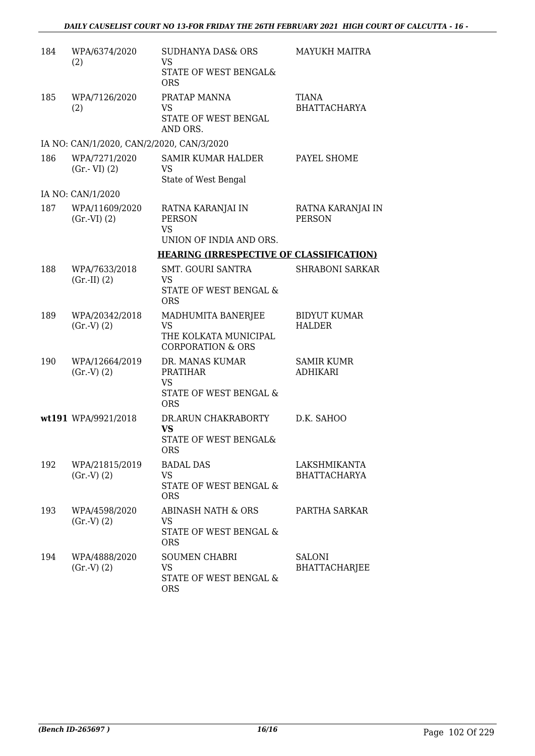| | | | |
|---|---|---|---|
| 184 | WPA/6374/2020 (2) | SUDHANYA DAS& ORS VS STATE OF WEST BENGAL& ORS | MAYUKH MAITRA |
| 185 | WPA/7126/2020 (2) | PRATAP MANNA VS STATE OF WEST BENGAL AND ORS. | TIANA BHATTACHARYA |

IA NO: CAN/1/2020, CAN/2/2020, CAN/3/2020

| | | | |
|---|---|---|---|
| 186 | WPA/7271/2020 (Gr.- VI) (2) | SAMIR KUMAR HALDER VS State of West Bengal | PAYEL SHOME |

IA NO: CAN/1/2020

| | | | |
|---|---|---|---|
| 187 | WPA/11609/2020 (Gr.-VI) (2) | RATNA KARANJAI IN PERSON VS UNION OF INDIA AND ORS. | RATNA KARANJAI IN PERSON |

**HEARING (IRRESPECTIVE OF CLASSIFICATION)**

| | | | |
|---|---|---|---|
| 188 | WPA/7633/2018 (Gr.-II) (2) | SMT. GOURI SANTRA VS STATE OF WEST BENGAL & ORS | SHRABONI SARKAR |
| 189 | WPA/20342/2018 (Gr.-V) (2) | MADHUMITA BANERJEE VS THE KOLKATA MUNICIPAL CORPORATION & ORS | BIDYUT KUMAR HALDER |
| 190 | WPA/12664/2019 (Gr.-V) (2) | DR. MANAS KUMAR PRATIHAR VS STATE OF WEST BENGAL & ORS | SAMIR KUMR ADHIKARI |
| **wt**191 | WPA/9921/2018 | DR.ARUN CHAKRABORTY **VS** STATE OF WEST BENGAL& ORS | D.K. SAHOO |
| 192 | WPA/21815/2019 (Gr.-V) (2) | BADAL DAS VS STATE OF WEST BENGAL & ORS | LAKSHMIKANTA BHATTACHARYA |
| 193 | WPA/4598/2020 (Gr.-V) (2) | ABINASH NATH & ORS VS STATE OF WEST BENGAL & ORS | PARTHA SARKAR |
| 194 | WPA/4888/2020 (Gr.-V) (2) | SOUMEN CHABRI VS STATE OF WEST BENGAL & ORS | SALONI BHATTACHARJEE |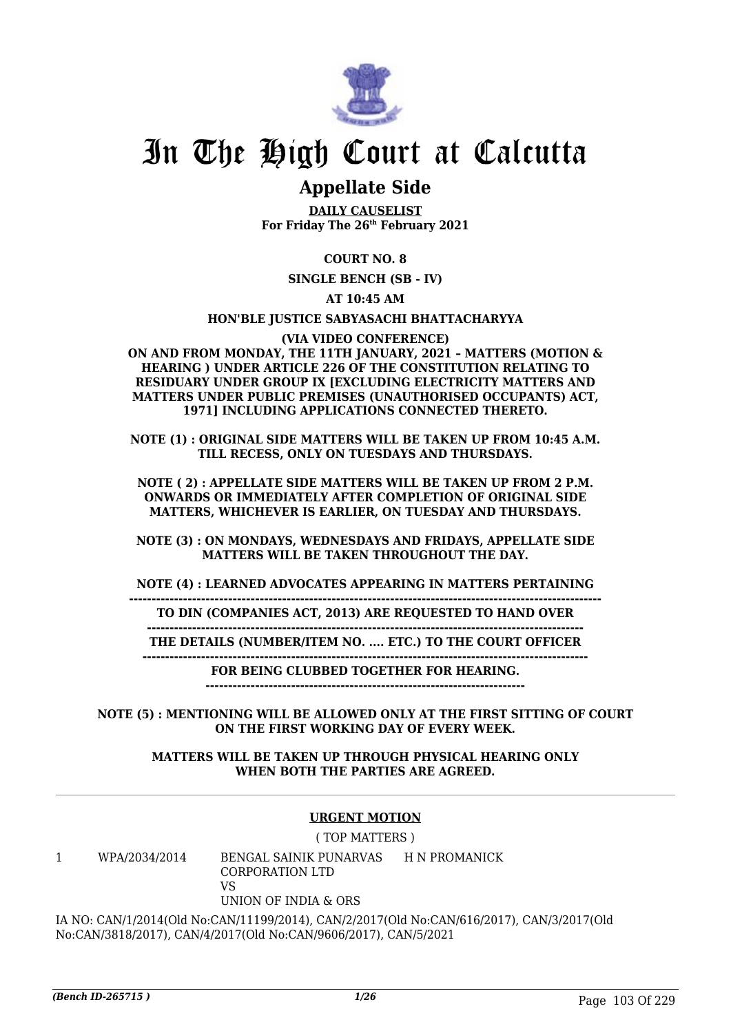# In The High Court at Calcutta

## Appellate Side

**DAILY CAUSELIST**
**For Friday The 26th February 2021**

**COURT NO. 8**

**SINGLE BENCH (SB - IV)**

**AT 10:45 AM**

**HON'BLE JUSTICE SABYASACHI BHATTACHARYYA**

**(VIA VIDEO CONFERENCE)**
**ON AND FROM MONDAY, THE 11TH JANUARY, 2021 – MATTERS (MOTION & HEARING ) UNDER ARTICLE 226 OF THE CONSTITUTION RELATING TO RESIDUARY UNDER GROUP IX [EXCLUDING ELECTRICITY MATTERS AND MATTERS UNDER PUBLIC PREMISES (UNAUTHORISED OCCUPANTS) ACT, 1971] INCLUDING APPLICATIONS CONNECTED THERETO.**

**NOTE (1) : ORIGINAL SIDE MATTERS WILL BE TAKEN UP FROM 10:45 A.M. TILL RECESS, ONLY ON TUESDAYS AND THURSDAYS.**

**NOTE ( 2) : APPELLATE SIDE MATTERS WILL BE TAKEN UP FROM 2 P.M. ONWARDS OR IMMEDIATELY AFTER COMPLETION OF ORIGINAL SIDE MATTERS, WHICHEVER IS EARLIER, ON TUESDAY AND THURSDAYS.**

**NOTE (3) : ON MONDAYS, WEDNESDAYS AND FRIDAYS, APPELLATE SIDE MATTERS WILL BE TAKEN THROUGHOUT THE DAY.**

**NOTE (4) : LEARNED ADVOCATES APPEARING IN MATTERS PERTAINING TO DIN (COMPANIES ACT, 2013) ARE REQUESTED TO HAND OVER THE DETAILS (NUMBER/ITEM NO. .... ETC.) TO THE COURT OFFICER FOR BEING CLUBBED TOGETHER FOR HEARING.**

**NOTE (5) : MENTIONING WILL BE ALLOWED ONLY AT THE FIRST SITTING OF COURT ON THE FIRST WORKING DAY OF EVERY WEEK.**

**MATTERS WILL BE TAKEN UP THROUGH PHYSICAL HEARING ONLY WHEN BOTH THE PARTIES ARE AGREED.**

---

**URGENT MOTION**

( TOP MATTERS )

| | | | |
|---|---|---|---|
| 1 | WPA/2034/2014 | BENGAL SAINIK PUNARVAS CORPORATION LTD<br>VS<br>UNION OF INDIA & ORS | H N PROMANICK |

IA NO: CAN/1/2014(Old No:CAN/11199/2014), CAN/2/2017(Old No:CAN/616/2017), CAN/3/2017(Old No:CAN/3818/2017), CAN/4/2017(Old No:CAN/9606/2017), CAN/5/2021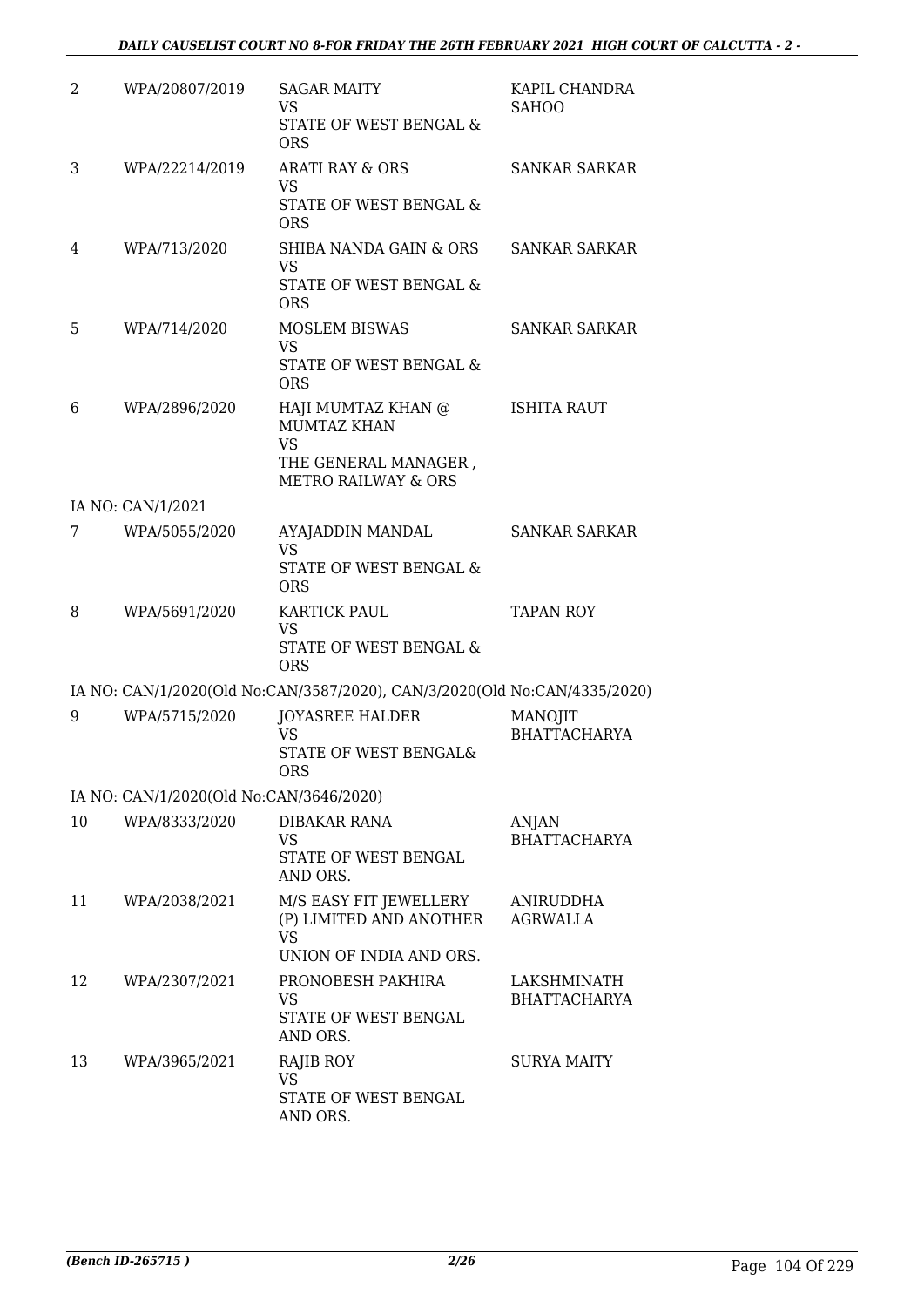| | | | |
|---|---|---|---|
| 2 | WPA/20807/2019 | SAGAR MAITY<br>VS<br>STATE OF WEST BENGAL & ORS | KAPIL CHANDRA SAHOO |
| 3 | WPA/22214/2019 | ARATI RAY & ORS<br>VS<br>STATE OF WEST BENGAL & ORS | SANKAR SARKAR |
| 4 | WPA/713/2020 | SHIBA NANDA GAIN & ORS<br>VS<br>STATE OF WEST BENGAL & ORS | SANKAR SARKAR |
| 5 | WPA/714/2020 | MOSLEM BISWAS<br>VS<br>STATE OF WEST BENGAL & ORS | SANKAR SARKAR |
| 6 | WPA/2896/2020 | HAJI MUMTAZ KHAN @ MUMTAZ KHAN<br>VS<br>THE GENERAL MANAGER , METRO RAILWAY & ORS | ISHITA RAUT |
| | IA NO: CAN/1/2021 | | |
| 7 | WPA/5055/2020 | AYAJADDIN MANDAL<br>VS<br>STATE OF WEST BENGAL & ORS | SANKAR SARKAR |
| 8 | WPA/5691/2020 | KARTICK PAUL<br>VS<br>STATE OF WEST BENGAL & ORS | TAPAN ROY |
| | IA NO: CAN/1/2020(Old No:CAN/3587/2020), CAN/3/2020(Old No:CAN/4335/2020) | | |
| 9 | WPA/5715/2020 | JOYASREE HALDER<br>VS<br>STATE OF WEST BENGAL& ORS | MANOJIT BHATTACHARYA |
| | IA NO: CAN/1/2020(Old No:CAN/3646/2020) | | |
| 10 | WPA/8333/2020 | DIBAKAR RANA<br>VS<br>STATE OF WEST BENGAL AND ORS. | ANJAN BHATTACHARYA |
| 11 | WPA/2038/2021 | M/S EASY FIT JEWELLERY (P) LIMITED AND ANOTHER<br>VS<br>UNION OF INDIA AND ORS. | ANIRUDDHA AGRWALLA |
| 12 | WPA/2307/2021 | PRONOBESH PAKHIRA<br>VS<br>STATE OF WEST BENGAL AND ORS. | LAKSHMINATH BHATTACHARYA |
| 13 | WPA/3965/2021 | RAJIB ROY<br>VS<br>STATE OF WEST BENGAL AND ORS. | SURYA MAITY |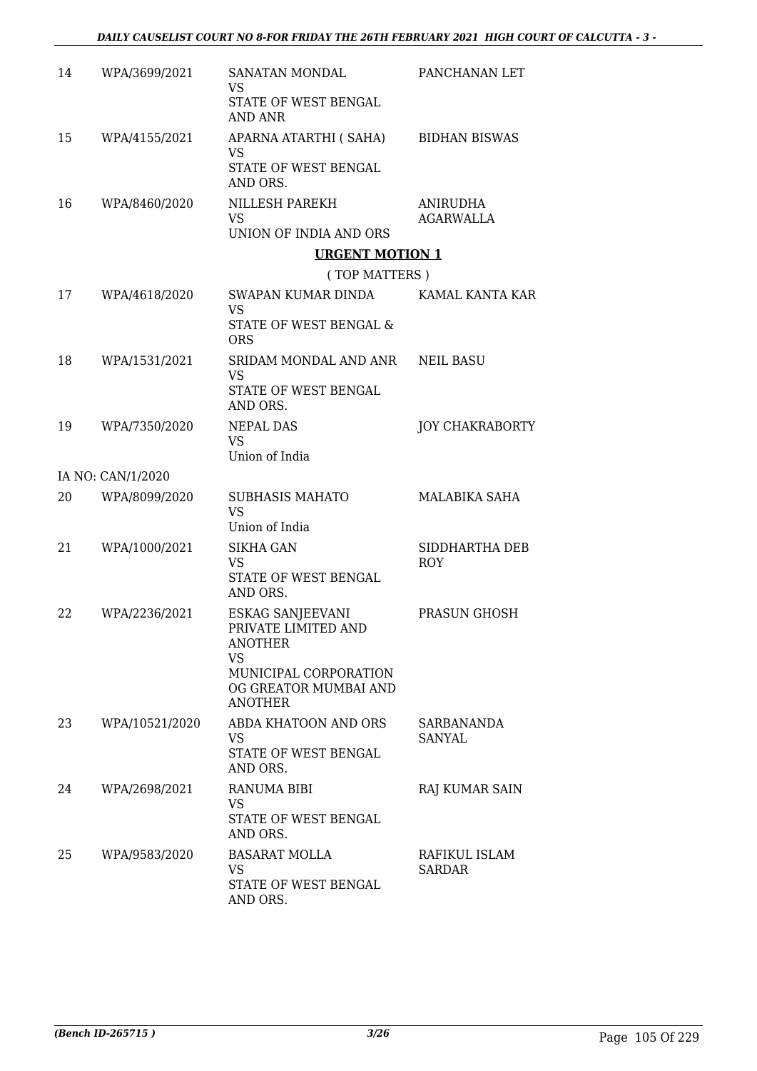| | | | |
|---|---|---|---|
| 14 | WPA/3699/2021 | SANATAN MONDAL<br>VS<br>STATE OF WEST BENGAL AND ANR | PANCHANAN LET |
| 15 | WPA/4155/2021 | APARNA ATARTHI ( SAHA)<br>VS<br>STATE OF WEST BENGAL AND ORS. | BIDHAN BISWAS |
| 16 | WPA/8460/2020 | NILLESH PAREKH<br>VS<br>UNION OF INDIA AND ORS | ANIRUDHA AGARWALLA |

**URGENT MOTION 1**

( TOP MATTERS )

| | | | |
|---|---|---|---|
| 17 | WPA/4618/2020 | SWAPAN KUMAR DINDA<br>VS<br>STATE OF WEST BENGAL & ORS | KAMAL KANTA KAR |
| 18 | WPA/1531/2021 | SRIDAM MONDAL AND ANR<br>VS<br>STATE OF WEST BENGAL AND ORS. | NEIL BASU |
| 19 | WPA/7350/2020 | NEPAL DAS<br>VS<br>Union of India | JOY CHAKRABORTY |
| | IA NO: CAN/1/2020 | | |
| 20 | WPA/8099/2020 | SUBHASIS MAHATO<br>VS<br>Union of India | MALABIKA SAHA |
| 21 | WPA/1000/2021 | SIKHA GAN<br>VS<br>STATE OF WEST BENGAL AND ORS. | SIDDHARTHA DEB ROY |
| 22 | WPA/2236/2021 | ESKAG SANJEEVANI PRIVATE LIMITED AND ANOTHER<br>VS<br>MUNICIPAL CORPORATION OG GREATOR MUMBAI AND ANOTHER | PRASUN GHOSH |
| 23 | WPA/10521/2020 | ABDA KHATOON AND ORS<br>VS<br>STATE OF WEST BENGAL AND ORS. | SARBANANDA SANYAL |
| 24 | WPA/2698/2021 | RANUMA BIBI<br>VS<br>STATE OF WEST BENGAL AND ORS. | RAJ KUMAR SAIN |
| 25 | WPA/9583/2020 | BASARAT MOLLA<br>VS<br>STATE OF WEST BENGAL AND ORS. | RAFIKUL ISLAM SARDAR |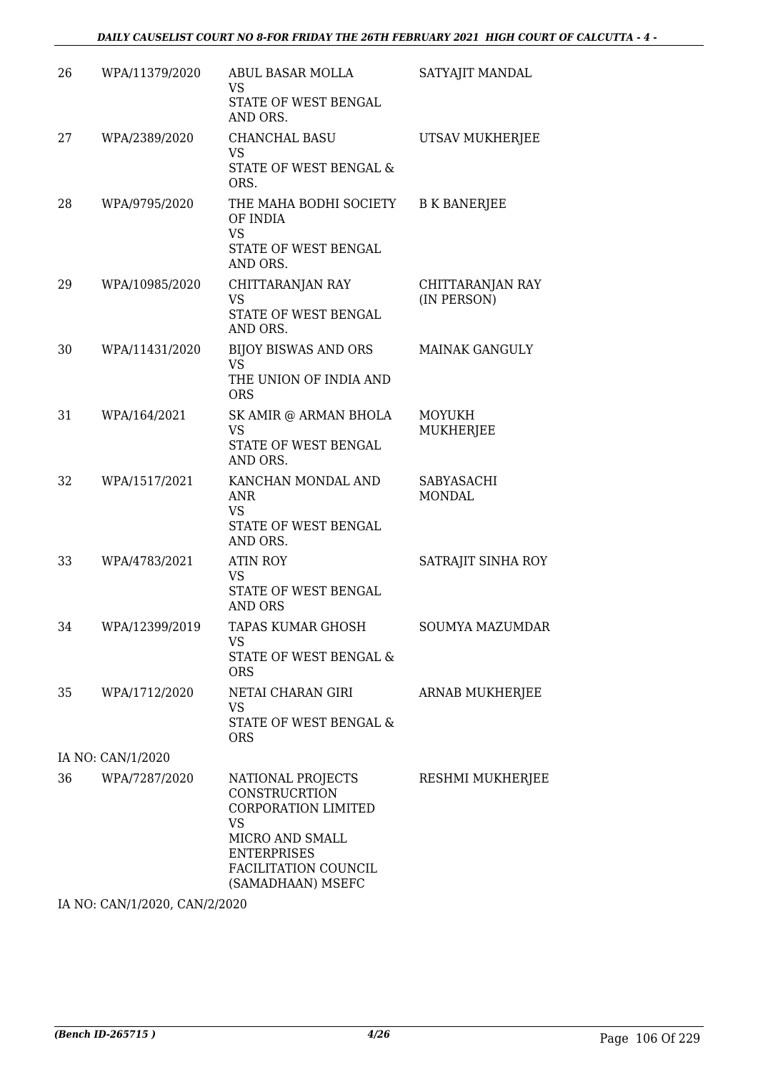| | | | |
|---|---|---|---|
| 26 | WPA/11379/2020 | ABUL BASAR MOLLA<br>VS<br>STATE OF WEST BENGAL AND ORS. | SATYAJIT MANDAL |
| 27 | WPA/2389/2020 | CHANCHAL BASU<br>VS<br>STATE OF WEST BENGAL & ORS. | UTSAV MUKHERJEE |
| 28 | WPA/9795/2020 | THE MAHA BODHI SOCIETY OF INDIA<br>VS<br>STATE OF WEST BENGAL AND ORS. | B K BANERJEE |
| 29 | WPA/10985/2020 | CHITTARANJAN RAY<br>VS<br>STATE OF WEST BENGAL AND ORS. | CHITTARANJAN RAY (IN PERSON) |
| 30 | WPA/11431/2020 | BIJOY BISWAS AND ORS<br>VS<br>THE UNION OF INDIA AND ORS | MAINAK GANGULY |
| 31 | WPA/164/2021 | SK AMIR @ ARMAN BHOLA<br>VS<br>STATE OF WEST BENGAL AND ORS. | MOYUKH MUKHERJEE |
| 32 | WPA/1517/2021 | KANCHAN MONDAL AND ANR<br>VS<br>STATE OF WEST BENGAL AND ORS. | SABYASACHI MONDAL |
| 33 | WPA/4783/2021 | ATIN ROY<br>VS<br>STATE OF WEST BENGAL AND ORS | SATRAJIT SINHA ROY |
| 34 | WPA/12399/2019 | TAPAS KUMAR GHOSH<br>VS<br>STATE OF WEST BENGAL & ORS | SOUMYA MAZUMDAR |
| 35 | WPA/1712/2020 | NETAI CHARAN GIRI<br>VS<br>STATE OF WEST BENGAL & ORS | ARNAB MUKHERJEE |

IA NO: CAN/1/2020

| | | | |
|---|---|---|---|
| 36 | WPA/7287/2020 | NATIONAL PROJECTS CONSTRUCRTION CORPORATION LIMITED<br>VS<br>MICRO AND SMALL ENTERPRISES FACILITATION COUNCIL (SAMADHAAN) MSEFC | RESHMI MUKHERJEE |

IA NO: CAN/1/2020, CAN/2/2020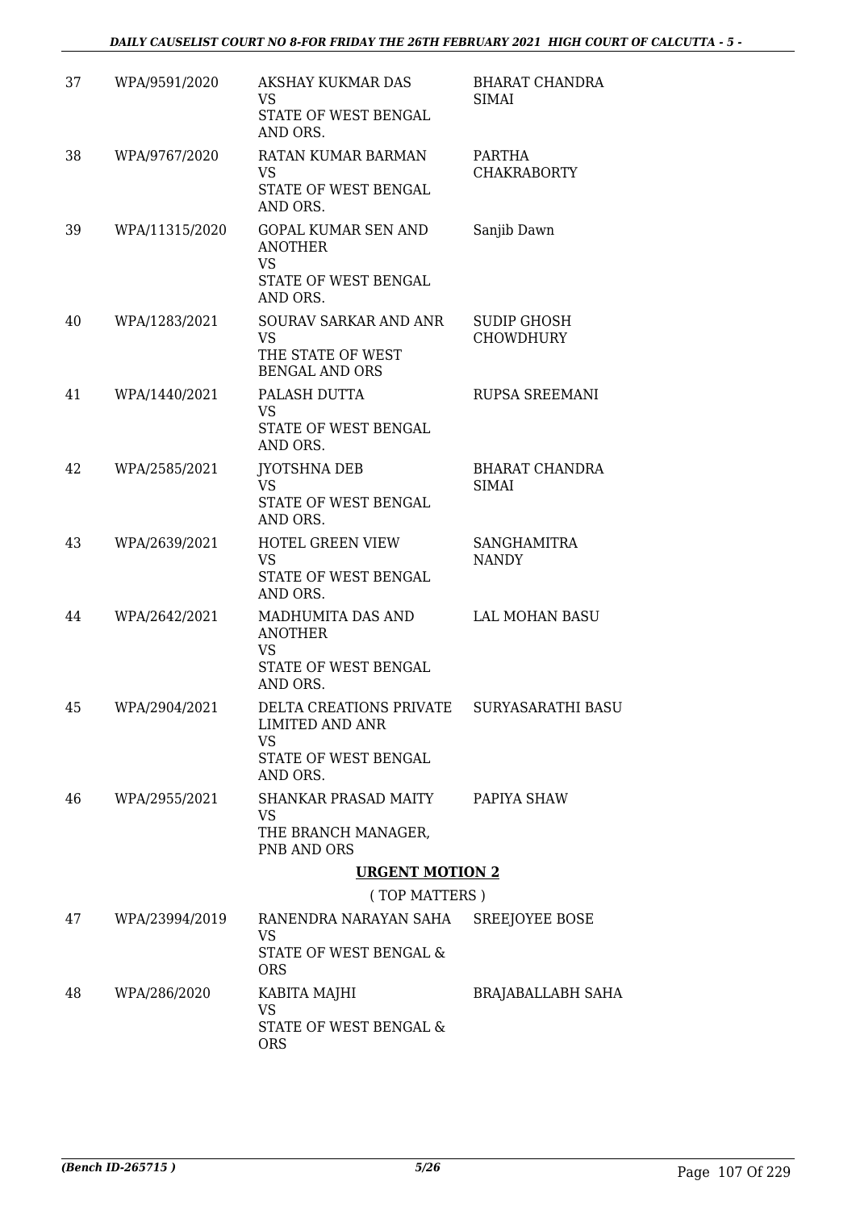| | | | |
|---|---|---|---|
| 37 | WPA/9591/2020 | AKSHAY KUKMAR DAS<br>VS<br>STATE OF WEST BENGAL AND ORS. | BHARAT CHANDRA SIMAI |
| 38 | WPA/9767/2020 | RATAN KUMAR BARMAN<br>VS<br>STATE OF WEST BENGAL AND ORS. | PARTHA CHAKRABORTY |
| 39 | WPA/11315/2020 | GOPAL KUMAR SEN AND ANOTHER<br>VS<br>STATE OF WEST BENGAL AND ORS. | Sanjib Dawn |
| 40 | WPA/1283/2021 | SOURAV SARKAR AND ANR<br>VS<br>THE STATE OF WEST BENGAL AND ORS | SUDIP GHOSH CHOWDHURY |
| 41 | WPA/1440/2021 | PALASH DUTTA<br>VS<br>STATE OF WEST BENGAL AND ORS. | RUPSA SREEMANI |
| 42 | WPA/2585/2021 | JYOTSHNA DEB<br>VS<br>STATE OF WEST BENGAL AND ORS. | BHARAT CHANDRA SIMAI |
| 43 | WPA/2639/2021 | HOTEL GREEN VIEW<br>VS<br>STATE OF WEST BENGAL AND ORS. | SANGHAMITRA NANDY |
| 44 | WPA/2642/2021 | MADHUMITA DAS AND ANOTHER<br>VS<br>STATE OF WEST BENGAL AND ORS. | LAL MOHAN BASU |
| 45 | WPA/2904/2021 | DELTA CREATIONS PRIVATE LIMITED AND ANR<br>VS<br>STATE OF WEST BENGAL AND ORS. | SURYASARATHI BASU |
| 46 | WPA/2955/2021 | SHANKAR PRASAD MAITY<br>VS<br>THE BRANCH MANAGER, PNB AND ORS | PAPIYA SHAW |

**URGENT MOTION 2**

( TOP MATTERS )

| | | | |
|---|---|---|---|
| 47 | WPA/23994/2019 | RANENDRA NARAYAN SAHA<br>VS<br>STATE OF WEST BENGAL & ORS | SREEJOYEE BOSE |
| 48 | WPA/286/2020 | KABITA MAJHI<br>VS<br>STATE OF WEST BENGAL & ORS | BRAJABALLABH SAHA |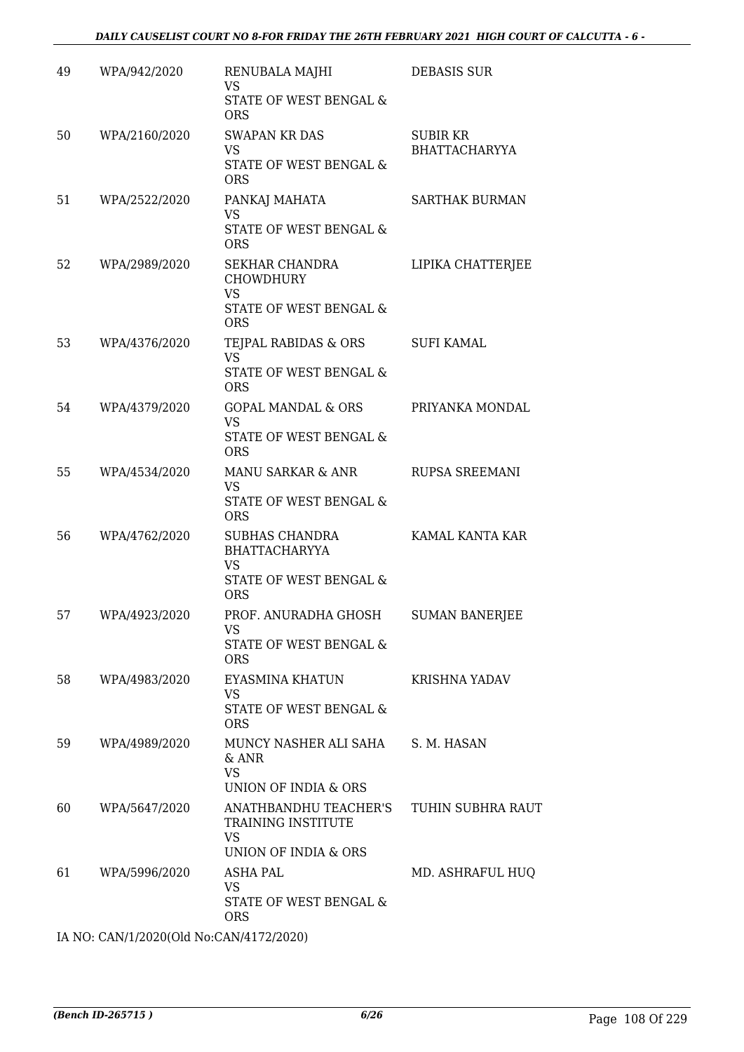| 49 | WPA/942/2020 | RENUBALA MAJHI<br>VS<br>STATE OF WEST BENGAL & ORS | DEBASIS SUR |
|---|---|---|---|
| 50 | WPA/2160/2020 | SWAPAN KR DAS<br>VS<br>STATE OF WEST BENGAL & ORS | SUBIR KR BHATTACHARYYA |
| 51 | WPA/2522/2020 | PANKAJ MAHATA<br>VS<br>STATE OF WEST BENGAL & ORS | SARTHAK BURMAN |
| 52 | WPA/2989/2020 | SEKHAR CHANDRA CHOWDHURY<br>VS<br>STATE OF WEST BENGAL & ORS | LIPIKA CHATTERJEE |
| 53 | WPA/4376/2020 | TEJPAL RABIDAS & ORS<br>VS<br>STATE OF WEST BENGAL & ORS | SUFI KAMAL |
| 54 | WPA/4379/2020 | GOPAL MANDAL & ORS<br>VS<br>STATE OF WEST BENGAL & ORS | PRIYANKA MONDAL |
| 55 | WPA/4534/2020 | MANU SARKAR & ANR<br>VS<br>STATE OF WEST BENGAL & ORS | RUPSA SREEMANI |
| 56 | WPA/4762/2020 | SUBHAS CHANDRA BHATTACHARYYA<br>VS<br>STATE OF WEST BENGAL & ORS | KAMAL KANTA KAR |
| 57 | WPA/4923/2020 | PROF. ANURADHA GHOSH<br>VS<br>STATE OF WEST BENGAL & ORS | SUMAN BANERJEE |
| 58 | WPA/4983/2020 | EYASMINA KHATUN<br>VS<br>STATE OF WEST BENGAL & ORS | KRISHNA YADAV |
| 59 | WPA/4989/2020 | MUNCY NASHER ALI SAHA & ANR<br>VS<br>UNION OF INDIA & ORS | S. M. HASAN |
| 60 | WPA/5647/2020 | ANATHBANDHU TEACHER'S TRAINING INSTITUTE<br>VS<br>UNION OF INDIA & ORS | TUHIN SUBHRA RAUT |
| 61 | WPA/5996/2020 | ASHA PAL<br>VS<br>STATE OF WEST BENGAL & ORS | MD. ASHRAFUL HUQ |

IA NO: CAN/1/2020(Old No:CAN/4172/2020)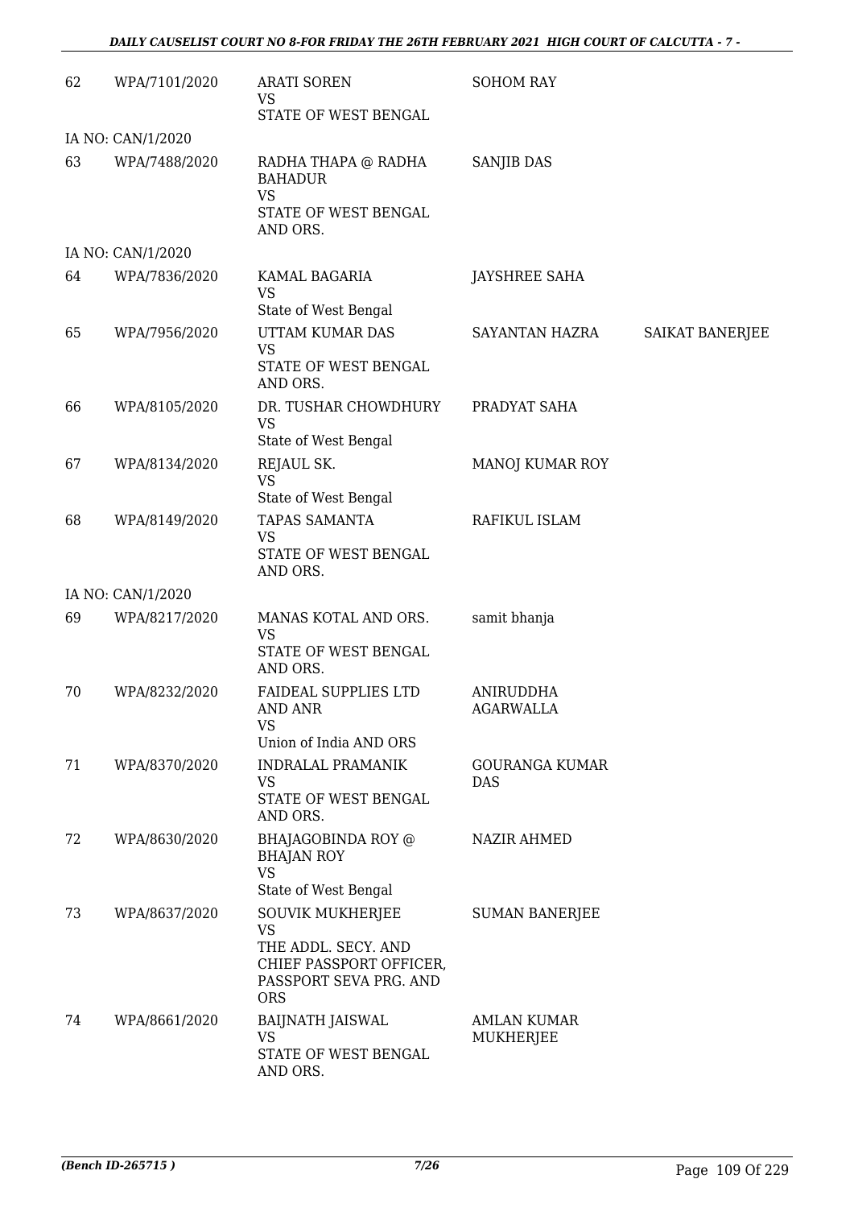| 62 | WPA/7101/2020 | ARATI SOREN<br>VS<br>STATE OF WEST BENGAL | SOHOM RAY | |
|---|---|---|---|---|
| IA NO: CAN/1/2020 | | | | |
| 63 | WPA/7488/2020 | RADHA THAPA @ RADHA BAHADUR<br>VS<br>STATE OF WEST BENGAL AND ORS. | SANJIB DAS | |
| IA NO: CAN/1/2020 | | | | |
| 64 | WPA/7836/2020 | KAMAL BAGARIA<br>VS<br>State of West Bengal | JAYSHREE SAHA | |
| 65 | WPA/7956/2020 | UTTAM KUMAR DAS<br>VS<br>STATE OF WEST BENGAL AND ORS. | SAYANTAN HAZRA | SAIKAT BANERJEE |
| 66 | WPA/8105/2020 | DR. TUSHAR CHOWDHURY<br>VS<br>State of West Bengal | PRADYAT SAHA | |
| 67 | WPA/8134/2020 | REJAUL SK.<br>VS<br>State of West Bengal | MANOJ KUMAR ROY | |
| 68 | WPA/8149/2020 | TAPAS SAMANTA<br>VS<br>STATE OF WEST BENGAL AND ORS. | RAFIKUL ISLAM | |
| IA NO: CAN/1/2020 | | | | |
| 69 | WPA/8217/2020 | MANAS KOTAL AND ORS.<br>VS<br>STATE OF WEST BENGAL AND ORS. | samit bhanja | |
| 70 | WPA/8232/2020 | FAIDEAL SUPPLIES LTD AND ANR<br>VS<br>Union of India AND ORS | ANIRUDDHA AGARWALLA | |
| 71 | WPA/8370/2020 | INDRALAL PRAMANIK<br>VS<br>STATE OF WEST BENGAL AND ORS. | GOURANGA KUMAR DAS | |
| 72 | WPA/8630/2020 | BHAJAGOBINDA ROY @ BHAJAN ROY<br>VS<br>State of West Bengal | NAZIR AHMED | |
| 73 | WPA/8637/2020 | SOUVIK MUKHERJEE<br>VS<br>THE ADDL. SECY. AND CHIEF PASSPORT OFFICER, PASSPORT SEVA PRG. AND ORS | SUMAN BANERJEE | |
| 74 | WPA/8661/2020 | BAIJNATH JAISWAL<br>VS<br>STATE OF WEST BENGAL AND ORS. | AMLAN KUMAR MUKHERJEE | |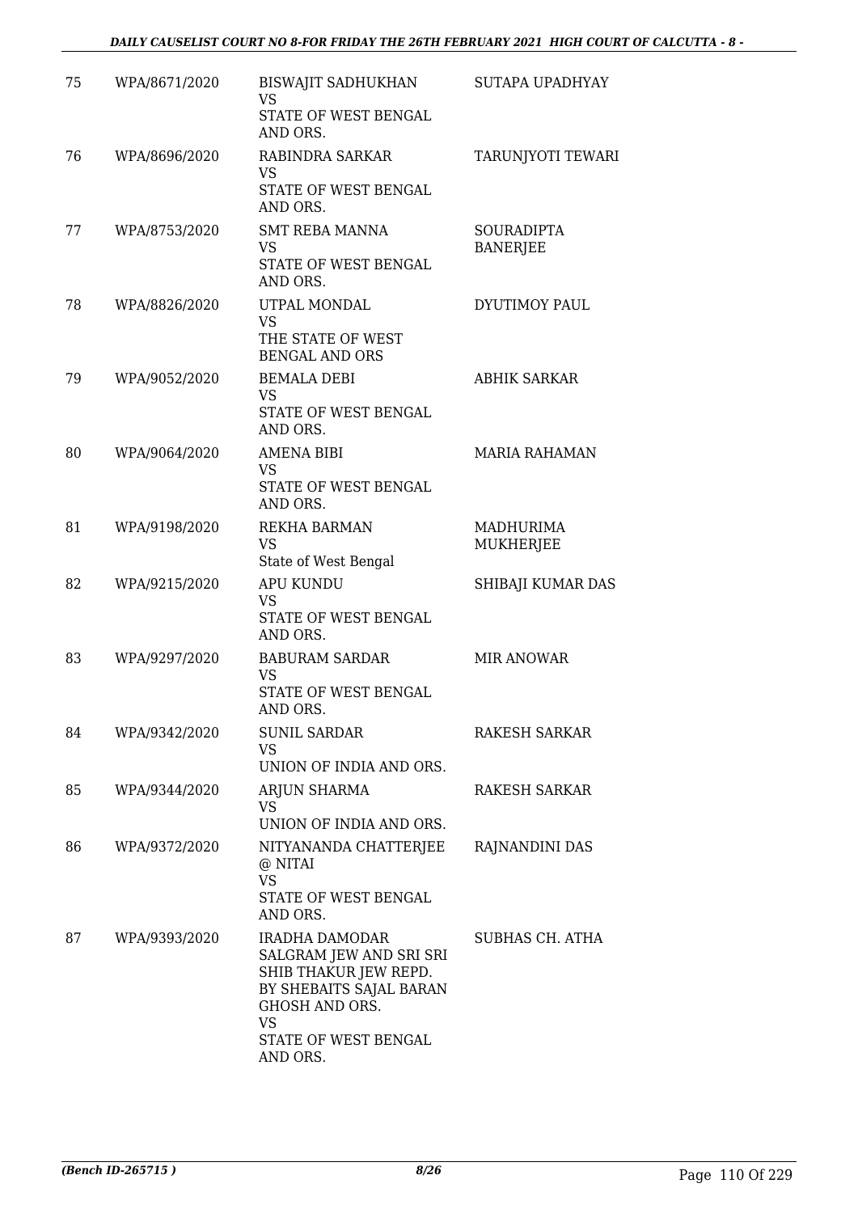| 75 | WPA/8671/2020 | BISWAJIT SADHUKHAN<br>VS<br>STATE OF WEST BENGAL AND ORS. | SUTAPA UPADHYAY |
|---|---|---|---|
| 76 | WPA/8696/2020 | RABINDRA SARKAR<br>VS<br>STATE OF WEST BENGAL AND ORS. | TARUNJYOTI TEWARI |
| 77 | WPA/8753/2020 | SMT REBA MANNA<br>VS<br>STATE OF WEST BENGAL AND ORS. | SOURADIPTA BANERJEE |
| 78 | WPA/8826/2020 | UTPAL MONDAL<br>VS<br>THE STATE OF WEST BENGAL AND ORS | DYUTIMOY PAUL |
| 79 | WPA/9052/2020 | BEMALA DEBI<br>VS<br>STATE OF WEST BENGAL AND ORS. | ABHIK SARKAR |
| 80 | WPA/9064/2020 | AMENA BIBI<br>VS<br>STATE OF WEST BENGAL AND ORS. | MARIA RAHAMAN |
| 81 | WPA/9198/2020 | REKHA BARMAN<br>VS<br>State of West Bengal | MADHURIMA MUKHERJEE |
| 82 | WPA/9215/2020 | APU KUNDU<br>VS<br>STATE OF WEST BENGAL AND ORS. | SHIBAJI KUMAR DAS |
| 83 | WPA/9297/2020 | BABURAM SARDAR<br>VS<br>STATE OF WEST BENGAL AND ORS. | MIR ANOWAR |
| 84 | WPA/9342/2020 | SUNIL SARDAR<br>VS<br>UNION OF INDIA AND ORS. | RAKESH SARKAR |
| 85 | WPA/9344/2020 | ARJUN SHARMA<br>VS<br>UNION OF INDIA AND ORS. | RAKESH SARKAR |
| 86 | WPA/9372/2020 | NITYANANDA CHATTERJEE @ NITAI<br>VS<br>STATE OF WEST BENGAL AND ORS. | RAJNANDINI DAS |
| 87 | WPA/9393/2020 | IRADHA DAMODAR SALGRAM JEW AND SRI SRI SHIB THAKUR JEW REPD. BY SHEBAITS SAJAL BARAN GHOSH AND ORS.<br>VS<br>STATE OF WEST BENGAL AND ORS. | SUBHAS CH. ATHA |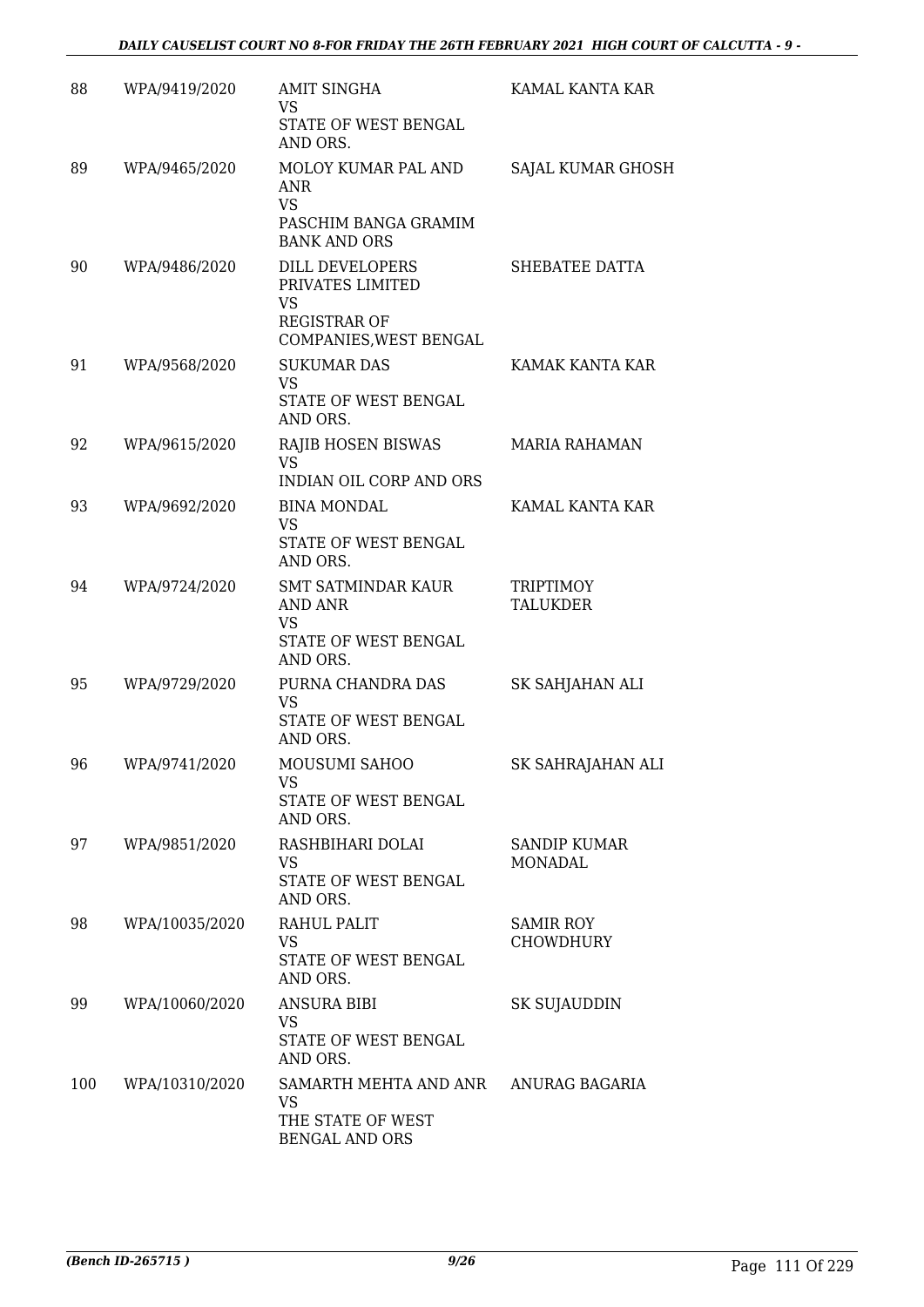| | | | |
|---|---|---|---|
| 88 | WPA/9419/2020 | AMIT SINGHA<br>VS<br>STATE OF WEST BENGAL AND ORS. | KAMAL KANTA KAR |
| 89 | WPA/9465/2020 | MOLOY KUMAR PAL AND ANR<br>VS<br>PASCHIM BANGA GRAMIM BANK AND ORS | SAJAL KUMAR GHOSH |
| 90 | WPA/9486/2020 | DILL DEVELOPERS PRIVATES LIMITED<br>VS<br>REGISTRAR OF COMPANIES,WEST BENGAL | SHEBATEE DATTA |
| 91 | WPA/9568/2020 | SUKUMAR DAS<br>VS<br>STATE OF WEST BENGAL AND ORS. | KAMAK KANTA KAR |
| 92 | WPA/9615/2020 | RAJIB HOSEN BISWAS<br>VS<br>INDIAN OIL CORP AND ORS | MARIA RAHAMAN |
| 93 | WPA/9692/2020 | BINA MONDAL<br>VS<br>STATE OF WEST BENGAL AND ORS. | KAMAL KANTA KAR |
| 94 | WPA/9724/2020 | SMT SATMINDAR KAUR AND ANR<br>VS<br>STATE OF WEST BENGAL AND ORS. | TRIPTIMOY TALUKDER |
| 95 | WPA/9729/2020 | PURNA CHANDRA DAS<br>VS<br>STATE OF WEST BENGAL AND ORS. | SK SAHJAHAN ALI |
| 96 | WPA/9741/2020 | MOUSUMI SAHOO<br>VS<br>STATE OF WEST BENGAL AND ORS. | SK SAHRAJAHAN ALI |
| 97 | WPA/9851/2020 | RASHBIHARI DOLAI<br>VS<br>STATE OF WEST BENGAL AND ORS. | SANDIP KUMAR MONADAL |
| 98 | WPA/10035/2020 | RAHUL PALIT<br>VS<br>STATE OF WEST BENGAL AND ORS. | SAMIR ROY CHOWDHURY |
| 99 | WPA/10060/2020 | ANSURA BIBI<br>VS<br>STATE OF WEST BENGAL AND ORS. | SK SUJAUDDIN |
| 100 | WPA/10310/2020 | SAMARTH MEHTA AND ANR<br>VS<br>THE STATE OF WEST BENGAL AND ORS | ANURAG BAGARIA |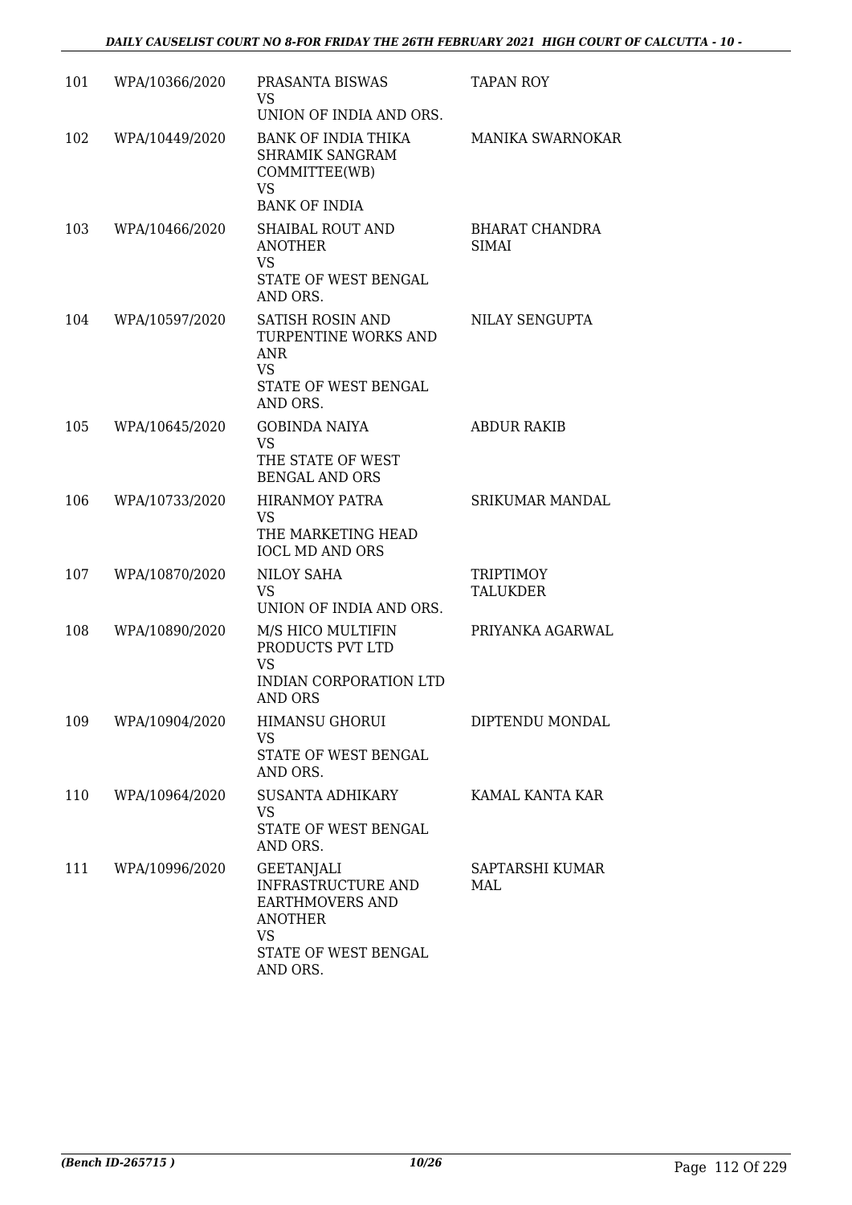| 101 | WPA/10366/2020 | PRASANTA BISWAS<br>VS<br>UNION OF INDIA AND ORS. | TAPAN ROY |
|---|---|---|---|
| 102 | WPA/10449/2020 | BANK OF INDIA THIKA SHRAMIK SANGRAM COMMITTEE(WB)<br>VS<br>BANK OF INDIA | MANIKA SWARNOKAR |
| 103 | WPA/10466/2020 | SHAIBAL ROUT AND ANOTHER<br>VS<br>STATE OF WEST BENGAL AND ORS. | BHARAT CHANDRA SIMAI |
| 104 | WPA/10597/2020 | SATISH ROSIN AND TURPENTINE WORKS AND ANR<br>VS<br>STATE OF WEST BENGAL AND ORS. | NILAY SENGUPTA |
| 105 | WPA/10645/2020 | GOBINDA NAIYA<br>VS<br>THE STATE OF WEST BENGAL AND ORS | ABDUR RAKIB |
| 106 | WPA/10733/2020 | HIRANMOY PATRA<br>VS<br>THE MARKETING HEAD IOCL MD AND ORS | SRIKUMAR MANDAL |
| 107 | WPA/10870/2020 | NILOY SAHA<br>VS<br>UNION OF INDIA AND ORS. | TRIPTIMOY TALUKDER |
| 108 | WPA/10890/2020 | M/S HICO MULTIFIN PRODUCTS PVT LTD<br>VS<br>INDIAN CORPORATION LTD AND ORS | PRIYANKA AGARWAL |
| 109 | WPA/10904/2020 | HIMANSU GHORUI<br>VS<br>STATE OF WEST BENGAL AND ORS. | DIPTENDU MONDAL |
| 110 | WPA/10964/2020 | SUSANTA ADHIKARY<br>VS<br>STATE OF WEST BENGAL AND ORS. | KAMAL KANTA KAR |
| 111 | WPA/10996/2020 | GEETANJALI INFRASTRUCTURE AND EARTHMOVERS AND ANOTHER<br>VS<br>STATE OF WEST BENGAL AND ORS. | SAPTARSHI KUMAR MAL |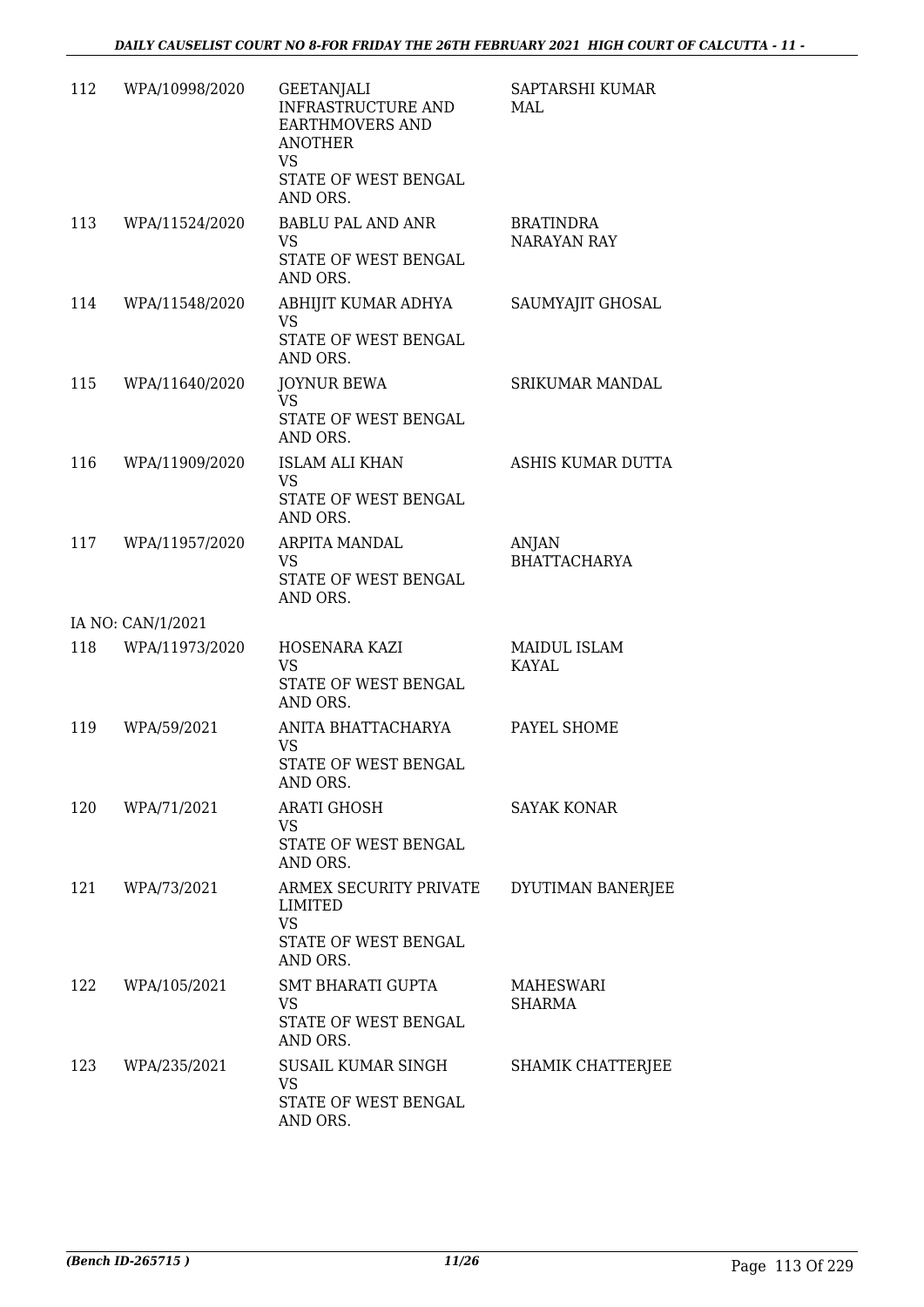| | | | |
|---|---|---|---|
| 112 | WPA/10998/2020 | GEETANJALI INFRASTRUCTURE AND EARTHMOVERS AND ANOTHER<br>VS<br>STATE OF WEST BENGAL AND ORS. | SAPTARSHI KUMAR MAL |
| 113 | WPA/11524/2020 | BABLU PAL AND ANR<br>VS<br>STATE OF WEST BENGAL AND ORS. | BRATINDRA NARAYAN RAY |
| 114 | WPA/11548/2020 | ABHIJIT KUMAR ADHYA<br>VS<br>STATE OF WEST BENGAL AND ORS. | SAUMYAJIT GHOSAL |
| 115 | WPA/11640/2020 | JOYNUR BEWA<br>VS<br>STATE OF WEST BENGAL AND ORS. | SRIKUMAR MANDAL |
| 116 | WPA/11909/2020 | ISLAM ALI KHAN<br>VS<br>STATE OF WEST BENGAL AND ORS. | ASHIS KUMAR DUTTA |
| 117 | WPA/11957/2020 | ARPITA MANDAL<br>VS<br>STATE OF WEST BENGAL AND ORS. | ANJAN BHATTACHARYA |
| | IA NO: CAN/1/2021 | | |
| 118 | WPA/11973/2020 | HOSENARA KAZI<br>VS<br>STATE OF WEST BENGAL AND ORS. | MAIDUL ISLAM KAYAL |
| 119 | WPA/59/2021 | ANITA BHATTACHARYA<br>VS<br>STATE OF WEST BENGAL AND ORS. | PAYEL SHOME |
| 120 | WPA/71/2021 | ARATI GHOSH<br>VS<br>STATE OF WEST BENGAL AND ORS. | SAYAK KONAR |
| 121 | WPA/73/2021 | ARMEX SECURITY PRIVATE LIMITED<br>VS<br>STATE OF WEST BENGAL AND ORS. | DYUTIMAN BANERJEE |
| 122 | WPA/105/2021 | SMT BHARATI GUPTA<br>VS<br>STATE OF WEST BENGAL AND ORS. | MAHESWARI SHARMA |
| 123 | WPA/235/2021 | SUSAIL KUMAR SINGH<br>VS<br>STATE OF WEST BENGAL AND ORS. | SHAMIK CHATTERJEE |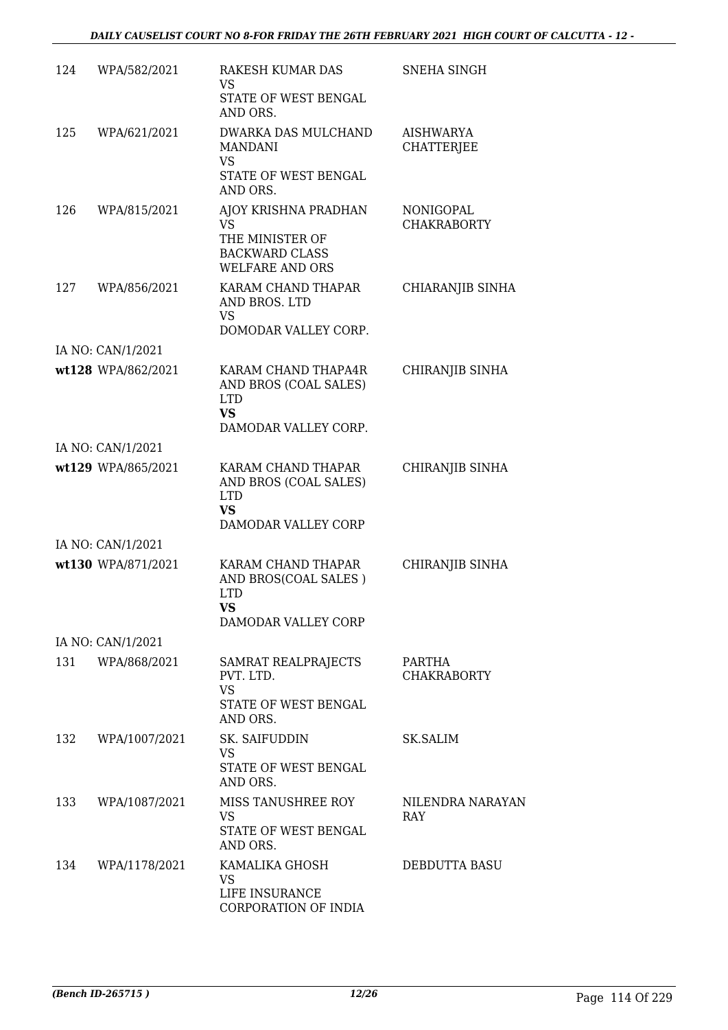| | | | |
|---|---|---|---|
| 124 | WPA/582/2021 | RAKESH KUMAR DAS<br>VS<br>STATE OF WEST BENGAL AND ORS. | SNEHA SINGH |
| 125 | WPA/621/2021 | DWARKA DAS MULCHAND MANDANI<br>VS<br>STATE OF WEST BENGAL AND ORS. | AISHWARYA CHATTERJEE |
| 126 | WPA/815/2021 | AJOY KRISHNA PRADHAN<br>VS<br>THE MINISTER OF BACKWARD CLASS WELFARE AND ORS | NONIGOPAL CHAKRABORTY |
| 127 | WPA/856/2021 | KARAM CHAND THAPAR AND BROS. LTD<br>VS<br>DOMODAR VALLEY CORP. | CHIARANJIB SINHA |
| | IA NO: CAN/1/2021 | | |
| wt128 | WPA/862/2021 | KARAM CHAND THAPA4R AND BROS (COAL SALES) LTD<br>**VS**<br>DAMODAR VALLEY CORP. | CHIRANJIB SINHA |
| | IA NO: CAN/1/2021 | | |
| wt129 | WPA/865/2021 | KARAM CHAND THAPAR AND BROS (COAL SALES) LTD<br>**VS**<br>DAMODAR VALLEY CORP | CHIRANJIB SINHA |
| | IA NO: CAN/1/2021 | | |
| wt130 | WPA/871/2021 | KARAM CHAND THAPAR AND BROS(COAL SALES ) LTD<br>**VS**<br>DAMODAR VALLEY CORP | CHIRANJIB SINHA |
| | IA NO: CAN/1/2021 | | |
| 131 | WPA/868/2021 | SAMRAT REALPRAJECTS PVT. LTD.<br>VS<br>STATE OF WEST BENGAL AND ORS. | PARTHA CHAKRABORTY |
| 132 | WPA/1007/2021 | SK. SAIFUDDIN<br>VS<br>STATE OF WEST BENGAL AND ORS. | SK.SALIM |
| 133 | WPA/1087/2021 | MISS TANUSHREE ROY<br>VS<br>STATE OF WEST BENGAL AND ORS. | NILENDRA NARAYAN RAY |
| 134 | WPA/1178/2021 | KAMALIKA GHOSH<br>VS<br>LIFE INSURANCE CORPORATION OF INDIA | DEBDUTTA BASU |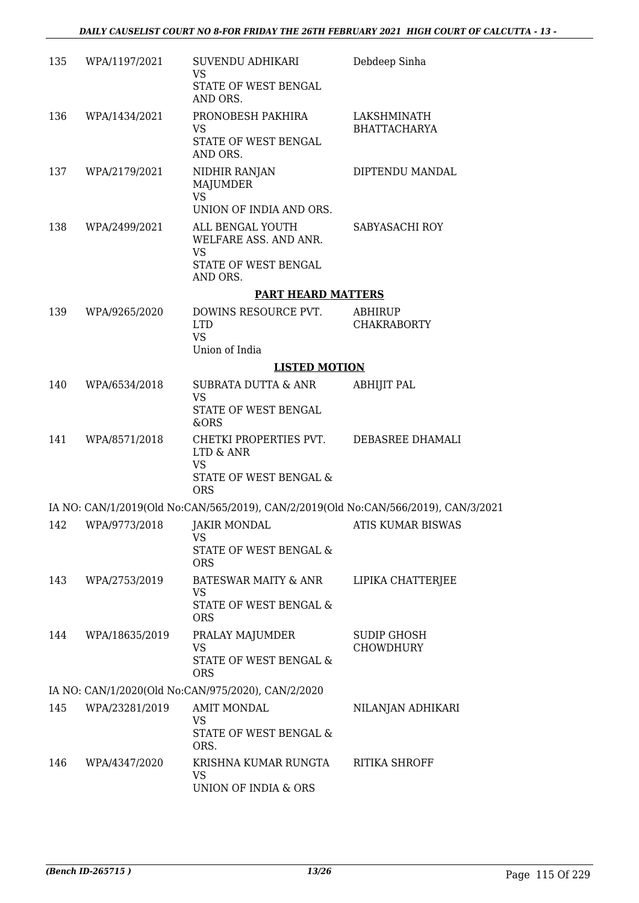| | | | |
|---|---|---|---|
| 135 | WPA/1197/2021 | SUVENDU ADHIKARI<br>VS<br>STATE OF WEST BENGAL AND ORS. | Debdeep Sinha |
| 136 | WPA/1434/2021 | PRONOBESH PAKHIRA<br>VS<br>STATE OF WEST BENGAL AND ORS. | LAKSHMINATH BHATTACHARYA |
| 137 | WPA/2179/2021 | NIDHIR RANJAN MAJUMDER<br>VS<br>UNION OF INDIA AND ORS. | DIPTENDU MANDAL |
| 138 | WPA/2499/2021 | ALL BENGAL YOUTH WELFARE ASS. AND ANR.<br>VS<br>STATE OF WEST BENGAL AND ORS. | SABYASACHI ROY |

**PART HEARD MATTERS**

| | | | |
|---|---|---|---|
| 139 | WPA/9265/2020 | DOWINS RESOURCE PVT. LTD<br>VS<br>Union of India | ABHIRUP CHAKRABORTY |

**LISTED MOTION**

| | | | |
|---|---|---|---|
| 140 | WPA/6534/2018 | SUBRATA DUTTA & ANR<br>VS<br>STATE OF WEST BENGAL &ORS | ABHIJIT PAL |
| 141 | WPA/8571/2018 | CHETKI PROPERTIES PVT. LTD & ANR<br>VS<br>STATE OF WEST BENGAL & ORS | DEBASREE DHAMALI |

IA NO: CAN/1/2019(Old No:CAN/565/2019), CAN/2/2019(Old No:CAN/566/2019), CAN/3/2021

| | | | |
|---|---|---|---|
| 142 | WPA/9773/2018 | JAKIR MONDAL<br>VS<br>STATE OF WEST BENGAL & ORS | ATIS KUMAR BISWAS |
| 143 | WPA/2753/2019 | BATESWAR MAITY & ANR<br>VS<br>STATE OF WEST BENGAL & ORS | LIPIKA CHATTERJEE |
| 144 | WPA/18635/2019 | PRALAY MAJUMDER<br>VS<br>STATE OF WEST BENGAL & ORS | SUDIP GHOSH CHOWDHURY |

IA NO: CAN/1/2020(Old No:CAN/975/2020), CAN/2/2020

| | | | |
|---|---|---|---|
| 145 | WPA/23281/2019 | AMIT MONDAL<br>VS<br>STATE OF WEST BENGAL & ORS. | NILANJAN ADHIKARI |
| 146 | WPA/4347/2020 | KRISHNA KUMAR RUNGTA<br>VS<br>UNION OF INDIA & ORS | RITIKA SHROFF |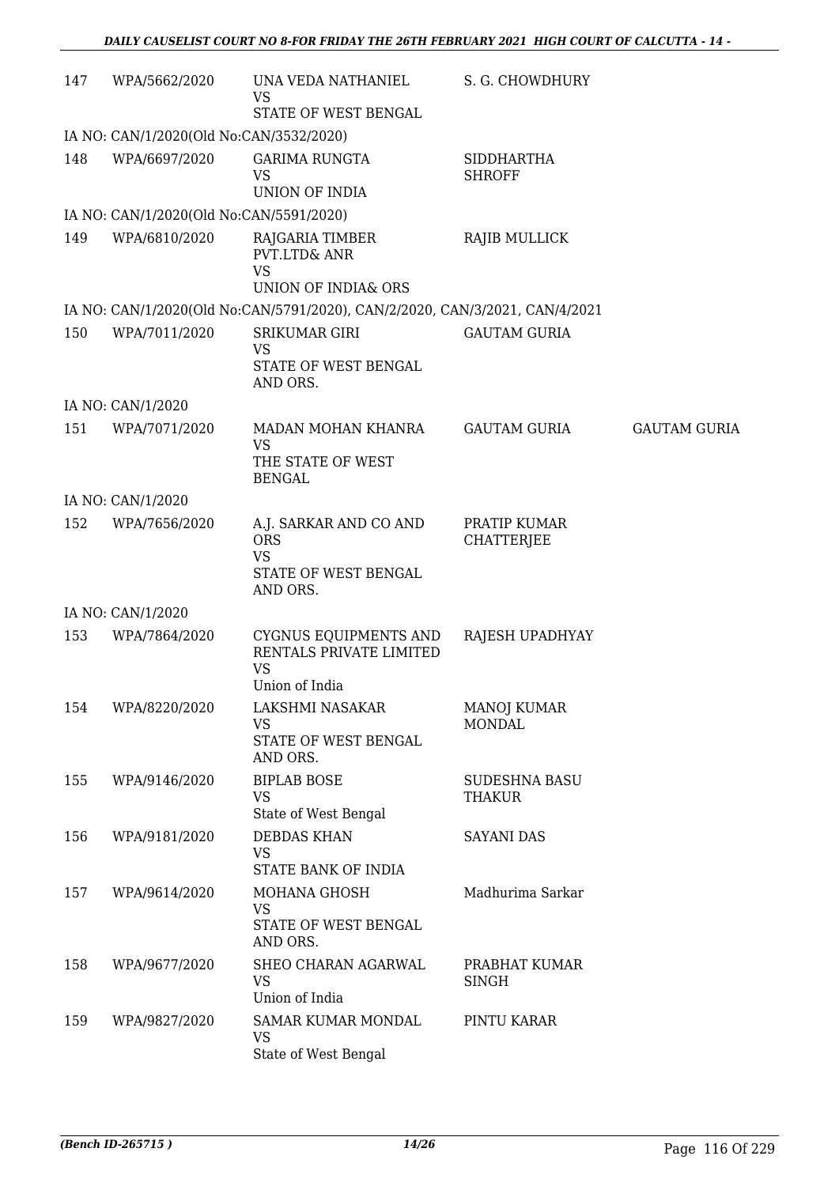| 147 | WPA/5662/2020 | UNA VEDA NATHANIEL VS STATE OF WEST BENGAL | S. G. CHOWDHURY | |
|---|---|---|---|---|
| IA NO: CAN/1/2020(Old No:CAN/3532/2020) | | | | |
| 148 | WPA/6697/2020 | GARIMA RUNGTA VS UNION OF INDIA | SIDDHARTHA SHROFF | |
| IA NO: CAN/1/2020(Old No:CAN/5591/2020) | | | | |
| 149 | WPA/6810/2020 | RAJGARIA TIMBER PVT.LTD& ANR VS UNION OF INDIA& ORS | RAJIB MULLICK | |
| IA NO: CAN/1/2020(Old No:CAN/5791/2020), CAN/2/2020, CAN/3/2021, CAN/4/2021 | | | | |
| 150 | WPA/7011/2020 | SRIKUMAR GIRI VS STATE OF WEST BENGAL AND ORS. | GAUTAM GURIA | |
| IA NO: CAN/1/2020 | | | | |
| 151 | WPA/7071/2020 | MADAN MOHAN KHANRA VS THE STATE OF WEST BENGAL | GAUTAM GURIA | GAUTAM GURIA |
| IA NO: CAN/1/2020 | | | | |
| 152 | WPA/7656/2020 | A.J. SARKAR AND CO AND ORS VS STATE OF WEST BENGAL AND ORS. | PRATIP KUMAR CHATTERJEE | |
| IA NO: CAN/1/2020 | | | | |
| 153 | WPA/7864/2020 | CYGNUS EQUIPMENTS AND RENTALS PRIVATE LIMITED VS Union of India | RAJESH UPADHYAY | |
| 154 | WPA/8220/2020 | LAKSHMI NASAKAR VS STATE OF WEST BENGAL AND ORS. | MANOJ KUMAR MONDAL | |
| 155 | WPA/9146/2020 | BIPLAB BOSE VS State of West Bengal | SUDESHNA BASU THAKUR | |
| 156 | WPA/9181/2020 | DEBDAS KHAN VS STATE BANK OF INDIA | SAYANI DAS | |
| 157 | WPA/9614/2020 | MOHANA GHOSH VS STATE OF WEST BENGAL AND ORS. | Madhurima Sarkar | |
| 158 | WPA/9677/2020 | SHEO CHARAN AGARWAL VS Union of India | PRABHAT KUMAR SINGH | |
| 159 | WPA/9827/2020 | SAMAR KUMAR MONDAL VS State of West Bengal | PINTU KARAR | |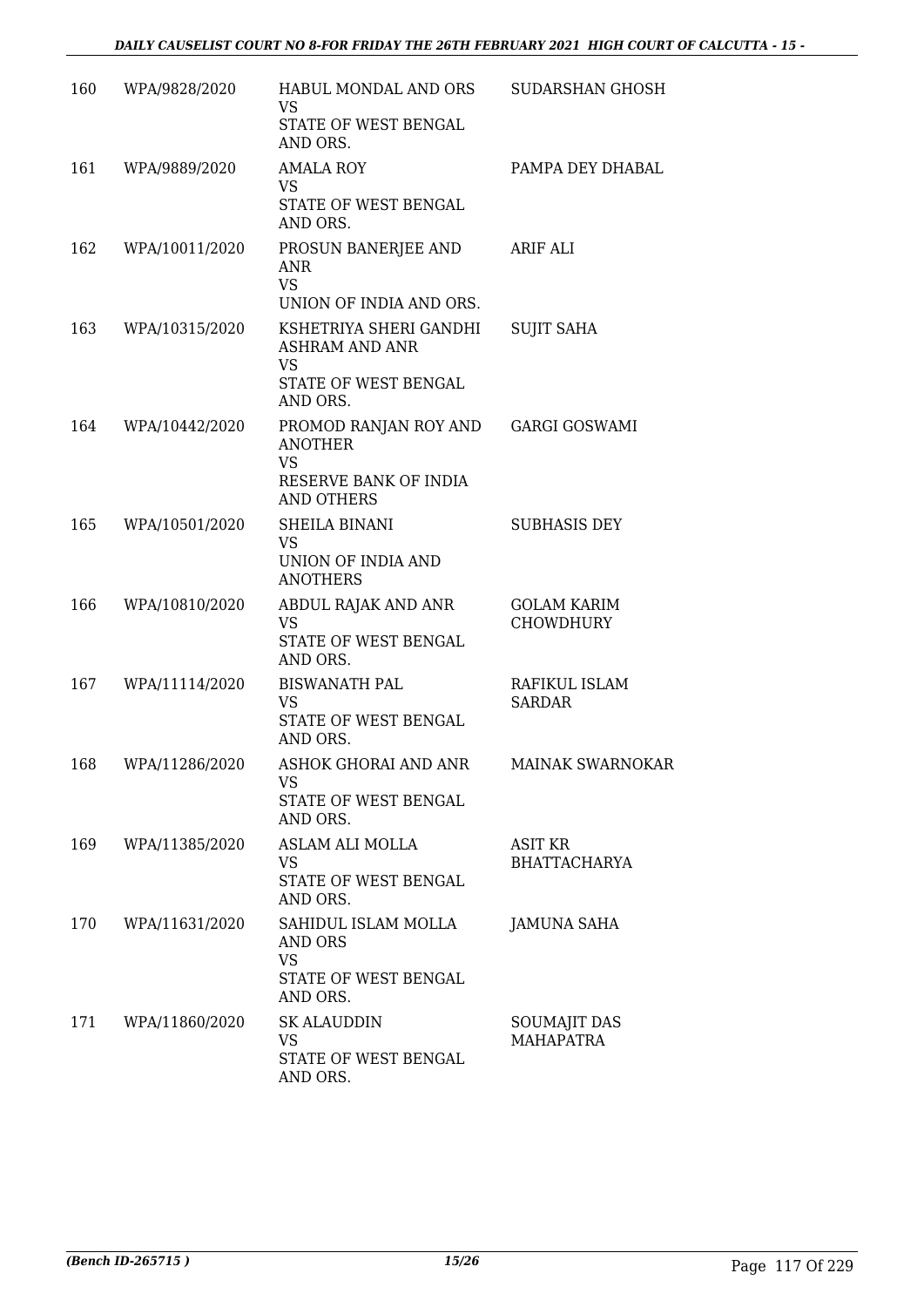| 160 | WPA/9828/2020 | HABUL MONDAL AND ORS<br>VS<br>STATE OF WEST BENGAL AND ORS. | SUDARSHAN GHOSH |
|---|---|---|---|
| 161 | WPA/9889/2020 | AMALA ROY<br>VS<br>STATE OF WEST BENGAL AND ORS. | PAMPA DEY DHABAL |
| 162 | WPA/10011/2020 | PROSUN BANERJEE AND ANR<br>VS<br>UNION OF INDIA AND ORS. | ARIF ALI |
| 163 | WPA/10315/2020 | KSHETRIYA SHERI GANDHI ASHRAM AND ANR<br>VS<br>STATE OF WEST BENGAL AND ORS. | SUJIT SAHA |
| 164 | WPA/10442/2020 | PROMOD RANJAN ROY AND ANOTHER<br>VS<br>RESERVE BANK OF INDIA AND OTHERS | GARGI GOSWAMI |
| 165 | WPA/10501/2020 | SHEILA BINANI<br>VS<br>UNION OF INDIA AND ANOTHERS | SUBHASIS DEY |
| 166 | WPA/10810/2020 | ABDUL RAJAK AND ANR<br>VS<br>STATE OF WEST BENGAL AND ORS. | GOLAM KARIM CHOWDHURY |
| 167 | WPA/11114/2020 | BISWANATH PAL<br>VS<br>STATE OF WEST BENGAL AND ORS. | RAFIKUL ISLAM SARDAR |
| 168 | WPA/11286/2020 | ASHOK GHORAI AND ANR<br>VS<br>STATE OF WEST BENGAL AND ORS. | MAINAK SWARNOKAR |
| 169 | WPA/11385/2020 | ASLAM ALI MOLLA<br>VS<br>STATE OF WEST BENGAL AND ORS. | ASIT KR BHATTACHARYA |
| 170 | WPA/11631/2020 | SAHIDUL ISLAM MOLLA AND ORS<br>VS<br>STATE OF WEST BENGAL AND ORS. | JAMUNA SAHA |
| 171 | WPA/11860/2020 | SK ALAUDDIN<br>VS<br>STATE OF WEST BENGAL AND ORS. | SOUMAJIT DAS MAHAPATRA |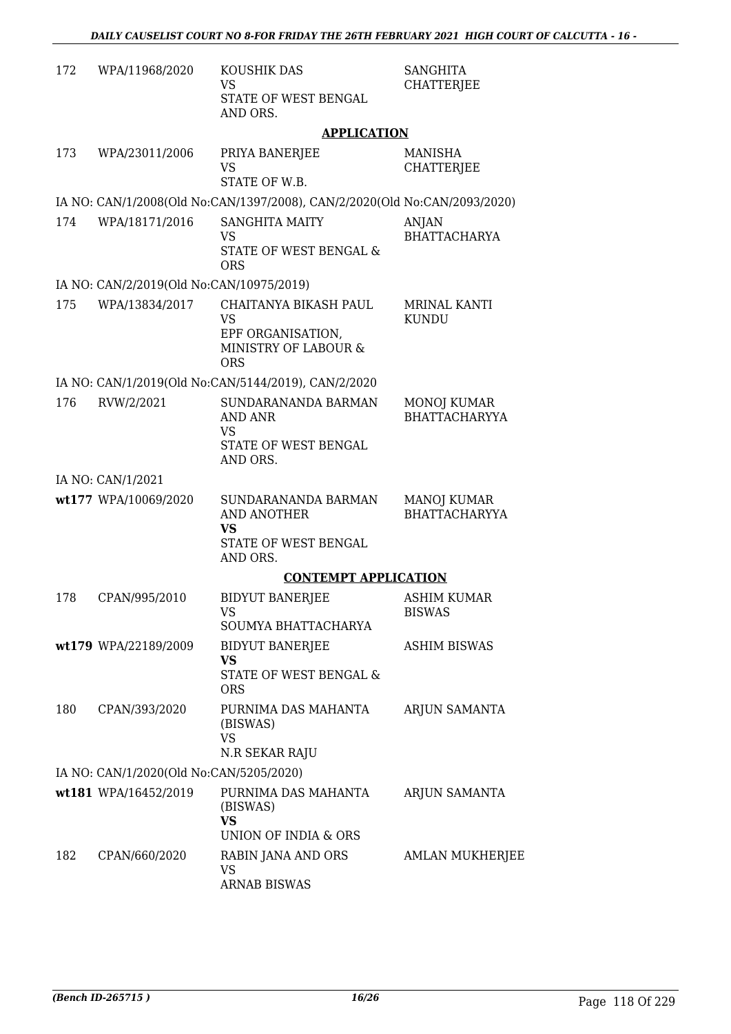| | | | |
|---|---|---|---|
| 172 | WPA/11968/2020 | KOUSHIK DAS<br>VS<br>STATE OF WEST BENGAL AND ORS. | SANGHITA CHATTERJEE |

**APPLICATION**

| | | | |
|---|---|---|---|
| 173 | WPA/23011/2006 | PRIYA BANERJEE<br>VS<br>STATE OF W.B. | MANISHA CHATTERJEE |

IA NO: CAN/1/2008(Old No:CAN/1397/2008), CAN/2/2020(Old No:CAN/2093/2020)

| | | | |
|---|---|---|---|
| 174 | WPA/18171/2016 | SANGHITA MAITY<br>VS<br>STATE OF WEST BENGAL & ORS | ANJAN BHATTACHARYA |

IA NO: CAN/2/2019(Old No:CAN/10975/2019)

| | | | |
|---|---|---|---|
| 175 | WPA/13834/2017 | CHAITANYA BIKASH PAUL<br>VS<br>EPF ORGANISATION, MINISTRY OF LABOUR & ORS | MRINAL KANTI KUNDU |

IA NO: CAN/1/2019(Old No:CAN/5144/2019), CAN/2/2020

| | | | |
|---|---|---|---|
| 176 | RVW/2/2021 | SUNDARANANDA BARMAN AND ANR<br>VS<br>STATE OF WEST BENGAL AND ORS. | MONOJ KUMAR BHATTACHARYYA |

IA NO: CAN/1/2021

| | | | |
|---|---|---|---|
| wt177 | WPA/10069/2020 | SUNDARANANDA BARMAN AND ANOTHER<br>**VS**<br>STATE OF WEST BENGAL AND ORS. | MANOJ KUMAR BHATTACHARYYA |

**CONTEMPT APPLICATION**

| | | | |
|---|---|---|---|
| 178 | CPAN/995/2010 | BIDYUT BANERJEE<br>VS<br>SOUMYA BHATTACHARYA | ASHIM KUMAR BISWAS |
| wt179 | WPA/22189/2009 | BIDYUT BANERJEE<br>**VS**<br>STATE OF WEST BENGAL & ORS | ASHIM BISWAS |
| 180 | CPAN/393/2020 | PURNIMA DAS MAHANTA (BISWAS)<br>VS<br>N.R SEKAR RAJU | ARJUN SAMANTA |

IA NO: CAN/1/2020(Old No:CAN/5205/2020)

| | | | |
|---|---|---|---|
| wt181 | WPA/16452/2019 | PURNIMA DAS MAHANTA (BISWAS)<br>**VS**<br>UNION OF INDIA & ORS | ARJUN SAMANTA |
| 182 | CPAN/660/2020 | RABIN JANA AND ORS<br>VS<br>ARNAB BISWAS | AMLAN MUKHERJEE |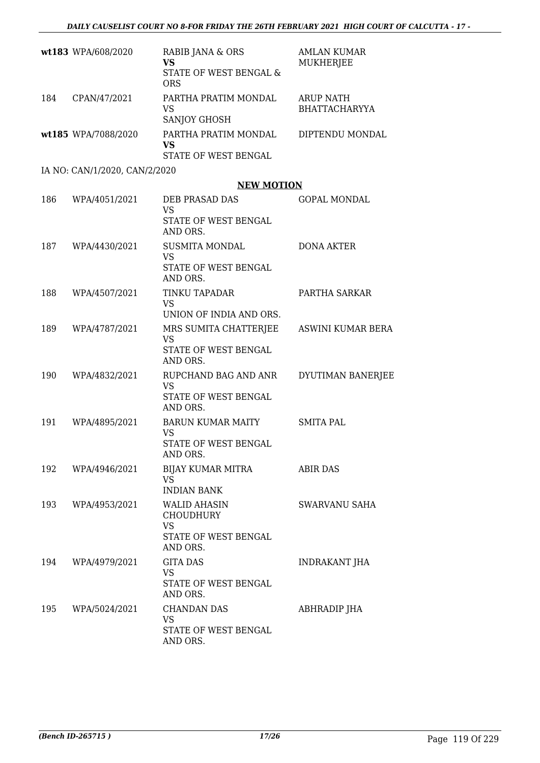| | | | |
|---|---|---|---|
| wt183 | WPA/608/2020 | RABIB JANA & ORS<br>**VS**<br>STATE OF WEST BENGAL & ORS | AMLAN KUMAR MUKHERJEE |
| 184 | CPAN/47/2021 | PARTHA PRATIM MONDAL<br>VS<br>SANJOY GHOSH | ARUP NATH BHATTACHARYYA |
| wt185 | WPA/7088/2020 | PARTHA PRATIM MONDAL<br>**VS**<br>STATE OF WEST BENGAL | DIPTENDU MONDAL |

IA NO: CAN/1/2020, CAN/2/2020

## NEW MOTION

| | | | |
|---|---|---|---|
| 186 | WPA/4051/2021 | DEB PRASAD DAS<br>VS<br>STATE OF WEST BENGAL AND ORS. | GOPAL MONDAL |
| 187 | WPA/4430/2021 | SUSMITA MONDAL<br>VS<br>STATE OF WEST BENGAL AND ORS. | DONA AKTER |
| 188 | WPA/4507/2021 | TINKU TAPADAR<br>VS<br>UNION OF INDIA AND ORS. | PARTHA SARKAR |
| 189 | WPA/4787/2021 | MRS SUMITA CHATTERJEE<br>VS<br>STATE OF WEST BENGAL AND ORS. | ASWINI KUMAR BERA |
| 190 | WPA/4832/2021 | RUPCHAND BAG AND ANR<br>VS<br>STATE OF WEST BENGAL AND ORS. | DYUTIMAN BANERJEE |
| 191 | WPA/4895/2021 | BARUN KUMAR MAITY<br>VS<br>STATE OF WEST BENGAL AND ORS. | SMITA PAL |
| 192 | WPA/4946/2021 | BIJAY KUMAR MITRA<br>VS<br>INDIAN BANK | ABIR DAS |
| 193 | WPA/4953/2021 | WALID AHASIN CHOUDHURY<br>VS<br>STATE OF WEST BENGAL AND ORS. | SWARVANU SAHA |
| 194 | WPA/4979/2021 | GITA DAS<br>VS<br>STATE OF WEST BENGAL AND ORS. | INDRAKANT JHA |
| 195 | WPA/5024/2021 | CHANDAN DAS<br>VS<br>STATE OF WEST BENGAL AND ORS. | ABHRADIP JHA |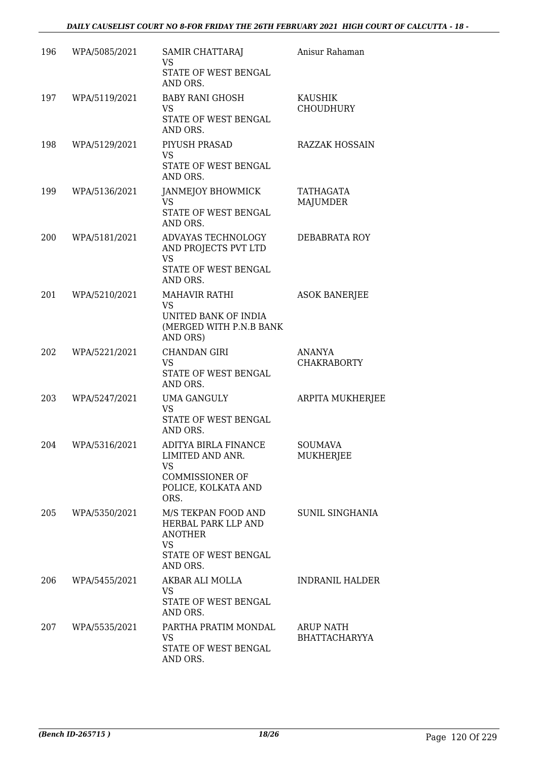| | | | |
|---|---|---|---|
| 196 | WPA/5085/2021 | SAMIR CHATTARAJ<br>VS<br>STATE OF WEST BENGAL AND ORS. | Anisur Rahaman |
| 197 | WPA/5119/2021 | BABY RANI GHOSH<br>VS<br>STATE OF WEST BENGAL AND ORS. | KAUSHIK CHOUDHURY |
| 198 | WPA/5129/2021 | PIYUSH PRASAD<br>VS<br>STATE OF WEST BENGAL AND ORS. | RAZZAK HOSSAIN |
| 199 | WPA/5136/2021 | JANMEJOY BHOWMICK<br>VS<br>STATE OF WEST BENGAL AND ORS. | TATHAGATA MAJUMDER |
| 200 | WPA/5181/2021 | ADVAYAS TECHNOLOGY AND PROJECTS PVT LTD<br>VS<br>STATE OF WEST BENGAL AND ORS. | DEBABRATA ROY |
| 201 | WPA/5210/2021 | MAHAVIR RATHI<br>VS<br>UNITED BANK OF INDIA (MERGED WITH P.N.B BANK AND ORS) | ASOK BANERJEE |
| 202 | WPA/5221/2021 | CHANDAN GIRI<br>VS<br>STATE OF WEST BENGAL AND ORS. | ANANYA CHAKRABORTY |
| 203 | WPA/5247/2021 | UMA GANGULY<br>VS<br>STATE OF WEST BENGAL AND ORS. | ARPITA MUKHERJEE |
| 204 | WPA/5316/2021 | ADITYA BIRLA FINANCE LIMITED AND ANR.<br>VS<br>COMMISSIONER OF POLICE, KOLKATA AND ORS. | SOUMAVA MUKHERJEE |
| 205 | WPA/5350/2021 | M/S TEKPAN FOOD AND HERBAL PARK LLP AND ANOTHER<br>VS<br>STATE OF WEST BENGAL AND ORS. | SUNIL SINGHANIA |
| 206 | WPA/5455/2021 | AKBAR ALI MOLLA<br>VS<br>STATE OF WEST BENGAL AND ORS. | INDRANIL HALDER |
| 207 | WPA/5535/2021 | PARTHA PRATIM MONDAL<br>VS<br>STATE OF WEST BENGAL AND ORS. | ARUP NATH BHATTACHARYYA |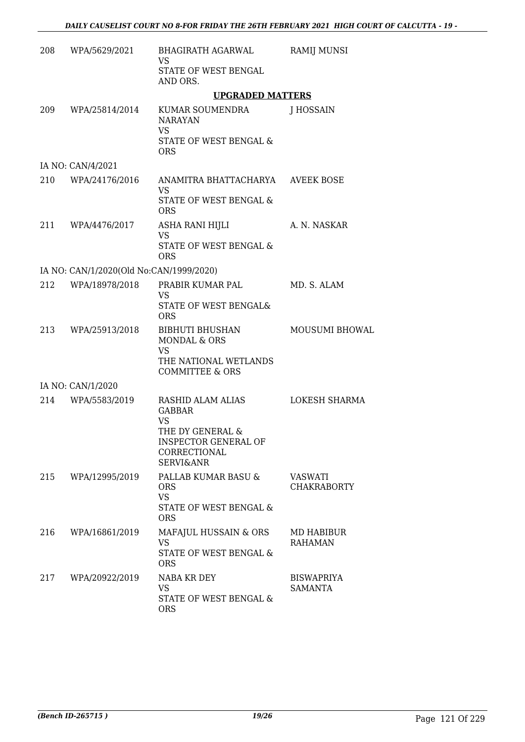| | | | |
|---|---|---|---|
| 208 | WPA/5629/2021 | BHAGIRATH AGARWAL<br>VS<br>STATE OF WEST BENGAL AND ORS. | RAMIJ MUNSI |

**UPGRADED MATTERS**

| | | | |
|---|---|---|---|
| 209 | WPA/25814/2014 | KUMAR SOUMENDRA NARAYAN<br>VS<br>STATE OF WEST BENGAL & ORS | J HOSSAIN |
| | IA NO: CAN/4/2021 | | |
| 210 | WPA/24176/2016 | ANAMITRA BHATTACHARYA<br>VS<br>STATE OF WEST BENGAL & ORS | AVEEK BOSE |
| 211 | WPA/4476/2017 | ASHA RANI HIJLI<br>VS<br>STATE OF WEST BENGAL & ORS | A. N. NASKAR |
| | IA NO: CAN/1/2020(Old No:CAN/1999/2020) | | |
| 212 | WPA/18978/2018 | PRABIR KUMAR PAL<br>VS<br>STATE OF WEST BENGAL& ORS | MD. S. ALAM |
| 213 | WPA/25913/2018 | BIBHUTI BHUSHAN MONDAL & ORS<br>VS<br>THE NATIONAL WETLANDS COMMITTEE & ORS | MOUSUMI BHOWAL |
| | IA NO: CAN/1/2020 | | |
| 214 | WPA/5583/2019 | RASHID ALAM ALIAS GABBAR<br>VS<br>THE DY GENERAL & INSPECTOR GENERAL OF CORRECTIONAL SERVI&ANR | LOKESH SHARMA |
| 215 | WPA/12995/2019 | PALLAB KUMAR BASU & ORS<br>VS<br>STATE OF WEST BENGAL & ORS | VASWATI CHAKRABORTY |
| 216 | WPA/16861/2019 | MAFAJUL HUSSAIN & ORS<br>VS<br>STATE OF WEST BENGAL & ORS | MD HABIBUR RAHAMAN |
| 217 | WPA/20922/2019 | NABA KR DEY<br>VS<br>STATE OF WEST BENGAL & ORS | BISWAPRIYA SAMANTA |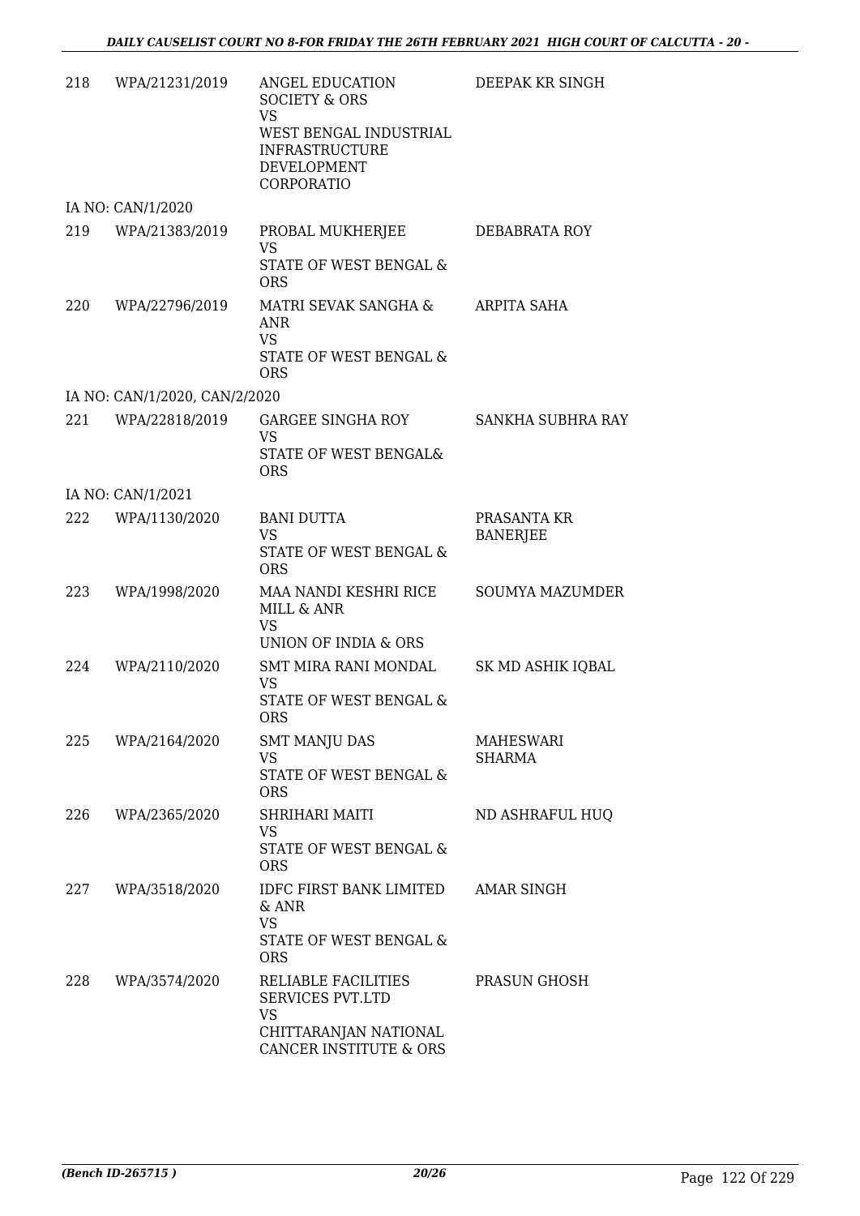| | | | |
|---|---|---|---|
| 218 | WPA/21231/2019 | ANGEL EDUCATION SOCIETY & ORS<br>VS<br>WEST BENGAL INDUSTRIAL INFRASTRUCTURE DEVELOPMENT CORPORATIO | DEEPAK KR SINGH |
| | IA NO: CAN/1/2020 | | |
| 219 | WPA/21383/2019 | PROBAL MUKHERJEE<br>VS<br>STATE OF WEST BENGAL & ORS | DEBABRATA ROY |
| 220 | WPA/22796/2019 | MATRI SEVAK SANGHA & ANR<br>VS<br>STATE OF WEST BENGAL & ORS | ARPITA SAHA |
| | IA NO: CAN/1/2020, CAN/2/2020 | | |
| 221 | WPA/22818/2019 | GARGEE SINGHA ROY<br>VS<br>STATE OF WEST BENGAL& ORS | SANKHA SUBHRA RAY |
| | IA NO: CAN/1/2021 | | |
| 222 | WPA/1130/2020 | BANI DUTTA<br>VS<br>STATE OF WEST BENGAL & ORS | PRASANTA KR BANERJEE |
| 223 | WPA/1998/2020 | MAA NANDI KESHRI RICE MILL & ANR<br>VS<br>UNION OF INDIA & ORS | SOUMYA MAZUMDER |
| 224 | WPA/2110/2020 | SMT MIRA RANI MONDAL<br>VS<br>STATE OF WEST BENGAL & ORS | SK MD ASHIK IQBAL |
| 225 | WPA/2164/2020 | SMT MANJU DAS<br>VS<br>STATE OF WEST BENGAL & ORS | MAHESWARI SHARMA |
| 226 | WPA/2365/2020 | SHRIHARI MAITI<br>VS<br>STATE OF WEST BENGAL & ORS | ND ASHRAFUL HUQ |
| 227 | WPA/3518/2020 | IDFC FIRST BANK LIMITED & ANR<br>VS<br>STATE OF WEST BENGAL & ORS | AMAR SINGH |
| 228 | WPA/3574/2020 | RELIABLE FACILITIES SERVICES PVT.LTD<br>VS<br>CHITTARANJAN NATIONAL CANCER INSTITUTE & ORS | PRASUN GHOSH |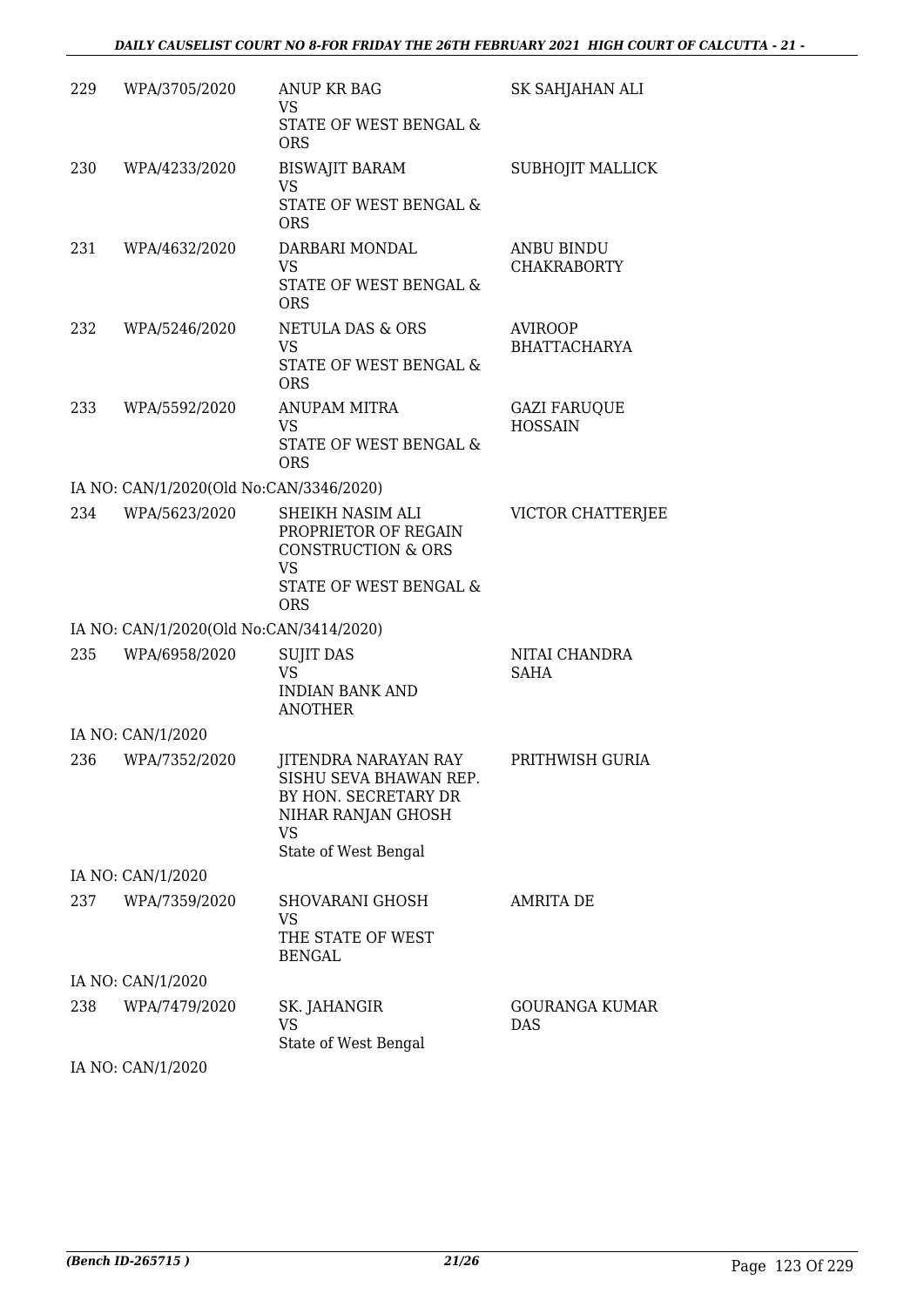| 229 | WPA/3705/2020 | ANUP KR BAG<br>VS<br>STATE OF WEST BENGAL & ORS | SK SAHJAHAN ALI |
|---|---|---|---|
| 230 | WPA/4233/2020 | BISWAJIT BARAM<br>VS<br>STATE OF WEST BENGAL & ORS | SUBHOJIT MALLICK |
| 231 | WPA/4632/2020 | DARBARI MONDAL<br>VS<br>STATE OF WEST BENGAL & ORS | ANBU BINDU CHAKRABORTY |
| 232 | WPA/5246/2020 | NETULA DAS & ORS<br>VS<br>STATE OF WEST BENGAL & ORS | AVIROOP BHATTACHARYA |
| 233 | WPA/5592/2020 | ANUPAM MITRA<br>VS<br>STATE OF WEST BENGAL & ORS | GAZI FARUQUE HOSSAIN |
| | IA NO: CAN/1/2020(Old No:CAN/3346/2020) | | |
| 234 | WPA/5623/2020 | SHEIKH NASIM ALI PROPRIETOR OF REGAIN CONSTRUCTION & ORS<br>VS<br>STATE OF WEST BENGAL & ORS | VICTOR CHATTERJEE |
| | IA NO: CAN/1/2020(Old No:CAN/3414/2020) | | |
| 235 | WPA/6958/2020 | SUJIT DAS<br>VS<br>INDIAN BANK AND ANOTHER | NITAI CHANDRA SAHA |
| | IA NO: CAN/1/2020 | | |
| 236 | WPA/7352/2020 | JITENDRA NARAYAN RAY SISHU SEVA BHAWAN REP. BY HON. SECRETARY DR NIHAR RANJAN GHOSH<br>VS<br>State of West Bengal | PRITHWISH GURIA |
| | IA NO: CAN/1/2020 | | |
| 237 | WPA/7359/2020 | SHOVARANI GHOSH<br>VS<br>THE STATE OF WEST BENGAL | AMRITA DE |
| | IA NO: CAN/1/2020 | | |
| 238 | WPA/7479/2020 | SK. JAHANGIR<br>VS<br>State of West Bengal | GOURANGA KUMAR DAS |
| | IA NO: CAN/1/2020 | | |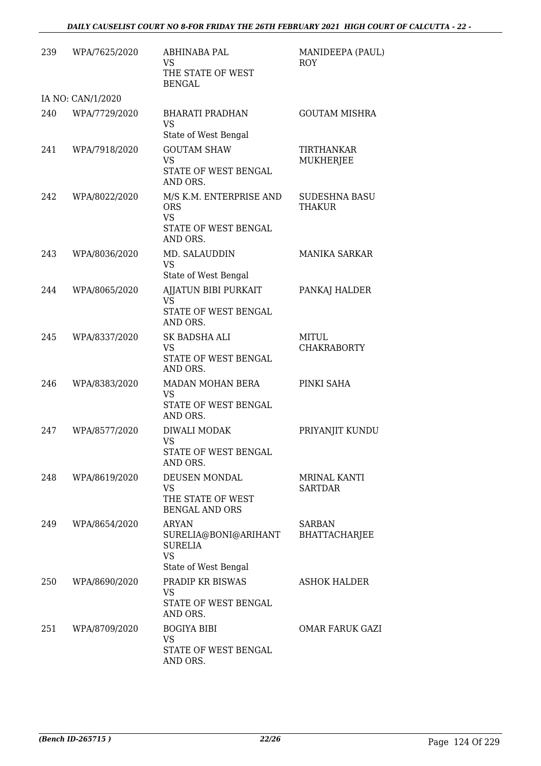| 239 | WPA/7625/2020 | ABHINABA PAL<br>VS<br>THE STATE OF WEST BENGAL | MANIDEEPA (PAUL) ROY |
|---|---|---|---|
| | IA NO: CAN/1/2020 | | |
| 240 | WPA/7729/2020 | BHARATI PRADHAN<br>VS<br>State of West Bengal | GOUTAM MISHRA |
| 241 | WPA/7918/2020 | GOUTAM SHAW<br>VS<br>STATE OF WEST BENGAL AND ORS. | TIRTHANKAR MUKHERJEE |
| 242 | WPA/8022/2020 | M/S K.M. ENTERPRISE AND ORS<br>VS<br>STATE OF WEST BENGAL AND ORS. | SUDESHNA BASU THAKUR |
| 243 | WPA/8036/2020 | MD. SALAUDDIN<br>VS<br>State of West Bengal | MANIKA SARKAR |
| 244 | WPA/8065/2020 | AJJATUN BIBI PURKAIT<br>VS<br>STATE OF WEST BENGAL AND ORS. | PANKAJ HALDER |
| 245 | WPA/8337/2020 | SK BADSHA ALI<br>VS<br>STATE OF WEST BENGAL AND ORS. | MITUL CHAKRABORTY |
| 246 | WPA/8383/2020 | MADAN MOHAN BERA<br>VS<br>STATE OF WEST BENGAL AND ORS. | PINKI SAHA |
| 247 | WPA/8577/2020 | DIWALI MODAK<br>VS<br>STATE OF WEST BENGAL AND ORS. | PRIYANJIT KUNDU |
| 248 | WPA/8619/2020 | DEUSEN MONDAL<br>VS<br>THE STATE OF WEST BENGAL AND ORS | MRINAL KANTI SARTDAR |
| 249 | WPA/8654/2020 | ARYAN SURELIA@BONI@ARIHANT SURELIA<br>VS<br>State of West Bengal | SARBAN BHATTACHARJEE |
| 250 | WPA/8690/2020 | PRADIP KR BISWAS<br>VS<br>STATE OF WEST BENGAL AND ORS. | ASHOK HALDER |
| 251 | WPA/8709/2020 | BOGIYA BIBI<br>VS<br>STATE OF WEST BENGAL AND ORS. | OMAR FARUK GAZI |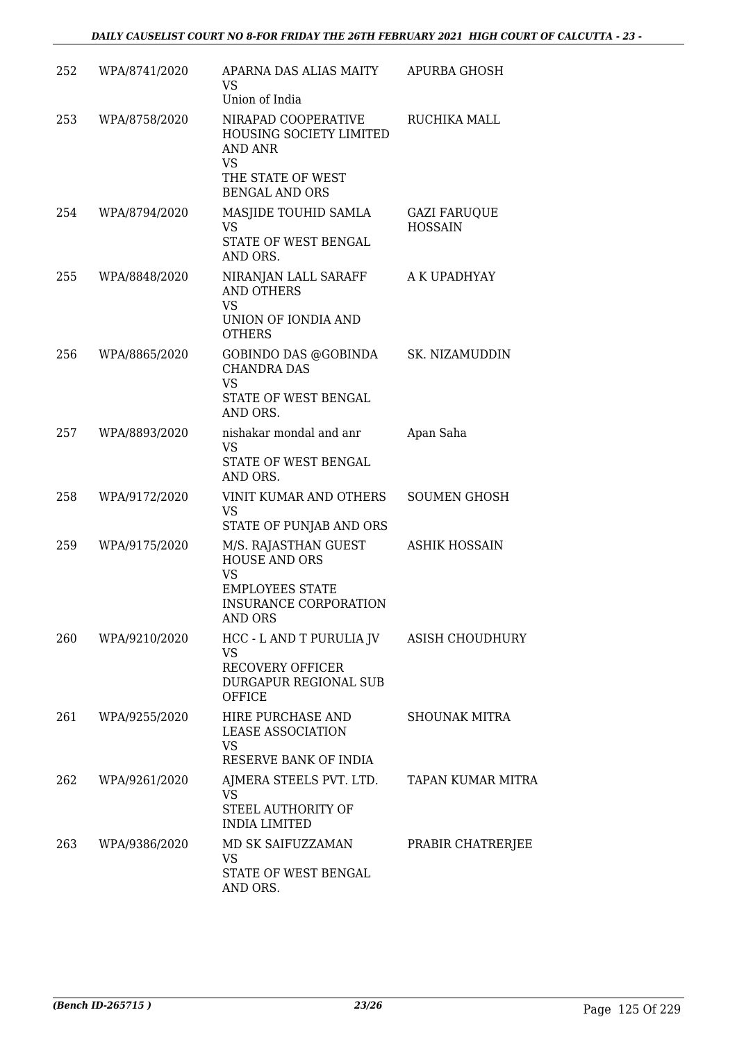| | | | |
|---|---|---|---|
| 252 | WPA/8741/2020 | APARNA DAS ALIAS MAITY<br>VS<br>Union of India | APURBA GHOSH |
| 253 | WPA/8758/2020 | NIRAPAD COOPERATIVE HOUSING SOCIETY LIMITED AND ANR<br>VS<br>THE STATE OF WEST BENGAL AND ORS | RUCHIKA MALL |
| 254 | WPA/8794/2020 | MASJIDE TOUHID SAMLA<br>VS<br>STATE OF WEST BENGAL AND ORS. | GAZI FARUQUE HOSSAIN |
| 255 | WPA/8848/2020 | NIRANJAN LALL SARAFF AND OTHERS<br>VS<br>UNION OF IONDIA AND OTHERS | A K UPADHYAY |
| 256 | WPA/8865/2020 | GOBINDO DAS @GOBINDA CHANDRA DAS<br>VS<br>STATE OF WEST BENGAL AND ORS. | SK. NIZAMUDDIN |
| 257 | WPA/8893/2020 | nishakar mondal and anr<br>VS<br>STATE OF WEST BENGAL AND ORS. | Apan Saha |
| 258 | WPA/9172/2020 | VINIT KUMAR AND OTHERS<br>VS<br>STATE OF PUNJAB AND ORS | SOUMEN GHOSH |
| 259 | WPA/9175/2020 | M/S. RAJASTHAN GUEST HOUSE AND ORS<br>VS<br>EMPLOYEES STATE INSURANCE CORPORATION AND ORS | ASHIK HOSSAIN |
| 260 | WPA/9210/2020 | HCC - L AND T PURULIA JV<br>VS<br>RECOVERY OFFICER DURGAPUR REGIONAL SUB OFFICE | ASISH CHOUDHURY |
| 261 | WPA/9255/2020 | HIRE PURCHASE AND LEASE ASSOCIATION<br>VS<br>RESERVE BANK OF INDIA | SHOUNAK MITRA |
| 262 | WPA/9261/2020 | AJMERA STEELS PVT. LTD.<br>VS<br>STEEL AUTHORITY OF INDIA LIMITED | TAPAN KUMAR MITRA |
| 263 | WPA/9386/2020 | MD SK SAIFUZZAMAN<br>VS<br>STATE OF WEST BENGAL AND ORS. | PRABIR CHATRERJEE |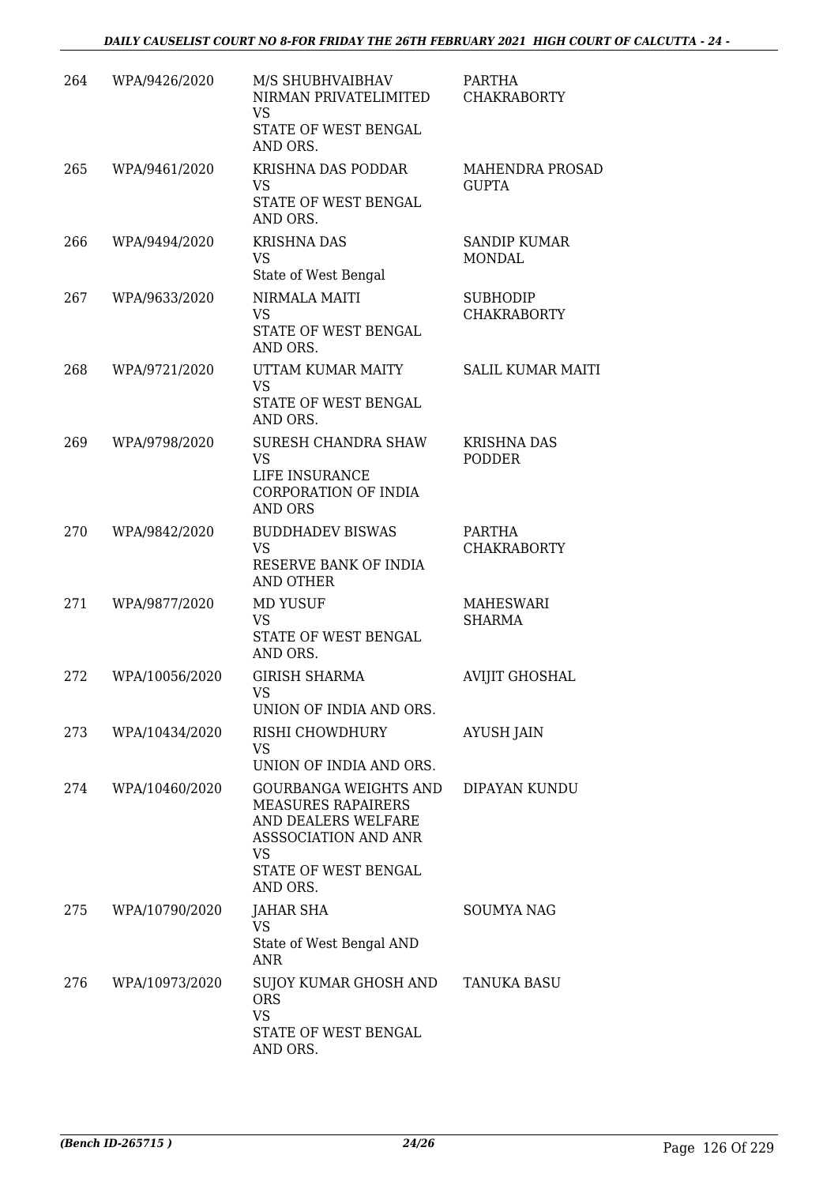| 264 | WPA/9426/2020 | M/S SHUBHVAIBHAV NIRMAN PRIVATELIMITED<br>VS<br>STATE OF WEST BENGAL AND ORS. | PARTHA CHAKRABORTY |
|---|---|---|---|
| 265 | WPA/9461/2020 | KRISHNA DAS PODDAR<br>VS<br>STATE OF WEST BENGAL AND ORS. | MAHENDRA PROSAD GUPTA |
| 266 | WPA/9494/2020 | KRISHNA DAS<br>VS<br>State of West Bengal | SANDIP KUMAR MONDAL |
| 267 | WPA/9633/2020 | NIRMALA MAITI<br>VS<br>STATE OF WEST BENGAL AND ORS. | SUBHODIP CHAKRABORTY |
| 268 | WPA/9721/2020 | UTTAM KUMAR MAITY<br>VS<br>STATE OF WEST BENGAL AND ORS. | SALIL KUMAR MAITI |
| 269 | WPA/9798/2020 | SURESH CHANDRA SHAW<br>VS<br>LIFE INSURANCE CORPORATION OF INDIA AND ORS | KRISHNA DAS PODDER |
| 270 | WPA/9842/2020 | BUDDHADEV BISWAS<br>VS<br>RESERVE BANK OF INDIA AND OTHER | PARTHA CHAKRABORTY |
| 271 | WPA/9877/2020 | MD YUSUF<br>VS<br>STATE OF WEST BENGAL AND ORS. | MAHESWARI SHARMA |
| 272 | WPA/10056/2020 | GIRISH SHARMA<br>VS<br>UNION OF INDIA AND ORS. | AVIJIT GHOSHAL |
| 273 | WPA/10434/2020 | RISHI CHOWDHURY<br>VS<br>UNION OF INDIA AND ORS. | AYUSH JAIN |
| 274 | WPA/10460/2020 | GOURBANGA WEIGHTS AND MEASURES RAPAIRERS AND DEALERS WELFARE ASSSOCIATION AND ANR<br>VS<br>STATE OF WEST BENGAL AND ORS. | DIPAYAN KUNDU |
| 275 | WPA/10790/2020 | JAHAR SHA<br>VS<br>State of West Bengal AND ANR | SOUMYA NAG |
| 276 | WPA/10973/2020 | SUJOY KUMAR GHOSH AND ORS<br>VS<br>STATE OF WEST BENGAL AND ORS. | TANUKA BASU |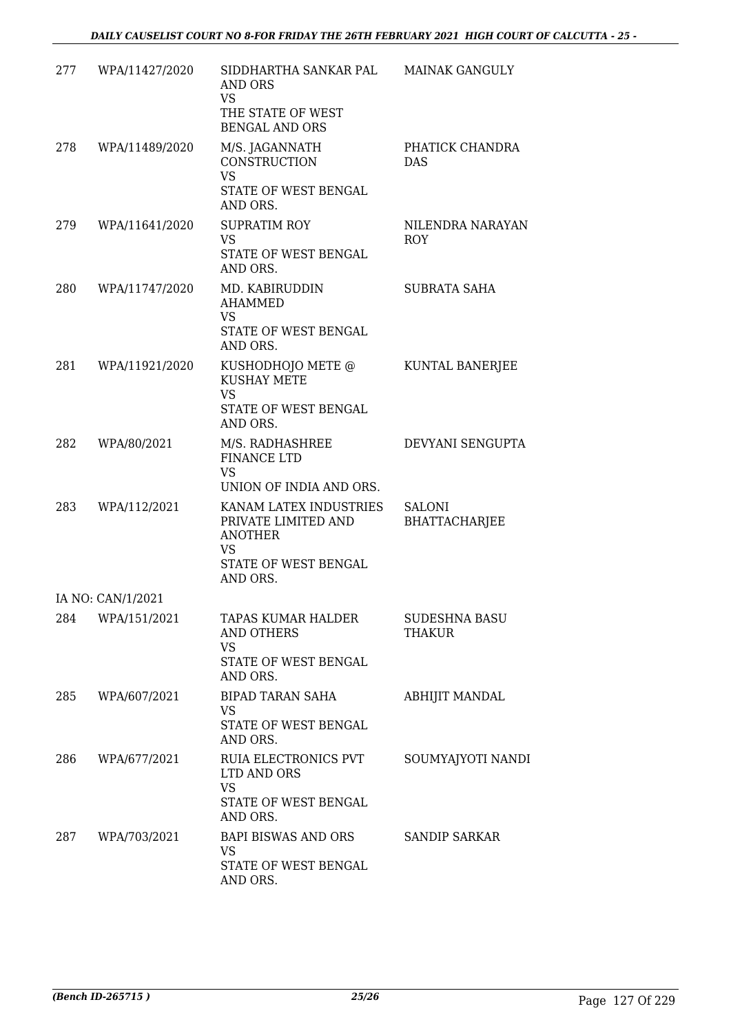| | | | |
|---|---|---|---|
| 277 | WPA/11427/2020 | SIDDHARTHA SANKAR PAL AND ORS<br>VS<br>THE STATE OF WEST BENGAL AND ORS | MAINAK GANGULY |
| 278 | WPA/11489/2020 | M/S. JAGANNATH CONSTRUCTION<br>VS<br>STATE OF WEST BENGAL AND ORS. | PHATICK CHANDRA DAS |
| 279 | WPA/11641/2020 | SUPRATIM ROY<br>VS<br>STATE OF WEST BENGAL AND ORS. | NILENDRA NARAYAN ROY |
| 280 | WPA/11747/2020 | MD. KABIRUDDIN AHAMMED<br>VS<br>STATE OF WEST BENGAL AND ORS. | SUBRATA SAHA |
| 281 | WPA/11921/2020 | KUSHODHOJO METE @ KUSHAY METE<br>VS<br>STATE OF WEST BENGAL AND ORS. | KUNTAL BANERJEE |
| 282 | WPA/80/2021 | M/S. RADHASHREE FINANCE LTD<br>VS<br>UNION OF INDIA AND ORS. | DEVYANI SENGUPTA |
| 283 | WPA/112/2021 | KANAM LATEX INDUSTRIES PRIVATE LIMITED AND ANOTHER<br>VS<br>STATE OF WEST BENGAL AND ORS. | SALONI BHATTACHARJEE |
| | IA NO: CAN/1/2021 | | |
| 284 | WPA/151/2021 | TAPAS KUMAR HALDER AND OTHERS<br>VS<br>STATE OF WEST BENGAL AND ORS. | SUDESHNA BASU THAKUR |
| 285 | WPA/607/2021 | BIPAD TARAN SAHA<br>VS<br>STATE OF WEST BENGAL AND ORS. | ABHIJIT MANDAL |
| 286 | WPA/677/2021 | RUIA ELECTRONICS PVT LTD AND ORS<br>VS<br>STATE OF WEST BENGAL AND ORS. | SOUMYAJYOTI NANDI |
| 287 | WPA/703/2021 | BAPI BISWAS AND ORS<br>VS<br>STATE OF WEST BENGAL AND ORS. | SANDIP SARKAR |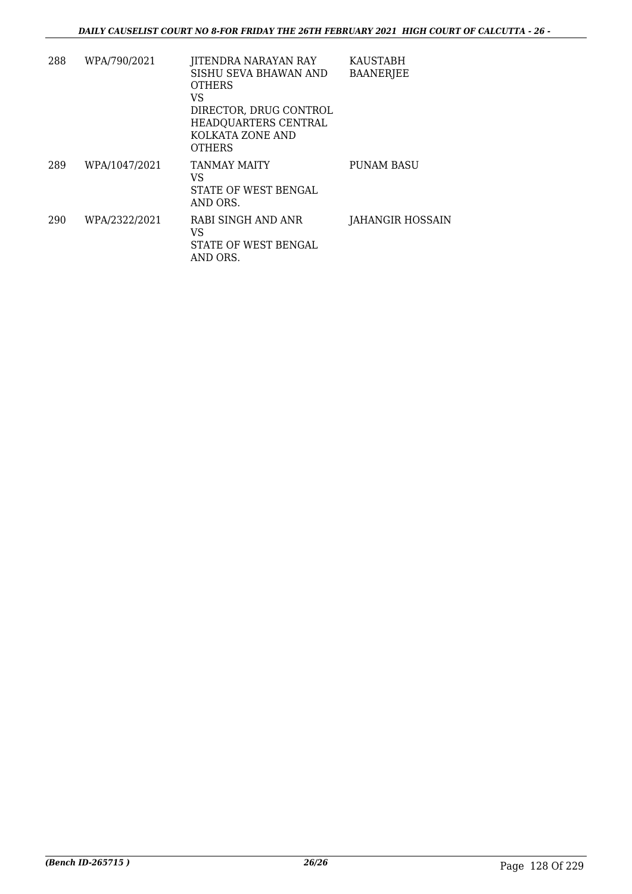| | | | |
|---|---|---|---|
| 288 | WPA/790/2021 | JITENDRA NARAYAN RAY SISHU SEVA BHAWAN AND OTHERS<br>VS<br>DIRECTOR, DRUG CONTROL HEADQUARTERS CENTRAL KOLKATA ZONE AND OTHERS | KAUSTABH BAANERJEE |
| 289 | WPA/1047/2021 | TANMAY MAITY<br>VS<br>STATE OF WEST BENGAL AND ORS. | PUNAM BASU |
| 290 | WPA/2322/2021 | RABI SINGH AND ANR<br>VS<br>STATE OF WEST BENGAL AND ORS. | JAHANGIR HOSSAIN |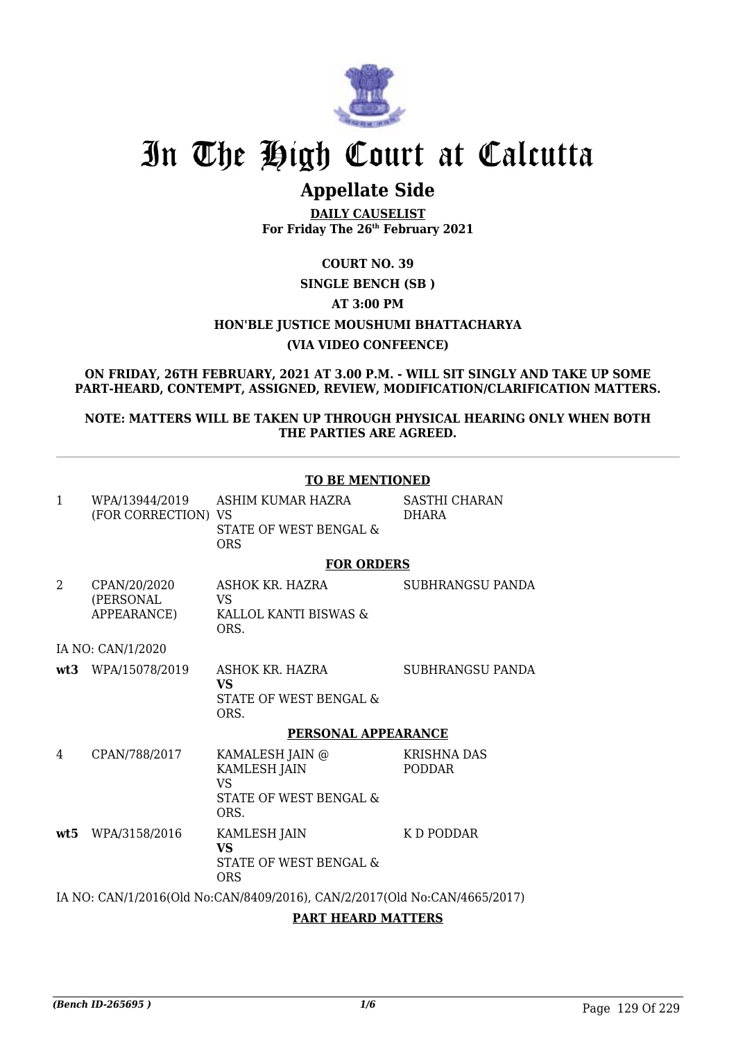# In The High Court at Calcutta

## Appellate Side

**DAILY CAUSELIST**
**For Friday The 26th February 2021**

**COURT NO. 39**

**SINGLE BENCH (SB )**

**AT 3:00 PM**

**HON'BLE JUSTICE MOUSHUMI BHATTACHARYA**

**(VIA VIDEO CONFEENCE)**

**ON FRIDAY, 26TH FEBRUARY, 2021 AT 3.00 P.M. - WILL SIT SINGLY AND TAKE UP SOME PART-HEARD, CONTEMPT, ASSIGNED, REVIEW, MODIFICATION/CLARIFICATION MATTERS.**

**NOTE: MATTERS WILL BE TAKEN UP THROUGH PHYSICAL HEARING ONLY WHEN BOTH THE PARTIES ARE AGREED.**

---

**TO BE MENTIONED**

| | | | |
|---|---|---|---|
| 1 | WPA/13944/2019 (FOR CORRECTION) | ASHIM KUMAR HAZRA VS STATE OF WEST BENGAL & ORS | SASTHI CHARAN DHARA |

**FOR ORDERS**

| | | | |
|---|---|---|---|
| 2 | CPAN/20/2020 (PERSONAL APPEARANCE) | ASHOK KR. HAZRA VS KALLOL KANTI BISWAS & ORS. | SUBHRANGSU PANDA |

IA NO: CAN/1/2020

| | | | |
|---|---|---|---|
| **wt3** | WPA/15078/2019 | ASHOK KR. HAZRA **VS** STATE OF WEST BENGAL & ORS. | SUBHRANGSU PANDA |

**PERSONAL APPEARANCE**

| | | | |
|---|---|---|---|
| 4 | CPAN/788/2017 | KAMALESH JAIN @ KAMLESH JAIN VS STATE OF WEST BENGAL & ORS. | KRISHNA DAS PODDAR |
| **wt5** | WPA/3158/2016 | KAMLESH JAIN **VS** STATE OF WEST BENGAL & ORS | K D PODDAR |

IA NO: CAN/1/2016(Old No:CAN/8409/2016), CAN/2/2017(Old No:CAN/4665/2017)

**PART HEARD MATTERS**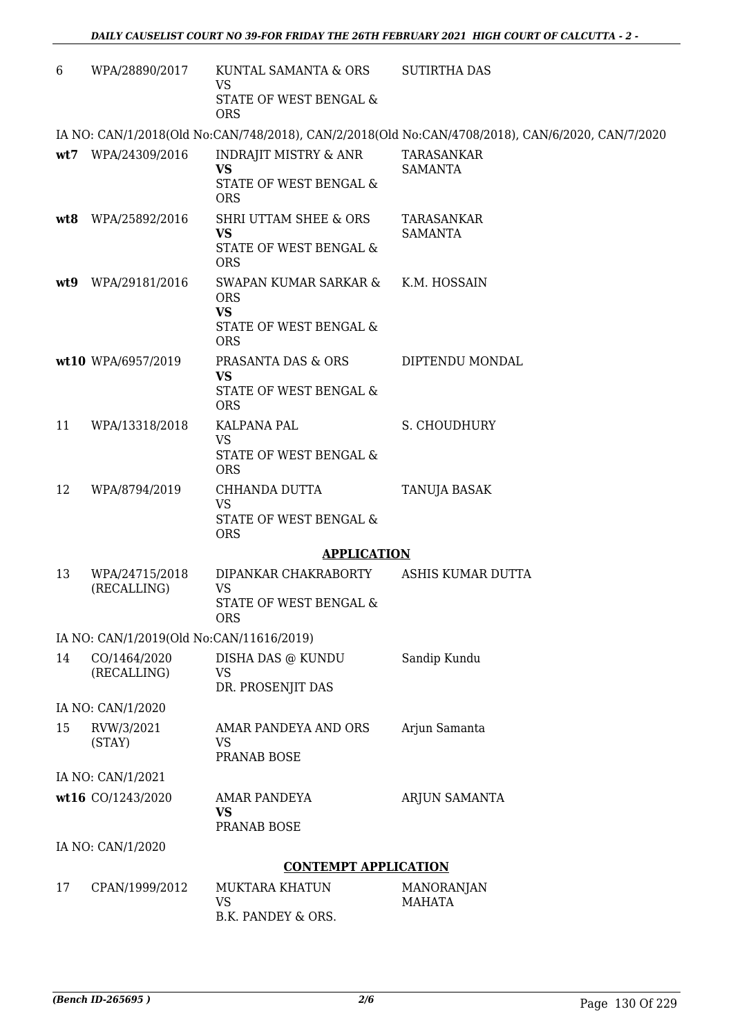| | | | |
|---|---|---|---|
| 6 | WPA/28890/2017 | KUNTAL SAMANTA & ORS<br>VS<br>STATE OF WEST BENGAL & ORS | SUTIRTHA DAS |

IA NO: CAN/1/2018(Old No:CAN/748/2018), CAN/2/2018(Old No:CAN/4708/2018), CAN/6/2020, CAN/7/2020

| | | | |
|---|---|---|---|
| **wt7** | WPA/24309/2016 | INDRAJIT MISTRY & ANR<br>**VS**<br>STATE OF WEST BENGAL & ORS | TARASANKAR SAMANTA |
| **wt8** | WPA/25892/2016 | SHRI UTTAM SHEE & ORS<br>**VS**<br>STATE OF WEST BENGAL & ORS | TARASANKAR SAMANTA |
| **wt9** | WPA/29181/2016 | SWAPAN KUMAR SARKAR & ORS<br>**VS**<br>STATE OF WEST BENGAL & ORS | K.M. HOSSAIN |
| **wt10** | WPA/6957/2019 | PRASANTA DAS & ORS<br>**VS**<br>STATE OF WEST BENGAL & ORS | DIPTENDU MONDAL |
| 11 | WPA/13318/2018 | KALPANA PAL<br>VS<br>STATE OF WEST BENGAL & ORS | S. CHOUDHURY |
| 12 | WPA/8794/2019 | CHHANDA DUTTA<br>VS<br>STATE OF WEST BENGAL & ORS | TANUJA BASAK |

**APPLICATION**

| | | | |
|---|---|---|---|
| 13 | WPA/24715/2018 (RECALLING) | DIPANKAR CHAKRABORTY<br>VS<br>STATE OF WEST BENGAL & ORS | ASHIS KUMAR DUTTA |

IA NO: CAN/1/2019(Old No:CAN/11616/2019)

| | | | |
|---|---|---|---|
| 14 | CO/1464/2020 (RECALLING) | DISHA DAS @ KUNDU<br>VS<br>DR. PROSENJIT DAS | Sandip Kundu |

IA NO: CAN/1/2020

| | | | |
|---|---|---|---|
| 15 | RVW/3/2021 (STAY) | AMAR PANDEYA AND ORS<br>VS<br>PRANAB BOSE | Arjun Samanta |

IA NO: CAN/1/2021

| | | | |
|---|---|---|---|
| **wt16** | CO/1243/2020 | AMAR PANDEYA<br>**VS**<br>PRANAB BOSE | ARJUN SAMANTA |

IA NO: CAN/1/2020

**CONTEMPT APPLICATION**

| | | | |
|---|---|---|---|
| 17 | CPAN/1999/2012 | MUKTARA KHATUN<br>VS<br>B.K. PANDEY & ORS. | MANORANJAN MAHATA |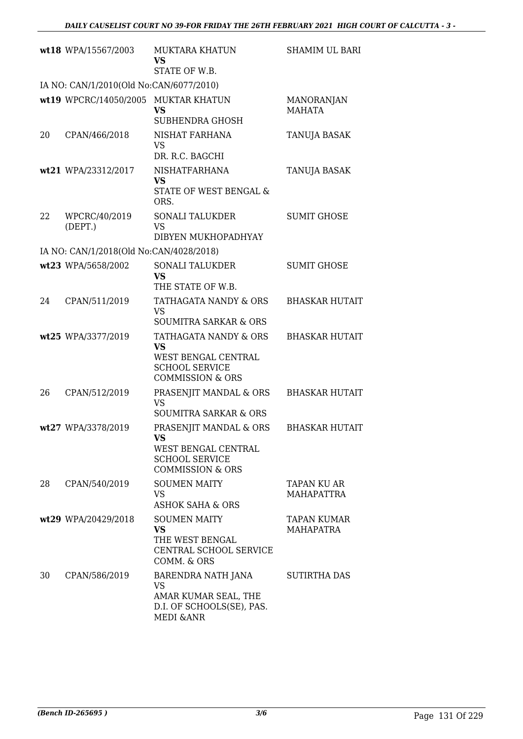| | | | |
|---|---|---|---|
| wt18 | WPA/15567/2003 | MUKTARA KHATUN<br>**VS**<br>STATE OF W.B. | SHAMIM UL BARI |
| IA NO: CAN/1/2010(Old No:CAN/6077/2010) | | | |
| wt19 | WPCRC/14050/2005 | MUKTAR KHATUN<br>**VS**<br>SUBHENDRA GHOSH | MANORANJAN MAHATA |
| 20 | CPAN/466/2018 | NISHAT FARHANA<br>VS<br>DR. R.C. BAGCHI | TANUJA BASAK |
| wt21 | WPA/23312/2017 | NISHATFARHANA<br>**VS**<br>STATE OF WEST BENGAL & ORS. | TANUJA BASAK |
| 22 | WPCRC/40/2019 (DEPT.) | SONALI TALUKDER<br>VS<br>DIBYEN MUKHOPADHYAY | SUMIT GHOSE |
| IA NO: CAN/1/2018(Old No:CAN/4028/2018) | | | |
| wt23 | WPA/5658/2002 | SONALI TALUKDER<br>**VS**<br>THE STATE OF W.B. | SUMIT GHOSE |
| 24 | CPAN/511/2019 | TATHAGATA NANDY & ORS<br>VS<br>SOUMITRA SARKAR & ORS | BHASKAR HUTAIT |
| wt25 | WPA/3377/2019 | TATHAGATA NANDY & ORS<br>**VS**<br>WEST BENGAL CENTRAL SCHOOL SERVICE COMMISSION & ORS | BHASKAR HUTAIT |
| 26 | CPAN/512/2019 | PRASENJIT MANDAL & ORS<br>VS<br>SOUMITRA SARKAR & ORS | BHASKAR HUTAIT |
| wt27 | WPA/3378/2019 | PRASENJIT MANDAL & ORS<br>**VS**<br>WEST BENGAL CENTRAL SCHOOL SERVICE COMMISSION & ORS | BHASKAR HUTAIT |
| 28 | CPAN/540/2019 | SOUMEN MAITY<br>VS<br>ASHOK SAHA & ORS | TAPAN KU AR MAHAPATTRA |
| wt29 | WPA/20429/2018 | SOUMEN MAITY<br>**VS**<br>THE WEST BENGAL CENTRAL SCHOOL SERVICE COMM. & ORS | TAPAN KUMAR MAHAPATRA |
| 30 | CPAN/586/2019 | BARENDRA NATH JANA<br>VS<br>AMAR KUMAR SEAL, THE D.I. OF SCHOOLS(SE), PAS. MEDI &ANR | SUTIRTHA DAS |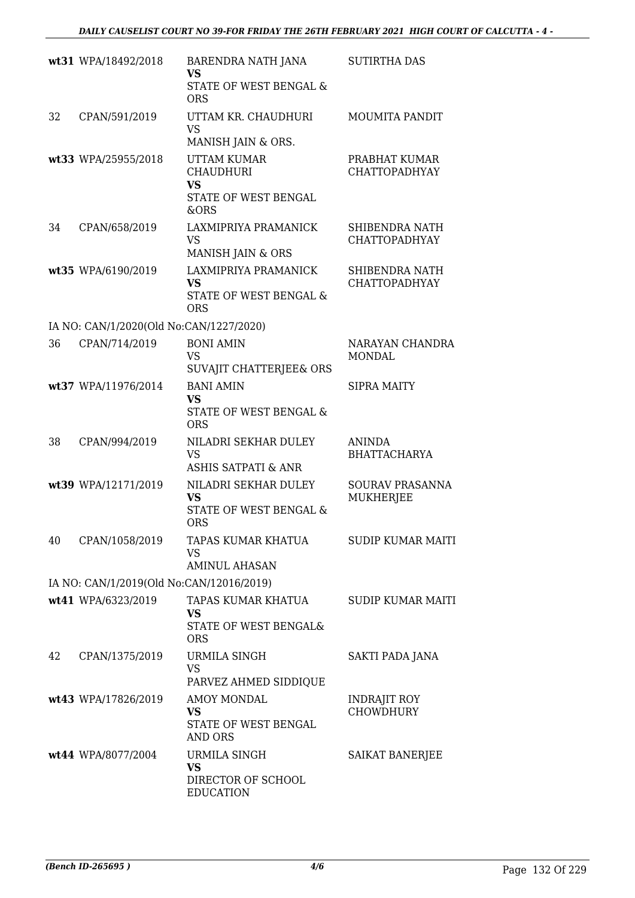| | | | |
|---|---|---|---|
| wt31 | WPA/18492/2018 | BARENDRA NATH JANA<br>**VS**<br>STATE OF WEST BENGAL & ORS | SUTIRTHA DAS |
| 32 | CPAN/591/2019 | UTTAM KR. CHAUDHURI<br>VS<br>MANISH JAIN & ORS. | MOUMITA PANDIT |
| wt33 | WPA/25955/2018 | UTTAM KUMAR CHAUDHURI<br>**VS**<br>STATE OF WEST BENGAL &ORS | PRABHAT KUMAR CHATTOPADHYAY |
| 34 | CPAN/658/2019 | LAXMIPRIYA PRAMANICK<br>VS<br>MANISH JAIN & ORS | SHIBENDRA NATH CHATTOPADHYAY |
| wt35 | WPA/6190/2019 | LAXMIPRIYA PRAMANICK<br>**VS**<br>STATE OF WEST BENGAL & ORS | SHIBENDRA NATH CHATTOPADHYAY |
| IA NO: CAN/1/2020(Old No:CAN/1227/2020) | | | |
| 36 | CPAN/714/2019 | BONI AMIN<br>VS<br>SUVAJIT CHATTERJEE& ORS | NARAYAN CHANDRA MONDAL |
| wt37 | WPA/11976/2014 | BANI AMIN<br>**VS**<br>STATE OF WEST BENGAL & ORS | SIPRA MAITY |
| 38 | CPAN/994/2019 | NILADRI SEKHAR DULEY<br>VS<br>ASHIS SATPATI & ANR | ANINDA BHATTACHARYA |
| wt39 | WPA/12171/2019 | NILADRI SEKHAR DULEY<br>**VS**<br>STATE OF WEST BENGAL & ORS | SOURAV PRASANNA MUKHERJEE |
| 40 | CPAN/1058/2019 | TAPAS KUMAR KHATUA<br>VS<br>AMINUL AHASAN | SUDIP KUMAR MAITI |
| IA NO: CAN/1/2019(Old No:CAN/12016/2019) | | | |
| wt41 | WPA/6323/2019 | TAPAS KUMAR KHATUA<br>**VS**<br>STATE OF WEST BENGAL& ORS | SUDIP KUMAR MAITI |
| 42 | CPAN/1375/2019 | URMILA SINGH<br>VS<br>PARVEZ AHMED SIDDIQUE | SAKTI PADA JANA |
| wt43 | WPA/17826/2019 | AMOY MONDAL<br>**VS**<br>STATE OF WEST BENGAL AND ORS | INDRAJIT ROY CHOWDHURY |
| wt44 | WPA/8077/2004 | URMILA SINGH<br>**VS**<br>DIRECTOR OF SCHOOL EDUCATION | SAIKAT BANERJEE |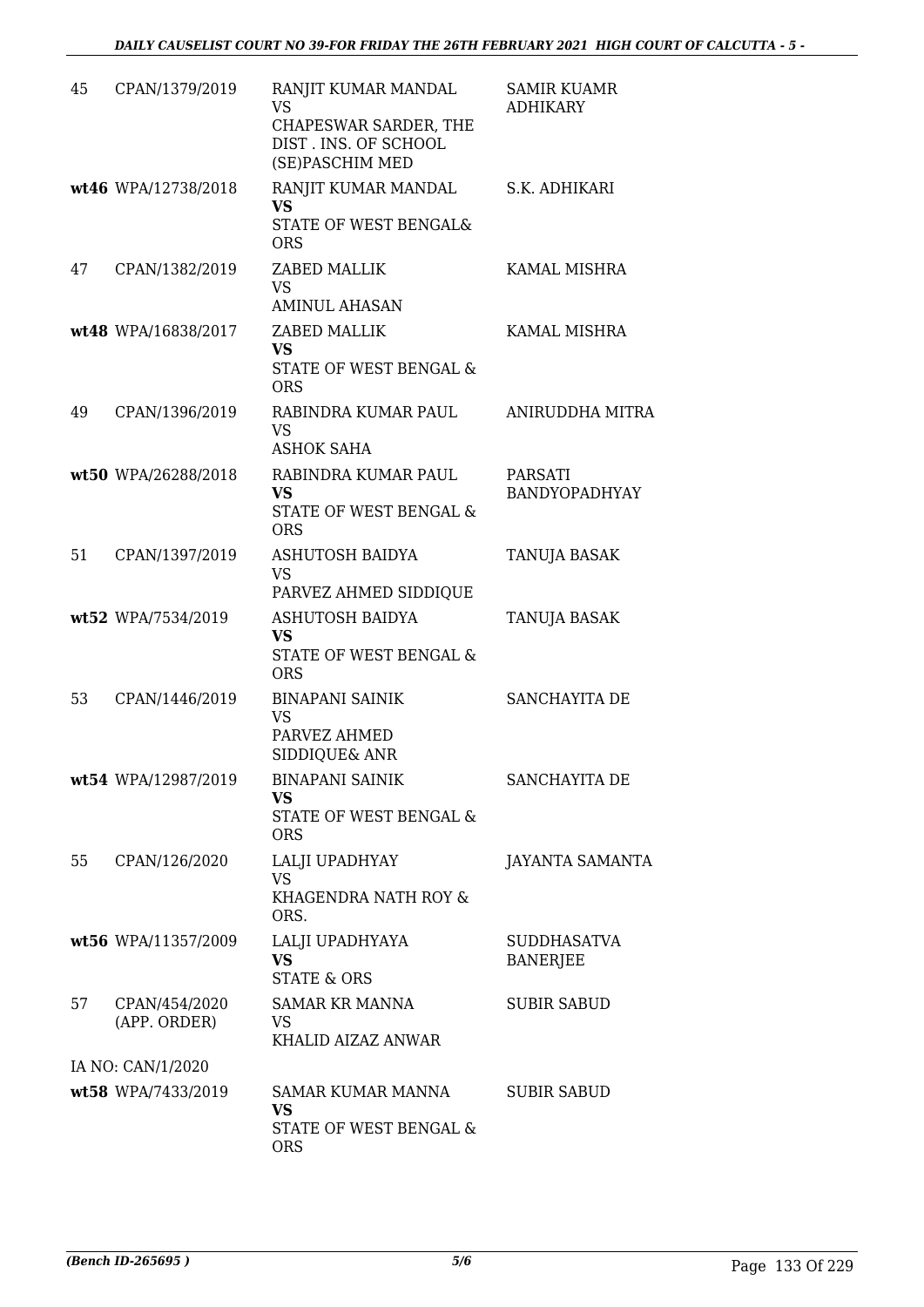| | | | |
|---|---|---|---|
| 45 | CPAN/1379/2019 | RANJIT KUMAR MANDAL<br>VS<br>CHAPESWAR SARDER, THE DIST . INS. OF SCHOOL (SE)PASCHIM MED | SAMIR KUAMR ADHIKARY |
| wt46 | WPA/12738/2018 | RANJIT KUMAR MANDAL<br>**VS**<br>STATE OF WEST BENGAL& ORS | S.K. ADHIKARI |
| 47 | CPAN/1382/2019 | ZABED MALLIK<br>VS<br>AMINUL AHASAN | KAMAL MISHRA |
| wt48 | WPA/16838/2017 | ZABED MALLIK<br>**VS**<br>STATE OF WEST BENGAL & ORS | KAMAL MISHRA |
| 49 | CPAN/1396/2019 | RABINDRA KUMAR PAUL<br>VS<br>ASHOK SAHA | ANIRUDDHA MITRA |
| wt50 | WPA/26288/2018 | RABINDRA KUMAR PAUL<br>**VS**<br>STATE OF WEST BENGAL & ORS | PARSATI BANDYOPADHYAY |
| 51 | CPAN/1397/2019 | ASHUTOSH BAIDYA<br>VS<br>PARVEZ AHMED SIDDIQUE | TANUJA BASAK |
| wt52 | WPA/7534/2019 | ASHUTOSH BAIDYA<br>**VS**<br>STATE OF WEST BENGAL & ORS | TANUJA BASAK |
| 53 | CPAN/1446/2019 | BINAPANI SAINIK<br>VS<br>PARVEZ AHMED SIDDIQUE& ANR | SANCHAYITA DE |
| wt54 | WPA/12987/2019 | BINAPANI SAINIK<br>**VS**<br>STATE OF WEST BENGAL & ORS | SANCHAYITA DE |
| 55 | CPAN/126/2020 | LALJI UPADHYAY<br>VS<br>KHAGENDRA NATH ROY & ORS. | JAYANTA SAMANTA |
| wt56 | WPA/11357/2009 | LALJI UPADHYAYA<br>**VS**<br>STATE & ORS | SUDDHASATVA BANERJEE |
| 57 | CPAN/454/2020 (APP. ORDER) | SAMAR KR MANNA<br>VS<br>KHALID AIZAZ ANWAR | SUBIR SABUD |
| | IA NO: CAN/1/2020 | | |
| wt58 | WPA/7433/2019 | SAMAR KUMAR MANNA<br>**VS**<br>STATE OF WEST BENGAL & ORS | SUBIR SABUD |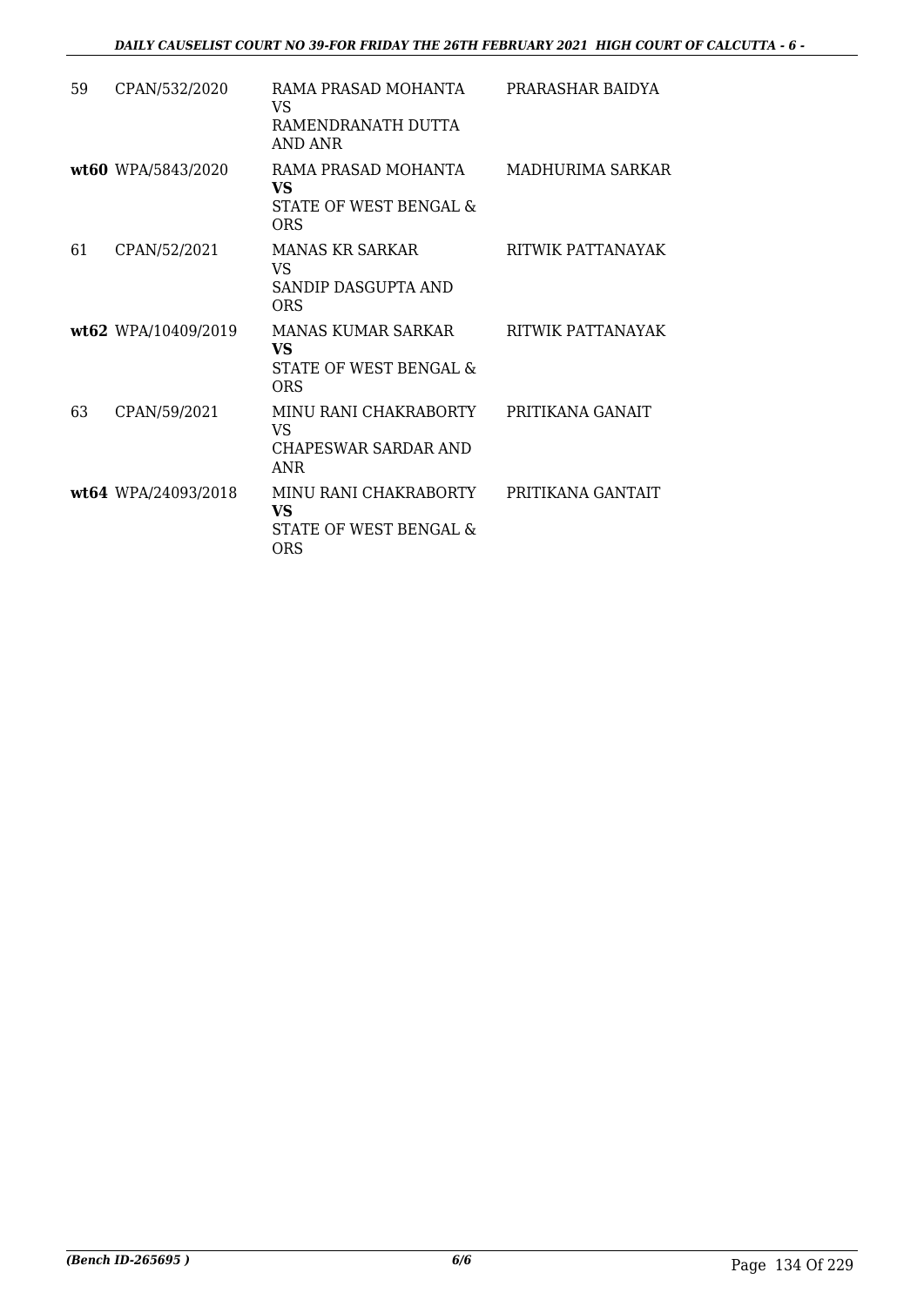| | | | |
|---|---|---|---|
| 59 | CPAN/532/2020 | RAMA PRASAD MOHANTA<br>VS<br>RAMENDRANATH DUTTA AND ANR | PRARASHAR BAIDYA |
| **wt60** | WPA/5843/2020 | RAMA PRASAD MOHANTA<br>**VS**<br>STATE OF WEST BENGAL & ORS | MADHURIMA SARKAR |
| 61 | CPAN/52/2021 | MANAS KR SARKAR<br>VS<br>SANDIP DASGUPTA AND ORS | RITWIK PATTANAYAK |
| **wt62** | WPA/10409/2019 | MANAS KUMAR SARKAR<br>**VS**<br>STATE OF WEST BENGAL & ORS | RITWIK PATTANAYAK |
| 63 | CPAN/59/2021 | MINU RANI CHAKRABORTY<br>VS<br>CHAPESWAR SARDAR AND ANR | PRITIKANA GANAIT |
| **wt64** | WPA/24093/2018 | MINU RANI CHAKRABORTY<br>**VS**<br>STATE OF WEST BENGAL & ORS | PRITIKANA GANTAIT |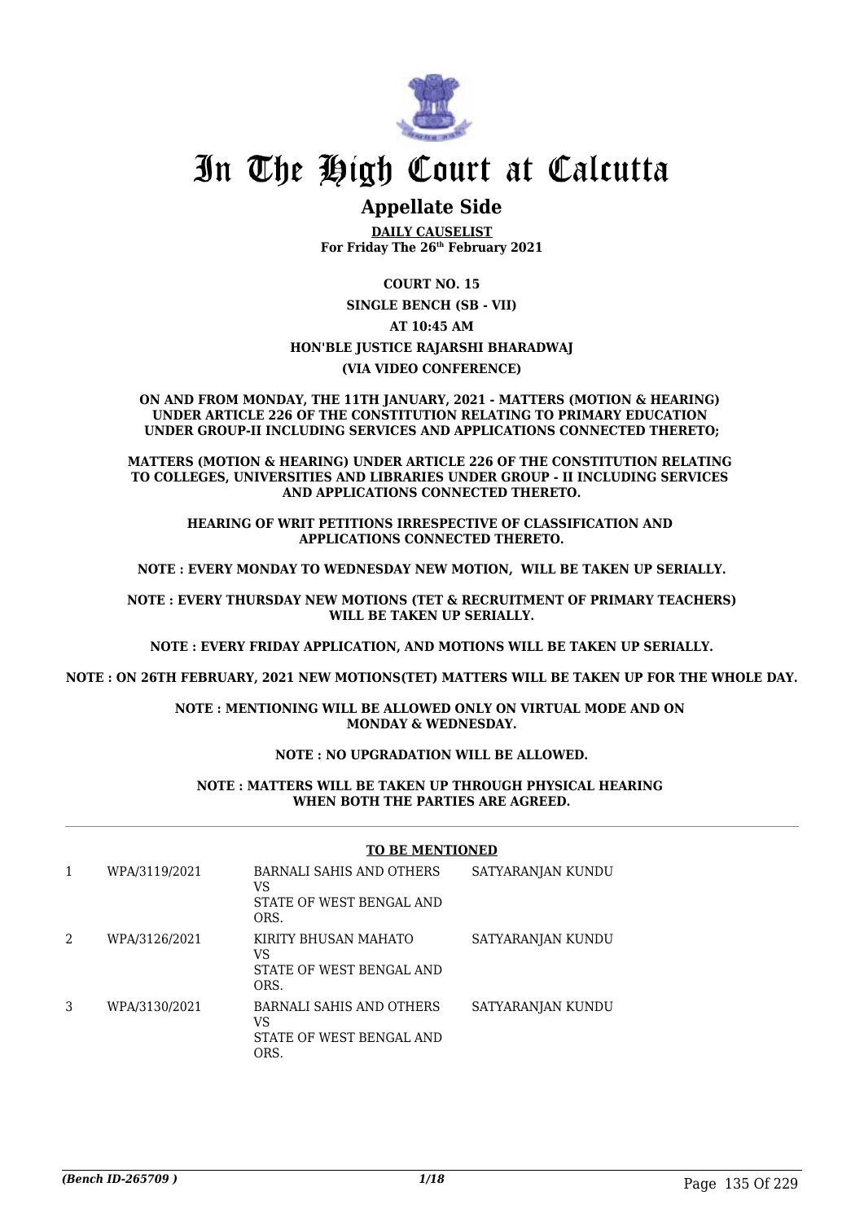# In The High Court at Calcutta

## Appellate Side

**DAILY CAUSELIST**
**For Friday The 26th February 2021**

**COURT NO. 15**

**SINGLE BENCH (SB - VII)**

**AT 10:45 AM**

**HON'BLE JUSTICE RAJARSHI BHARADWAJ**

**(VIA VIDEO CONFERENCE)**

**ON AND FROM MONDAY, THE 11TH JANUARY, 2021 - MATTERS (MOTION & HEARING) UNDER ARTICLE 226 OF THE CONSTITUTION RELATING TO PRIMARY EDUCATION UNDER GROUP-II INCLUDING SERVICES AND APPLICATIONS CONNECTED THERETO;**

**MATTERS (MOTION & HEARING) UNDER ARTICLE 226 OF THE CONSTITUTION RELATING TO COLLEGES, UNIVERSITIES AND LIBRARIES UNDER GROUP - II INCLUDING SERVICES AND APPLICATIONS CONNECTED THERETO.**

**HEARING OF WRIT PETITIONS IRRESPECTIVE OF CLASSIFICATION AND APPLICATIONS CONNECTED THERETO.**

**NOTE : EVERY MONDAY TO WEDNESDAY NEW MOTION, WILL BE TAKEN UP SERIALLY.**

**NOTE : EVERY THURSDAY NEW MOTIONS (TET & RECRUITMENT OF PRIMARY TEACHERS) WILL BE TAKEN UP SERIALLY.**

**NOTE : EVERY FRIDAY APPLICATION, AND MOTIONS WILL BE TAKEN UP SERIALLY.**

**NOTE : ON 26TH FEBRUARY, 2021 NEW MOTIONS(TET) MATTERS WILL BE TAKEN UP FOR THE WHOLE DAY.**

**NOTE : MENTIONING WILL BE ALLOWED ONLY ON VIRTUAL MODE AND ON MONDAY & WEDNESDAY.**

**NOTE : NO UPGRADATION WILL BE ALLOWED.**

**NOTE : MATTERS WILL BE TAKEN UP THROUGH PHYSICAL HEARING WHEN BOTH THE PARTIES ARE AGREED.**

**TO BE MENTIONED**

| | | | |
|---|---|---|---|
| 1 | WPA/3119/2021 | BARNALI SAHIS AND OTHERS<br>VS<br>STATE OF WEST BENGAL AND ORS. | SATYARANJAN KUNDU |
| 2 | WPA/3126/2021 | KIRITY BHUSAN MAHATO<br>VS<br>STATE OF WEST BENGAL AND ORS. | SATYARANJAN KUNDU |
| 3 | WPA/3130/2021 | BARNALI SAHIS AND OTHERS<br>VS<br>STATE OF WEST BENGAL AND ORS. | SATYARANJAN KUNDU |

*(Bench ID-265709 )*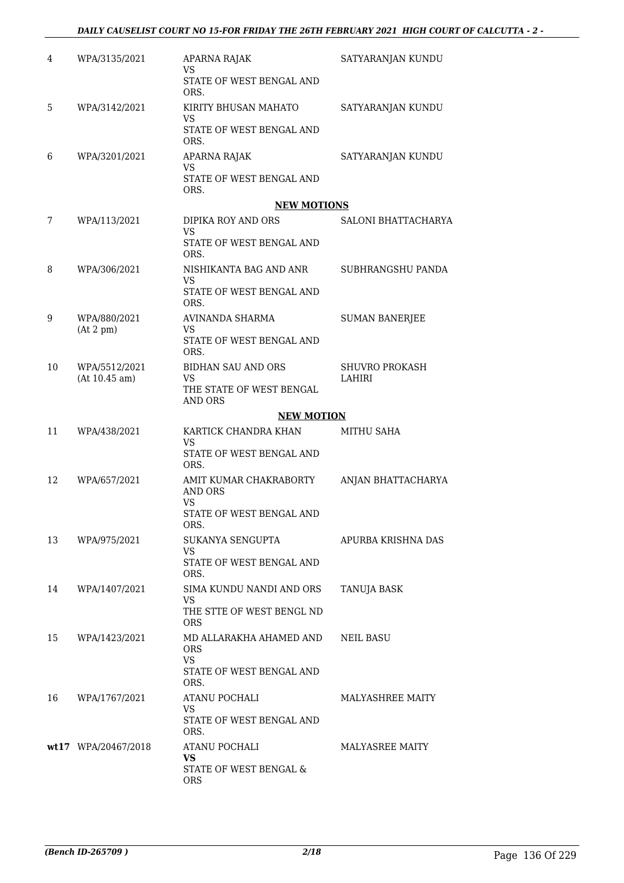| | | | |
|---|---|---|---|
| 4 | WPA/3135/2021 | APARNA RAJAK<br>VS<br>STATE OF WEST BENGAL AND ORS. | SATYARANJAN KUNDU |
| 5 | WPA/3142/2021 | KIRITY BHUSAN MAHATO<br>VS<br>STATE OF WEST BENGAL AND ORS. | SATYARANJAN KUNDU |
| 6 | WPA/3201/2021 | APARNA RAJAK<br>VS<br>STATE OF WEST BENGAL AND ORS. | SATYARANJAN KUNDU |

**NEW MOTIONS**

| | | | |
|---|---|---|---|
| 7 | WPA/113/2021 | DIPIKA ROY AND ORS<br>VS<br>STATE OF WEST BENGAL AND ORS. | SALONI BHATTACHARYA |
| 8 | WPA/306/2021 | NISHIKANTA BAG AND ANR<br>VS<br>STATE OF WEST BENGAL AND ORS. | SUBHRANGSHU PANDA |
| 9 | WPA/880/2021<br>(At 2 pm) | AVINANDA SHARMA<br>VS<br>STATE OF WEST BENGAL AND ORS. | SUMAN BANERJEE |
| 10 | WPA/5512/2021<br>(At 10.45 am) | BIDHAN SAU AND ORS<br>VS<br>THE STATE OF WEST BENGAL AND ORS | SHUVRO PROKASH LAHIRI |

**NEW MOTION**

| | | | |
|---|---|---|---|
| 11 | WPA/438/2021 | KARTICK CHANDRA KHAN<br>VS<br>STATE OF WEST BENGAL AND ORS. | MITHU SAHA |
| 12 | WPA/657/2021 | AMIT KUMAR CHAKRABORTY AND ORS<br>VS<br>STATE OF WEST BENGAL AND ORS. | ANJAN BHATTACHARYA |
| 13 | WPA/975/2021 | SUKANYA SENGUPTA<br>VS<br>STATE OF WEST BENGAL AND ORS. | APURBA KRISHNA DAS |
| 14 | WPA/1407/2021 | SIMA KUNDU NANDI AND ORS<br>VS<br>THE STTE OF WEST BENGL ND ORS | TANUJA BASK |
| 15 | WPA/1423/2021 | MD ALLARAKHA AHAMED AND ORS<br>VS<br>STATE OF WEST BENGAL AND ORS. | NEIL BASU |
| 16 | WPA/1767/2021 | ATANU POCHALI<br>VS<br>STATE OF WEST BENGAL AND ORS. | MALYASHREE MAITY |
| wt17 | WPA/20467/2018 | ATANU POCHALI<br>**VS**<br>STATE OF WEST BENGAL & ORS | MALYASREE MAITY |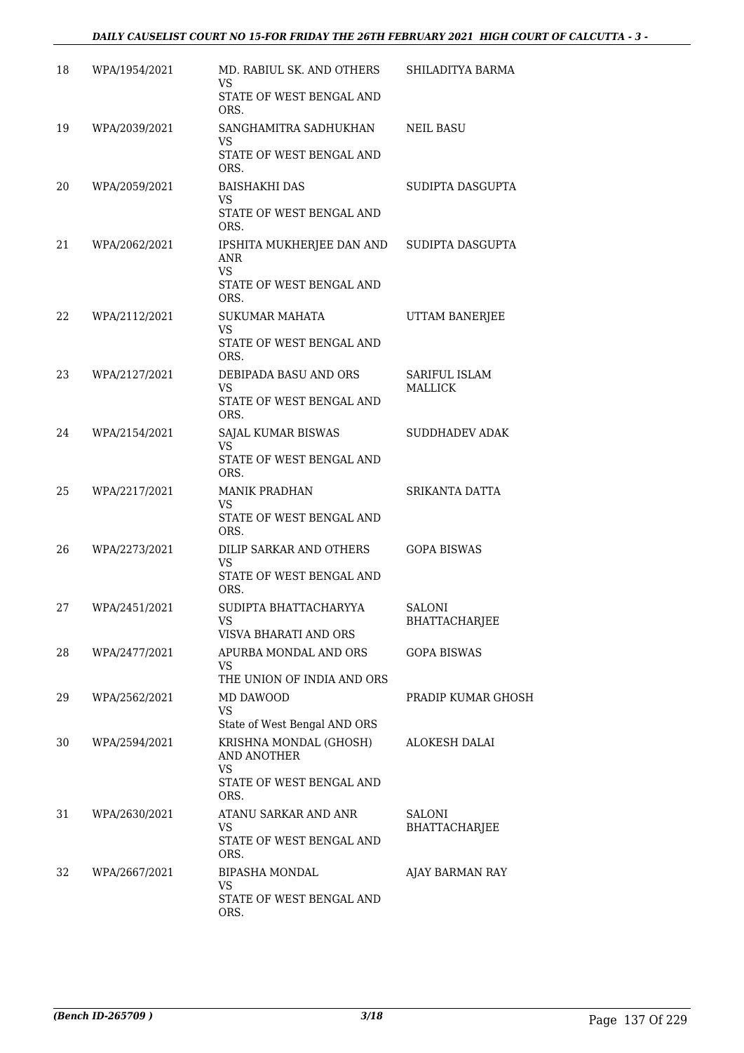| 18 | WPA/1954/2021 | MD. RABIUL SK. AND OTHERS<br>VS<br>STATE OF WEST BENGAL AND ORS. | SHILADITYA BARMA |
|---|---|---|---|
| 19 | WPA/2039/2021 | SANGHAMITRA SADHUKHAN<br>VS<br>STATE OF WEST BENGAL AND ORS. | NEIL BASU |
| 20 | WPA/2059/2021 | BAISHAKHI DAS<br>VS<br>STATE OF WEST BENGAL AND ORS. | SUDIPTA DASGUPTA |
| 21 | WPA/2062/2021 | IPSHITA MUKHERJEE DAN AND ANR<br>VS<br>STATE OF WEST BENGAL AND ORS. | SUDIPTA DASGUPTA |
| 22 | WPA/2112/2021 | SUKUMAR MAHATA<br>VS<br>STATE OF WEST BENGAL AND ORS. | UTTAM BANERJEE |
| 23 | WPA/2127/2021 | DEBIPADA BASU AND ORS<br>VS<br>STATE OF WEST BENGAL AND ORS. | SARIFUL ISLAM MALLICK |
| 24 | WPA/2154/2021 | SAJAL KUMAR BISWAS<br>VS<br>STATE OF WEST BENGAL AND ORS. | SUDDHADEV ADAK |
| 25 | WPA/2217/2021 | MANIK PRADHAN<br>VS<br>STATE OF WEST BENGAL AND ORS. | SRIKANTA DATTA |
| 26 | WPA/2273/2021 | DILIP SARKAR AND OTHERS<br>VS<br>STATE OF WEST BENGAL AND ORS. | GOPA BISWAS |
| 27 | WPA/2451/2021 | SUDIPTA BHATTACHARYYA<br>VS<br>VISVA BHARATI AND ORS | SALONI BHATTACHARJEE |
| 28 | WPA/2477/2021 | APURBA MONDAL AND ORS<br>VS<br>THE UNION OF INDIA AND ORS | GOPA BISWAS |
| 29 | WPA/2562/2021 | MD DAWOOD<br>VS<br>State of West Bengal AND ORS | PRADIP KUMAR GHOSH |
| 30 | WPA/2594/2021 | KRISHNA MONDAL (GHOSH) AND ANOTHER<br>VS<br>STATE OF WEST BENGAL AND ORS. | ALOKESH DALAI |
| 31 | WPA/2630/2021 | ATANU SARKAR AND ANR<br>VS<br>STATE OF WEST BENGAL AND ORS. | SALONI BHATTACHARJEE |
| 32 | WPA/2667/2021 | BIPASHA MONDAL<br>VS<br>STATE OF WEST BENGAL AND ORS. | AJAY BARMAN RAY |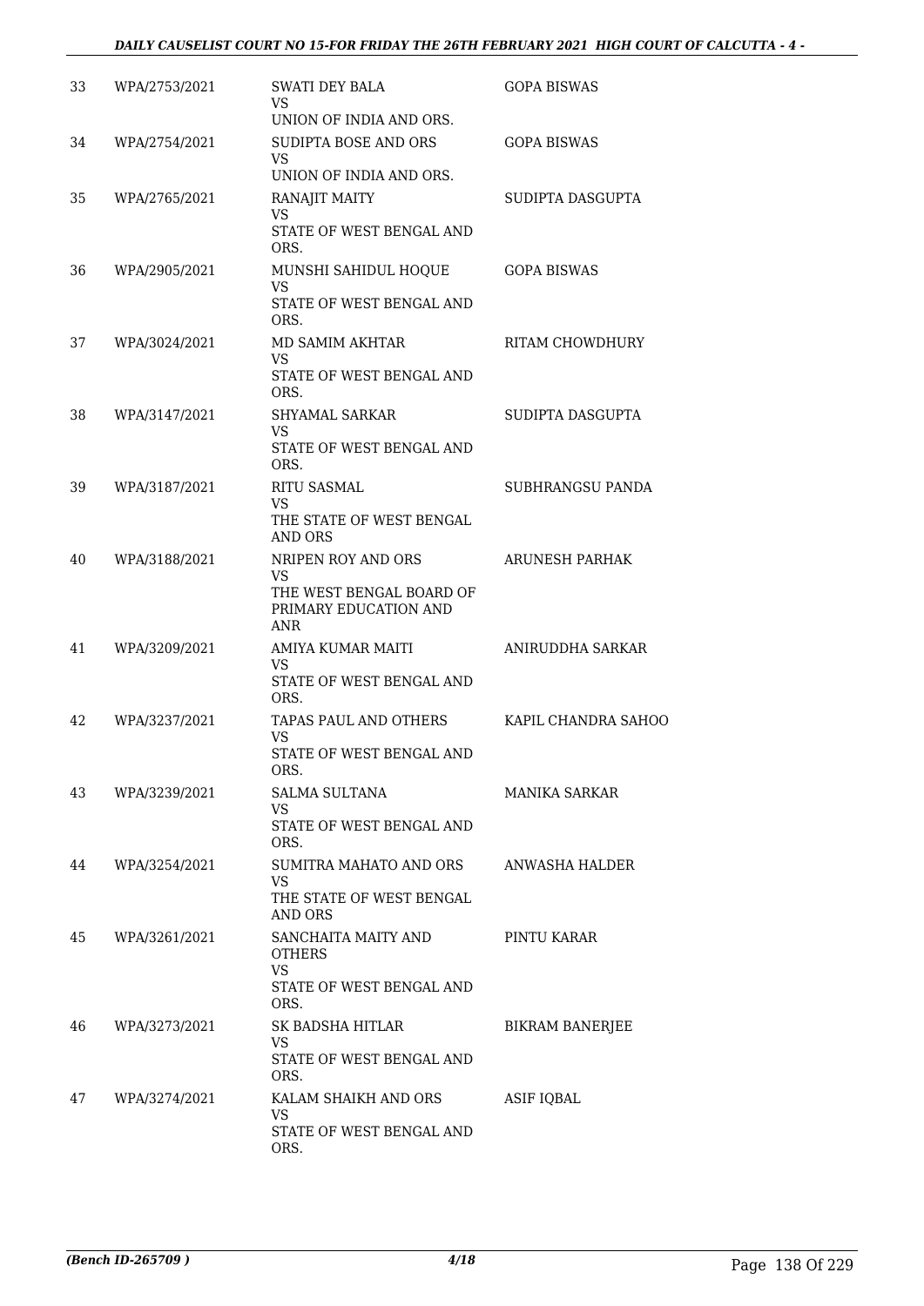| 33 | WPA/2753/2021 | SWATI DEY BALA<br>VS<br>UNION OF INDIA AND ORS. | GOPA BISWAS |
|---|---|---|---|
| 34 | WPA/2754/2021 | SUDIPTA BOSE AND ORS<br>VS<br>UNION OF INDIA AND ORS. | GOPA BISWAS |
| 35 | WPA/2765/2021 | RANAJIT MAITY<br>VS<br>STATE OF WEST BENGAL AND ORS. | SUDIPTA DASGUPTA |
| 36 | WPA/2905/2021 | MUNSHI SAHIDUL HOQUE<br>VS<br>STATE OF WEST BENGAL AND ORS. | GOPA BISWAS |
| 37 | WPA/3024/2021 | MD SAMIM AKHTAR<br>VS<br>STATE OF WEST BENGAL AND ORS. | RITAM CHOWDHURY |
| 38 | WPA/3147/2021 | SHYAMAL SARKAR<br>VS<br>STATE OF WEST BENGAL AND ORS. | SUDIPTA DASGUPTA |
| 39 | WPA/3187/2021 | RITU SASMAL<br>VS<br>THE STATE OF WEST BENGAL AND ORS | SUBHRANGSU PANDA |
| 40 | WPA/3188/2021 | NRIPEN ROY AND ORS<br>VS<br>THE WEST BENGAL BOARD OF PRIMARY EDUCATION AND ANR | ARUNESH PARHAK |
| 41 | WPA/3209/2021 | AMIYA KUMAR MAITI<br>VS<br>STATE OF WEST BENGAL AND ORS. | ANIRUDDHA SARKAR |
| 42 | WPA/3237/2021 | TAPAS PAUL AND OTHERS<br>VS<br>STATE OF WEST BENGAL AND ORS. | KAPIL CHANDRA SAHOO |
| 43 | WPA/3239/2021 | SALMA SULTANA<br>VS<br>STATE OF WEST BENGAL AND ORS. | MANIKA SARKAR |
| 44 | WPA/3254/2021 | SUMITRA MAHATO AND ORS<br>VS<br>THE STATE OF WEST BENGAL AND ORS | ANWASHA HALDER |
| 45 | WPA/3261/2021 | SANCHAITA MAITY AND OTHERS<br>VS<br>STATE OF WEST BENGAL AND ORS. | PINTU KARAR |
| 46 | WPA/3273/2021 | SK BADSHA HITLAR<br>VS<br>STATE OF WEST BENGAL AND ORS. | BIKRAM BANERJEE |
| 47 | WPA/3274/2021 | KALAM SHAIKH AND ORS<br>VS<br>STATE OF WEST BENGAL AND ORS. | ASIF IQBAL |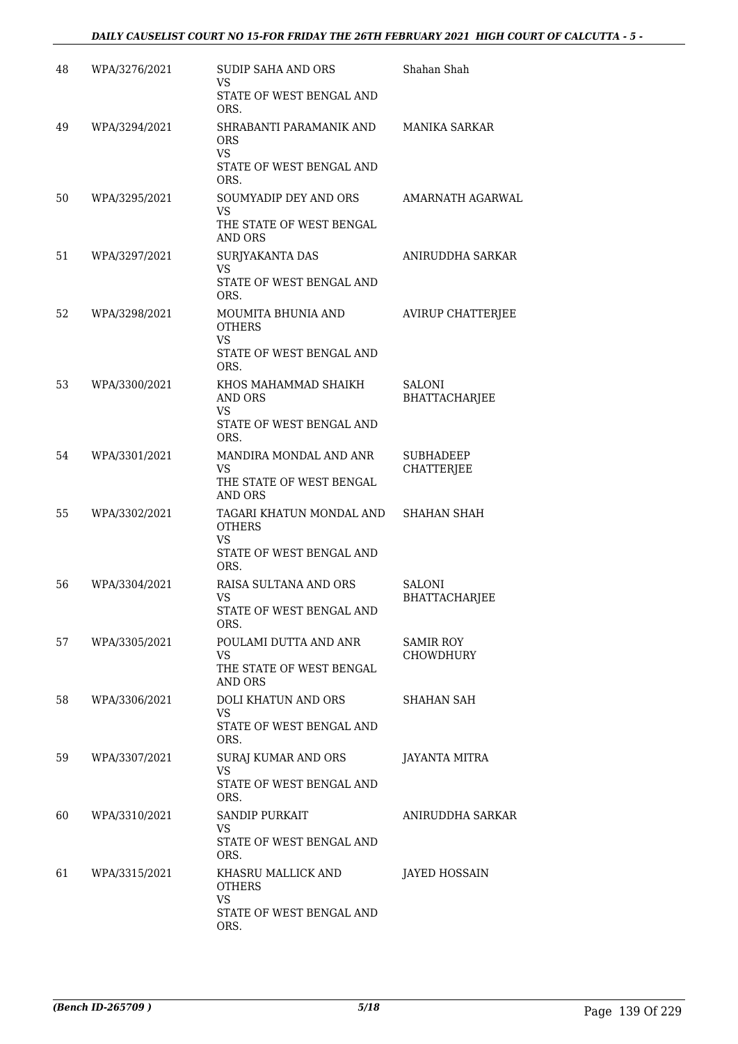| 48 | WPA/3276/2021 | SUDIP SAHA AND ORS<br>VS<br>STATE OF WEST BENGAL AND ORS. | Shahan Shah |
|---|---|---|---|
| 49 | WPA/3294/2021 | SHRABANTI PARAMANIK AND ORS<br>VS<br>STATE OF WEST BENGAL AND ORS. | MANIKA SARKAR |
| 50 | WPA/3295/2021 | SOUMYADIP DEY AND ORS<br>VS<br>THE STATE OF WEST BENGAL AND ORS | AMARNATH AGARWAL |
| 51 | WPA/3297/2021 | SURJYAKANTA DAS<br>VS<br>STATE OF WEST BENGAL AND ORS. | ANIRUDDHA SARKAR |
| 52 | WPA/3298/2021 | MOUMITA BHUNIA AND OTHERS<br>VS<br>STATE OF WEST BENGAL AND ORS. | AVIRUP CHATTERJEE |
| 53 | WPA/3300/2021 | KHOS MAHAMMAD SHAIKH AND ORS<br>VS<br>STATE OF WEST BENGAL AND ORS. | SALONI BHATTACHARJEE |
| 54 | WPA/3301/2021 | MANDIRA MONDAL AND ANR<br>VS<br>THE STATE OF WEST BENGAL AND ORS | SUBHADEEP CHATTERJEE |
| 55 | WPA/3302/2021 | TAGARI KHATUN MONDAL AND OTHERS<br>VS<br>STATE OF WEST BENGAL AND ORS. | SHAHAN SHAH |
| 56 | WPA/3304/2021 | RAISA SULTANA AND ORS<br>VS<br>STATE OF WEST BENGAL AND ORS. | SALONI BHATTACHARJEE |
| 57 | WPA/3305/2021 | POULAMI DUTTA AND ANR<br>VS<br>THE STATE OF WEST BENGAL AND ORS | SAMIR ROY CHOWDHURY |
| 58 | WPA/3306/2021 | DOLI KHATUN AND ORS<br>VS<br>STATE OF WEST BENGAL AND ORS. | SHAHAN SAH |
| 59 | WPA/3307/2021 | SURAJ KUMAR AND ORS<br>VS<br>STATE OF WEST BENGAL AND ORS. | JAYANTA MITRA |
| 60 | WPA/3310/2021 | SANDIP PURKAIT<br>VS<br>STATE OF WEST BENGAL AND ORS. | ANIRUDDHA SARKAR |
| 61 | WPA/3315/2021 | KHASRU MALLICK AND OTHERS<br>VS<br>STATE OF WEST BENGAL AND ORS. | JAYED HOSSAIN |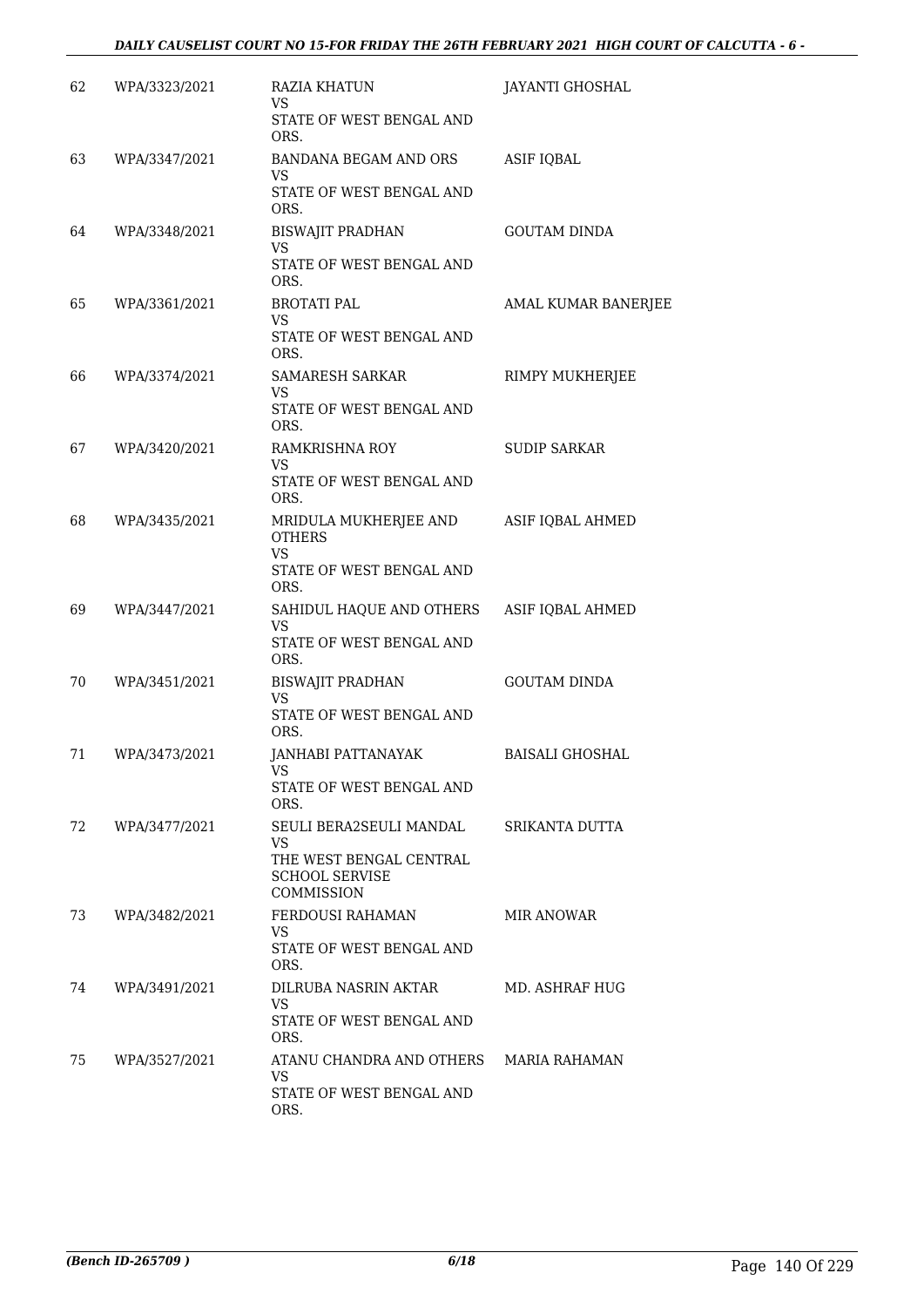| | | | |
|---|---|---|---|
| 62 | WPA/3323/2021 | RAZIA KHATUN<br>VS<br>STATE OF WEST BENGAL AND ORS. | JAYANTI GHOSHAL |
| 63 | WPA/3347/2021 | BANDANA BEGAM AND ORS<br>VS<br>STATE OF WEST BENGAL AND ORS. | ASIF IQBAL |
| 64 | WPA/3348/2021 | BISWAJIT PRADHAN<br>VS<br>STATE OF WEST BENGAL AND ORS. | GOUTAM DINDA |
| 65 | WPA/3361/2021 | BROTATI PAL<br>VS<br>STATE OF WEST BENGAL AND ORS. | AMAL KUMAR BANERJEE |
| 66 | WPA/3374/2021 | SAMARESH SARKAR<br>VS<br>STATE OF WEST BENGAL AND ORS. | RIMPY MUKHERJEE |
| 67 | WPA/3420/2021 | RAMKRISHNA ROY<br>VS<br>STATE OF WEST BENGAL AND ORS. | SUDIP SARKAR |
| 68 | WPA/3435/2021 | MRIDULA MUKHERJEE AND OTHERS<br>VS<br>STATE OF WEST BENGAL AND ORS. | ASIF IQBAL AHMED |
| 69 | WPA/3447/2021 | SAHIDUL HAQUE AND OTHERS<br>VS<br>STATE OF WEST BENGAL AND ORS. | ASIF IQBAL AHMED |
| 70 | WPA/3451/2021 | BISWAJIT PRADHAN<br>VS<br>STATE OF WEST BENGAL AND ORS. | GOUTAM DINDA |
| 71 | WPA/3473/2021 | JANHABI PATTANAYAK<br>VS<br>STATE OF WEST BENGAL AND ORS. | BAISALI GHOSHAL |
| 72 | WPA/3477/2021 | SEULI BERA2SEULI MANDAL<br>VS<br>THE WEST BENGAL CENTRAL SCHOOL SERVISE COMMISSION | SRIKANTA DUTTA |
| 73 | WPA/3482/2021 | FERDOUSI RAHAMAN<br>VS<br>STATE OF WEST BENGAL AND ORS. | MIR ANOWAR |
| 74 | WPA/3491/2021 | DILRUBA NASRIN AKTAR<br>VS<br>STATE OF WEST BENGAL AND ORS. | MD. ASHRAF HUG |
| 75 | WPA/3527/2021 | ATANU CHANDRA AND OTHERS<br>VS<br>STATE OF WEST BENGAL AND ORS. | MARIA RAHAMAN |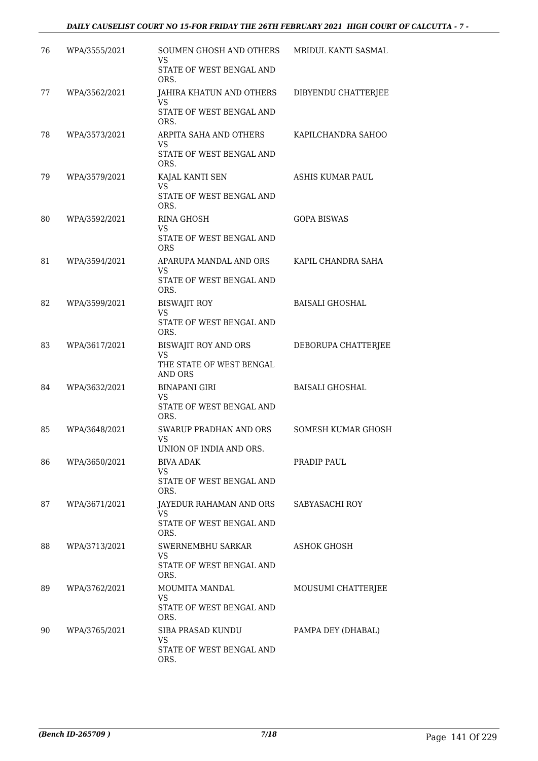| | | | |
|---|---|---|---|
| 76 | WPA/3555/2021 | SOUMEN GHOSH AND OTHERS<br>VS<br>STATE OF WEST BENGAL AND ORS. | MRIDUL KANTI SASMAL |
| 77 | WPA/3562/2021 | JAHIRA KHATUN AND OTHERS<br>VS<br>STATE OF WEST BENGAL AND ORS. | DIBYENDU CHATTERJEE |
| 78 | WPA/3573/2021 | ARPITA SAHA AND OTHERS<br>VS<br>STATE OF WEST BENGAL AND ORS. | KAPILCHANDRA SAHOO |
| 79 | WPA/3579/2021 | KAJAL KANTI SEN<br>VS<br>STATE OF WEST BENGAL AND ORS. | ASHIS KUMAR PAUL |
| 80 | WPA/3592/2021 | RINA GHOSH<br>VS<br>STATE OF WEST BENGAL AND ORS | GOPA BISWAS |
| 81 | WPA/3594/2021 | APARUPA MANDAL AND ORS<br>VS<br>STATE OF WEST BENGAL AND ORS. | KAPIL CHANDRA SAHA |
| 82 | WPA/3599/2021 | BISWAJIT ROY<br>VS<br>STATE OF WEST BENGAL AND ORS. | BAISALI GHOSHAL |
| 83 | WPA/3617/2021 | BISWAJIT ROY AND ORS<br>VS<br>THE STATE OF WEST BENGAL AND ORS | DEBORUPA CHATTERJEE |
| 84 | WPA/3632/2021 | BINAPANI GIRI<br>VS<br>STATE OF WEST BENGAL AND ORS. | BAISALI GHOSHAL |
| 85 | WPA/3648/2021 | SWARUP PRADHAN AND ORS<br>VS<br>UNION OF INDIA AND ORS. | SOMESH KUMAR GHOSH |
| 86 | WPA/3650/2021 | BIVA ADAK<br>VS<br>STATE OF WEST BENGAL AND ORS. | PRADIP PAUL |
| 87 | WPA/3671/2021 | JAYEDUR RAHAMAN AND ORS<br>VS<br>STATE OF WEST BENGAL AND ORS. | SABYASACHI ROY |
| 88 | WPA/3713/2021 | SWERNEMBHU SARKAR<br>VS<br>STATE OF WEST BENGAL AND ORS. | ASHOK GHOSH |
| 89 | WPA/3762/2021 | MOUMITA MANDAL<br>VS<br>STATE OF WEST BENGAL AND ORS. | MOUSUMI CHATTERJEE |
| 90 | WPA/3765/2021 | SIBA PRASAD KUNDU<br>VS<br>STATE OF WEST BENGAL AND ORS. | PAMPA DEY (DHABAL) |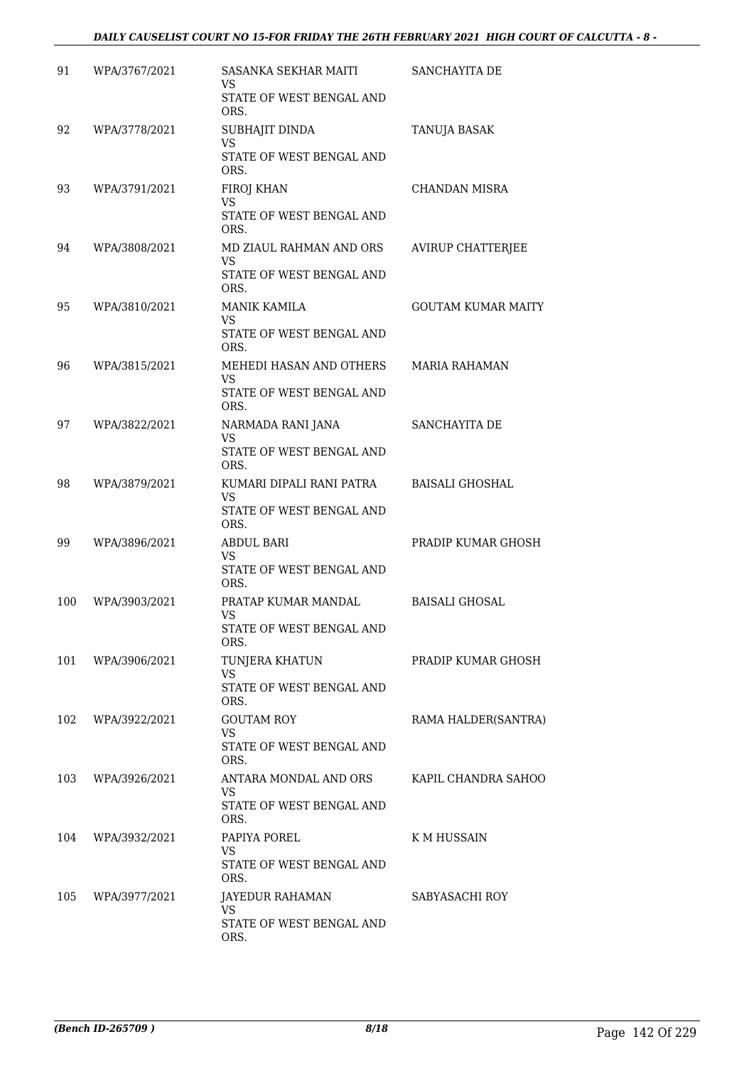| | | | |
|---|---|---|---|
| 91 | WPA/3767/2021 | SASANKA SEKHAR MAITI<br>VS<br>STATE OF WEST BENGAL AND ORS. | SANCHAYITA DE |
| 92 | WPA/3778/2021 | SUBHAJIT DINDA<br>VS<br>STATE OF WEST BENGAL AND ORS. | TANUJA BASAK |
| 93 | WPA/3791/2021 | FIROJ KHAN<br>VS<br>STATE OF WEST BENGAL AND ORS. | CHANDAN MISRA |
| 94 | WPA/3808/2021 | MD ZIAUL RAHMAN AND ORS<br>VS<br>STATE OF WEST BENGAL AND ORS. | AVIRUP CHATTERJEE |
| 95 | WPA/3810/2021 | MANIK KAMILA<br>VS<br>STATE OF WEST BENGAL AND ORS. | GOUTAM KUMAR MAITY |
| 96 | WPA/3815/2021 | MEHEDI HASAN AND OTHERS<br>VS<br>STATE OF WEST BENGAL AND ORS. | MARIA RAHAMAN |
| 97 | WPA/3822/2021 | NARMADA RANI JANA<br>VS<br>STATE OF WEST BENGAL AND ORS. | SANCHAYITA DE |
| 98 | WPA/3879/2021 | KUMARI DIPALI RANI PATRA<br>VS<br>STATE OF WEST BENGAL AND ORS. | BAISALI GHOSHAL |
| 99 | WPA/3896/2021 | ABDUL BARI<br>VS<br>STATE OF WEST BENGAL AND ORS. | PRADIP KUMAR GHOSH |
| 100 | WPA/3903/2021 | PRATAP KUMAR MANDAL<br>VS<br>STATE OF WEST BENGAL AND ORS. | BAISALI GHOSAL |
| 101 | WPA/3906/2021 | TUNJERA KHATUN<br>VS<br>STATE OF WEST BENGAL AND ORS. | PRADIP KUMAR GHOSH |
| 102 | WPA/3922/2021 | GOUTAM ROY<br>VS<br>STATE OF WEST BENGAL AND ORS. | RAMA HALDER(SANTRA) |
| 103 | WPA/3926/2021 | ANTARA MONDAL AND ORS<br>VS<br>STATE OF WEST BENGAL AND ORS. | KAPIL CHANDRA SAHOO |
| 104 | WPA/3932/2021 | PAPIYA POREL<br>VS<br>STATE OF WEST BENGAL AND ORS. | K M HUSSAIN |
| 105 | WPA/3977/2021 | JAYEDUR RAHAMAN<br>VS<br>STATE OF WEST BENGAL AND ORS. | SABYASACHI ROY |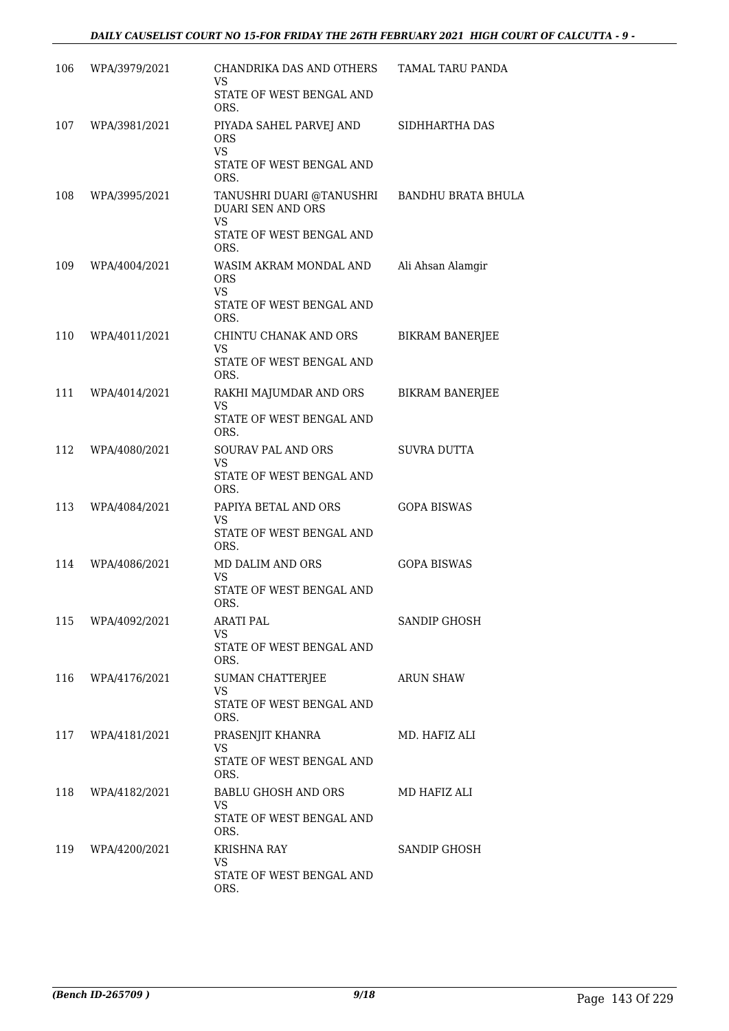| | | | |
|---|---|---|---|
| 106 | WPA/3979/2021 | CHANDRIKA DAS AND OTHERS<br>VS<br>STATE OF WEST BENGAL AND ORS. | TAMAL TARU PANDA |
| 107 | WPA/3981/2021 | PIYADA SAHEL PARVEJ AND ORS<br>VS<br>STATE OF WEST BENGAL AND ORS. | SIDHHARTHA DAS |
| 108 | WPA/3995/2021 | TANUSHRI DUARI @TANUSHRI DUARI SEN AND ORS<br>VS<br>STATE OF WEST BENGAL AND ORS. | BANDHU BRATA BHULA |
| 109 | WPA/4004/2021 | WASIM AKRAM MONDAL AND ORS<br>VS<br>STATE OF WEST BENGAL AND ORS. | Ali Ahsan Alamgir |
| 110 | WPA/4011/2021 | CHINTU CHANAK AND ORS<br>VS<br>STATE OF WEST BENGAL AND ORS. | BIKRAM BANERJEE |
| 111 | WPA/4014/2021 | RAKHI MAJUMDAR AND ORS<br>VS<br>STATE OF WEST BENGAL AND ORS. | BIKRAM BANERJEE |
| 112 | WPA/4080/2021 | SOURAV PAL AND ORS<br>VS<br>STATE OF WEST BENGAL AND ORS. | SUVRA DUTTA |
| 113 | WPA/4084/2021 | PAPIYA BETAL AND ORS<br>VS<br>STATE OF WEST BENGAL AND ORS. | GOPA BISWAS |
| 114 | WPA/4086/2021 | MD DALIM AND ORS<br>VS<br>STATE OF WEST BENGAL AND ORS. | GOPA BISWAS |
| 115 | WPA/4092/2021 | ARATI PAL<br>VS<br>STATE OF WEST BENGAL AND ORS. | SANDIP GHOSH |
| 116 | WPA/4176/2021 | SUMAN CHATTERJEE<br>VS<br>STATE OF WEST BENGAL AND ORS. | ARUN SHAW |
| 117 | WPA/4181/2021 | PRASENJIT KHANRA<br>VS<br>STATE OF WEST BENGAL AND ORS. | MD. HAFIZ ALI |
| 118 | WPA/4182/2021 | BABLU GHOSH AND ORS<br>VS<br>STATE OF WEST BENGAL AND ORS. | MD HAFIZ ALI |
| 119 | WPA/4200/2021 | KRISHNA RAY<br>VS<br>STATE OF WEST BENGAL AND ORS. | SANDIP GHOSH |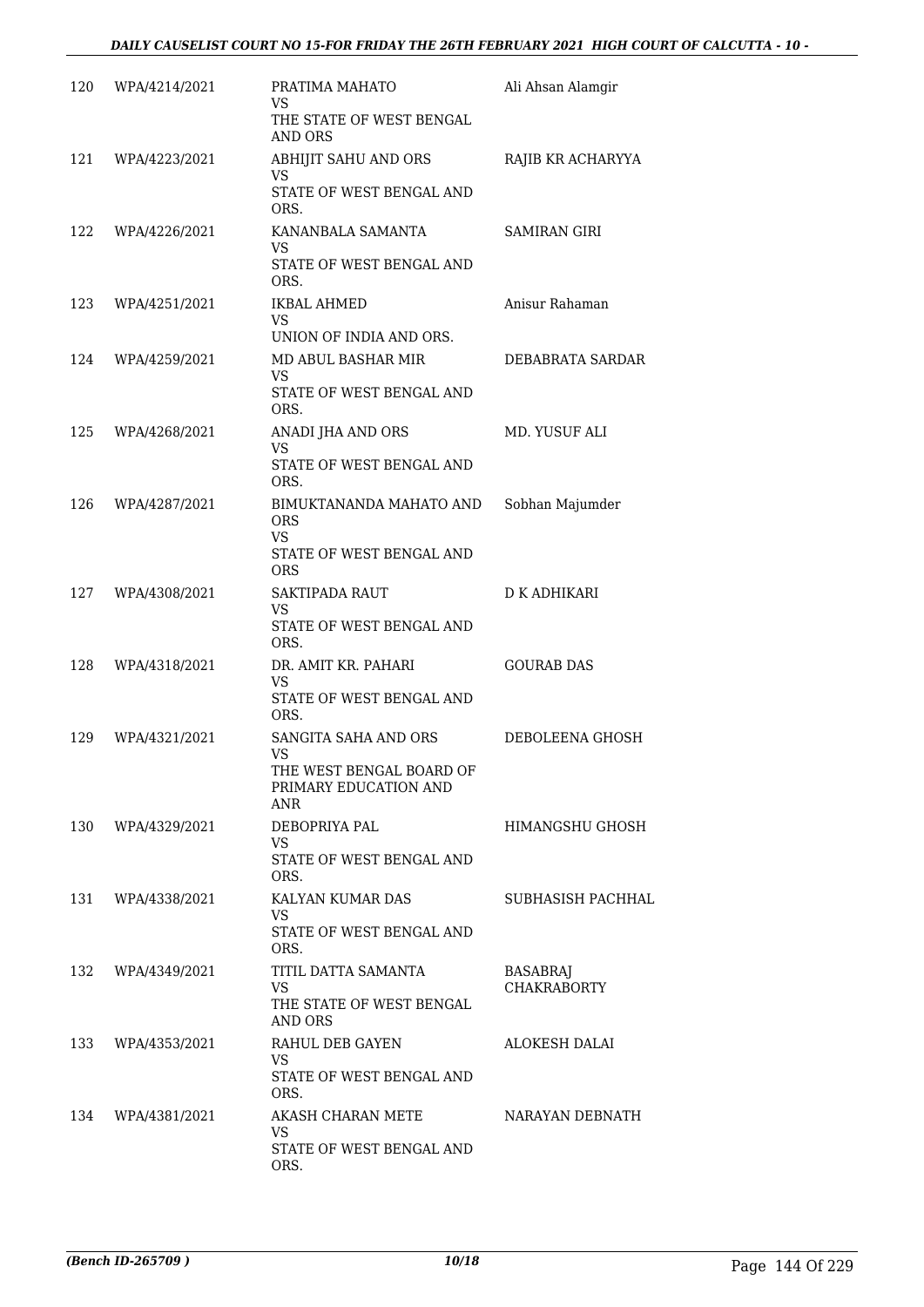| 120 | WPA/4214/2021 | PRATIMA MAHATO<br>VS<br>THE STATE OF WEST BENGAL AND ORS | Ali Ahsan Alamgir |
|---|---|---|---|
| 121 | WPA/4223/2021 | ABHIJIT SAHU AND ORS<br>VS<br>STATE OF WEST BENGAL AND ORS. | RAJIB KR ACHARYYA |
| 122 | WPA/4226/2021 | KANANBALA SAMANTA<br>VS<br>STATE OF WEST BENGAL AND ORS. | SAMIRAN GIRI |
| 123 | WPA/4251/2021 | IKBAL AHMED<br>VS<br>UNION OF INDIA AND ORS. | Anisur Rahaman |
| 124 | WPA/4259/2021 | MD ABUL BASHAR MIR<br>VS<br>STATE OF WEST BENGAL AND ORS. | DEBABRATA SARDAR |
| 125 | WPA/4268/2021 | ANADI JHA AND ORS<br>VS<br>STATE OF WEST BENGAL AND ORS. | MD. YUSUF ALI |
| 126 | WPA/4287/2021 | BIMUKTANANDA MAHATO AND ORS<br>VS<br>STATE OF WEST BENGAL AND ORS | Sobhan Majumder |
| 127 | WPA/4308/2021 | SAKTIPADA RAUT<br>VS<br>STATE OF WEST BENGAL AND ORS. | D K ADHIKARI |
| 128 | WPA/4318/2021 | DR. AMIT KR. PAHARI<br>VS<br>STATE OF WEST BENGAL AND ORS. | GOURAB DAS |
| 129 | WPA/4321/2021 | SANGITA SAHA AND ORS<br>VS<br>THE WEST BENGAL BOARD OF PRIMARY EDUCATION AND ANR | DEBOLEENA GHOSH |
| 130 | WPA/4329/2021 | DEBOPRIYA PAL<br>VS<br>STATE OF WEST BENGAL AND ORS. | HIMANGSHU GHOSH |
| 131 | WPA/4338/2021 | KALYAN KUMAR DAS<br>VS<br>STATE OF WEST BENGAL AND ORS. | SUBHASISH PACHHAL |
| 132 | WPA/4349/2021 | TITIL DATTA SAMANTA<br>VS<br>THE STATE OF WEST BENGAL AND ORS | BASABRAJ CHAKRABORTY |
| 133 | WPA/4353/2021 | RAHUL DEB GAYEN<br>VS<br>STATE OF WEST BENGAL AND ORS. | ALOKESH DALAI |
| 134 | WPA/4381/2021 | AKASH CHARAN METE<br>VS<br>STATE OF WEST BENGAL AND ORS. | NARAYAN DEBNATH |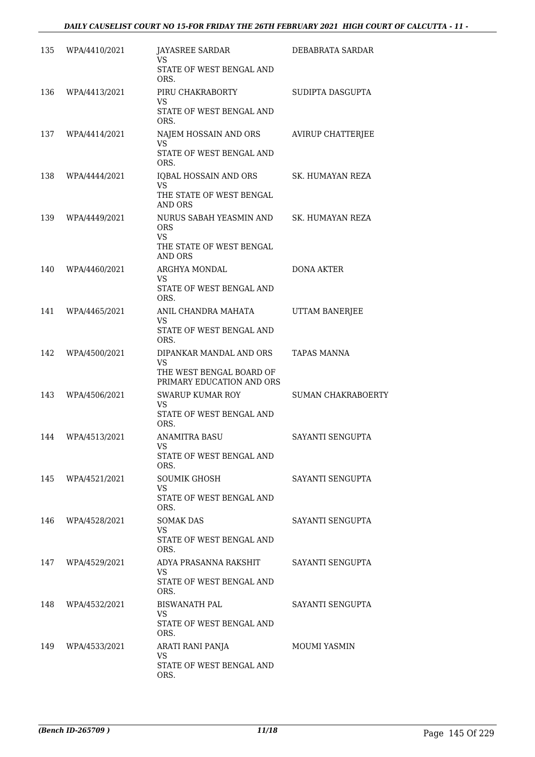| | | | |
|---|---|---|---|
| 135 | WPA/4410/2021 | JAYASREE SARDAR<br>VS<br>STATE OF WEST BENGAL AND ORS. | DEBABRATA SARDAR |
| 136 | WPA/4413/2021 | PIRU CHAKRABORTY<br>VS<br>STATE OF WEST BENGAL AND ORS. | SUDIPTA DASGUPTA |
| 137 | WPA/4414/2021 | NAJEM HOSSAIN AND ORS<br>VS<br>STATE OF WEST BENGAL AND ORS. | AVIRUP CHATTERJEE |
| 138 | WPA/4444/2021 | IQBAL HOSSAIN AND ORS<br>VS<br>THE STATE OF WEST BENGAL AND ORS | SK. HUMAYAN REZA |
| 139 | WPA/4449/2021 | NURUS SABAH YEASMIN AND ORS<br>VS<br>THE STATE OF WEST BENGAL AND ORS | SK. HUMAYAN REZA |
| 140 | WPA/4460/2021 | ARGHYA MONDAL<br>VS<br>STATE OF WEST BENGAL AND ORS. | DONA AKTER |
| 141 | WPA/4465/2021 | ANIL CHANDRA MAHATA<br>VS<br>STATE OF WEST BENGAL AND ORS. | UTTAM BANERJEE |
| 142 | WPA/4500/2021 | DIPANKAR MANDAL AND ORS<br>VS<br>THE WEST BENGAL BOARD OF PRIMARY EDUCATION AND ORS | TAPAS MANNA |
| 143 | WPA/4506/2021 | SWARUP KUMAR ROY<br>VS<br>STATE OF WEST BENGAL AND ORS. | SUMAN CHAKRABOERTY |
| 144 | WPA/4513/2021 | ANAMITRA BASU<br>VS<br>STATE OF WEST BENGAL AND ORS. | SAYANTI SENGUPTA |
| 145 | WPA/4521/2021 | SOUMIK GHOSH<br>VS<br>STATE OF WEST BENGAL AND ORS. | SAYANTI SENGUPTA |
| 146 | WPA/4528/2021 | SOMAK DAS<br>VS<br>STATE OF WEST BENGAL AND ORS. | SAYANTI SENGUPTA |
| 147 | WPA/4529/2021 | ADYA PRASANNA RAKSHIT<br>VS<br>STATE OF WEST BENGAL AND ORS. | SAYANTI SENGUPTA |
| 148 | WPA/4532/2021 | BISWANATH PAL<br>VS<br>STATE OF WEST BENGAL AND ORS. | SAYANTI SENGUPTA |
| 149 | WPA/4533/2021 | ARATI RANI PANJA<br>VS<br>STATE OF WEST BENGAL AND ORS. | MOUMI YASMIN |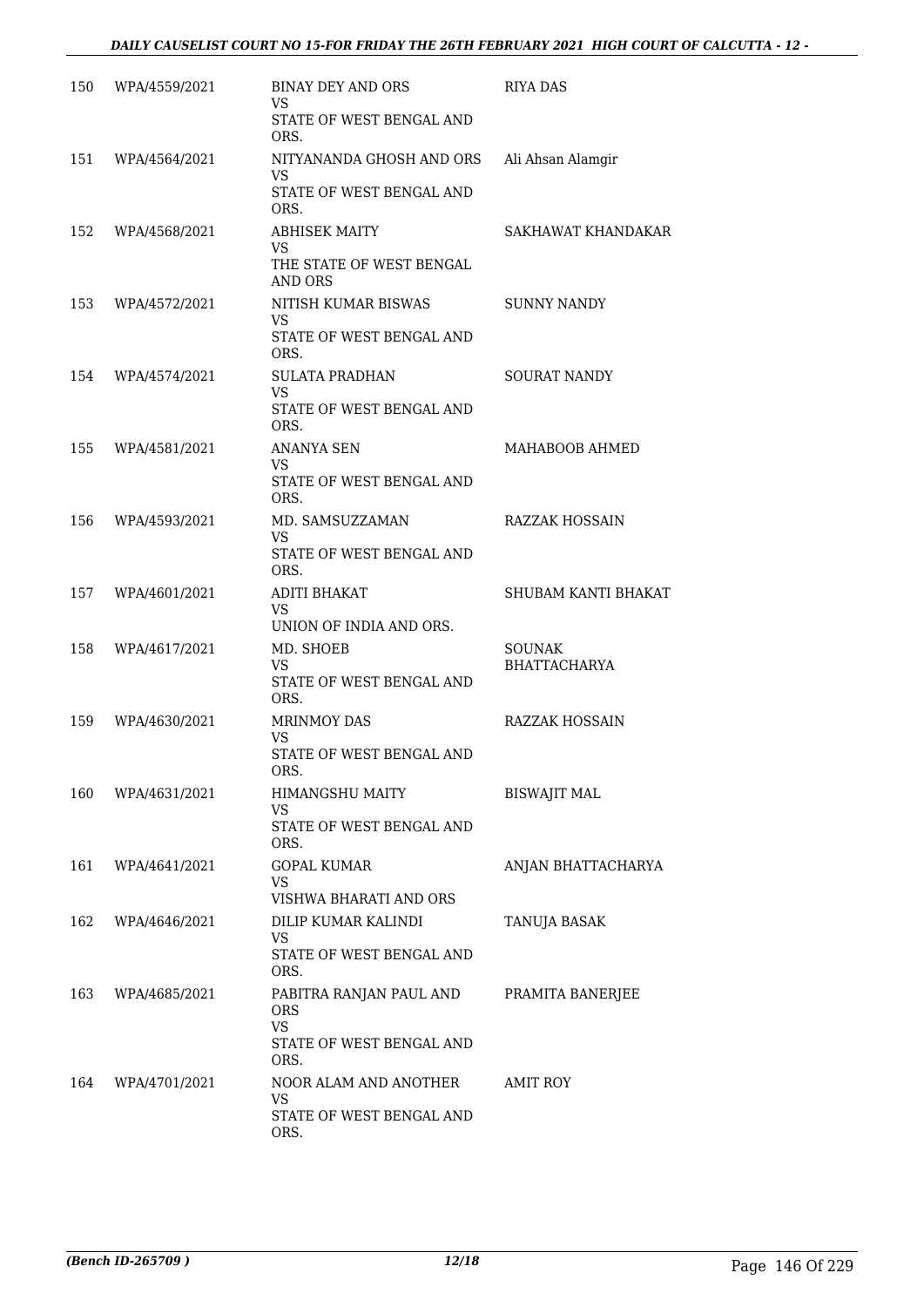| | | | |
|---|---|---|---|
| 150 | WPA/4559/2021 | BINAY DEY AND ORS<br>VS<br>STATE OF WEST BENGAL AND ORS. | RIYA DAS |
| 151 | WPA/4564/2021 | NITYANANDA GHOSH AND ORS<br>VS<br>STATE OF WEST BENGAL AND ORS. | Ali Ahsan Alamgir |
| 152 | WPA/4568/2021 | ABHISEK MAITY<br>VS<br>THE STATE OF WEST BENGAL AND ORS | SAKHAWAT KHANDAKAR |
| 153 | WPA/4572/2021 | NITISH KUMAR BISWAS<br>VS<br>STATE OF WEST BENGAL AND ORS. | SUNNY NANDY |
| 154 | WPA/4574/2021 | SULATA PRADHAN<br>VS<br>STATE OF WEST BENGAL AND ORS. | SOURAT NANDY |
| 155 | WPA/4581/2021 | ANANYA SEN<br>VS<br>STATE OF WEST BENGAL AND ORS. | MAHABOOB AHMED |
| 156 | WPA/4593/2021 | MD. SAMSUZZAMAN<br>VS<br>STATE OF WEST BENGAL AND ORS. | RAZZAK HOSSAIN |
| 157 | WPA/4601/2021 | ADITI BHAKAT<br>VS<br>UNION OF INDIA AND ORS. | SHUBAM KANTI BHAKAT |
| 158 | WPA/4617/2021 | MD. SHOEB<br>VS<br>STATE OF WEST BENGAL AND ORS. | SOUNAK BHATTACHARYA |
| 159 | WPA/4630/2021 | MRINMOY DAS<br>VS<br>STATE OF WEST BENGAL AND ORS. | RAZZAK HOSSAIN |
| 160 | WPA/4631/2021 | HIMANGSHU MAITY<br>VS<br>STATE OF WEST BENGAL AND ORS. | BISWAJIT MAL |
| 161 | WPA/4641/2021 | GOPAL KUMAR<br>VS<br>VISHWA BHARATI AND ORS | ANJAN BHATTACHARYA |
| 162 | WPA/4646/2021 | DILIP KUMAR KALINDI<br>VS<br>STATE OF WEST BENGAL AND ORS. | TANUJA BASAK |
| 163 | WPA/4685/2021 | PABITRA RANJAN PAUL AND ORS<br>VS<br>STATE OF WEST BENGAL AND ORS. | PRAMITA BANERJEE |
| 164 | WPA/4701/2021 | NOOR ALAM AND ANOTHER<br>VS<br>STATE OF WEST BENGAL AND ORS. | AMIT ROY |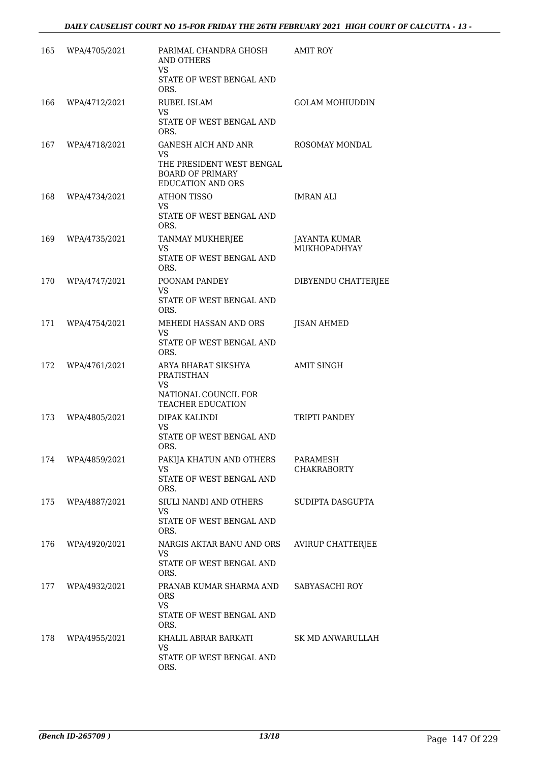| | | | |
|---|---|---|---|
| 165 | WPA/4705/2021 | PARIMAL CHANDRA GHOSH AND OTHERS<br>VS<br>STATE OF WEST BENGAL AND ORS. | AMIT ROY |
| 166 | WPA/4712/2021 | RUBEL ISLAM<br>VS<br>STATE OF WEST BENGAL AND ORS. | GOLAM MOHIUDDIN |
| 167 | WPA/4718/2021 | GANESH AICH AND ANR<br>VS<br>THE PRESIDENT WEST BENGAL BOARD OF PRIMARY EDUCATION AND ORS | ROSOMAY MONDAL |
| 168 | WPA/4734/2021 | ATHON TISSO<br>VS<br>STATE OF WEST BENGAL AND ORS. | IMRAN ALI |
| 169 | WPA/4735/2021 | TANMAY MUKHERJEE<br>VS<br>STATE OF WEST BENGAL AND ORS. | JAYANTA KUMAR MUKHOPADHYAY |
| 170 | WPA/4747/2021 | POONAM PANDEY<br>VS<br>STATE OF WEST BENGAL AND ORS. | DIBYENDU CHATTERJEE |
| 171 | WPA/4754/2021 | MEHEDI HASSAN AND ORS<br>VS<br>STATE OF WEST BENGAL AND ORS. | JISAN AHMED |
| 172 | WPA/4761/2021 | ARYA BHARAT SIKSHYA PRATISTHAN<br>VS<br>NATIONAL COUNCIL FOR TEACHER EDUCATION | AMIT SINGH |
| 173 | WPA/4805/2021 | DIPAK KALINDI<br>VS<br>STATE OF WEST BENGAL AND ORS. | TRIPTI PANDEY |
| 174 | WPA/4859/2021 | PAKIJA KHATUN AND OTHERS<br>VS<br>STATE OF WEST BENGAL AND ORS. | PARAMESH CHAKRABORTY |
| 175 | WPA/4887/2021 | SIULI NANDI AND OTHERS<br>VS<br>STATE OF WEST BENGAL AND ORS. | SUDIPTA DASGUPTA |
| 176 | WPA/4920/2021 | NARGIS AKTAR BANU AND ORS<br>VS<br>STATE OF WEST BENGAL AND ORS. | AVIRUP CHATTERJEE |
| 177 | WPA/4932/2021 | PRANAB KUMAR SHARMA AND ORS<br>VS<br>STATE OF WEST BENGAL AND ORS. | SABYASACHI ROY |
| 178 | WPA/4955/2021 | KHALIL ABRAR BARKATI<br>VS<br>STATE OF WEST BENGAL AND ORS. | SK MD ANWARULLAH |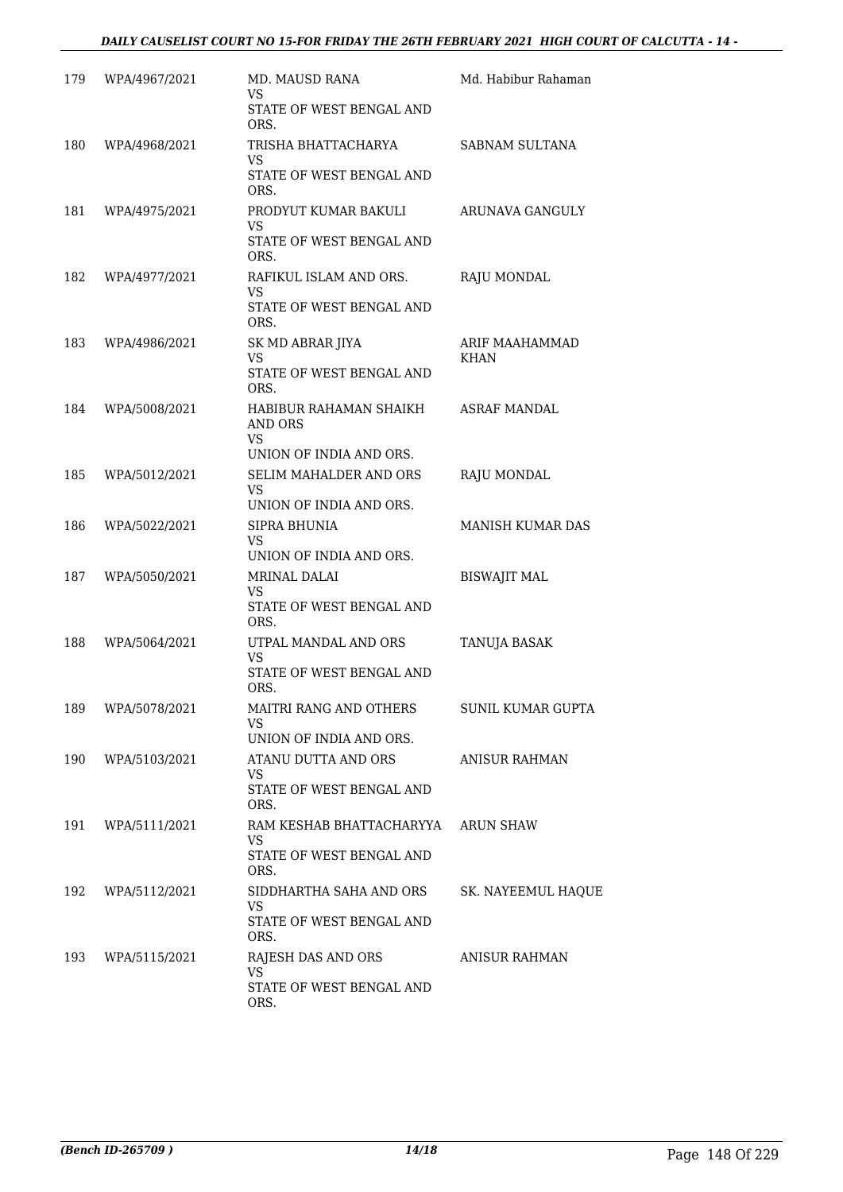| | | | |
|---|---|---|---|
| 179 | WPA/4967/2021 | MD. MAUSD RANA<br>VS<br>STATE OF WEST BENGAL AND ORS. | Md. Habibur Rahaman |
| 180 | WPA/4968/2021 | TRISHA BHATTACHARYA<br>VS<br>STATE OF WEST BENGAL AND ORS. | SABNAM SULTANA |
| 181 | WPA/4975/2021 | PRODYUT KUMAR BAKULI<br>VS<br>STATE OF WEST BENGAL AND ORS. | ARUNAVA GANGULY |
| 182 | WPA/4977/2021 | RAFIKUL ISLAM AND ORS.<br>VS<br>STATE OF WEST BENGAL AND ORS. | RAJU MONDAL |
| 183 | WPA/4986/2021 | SK MD ABRAR JIYA<br>VS<br>STATE OF WEST BENGAL AND ORS. | ARIF MAAHAMMAD KHAN |
| 184 | WPA/5008/2021 | HABIBUR RAHAMAN SHAIKH AND ORS<br>VS<br>UNION OF INDIA AND ORS. | ASRAF MANDAL |
| 185 | WPA/5012/2021 | SELIM MAHALDER AND ORS<br>VS<br>UNION OF INDIA AND ORS. | RAJU MONDAL |
| 186 | WPA/5022/2021 | SIPRA BHUNIA<br>VS<br>UNION OF INDIA AND ORS. | MANISH KUMAR DAS |
| 187 | WPA/5050/2021 | MRINAL DALAI<br>VS<br>STATE OF WEST BENGAL AND ORS. | BISWAJIT MAL |
| 188 | WPA/5064/2021 | UTPAL MANDAL AND ORS<br>VS<br>STATE OF WEST BENGAL AND ORS. | TANUJA BASAK |
| 189 | WPA/5078/2021 | MAITRI RANG AND OTHERS<br>VS<br>UNION OF INDIA AND ORS. | SUNIL KUMAR GUPTA |
| 190 | WPA/5103/2021 | ATANU DUTTA AND ORS<br>VS<br>STATE OF WEST BENGAL AND ORS. | ANISUR RAHMAN |
| 191 | WPA/5111/2021 | RAM KESHAB BHATTACHARYYA<br>VS<br>STATE OF WEST BENGAL AND ORS. | ARUN SHAW |
| 192 | WPA/5112/2021 | SIDDHARTHA SAHA AND ORS<br>VS<br>STATE OF WEST BENGAL AND ORS. | SK. NAYEEMUL HAQUE |
| 193 | WPA/5115/2021 | RAJESH DAS AND ORS<br>VS<br>STATE OF WEST BENGAL AND ORS. | ANISUR RAHMAN |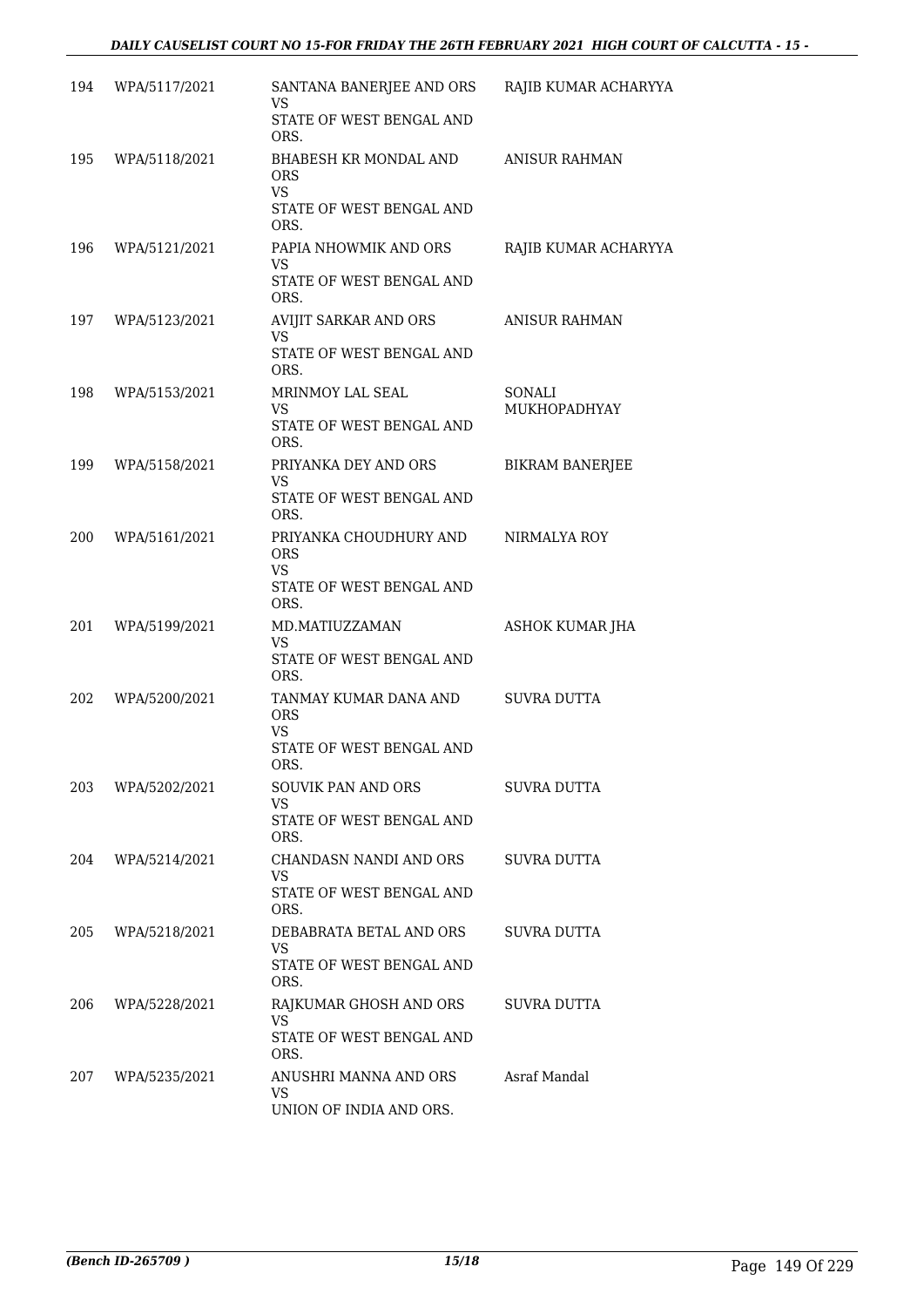| | | | |
|---|---|---|---|
| 194 | WPA/5117/2021 | SANTANA BANERJEE AND ORS<br>VS<br>STATE OF WEST BENGAL AND ORS. | RAJIB KUMAR ACHARYYA |
| 195 | WPA/5118/2021 | BHABESH KR MONDAL AND ORS<br>VS<br>STATE OF WEST BENGAL AND ORS. | ANISUR RAHMAN |
| 196 | WPA/5121/2021 | PAPIA NHOWMIK AND ORS<br>VS<br>STATE OF WEST BENGAL AND ORS. | RAJIB KUMAR ACHARYYA |
| 197 | WPA/5123/2021 | AVIJIT SARKAR AND ORS<br>VS<br>STATE OF WEST BENGAL AND ORS. | ANISUR RAHMAN |
| 198 | WPA/5153/2021 | MRINMOY LAL SEAL<br>VS<br>STATE OF WEST BENGAL AND ORS. | SONALI MUKHOPADHYAY |
| 199 | WPA/5158/2021 | PRIYANKA DEY AND ORS<br>VS<br>STATE OF WEST BENGAL AND ORS. | BIKRAM BANERJEE |
| 200 | WPA/5161/2021 | PRIYANKA CHOUDHURY AND ORS<br>VS<br>STATE OF WEST BENGAL AND ORS. | NIRMALYA ROY |
| 201 | WPA/5199/2021 | MD.MATIUZZAMAN<br>VS<br>STATE OF WEST BENGAL AND ORS. | ASHOK KUMAR JHA |
| 202 | WPA/5200/2021 | TANMAY KUMAR DANA AND ORS<br>VS<br>STATE OF WEST BENGAL AND ORS. | SUVRA DUTTA |
| 203 | WPA/5202/2021 | SOUVIK PAN AND ORS<br>VS<br>STATE OF WEST BENGAL AND ORS. | SUVRA DUTTA |
| 204 | WPA/5214/2021 | CHANDASN NANDI AND ORS<br>VS<br>STATE OF WEST BENGAL AND ORS. | SUVRA DUTTA |
| 205 | WPA/5218/2021 | DEBABRATA BETAL AND ORS<br>VS<br>STATE OF WEST BENGAL AND ORS. | SUVRA DUTTA |
| 206 | WPA/5228/2021 | RAJKUMAR GHOSH AND ORS<br>VS<br>STATE OF WEST BENGAL AND ORS. | SUVRA DUTTA |
| 207 | WPA/5235/2021 | ANUSHRI MANNA AND ORS<br>VS<br>UNION OF INDIA AND ORS. | Asraf Mandal |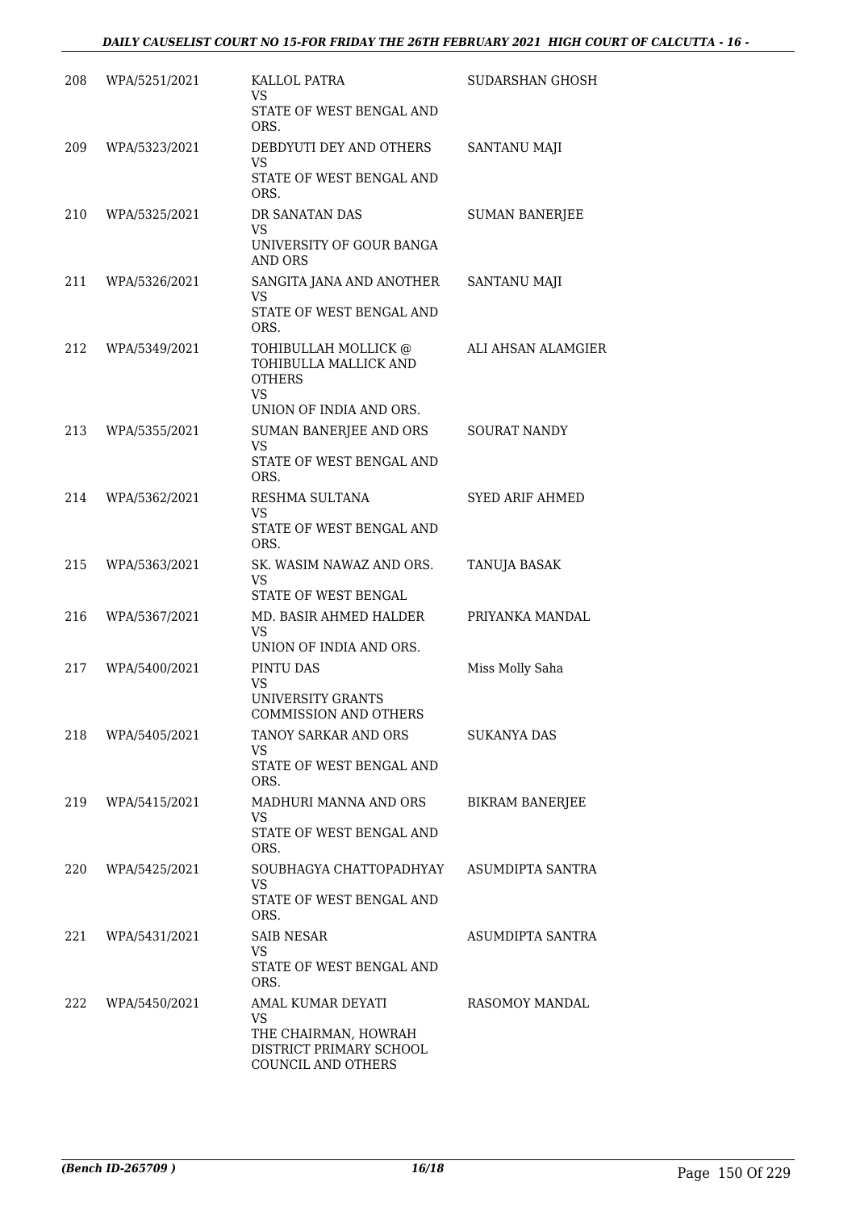| | | | |
|---|---|---|---|
| 208 | WPA/5251/2021 | KALLOL PATRA<br>VS<br>STATE OF WEST BENGAL AND ORS. | SUDARSHAN GHOSH |
| 209 | WPA/5323/2021 | DEBDYUTI DEY AND OTHERS<br>VS<br>STATE OF WEST BENGAL AND ORS. | SANTANU MAJI |
| 210 | WPA/5325/2021 | DR SANATAN DAS<br>VS<br>UNIVERSITY OF GOUR BANGA AND ORS | SUMAN BANERJEE |
| 211 | WPA/5326/2021 | SANGITA JANA AND ANOTHER<br>VS<br>STATE OF WEST BENGAL AND ORS. | SANTANU MAJI |
| 212 | WPA/5349/2021 | TOHIBULLAH MOLLICK @ TOHIBULLA MALLICK AND OTHERS<br>VS<br>UNION OF INDIA AND ORS. | ALI AHSAN ALAMGIER |
| 213 | WPA/5355/2021 | SUMAN BANERJEE AND ORS<br>VS<br>STATE OF WEST BENGAL AND ORS. | SOURAT NANDY |
| 214 | WPA/5362/2021 | RESHMA SULTANA<br>VS<br>STATE OF WEST BENGAL AND ORS. | SYED ARIF AHMED |
| 215 | WPA/5363/2021 | SK. WASIM NAWAZ AND ORS.<br>VS<br>STATE OF WEST BENGAL | TANUJA BASAK |
| 216 | WPA/5367/2021 | MD. BASIR AHMED HALDER<br>VS<br>UNION OF INDIA AND ORS. | PRIYANKA MANDAL |
| 217 | WPA/5400/2021 | PINTU DAS<br>VS<br>UNIVERSITY GRANTS COMMISSION AND OTHERS | Miss Molly Saha |
| 218 | WPA/5405/2021 | TANOY SARKAR AND ORS<br>VS<br>STATE OF WEST BENGAL AND ORS. | SUKANYA DAS |
| 219 | WPA/5415/2021 | MADHURI MANNA AND ORS<br>VS<br>STATE OF WEST BENGAL AND ORS. | BIKRAM BANERJEE |
| 220 | WPA/5425/2021 | SOUBHAGYA CHATTOPADHYAY<br>VS<br>STATE OF WEST BENGAL AND ORS. | ASUMDIPTA SANTRA |
| 221 | WPA/5431/2021 | SAIB NESAR<br>VS<br>STATE OF WEST BENGAL AND ORS. | ASUMDIPTA SANTRA |
| 222 | WPA/5450/2021 | AMAL KUMAR DEYATI<br>VS<br>THE CHAIRMAN, HOWRAH DISTRICT PRIMARY SCHOOL COUNCIL AND OTHERS | RASOMOY MANDAL |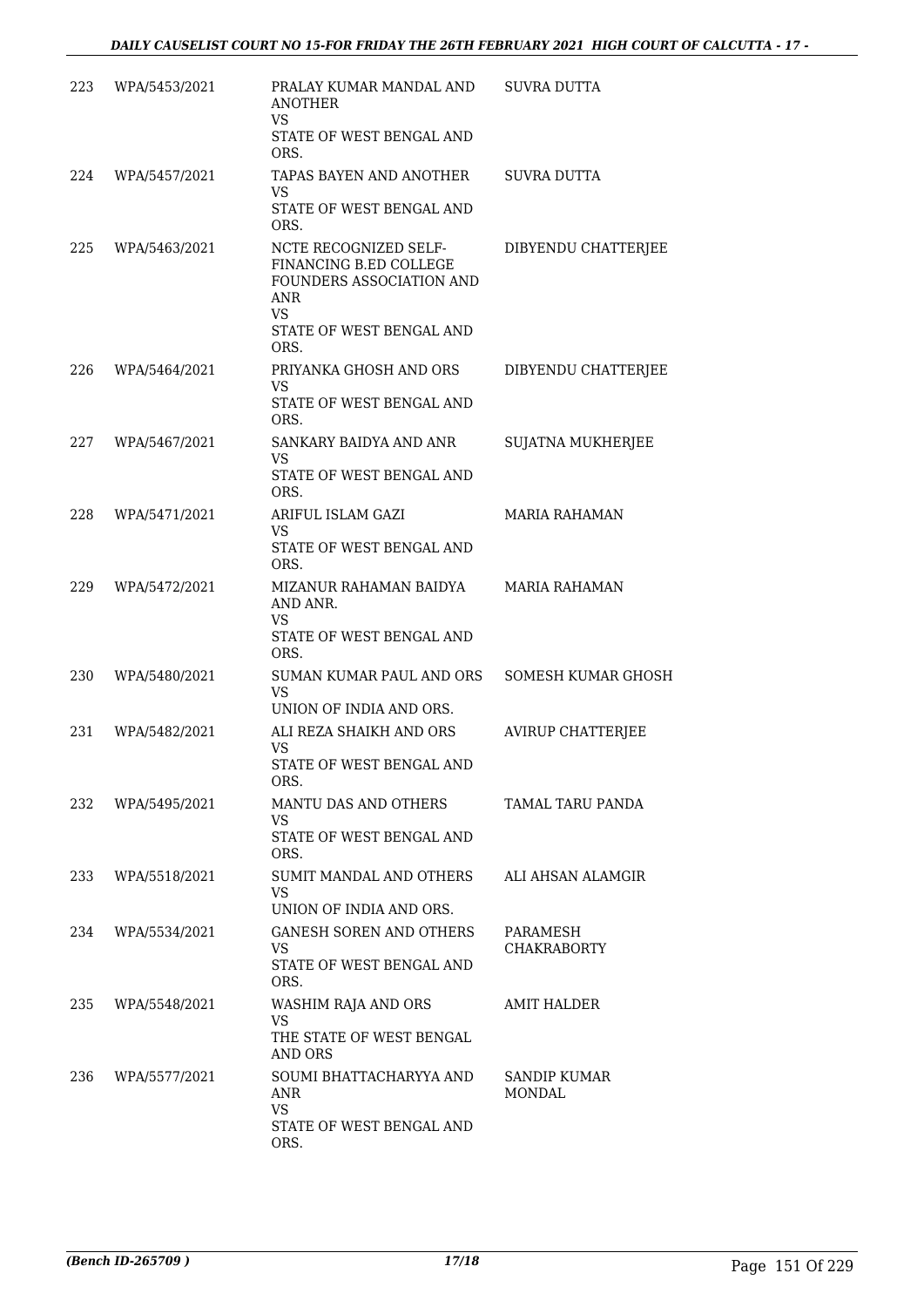| | | | |
|---|---|---|---|
| 223 | WPA/5453/2021 | PRALAY KUMAR MANDAL AND ANOTHER<br>VS<br>STATE OF WEST BENGAL AND ORS. | SUVRA DUTTA |
| 224 | WPA/5457/2021 | TAPAS BAYEN AND ANOTHER<br>VS<br>STATE OF WEST BENGAL AND ORS. | SUVRA DUTTA |
| 225 | WPA/5463/2021 | NCTE RECOGNIZED SELF-FINANCING B.ED COLLEGE FOUNDERS ASSOCIATION AND ANR<br>VS<br>STATE OF WEST BENGAL AND ORS. | DIBYENDU CHATTERJEE |
| 226 | WPA/5464/2021 | PRIYANKA GHOSH AND ORS<br>VS<br>STATE OF WEST BENGAL AND ORS. | DIBYENDU CHATTERJEE |
| 227 | WPA/5467/2021 | SANKARY BAIDYA AND ANR<br>VS<br>STATE OF WEST BENGAL AND ORS. | SUJATNA MUKHERJEE |
| 228 | WPA/5471/2021 | ARIFUL ISLAM GAZI<br>VS<br>STATE OF WEST BENGAL AND ORS. | MARIA RAHAMAN |
| 229 | WPA/5472/2021 | MIZANUR RAHAMAN BAIDYA AND ANR.<br>VS<br>STATE OF WEST BENGAL AND ORS. | MARIA RAHAMAN |
| 230 | WPA/5480/2021 | SUMAN KUMAR PAUL AND ORS<br>VS<br>UNION OF INDIA AND ORS. | SOMESH KUMAR GHOSH |
| 231 | WPA/5482/2021 | ALI REZA SHAIKH AND ORS<br>VS<br>STATE OF WEST BENGAL AND ORS. | AVIRUP CHATTERJEE |
| 232 | WPA/5495/2021 | MANTU DAS AND OTHERS<br>VS<br>STATE OF WEST BENGAL AND ORS. | TAMAL TARU PANDA |
| 233 | WPA/5518/2021 | SUMIT MANDAL AND OTHERS<br>VS<br>UNION OF INDIA AND ORS. | ALI AHSAN ALAMGIR |
| 234 | WPA/5534/2021 | GANESH SOREN AND OTHERS<br>VS<br>STATE OF WEST BENGAL AND ORS. | PARAMESH CHAKRABORTY |
| 235 | WPA/5548/2021 | WASHIM RAJA AND ORS<br>VS<br>THE STATE OF WEST BENGAL AND ORS | AMIT HALDER |
| 236 | WPA/5577/2021 | SOUMI BHATTACHARYYA AND ANR<br>VS<br>STATE OF WEST BENGAL AND ORS. | SANDIP KUMAR MONDAL |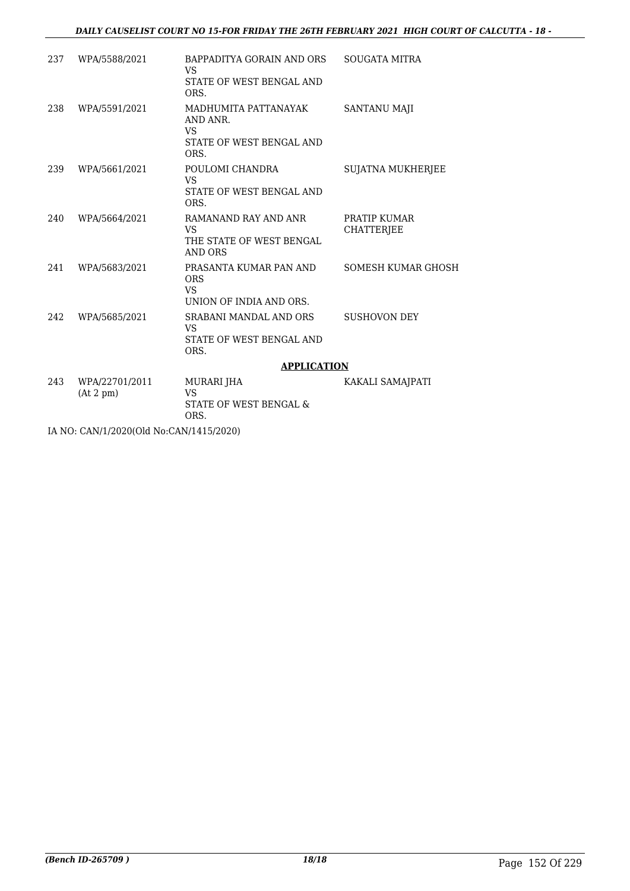| | | | |
|---|---|---|---|
| 237 | WPA/5588/2021 | BAPPADITYA GORAIN AND ORS<br>VS<br>STATE OF WEST BENGAL AND ORS. | SOUGATA MITRA |
| 238 | WPA/5591/2021 | MADHUMITA PATTANAYAK AND ANR.<br>VS<br>STATE OF WEST BENGAL AND ORS. | SANTANU MAJI |
| 239 | WPA/5661/2021 | POULOMI CHANDRA<br>VS<br>STATE OF WEST BENGAL AND ORS. | SUJATNA MUKHERJEE |
| 240 | WPA/5664/2021 | RAMANAND RAY AND ANR<br>VS<br>THE STATE OF WEST BENGAL AND ORS | PRATIP KUMAR CHATTERJEE |
| 241 | WPA/5683/2021 | PRASANTA KUMAR PAN AND ORS<br>VS<br>UNION OF INDIA AND ORS. | SOMESH KUMAR GHOSH |
| 242 | WPA/5685/2021 | SRABANI MANDAL AND ORS<br>VS<br>STATE OF WEST BENGAL AND ORS. | SUSHOVON DEY |

**APPLICATION**

| | | | |
|---|---|---|---|
| 243 | WPA/22701/2011<br>(At 2 pm) | MURARI JHA<br>VS<br>STATE OF WEST BENGAL & ORS. | KAKALI SAMAJPATI |

IA NO: CAN/1/2020(Old No:CAN/1415/2020)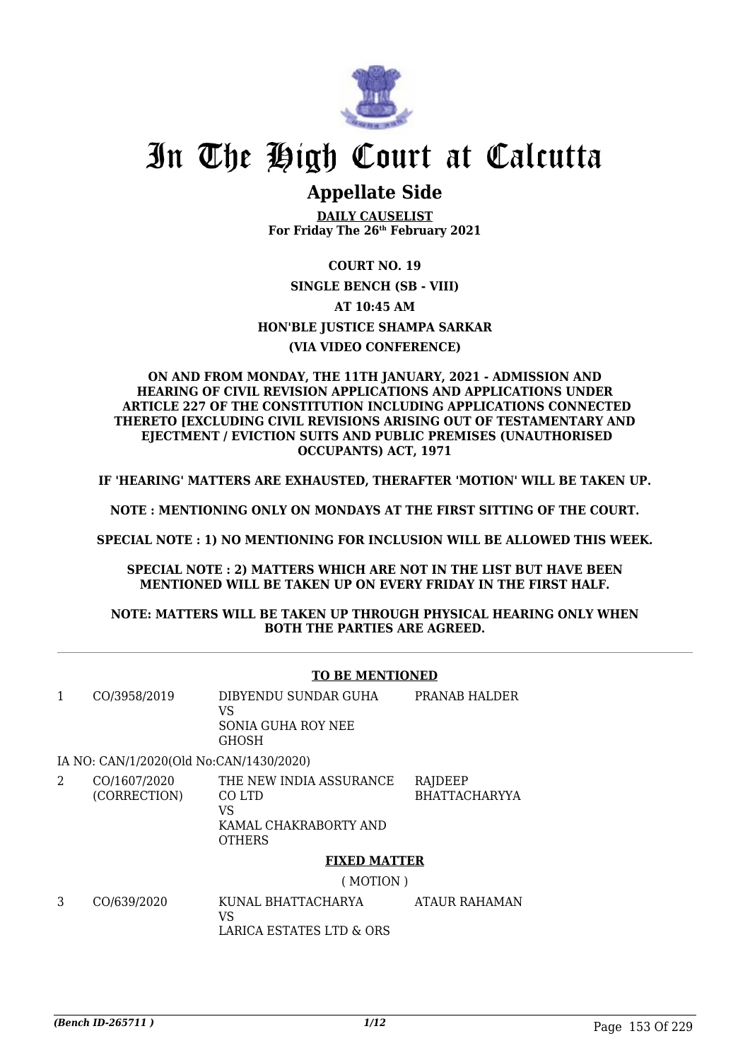# In The High Court at Calcutta

## Appellate Side

**DAILY CAUSELIST**
**For Friday The 26th February 2021**

**COURT NO. 19**

**SINGLE BENCH (SB - VIII)**

**AT 10:45 AM**

**HON'BLE JUSTICE SHAMPA SARKAR**

**(VIA VIDEO CONFERENCE)**

**ON AND FROM MONDAY, THE 11TH JANUARY, 2021 - ADMISSION AND HEARING OF CIVIL REVISION APPLICATIONS AND APPLICATIONS UNDER ARTICLE 227 OF THE CONSTITUTION INCLUDING APPLICATIONS CONNECTED THERETO [EXCLUDING CIVIL REVISIONS ARISING OUT OF TESTAMENTARY AND EJECTMENT / EVICTION SUITS AND PUBLIC PREMISES (UNAUTHORISED OCCUPANTS) ACT, 1971**

**IF 'HEARING' MATTERS ARE EXHAUSTED, THERAFTER 'MOTION' WILL BE TAKEN UP.**

**NOTE : MENTIONING ONLY ON MONDAYS AT THE FIRST SITTING OF THE COURT.**

**SPECIAL NOTE : 1) NO MENTIONING FOR INCLUSION WILL BE ALLOWED THIS WEEK.**

**SPECIAL NOTE : 2) MATTERS WHICH ARE NOT IN THE LIST BUT HAVE BEEN MENTIONED WILL BE TAKEN UP ON EVERY FRIDAY IN THE FIRST HALF.**

**NOTE: MATTERS WILL BE TAKEN UP THROUGH PHYSICAL HEARING ONLY WHEN BOTH THE PARTIES ARE AGREED.**

---

**TO BE MENTIONED**

| | | | |
|---|---|---|---|
| 1 | CO/3958/2019 | DIBYENDU SUNDAR GUHA<br>VS<br>SONIA GUHA ROY NEE GHOSH | PRANAB HALDER |

IA NO: CAN/1/2020(Old No:CAN/1430/2020)

| | | | |
|---|---|---|---|
| 2 | CO/1607/2020<br>(CORRECTION) | THE NEW INDIA ASSURANCE CO LTD<br>VS<br>KAMAL CHAKRABORTY AND OTHERS | RAJDEEP BHATTACHARYYA |

**FIXED MATTER**

( MOTION )

| | | | |
|---|---|---|---|
| 3 | CO/639/2020 | KUNAL BHATTACHARYA<br>VS<br>LARICA ESTATES LTD & ORS | ATAUR RAHAMAN |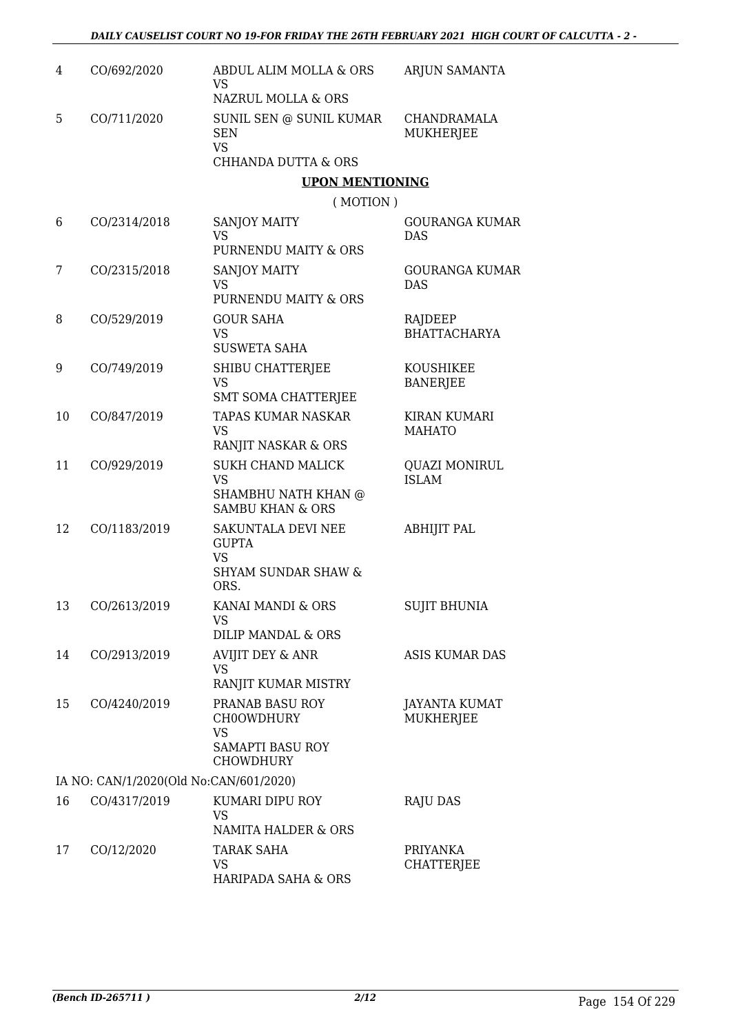| | | | |
|---|---|---|---|
| 4 | CO/692/2020 | ABDUL ALIM MOLLA & ORS<br>VS<br>NAZRUL MOLLA & ORS | ARJUN SAMANTA |
| 5 | CO/711/2020 | SUNIL SEN @ SUNIL KUMAR SEN<br>VS<br>CHHANDA DUTTA & ORS | CHANDRAMALA MUKHERJEE |

**UPON MENTIONING**

( MOTION )

| | | | |
|---|---|---|---|
| 6 | CO/2314/2018 | SANJOY MAITY<br>VS<br>PURNENDU MAITY & ORS | GOURANGA KUMAR DAS |
| 7 | CO/2315/2018 | SANJOY MAITY<br>VS<br>PURNENDU MAITY & ORS | GOURANGA KUMAR DAS |
| 8 | CO/529/2019 | GOUR SAHA<br>VS<br>SUSWETA SAHA | RAJDEEP BHATTACHARYA |
| 9 | CO/749/2019 | SHIBU CHATTERJEE<br>VS<br>SMT SOMA CHATTERJEE | KOUSHIKEE BANERJEE |
| 10 | CO/847/2019 | TAPAS KUMAR NASKAR<br>VS<br>RANJIT NASKAR & ORS | KIRAN KUMARI MAHATO |
| 11 | CO/929/2019 | SUKH CHAND MALICK<br>VS<br>SHAMBHU NATH KHAN @ SAMBU KHAN & ORS | QUAZI MONIRUL ISLAM |
| 12 | CO/1183/2019 | SAKUNTALA DEVI NEE GUPTA<br>VS<br>SHYAM SUNDAR SHAW & ORS. | ABHIJIT PAL |
| 13 | CO/2613/2019 | KANAI MANDI & ORS<br>VS<br>DILIP MANDAL & ORS | SUJIT BHUNIA |
| 14 | CO/2913/2019 | AVIJIT DEY & ANR<br>VS<br>RANJIT KUMAR MISTRY | ASIS KUMAR DAS |
| 15 | CO/4240/2019 | PRANAB BASU ROY CH0OWDHURY<br>VS<br>SAMAPTI BASU ROY CHOWDHURY | JAYANTA KUMAT MUKHERJEE |

IA NO: CAN/1/2020(Old No:CAN/601/2020)

| | | | |
|---|---|---|---|
| 16 | CO/4317/2019 | KUMARI DIPU ROY<br>VS<br>NAMITA HALDER & ORS | RAJU DAS |
| 17 | CO/12/2020 | TARAK SAHA<br>VS<br>HARIPADA SAHA & ORS | PRIYANKA CHATTERJEE |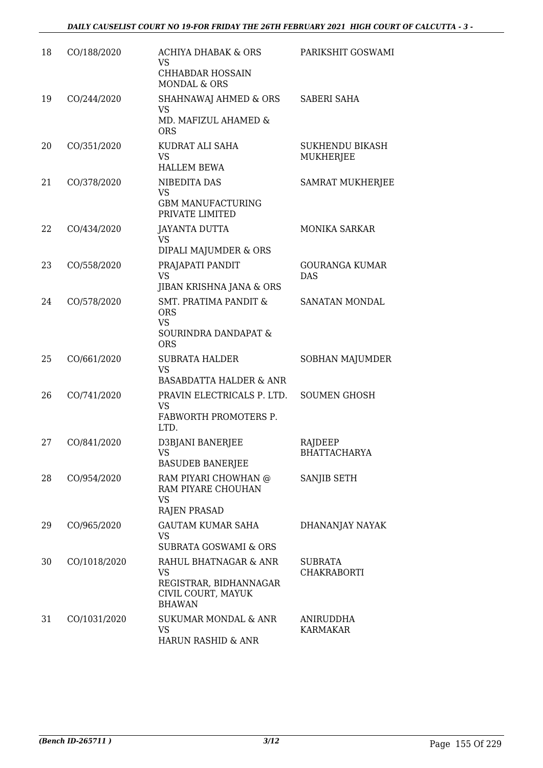| 18 | CO/188/2020 | ACHIYA DHABAK & ORS VS CHHABDAR HOSSAIN MONDAL & ORS | PARIKSHIT GOSWAMI |
|---|---|---|---|
| 19 | CO/244/2020 | SHAHNAWAJ AHMED & ORS VS MD. MAFIZUL AHAMED & ORS | SABERI SAHA |
| 20 | CO/351/2020 | KUDRAT ALI SAHA VS HALLEM BEWA | SUKHENDU BIKASH MUKHERJEE |
| 21 | CO/378/2020 | NIBEDITA DAS VS GBM MANUFACTURING PRIVATE LIMITED | SAMRAT MUKHERJEE |
| 22 | CO/434/2020 | JAYANTA DUTTA VS DIPALI MAJUMDER & ORS | MONIKA SARKAR |
| 23 | CO/558/2020 | PRAJAPATI PANDIT VS JIBAN KRISHNA JANA & ORS | GOURANGA KUMAR DAS |
| 24 | CO/578/2020 | SMT. PRATIMA PANDIT & ORS VS SOURINDRA DANDAPAT & ORS | SANATAN MONDAL |
| 25 | CO/661/2020 | SUBRATA HALDER VS BASABDATTA HALDER & ANR | SOBHAN MAJUMDER |
| 26 | CO/741/2020 | PRAVIN ELECTRICALS P. LTD. VS FABWORTH PROMOTERS P. LTD. | SOUMEN GHOSH |
| 27 | CO/841/2020 | D3BJANI BANERJEE VS BASUDEB BANERJEE | RAJDEEP BHATTACHARYA |
| 28 | CO/954/2020 | RAM PIYARI CHOWHAN @ RAM PIYARE CHOUHAN VS RAJEN PRASAD | SANJIB SETH |
| 29 | CO/965/2020 | GAUTAM KUMAR SAHA VS SUBRATA GOSWAMI & ORS | DHANANJAY NAYAK |
| 30 | CO/1018/2020 | RAHUL BHATNAGAR & ANR VS REGISTRAR, BIDHANNAGAR CIVIL COURT, MAYUK BHAWAN | SUBRATA CHAKRABORTI |
| 31 | CO/1031/2020 | SUKUMAR MONDAL & ANR VS HARUN RASHID & ANR | ANIRUDDHA KARMAKAR |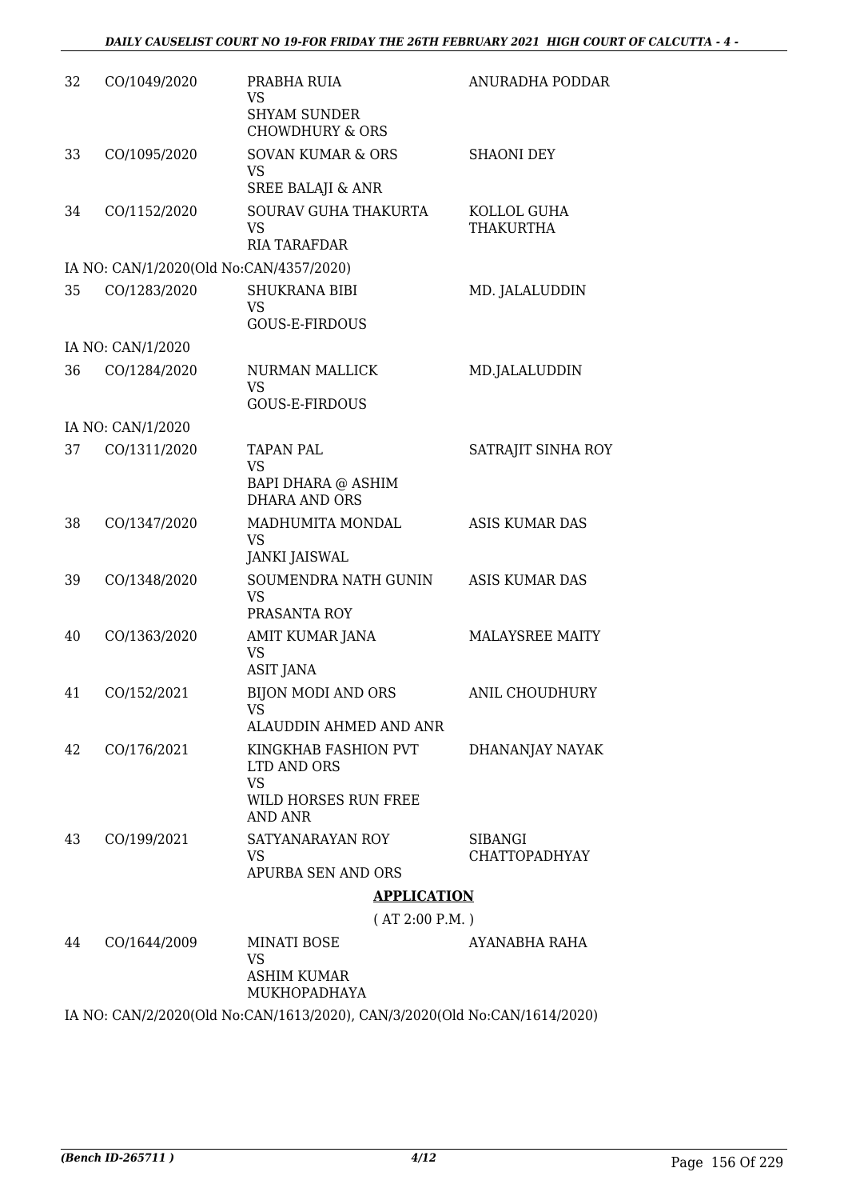| | | | |
|---|---|---|---|
| 32 | CO/1049/2020 | PRABHA RUIA<br>VS<br>SHYAM SUNDER CHOWDHURY & ORS | ANURADHA PODDAR |
| 33 | CO/1095/2020 | SOVAN KUMAR & ORS<br>VS<br>SREE BALAJI & ANR | SHAONI DEY |
| 34 | CO/1152/2020 | SOURAV GUHA THAKURTA<br>VS<br>RIA TARAFDAR | KOLLOL GUHA THAKURTHA |
| IA NO: CAN/1/2020(Old No:CAN/4357/2020) | | | |
| 35 | CO/1283/2020 | SHUKRANA BIBI<br>VS<br>GOUS-E-FIRDOUS | MD. JALALUDDIN |
| IA NO: CAN/1/2020 | | | |
| 36 | CO/1284/2020 | NURMAN MALLICK<br>VS<br>GOUS-E-FIRDOUS | MD.JALALUDDIN |
| IA NO: CAN/1/2020 | | | |
| 37 | CO/1311/2020 | TAPAN PAL<br>VS<br>BAPI DHARA @ ASHIM DHARA AND ORS | SATRAJIT SINHA ROY |
| 38 | CO/1347/2020 | MADHUMITA MONDAL<br>VS<br>JANKI JAISWAL | ASIS KUMAR DAS |
| 39 | CO/1348/2020 | SOUMENDRA NATH GUNIN<br>VS<br>PRASANTA ROY | ASIS KUMAR DAS |
| 40 | CO/1363/2020 | AMIT KUMAR JANA<br>VS<br>ASIT JANA | MALAYSREE MAITY |
| 41 | CO/152/2021 | BIJON MODI AND ORS<br>VS<br>ALAUDDIN AHMED AND ANR | ANIL CHOUDHURY |
| 42 | CO/176/2021 | KINGKHAB FASHION PVT LTD AND ORS<br>VS<br>WILD HORSES RUN FREE AND ANR | DHANANJAY NAYAK |
| 43 | CO/199/2021 | SATYANARAYAN ROY<br>VS<br>APURBA SEN AND ORS | SIBANGI CHATTOPADHYAY |

**APPLICATION**

( AT 2:00 P.M. )

| | | | |
|---|---|---|---|
| 44 | CO/1644/2009 | MINATI BOSE<br>VS<br>ASHIM KUMAR MUKHOPADHAYA | AYANABHA RAHA |

IA NO: CAN/2/2020(Old No:CAN/1613/2020), CAN/3/2020(Old No:CAN/1614/2020)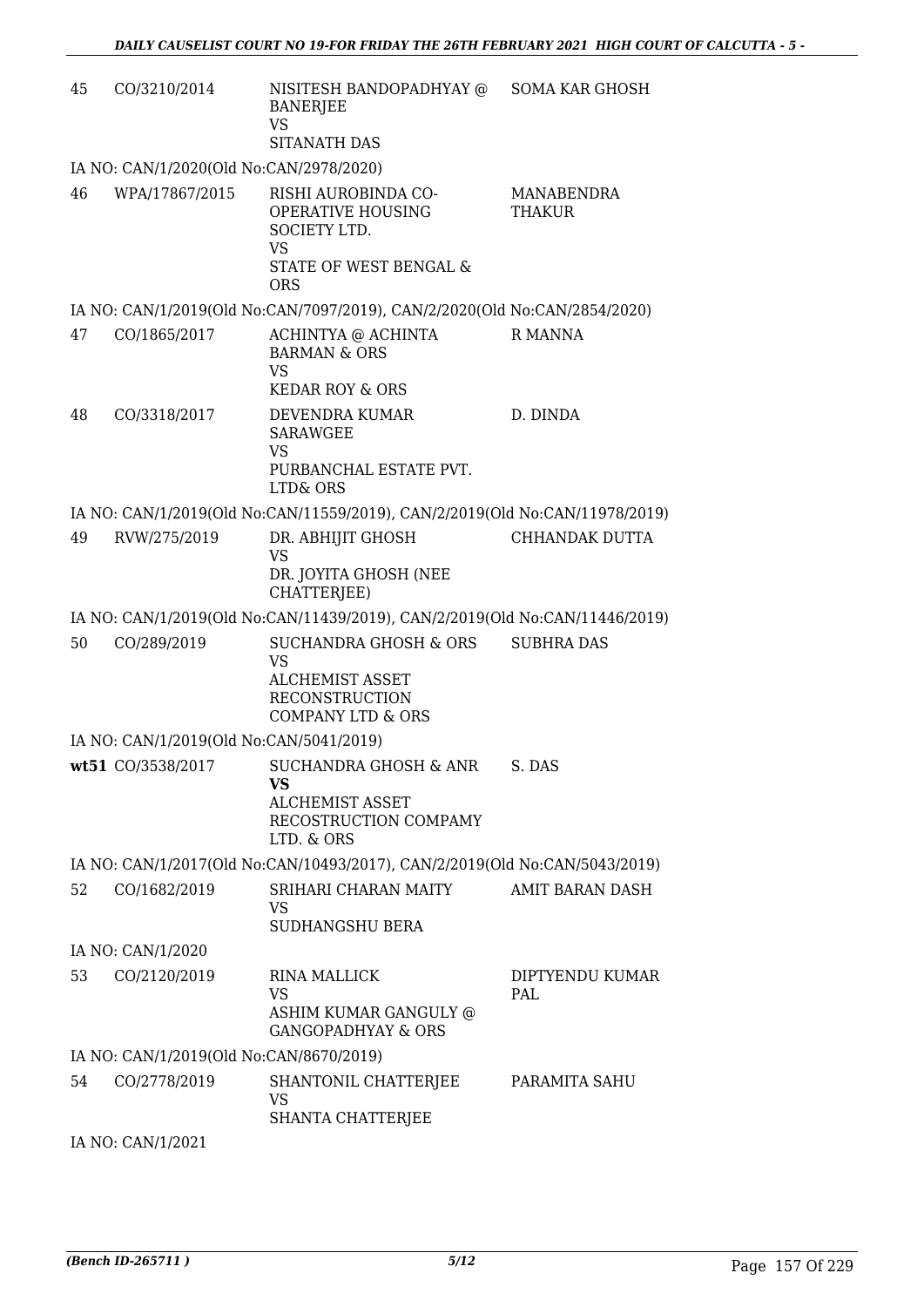| | | | |
|---|---|---|---|
| 45 | CO/3210/2014 | NISITESH BANDOPADHYAY @ BANERJEE<br>VS<br>SITANATH DAS | SOMA KAR GHOSH |
| IA NO: CAN/1/2020(Old No:CAN/2978/2020) | | | |
| 46 | WPA/17867/2015 | RISHI AUROBINDO CO-OPERATIVE HOUSING SOCIETY LTD.<br>VS<br>STATE OF WEST BENGAL & ORS | MANABENDRA THAKUR |
| IA NO: CAN/1/2019(Old No:CAN/7097/2019), CAN/2/2020(Old No:CAN/2854/2020) | | | |
| 47 | CO/1865/2017 | ACHINTYA @ ACHINTA BARMAN & ORS<br>VS<br>KEDAR ROY & ORS | R MANNA |
| 48 | CO/3318/2017 | DEVENDRA KUMAR SARAWGEE<br>VS<br>PURBANCHAL ESTATE PVT. LTD& ORS | D. DINDA |
| IA NO: CAN/1/2019(Old No:CAN/11559/2019), CAN/2/2019(Old No:CAN/11978/2019) | | | |
| 49 | RVW/275/2019 | DR. ABHIJIT GHOSH<br>VS<br>DR. JOYITA GHOSH (NEE CHATTERJEE) | CHHANDAK DUTTA |
| IA NO: CAN/1/2019(Old No:CAN/11439/2019), CAN/2/2019(Old No:CAN/11446/2019) | | | |
| 50 | CO/289/2019 | SUCHANDRA GHOSH & ORS<br>VS<br>ALCHEMIST ASSET RECONSTRUCTION COMPANY LTD & ORS | SUBHRA DAS |
| IA NO: CAN/1/2019(Old No:CAN/5041/2019) | | | |
| **wt51** | CO/3538/2017 | SUCHANDRA GHOSH & ANR<br>**VS**<br>ALCHEMIST ASSET RECOSTRUCTION COMPAMY LTD. & ORS | S. DAS |
| IA NO: CAN/1/2017(Old No:CAN/10493/2017), CAN/2/2019(Old No:CAN/5043/2019) | | | |
| 52 | CO/1682/2019 | SRIHARI CHARAN MAITY<br>VS<br>SUDHANGSHU BERA | AMIT BARAN DASH |
| IA NO: CAN/1/2020 | | | |
| 53 | CO/2120/2019 | RINA MALLICK<br>VS<br>ASHIM KUMAR GANGULY @ GANGOPADHYAY & ORS | DIPTYENDU KUMAR PAL |
| IA NO: CAN/1/2019(Old No:CAN/8670/2019) | | | |
| 54 | CO/2778/2019 | SHANTONIL CHATTERJEE<br>VS<br>SHANTA CHATTERJEE | PARAMITA SAHU |
| IA NO: CAN/1/2021 | | | |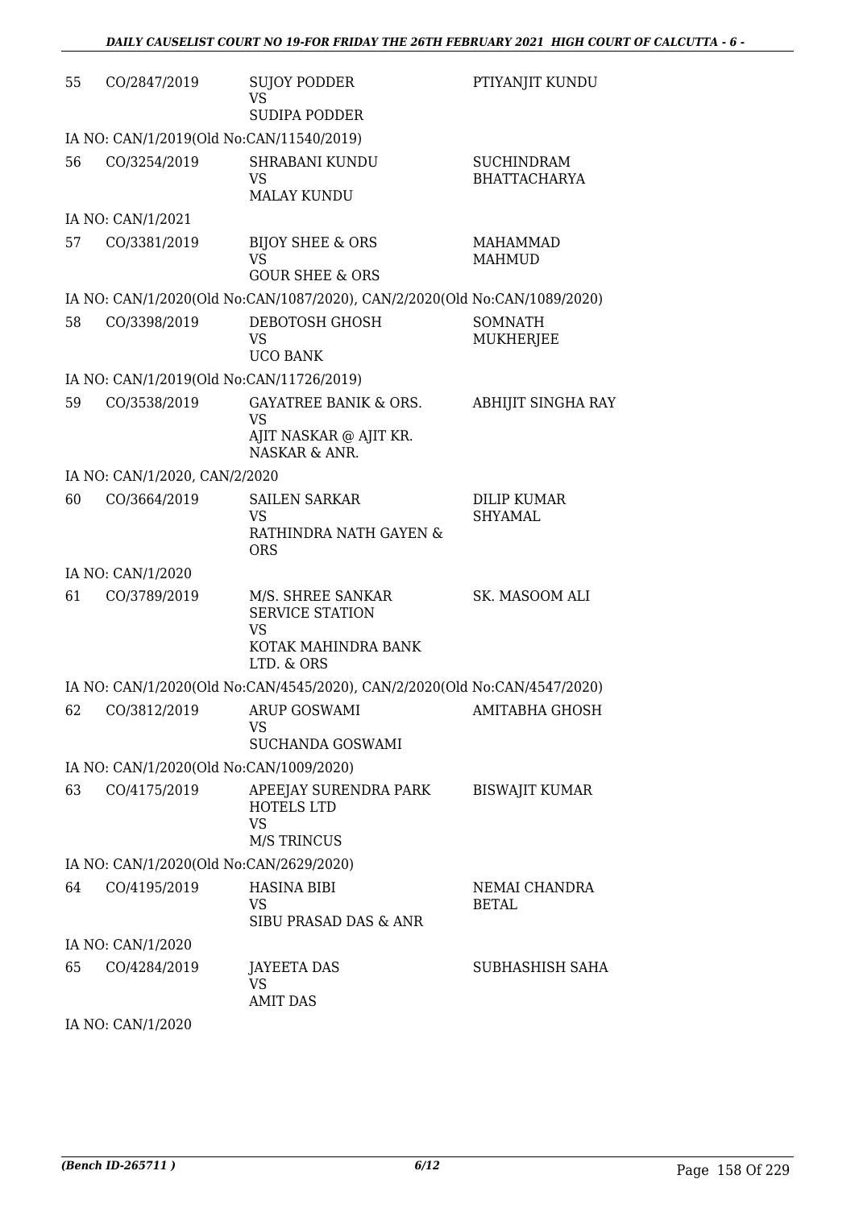| | | | |
|---|---|---|---|
| 55 | CO/2847/2019 | SUJOY PODDER<br>VS<br>SUDIPA PODDER | PTIYANJIT KUNDU |
| IA NO: CAN/1/2019(Old No:CAN/11540/2019) | | | |
| 56 | CO/3254/2019 | SHRABANI KUNDU<br>VS<br>MALAY KUNDU | SUCHINDRAM BHATTACHARYA |
| IA NO: CAN/1/2021 | | | |
| 57 | CO/3381/2019 | BIJOY SHEE & ORS<br>VS<br>GOUR SHEE & ORS | MAHAMMAD MAHMUD |
| IA NO: CAN/1/2020(Old No:CAN/1087/2020), CAN/2/2020(Old No:CAN/1089/2020) | | | |
| 58 | CO/3398/2019 | DEBOTOSH GHOSH<br>VS<br>UCO BANK | SOMNATH MUKHERJEE |
| IA NO: CAN/1/2019(Old No:CAN/11726/2019) | | | |
| 59 | CO/3538/2019 | GAYATREE BANIK & ORS.<br>VS<br>AJIT NASKAR @ AJIT KR. NASKAR & ANR. | ABHIJIT SINGHA RAY |
| IA NO: CAN/1/2020, CAN/2/2020 | | | |
| 60 | CO/3664/2019 | SAILEN SARKAR<br>VS<br>RATHINDRA NATH GAYEN & ORS | DILIP KUMAR SHYAMAL |
| IA NO: CAN/1/2020 | | | |
| 61 | CO/3789/2019 | M/S. SHREE SANKAR SERVICE STATION<br>VS<br>KOTAK MAHINDRA BANK LTD. & ORS | SK. MASOOM ALI |
| IA NO: CAN/1/2020(Old No:CAN/4545/2020), CAN/2/2020(Old No:CAN/4547/2020) | | | |
| 62 | CO/3812/2019 | ARUP GOSWAMI<br>VS<br>SUCHANDA GOSWAMI | AMITABHA GHOSH |
| IA NO: CAN/1/2020(Old No:CAN/1009/2020) | | | |
| 63 | CO/4175/2019 | APEEJAY SURENDRA PARK HOTELS LTD<br>VS<br>M/S TRINCUS | BISWAJIT KUMAR |
| IA NO: CAN/1/2020(Old No:CAN/2629/2020) | | | |
| 64 | CO/4195/2019 | HASINA BIBI<br>VS<br>SIBU PRASAD DAS & ANR | NEMAI CHANDRA BETAL |
| IA NO: CAN/1/2020 | | | |
| 65 | CO/4284/2019 | JAYEETA DAS<br>VS<br>AMIT DAS | SUBHASHISH SAHA |
| IA NO: CAN/1/2020 | | | |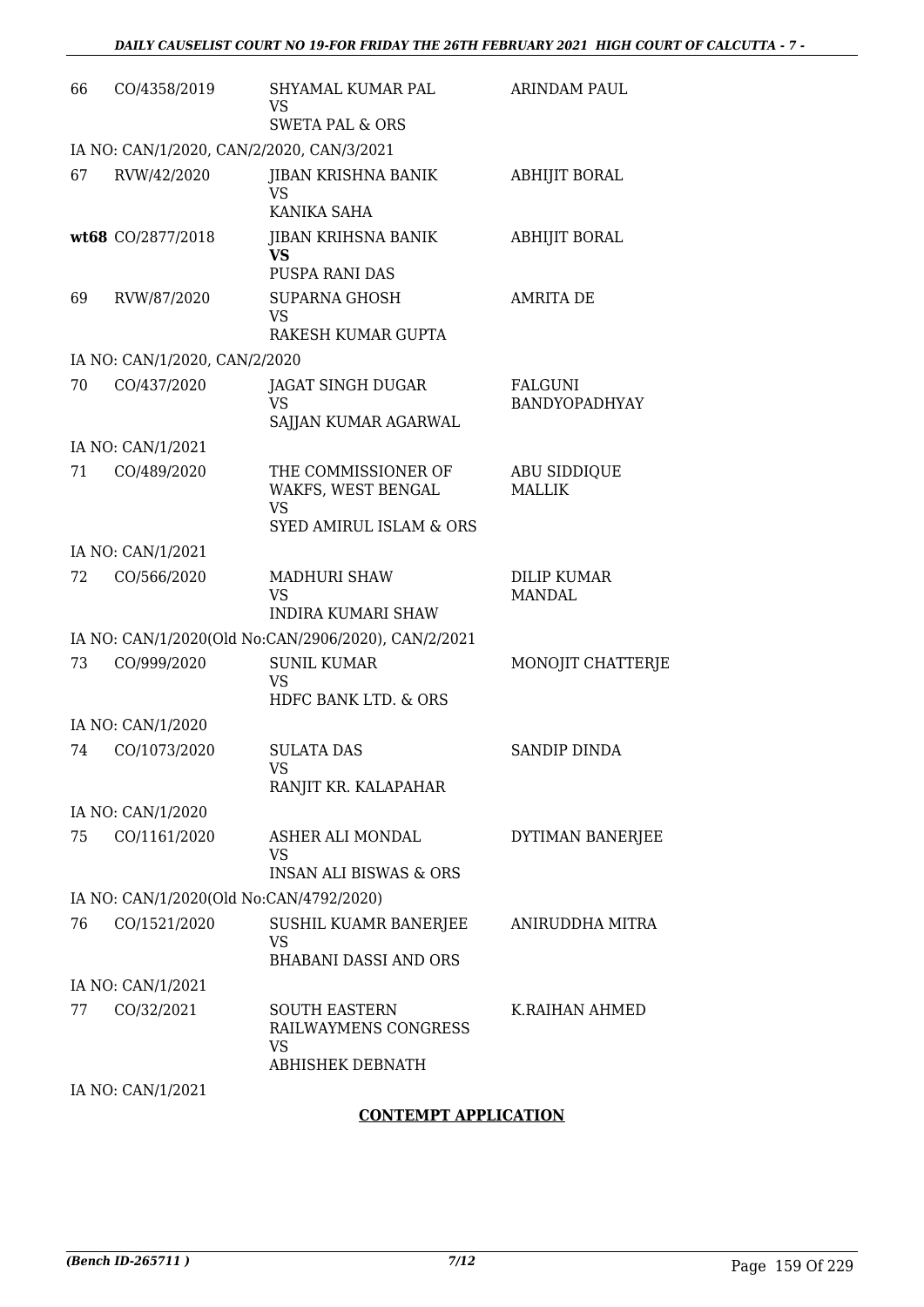| | | | |
|---|---|---|---|
| 66 | CO/4358/2019 | SHYAMAL KUMAR PAL<br>VS<br>SWETA PAL & ORS | ARINDAM PAUL |
| IA NO: CAN/1/2020, CAN/2/2020, CAN/3/2021 | | | |
| 67 | RVW/42/2020 | JIBAN KRISHNA BANIK<br>VS<br>KANIKA SAHA | ABHIJIT BORAL |
| **wt68** | CO/2877/2018 | JIBAN KRIHSNA BANIK<br>**VS**<br>PUSPA RANI DAS | ABHIJIT BORAL |
| 69 | RVW/87/2020 | SUPARNA GHOSH<br>VS<br>RAKESH KUMAR GUPTA | AMRITA DE |
| IA NO: CAN/1/2020, CAN/2/2020 | | | |
| 70 | CO/437/2020 | JAGAT SINGH DUGAR<br>VS<br>SAJJAN KUMAR AGARWAL | FALGUNI BANDYOPADHYAY |
| IA NO: CAN/1/2021 | | | |
| 71 | CO/489/2020 | THE COMMISSIONER OF WAKFS, WEST BENGAL<br>VS<br>SYED AMIRUL ISLAM & ORS | ABU SIDDIQUE MALLIK |
| IA NO: CAN/1/2021 | | | |
| 72 | CO/566/2020 | MADHURI SHAW<br>VS<br>INDIRA KUMARI SHAW | DILIP KUMAR MANDAL |
| IA NO: CAN/1/2020(Old No:CAN/2906/2020), CAN/2/2021 | | | |
| 73 | CO/999/2020 | SUNIL KUMAR<br>VS<br>HDFC BANK LTD. & ORS | MONOJIT CHATTERJE |
| IA NO: CAN/1/2020 | | | |
| 74 | CO/1073/2020 | SULATA DAS<br>VS<br>RANJIT KR. KALAPAHAR | SANDIP DINDA |
| IA NO: CAN/1/2020 | | | |
| 75 | CO/1161/2020 | ASHER ALI MONDAL<br>VS<br>INSAN ALI BISWAS & ORS | DYTIMAN BANERJEE |
| IA NO: CAN/1/2020(Old No:CAN/4792/2020) | | | |
| 76 | CO/1521/2020 | SUSHIL KUAMR BANERJEE<br>VS<br>BHABANI DASSI AND ORS | ANIRUDDHA MITRA |
| IA NO: CAN/1/2021 | | | |
| 77 | CO/32/2021 | SOUTH EASTERN RAILWAYMENS CONGRESS<br>VS<br>ABHISHEK DEBNATH | K.RAIHAN AHMED |
| IA NO: CAN/1/2021 | | | |

## CONTEMPT APPLICATION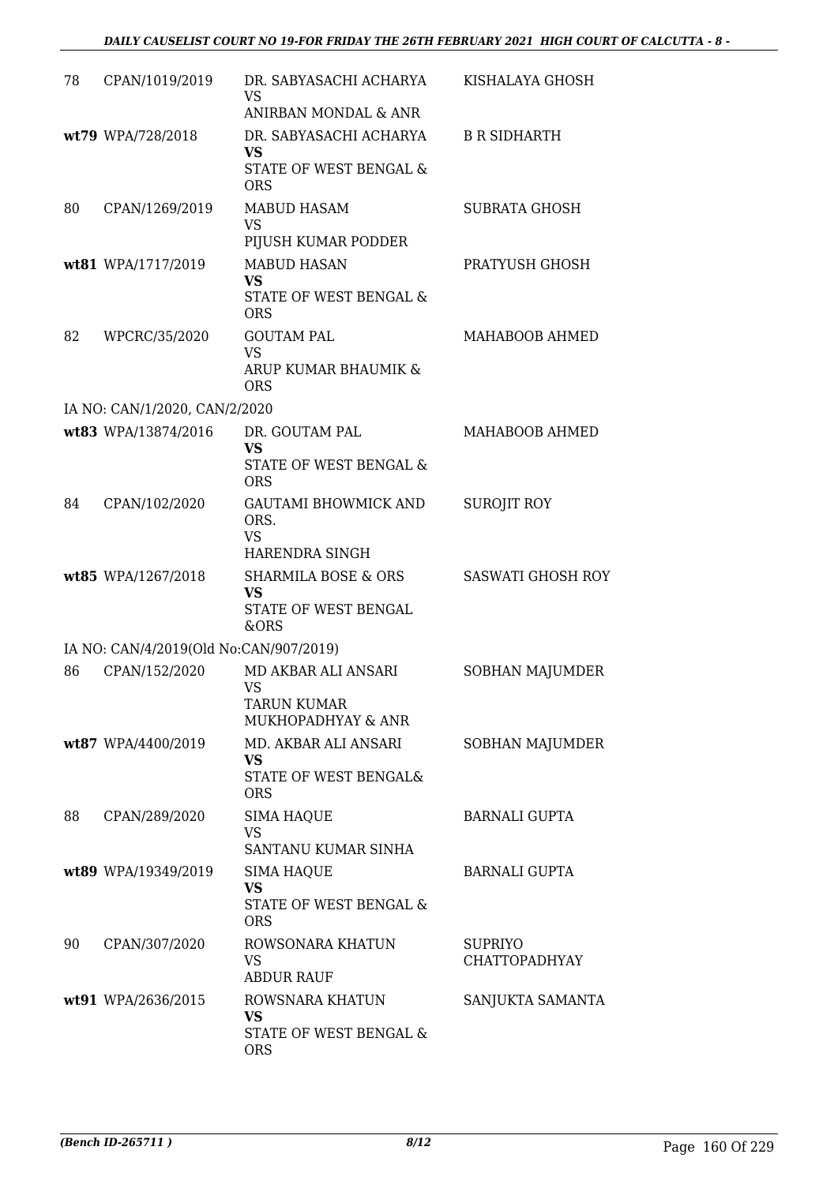| | | | |
|---|---|---|---|
| 78 | CPAN/1019/2019 | DR. SABYASACHI ACHARYA<br>VS<br>ANIRBAN MONDAL & ANR | KISHALAYA GHOSH |
| wt79 | WPA/728/2018 | DR. SABYASACHI ACHARYA<br>**VS**<br>STATE OF WEST BENGAL & ORS | B R SIDHARTH |
| 80 | CPAN/1269/2019 | MABUD HASAM<br>VS<br>PIJUSH KUMAR PODDER | SUBRATA GHOSH |
| wt81 | WPA/1717/2019 | MABUD HASAN<br>**VS**<br>STATE OF WEST BENGAL & ORS | PRATYUSH GHOSH |
| 82 | WPCRC/35/2020 | GOUTAM PAL<br>VS<br>ARUP KUMAR BHAUMIK & ORS | MAHABOOB AHMED |
| IA NO: CAN/1/2020, CAN/2/2020 | | | |
| wt83 | WPA/13874/2016 | DR. GOUTAM PAL<br>**VS**<br>STATE OF WEST BENGAL & ORS | MAHABOOB AHMED |
| 84 | CPAN/102/2020 | GAUTAMI BHOWMICK AND ORS.<br>VS<br>HARENDRA SINGH | SUROJIT ROY |
| wt85 | WPA/1267/2018 | SHARMILA BOSE & ORS<br>**VS**<br>STATE OF WEST BENGAL &ORS | SASWATI GHOSH ROY |
| IA NO: CAN/4/2019(Old No:CAN/907/2019) | | | |
| 86 | CPAN/152/2020 | MD AKBAR ALI ANSARI<br>VS<br>TARUN KUMAR MUKHOPADHYAY & ANR | SOBHAN MAJUMDER |
| wt87 | WPA/4400/2019 | MD. AKBAR ALI ANSARI<br>**VS**<br>STATE OF WEST BENGAL& ORS | SOBHAN MAJUMDER |
| 88 | CPAN/289/2020 | SIMA HAQUE<br>VS<br>SANTANU KUMAR SINHA | BARNALI GUPTA |
| wt89 | WPA/19349/2019 | SIMA HAQUE<br>**VS**<br>STATE OF WEST BENGAL & ORS | BARNALI GUPTA |
| 90 | CPAN/307/2020 | ROWSONARA KHATUN<br>VS<br>ABDUR RAUF | SUPRIYO CHATTOPADHYAY |
| wt91 | WPA/2636/2015 | ROWSNARA KHATUN<br>**VS**<br>STATE OF WEST BENGAL & ORS | SANJUKTA SAMANTA |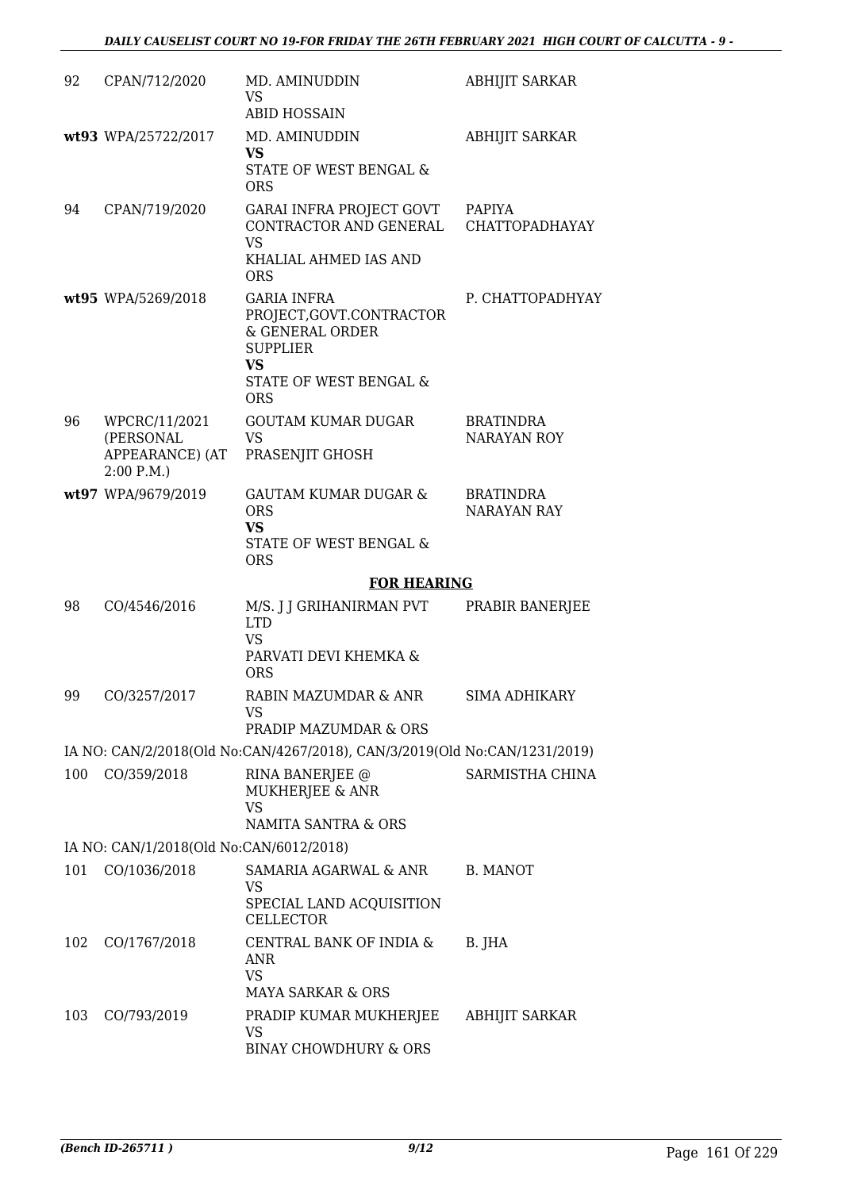| | | | |
|---|---|---|---|
| 92 | CPAN/712/2020 | MD. AMINUDDIN<br>VS<br>ABID HOSSAIN | ABHIJIT SARKAR |
| **wt93** | WPA/25722/2017 | MD. AMINUDDIN<br>**VS**<br>STATE OF WEST BENGAL & ORS | ABHIJIT SARKAR |
| 94 | CPAN/719/2020 | GARAI INFRA PROJECT GOVT CONTRACTOR AND GENERAL<br>VS<br>KHALIAL AHMED IAS AND ORS | PAPIYA CHATTOPADHAYAY |
| **wt95** | WPA/5269/2018 | GARIA INFRA PROJECT,GOVT.CONTRACTOR & GENERAL ORDER SUPPLIER<br>**VS**<br>STATE OF WEST BENGAL & ORS | P. CHATTOPADHYAY |
| 96 | WPCRC/11/2021 (PERSONAL APPEARANCE) (AT 2:00 P.M.) | GOUTAM KUMAR DUGAR<br>VS<br>PRASENJIT GHOSH | BRATINDRA NARAYAN ROY |
| **wt97** | WPA/9679/2019 | GAUTAM KUMAR DUGAR & ORS<br>**VS**<br>STATE OF WEST BENGAL & ORS | BRATINDRA NARAYAN RAY |

**FOR HEARING**

| | | | |
|---|---|---|---|
| 98 | CO/4546/2016 | M/S. J J GRIHANIRMAN PVT LTD<br>VS<br>PARVATI DEVI KHEMKA & ORS | PRABIR BANERJEE |
| 99 | CO/3257/2017 | RABIN MAZUMDAR & ANR<br>VS<br>PRADIP MAZUMDAR & ORS | SIMA ADHIKARY |

IA NO: CAN/2/2018(Old No:CAN/4267/2018), CAN/3/2019(Old No:CAN/1231/2019)

| | | | |
|---|---|---|---|
| 100 | CO/359/2018 | RINA BANERJEE @ MUKHERJEE & ANR<br>VS<br>NAMITA SANTRA & ORS | SARMISTHA CHINA |

IA NO: CAN/1/2018(Old No:CAN/6012/2018)

| | | | |
|---|---|---|---|
| 101 | CO/1036/2018 | SAMARIA AGARWAL & ANR<br>VS<br>SPECIAL LAND ACQUISITION CELLECTOR | B. MANOT |
| 102 | CO/1767/2018 | CENTRAL BANK OF INDIA & ANR<br>VS<br>MAYA SARKAR & ORS | B. JHA |
| 103 | CO/793/2019 | PRADIP KUMAR MUKHERJEE<br>VS<br>BINAY CHOWDHURY & ORS | ABHIJIT SARKAR |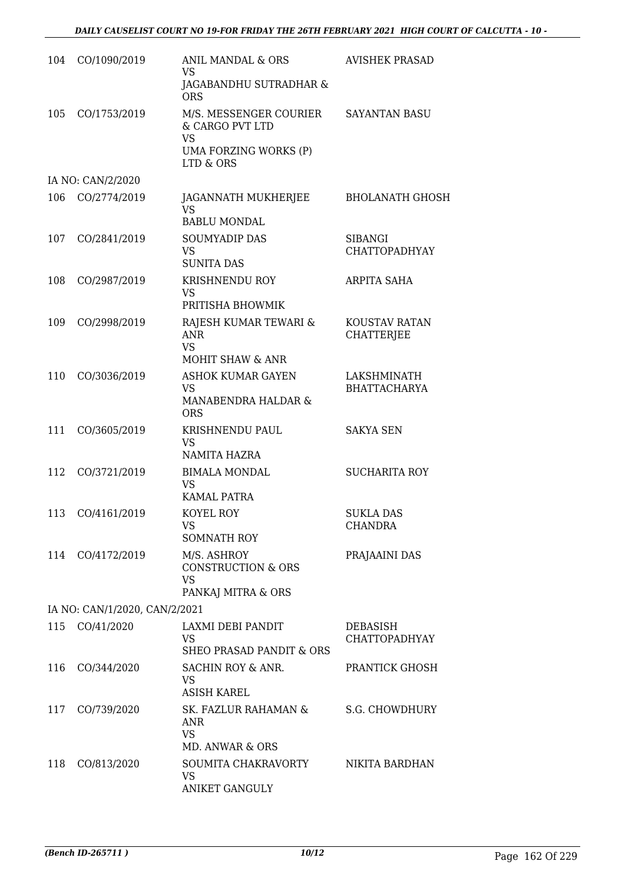| | | | |
|---|---|---|---|
| 104 | CO/1090/2019 | ANIL MANDAL & ORS<br>VS<br>JAGABANDHU SUTRADHAR & ORS | AVISHEK PRASAD |
| 105 | CO/1753/2019 | M/S. MESSENGER COURIER & CARGO PVT LTD<br>VS<br>UMA FORZING WORKS (P) LTD & ORS | SAYANTAN BASU |
| | IA NO: CAN/2/2020 | | |
| 106 | CO/2774/2019 | JAGANNATH MUKHERJEE<br>VS<br>BABLU MONDAL | BHOLANATH GHOSH |
| 107 | CO/2841/2019 | SOUMYADIP DAS<br>VS<br>SUNITA DAS | SIBANGI CHATTOPADHYAY |
| 108 | CO/2987/2019 | KRISHNENDU ROY<br>VS<br>PRITISHA BHOWMIK | ARPITA SAHA |
| 109 | CO/2998/2019 | RAJESH KUMAR TEWARI & ANR<br>VS<br>MOHIT SHAW & ANR | KOUSTAV RATAN CHATTERJEE |
| 110 | CO/3036/2019 | ASHOK KUMAR GAYEN<br>VS<br>MANABENDRA HALDAR & ORS | LAKSHMINATH BHATTACHARYA |
| 111 | CO/3605/2019 | KRISHNENDU PAUL<br>VS<br>NAMITA HAZRA | SAKYA SEN |
| 112 | CO/3721/2019 | BIMALA MONDAL<br>VS<br>KAMAL PATRA | SUCHARITA ROY |
| 113 | CO/4161/2019 | KOYEL ROY<br>VS<br>SOMNATH ROY | SUKLA DAS CHANDRA |
| 114 | CO/4172/2019 | M/S. ASHROY CONSTRUCTION & ORS<br>VS<br>PANKAJ MITRA & ORS | PRAJAAINI DAS |
| | IA NO: CAN/1/2020, CAN/2/2021 | | |
| 115 | CO/41/2020 | LAXMI DEBI PANDIT<br>VS<br>SHEO PRASAD PANDIT & ORS | DEBASISH CHATTOPADHYAY |
| 116 | CO/344/2020 | SACHIN ROY & ANR.<br>VS<br>ASISH KAREL | PRANTICK GHOSH |
| 117 | CO/739/2020 | SK. FAZLUR RAHAMAN & ANR<br>VS<br>MD. ANWAR & ORS | S.G. CHOWDHURY |
| 118 | CO/813/2020 | SOUMITA CHAKRAVORTY<br>VS<br>ANIKET GANGULY | NIKITA BARDHAN |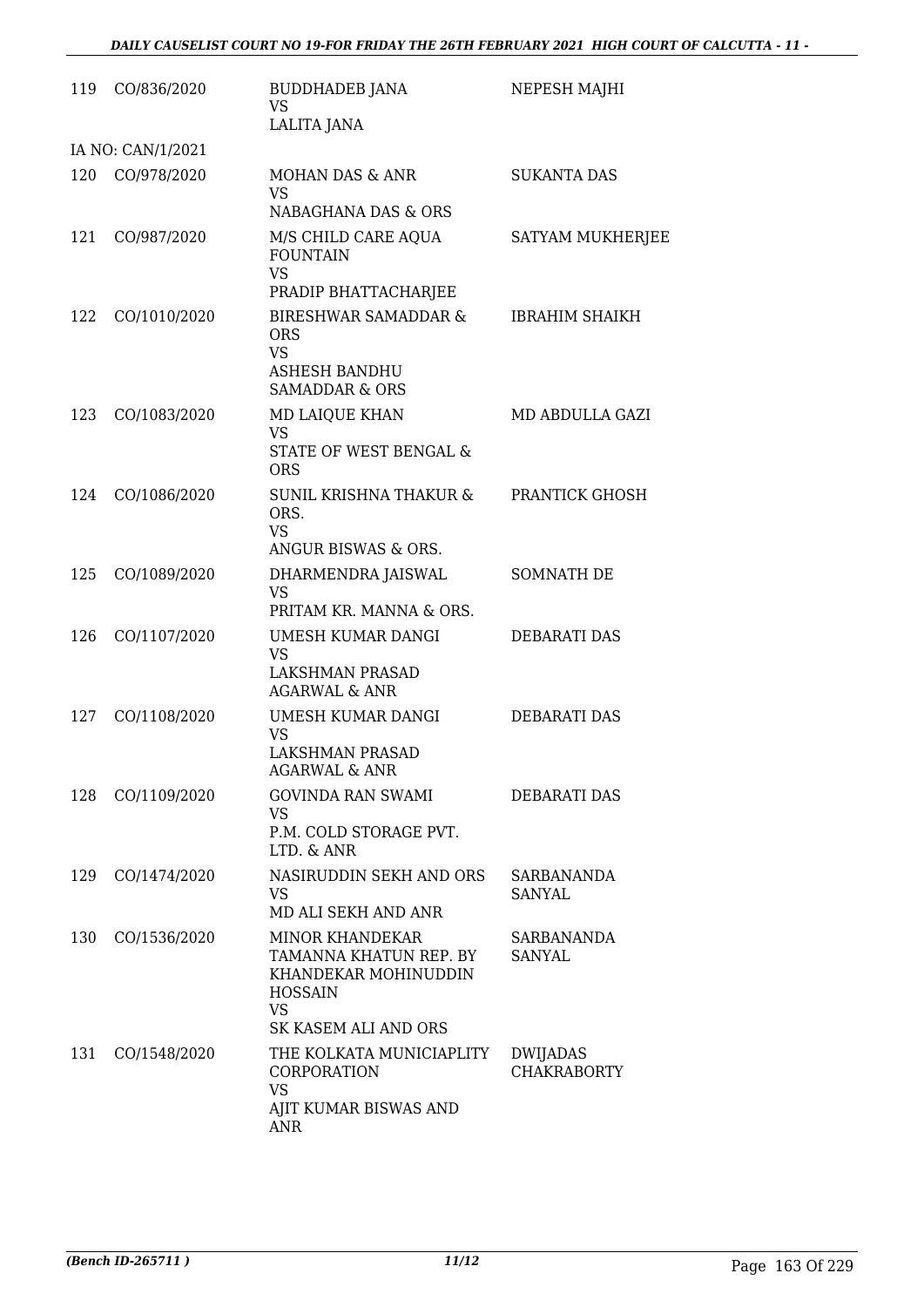| | | | |
|---|---|---|---|
| 119 | CO/836/2020 | BUDDHADEB JANA<br>VS<br>LALITA JANA | NEPESH MAJHI |
| IA NO: CAN/1/2021 | | | |
| 120 | CO/978/2020 | MOHAN DAS & ANR<br>VS<br>NABAGHANA DAS & ORS | SUKANTA DAS |
| 121 | CO/987/2020 | M/S CHILD CARE AQUA FOUNTAIN<br>VS<br>PRADIP BHATTACHARJEE | SATYAM MUKHERJEE |
| 122 | CO/1010/2020 | BIRESHWAR SAMADDAR & ORS<br>VS<br>ASHESH BANDHU SAMADDAR & ORS | IBRAHIM SHAIKH |
| 123 | CO/1083/2020 | MD LAIQUE KHAN<br>VS<br>STATE OF WEST BENGAL & ORS | MD ABDULLA GAZI |
| 124 | CO/1086/2020 | SUNIL KRISHNA THAKUR & ORS.<br>VS<br>ANGUR BISWAS & ORS. | PRANTICK GHOSH |
| 125 | CO/1089/2020 | DHARMENDRA JAISWAL<br>VS<br>PRITAM KR. MANNA & ORS. | SOMNATH DE |
| 126 | CO/1107/2020 | UMESH KUMAR DANGI<br>VS<br>LAKSHMAN PRASAD AGARWAL & ANR | DEBARATI DAS |
| 127 | CO/1108/2020 | UMESH KUMAR DANGI<br>VS<br>LAKSHMAN PRASAD AGARWAL & ANR | DEBARATI DAS |
| 128 | CO/1109/2020 | GOVINDA RAN SWAMI<br>VS<br>P.M. COLD STORAGE PVT. LTD. & ANR | DEBARATI DAS |
| 129 | CO/1474/2020 | NASIRUDDIN SEKH AND ORS<br>VS<br>MD ALI SEKH AND ANR | SARBANANDA SANYAL |
| 130 | CO/1536/2020 | MINOR KHANDEKAR TAMANNA KHATUN REP. BY KHANDEKAR MOHINUDDIN HOSSAIN<br>VS<br>SK KASEM ALI AND ORS | SARBANANDA SANYAL |
| 131 | CO/1548/2020 | THE KOLKATA MUNICIAPLITY CORPORATION<br>VS<br>AJIT KUMAR BISWAS AND ANR | DWIJADAS CHAKRABORTY |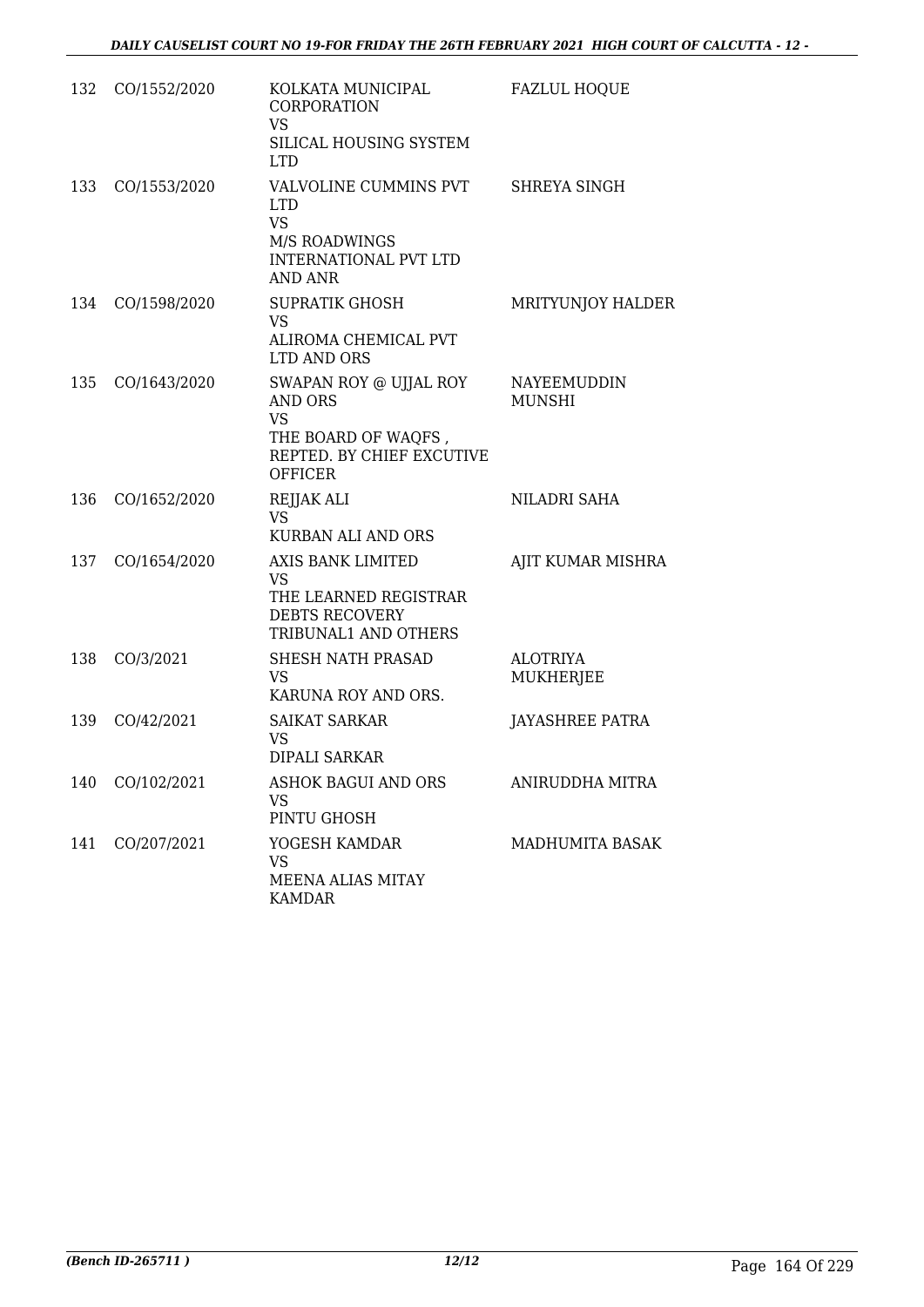| 132 | CO/1552/2020 | KOLKATA MUNICIPAL CORPORATION<br>VS<br>SILICAL HOUSING SYSTEM LTD | FAZLUL HOQUE |
|---|---|---|---|
| 133 | CO/1553/2020 | VALVOLINE CUMMINS PVT LTD<br>VS<br>M/S ROADWINGS INTERNATIONAL PVT LTD AND ANR | SHREYA SINGH |
| 134 | CO/1598/2020 | SUPRATIK GHOSH<br>VS<br>ALIROMA CHEMICAL PVT LTD AND ORS | MRITYUNJOY HALDER |
| 135 | CO/1643/2020 | SWAPAN ROY @ UJJAL ROY AND ORS<br>VS<br>THE BOARD OF WAQFS , REPTED. BY CHIEF EXCUTIVE OFFICER | NAYEEMUDDIN MUNSHI |
| 136 | CO/1652/2020 | REJJAK ALI<br>VS<br>KURBAN ALI AND ORS | NILADRI SAHA |
| 137 | CO/1654/2020 | AXIS BANK LIMITED<br>VS<br>THE LEARNED REGISTRAR DEBTS RECOVERY TRIBUNAL1 AND OTHERS | AJIT KUMAR MISHRA |
| 138 | CO/3/2021 | SHESH NATH PRASAD<br>VS<br>KARUNA ROY AND ORS. | ALOTRIYA MUKHERJEE |
| 139 | CO/42/2021 | SAIKAT SARKAR<br>VS<br>DIPALI SARKAR | JAYASHREE PATRA |
| 140 | CO/102/2021 | ASHOK BAGUI AND ORS<br>VS<br>PINTU GHOSH | ANIRUDDHA MITRA |
| 141 | CO/207/2021 | YOGESH KAMDAR<br>VS<br>MEENA ALIAS MITAY KAMDAR | MADHUMITA BASAK |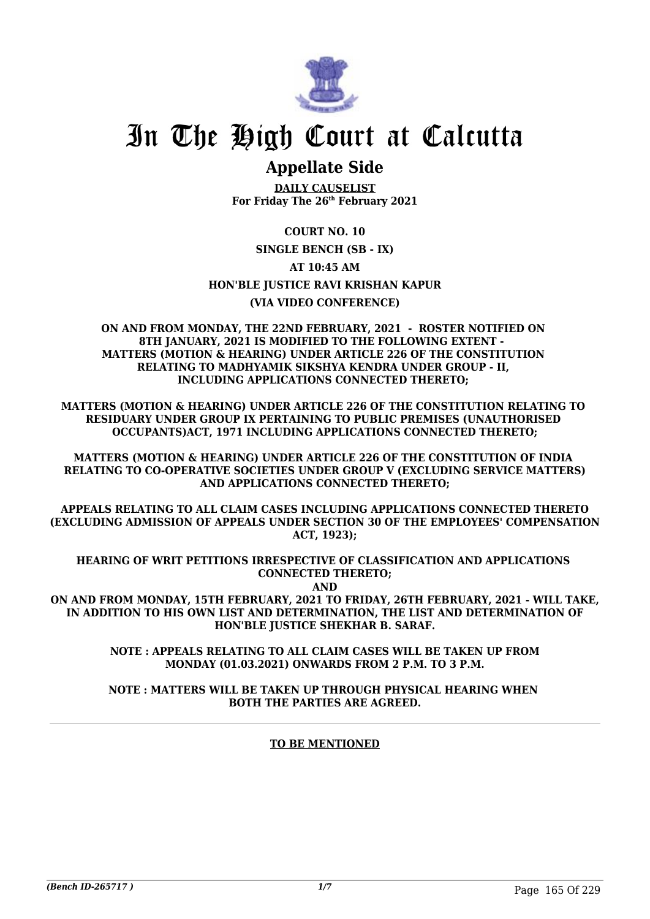# In The High Court at Calcutta

## Appellate Side

**DAILY CAUSELIST**
**For Friday The 26th February 2021**

**COURT NO. 10**

**SINGLE BENCH (SB - IX)**

**AT 10:45 AM**

**HON'BLE JUSTICE RAVI KRISHAN KAPUR**

**(VIA VIDEO CONFERENCE)**

**ON AND FROM MONDAY, THE 22ND FEBRUARY, 2021 - ROSTER NOTIFIED ON 8TH JANUARY, 2021 IS MODIFIED TO THE FOLLOWING EXTENT - MATTERS (MOTION & HEARING) UNDER ARTICLE 226 OF THE CONSTITUTION RELATING TO MADHYAMIK SIKSHYA KENDRA UNDER GROUP - II, INCLUDING APPLICATIONS CONNECTED THERETO;**

**MATTERS (MOTION & HEARING) UNDER ARTICLE 226 OF THE CONSTITUTION RELATING TO RESIDUARY UNDER GROUP IX PERTAINING TO PUBLIC PREMISES (UNAUTHORISED OCCUPANTS)ACT, 1971 INCLUDING APPLICATIONS CONNECTED THERETO;**

**MATTERS (MOTION & HEARING) UNDER ARTICLE 226 OF THE CONSTITUTION OF INDIA RELATING TO CO-OPERATIVE SOCIETIES UNDER GROUP V (EXCLUDING SERVICE MATTERS) AND APPLICATIONS CONNECTED THERETO;**

**APPEALS RELATING TO ALL CLAIM CASES INCLUDING APPLICATIONS CONNECTED THERETO (EXCLUDING ADMISSION OF APPEALS UNDER SECTION 30 OF THE EMPLOYEES' COMPENSATION ACT, 1923);**

**HEARING OF WRIT PETITIONS IRRESPECTIVE OF CLASSIFICATION AND APPLICATIONS CONNECTED THERETO;**

**AND**

**ON AND FROM MONDAY, 15TH FEBRUARY, 2021 TO FRIDAY, 26TH FEBRUARY, 2021 - WILL TAKE, IN ADDITION TO HIS OWN LIST AND DETERMINATION, THE LIST AND DETERMINATION OF HON'BLE JUSTICE SHEKHAR B. SARAF.**

**NOTE : APPEALS RELATING TO ALL CLAIM CASES WILL BE TAKEN UP FROM MONDAY (01.03.2021) ONWARDS FROM 2 P.M. TO 3 P.M.**

**NOTE : MATTERS WILL BE TAKEN UP THROUGH PHYSICAL HEARING WHEN BOTH THE PARTIES ARE AGREED.**

**TO BE MENTIONED**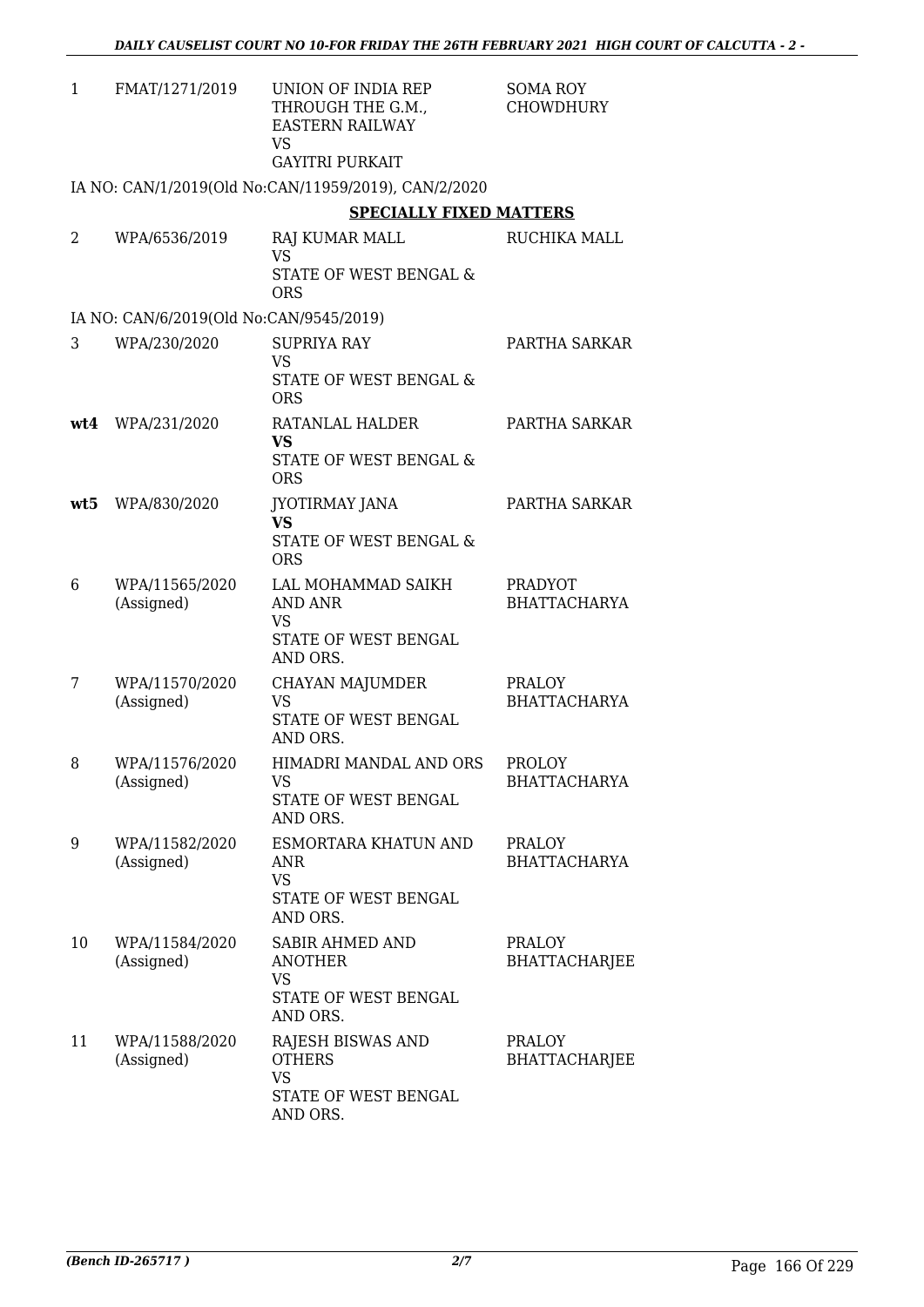| 1 | FMAT/1271/2019 | UNION OF INDIA REP THROUGH THE G.M., EASTERN RAILWAY VS GAYITRI PURKAIT | SOMA ROY CHOWDHURY |
|---|---|---|---|

IA NO: CAN/1/2019(Old No:CAN/11959/2019), CAN/2/2020

**SPECIALLY FIXED MATTERS**

| | | | |
|---|---|---|---|
| 2 | WPA/6536/2019 | RAJ KUMAR MALL VS STATE OF WEST BENGAL & ORS | RUCHIKA MALL |

IA NO: CAN/6/2019(Old No:CAN/9545/2019)

| | | | |
|---|---|---|---|
| 3 | WPA/230/2020 | SUPRIYA RAY VS STATE OF WEST BENGAL & ORS | PARTHA SARKAR |
| **wt4** | WPA/231/2020 | RATANLAL HALDER **VS** STATE OF WEST BENGAL & ORS | PARTHA SARKAR |
| **wt5** | WPA/830/2020 | JYOTIRMAY JANA **VS** STATE OF WEST BENGAL & ORS | PARTHA SARKAR |
| 6 | WPA/11565/2020 (Assigned) | LAL MOHAMMAD SAIKH AND ANR VS STATE OF WEST BENGAL AND ORS. | PRADYOT BHATTACHARYA |
| 7 | WPA/11570/2020 (Assigned) | CHAYAN MAJUMDER VS STATE OF WEST BENGAL AND ORS. | PRALOY BHATTACHARYA |
| 8 | WPA/11576/2020 (Assigned) | HIMADRI MANDAL AND ORS VS STATE OF WEST BENGAL AND ORS. | PROLOY BHATTACHARYA |
| 9 | WPA/11582/2020 (Assigned) | ESMORTARA KHATUN AND ANR VS STATE OF WEST BENGAL AND ORS. | PRALOY BHATTACHARYA |
| 10 | WPA/11584/2020 (Assigned) | SABIR AHMED AND ANOTHER VS STATE OF WEST BENGAL AND ORS. | PRALOY BHATTACHARJEE |
| 11 | WPA/11588/2020 (Assigned) | RAJESH BISWAS AND OTHERS VS STATE OF WEST BENGAL AND ORS. | PRALOY BHATTACHARJEE |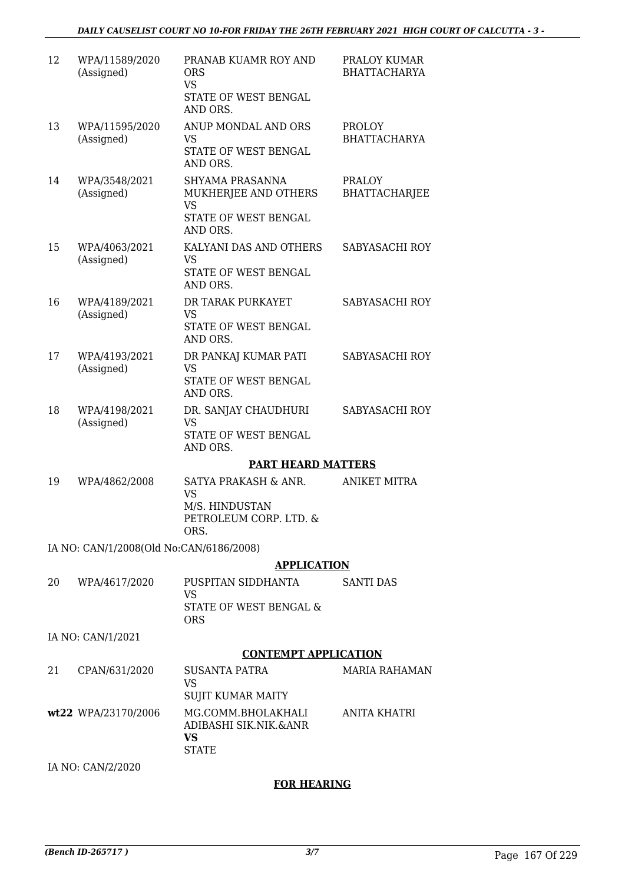| | | | |
|---|---|---|---|
| 12 | WPA/11589/2020 (Assigned) | PRANAB KUAMR ROY AND ORS<br>VS<br>STATE OF WEST BENGAL AND ORS. | PRALOY KUMAR BHATTACHARYA |
| 13 | WPA/11595/2020 (Assigned) | ANUP MONDAL AND ORS<br>VS<br>STATE OF WEST BENGAL AND ORS. | PROLOY BHATTACHARYA |
| 14 | WPA/3548/2021 (Assigned) | SHYAMA PRASANNA MUKHERJEE AND OTHERS<br>VS<br>STATE OF WEST BENGAL AND ORS. | PRALOY BHATTACHARJEE |
| 15 | WPA/4063/2021 (Assigned) | KALYANI DAS AND OTHERS<br>VS<br>STATE OF WEST BENGAL AND ORS. | SABYASACHI ROY |
| 16 | WPA/4189/2021 (Assigned) | DR TARAK PURKAYET<br>VS<br>STATE OF WEST BENGAL AND ORS. | SABYASACHI ROY |
| 17 | WPA/4193/2021 (Assigned) | DR PANKAJ KUMAR PATI<br>VS<br>STATE OF WEST BENGAL AND ORS. | SABYASACHI ROY |
| 18 | WPA/4198/2021 (Assigned) | DR. SANJAY CHAUDHURI<br>VS<br>STATE OF WEST BENGAL AND ORS. | SABYASACHI ROY |

**PART HEARD MATTERS**

| | | | |
|---|---|---|---|
| 19 | WPA/4862/2008 | SATYA PRAKASH & ANR.<br>VS<br>M/S. HINDUSTAN PETROLEUM CORP. LTD. & ORS. | ANIKET MITRA |

IA NO: CAN/1/2008(Old No:CAN/6186/2008)

**APPLICATION**

| | | | |
|---|---|---|---|
| 20 | WPA/4617/2020 | PUSPITAN SIDDHANTA<br>VS<br>STATE OF WEST BENGAL & ORS | SANTI DAS |

IA NO: CAN/1/2021

**CONTEMPT APPLICATION**

| | | | |
|---|---|---|---|
| 21 | CPAN/631/2020 | SUSANTA PATRA<br>VS<br>SUJIT KUMAR MAITY | MARIA RAHAMAN |
| **wt22** | WPA/23170/2006 | MG.COMM.BHOLAKHALI ADIBASHI SIK.NIK.&ANR<br>**VS**<br>STATE | ANITA KHATRI |

IA NO: CAN/2/2020

**FOR HEARING**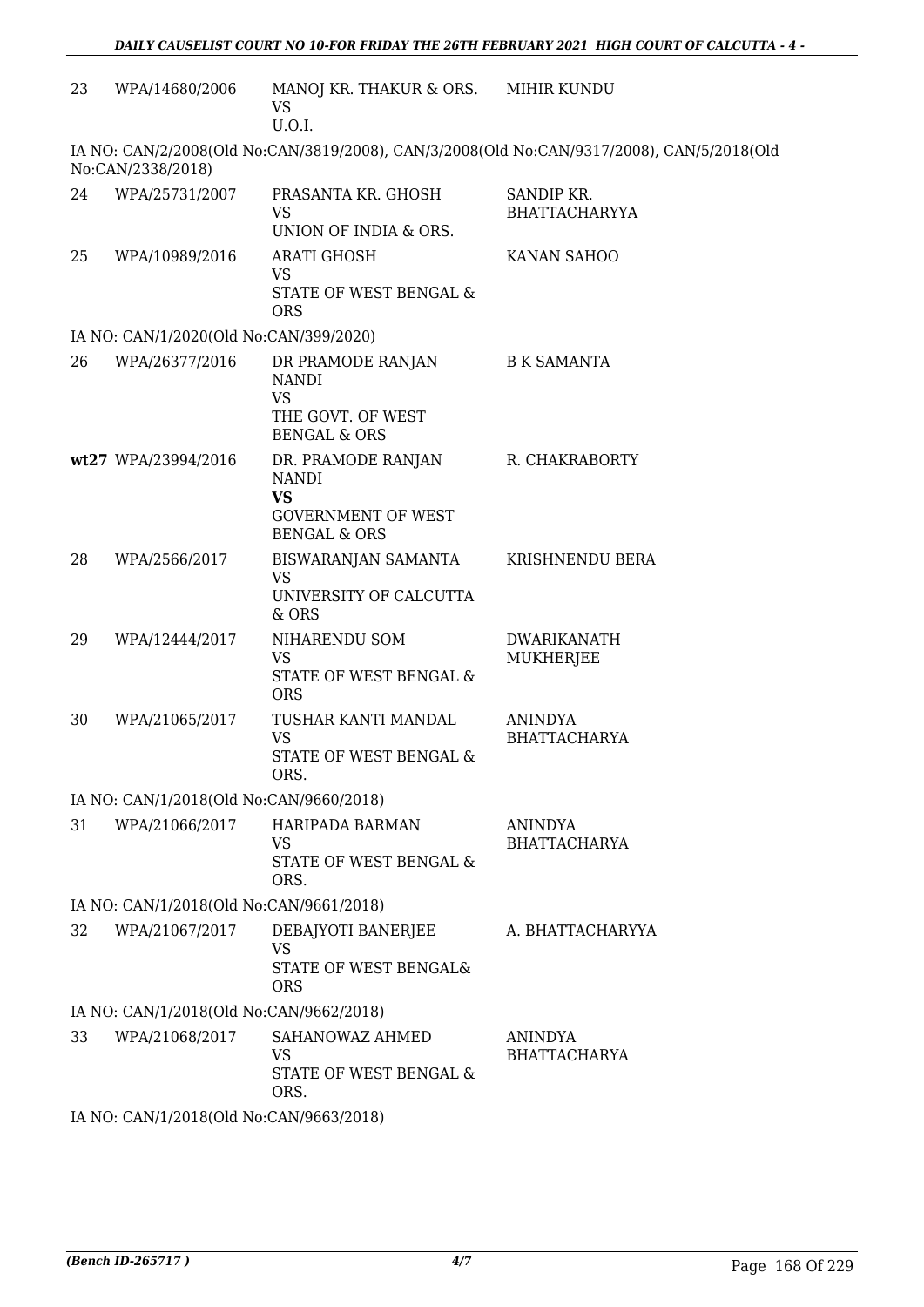| | | | |
|---|---|---|---|
| 23 | WPA/14680/2006 | MANOJ KR. THAKUR & ORS.<br>VS<br>U.O.I. | MIHIR KUNDU |

IA NO: CAN/2/2008(Old No:CAN/3819/2008), CAN/3/2008(Old No:CAN/9317/2008), CAN/5/2018(Old No:CAN/2338/2018)

| | | | |
|---|---|---|---|
| 24 | WPA/25731/2007 | PRASANTA KR. GHOSH<br>VS<br>UNION OF INDIA & ORS. | SANDIP KR. BHATTACHARYYA |
| 25 | WPA/10989/2016 | ARATI GHOSH<br>VS<br>STATE OF WEST BENGAL & ORS | KANAN SAHOO |

IA NO: CAN/1/2020(Old No:CAN/399/2020)

| | | | |
|---|---|---|---|
| 26 | WPA/26377/2016 | DR PRAMODE RANJAN NANDI<br>VS<br>THE GOVT. OF WEST BENGAL & ORS | B K SAMANTA |
| **wt27** | WPA/23994/2016 | DR. PRAMODE RANJAN NANDI<br>**VS**<br>GOVERNMENT OF WEST BENGAL & ORS | R. CHAKRABORTY |
| 28 | WPA/2566/2017 | BISWARANJAN SAMANTA<br>VS<br>UNIVERSITY OF CALCUTTA & ORS | KRISHNENDU BERA |
| 29 | WPA/12444/2017 | NIHARENDU SOM<br>VS<br>STATE OF WEST BENGAL & ORS | DWARIKANATH MUKHERJEE |
| 30 | WPA/21065/2017 | TUSHAR KANTI MANDAL<br>VS<br>STATE OF WEST BENGAL & ORS. | ANINDYA BHATTACHARYA |

IA NO: CAN/1/2018(Old No:CAN/9660/2018)

| | | | |
|---|---|---|---|
| 31 | WPA/21066/2017 | HARIPADA BARMAN<br>VS<br>STATE OF WEST BENGAL & ORS. | ANINDYA BHATTACHARYA |

IA NO: CAN/1/2018(Old No:CAN/9661/2018)

| | | | |
|---|---|---|---|
| 32 | WPA/21067/2017 | DEBAJYOTI BANERJEE<br>VS<br>STATE OF WEST BENGAL& ORS | A. BHATTACHARYYA |

IA NO: CAN/1/2018(Old No:CAN/9662/2018)

| | | | |
|---|---|---|---|
| 33 | WPA/21068/2017 | SAHANOWAZ AHMED<br>VS<br>STATE OF WEST BENGAL & ORS. | ANINDYA BHATTACHARYA |

IA NO: CAN/1/2018(Old No:CAN/9663/2018)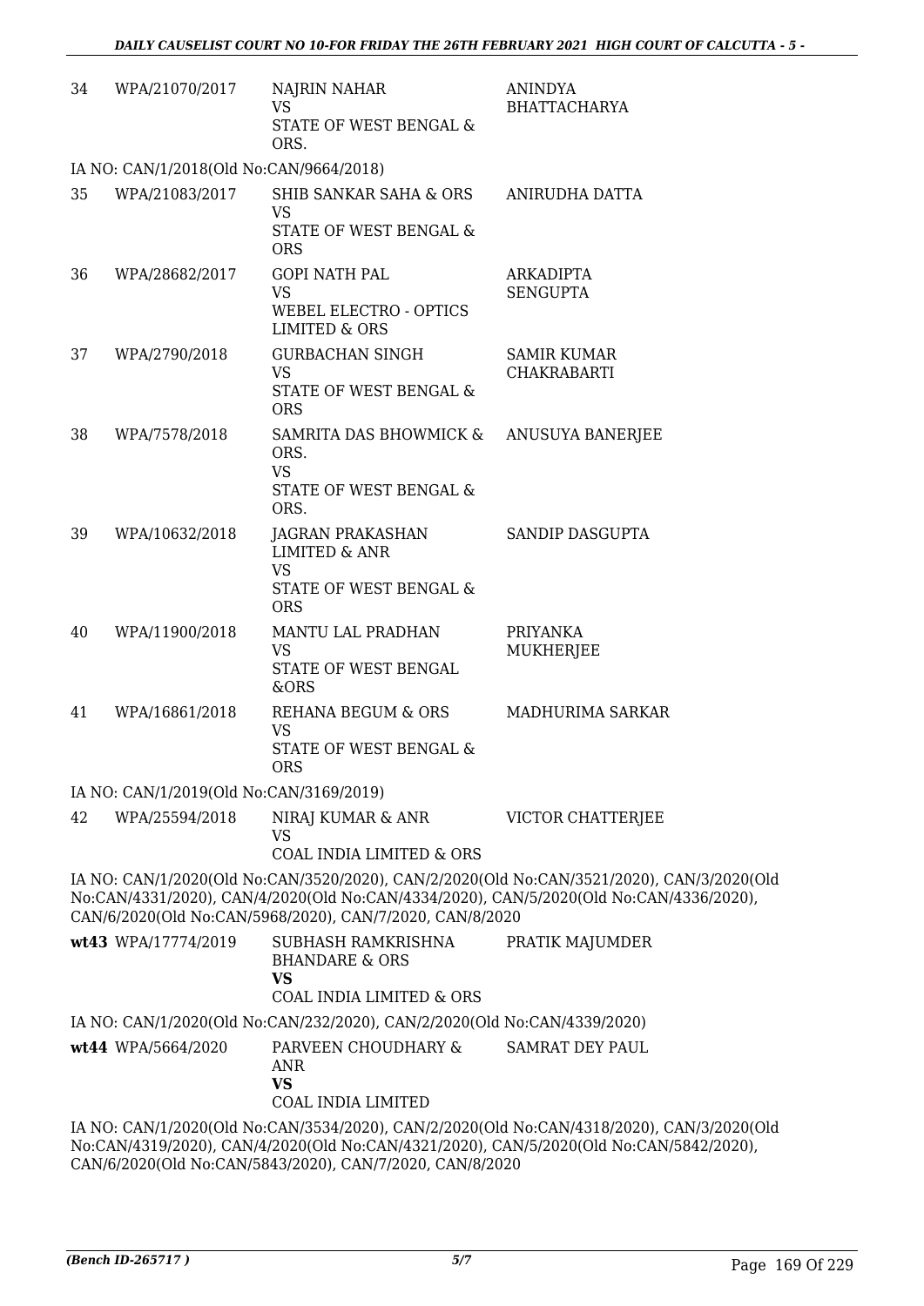| 34 | WPA/21070/2017 | NAJRIN NAHAR<br>VS<br>STATE OF WEST BENGAL & ORS. | ANINDYA BHATTACHARYA |
|---|---|---|---|

IA NO: CAN/1/2018(Old No:CAN/9664/2018)

| 35 | WPA/21083/2017 | SHIB SANKAR SAHA & ORS<br>VS<br>STATE OF WEST BENGAL & ORS | ANIRUDHA DATTA |
|---|---|---|---|
| 36 | WPA/28682/2017 | GOPI NATH PAL<br>VS<br>WEBEL ELECTRO - OPTICS LIMITED & ORS | ARKADIPTA SENGUPTA |
| 37 | WPA/2790/2018 | GURBACHAN SINGH<br>VS<br>STATE OF WEST BENGAL & ORS | SAMIR KUMAR CHAKRABARTI |
| 38 | WPA/7578/2018 | SAMRITA DAS BHOWMICK & ORS.<br>VS<br>STATE OF WEST BENGAL & ORS. | ANUSUYA BANERJEE |
| 39 | WPA/10632/2018 | JAGRAN PRAKASHAN LIMITED & ANR<br>VS<br>STATE OF WEST BENGAL & ORS | SANDIP DASGUPTA |
| 40 | WPA/11900/2018 | MANTU LAL PRADHAN<br>VS<br>STATE OF WEST BENGAL &ORS | PRIYANKA MUKHERJEE |
| 41 | WPA/16861/2018 | REHANA BEGUM & ORS<br>VS<br>STATE OF WEST BENGAL & ORS | MADHURIMA SARKAR |

IA NO: CAN/1/2019(Old No:CAN/3169/2019)

| 42 | WPA/25594/2018 | NIRAJ KUMAR & ANR<br>VS<br>COAL INDIA LIMITED & ORS | VICTOR CHATTERJEE |
|---|---|---|---|

IA NO: CAN/1/2020(Old No:CAN/3520/2020), CAN/2/2020(Old No:CAN/3521/2020), CAN/3/2020(Old No:CAN/4331/2020), CAN/4/2020(Old No:CAN/4334/2020), CAN/5/2020(Old No:CAN/4336/2020), CAN/6/2020(Old No:CAN/5968/2020), CAN/7/2020, CAN/8/2020

| **wt43** | WPA/17774/2019 | SUBHASH RAMKRISHNA BHANDARE & ORS<br>**VS**<br>COAL INDIA LIMITED & ORS | PRATIK MAJUMDER |
|---|---|---|---|

IA NO: CAN/1/2020(Old No:CAN/232/2020), CAN/2/2020(Old No:CAN/4339/2020)

| **wt44** | WPA/5664/2020 | PARVEEN CHOUDHARY & ANR<br>**VS**<br>COAL INDIA LIMITED | SAMRAT DEY PAUL |
|---|---|---|---|

IA NO: CAN/1/2020(Old No:CAN/3534/2020), CAN/2/2020(Old No:CAN/4318/2020), CAN/3/2020(Old No:CAN/4319/2020), CAN/4/2020(Old No:CAN/4321/2020), CAN/5/2020(Old No:CAN/5842/2020), CAN/6/2020(Old No:CAN/5843/2020), CAN/7/2020, CAN/8/2020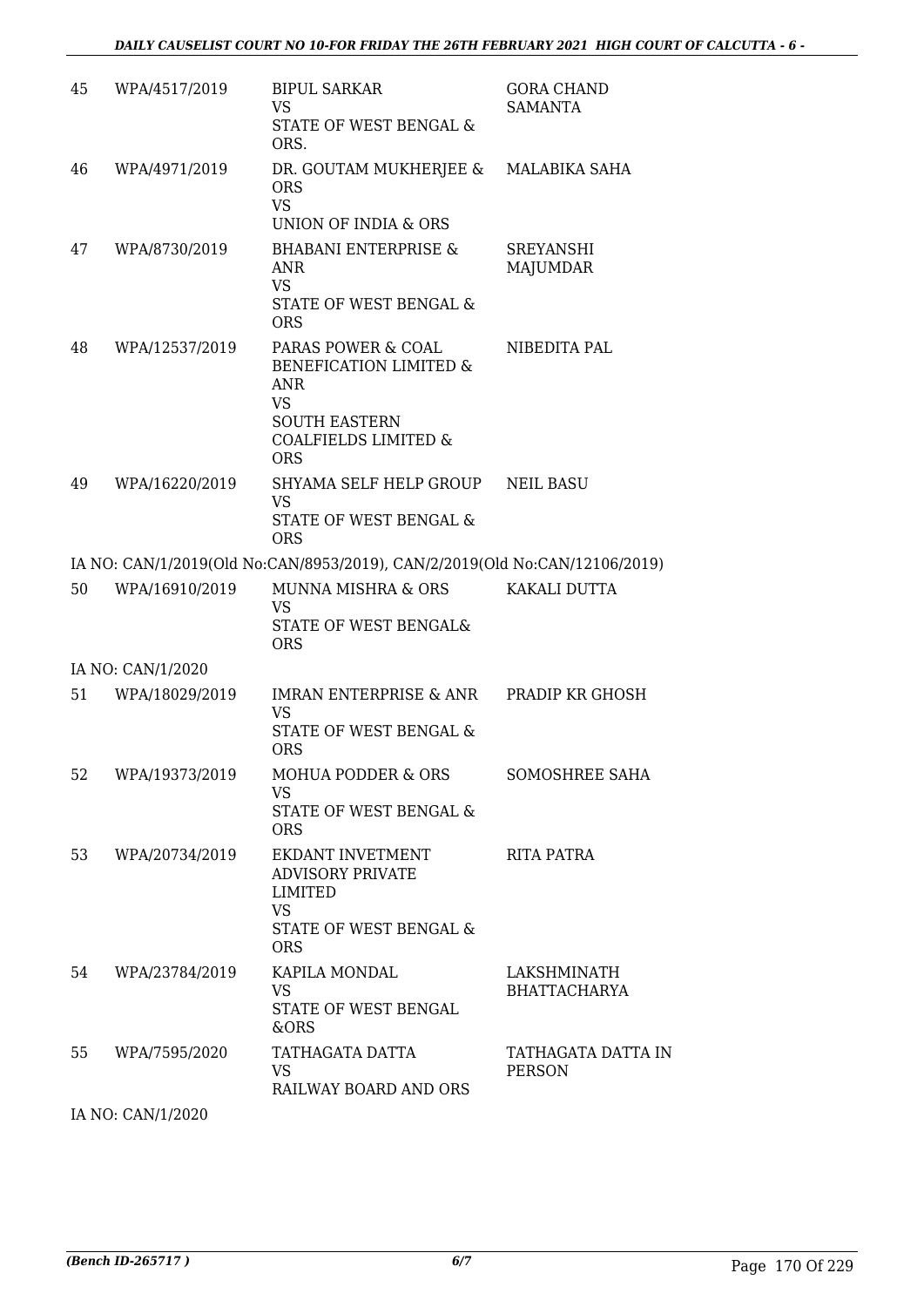| | | | |
|---|---|---|---|
| 45 | WPA/4517/2019 | BIPUL SARKAR<br>VS<br>STATE OF WEST BENGAL & ORS. | GORA CHAND SAMANTA |
| 46 | WPA/4971/2019 | DR. GOUTAM MUKHERJEE & ORS<br>VS<br>UNION OF INDIA & ORS | MALABIKA SAHA |
| 47 | WPA/8730/2019 | BHABANI ENTERPRISE & ANR<br>VS<br>STATE OF WEST BENGAL & ORS | SREYANSHI MAJUMDAR |
| 48 | WPA/12537/2019 | PARAS POWER & COAL BENEFICATION LIMITED & ANR<br>VS<br>SOUTH EASTERN COALFIELDS LIMITED & ORS | NIBEDITA PAL |
| 49 | WPA/16220/2019 | SHYAMA SELF HELP GROUP<br>VS<br>STATE OF WEST BENGAL & ORS | NEIL BASU |
| | IA NO: CAN/1/2019(Old No:CAN/8953/2019), CAN/2/2019(Old No:CAN/12106/2019) | | |
| 50 | WPA/16910/2019 | MUNNA MISHRA & ORS<br>VS<br>STATE OF WEST BENGAL& ORS | KAKALI DUTTA |
| | IA NO: CAN/1/2020 | | |
| 51 | WPA/18029/2019 | IMRAN ENTERPRISE & ANR<br>VS<br>STATE OF WEST BENGAL & ORS | PRADIP KR GHOSH |
| 52 | WPA/19373/2019 | MOHUA PODDER & ORS<br>VS<br>STATE OF WEST BENGAL & ORS | SOMOSHREE SAHA |
| 53 | WPA/20734/2019 | EKDANT INVETMENT ADVISORY PRIVATE LIMITED<br>VS<br>STATE OF WEST BENGAL & ORS | RITA PATRA |
| 54 | WPA/23784/2019 | KAPILA MONDAL<br>VS<br>STATE OF WEST BENGAL &ORS | LAKSHMINATH BHATTACHARYA |
| 55 | WPA/7595/2020 | TATHAGATA DATTA<br>VS<br>RAILWAY BOARD AND ORS | TATHAGATA DATTA IN PERSON |
| | IA NO: CAN/1/2020 | | |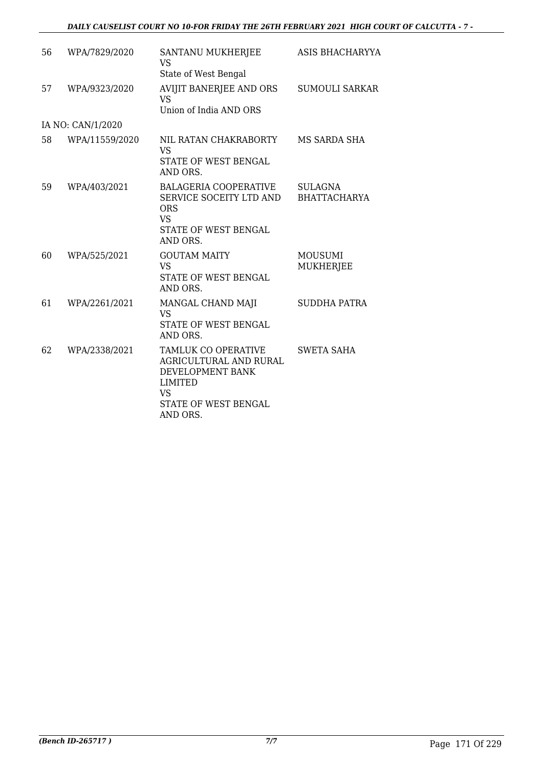| 56 | WPA/7829/2020 | SANTANU MUKHERJEE<br>VS<br>State of West Bengal | ASIS BHACHARYYA |
|---|---|---|---|
| 57 | WPA/9323/2020 | AVIJIT BANERJEE AND ORS<br>VS<br>Union of India AND ORS | SUMOULI SARKAR |
| IA NO: CAN/1/2020 | | | |
| 58 | WPA/11559/2020 | NIL RATAN CHAKRABORTY<br>VS<br>STATE OF WEST BENGAL AND ORS. | MS SARDA SHA |
| 59 | WPA/403/2021 | BALAGERIA COOPERATIVE SERVICE SOCEITY LTD AND ORS<br>VS<br>STATE OF WEST BENGAL AND ORS. | SULAGNA BHATTACHARYA |
| 60 | WPA/525/2021 | GOUTAM MAITY<br>VS<br>STATE OF WEST BENGAL AND ORS. | MOUSUMI MUKHERJEE |
| 61 | WPA/2261/2021 | MANGAL CHAND MAJI<br>VS<br>STATE OF WEST BENGAL AND ORS. | SUDDHA PATRA |
| 62 | WPA/2338/2021 | TAMLUK CO OPERATIVE AGRICULTURAL AND RURAL DEVELOPMENT BANK LIMITED<br>VS<br>STATE OF WEST BENGAL AND ORS. | SWETA SAHA |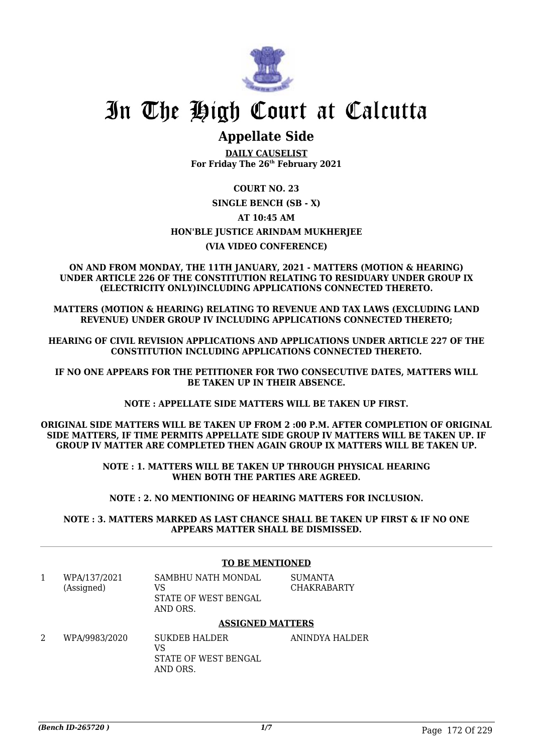# In The High Court at Calcutta

## Appellate Side

**DAILY CAUSELIST**
**For Friday The 26th February 2021**

**COURT NO. 23**

**SINGLE BENCH (SB - X)**

**AT 10:45 AM**

**HON'BLE JUSTICE ARINDAM MUKHERJEE**

**(VIA VIDEO CONFERENCE)**

**ON AND FROM MONDAY, THE 11TH JANUARY, 2021 - MATTERS (MOTION & HEARING) UNDER ARTICLE 226 OF THE CONSTITUTION RELATING TO RESIDUARY UNDER GROUP IX (ELECTRICITY ONLY)INCLUDING APPLICATIONS CONNECTED THERETO.**

**MATTERS (MOTION & HEARING) RELATING TO REVENUE AND TAX LAWS (EXCLUDING LAND REVENUE) UNDER GROUP IV INCLUDING APPLICATIONS CONNECTED THERETO;**

**HEARING OF CIVIL REVISION APPLICATIONS AND APPLICATIONS UNDER ARTICLE 227 OF THE CONSTITUTION INCLUDING APPLICATIONS CONNECTED THERETO.**

**IF NO ONE APPEARS FOR THE PETITIONER FOR TWO CONSECUTIVE DATES, MATTERS WILL BE TAKEN UP IN THEIR ABSENCE.**

**NOTE : APPELLATE SIDE MATTERS WILL BE TAKEN UP FIRST.**

**ORIGINAL SIDE MATTERS WILL BE TAKEN UP FROM 2 :00 P.M. AFTER COMPLETION OF ORIGINAL SIDE MATTERS, IF TIME PERMITS APPELLATE SIDE GROUP IV MATTERS WILL BE TAKEN UP. IF GROUP IV MATTER ARE COMPLETED THEN AGAIN GROUP IX MATTERS WILL BE TAKEN UP.**

**NOTE : 1. MATTERS WILL BE TAKEN UP THROUGH PHYSICAL HEARING WHEN BOTH THE PARTIES ARE AGREED.**

**NOTE : 2. NO MENTIONING OF HEARING MATTERS FOR INCLUSION.**

**NOTE : 3. MATTERS MARKED AS LAST CHANCE SHALL BE TAKEN UP FIRST & IF NO ONE APPEARS MATTER SHALL BE DISMISSED.**

---

**TO BE MENTIONED**

| | | | |
|---|---|---|---|
| 1 | WPA/137/2021 (Assigned) | SAMBHU NATH MONDAL VS STATE OF WEST BENGAL AND ORS. | SUMANTA CHAKRABARTY |

**ASSIGNED MATTERS**

| | | | |
|---|---|---|---|
| 2 | WPA/9983/2020 | SUKDEB HALDER VS STATE OF WEST BENGAL AND ORS. | ANINDYA HALDER |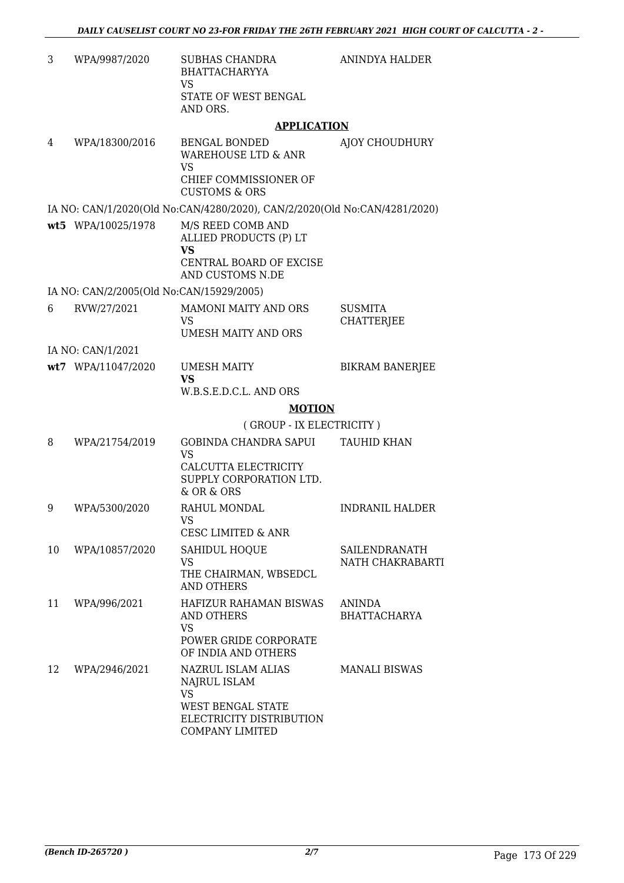| | | | |
|---|---|---|---|
| 3 | WPA/9987/2020 | SUBHAS CHANDRA BHATTACHARYYA<br>VS<br>STATE OF WEST BENGAL AND ORS. | ANINDYA HALDER |

**APPLICATION**

| | | | |
|---|---|---|---|
| 4 | WPA/18300/2016 | BENGAL BONDED WAREHOUSE LTD & ANR<br>VS<br>CHIEF COMMISSIONER OF CUSTOMS & ORS | AJOY CHOUDHURY |
| | IA NO: CAN/1/2020(Old No:CAN/4280/2020), CAN/2/2020(Old No:CAN/4281/2020) | | |
| **wt5** | WPA/10025/1978 | M/S REED COMB AND ALLIED PRODUCTS (P) LT<br>**VS**<br>CENTRAL BOARD OF EXCISE AND CUSTOMS N.DE | |
| | IA NO: CAN/2/2005(Old No:CAN/15929/2005) | | |
| 6 | RVW/27/2021 | MAMONI MAITY AND ORS<br>VS<br>UMESH MAITY AND ORS | SUSMITA CHATTERJEE |
| | IA NO: CAN/1/2021 | | |
| **wt7** | WPA/11047/2020 | UMESH MAITY<br>**VS**<br>W.B.S.E.D.C.L. AND ORS | BIKRAM BANERJEE |

**MOTION**

( GROUP - IX ELECTRICITY )

| | | | |
|---|---|---|---|
| 8 | WPA/21754/2019 | GOBINDA CHANDRA SAPUI<br>VS<br>CALCUTTA ELECTRICITY SUPPLY CORPORATION LTD. & OR & ORS | TAUHID KHAN |
| 9 | WPA/5300/2020 | RAHUL MONDAL<br>VS<br>CESC LIMITED & ANR | INDRANIL HALDER |
| 10 | WPA/10857/2020 | SAHIDUL HOQUE<br>VS<br>THE CHAIRMAN, WBSEDCL AND OTHERS | SAILENDRANATH NATH CHAKRABARTI |
| 11 | WPA/996/2021 | HAFIZUR RAHAMAN BISWAS AND OTHERS<br>VS<br>POWER GRIDE CORPORATE OF INDIA AND OTHERS | ANINDA BHATTACHARYA |
| 12 | WPA/2946/2021 | NAZRUL ISLAM ALIAS NAJRUL ISLAM<br>VS<br>WEST BENGAL STATE ELECTRICITY DISTRIBUTION COMPANY LIMITED | MANALI BISWAS |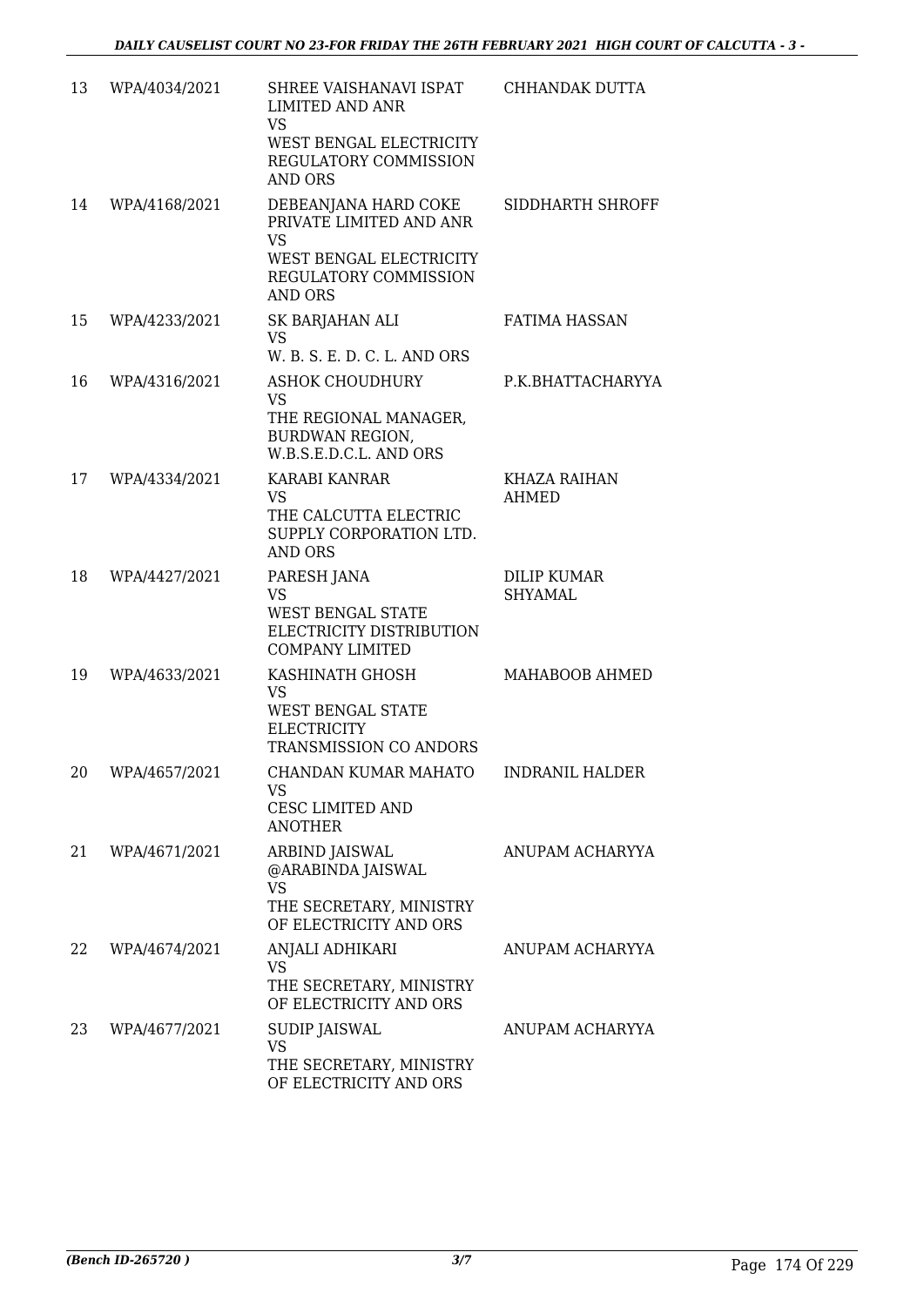| 13 | WPA/4034/2021 | SHREE VAISHANAVI ISPAT LIMITED AND ANR VS WEST BENGAL ELECTRICITY REGULATORY COMMISSION AND ORS | CHHANDAK DUTTA |
|---|---|---|---|
| 14 | WPA/4168/2021 | DEBEANJANA HARD COKE PRIVATE LIMITED AND ANR VS WEST BENGAL ELECTRICITY REGULATORY COMMISSION AND ORS | SIDDHARTH SHROFF |
| 15 | WPA/4233/2021 | SK BARJAHAN ALI VS W. B. S. E. D. C. L. AND ORS | FATIMA HASSAN |
| 16 | WPA/4316/2021 | ASHOK CHOUDHURY VS THE REGIONAL MANAGER, BURDWAN REGION, W.B.S.E.D.C.L. AND ORS | P.K.BHATTACHARYYA |
| 17 | WPA/4334/2021 | KARABI KANRAR VS THE CALCUTTA ELECTRIC SUPPLY CORPORATION LTD. AND ORS | KHAZA RAIHAN AHMED |
| 18 | WPA/4427/2021 | PARESH JANA VS WEST BENGAL STATE ELECTRICITY DISTRIBUTION COMPANY LIMITED | DILIP KUMAR SHYAMAL |
| 19 | WPA/4633/2021 | KASHINATH GHOSH VS WEST BENGAL STATE ELECTRICITY TRANSMISSION CO ANDORS | MAHABOOB AHMED |
| 20 | WPA/4657/2021 | CHANDAN KUMAR MAHATO VS CESC LIMITED AND ANOTHER | INDRANIL HALDER |
| 21 | WPA/4671/2021 | ARBIND JAISWAL @ARABINDA JAISWAL VS THE SECRETARY, MINISTRY OF ELECTRICITY AND ORS | ANUPAM ACHARYYA |
| 22 | WPA/4674/2021 | ANJALI ADHIKARI VS THE SECRETARY, MINISTRY OF ELECTRICITY AND ORS | ANUPAM ACHARYYA |
| 23 | WPA/4677/2021 | SUDIP JAISWAL VS THE SECRETARY, MINISTRY OF ELECTRICITY AND ORS | ANUPAM ACHARYYA |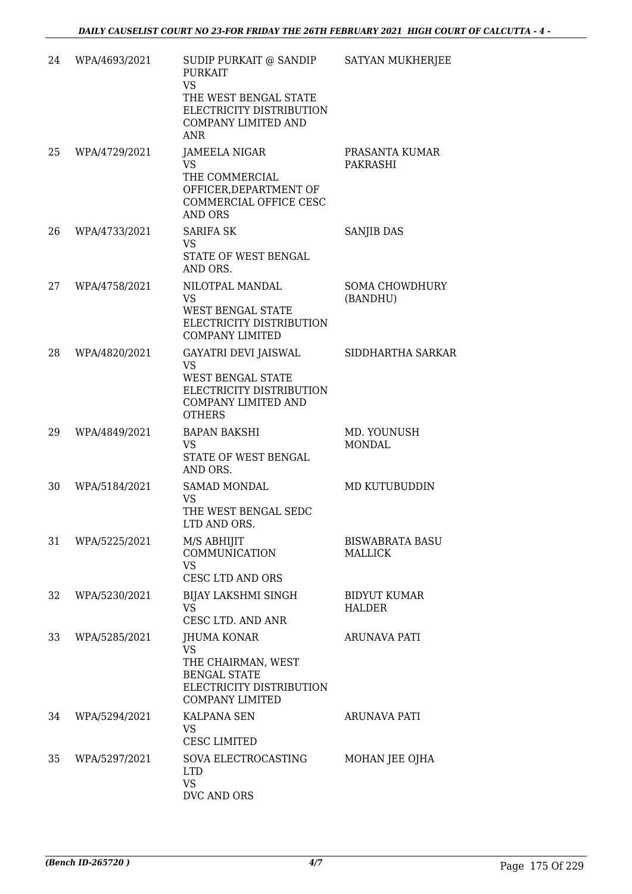| 24 | WPA/4693/2021 | SUDIP PURKAIT @ SANDIP PURKAIT<br>VS<br>THE WEST BENGAL STATE ELECTRICITY DISTRIBUTION COMPANY LIMITED AND ANR | SATYAN MUKHERJEE |
|---|---|---|---|
| 25 | WPA/4729/2021 | JAMEELA NIGAR<br>VS<br>THE COMMERCIAL OFFICER,DEPARTMENT OF COMMERCIAL OFFICE CESC AND ORS | PRASANTA KUMAR PAKRASHI |
| 26 | WPA/4733/2021 | SARIFA SK<br>VS<br>STATE OF WEST BENGAL AND ORS. | SANJIB DAS |
| 27 | WPA/4758/2021 | NILOTPAL MANDAL<br>VS<br>WEST BENGAL STATE ELECTRICITY DISTRIBUTION COMPANY LIMITED | SOMA CHOWDHURY (BANDHU) |
| 28 | WPA/4820/2021 | GAYATRI DEVI JAISWAL<br>VS<br>WEST BENGAL STATE ELECTRICITY DISTRIBUTION COMPANY LIMITED AND OTHERS | SIDDHARTHA SARKAR |
| 29 | WPA/4849/2021 | BAPAN BAKSHI<br>VS<br>STATE OF WEST BENGAL AND ORS. | MD. YOUNUSH MONDAL |
| 30 | WPA/5184/2021 | SAMAD MONDAL<br>VS<br>THE WEST BENGAL SEDC LTD AND ORS. | MD KUTUBUDDIN |
| 31 | WPA/5225/2021 | M/S ABHIJIT COMMUNICATION<br>VS<br>CESC LTD AND ORS | BISWABRATA BASU MALLICK |
| 32 | WPA/5230/2021 | BIJAY LAKSHMI SINGH<br>VS<br>CESC LTD. AND ANR | BIDYUT KUMAR HALDER |
| 33 | WPA/5285/2021 | JHUMA KONAR<br>VS<br>THE CHAIRMAN, WEST BENGAL STATE ELECTRICITY DISTRIBUTION COMPANY LIMITED | ARUNAVA PATI |
| 34 | WPA/5294/2021 | KALPANA SEN<br>VS<br>CESC LIMITED | ARUNAVA PATI |
| 35 | WPA/5297/2021 | SOVA ELECTROCASTING LTD<br>VS<br>DVC AND ORS | MOHAN JEE OJHA |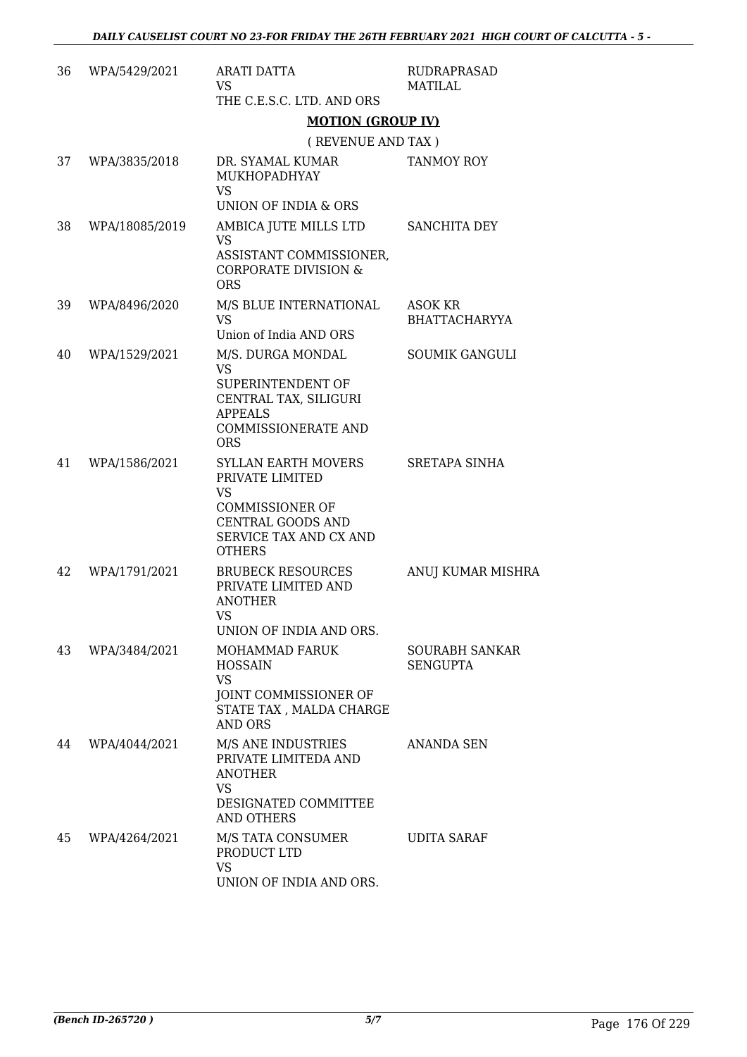| | | | |
|---|---|---|---|
| 36 | WPA/5429/2021 | ARATI DATTA<br>VS<br>THE C.E.S.C. LTD. AND ORS | RUDRAPRASAD MATILAL |

**MOTION (GROUP IV)**

( REVENUE AND TAX )

| | | | |
|---|---|---|---|
| 37 | WPA/3835/2018 | DR. SYAMAL KUMAR MUKHOPADHYAY<br>VS<br>UNION OF INDIA & ORS | TANMOY ROY |
| 38 | WPA/18085/2019 | AMBICA JUTE MILLS LTD<br>VS<br>ASSISTANT COMMISSIONER, CORPORATE DIVISION & ORS | SANCHITA DEY |
| 39 | WPA/8496/2020 | M/S BLUE INTERNATIONAL<br>VS<br>Union of India AND ORS | ASOK KR BHATTACHARYYA |
| 40 | WPA/1529/2021 | M/S. DURGA MONDAL<br>VS<br>SUPERINTENDENT OF CENTRAL TAX, SILIGURI APPEALS COMMISSIONERATE AND ORS | SOUMIK GANGULI |
| 41 | WPA/1586/2021 | SYLLAN EARTH MOVERS PRIVATE LIMITED<br>VS<br>COMMISSIONER OF CENTRAL GOODS AND SERVICE TAX AND CX AND OTHERS | SRETAPA SINHA |
| 42 | WPA/1791/2021 | BRUBECK RESOURCES PRIVATE LIMITED AND ANOTHER<br>VS<br>UNION OF INDIA AND ORS. | ANUJ KUMAR MISHRA |
| 43 | WPA/3484/2021 | MOHAMMAD FARUK HOSSAIN<br>VS<br>JOINT COMMISSIONER OF STATE TAX , MALDA CHARGE AND ORS | SOURABH SANKAR SENGUPTA |
| 44 | WPA/4044/2021 | M/S ANE INDUSTRIES PRIVATE LIMITEDA AND ANOTHER<br>VS<br>DESIGNATED COMMITTEE AND OTHERS | ANANDA SEN |
| 45 | WPA/4264/2021 | M/S TATA CONSUMER PRODUCT LTD<br>VS<br>UNION OF INDIA AND ORS. | UDITA SARAF |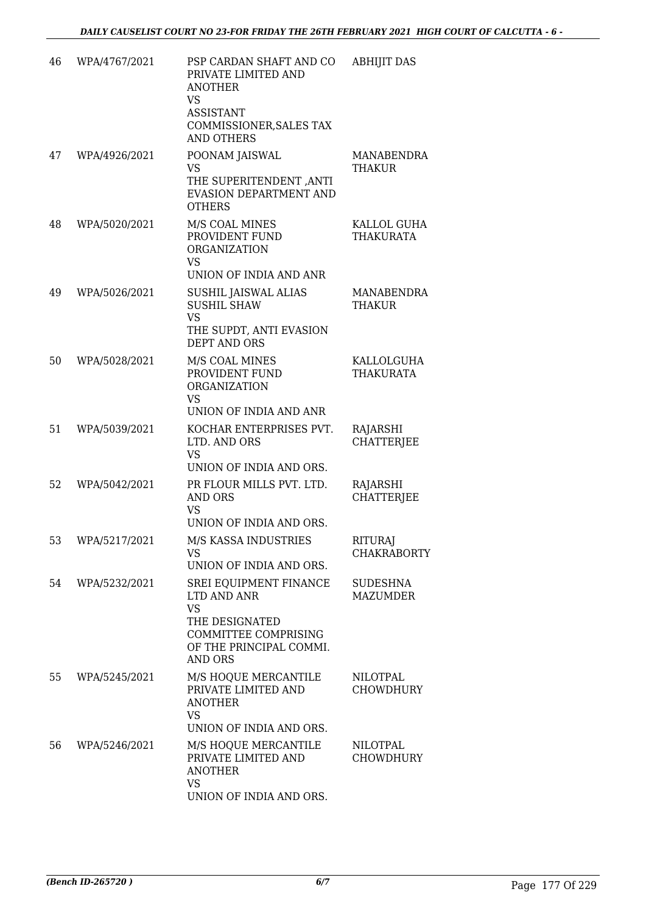| 46 | WPA/4767/2021 | PSP CARDAN SHAFT AND CO PRIVATE LIMITED AND ANOTHER<br>VS<br>ASSISTANT COMMISSIONER,SALES TAX AND OTHERS | ABHIJIT DAS |
|---|---|---|---|
| 47 | WPA/4926/2021 | POONAM JAISWAL<br>VS<br>THE SUPERITENDENT ,ANTI EVASION DEPARTMENT AND OTHERS | MANABENDRA THAKUR |
| 48 | WPA/5020/2021 | M/S COAL MINES PROVIDENT FUND ORGANIZATION<br>VS<br>UNION OF INDIA AND ANR | KALLOL GUHA THAKURATA |
| 49 | WPA/5026/2021 | SUSHIL JAISWAL ALIAS SUSHIL SHAW<br>VS<br>THE SUPDT, ANTI EVASION DEPT AND ORS | MANABENDRA THAKUR |
| 50 | WPA/5028/2021 | M/S COAL MINES PROVIDENT FUND ORGANIZATION<br>VS<br>UNION OF INDIA AND ANR | KALLOLGUHA THAKURATA |
| 51 | WPA/5039/2021 | KOCHAR ENTERPRISES PVT. LTD. AND ORS<br>VS<br>UNION OF INDIA AND ORS. | RAJARSHI CHATTERJEE |
| 52 | WPA/5042/2021 | PR FLOUR MILLS PVT. LTD. AND ORS<br>VS<br>UNION OF INDIA AND ORS. | RAJARSHI CHATTERJEE |
| 53 | WPA/5217/2021 | M/S KASSA INDUSTRIES<br>VS<br>UNION OF INDIA AND ORS. | RITURAJ CHAKRABORTY |
| 54 | WPA/5232/2021 | SREI EQUIPMENT FINANCE LTD AND ANR<br>VS<br>THE DESIGNATED COMMITTEE COMPRISING OF THE PRINCIPAL COMMI. AND ORS | SUDESHNA MAZUMDER |
| 55 | WPA/5245/2021 | M/S HOQUE MERCANTILE PRIVATE LIMITED AND ANOTHER<br>VS<br>UNION OF INDIA AND ORS. | NILOTPAL CHOWDHURY |
| 56 | WPA/5246/2021 | M/S HOQUE MERCANTILE PRIVATE LIMITED AND ANOTHER<br>VS<br>UNION OF INDIA AND ORS. | NILOTPAL CHOWDHURY |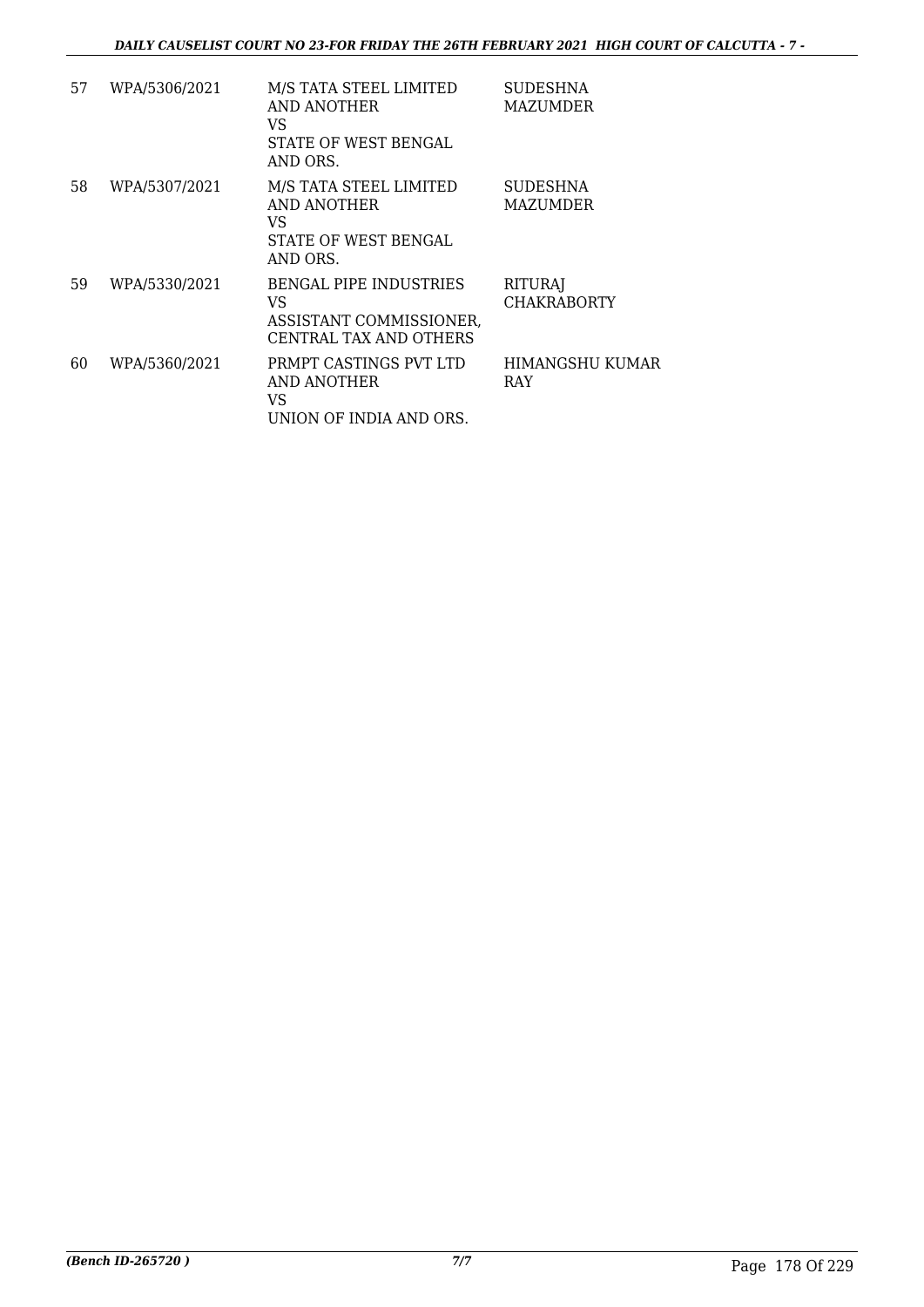| 57 | WPA/5306/2021 | M/S TATA STEEL LIMITED AND ANOTHER VS STATE OF WEST BENGAL AND ORS. | SUDESHNA MAZUMDER |
|---|---|---|---|
| 58 | WPA/5307/2021 | M/S TATA STEEL LIMITED AND ANOTHER VS STATE OF WEST BENGAL AND ORS. | SUDESHNA MAZUMDER |
| 59 | WPA/5330/2021 | BENGAL PIPE INDUSTRIES VS ASSISTANT COMMISSIONER, CENTRAL TAX AND OTHERS | RITURAJ CHAKRABORTY |
| 60 | WPA/5360/2021 | PRMPT CASTINGS PVT LTD AND ANOTHER VS UNION OF INDIA AND ORS. | HIMANGSHU KUMAR RAY |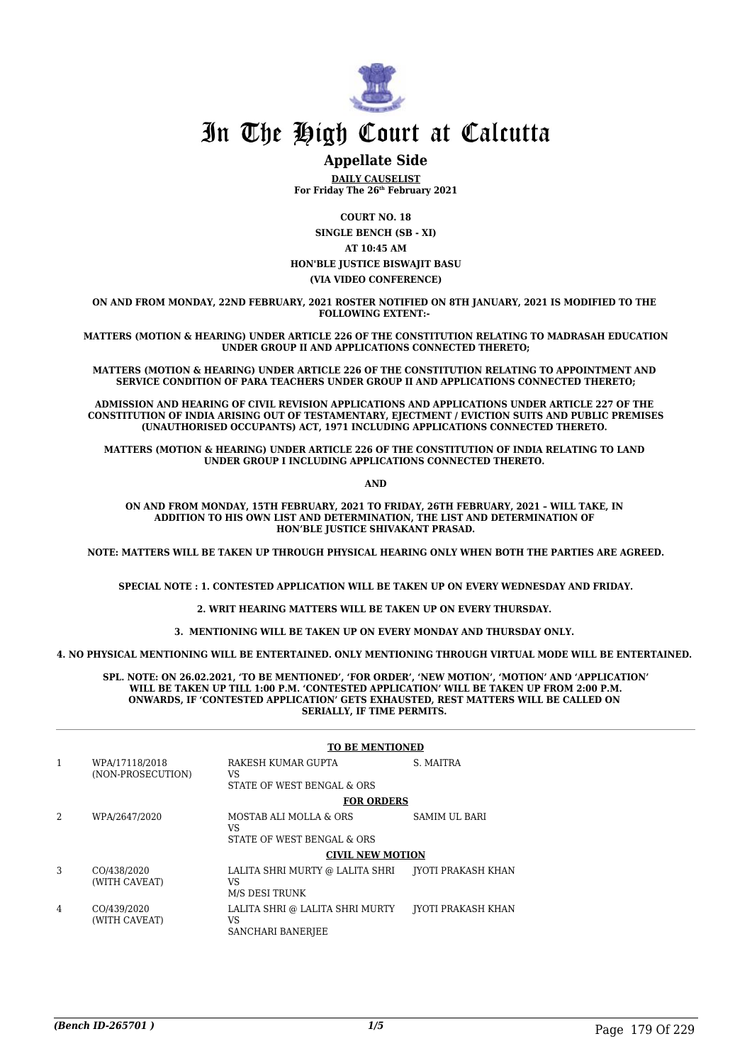# In The High Court at Calcutta

## Appellate Side

**DAILY CAUSELIST**
**For Friday The 26th February 2021**

**COURT NO. 18**
**SINGLE BENCH (SB - XI)**
**AT 10:45 AM**
**HON'BLE JUSTICE BISWAJIT BASU**
**(VIA VIDEO CONFERENCE)**

**ON AND FROM MONDAY, 22ND FEBRUARY, 2021 ROSTER NOTIFIED ON 8TH JANUARY, 2021 IS MODIFIED TO THE FOLLOWING EXTENT:-**

**MATTERS (MOTION & HEARING) UNDER ARTICLE 226 OF THE CONSTITUTION RELATING TO MADRASAH EDUCATION UNDER GROUP II AND APPLICATIONS CONNECTED THERETO;**

**MATTERS (MOTION & HEARING) UNDER ARTICLE 226 OF THE CONSTITUTION RELATING TO APPOINTMENT AND SERVICE CONDITION OF PARA TEACHERS UNDER GROUP II AND APPLICATIONS CONNECTED THERETO;**

**ADMISSION AND HEARING OF CIVIL REVISION APPLICATIONS AND APPLICATIONS UNDER ARTICLE 227 OF THE CONSTITUTION OF INDIA ARISING OUT OF TESTAMENTARY, EJECTMENT / EVICTION SUITS AND PUBLIC PREMISES (UNAUTHORISED OCCUPANTS) ACT, 1971 INCLUDING APPLICATIONS CONNECTED THERETO.**

**MATTERS (MOTION & HEARING) UNDER ARTICLE 226 OF THE CONSTITUTION OF INDIA RELATING TO LAND UNDER GROUP I INCLUDING APPLICATIONS CONNECTED THERETO.**

**AND**

**ON AND FROM MONDAY, 15TH FEBRUARY, 2021 TO FRIDAY, 26TH FEBRUARY, 2021 – WILL TAKE, IN ADDITION TO HIS OWN LIST AND DETERMINATION, THE LIST AND DETERMINATION OF HON'BLE JUSTICE SHIVAKANT PRASAD.**

**NOTE: MATTERS WILL BE TAKEN UP THROUGH PHYSICAL HEARING ONLY WHEN BOTH THE PARTIES ARE AGREED.**

**SPECIAL NOTE : 1. CONTESTED APPLICATION WILL BE TAKEN UP ON EVERY WEDNESDAY AND FRIDAY.**

**2. WRIT HEARING MATTERS WILL BE TAKEN UP ON EVERY THURSDAY.**

**3. MENTIONING WILL BE TAKEN UP ON EVERY MONDAY AND THURSDAY ONLY.**

**4. NO PHYSICAL MENTIONING WILL BE ENTERTAINED. ONLY MENTIONING THROUGH VIRTUAL MODE WILL BE ENTERTAINED.**

**SPL. NOTE: ON 26.02.2021, 'TO BE MENTIONED', 'FOR ORDER', 'NEW MOTION', 'MOTION' AND 'APPLICATION' WILL BE TAKEN UP TILL 1:00 P.M. 'CONTESTED APPLICATION' WILL BE TAKEN UP FROM 2:00 P.M. ONWARDS, IF 'CONTESTED APPLICATION' GETS EXHAUSTED, REST MATTERS WILL BE CALLED ON SERIALLY, IF TIME PERMITS.**

**TO BE MENTIONED**

| | | | |
|---|---|---|---|
| 1 | WPA/17118/2018 (NON-PROSECUTION) | RAKESH KUMAR GUPTA VS STATE OF WEST BENGAL & ORS | S. MAITRA |

**FOR ORDERS**

| | | | |
|---|---|---|---|
| 2 | WPA/2647/2020 | MOSTAB ALI MOLLA & ORS VS STATE OF WEST BENGAL & ORS | SAMIM UL BARI |

**CIVIL NEW MOTION**

| | | | |
|---|---|---|---|
| 3 | CO/438/2020 (WITH CAVEAT) | LALITA SHRI MURTY @ LALITA SHRI VS M/S DESI TRUNK | JYOTI PRAKASH KHAN |
| 4 | CO/439/2020 (WITH CAVEAT) | LALITA SHRI @ LALITA SHRI MURTY VS SANCHARI BANERJEE | JYOTI PRAKASH KHAN |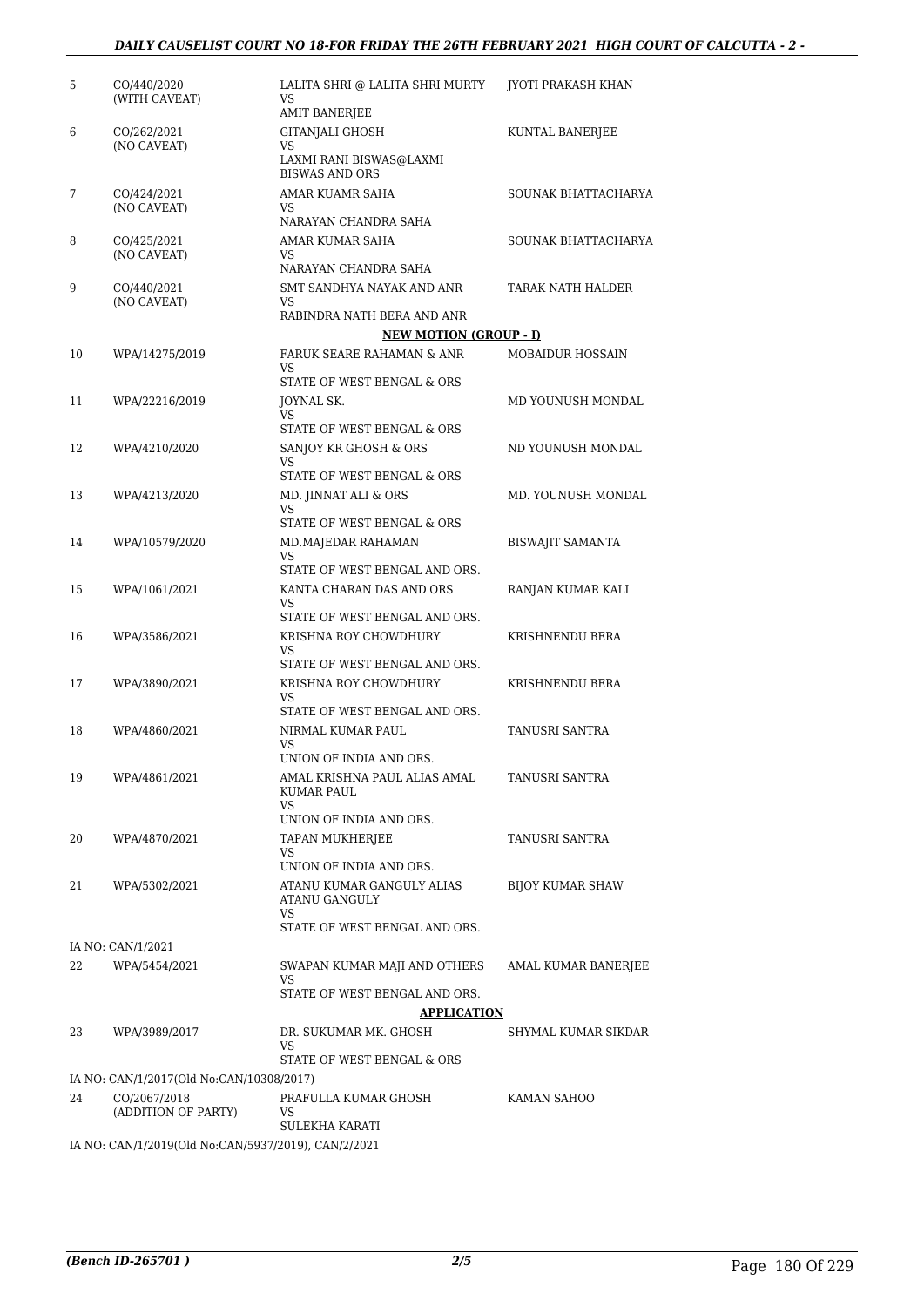| | | | |
|---|---|---|---|
| 5 | CO/440/2020 (WITH CAVEAT) | LALITA SHRI @ LALITA SHRI MURTY VS AMIT BANERJEE | JYOTI PRAKASH KHAN |
| 6 | CO/262/2021 (NO CAVEAT) | GITANJALI GHOSH VS LAXMI RANI BISWAS@LAXMI BISWAS AND ORS | KUNTAL BANERJEE |
| 7 | CO/424/2021 (NO CAVEAT) | AMAR KUAMR SAHA VS NARAYAN CHANDRA SAHA | SOUNAK BHATTACHARYA |
| 8 | CO/425/2021 (NO CAVEAT) | AMAR KUMAR SAHA VS NARAYAN CHANDRA SAHA | SOUNAK BHATTACHARYA |
| 9 | CO/440/2021 (NO CAVEAT) | SMT SANDHYA NAYAK AND ANR VS RABINDRA NATH BERA AND ANR | TARAK NATH HALDER |

**NEW MOTION (GROUP - I)**

| | | | |
|---|---|---|---|
| 10 | WPA/14275/2019 | FARUK SEARE RAHAMAN & ANR VS STATE OF WEST BENGAL & ORS | MOBAIDUR HOSSAIN |
| 11 | WPA/22216/2019 | JOYNAL SK. VS STATE OF WEST BENGAL & ORS | MD YOUNUSH MONDAL |
| 12 | WPA/4210/2020 | SANJOY KR GHOSH & ORS VS STATE OF WEST BENGAL & ORS | ND YOUNUSH MONDAL |
| 13 | WPA/4213/2020 | MD. JINNAT ALI & ORS VS STATE OF WEST BENGAL & ORS | MD. YOUNUSH MONDAL |
| 14 | WPA/10579/2020 | MD.MAJEDAR RAHAMAN VS STATE OF WEST BENGAL AND ORS. | BISWAJIT SAMANTA |
| 15 | WPA/1061/2021 | KANTA CHARAN DAS AND ORS VS STATE OF WEST BENGAL AND ORS. | RANJAN KUMAR KALI |
| 16 | WPA/3586/2021 | KRISHNA ROY CHOWDHURY VS STATE OF WEST BENGAL AND ORS. | KRISHNENDU BERA |
| 17 | WPA/3890/2021 | KRISHNA ROY CHOWDHURY VS STATE OF WEST BENGAL AND ORS. | KRISHNENDU BERA |
| 18 | WPA/4860/2021 | NIRMAL KUMAR PAUL VS UNION OF INDIA AND ORS. | TANUSRI SANTRA |
| 19 | WPA/4861/2021 | AMAL KRISHNA PAUL ALIAS AMAL KUMAR PAUL VS UNION OF INDIA AND ORS. | TANUSRI SANTRA |
| 20 | WPA/4870/2021 | TAPAN MUKHERJEE VS UNION OF INDIA AND ORS. | TANUSRI SANTRA |
| 21 | WPA/5302/2021 | ATANU KUMAR GANGULY ALIAS ATANU GANGULY VS STATE OF WEST BENGAL AND ORS. | BIJOY KUMAR SHAW |

IA NO: CAN/1/2021

| | | | |
|---|---|---|---|
| 22 | WPA/5454/2021 | SWAPAN KUMAR MAJI AND OTHERS VS STATE OF WEST BENGAL AND ORS. | AMAL KUMAR BANERJEE |

**APPLICATION**

| | | | |
|---|---|---|---|
| 23 | WPA/3989/2017 | DR. SUKUMAR MK. GHOSH VS STATE OF WEST BENGAL & ORS | SHYMAL KUMAR SIKDAR |

IA NO: CAN/1/2017(Old No:CAN/10308/2017)

| | | | |
|---|---|---|---|
| 24 | CO/2067/2018 (ADDITION OF PARTY) | PRAFULLA KUMAR GHOSH VS SULEKHA KARATI | KAMAN SAHOO |

IA NO: CAN/1/2019(Old No:CAN/5937/2019), CAN/2/2021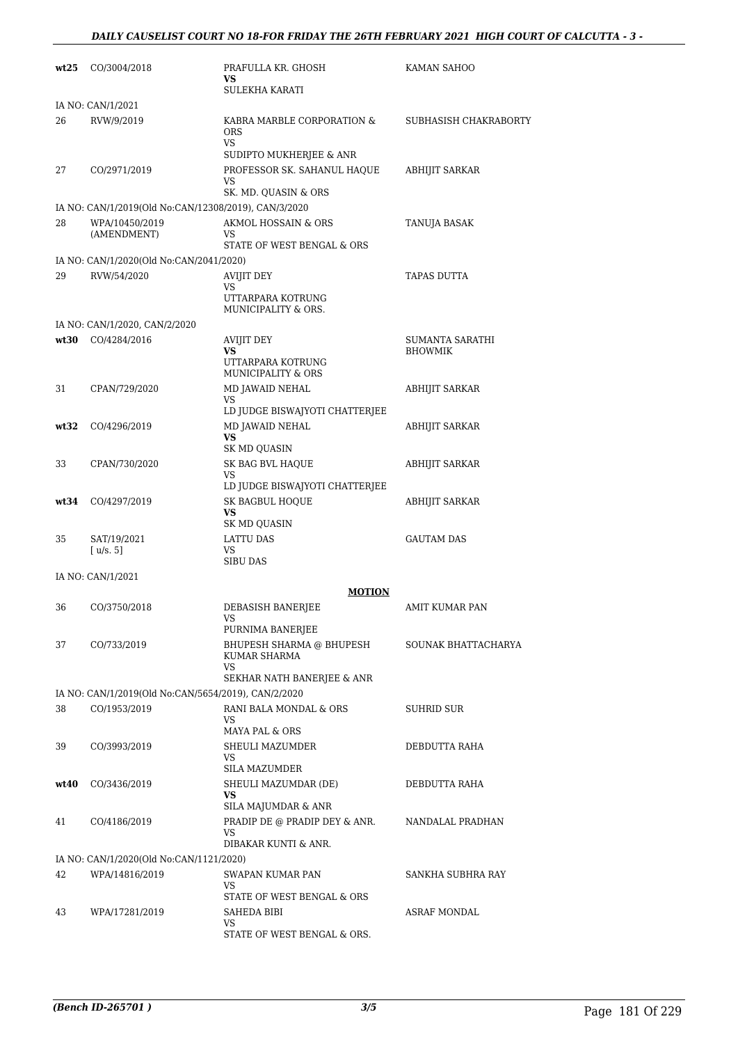| | | | |
|---|---|---|---|
| **wt25** | CO/3004/2018 | PRAFULLA KR. GHOSH<br>**VS**<br>SULEKHA KARATI | KAMAN SAHOO |
| | IA NO: CAN/1/2021 | | |
| 26 | RVW/9/2019 | KABRA MARBLE CORPORATION & ORS<br>VS<br>SUDIPTO MUKHERJEE & ANR | SUBHASISH CHAKRABORTY |
| 27 | CO/2971/2019 | PROFESSOR SK. SAHANUL HAQUE<br>VS<br>SK. MD. QUASIN & ORS | ABHIJIT SARKAR |
| | IA NO: CAN/1/2019(Old No:CAN/12308/2019), CAN/3/2020 | | |
| 28 | WPA/10450/2019 (AMENDMENT) | AKMOL HOSSAIN & ORS<br>VS<br>STATE OF WEST BENGAL & ORS | TANUJA BASAK |
| | IA NO: CAN/1/2020(Old No:CAN/2041/2020) | | |
| 29 | RVW/54/2020 | AVIJIT DEY<br>VS<br>UTTARPARA KOTRUNG MUNICIPALITY & ORS. | TAPAS DUTTA |
| | IA NO: CAN/1/2020, CAN/2/2020 | | |
| **wt30** | CO/4284/2016 | AVIJIT DEY<br>**VS**<br>UTTARPARA KOTRUNG MUNICIPALITY & ORS | SUMANTA SARATHI BHOWMIK |
| 31 | CPAN/729/2020 | MD JAWAID NEHAL<br>VS<br>LD JUDGE BISWAJYOTI CHATTERJEE | ABHIJIT SARKAR |
| **wt32** | CO/4296/2019 | MD JAWAID NEHAL<br>**VS**<br>SK MD QUASIN | ABHIJIT SARKAR |
| 33 | CPAN/730/2020 | SK BAG BVL HAQUE<br>VS<br>LD JUDGE BISWAJYOTI CHATTERJEE | ABHIJIT SARKAR |
| **wt34** | CO/4297/2019 | SK BAGBUL HOQUE<br>**VS**<br>SK MD QUASIN | ABHIJIT SARKAR |
| 35 | SAT/19/2021 [ u/s. 5] | LATTU DAS<br>VS<br>SIBU DAS | GAUTAM DAS |
| | IA NO: CAN/1/2021 | | |
| | | **MOTION** | |
| 36 | CO/3750/2018 | DEBASISH BANERJEE<br>VS<br>PURNIMA BANERJEE | AMIT KUMAR PAN |
| 37 | CO/733/2019 | BHUPESH SHARMA @ BHUPESH KUMAR SHARMA<br>VS<br>SEKHAR NATH BANERJEE & ANR | SOUNAK BHATTACHARYA |
| | IA NO: CAN/1/2019(Old No:CAN/5654/2019), CAN/2/2020 | | |
| 38 | CO/1953/2019 | RANI BALA MONDAL & ORS<br>VS<br>MAYA PAL & ORS | SUHRID SUR |
| 39 | CO/3993/2019 | SHEULI MAZUMDER<br>VS<br>SILA MAZUMDER | DEBDUTTA RAHA |
| **wt40** | CO/3436/2019 | SHEULI MAZUMDAR (DE)<br>**VS**<br>SILA MAJUMDAR & ANR | DEBDUTTA RAHA |
| 41 | CO/4186/2019 | PRADIP DE @ PRADIP DEY & ANR.<br>VS<br>DIBAKAR KUNTI & ANR. | NANDALAL PRADHAN |
| | IA NO: CAN/1/2020(Old No:CAN/1121/2020) | | |
| 42 | WPA/14816/2019 | SWAPAN KUMAR PAN<br>VS<br>STATE OF WEST BENGAL & ORS | SANKHA SUBHRA RAY |
| 43 | WPA/17281/2019 | SAHEDA BIBI<br>VS<br>STATE OF WEST BENGAL & ORS. | ASRAF MONDAL |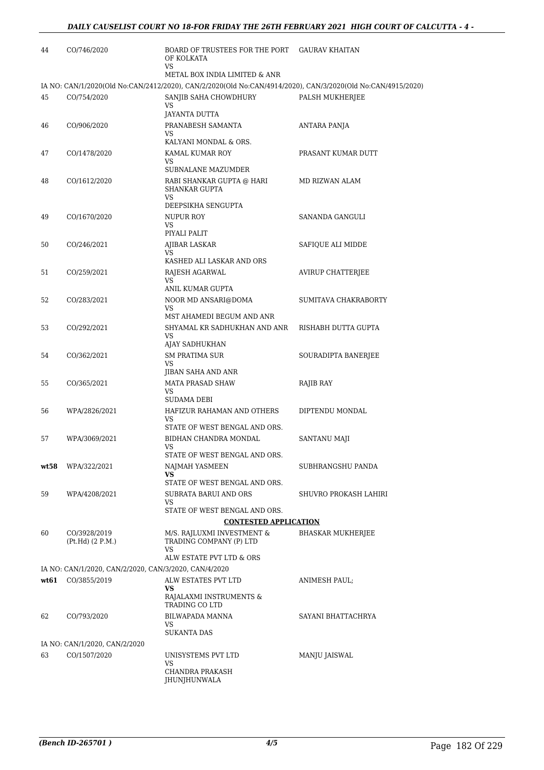| | | | |
|---|---|---|---|
| 44 | CO/746/2020 | BOARD OF TRUSTEES FOR THE PORT OF KOLKATA<br>VS<br>METAL BOX INDIA LIMITED & ANR | GAURAV KHAITAN |
| | IA NO: CAN/1/2020(Old No:CAN/2412/2020), CAN/2/2020(Old No:CAN/4914/2020), CAN/3/2020(Old No:CAN/4915/2020) | | |
| 45 | CO/754/2020 | SANJIB SAHA CHOWDHURY<br>VS<br>JAYANTA DUTTA | PALSH MUKHERJEE |
| 46 | CO/906/2020 | PRANABESH SAMANTA<br>VS<br>KALYANI MONDAL & ORS. | ANTARA PANJA |
| 47 | CO/1478/2020 | KAMAL KUMAR ROY<br>VS<br>SUBNALANE MAZUMDER | PRASANT KUMAR DUTT |
| 48 | CO/1612/2020 | RABI SHANKAR GUPTA @ HARI SHANKAR GUPTA<br>VS<br>DEEPSIKHA SENGUPTA | MD RIZWAN ALAM |
| 49 | CO/1670/2020 | NUPUR ROY<br>VS<br>PIYALI PALIT | SANANDA GANGULI |
| 50 | CO/246/2021 | AJIBAR LASKAR<br>VS<br>KASHED ALI LASKAR AND ORS | SAFIQUE ALI MIDDE |
| 51 | CO/259/2021 | RAJESH AGARWAL<br>VS<br>ANIL KUMAR GUPTA | AVIRUP CHATTERJEE |
| 52 | CO/283/2021 | NOOR MD ANSARI@DOMA<br>VS<br>MST AHAMEDI BEGUM AND ANR | SUMITAVA CHAKRABORTY |
| 53 | CO/292/2021 | SHYAMAL KR SADHUKHAN AND ANR<br>VS<br>AJAY SADHUKHAN | RISHABH DUTTA GUPTA |
| 54 | CO/362/2021 | SM PRATIMA SUR<br>VS<br>JIBAN SAHA AND ANR | SOURADIPTA BANERJEE |
| 55 | CO/365/2021 | MATA PRASAD SHAW<br>VS<br>SUDAMA DEBI | RAJIB RAY |
| 56 | WPA/2826/2021 | HAFIZUR RAHAMAN AND OTHERS<br>VS<br>STATE OF WEST BENGAL AND ORS. | DIPTENDU MONDAL |
| 57 | WPA/3069/2021 | BIDHAN CHANDRA MONDAL<br>VS<br>STATE OF WEST BENGAL AND ORS. | SANTANU MAJI |
| **wt58** | WPA/322/2021 | NAJMAH YASMEEN<br>**VS**<br>STATE OF WEST BENGAL AND ORS. | SUBHRANGSHU PANDA |
| 59 | WPA/4208/2021 | SUBRATA BARUI AND ORS<br>VS<br>STATE OF WEST BENGAL AND ORS. | SHUVRO PROKASH LAHIRI |
| | | **CONTESTED APPLICATION** | |
| 60 | CO/3928/2019<br>(Pt.Hd) (2 P.M.) | M/S. RAJLUXMI INVESTMENT & TRADING COMPANY (P) LTD<br>VS<br>ALW ESTATE PVT LTD & ORS | BHASKAR MUKHERJEE |
| | IA NO: CAN/1/2020, CAN/2/2020, CAN/3/2020, CAN/4/2020 | | |
| **wt61** | CO/3855/2019 | ALW ESTATES PVT LTD<br>**VS**<br>RAJALAXMI INSTRUMENTS & TRADING CO LTD | ANIMESH PAUL; |
| 62 | CO/793/2020 | BILWAPADA MANNA<br>VS<br>SUKANTA DAS | SAYANI BHATTACHRYA |
| | IA NO: CAN/1/2020, CAN/2/2020 | | |
| 63 | CO/1507/2020 | UNISYSTEMS PVT LTD<br>VS<br>CHANDRA PRAKASH JHUNJHUNWALA | MANJU JAISWAL |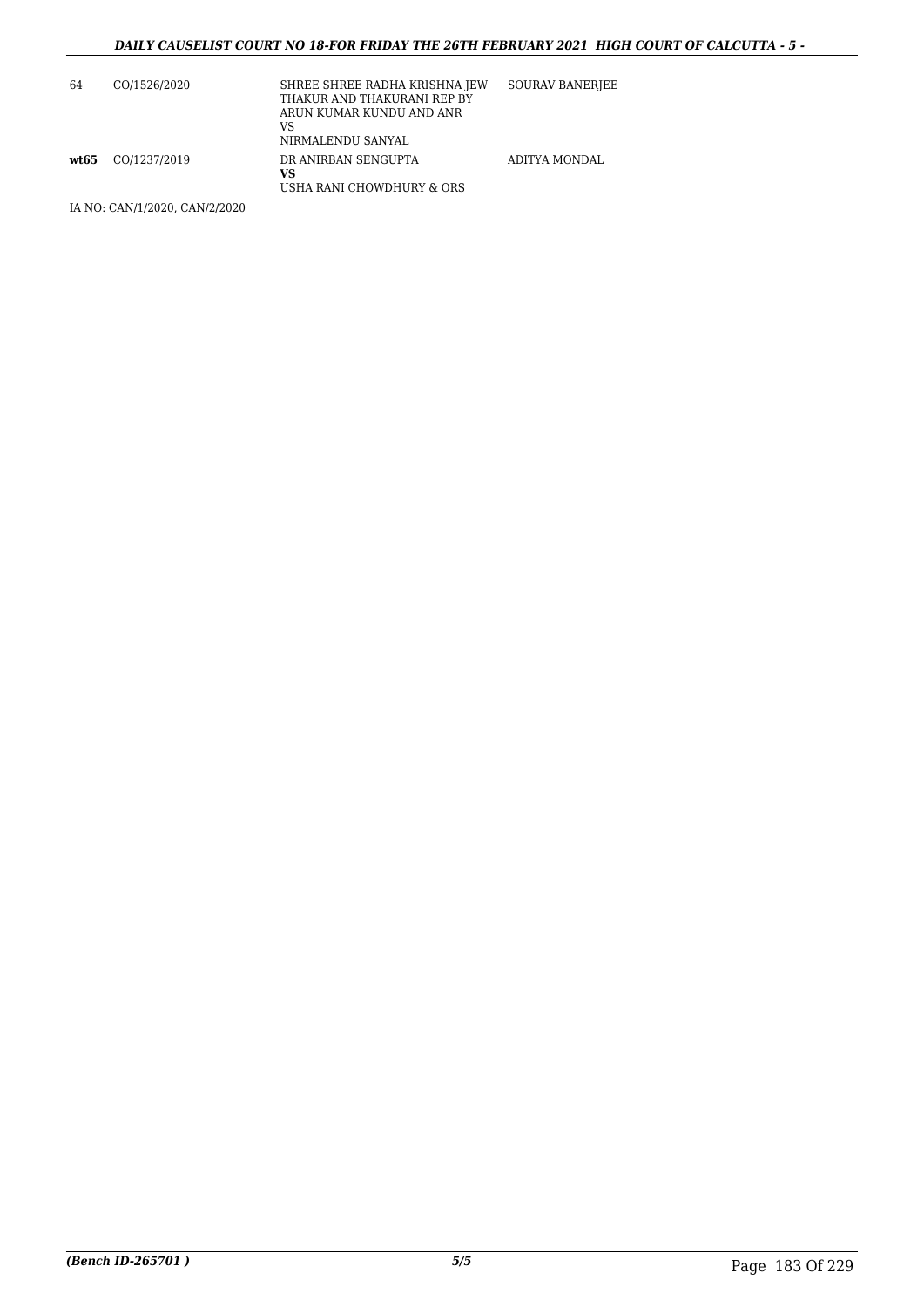| | | | |
|---|---|---|---|
| 64 | CO/1526/2020 | SHREE SHREE RADHA KRISHNA JEW THAKUR AND THAKURANI REP BY ARUN KUMAR KUNDU AND ANR<br>VS<br>NIRMALENDU SANYAL | SOURAV BANERJEE |
| **wt65** | CO/1237/2019 | DR ANIRBAN SENGUPTA<br>**VS**<br>USHA RANI CHOWDHURY & ORS | ADITYA MONDAL |

IA NO: CAN/1/2020, CAN/2/2020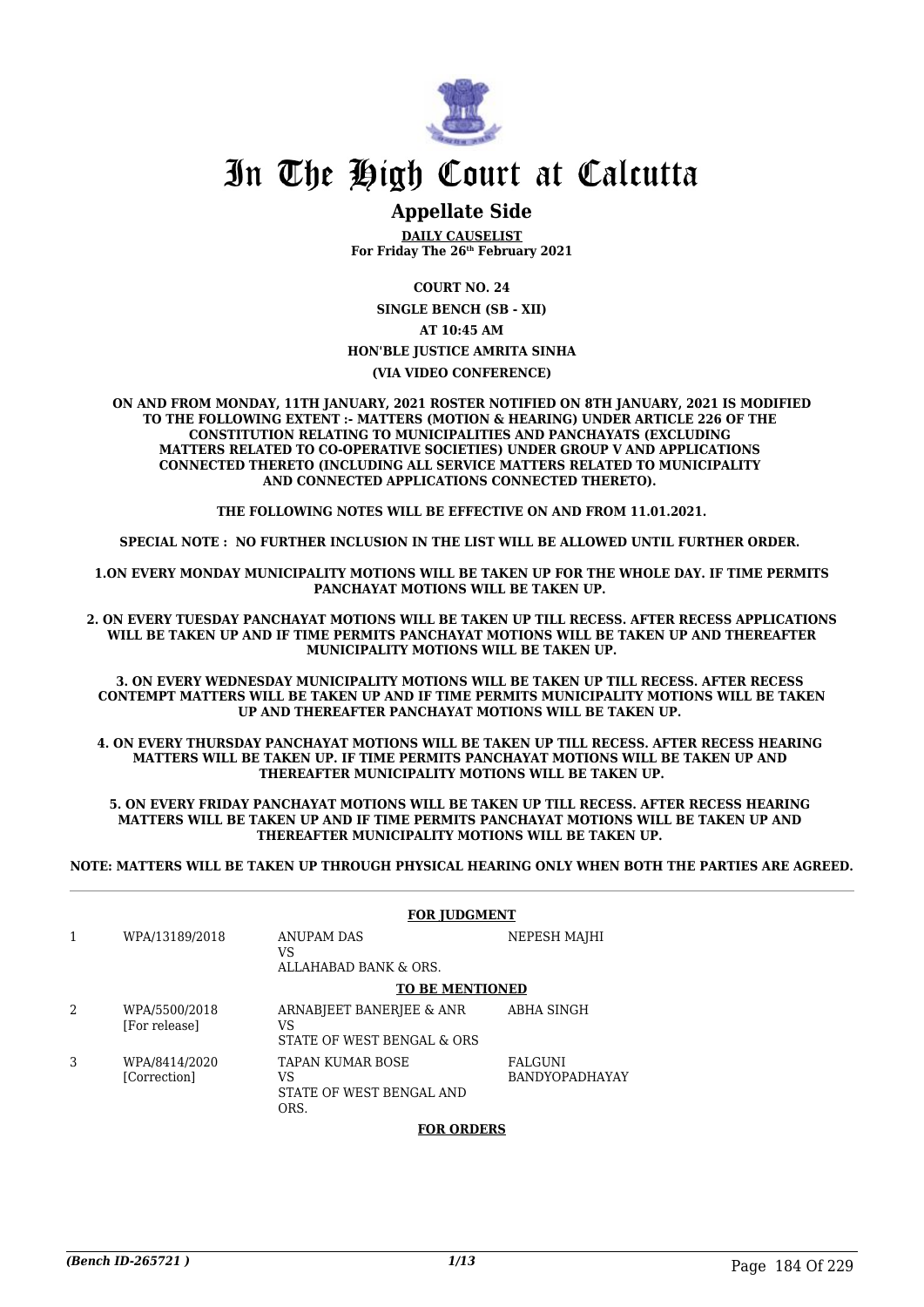# In The High Court at Calcutta

## Appellate Side

**DAILY CAUSELIST**
**For Friday The 26th February 2021**

**COURT NO. 24**

**SINGLE BENCH (SB - XII)**

**AT 10:45 AM**

**HON'BLE JUSTICE AMRITA SINHA**

**(VIA VIDEO CONFERENCE)**

**ON AND FROM MONDAY, 11TH JANUARY, 2021 ROSTER NOTIFIED ON 8TH JANUARY, 2021 IS MODIFIED TO THE FOLLOWING EXTENT :- MATTERS (MOTION & HEARING) UNDER ARTICLE 226 OF THE CONSTITUTION RELATING TO MUNICIPALITIES AND PANCHAYATS (EXCLUDING MATTERS RELATED TO CO-OPERATIVE SOCIETIES) UNDER GROUP V AND APPLICATIONS CONNECTED THERETO (INCLUDING ALL SERVICE MATTERS RELATED TO MUNICIPALITY AND CONNECTED APPLICATIONS CONNECTED THERETO).**

**THE FOLLOWING NOTES WILL BE EFFECTIVE ON AND FROM 11.01.2021.**

**SPECIAL NOTE : NO FURTHER INCLUSION IN THE LIST WILL BE ALLOWED UNTIL FURTHER ORDER.**

**1.ON EVERY MONDAY MUNICIPALITY MOTIONS WILL BE TAKEN UP FOR THE WHOLE DAY. IF TIME PERMITS PANCHAYAT MOTIONS WILL BE TAKEN UP.**

**2. ON EVERY TUESDAY PANCHAYAT MOTIONS WILL BE TAKEN UP TILL RECESS. AFTER RECESS APPLICATIONS WILL BE TAKEN UP AND IF TIME PERMITS PANCHAYAT MOTIONS WILL BE TAKEN UP AND THEREAFTER MUNICIPALITY MOTIONS WILL BE TAKEN UP.**

**3. ON EVERY WEDNESDAY MUNICIPALITY MOTIONS WILL BE TAKEN UP TILL RECESS. AFTER RECESS CONTEMPT MATTERS WILL BE TAKEN UP AND IF TIME PERMITS MUNICIPALITY MOTIONS WILL BE TAKEN UP AND THEREAFTER PANCHAYAT MOTIONS WILL BE TAKEN UP.**

**4. ON EVERY THURSDAY PANCHAYAT MOTIONS WILL BE TAKEN UP TILL RECESS. AFTER RECESS HEARING MATTERS WILL BE TAKEN UP. IF TIME PERMITS PANCHAYAT MOTIONS WILL BE TAKEN UP AND THEREAFTER MUNICIPALITY MOTIONS WILL BE TAKEN UP.**

**5. ON EVERY FRIDAY PANCHAYAT MOTIONS WILL BE TAKEN UP TILL RECESS. AFTER RECESS HEARING MATTERS WILL BE TAKEN UP AND IF TIME PERMITS PANCHAYAT MOTIONS WILL BE TAKEN UP AND THEREAFTER MUNICIPALITY MOTIONS WILL BE TAKEN UP.**

**NOTE: MATTERS WILL BE TAKEN UP THROUGH PHYSICAL HEARING ONLY WHEN BOTH THE PARTIES ARE AGREED.**

**FOR JUDGMENT**

| | | | |
|---|---|---|---|
| 1 | WPA/13189/2018 | ANUPAM DAS<br>VS<br>ALLAHABAD BANK & ORS. | NEPESH MAJHI |

**TO BE MENTIONED**

| | | | |
|---|---|---|---|
| 2 | WPA/5500/2018<br>[For release] | ARNABJEET BANERJEE & ANR<br>VS<br>STATE OF WEST BENGAL & ORS | ABHA SINGH |
| 3 | WPA/8414/2020<br>[Correction] | TAPAN KUMAR BOSE<br>VS<br>STATE OF WEST BENGAL AND ORS. | FALGUNI BANDYOPADHAYAY |

**FOR ORDERS**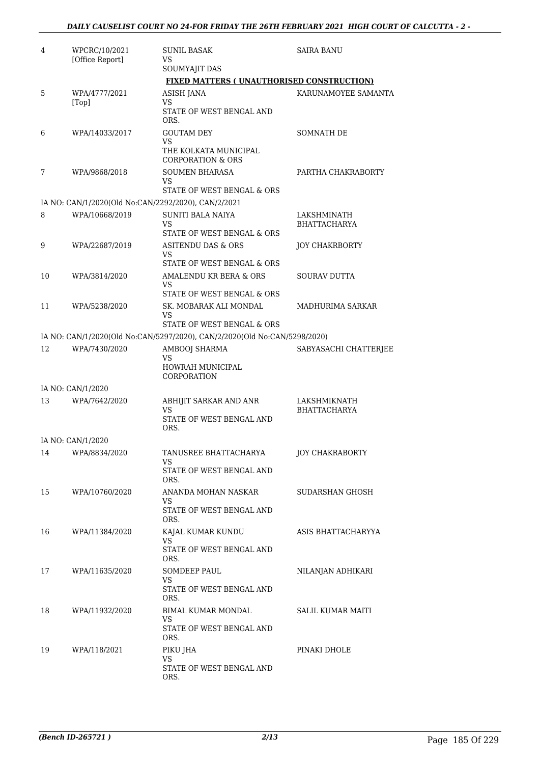| | | | |
|---|---|---|---|
| 4 | WPCRC/10/2021 [Office Report] | SUNIL BASAK VS SOUMYAJIT DAS | SAIRA BANU |

**FIXED MATTERS ( UNAUTHORISED CONSTRUCTION)**

| | | | |
|---|---|---|---|
| 5 | WPA/4777/2021 [Top] | ASISH JANA VS STATE OF WEST BENGAL AND ORS. | KARUNAMOYEE SAMANTA |
| 6 | WPA/14033/2017 | GOUTAM DEY VS THE KOLKATA MUNICIPAL CORPORATION & ORS | SOMNATH DE |
| 7 | WPA/9868/2018 | SOUMEN BHARASA VS STATE OF WEST BENGAL & ORS | PARTHA CHAKRABORTY |
| | IA NO: CAN/1/2020(Old No:CAN/2292/2020), CAN/2/2021 | | |
| 8 | WPA/10668/2019 | SUNITI BALA NAIYA VS STATE OF WEST BENGAL & ORS | LAKSHMINATH BHATTACHARYA |
| 9 | WPA/22687/2019 | ASITENDU DAS & ORS VS STATE OF WEST BENGAL & ORS | JOY CHAKRBORTY |
| 10 | WPA/3814/2020 | AMALENDU KR BERA & ORS VS STATE OF WEST BENGAL & ORS | SOURAV DUTTA |
| 11 | WPA/5238/2020 | SK. MOBARAK ALI MONDAL VS STATE OF WEST BENGAL & ORS | MADHURIMA SARKAR |
| | IA NO: CAN/1/2020(Old No:CAN/5297/2020), CAN/2/2020(Old No:CAN/5298/2020) | | |
| 12 | WPA/7430/2020 | AMBOOJ SHARMA VS HOWRAH MUNICIPAL CORPORATION | SABYASACHI CHATTERJEE |
| | IA NO: CAN/1/2020 | | |
| 13 | WPA/7642/2020 | ABHIJIT SARKAR AND ANR VS STATE OF WEST BENGAL AND ORS. | LAKSHMIKNATH BHATTACHARYA |
| | IA NO: CAN/1/2020 | | |
| 14 | WPA/8834/2020 | TANUSREE BHATTACHARYA VS STATE OF WEST BENGAL AND ORS. | JOY CHAKRABORTY |
| 15 | WPA/10760/2020 | ANANDA MOHAN NASKAR VS STATE OF WEST BENGAL AND ORS. | SUDARSHAN GHOSH |
| 16 | WPA/11384/2020 | KAJAL KUMAR KUNDU VS STATE OF WEST BENGAL AND ORS. | ASIS BHATTACHARYYA |
| 17 | WPA/11635/2020 | SOMDEEP PAUL VS STATE OF WEST BENGAL AND ORS. | NILANJAN ADHIKARI |
| 18 | WPA/11932/2020 | BIMAL KUMAR MONDAL VS STATE OF WEST BENGAL AND ORS. | SALIL KUMAR MAITI |
| 19 | WPA/118/2021 | PIKU JHA VS STATE OF WEST BENGAL AND ORS. | PINAKI DHOLE |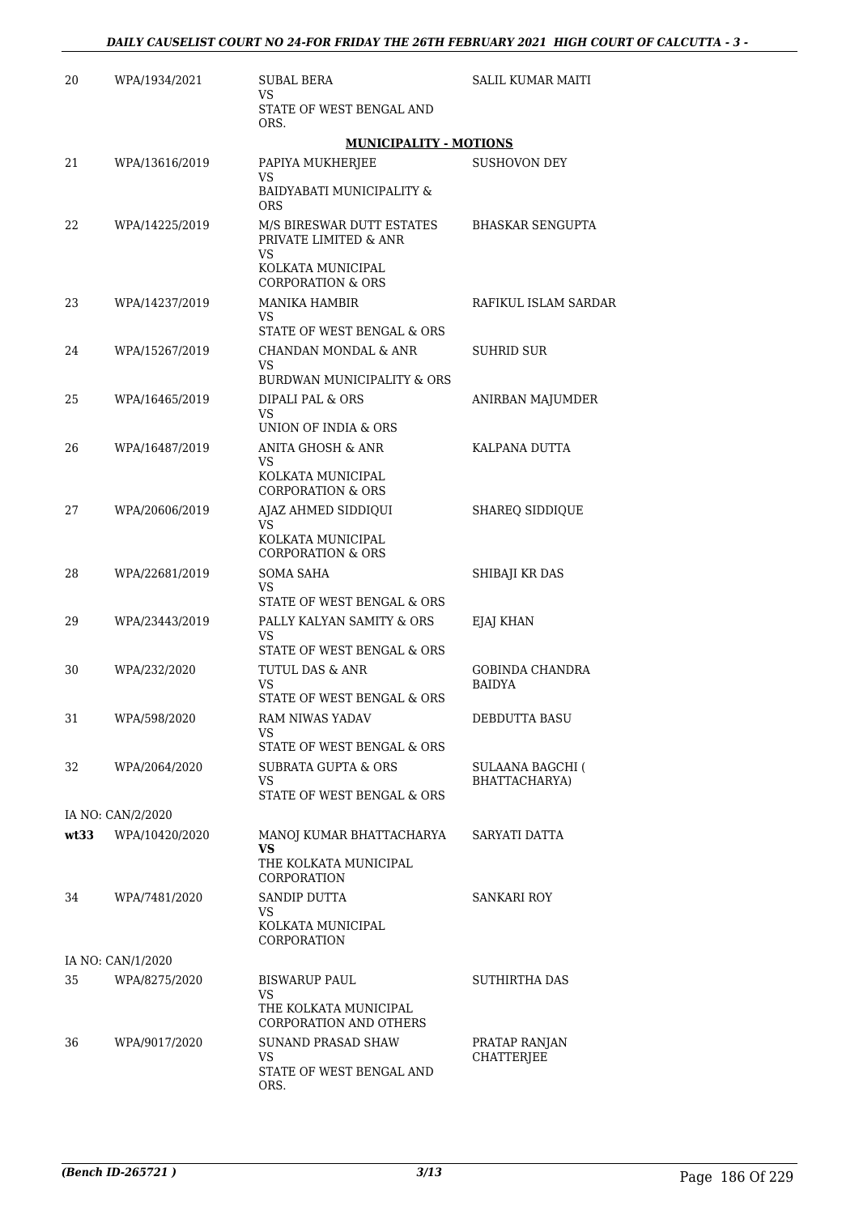| 20 | WPA/1934/2021 | SUBAL BERA<br>VS<br>STATE OF WEST BENGAL AND ORS. | SALIL KUMAR MAITI |
|---|---|---|---|

**MUNICIPALITY - MOTIONS**

| | | | |
|---|---|---|---|
| 21 | WPA/13616/2019 | PAPIYA MUKHERJEE<br>VS<br>BAIDYABATI MUNICIPALITY & ORS | SUSHOVON DEY |
| 22 | WPA/14225/2019 | M/S BIRESWAR DUTT ESTATES PRIVATE LIMITED & ANR<br>VS<br>KOLKATA MUNICIPAL CORPORATION & ORS | BHASKAR SENGUPTA |
| 23 | WPA/14237/2019 | MANIKA HAMBIR<br>VS<br>STATE OF WEST BENGAL & ORS | RAFIKUL ISLAM SARDAR |
| 24 | WPA/15267/2019 | CHANDAN MONDAL & ANR<br>VS<br>BURDWAN MUNICIPALITY & ORS | SUHRID SUR |
| 25 | WPA/16465/2019 | DIPALI PAL & ORS<br>VS<br>UNION OF INDIA & ORS | ANIRBAN MAJUMDER |
| 26 | WPA/16487/2019 | ANITA GHOSH & ANR<br>VS<br>KOLKATA MUNICIPAL CORPORATION & ORS | KALPANA DUTTA |
| 27 | WPA/20606/2019 | AJAZ AHMED SIDDIQUI<br>VS<br>KOLKATA MUNICIPAL CORPORATION & ORS | SHAREQ SIDDIQUE |
| 28 | WPA/22681/2019 | SOMA SAHA<br>VS<br>STATE OF WEST BENGAL & ORS | SHIBAJI KR DAS |
| 29 | WPA/23443/2019 | PALLY KALYAN SAMITY & ORS<br>VS<br>STATE OF WEST BENGAL & ORS | EJAJ KHAN |
| 30 | WPA/232/2020 | TUTUL DAS & ANR<br>VS<br>STATE OF WEST BENGAL & ORS | GOBINDA CHANDRA BAIDYA |
| 31 | WPA/598/2020 | RAM NIWAS YADAV<br>VS<br>STATE OF WEST BENGAL & ORS | DEBDUTTA BASU |
| 32 | WPA/2064/2020 | SUBRATA GUPTA & ORS<br>VS<br>STATE OF WEST BENGAL & ORS | SULAANA BAGCHI ( BHATTACHARYA) |
| | IA NO: CAN/2/2020 | | |
| **wt33** | WPA/10420/2020 | MANOJ KUMAR BHATTACHARYA<br>**VS**<br>THE KOLKATA MUNICIPAL CORPORATION | SARYATI DATTA |
| 34 | WPA/7481/2020 | SANDIP DUTTA<br>VS<br>KOLKATA MUNICIPAL CORPORATION | SANKARI ROY |
| | IA NO: CAN/1/2020 | | |
| 35 | WPA/8275/2020 | BISWARUP PAUL<br>VS<br>THE KOLKATA MUNICIPAL CORPORATION AND OTHERS | SUTHIRTHA DAS |
| 36 | WPA/9017/2020 | SUNAND PRASAD SHAW<br>VS<br>STATE OF WEST BENGAL AND ORS. | PRATAP RANJAN CHATTERJEE |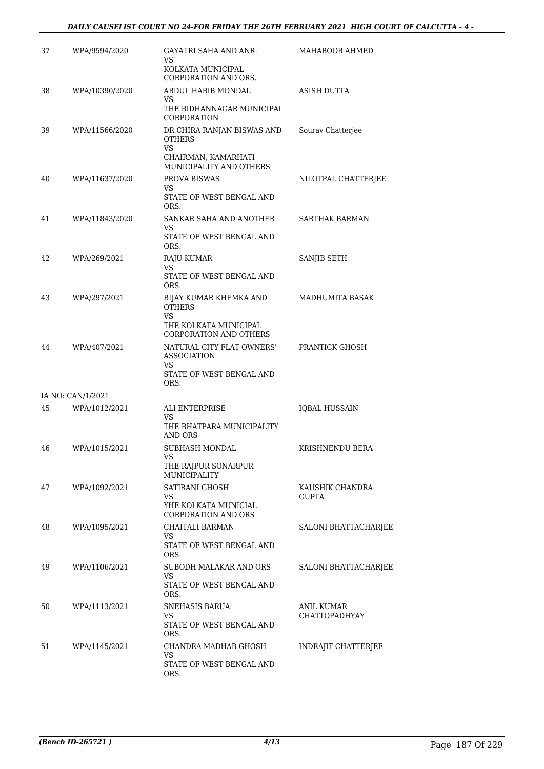| | | | |
|---|---|---|---|
| 37 | WPA/9594/2020 | GAYATRI SAHA AND ANR.<br>VS<br>KOLKATA MUNICIPAL CORPORATION AND ORS. | MAHABOOB AHMED |
| 38 | WPA/10390/2020 | ABDUL HABIB MONDAL<br>VS<br>THE BIDHANNAGAR MUNICIPAL CORPORATION | ASISH DUTTA |
| 39 | WPA/11566/2020 | DR CHIRA RANJAN BISWAS AND OTHERS<br>VS<br>CHAIRMAN, KAMARHATI MUNICIPALITY AND OTHERS | Sourav Chatterjee |
| 40 | WPA/11637/2020 | PROVA BISWAS<br>VS<br>STATE OF WEST BENGAL AND ORS. | NILOTPAL CHATTERJEE |
| 41 | WPA/11843/2020 | SANKAR SAHA AND ANOTHER<br>VS<br>STATE OF WEST BENGAL AND ORS. | SARTHAK BARMAN |
| 42 | WPA/269/2021 | RAJU KUMAR<br>VS<br>STATE OF WEST BENGAL AND ORS. | SANJIB SETH |
| 43 | WPA/297/2021 | BIJAY KUMAR KHEMKA AND OTHERS<br>VS<br>THE KOLKATA MUNICIPAL CORPORATION AND OTHERS | MADHUMITA BASAK |
| 44 | WPA/407/2021 | NATURAL CITY FLAT OWNERS' ASSOCIATION<br>VS<br>STATE OF WEST BENGAL AND ORS. | PRANTICK GHOSH |
| | IA NO: CAN/1/2021 | | |
| 45 | WPA/1012/2021 | ALI ENTERPRISE<br>VS<br>THE BHATPARA MUNICIPALITY AND ORS | IQBAL HUSSAIN |
| 46 | WPA/1015/2021 | SUBHASH MONDAL<br>VS<br>THE RAJPUR SONARPUR MUNICIPALITY | KRISHNENDU BERA |
| 47 | WPA/1092/2021 | SATIRANI GHOSH<br>VS<br>YHE KOLKATA MUNICIAL CORPORATION AND ORS | KAUSHIK CHANDRA GUPTA |
| 48 | WPA/1095/2021 | CHAITALI BARMAN<br>VS<br>STATE OF WEST BENGAL AND ORS. | SALONI BHATTACHARJEE |
| 49 | WPA/1106/2021 | SUBODH MALAKAR AND ORS<br>VS<br>STATE OF WEST BENGAL AND ORS. | SALONI BHATTACHARJEE |
| 50 | WPA/1113/2021 | SNEHASIS BARUA<br>VS<br>STATE OF WEST BENGAL AND ORS. | ANIL KUMAR CHATTOPADHYAY |
| 51 | WPA/1145/2021 | CHANDRA MADHAB GHOSH<br>VS<br>STATE OF WEST BENGAL AND ORS. | INDRAJIT CHATTERJEE |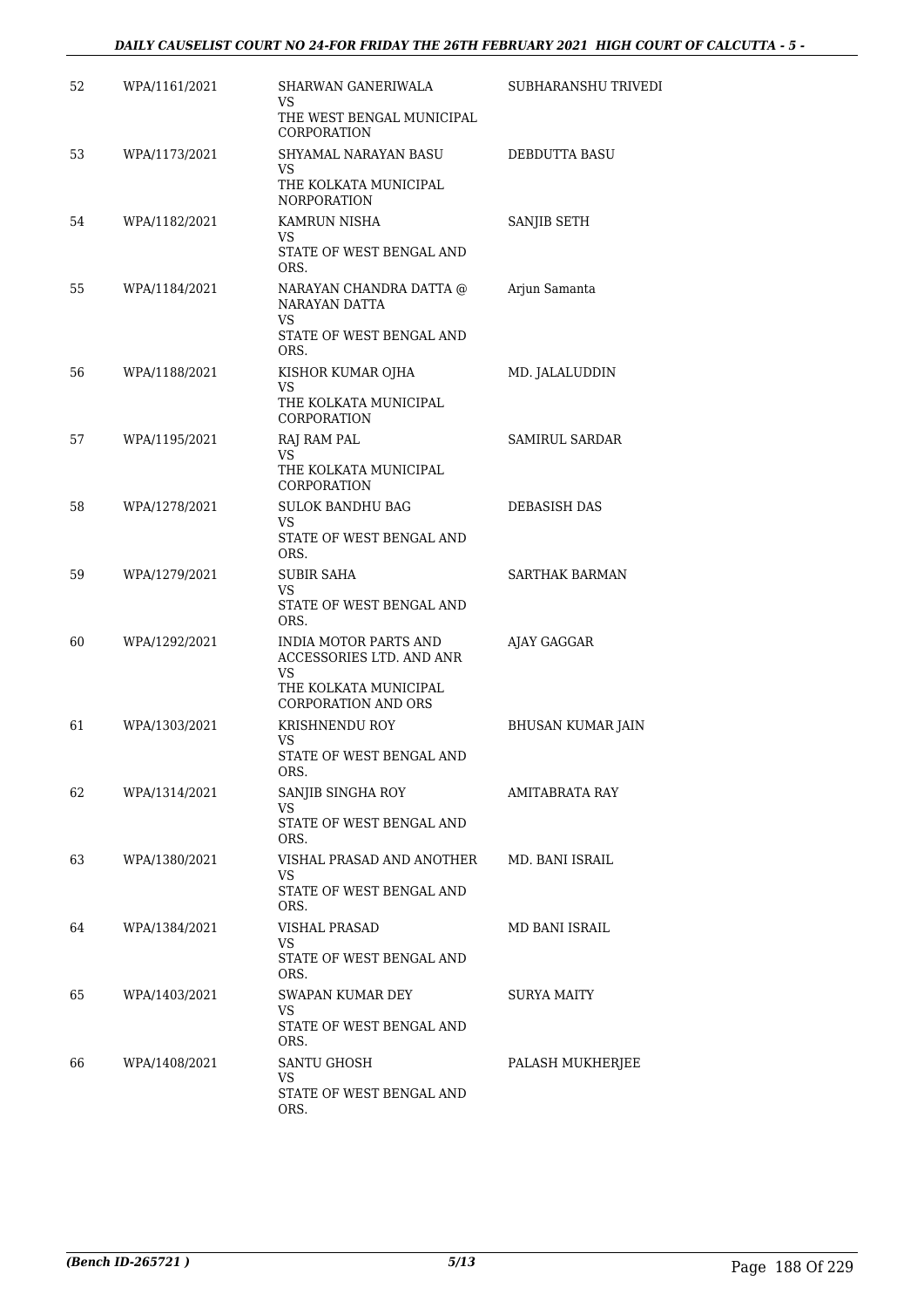| | | | |
|---|---|---|---|
| 52 | WPA/1161/2021 | SHARWAN GANERIWALA<br>VS<br>THE WEST BENGAL MUNICIPAL CORPORATION | SUBHARANSHU TRIVEDI |
| 53 | WPA/1173/2021 | SHYAMAL NARAYAN BASU<br>VS<br>THE KOLKATA MUNICIPAL NORPORATION | DEBDUTTA BASU |
| 54 | WPA/1182/2021 | KAMRUN NISHA<br>VS<br>STATE OF WEST BENGAL AND ORS. | SANJIB SETH |
| 55 | WPA/1184/2021 | NARAYAN CHANDRA DATTA @ NARAYAN DATTA<br>VS<br>STATE OF WEST BENGAL AND ORS. | Arjun Samanta |
| 56 | WPA/1188/2021 | KISHOR KUMAR OJHA<br>VS<br>THE KOLKATA MUNICIPAL CORPORATION | MD. JALALUDDIN |
| 57 | WPA/1195/2021 | RAJ RAM PAL<br>VS<br>THE KOLKATA MUNICIPAL CORPORATION | SAMIRUL SARDAR |
| 58 | WPA/1278/2021 | SULOK BANDHU BAG<br>VS<br>STATE OF WEST BENGAL AND ORS. | DEBASISH DAS |
| 59 | WPA/1279/2021 | SUBIR SAHA<br>VS<br>STATE OF WEST BENGAL AND ORS. | SARTHAK BARMAN |
| 60 | WPA/1292/2021 | INDIA MOTOR PARTS AND ACCESSORIES LTD. AND ANR<br>VS<br>THE KOLKATA MUNICIPAL CORPORATION AND ORS | AJAY GAGGAR |
| 61 | WPA/1303/2021 | KRISHNENDU ROY<br>VS<br>STATE OF WEST BENGAL AND ORS. | BHUSAN KUMAR JAIN |
| 62 | WPA/1314/2021 | SANJIB SINGHA ROY<br>VS<br>STATE OF WEST BENGAL AND ORS. | AMITABRATA RAY |
| 63 | WPA/1380/2021 | VISHAL PRASAD AND ANOTHER<br>VS<br>STATE OF WEST BENGAL AND ORS. | MD. BANI ISRAIL |
| 64 | WPA/1384/2021 | VISHAL PRASAD<br>VS<br>STATE OF WEST BENGAL AND ORS. | MD BANI ISRAIL |
| 65 | WPA/1403/2021 | SWAPAN KUMAR DEY<br>VS<br>STATE OF WEST BENGAL AND ORS. | SURYA MAITY |
| 66 | WPA/1408/2021 | SANTU GHOSH<br>VS<br>STATE OF WEST BENGAL AND ORS. | PALASH MUKHERJEE |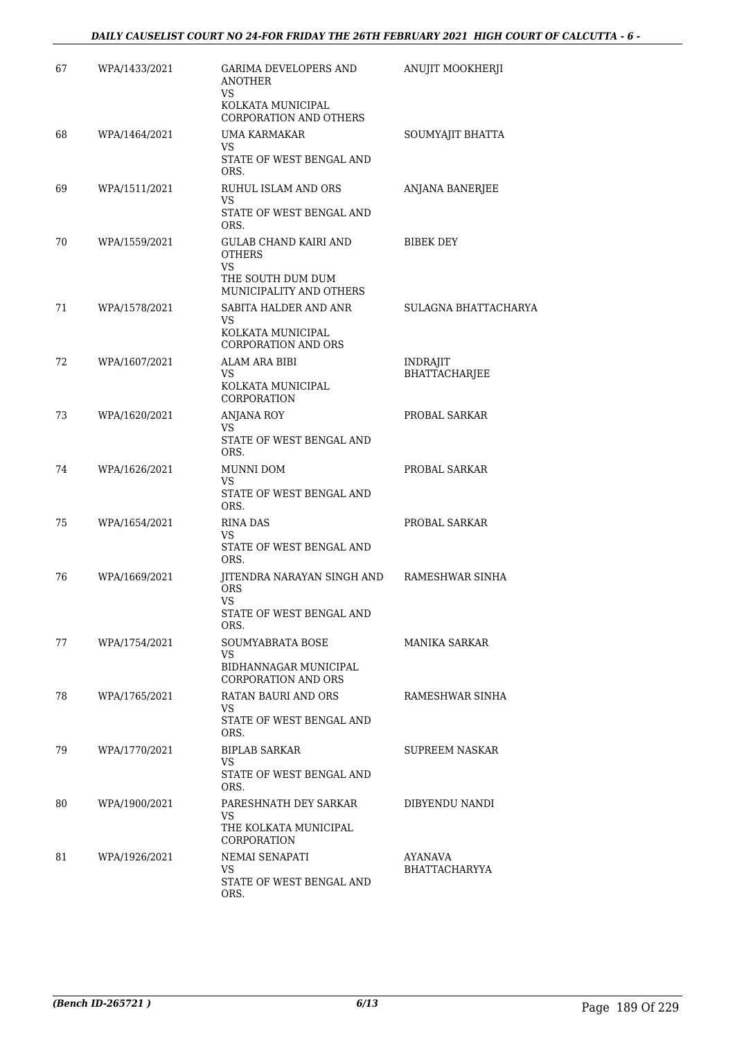| | | | |
|---|---|---|---|
| 67 | WPA/1433/2021 | GARIMA DEVELOPERS AND ANOTHER<br>VS<br>KOLKATA MUNICIPAL CORPORATION AND OTHERS | ANUJIT MOOKHERJI |
| 68 | WPA/1464/2021 | UMA KARMAKAR<br>VS<br>STATE OF WEST BENGAL AND ORS. | SOUMYAJIT BHATTA |
| 69 | WPA/1511/2021 | RUHUL ISLAM AND ORS<br>VS<br>STATE OF WEST BENGAL AND ORS. | ANJANA BANERJEE |
| 70 | WPA/1559/2021 | GULAB CHAND KAIRI AND OTHERS<br>VS<br>THE SOUTH DUM DUM MUNICIPALITY AND OTHERS | BIBEK DEY |
| 71 | WPA/1578/2021 | SABITA HALDER AND ANR<br>VS<br>KOLKATA MUNICIPAL CORPORATION AND ORS | SULAGNA BHATTACHARYA |
| 72 | WPA/1607/2021 | ALAM ARA BIBI<br>VS<br>KOLKATA MUNICIPAL CORPORATION | INDRAJIT BHATTACHARJEE |
| 73 | WPA/1620/2021 | ANJANA ROY<br>VS<br>STATE OF WEST BENGAL AND ORS. | PROBAL SARKAR |
| 74 | WPA/1626/2021 | MUNNI DOM<br>VS<br>STATE OF WEST BENGAL AND ORS. | PROBAL SARKAR |
| 75 | WPA/1654/2021 | RINA DAS<br>VS<br>STATE OF WEST BENGAL AND ORS. | PROBAL SARKAR |
| 76 | WPA/1669/2021 | JITENDRA NARAYAN SINGH AND ORS<br>VS<br>STATE OF WEST BENGAL AND ORS. | RAMESHWAR SINHA |
| 77 | WPA/1754/2021 | SOUMYABRATA BOSE<br>VS<br>BIDHANNAGAR MUNICIPAL CORPORATION AND ORS | MANIKA SARKAR |
| 78 | WPA/1765/2021 | RATAN BAURI AND ORS<br>VS<br>STATE OF WEST BENGAL AND ORS. | RAMESHWAR SINHA |
| 79 | WPA/1770/2021 | BIPLAB SARKAR<br>VS<br>STATE OF WEST BENGAL AND ORS. | SUPREEM NASKAR |
| 80 | WPA/1900/2021 | PARESHNATH DEY SARKAR<br>VS<br>THE KOLKATA MUNICIPAL CORPORATION | DIBYENDU NANDI |
| 81 | WPA/1926/2021 | NEMAI SENAPATI<br>VS<br>STATE OF WEST BENGAL AND ORS. | AYANAVA BHATTACHARYYA |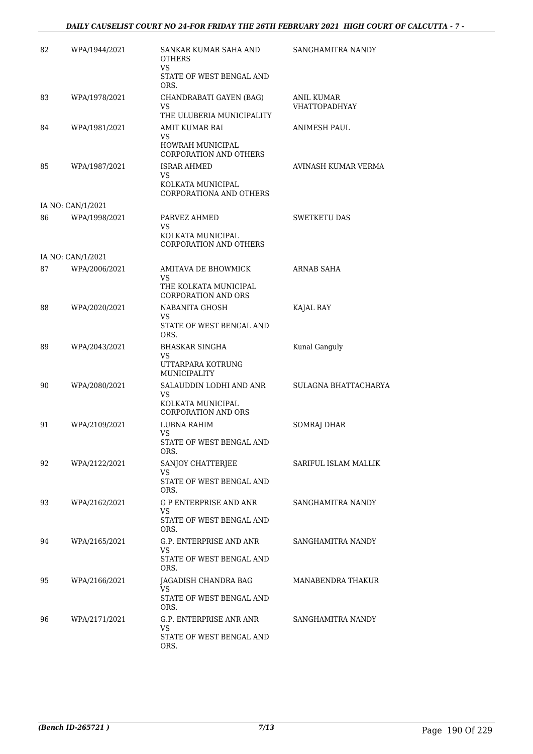| | | | |
|---|---|---|---|
| 82 | WPA/1944/2021 | SANKAR KUMAR SAHA AND OTHERS<br>VS<br>STATE OF WEST BENGAL AND ORS. | SANGHAMITRA NANDY |
| 83 | WPA/1978/2021 | CHANDRABATI GAYEN (BAG)<br>VS<br>THE ULUBERIA MUNICIPALITY | ANIL KUMAR VHATTOPADHYAY |
| 84 | WPA/1981/2021 | AMIT KUMAR RAI<br>VS<br>HOWRAH MUNICIPAL CORPORATION AND OTHERS | ANIMESH PAUL |
| 85 | WPA/1987/2021 | ISRAR AHMED<br>VS<br>KOLKATA MUNICIPAL CORPORATIONA AND OTHERS | AVINASH KUMAR VERMA |
| IA NO: CAN/1/2021 | | | |
| 86 | WPA/1998/2021 | PARVEZ AHMED<br>VS<br>KOLKATA MUNICIPAL CORPORATION AND OTHERS | SWETKETU DAS |
| IA NO: CAN/1/2021 | | | |
| 87 | WPA/2006/2021 | AMITAVA DE BHOWMICK<br>VS<br>THE KOLKATA MUNICIPAL CORPORATION AND ORS | ARNAB SAHA |
| 88 | WPA/2020/2021 | NABANITA GHOSH<br>VS<br>STATE OF WEST BENGAL AND ORS. | KAJAL RAY |
| 89 | WPA/2043/2021 | BHASKAR SINGHA<br>VS<br>UTTARPARA KOTRUNG MUNICIPALITY | Kunal Ganguly |
| 90 | WPA/2080/2021 | SALAUDDIN LODHI AND ANR<br>VS<br>KOLKATA MUNICIPAL CORPORATION AND ORS | SULAGNA BHATTACHARYA |
| 91 | WPA/2109/2021 | LUBNA RAHIM<br>VS<br>STATE OF WEST BENGAL AND ORS. | SOMRAJ DHAR |
| 92 | WPA/2122/2021 | SANJOY CHATTERJEE<br>VS<br>STATE OF WEST BENGAL AND ORS. | SARIFUL ISLAM MALLIK |
| 93 | WPA/2162/2021 | G P ENTERPRISE AND ANR<br>VS<br>STATE OF WEST BENGAL AND ORS. | SANGHAMITRA NANDY |
| 94 | WPA/2165/2021 | G.P. ENTERPRISE AND ANR<br>VS<br>STATE OF WEST BENGAL AND ORS. | SANGHAMITRA NANDY |
| 95 | WPA/2166/2021 | JAGADISH CHANDRA BAG<br>VS<br>STATE OF WEST BENGAL AND ORS. | MANABENDRA THAKUR |
| 96 | WPA/2171/2021 | G.P. ENTERPRISE ANR ANR<br>VS<br>STATE OF WEST BENGAL AND ORS. | SANGHAMITRA NANDY |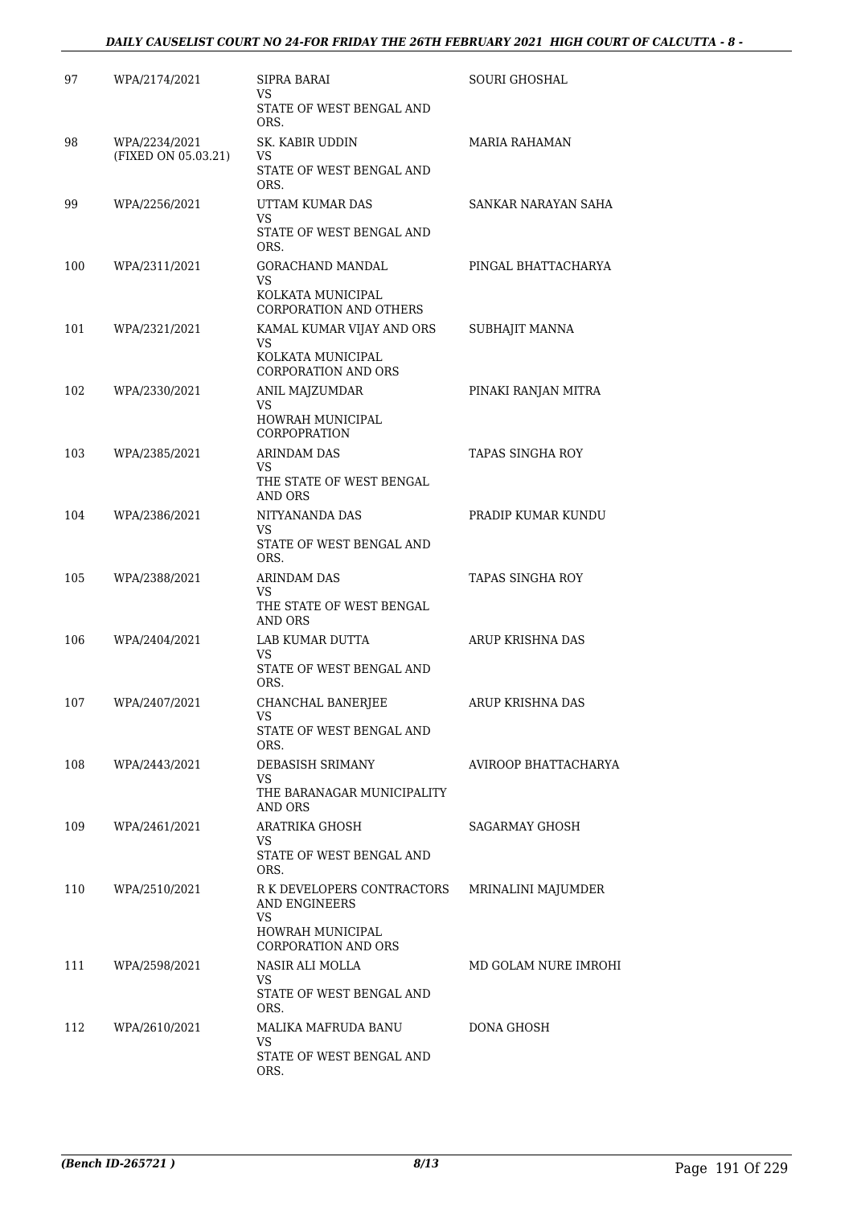| | | | |
|---|---|---|---|
| 97 | WPA/2174/2021 | SIPRA BARAI<br>VS<br>STATE OF WEST BENGAL AND ORS. | SOURI GHOSHAL |
| 98 | WPA/2234/2021<br>(FIXED ON 05.03.21) | SK. KABIR UDDIN<br>VS<br>STATE OF WEST BENGAL AND ORS. | MARIA RAHAMAN |
| 99 | WPA/2256/2021 | UTTAM KUMAR DAS<br>VS<br>STATE OF WEST BENGAL AND ORS. | SANKAR NARAYAN SAHA |
| 100 | WPA/2311/2021 | GORACHAND MANDAL<br>VS<br>KOLKATA MUNICIPAL CORPORATION AND OTHERS | PINGAL BHATTACHARYA |
| 101 | WPA/2321/2021 | KAMAL KUMAR VIJAY AND ORS<br>VS<br>KOLKATA MUNICIPAL CORPORATION AND ORS | SUBHAJIT MANNA |
| 102 | WPA/2330/2021 | ANIL MAJZUMDAR<br>VS<br>HOWRAH MUNICIPAL CORPOPRATION | PINAKI RANJAN MITRA |
| 103 | WPA/2385/2021 | ARINDAM DAS<br>VS<br>THE STATE OF WEST BENGAL AND ORS | TAPAS SINGHA ROY |
| 104 | WPA/2386/2021 | NITYANANDA DAS<br>VS<br>STATE OF WEST BENGAL AND ORS. | PRADIP KUMAR KUNDU |
| 105 | WPA/2388/2021 | ARINDAM DAS<br>VS<br>THE STATE OF WEST BENGAL AND ORS | TAPAS SINGHA ROY |
| 106 | WPA/2404/2021 | LAB KUMAR DUTTA<br>VS<br>STATE OF WEST BENGAL AND ORS. | ARUP KRISHNA DAS |
| 107 | WPA/2407/2021 | CHANCHAL BANERJEE<br>VS<br>STATE OF WEST BENGAL AND ORS. | ARUP KRISHNA DAS |
| 108 | WPA/2443/2021 | DEBASISH SRIMANY<br>VS<br>THE BARANAGAR MUNICIPALITY AND ORS | AVIROOP BHATTACHARYA |
| 109 | WPA/2461/2021 | ARATRIKA GHOSH<br>VS<br>STATE OF WEST BENGAL AND ORS. | SAGARMAY GHOSH |
| 110 | WPA/2510/2021 | R K DEVELOPERS CONTRACTORS AND ENGINEERS<br>VS<br>HOWRAH MUNICIPAL CORPORATION AND ORS | MRINALINI MAJUMDER |
| 111 | WPA/2598/2021 | NASIR ALI MOLLA<br>VS<br>STATE OF WEST BENGAL AND ORS. | MD GOLAM NURE IMROHI |
| 112 | WPA/2610/2021 | MALIKA MAFRUDA BANU<br>VS<br>STATE OF WEST BENGAL AND ORS. | DONA GHOSH |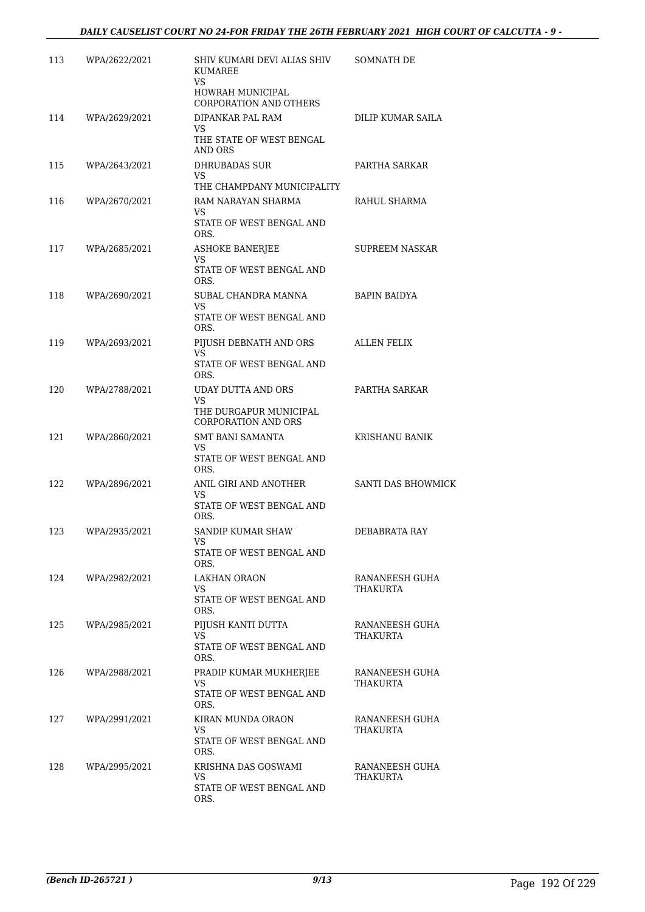| | | | |
|---|---|---|---|
| 113 | WPA/2622/2021 | SHIV KUMARI DEVI ALIAS SHIV KUMAREE<br>VS<br>HOWRAH MUNICIPAL CORPORATION AND OTHERS | SOMNATH DE |
| 114 | WPA/2629/2021 | DIPANKAR PAL RAM<br>VS<br>THE STATE OF WEST BENGAL AND ORS | DILIP KUMAR SAILA |
| 115 | WPA/2643/2021 | DHRUBADAS SUR<br>VS<br>THE CHAMPDANY MUNICIPALITY | PARTHA SARKAR |
| 116 | WPA/2670/2021 | RAM NARAYAN SHARMA<br>VS<br>STATE OF WEST BENGAL AND ORS. | RAHUL SHARMA |
| 117 | WPA/2685/2021 | ASHOKE BANERJEE<br>VS<br>STATE OF WEST BENGAL AND ORS. | SUPREEM NASKAR |
| 118 | WPA/2690/2021 | SUBAL CHANDRA MANNA<br>VS<br>STATE OF WEST BENGAL AND ORS. | BAPIN BAIDYA |
| 119 | WPA/2693/2021 | PIJUSH DEBNATH AND ORS<br>VS<br>STATE OF WEST BENGAL AND ORS. | ALLEN FELIX |
| 120 | WPA/2788/2021 | UDAY DUTTA AND ORS<br>VS<br>THE DURGAPUR MUNICIPAL CORPORATION AND ORS | PARTHA SARKAR |
| 121 | WPA/2860/2021 | SMT BANI SAMANTA<br>VS<br>STATE OF WEST BENGAL AND ORS. | KRISHANU BANIK |
| 122 | WPA/2896/2021 | ANIL GIRI AND ANOTHER<br>VS<br>STATE OF WEST BENGAL AND ORS. | SANTI DAS BHOWMICK |
| 123 | WPA/2935/2021 | SANDIP KUMAR SHAW<br>VS<br>STATE OF WEST BENGAL AND ORS. | DEBABRATA RAY |
| 124 | WPA/2982/2021 | LAKHAN ORAON<br>VS<br>STATE OF WEST BENGAL AND ORS. | RANANEESH GUHA THAKURTA |
| 125 | WPA/2985/2021 | PIJUSH KANTI DUTTA<br>VS<br>STATE OF WEST BENGAL AND ORS. | RANANEESH GUHA THAKURTA |
| 126 | WPA/2988/2021 | PRADIP KUMAR MUKHERJEE<br>VS<br>STATE OF WEST BENGAL AND ORS. | RANANEESH GUHA THAKURTA |
| 127 | WPA/2991/2021 | KIRAN MUNDA ORAON<br>VS<br>STATE OF WEST BENGAL AND ORS. | RANANEESH GUHA THAKURTA |
| 128 | WPA/2995/2021 | KRISHNA DAS GOSWAMI<br>VS<br>STATE OF WEST BENGAL AND ORS. | RANANEESH GUHA THAKURTA |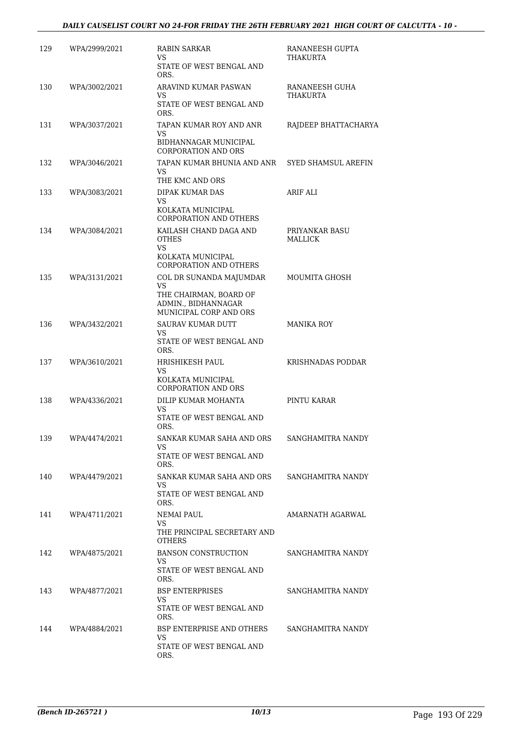| 129 | WPA/2999/2021 | RABIN SARKAR<br>VS<br>STATE OF WEST BENGAL AND ORS. | RANANEESH GUPTA THAKURTA |
|---|---|---|---|
| 130 | WPA/3002/2021 | ARAVIND KUMAR PASWAN<br>VS<br>STATE OF WEST BENGAL AND ORS. | RANANEESH GUHA THAKURTA |
| 131 | WPA/3037/2021 | TAPAN KUMAR ROY AND ANR<br>VS<br>BIDHANNAGAR MUNICIPAL CORPORATION AND ORS | RAJDEEP BHATTACHARYA |
| 132 | WPA/3046/2021 | TAPAN KUMAR BHUNIA AND ANR<br>VS<br>THE KMC AND ORS | SYED SHAMSUL AREFIN |
| 133 | WPA/3083/2021 | DIPAK KUMAR DAS<br>VS<br>KOLKATA MUNICIPAL CORPORATION AND OTHERS | ARIF ALI |
| 134 | WPA/3084/2021 | KAILASH CHAND DAGA AND OTHES<br>VS<br>KOLKATA MUNICIPAL CORPORATION AND OTHERS | PRIYANKAR BASU MALLICK |
| 135 | WPA/3131/2021 | COL DR SUNANDA MAJUMDAR<br>VS<br>THE CHAIRMAN, BOARD OF ADMIN., BIDHANNAGAR MUNICIPAL CORP AND ORS | MOUMITA GHOSH |
| 136 | WPA/3432/2021 | SAURAV KUMAR DUTT<br>VS<br>STATE OF WEST BENGAL AND ORS. | MANIKA ROY |
| 137 | WPA/3610/2021 | HRISHIKESH PAUL<br>VS<br>KOLKATA MUNICIPAL CORPORATION AND ORS | KRISHNADAS PODDAR |
| 138 | WPA/4336/2021 | DILIP KUMAR MOHANTA<br>VS<br>STATE OF WEST BENGAL AND ORS. | PINTU KARAR |
| 139 | WPA/4474/2021 | SANKAR KUMAR SAHA AND ORS<br>VS<br>STATE OF WEST BENGAL AND ORS. | SANGHAMITRA NANDY |
| 140 | WPA/4479/2021 | SANKAR KUMAR SAHA AND ORS<br>VS<br>STATE OF WEST BENGAL AND ORS. | SANGHAMITRA NANDY |
| 141 | WPA/4711/2021 | NEMAI PAUL<br>VS<br>THE PRINCIPAL SECRETARY AND OTHERS | AMARNATH AGARWAL |
| 142 | WPA/4875/2021 | BANSON CONSTRUCTION<br>VS<br>STATE OF WEST BENGAL AND ORS. | SANGHAMITRA NANDY |
| 143 | WPA/4877/2021 | BSP ENTERPRISES<br>VS<br>STATE OF WEST BENGAL AND ORS. | SANGHAMITRA NANDY |
| 144 | WPA/4884/2021 | BSP ENTERPRISE AND OTHERS<br>VS<br>STATE OF WEST BENGAL AND ORS. | SANGHAMITRA NANDY |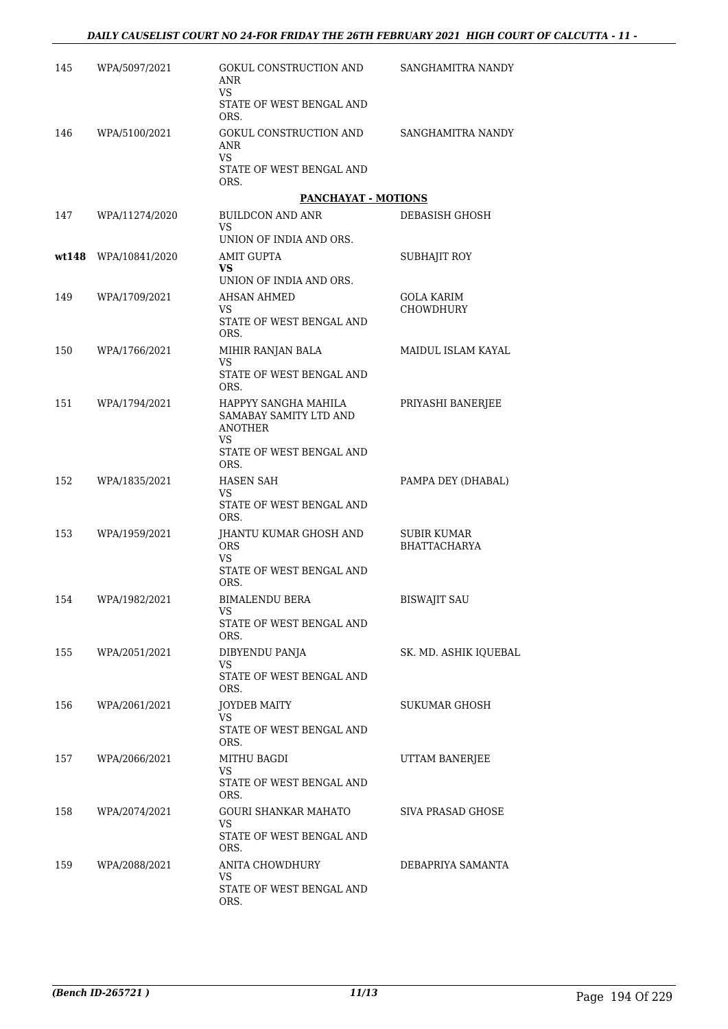| | | | |
|---|---|---|---|
| 145 | WPA/5097/2021 | GOKUL CONSTRUCTION AND ANR<br>VS<br>STATE OF WEST BENGAL AND ORS. | SANGHAMITRA NANDY |
| 146 | WPA/5100/2021 | GOKUL CONSTRUCTION AND ANR<br>VS<br>STATE OF WEST BENGAL AND ORS. | SANGHAMITRA NANDY |

**PANCHAYAT - MOTIONS**

| | | | |
|---|---|---|---|
| 147 | WPA/11274/2020 | BUILDCON AND ANR<br>VS<br>UNION OF INDIA AND ORS. | DEBASISH GHOSH |
| **wt148** | WPA/10841/2020 | AMIT GUPTA<br>**VS**<br>UNION OF INDIA AND ORS. | SUBHAJIT ROY |
| 149 | WPA/1709/2021 | AHSAN AHMED<br>VS<br>STATE OF WEST BENGAL AND ORS. | GOLA KARIM CHOWDHURY |
| 150 | WPA/1766/2021 | MIHIR RANJAN BALA<br>VS<br>STATE OF WEST BENGAL AND ORS. | MAIDUL ISLAM KAYAL |
| 151 | WPA/1794/2021 | HAPPYY SANGHA MAHILA SAMABAY SAMITY LTD AND ANOTHER<br>VS<br>STATE OF WEST BENGAL AND ORS. | PRIYASHI BANERJEE |
| 152 | WPA/1835/2021 | HASEN SAH<br>VS<br>STATE OF WEST BENGAL AND ORS. | PAMPA DEY (DHABAL) |
| 153 | WPA/1959/2021 | JHANTU KUMAR GHOSH AND ORS<br>VS<br>STATE OF WEST BENGAL AND ORS. | SUBIR KUMAR BHATTACHARYA |
| 154 | WPA/1982/2021 | BIMALENDU BERA<br>VS<br>STATE OF WEST BENGAL AND ORS. | BISWAJIT SAU |
| 155 | WPA/2051/2021 | DIBYENDU PANJA<br>VS<br>STATE OF WEST BENGAL AND ORS. | SK. MD. ASHIK IQUEBAL |
| 156 | WPA/2061/2021 | JOYDEB MAITY<br>VS<br>STATE OF WEST BENGAL AND ORS. | SUKUMAR GHOSH |
| 157 | WPA/2066/2021 | MITHU BAGDI<br>VS<br>STATE OF WEST BENGAL AND ORS. | UTTAM BANERJEE |
| 158 | WPA/2074/2021 | GOURI SHANKAR MAHATO<br>VS<br>STATE OF WEST BENGAL AND ORS. | SIVA PRASAD GHOSE |
| 159 | WPA/2088/2021 | ANITA CHOWDHURY<br>VS<br>STATE OF WEST BENGAL AND ORS. | DEBAPRIYA SAMANTA |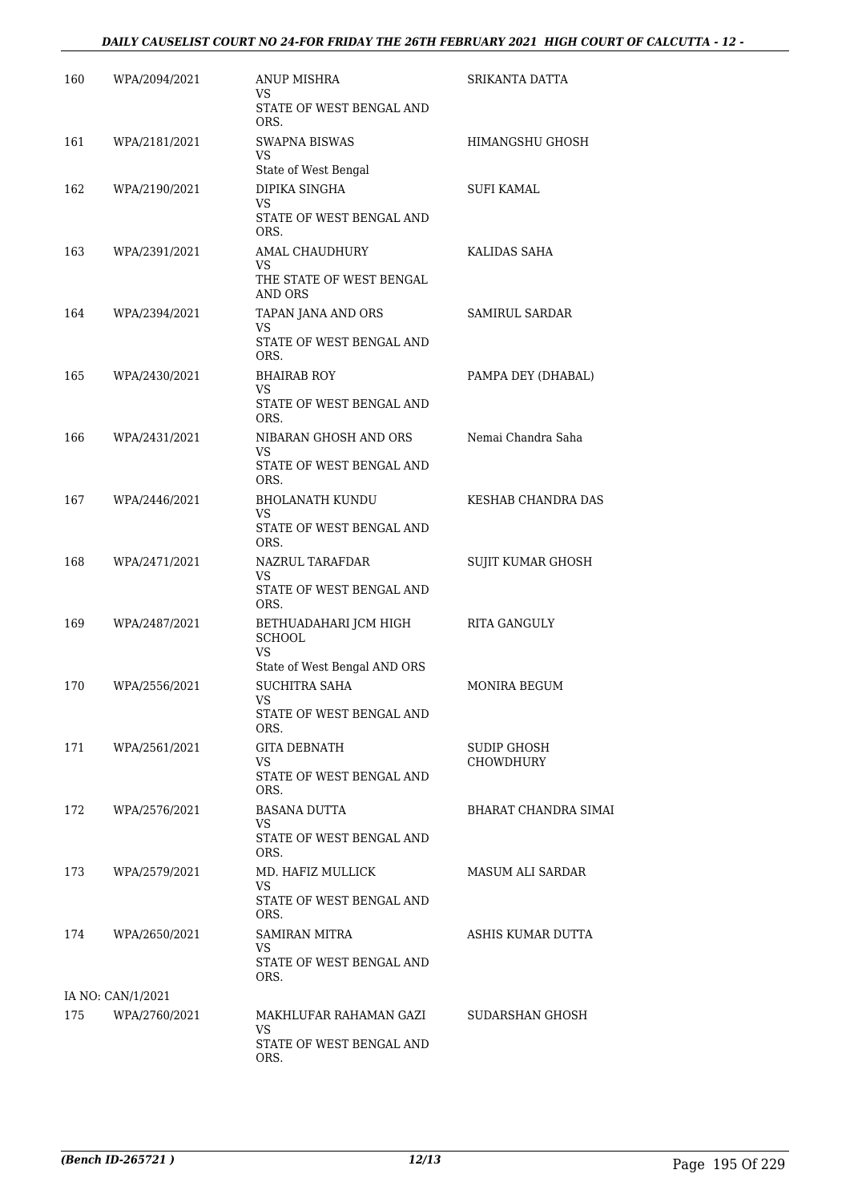| | | | |
|---|---|---|---|
| 160 | WPA/2094/2021 | ANUP MISHRA<br>VS<br>STATE OF WEST BENGAL AND ORS. | SRIKANTA DATTA |
| 161 | WPA/2181/2021 | SWAPNA BISWAS<br>VS<br>State of West Bengal | HIMANGSHU GHOSH |
| 162 | WPA/2190/2021 | DIPIKA SINGHA<br>VS<br>STATE OF WEST BENGAL AND ORS. | SUFI KAMAL |
| 163 | WPA/2391/2021 | AMAL CHAUDHURY<br>VS<br>THE STATE OF WEST BENGAL AND ORS | KALIDAS SAHA |
| 164 | WPA/2394/2021 | TAPAN JANA AND ORS<br>VS<br>STATE OF WEST BENGAL AND ORS. | SAMIRUL SARDAR |
| 165 | WPA/2430/2021 | BHAIRAB ROY<br>VS<br>STATE OF WEST BENGAL AND ORS. | PAMPA DEY (DHABAL) |
| 166 | WPA/2431/2021 | NIBARAN GHOSH AND ORS<br>VS<br>STATE OF WEST BENGAL AND ORS. | Nemai Chandra Saha |
| 167 | WPA/2446/2021 | BHOLANATH KUNDU<br>VS<br>STATE OF WEST BENGAL AND ORS. | KESHAB CHANDRA DAS |
| 168 | WPA/2471/2021 | NAZRUL TARAFDAR<br>VS<br>STATE OF WEST BENGAL AND ORS. | SUJIT KUMAR GHOSH |
| 169 | WPA/2487/2021 | BETHUADAHARI JCM HIGH SCHOOL<br>VS<br>State of West Bengal AND ORS | RITA GANGULY |
| 170 | WPA/2556/2021 | SUCHITRA SAHA<br>VS<br>STATE OF WEST BENGAL AND ORS. | MONIRA BEGUM |
| 171 | WPA/2561/2021 | GITA DEBNATH<br>VS<br>STATE OF WEST BENGAL AND ORS. | SUDIP GHOSH CHOWDHURY |
| 172 | WPA/2576/2021 | BASANA DUTTA<br>VS<br>STATE OF WEST BENGAL AND ORS. | BHARAT CHANDRA SIMAI |
| 173 | WPA/2579/2021 | MD. HAFIZ MULLICK<br>VS<br>STATE OF WEST BENGAL AND ORS. | MASUM ALI SARDAR |
| 174 | WPA/2650/2021 | SAMIRAN MITRA<br>VS<br>STATE OF WEST BENGAL AND ORS. | ASHIS KUMAR DUTTA |
| | IA NO: CAN/1/2021 | | |
| 175 | WPA/2760/2021 | MAKHLUFAR RAHAMAN GAZI<br>VS<br>STATE OF WEST BENGAL AND ORS. | SUDARSHAN GHOSH |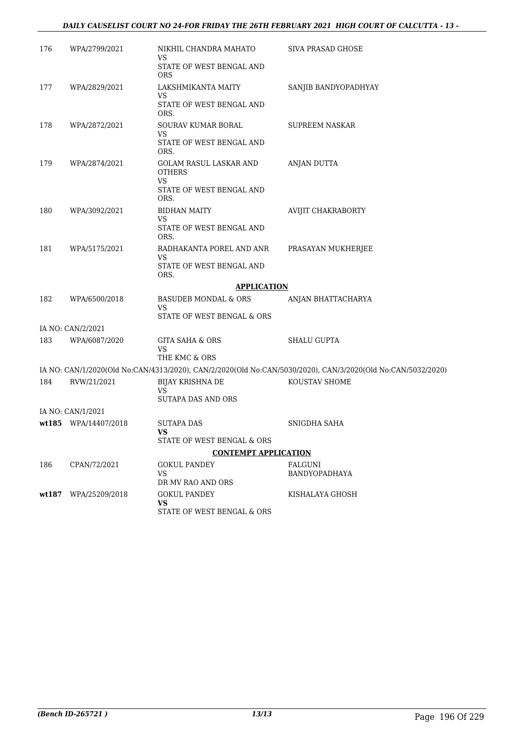| | | | |
|---|---|---|---|
| 176 | WPA/2799/2021 | NIKHIL CHANDRA MAHATO<br>VS<br>STATE OF WEST BENGAL AND ORS | SIVA PRASAD GHOSE |
| 177 | WPA/2829/2021 | LAKSHMIKANTA MAITY<br>VS<br>STATE OF WEST BENGAL AND ORS. | SANJIB BANDYOPADHYAY |
| 178 | WPA/2872/2021 | SOURAV KUMAR BORAL<br>VS<br>STATE OF WEST BENGAL AND ORS. | SUPREEM NASKAR |
| 179 | WPA/2874/2021 | GOLAM RASUL LASKAR AND OTHERS<br>VS<br>STATE OF WEST BENGAL AND ORS. | ANJAN DUTTA |
| 180 | WPA/3092/2021 | BIDHAN MAITY<br>VS<br>STATE OF WEST BENGAL AND ORS. | AVIJIT CHAKRABORTY |
| 181 | WPA/5175/2021 | RADHAKANTA POREL AND ANR<br>VS<br>STATE OF WEST BENGAL AND ORS. | PRASAYAN MUKHERJEE |

**APPLICATION**

| | | | |
|---|---|---|---|
| 182 | WPA/6500/2018 | BASUDEB MONDAL & ORS<br>VS<br>STATE OF WEST BENGAL & ORS | ANJAN BHATTACHARYA |
| | IA NO: CAN/2/2021 | | |
| 183 | WPA/6087/2020 | GITA SAHA & ORS<br>VS<br>THE KMC & ORS | SHALU GUPTA |

IA NO: CAN/1/2020(Old No:CAN/4313/2020), CAN/2/2020(Old No:CAN/5030/2020), CAN/3/2020(Old No:CAN/5032/2020)

| | | | |
|---|---|---|---|
| 184 | RVW/21/2021 | BIJAY KRISHNA DE<br>VS<br>SUTAPA DAS AND ORS | KOUSTAV SHOME |
| | IA NO: CAN/1/2021 | | |
| **wt185** | WPA/14407/2018 | SUTAPA DAS<br>**VS**<br>STATE OF WEST BENGAL & ORS | SNIGDHA SAHA |

**CONTEMPT APPLICATION**

| | | | |
|---|---|---|---|
| 186 | CPAN/72/2021 | GOKUL PANDEY<br>VS<br>DR MV RAO AND ORS | FALGUNI BANDYOPADHAYA |
| **wt187** | WPA/25209/2018 | GOKUL PANDEY<br>**VS**<br>STATE OF WEST BENGAL & ORS | KISHALAYA GHOSH |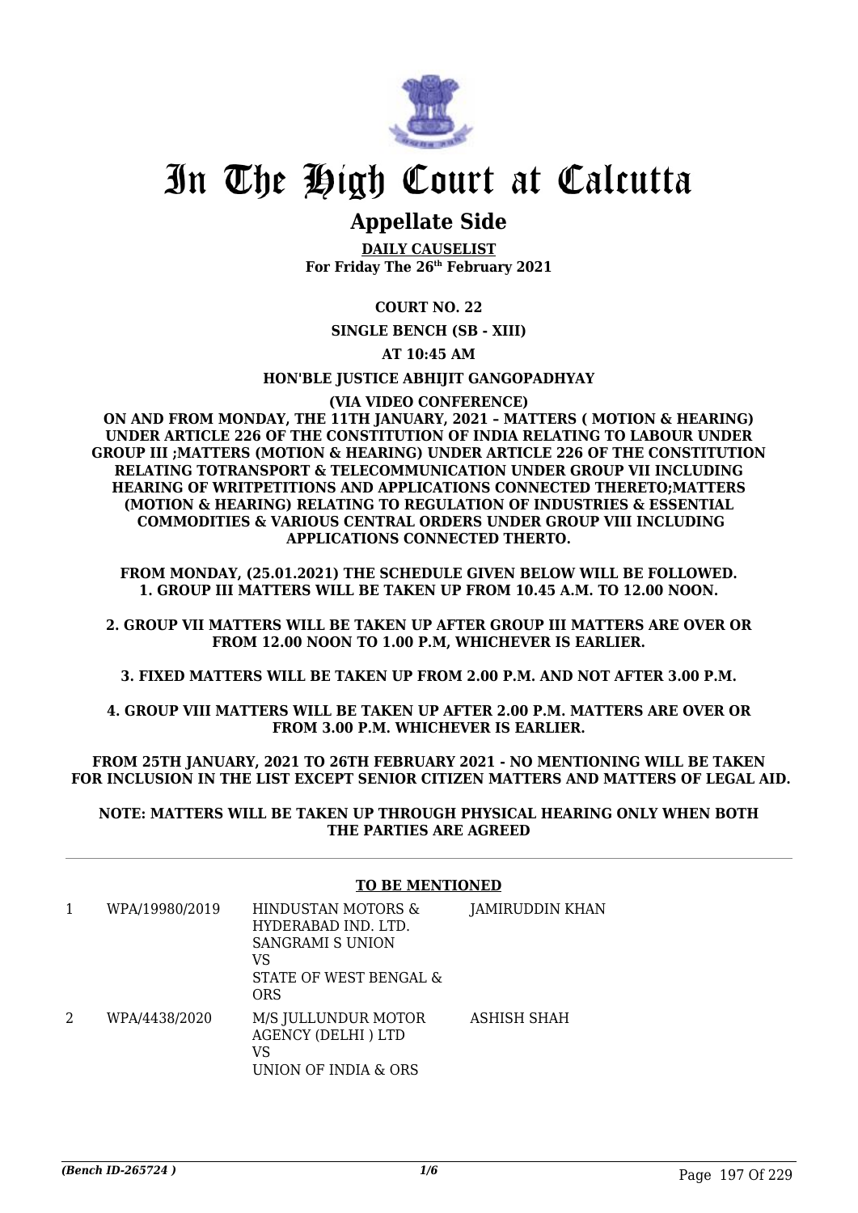# In The High Court at Calcutta

## Appellate Side

**DAILY CAUSELIST**
**For Friday The 26th February 2021**

**COURT NO. 22**

**SINGLE BENCH (SB - XIII)**

**AT 10:45 AM**

**HON'BLE JUSTICE ABHIJIT GANGOPADHYAY**

**(VIA VIDEO CONFERENCE)**

**ON AND FROM MONDAY, THE 11TH JANUARY, 2021 – MATTERS ( MOTION & HEARING) UNDER ARTICLE 226 OF THE CONSTITUTION OF INDIA RELATING TO LABOUR UNDER GROUP III ;MATTERS (MOTION & HEARING) UNDER ARTICLE 226 OF THE CONSTITUTION RELATING TOTRANSPORT & TELECOMMUNICATION UNDER GROUP VII INCLUDING HEARING OF WRITPETITIONS AND APPLICATIONS CONNECTED THERETO;MATTERS (MOTION & HEARING) RELATING TO REGULATION OF INDUSTRIES & ESSENTIAL COMMODITIES & VARIOUS CENTRAL ORDERS UNDER GROUP VIII INCLUDING APPLICATIONS CONNECTED THERTO.**

**FROM MONDAY, (25.01.2021) THE SCHEDULE GIVEN BELOW WILL BE FOLLOWED.**
**1. GROUP III MATTERS WILL BE TAKEN UP FROM 10.45 A.M. TO 12.00 NOON.**

**2. GROUP VII MATTERS WILL BE TAKEN UP AFTER GROUP III MATTERS ARE OVER OR FROM 12.00 NOON TO 1.00 P.M, WHICHEVER IS EARLIER.**

**3. FIXED MATTERS WILL BE TAKEN UP FROM 2.00 P.M. AND NOT AFTER 3.00 P.M.**

**4. GROUP VIII MATTERS WILL BE TAKEN UP AFTER 2.00 P.M. MATTERS ARE OVER OR FROM 3.00 P.M. WHICHEVER IS EARLIER.**

**FROM 25TH JANUARY, 2021 TO 26TH FEBRUARY 2021 - NO MENTIONING WILL BE TAKEN FOR INCLUSION IN THE LIST EXCEPT SENIOR CITIZEN MATTERS AND MATTERS OF LEGAL AID.**

**NOTE: MATTERS WILL BE TAKEN UP THROUGH PHYSICAL HEARING ONLY WHEN BOTH THE PARTIES ARE AGREED**

**TO BE MENTIONED**

| | | | |
|---|---|---|---|
| 1 | WPA/19980/2019 | HINDUSTAN MOTORS & HYDERABAD IND. LTD. SANGRAMI S UNION<br>VS<br>STATE OF WEST BENGAL & ORS | JAMIRUDDIN KHAN |
| 2 | WPA/4438/2020 | M/S JULLUNDUR MOTOR AGENCY (DELHI ) LTD<br>VS<br>UNION OF INDIA & ORS | ASHISH SHAH |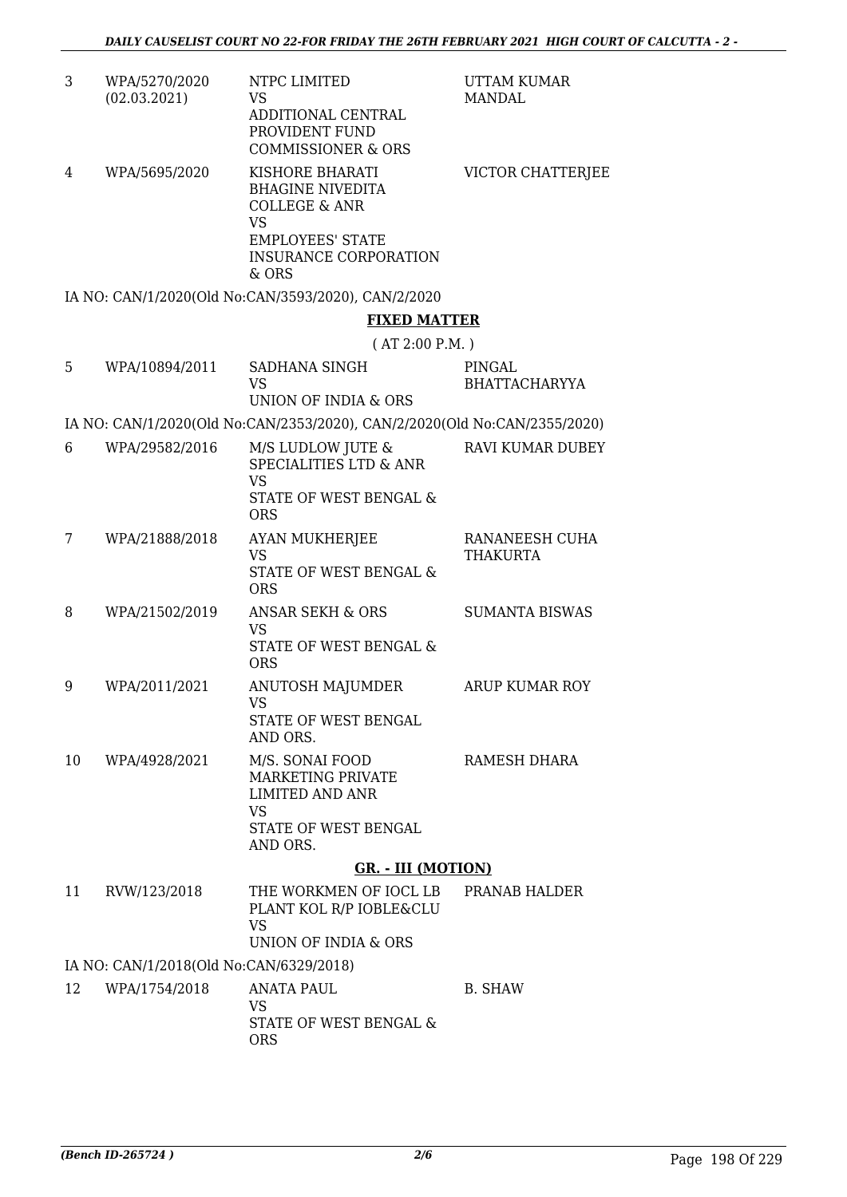| | | | |
|---|---|---|---|
| 3 | WPA/5270/2020 (02.03.2021) | NTPC LIMITED VS ADDITIONAL CENTRAL PROVIDENT FUND COMMISSIONER & ORS | UTTAM KUMAR MANDAL |
| 4 | WPA/5695/2020 | KISHORE BHARATI BHAGINE NIVEDITA COLLEGE & ANR VS EMPLOYEES' STATE INSURANCE CORPORATION & ORS | VICTOR CHATTERJEE |

IA NO: CAN/1/2020(Old No:CAN/3593/2020), CAN/2/2020

**FIXED MATTER**

( AT 2:00 P.M. )

| | | | |
|---|---|---|---|
| 5 | WPA/10894/2011 | SADHANA SINGH VS UNION OF INDIA & ORS | PINGAL BHATTACHARYYA |

IA NO: CAN/1/2020(Old No:CAN/2353/2020), CAN/2/2020(Old No:CAN/2355/2020)

| | | | |
|---|---|---|---|
| 6 | WPA/29582/2016 | M/S LUDLOW JUTE & SPECIALITIES LTD & ANR VS STATE OF WEST BENGAL & ORS | RAVI KUMAR DUBEY |
| 7 | WPA/21888/2018 | AYAN MUKHERJEE VS STATE OF WEST BENGAL & ORS | RANANEESH CUHA THAKURTA |
| 8 | WPA/21502/2019 | ANSAR SEKH & ORS VS STATE OF WEST BENGAL & ORS | SUMANTA BISWAS |
| 9 | WPA/2011/2021 | ANUTOSH MAJUMDER VS STATE OF WEST BENGAL AND ORS. | ARUP KUMAR ROY |
| 10 | WPA/4928/2021 | M/S. SONAI FOOD MARKETING PRIVATE LIMITED AND ANR VS STATE OF WEST BENGAL AND ORS. | RAMESH DHARA |

**GR. - III (MOTION)**

| | | | |
|---|---|---|---|
| 11 | RVW/123/2018 | THE WORKMEN OF IOCL LB PLANT KOL R/P IOBLE&CLU VS UNION OF INDIA & ORS | PRANAB HALDER |

IA NO: CAN/1/2018(Old No:CAN/6329/2018)

| | | | |
|---|---|---|---|
| 12 | WPA/1754/2018 | ANATA PAUL VS STATE OF WEST BENGAL & ORS | B. SHAW |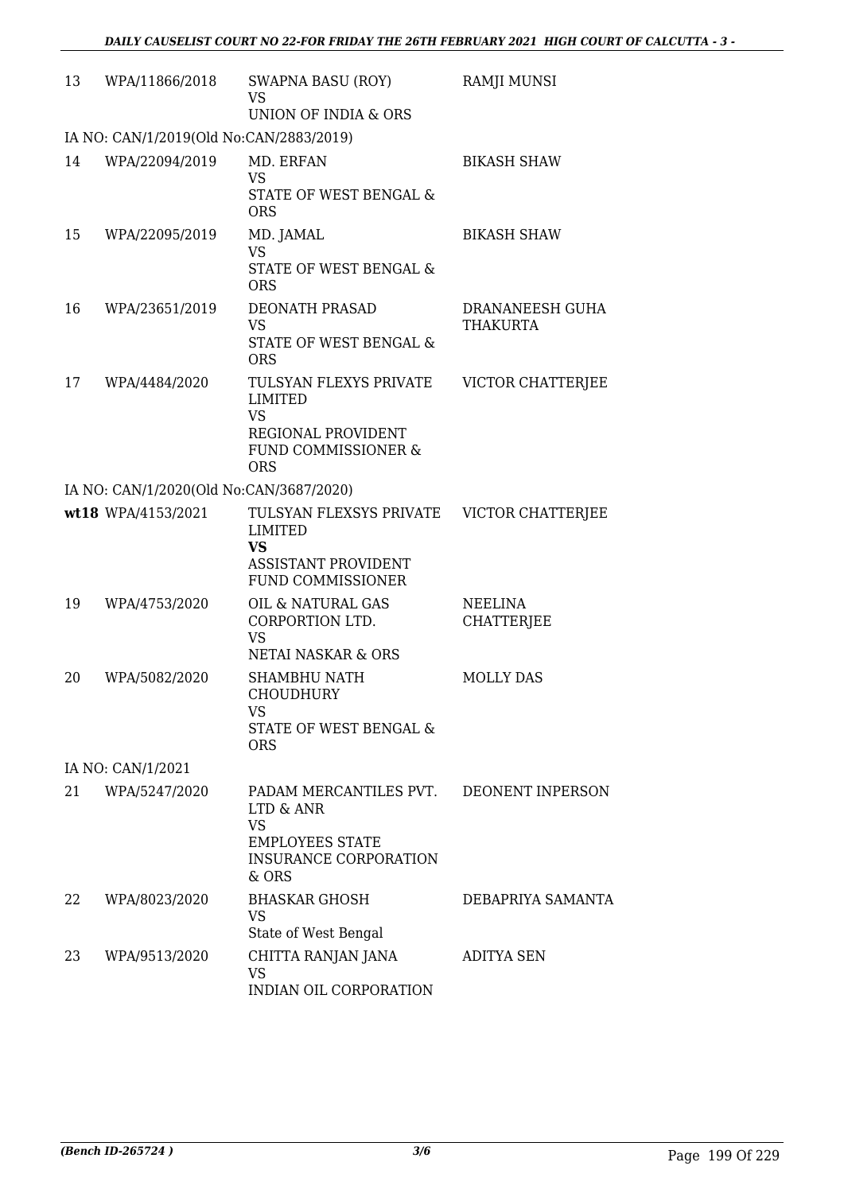| | | | |
|---|---|---|---|
| 13 | WPA/11866/2018 | SWAPNA BASU (ROY)<br>VS<br>UNION OF INDIA & ORS | RAMJI MUNSI |
| IA NO: CAN/1/2019(Old No:CAN/2883/2019) | | | |
| 14 | WPA/22094/2019 | MD. ERFAN<br>VS<br>STATE OF WEST BENGAL & ORS | BIKASH SHAW |
| 15 | WPA/22095/2019 | MD. JAMAL<br>VS<br>STATE OF WEST BENGAL & ORS | BIKASH SHAW |
| 16 | WPA/23651/2019 | DEONATH PRASAD<br>VS<br>STATE OF WEST BENGAL & ORS | DRANANEESH GUHA THAKURTA |
| 17 | WPA/4484/2020 | TULSYAN FLEXYS PRIVATE LIMITED<br>VS<br>REGIONAL PROVIDENT FUND COMMISSIONER & ORS | VICTOR CHATTERJEE |
| IA NO: CAN/1/2020(Old No:CAN/3687/2020) | | | |
| **wt18** | WPA/4153/2021 | TULSYAN FLEXSYS PRIVATE LIMITED<br>**VS**<br>ASSISTANT PROVIDENT FUND COMMISSIONER | VICTOR CHATTERJEE |
| 19 | WPA/4753/2020 | OIL & NATURAL GAS CORPORTION LTD.<br>VS<br>NETAI NASKAR & ORS | NEELINA CHATTERJEE |
| 20 | WPA/5082/2020 | SHAMBHU NATH CHOUDHURY<br>VS<br>STATE OF WEST BENGAL & ORS | MOLLY DAS |
| IA NO: CAN/1/2021 | | | |
| 21 | WPA/5247/2020 | PADAM MERCANTILES PVT. LTD & ANR<br>VS<br>EMPLOYEES STATE INSURANCE CORPORATION & ORS | DEONENT INPERSON |
| 22 | WPA/8023/2020 | BHASKAR GHOSH<br>VS<br>State of West Bengal | DEBAPRIYA SAMANTA |
| 23 | WPA/9513/2020 | CHITTA RANJAN JANA<br>VS<br>INDIAN OIL CORPORATION | ADITYA SEN |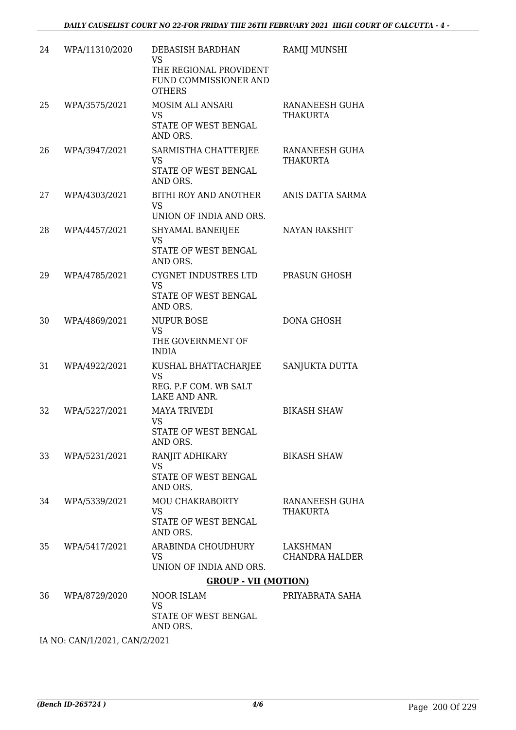| | | | |
|---|---|---|---|
| 24 | WPA/11310/2020 | DEBASISH BARDHAN<br>VS<br>THE REGIONAL PROVIDENT FUND COMMISSIONER AND OTHERS | RAMIJ MUNSHI |
| 25 | WPA/3575/2021 | MOSIM ALI ANSARI<br>VS<br>STATE OF WEST BENGAL AND ORS. | RANANEESH GUHA THAKURTA |
| 26 | WPA/3947/2021 | SARMISTHA CHATTERJEE<br>VS<br>STATE OF WEST BENGAL AND ORS. | RANANEESH GUHA THAKURTA |
| 27 | WPA/4303/2021 | BITHI ROY AND ANOTHER<br>VS<br>UNION OF INDIA AND ORS. | ANIS DATTA SARMA |
| 28 | WPA/4457/2021 | SHYAMAL BANERJEE<br>VS<br>STATE OF WEST BENGAL AND ORS. | NAYAN RAKSHIT |
| 29 | WPA/4785/2021 | CYGNET INDUSTRES LTD<br>VS<br>STATE OF WEST BENGAL AND ORS. | PRASUN GHOSH |
| 30 | WPA/4869/2021 | NUPUR BOSE<br>VS<br>THE GOVERNMENT OF INDIA | DONA GHOSH |
| 31 | WPA/4922/2021 | KUSHAL BHATTACHARJEE<br>VS<br>REG. P.F COM. WB SALT LAKE AND ANR. | SANJUKTA DUTTA |
| 32 | WPA/5227/2021 | MAYA TRIVEDI<br>VS<br>STATE OF WEST BENGAL AND ORS. | BIKASH SHAW |
| 33 | WPA/5231/2021 | RANJIT ADHIKARY<br>VS<br>STATE OF WEST BENGAL AND ORS. | BIKASH SHAW |
| 34 | WPA/5339/2021 | MOU CHAKRABORTY<br>VS<br>STATE OF WEST BENGAL AND ORS. | RANANEESH GUHA THAKURTA |
| 35 | WPA/5417/2021 | ARABINDA CHOUDHURY<br>VS<br>UNION OF INDIA AND ORS. | LAKSHMAN CHANDRA HALDER |

**GROUP - VII (MOTION)**

| | | | |
|---|---|---|---|
| 36 | WPA/8729/2020 | NOOR ISLAM<br>VS<br>STATE OF WEST BENGAL AND ORS. | PRIYABRATA SAHA |

IA NO: CAN/1/2021, CAN/2/2021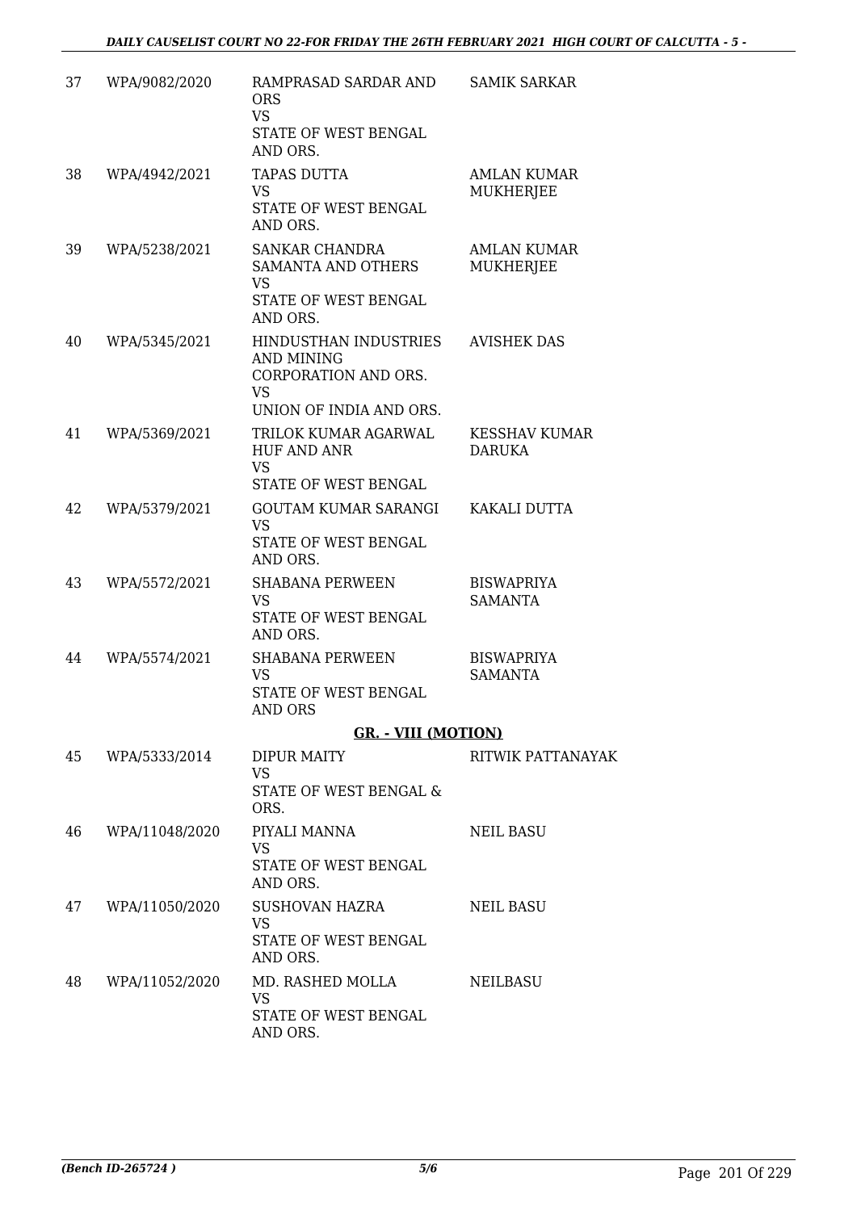| | | | |
|---|---|---|---|
| 37 | WPA/9082/2020 | RAMPRASAD SARDAR AND ORS<br>VS<br>STATE OF WEST BENGAL AND ORS. | SAMIK SARKAR |
| 38 | WPA/4942/2021 | TAPAS DUTTA<br>VS<br>STATE OF WEST BENGAL AND ORS. | AMLAN KUMAR MUKHERJEE |
| 39 | WPA/5238/2021 | SANKAR CHANDRA SAMANTA AND OTHERS<br>VS<br>STATE OF WEST BENGAL AND ORS. | AMLAN KUMAR MUKHERJEE |
| 40 | WPA/5345/2021 | HINDUSTHAN INDUSTRIES AND MINING CORPORATION AND ORS.<br>VS<br>UNION OF INDIA AND ORS. | AVISHEK DAS |
| 41 | WPA/5369/2021 | TRILOK KUMAR AGARWAL HUF AND ANR<br>VS<br>STATE OF WEST BENGAL | KESSHAV KUMAR DARUKA |
| 42 | WPA/5379/2021 | GOUTAM KUMAR SARANGI<br>VS<br>STATE OF WEST BENGAL AND ORS. | KAKALI DUTTA |
| 43 | WPA/5572/2021 | SHABANA PERWEEN<br>VS<br>STATE OF WEST BENGAL AND ORS. | BISWAPRIYA SAMANTA |
| 44 | WPA/5574/2021 | SHABANA PERWEEN<br>VS<br>STATE OF WEST BENGAL AND ORS | BISWAPRIYA SAMANTA |

**GR. - VIII (MOTION)**

| | | | |
|---|---|---|---|
| 45 | WPA/5333/2014 | DIPUR MAITY<br>VS<br>STATE OF WEST BENGAL & ORS. | RITWIK PATTANAYAK |
| 46 | WPA/11048/2020 | PIYALI MANNA<br>VS<br>STATE OF WEST BENGAL AND ORS. | NEIL BASU |
| 47 | WPA/11050/2020 | SUSHOVAN HAZRA<br>VS<br>STATE OF WEST BENGAL AND ORS. | NEIL BASU |
| 48 | WPA/11052/2020 | MD. RASHED MOLLA<br>VS<br>STATE OF WEST BENGAL AND ORS. | NEILBASU |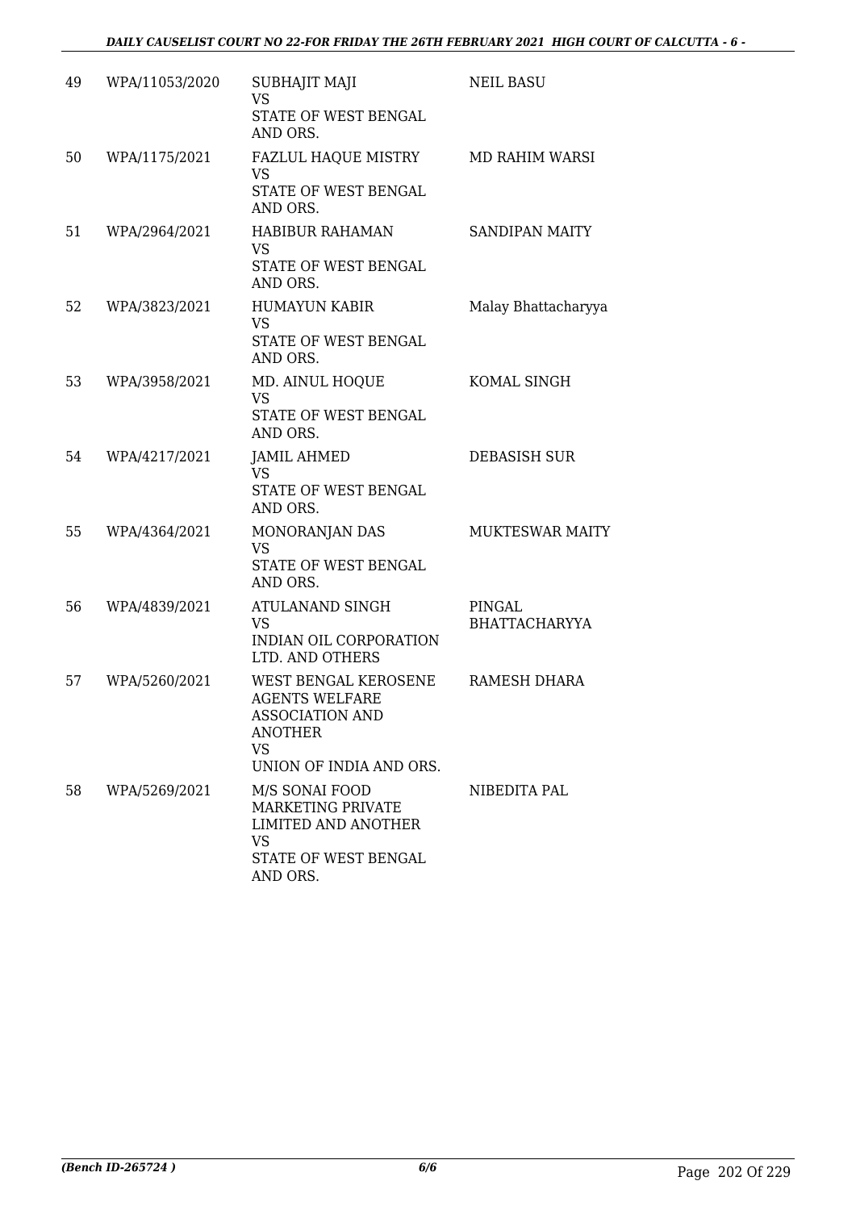| | | | |
|---|---|---|---|
| 49 | WPA/11053/2020 | SUBHAJIT MAJI<br>VS<br>STATE OF WEST BENGAL AND ORS. | NEIL BASU |
| 50 | WPA/1175/2021 | FAZLUL HAQUE MISTRY<br>VS<br>STATE OF WEST BENGAL AND ORS. | MD RAHIM WARSI |
| 51 | WPA/2964/2021 | HABIBUR RAHAMAN<br>VS<br>STATE OF WEST BENGAL AND ORS. | SANDIPAN MAITY |
| 52 | WPA/3823/2021 | HUMAYUN KABIR<br>VS<br>STATE OF WEST BENGAL AND ORS. | Malay Bhattacharyya |
| 53 | WPA/3958/2021 | MD. AINUL HOQUE<br>VS<br>STATE OF WEST BENGAL AND ORS. | KOMAL SINGH |
| 54 | WPA/4217/2021 | JAMIL AHMED<br>VS<br>STATE OF WEST BENGAL AND ORS. | DEBASISH SUR |
| 55 | WPA/4364/2021 | MONORANJAN DAS<br>VS<br>STATE OF WEST BENGAL AND ORS. | MUKTESWAR MAITY |
| 56 | WPA/4839/2021 | ATULANAND SINGH<br>VS<br>INDIAN OIL CORPORATION LTD. AND OTHERS | PINGAL BHATTACHARYYA |
| 57 | WPA/5260/2021 | WEST BENGAL KEROSENE AGENTS WELFARE ASSOCIATION AND ANOTHER<br>VS<br>UNION OF INDIA AND ORS. | RAMESH DHARA |
| 58 | WPA/5269/2021 | M/S SONAI FOOD MARKETING PRIVATE LIMITED AND ANOTHER<br>VS<br>STATE OF WEST BENGAL AND ORS. | NIBEDITA PAL |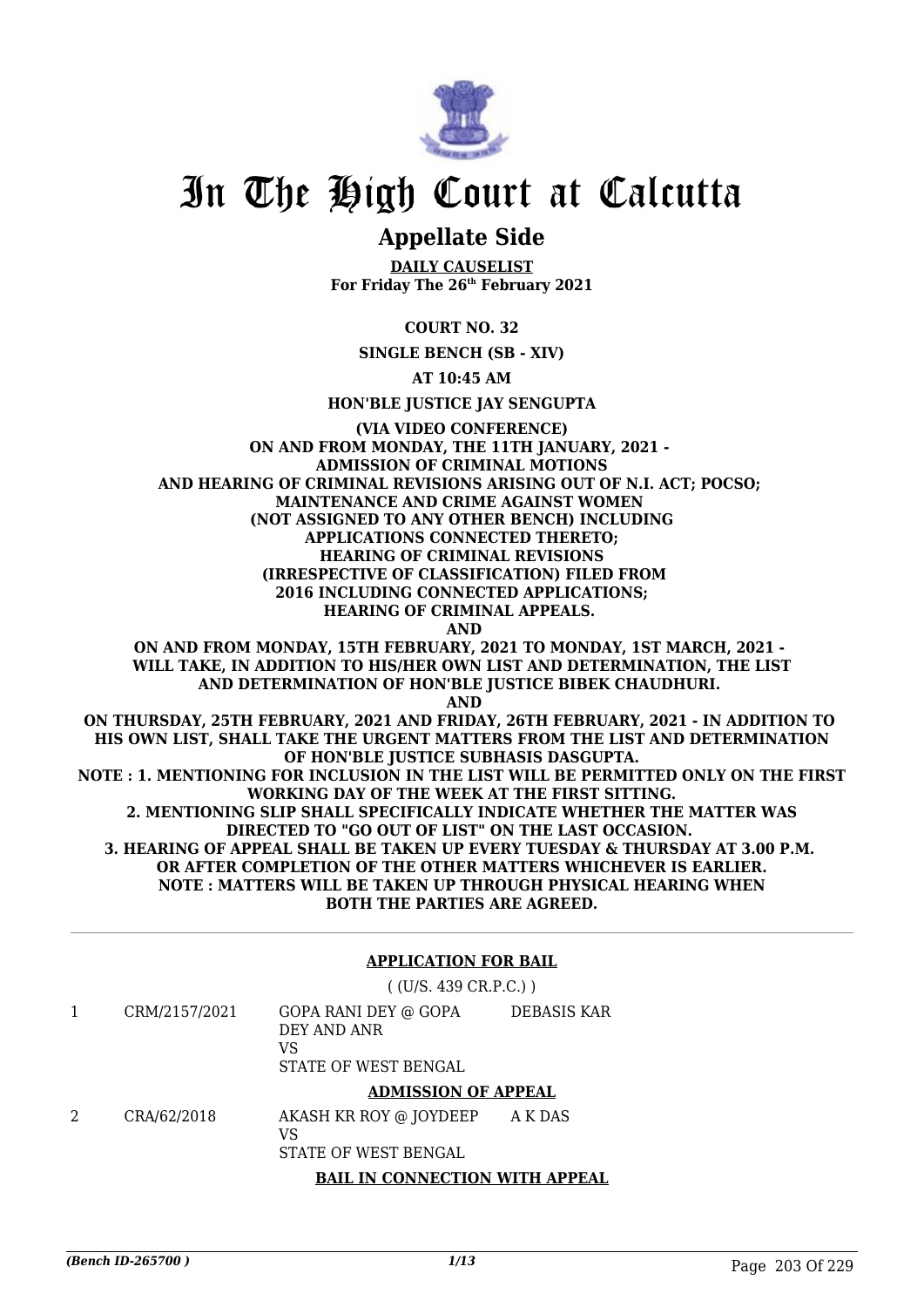# In The High Court at Calcutta

## Appellate Side

**DAILY CAUSELIST**
**For Friday The 26th February 2021**

**COURT NO. 32**

**SINGLE BENCH (SB - XIV)**

**AT 10:45 AM**

**HON'BLE JUSTICE JAY SENGUPTA**

**(VIA VIDEO CONFERENCE)**
**ON AND FROM MONDAY, THE 11TH JANUARY, 2021 - ADMISSION OF CRIMINAL MOTIONS AND HEARING OF CRIMINAL REVISIONS ARISING OUT OF N.I. ACT; POCSO; MAINTENANCE AND CRIME AGAINST WOMEN (NOT ASSIGNED TO ANY OTHER BENCH) INCLUDING APPLICATIONS CONNECTED THERETO; HEARING OF CRIMINAL REVISIONS (IRRESPECTIVE OF CLASSIFICATION) FILED FROM 2016 INCLUDING CONNECTED APPLICATIONS; HEARING OF CRIMINAL APPEALS.**
**AND**
**ON AND FROM MONDAY, 15TH FEBRUARY, 2021 TO MONDAY, 1ST MARCH, 2021 - WILL TAKE, IN ADDITION TO HIS/HER OWN LIST AND DETERMINATION, THE LIST AND DETERMINATION OF HON'BLE JUSTICE BIBEK CHAUDHURI.**
**AND**
**ON THURSDAY, 25TH FEBRUARY, 2021 AND FRIDAY, 26TH FEBRUARY, 2021 - IN ADDITION TO HIS OWN LIST, SHALL TAKE THE URGENT MATTERS FROM THE LIST AND DETERMINATION OF HON'BLE JUSTICE SUBHASIS DASGUPTA.**
**NOTE : 1. MENTIONING FOR INCLUSION IN THE LIST WILL BE PERMITTED ONLY ON THE FIRST WORKING DAY OF THE WEEK AT THE FIRST SITTING.**
**2. MENTIONING SLIP SHALL SPECIFICALLY INDICATE WHETHER THE MATTER WAS DIRECTED TO "GO OUT OF LIST" ON THE LAST OCCASION.**
**3. HEARING OF APPEAL SHALL BE TAKEN UP EVERY TUESDAY & THURSDAY AT 3.00 P.M. OR AFTER COMPLETION OF THE OTHER MATTERS WHICHEVER IS EARLIER.**
**NOTE : MATTERS WILL BE TAKEN UP THROUGH PHYSICAL HEARING WHEN BOTH THE PARTIES ARE AGREED.**

---

**APPLICATION FOR BAIL**

( (U/S. 439 CR.P.C.) )

| | | | |
|---|---|---|---|
| 1 | CRM/2157/2021 | GOPA RANI DEY @ GOPA DEY AND ANR<br>VS<br>STATE OF WEST BENGAL | DEBASIS KAR |

**ADMISSION OF APPEAL**

| | | | |
|---|---|---|---|
| 2 | CRA/62/2018 | AKASH KR ROY @ JOYDEEP<br>VS<br>STATE OF WEST BENGAL | A K DAS |

**BAIL IN CONNECTION WITH APPEAL**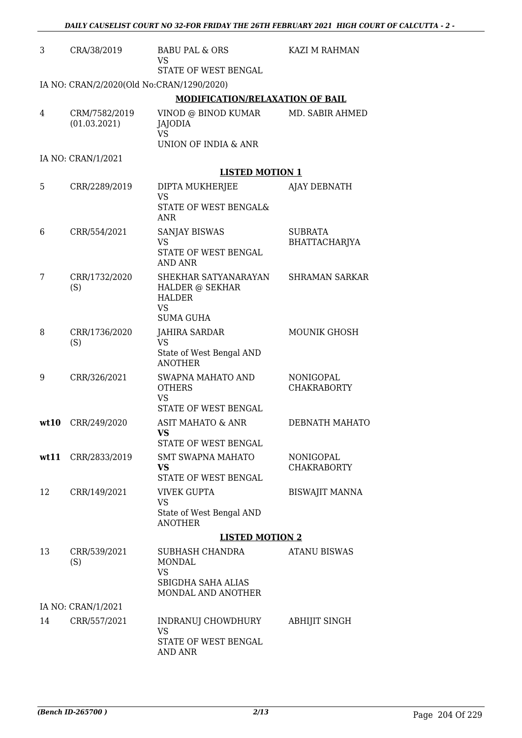| | | | |
|---|---|---|---|
| 3 | CRA/38/2019 | BABU PAL & ORS<br>VS<br>STATE OF WEST BENGAL | KAZI M RAHMAN |

IA NO: CRAN/2/2020(Old No:CRAN/1290/2020)

**MODIFICATION/RELAXATION OF BAIL**

| | | | |
|---|---|---|---|
| 4 | CRM/7582/2019<br>(01.03.2021) | VINOD @ BINOD KUMAR JAJODIA<br>VS<br>UNION OF INDIA & ANR | MD. SABIR AHMED |

IA NO: CRAN/1/2021

**LISTED MOTION 1**

| | | | |
|---|---|---|---|
| 5 | CRR/2289/2019 | DIPTA MUKHERJEE<br>VS<br>STATE OF WEST BENGAL& ANR | AJAY DEBNATH |
| 6 | CRR/554/2021 | SANJAY BISWAS<br>VS<br>STATE OF WEST BENGAL AND ANR | SUBRATA BHATTACHARJYA |
| 7 | CRR/1732/2020<br>(S) | SHEKHAR SATYANARAYAN HALDER @ SEKHAR HALDER<br>VS<br>SUMA GUHA | SHRAMAN SARKAR |
| 8 | CRR/1736/2020<br>(S) | JAHIRA SARDAR<br>VS<br>State of West Bengal AND ANOTHER | MOUNIK GHOSH |
| 9 | CRR/326/2021 | SWAPNA MAHATO AND OTHERS<br>VS<br>STATE OF WEST BENGAL | NONIGOPAL CHAKRABORTY |
| **wt10** | CRR/249/2020 | ASIT MAHATO & ANR<br>**VS**<br>STATE OF WEST BENGAL | DEBNATH MAHATO |
| **wt11** | CRR/2833/2019 | SMT SWAPNA MAHATO<br>**VS**<br>STATE OF WEST BENGAL | NONIGOPAL CHAKRABORTY |
| 12 | CRR/149/2021 | VIVEK GUPTA<br>VS<br>State of West Bengal AND ANOTHER | BISWAJIT MANNA |

**LISTED MOTION 2**

| | | | |
|---|---|---|---|
| 13 | CRR/539/2021<br>(S) | SUBHASH CHANDRA MONDAL<br>VS<br>SBIGDHA SAHA ALIAS MONDAL AND ANOTHER | ATANU BISWAS |

IA NO: CRAN/1/2021

| | | | |
|---|---|---|---|
| 14 | CRR/557/2021 | INDRANUJ CHOWDHURY<br>VS<br>STATE OF WEST BENGAL AND ANR | ABHIJIT SINGH |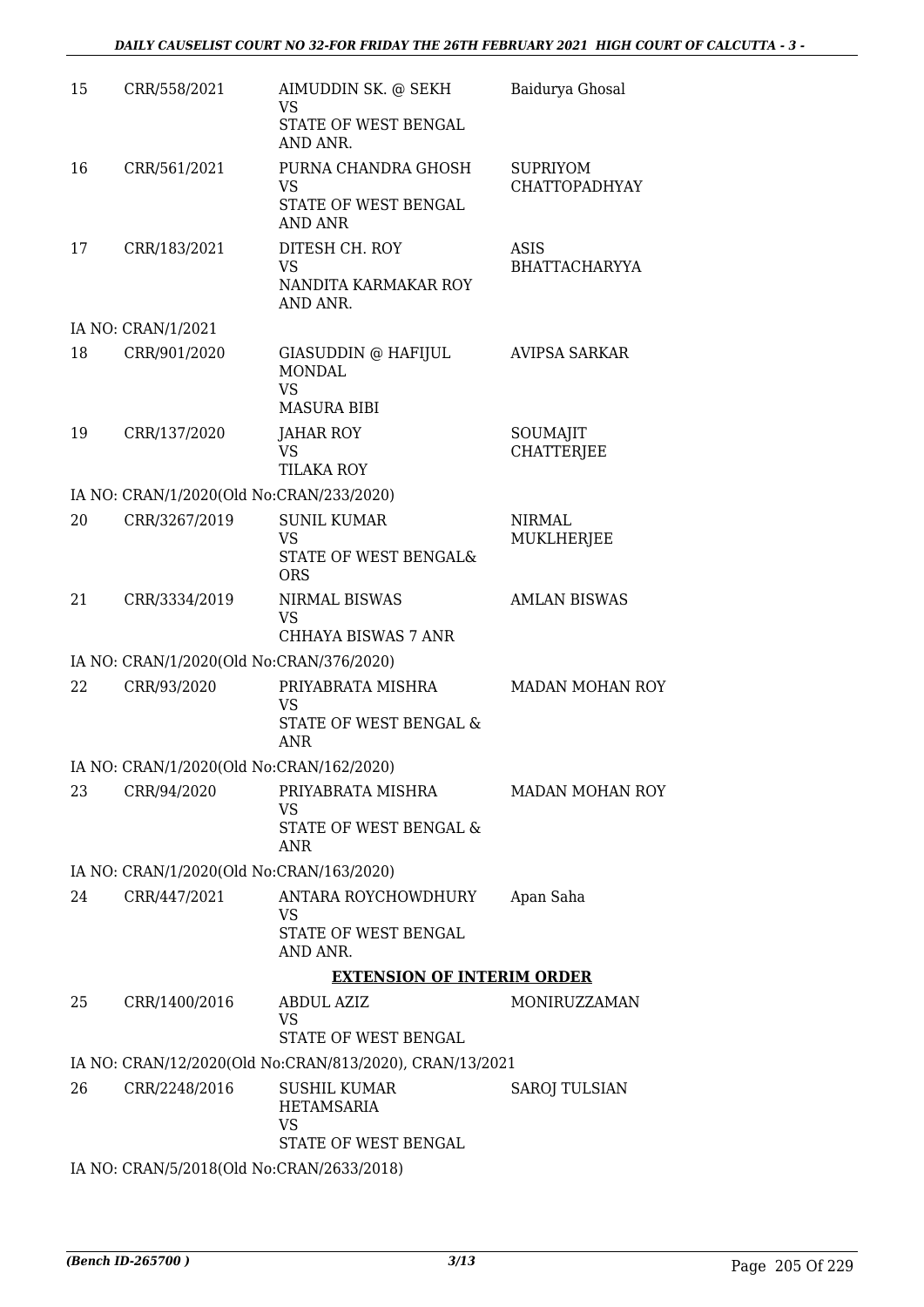| | | | |
|---|---|---|---|
| 15 | CRR/558/2021 | AIMUDDIN SK. @ SEKH<br>VS<br>STATE OF WEST BENGAL AND ANR. | Baidurya Ghosal |
| 16 | CRR/561/2021 | PURNA CHANDRA GHOSH<br>VS<br>STATE OF WEST BENGAL AND ANR | SUPRIYOM CHATTOPADHYAY |
| 17 | CRR/183/2021 | DITESH CH. ROY<br>VS<br>NANDITA KARMAKAR ROY AND ANR. | ASIS BHATTACHARYYA |

IA NO: CRAN/1/2021

| | | | |
|---|---|---|---|
| 18 | CRR/901/2020 | GIASUDDIN @ HAFIJUL MONDAL<br>VS<br>MASURA BIBI | AVIPSA SARKAR |
| 19 | CRR/137/2020 | JAHAR ROY<br>VS<br>TILAKA ROY | SOUMAJIT CHATTERJEE |

IA NO: CRAN/1/2020(Old No:CRAN/233/2020)

| | | | |
|---|---|---|---|
| 20 | CRR/3267/2019 | SUNIL KUMAR<br>VS<br>STATE OF WEST BENGAL& ORS | NIRMAL MUKLHERJEE |
| 21 | CRR/3334/2019 | NIRMAL BISWAS<br>VS<br>CHHAYA BISWAS 7 ANR | AMLAN BISWAS |

IA NO: CRAN/1/2020(Old No:CRAN/376/2020)

| | | | |
|---|---|---|---|
| 22 | CRR/93/2020 | PRIYABRATA MISHRA<br>VS<br>STATE OF WEST BENGAL & ANR | MADAN MOHAN ROY |

IA NO: CRAN/1/2020(Old No:CRAN/162/2020)

| | | | |
|---|---|---|---|
| 23 | CRR/94/2020 | PRIYABRATA MISHRA<br>VS<br>STATE OF WEST BENGAL & ANR | MADAN MOHAN ROY |

IA NO: CRAN/1/2020(Old No:CRAN/163/2020)

| | | | |
|---|---|---|---|
| 24 | CRR/447/2021 | ANTARA ROYCHOWDHURY<br>VS<br>STATE OF WEST BENGAL AND ANR. | Apan Saha |

**EXTENSION OF INTERIM ORDER**

| | | | |
|---|---|---|---|
| 25 | CRR/1400/2016 | ABDUL AZIZ<br>VS<br>STATE OF WEST BENGAL | MONIRUZZAMAN |

IA NO: CRAN/12/2020(Old No:CRAN/813/2020), CRAN/13/2021

| | | | |
|---|---|---|---|
| 26 | CRR/2248/2016 | SUSHIL KUMAR HETAMSARIA<br>VS<br>STATE OF WEST BENGAL | SAROJ TULSIAN |

IA NO: CRAN/5/2018(Old No:CRAN/2633/2018)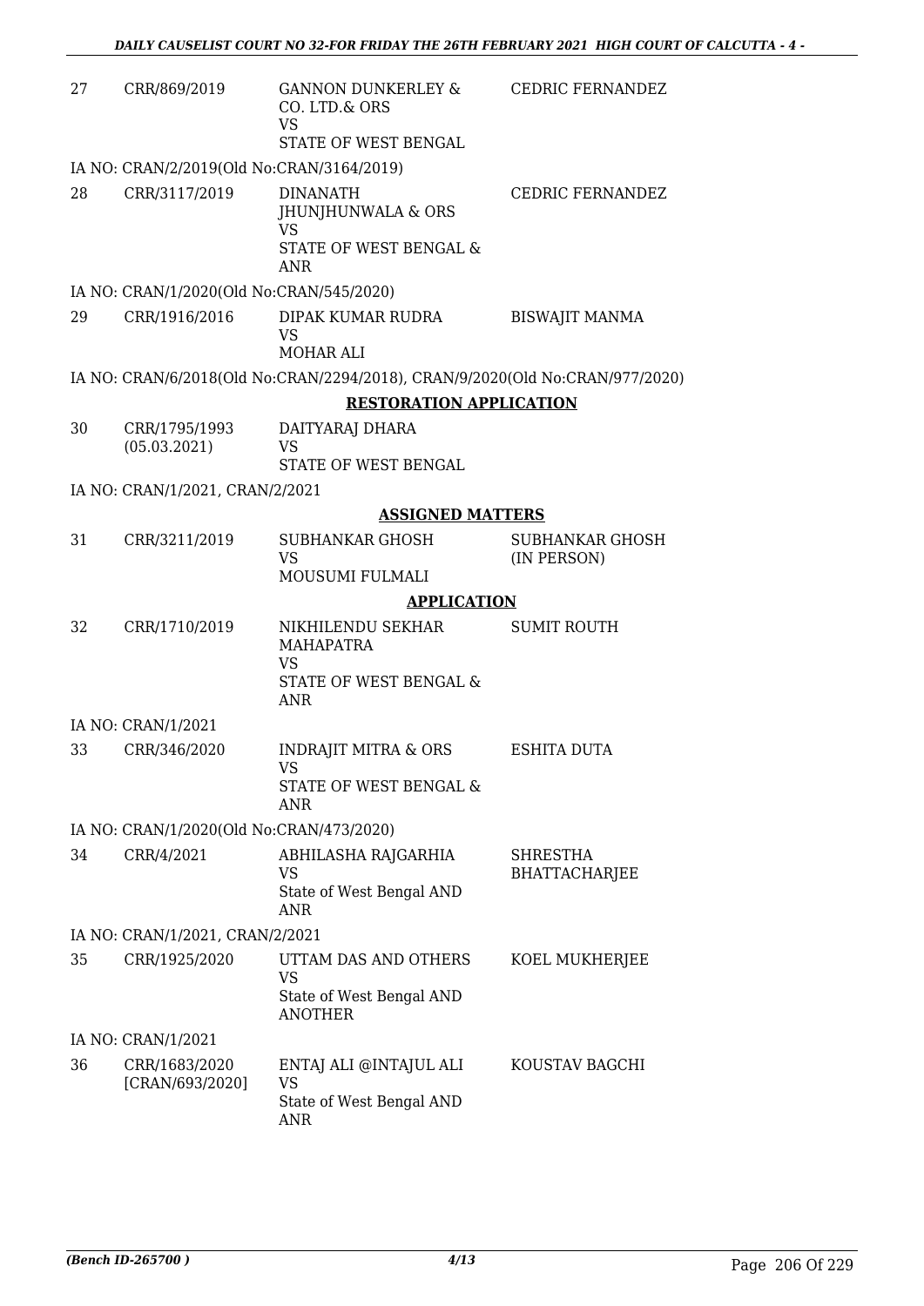| | | | |
|---|---|---|---|
| 27 | CRR/869/2019 | GANNON DUNKERLEY & CO. LTD.& ORS<br>VS<br>STATE OF WEST BENGAL | CEDRIC FERNANDEZ |

IA NO: CRAN/2/2019(Old No:CRAN/3164/2019)

| | | | |
|---|---|---|---|
| 28 | CRR/3117/2019 | DINANATH JHUNJHUNWALA & ORS<br>VS<br>STATE OF WEST BENGAL & ANR | CEDRIC FERNANDEZ |

IA NO: CRAN/1/2020(Old No:CRAN/545/2020)

| | | | |
|---|---|---|---|
| 29 | CRR/1916/2016 | DIPAK KUMAR RUDRA<br>VS<br>MOHAR ALI | BISWAJIT MANMA |

IA NO: CRAN/6/2018(Old No:CRAN/2294/2018), CRAN/9/2020(Old No:CRAN/977/2020)

**RESTORATION APPLICATION**

| | | | |
|---|---|---|---|
| 30 | CRR/1795/1993<br>(05.03.2021) | DAITYARAJ DHARA<br>VS<br>STATE OF WEST BENGAL | |

IA NO: CRAN/1/2021, CRAN/2/2021

**ASSIGNED MATTERS**

| | | | |
|---|---|---|---|
| 31 | CRR/3211/2019 | SUBHANKAR GHOSH<br>VS<br>MOUSUMI FULMALI | SUBHANKAR GHOSH (IN PERSON) |

**APPLICATION**

| | | | |
|---|---|---|---|
| 32 | CRR/1710/2019 | NIKHILENDU SEKHAR MAHAPATRA<br>VS<br>STATE OF WEST BENGAL & ANR | SUMIT ROUTH |

IA NO: CRAN/1/2021

| | | | |
|---|---|---|---|
| 33 | CRR/346/2020 | INDRAJIT MITRA & ORS<br>VS<br>STATE OF WEST BENGAL & ANR | ESHITA DUTA |

IA NO: CRAN/1/2020(Old No:CRAN/473/2020)

| | | | |
|---|---|---|---|
| 34 | CRR/4/2021 | ABHILASHA RAJGARHIA<br>VS<br>State of West Bengal AND ANR | SHRESTHA BHATTACHARJEE |

IA NO: CRAN/1/2021, CRAN/2/2021

| | | | |
|---|---|---|---|
| 35 | CRR/1925/2020 | UTTAM DAS AND OTHERS<br>VS<br>State of West Bengal AND ANOTHER | KOEL MUKHERJEE |

IA NO: CRAN/1/2021

| | | | |
|---|---|---|---|
| 36 | CRR/1683/2020<br>[CRAN/693/2020] | ENTAJ ALI @INTAJUL ALI<br>VS<br>State of West Bengal AND ANR | KOUSTAV BAGCHI |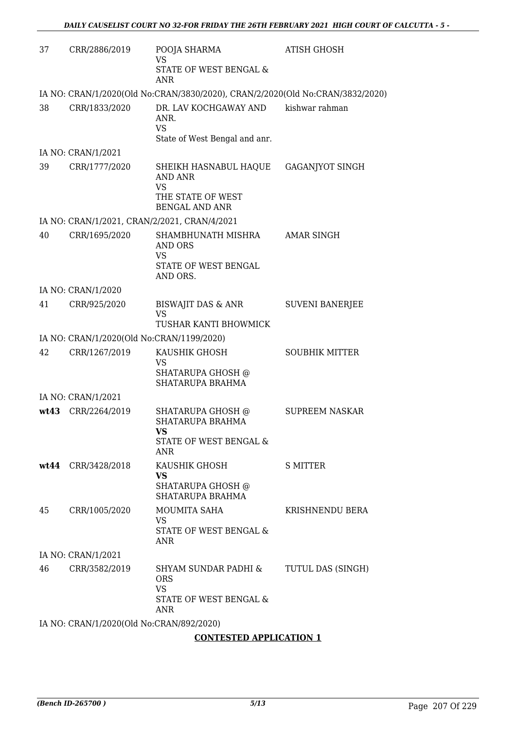| | | | |
|---|---|---|---|
| 37 | CRR/2886/2019 | POOJA SHARMA<br>VS<br>STATE OF WEST BENGAL & ANR | ATISH GHOSH |
| IA NO: CRAN/1/2020(Old No:CRAN/3830/2020), CRAN/2/2020(Old No:CRAN/3832/2020) | | | |
| 38 | CRR/1833/2020 | DR. LAV KOCHGAWAY AND ANR.<br>VS<br>State of West Bengal and anr. | kishwar rahman |
| IA NO: CRAN/1/2021 | | | |
| 39 | CRR/1777/2020 | SHEIKH HASNABUL HAQUE AND ANR<br>VS<br>THE STATE OF WEST BENGAL AND ANR | GAGANJYOT SINGH |
| IA NO: CRAN/1/2021, CRAN/2/2021, CRAN/4/2021 | | | |
| 40 | CRR/1695/2020 | SHAMBHUNATH MISHRA AND ORS<br>VS<br>STATE OF WEST BENGAL AND ORS. | AMAR SINGH |
| IA NO: CRAN/1/2020 | | | |
| 41 | CRR/925/2020 | BISWAJIT DAS & ANR<br>VS<br>TUSHAR KANTI BHOWMICK | SUVENI BANERJEE |
| IA NO: CRAN/1/2020(Old No:CRAN/1199/2020) | | | |
| 42 | CRR/1267/2019 | KAUSHIK GHOSH<br>VS<br>SHATARUPA GHOSH @ SHATARUPA BRAHMA | SOUBHIK MITTER |
| IA NO: CRAN/1/2021 | | | |
| **wt43** | CRR/2264/2019 | SHATARUPA GHOSH @ SHATARUPA BRAHMA<br>**VS**<br>STATE OF WEST BENGAL & ANR | SUPREEM NASKAR |
| **wt44** | CRR/3428/2018 | KAUSHIK GHOSH<br>**VS**<br>SHATARUPA GHOSH @ SHATARUPA BRAHMA | S MITTER |
| 45 | CRR/1005/2020 | MOUMITA SAHA<br>VS<br>STATE OF WEST BENGAL & ANR | KRISHNENDU BERA |
| IA NO: CRAN/1/2021 | | | |
| 46 | CRR/3582/2019 | SHYAM SUNDAR PADHI & ORS<br>VS<br>STATE OF WEST BENGAL & ANR | TUTUL DAS (SINGH) |
| IA NO: CRAN/1/2020(Old No:CRAN/892/2020) | | | |

**CONTESTED APPLICATION 1**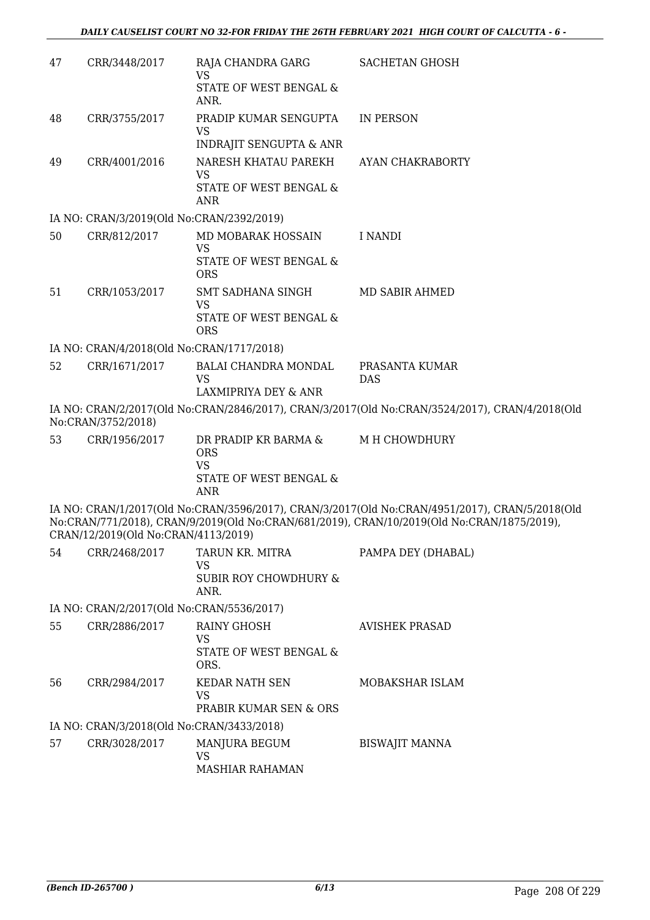| | | | |
|---|---|---|---|
| 47 | CRR/3448/2017 | RAJA CHANDRA GARG<br>VS<br>STATE OF WEST BENGAL & ANR. | SACHETAN GHOSH |
| 48 | CRR/3755/2017 | PRADIP KUMAR SENGUPTA<br>VS<br>INDRAJIT SENGUPTA & ANR | IN PERSON |
| 49 | CRR/4001/2016 | NARESH KHATAU PAREKH<br>VS<br>STATE OF WEST BENGAL & ANR | AYAN CHAKRABORTY |

IA NO: CRAN/3/2019(Old No:CRAN/2392/2019)

| | | | |
|---|---|---|---|
| 50 | CRR/812/2017 | MD MOBARAK HOSSAIN<br>VS<br>STATE OF WEST BENGAL & ORS | I NANDI |
| 51 | CRR/1053/2017 | SMT SADHANA SINGH<br>VS<br>STATE OF WEST BENGAL & ORS | MD SABIR AHMED |

IA NO: CRAN/4/2018(Old No:CRAN/1717/2018)

| | | | |
|---|---|---|---|
| 52 | CRR/1671/2017 | BALAI CHANDRA MONDAL<br>VS<br>LAXMIPRIYA DEY & ANR | PRASANTA KUMAR DAS |

IA NO: CRAN/2/2017(Old No:CRAN/2846/2017), CRAN/3/2017(Old No:CRAN/3524/2017), CRAN/4/2018(Old No:CRAN/3752/2018)

| | | | |
|---|---|---|---|
| 53 | CRR/1956/2017 | DR PRADIP KR BARMA & ORS<br>VS<br>STATE OF WEST BENGAL & ANR | M H CHOWDHURY |

IA NO: CRAN/1/2017(Old No:CRAN/3596/2017), CRAN/3/2017(Old No:CRAN/4951/2017), CRAN/5/2018(Old No:CRAN/771/2018), CRAN/9/2019(Old No:CRAN/681/2019), CRAN/10/2019(Old No:CRAN/1875/2019), CRAN/12/2019(Old No:CRAN/4113/2019)

| | | | |
|---|---|---|---|
| 54 | CRR/2468/2017 | TARUN KR. MITRA<br>VS<br>SUBIR ROY CHOWDHURY & ANR. | PAMPA DEY (DHABAL) |

IA NO: CRAN/2/2017(Old No:CRAN/5536/2017)

| | | | |
|---|---|---|---|
| 55 | CRR/2886/2017 | RAINY GHOSH<br>VS<br>STATE OF WEST BENGAL & ORS. | AVISHEK PRASAD |
| 56 | CRR/2984/2017 | KEDAR NATH SEN<br>VS<br>PRABIR KUMAR SEN & ORS | MOBAKSHAR ISLAM |

IA NO: CRAN/3/2018(Old No:CRAN/3433/2018)

| | | | |
|---|---|---|---|
| 57 | CRR/3028/2017 | MANJURA BEGUM<br>VS<br>MASHIAR RAHAMAN | BISWAJIT MANNA |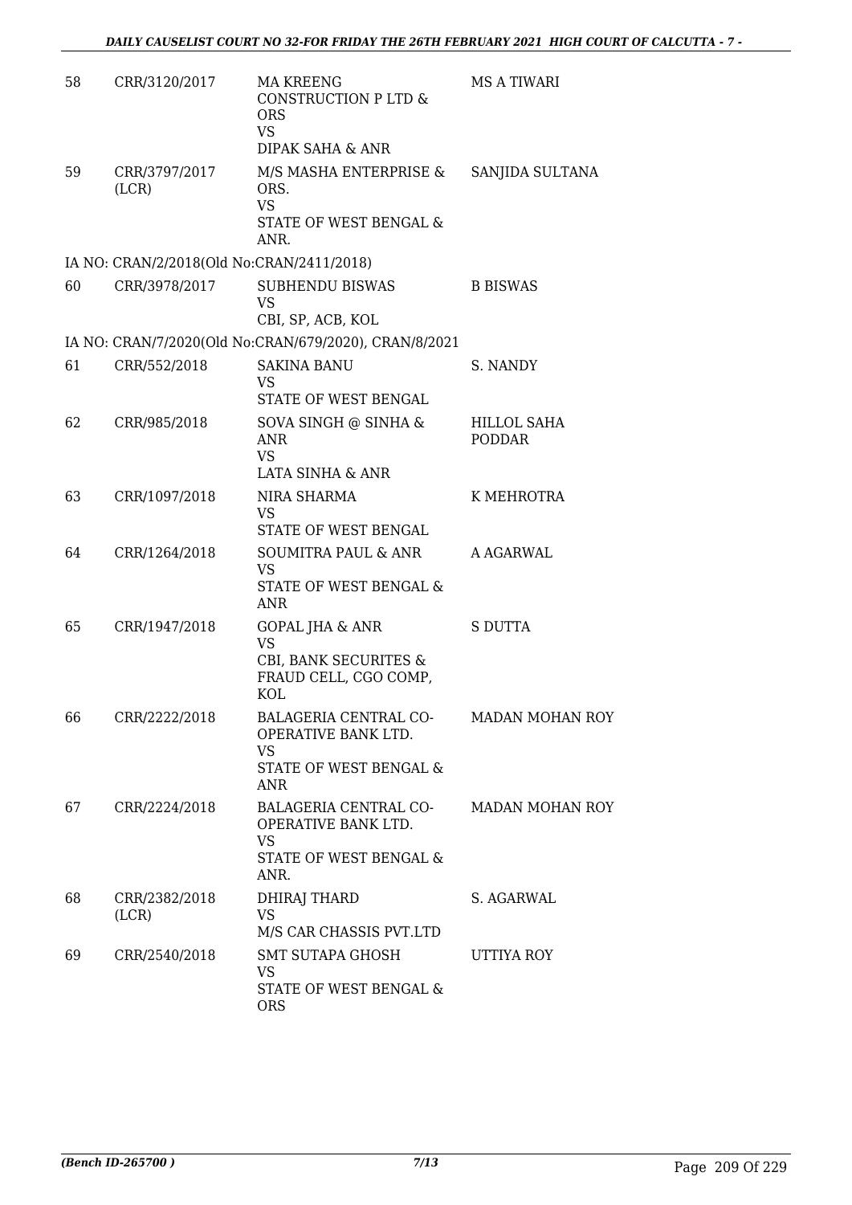| | | | |
|---|---|---|---|
| 58 | CRR/3120/2017 | MA KREENG CONSTRUCTION P LTD & ORS<br>VS<br>DIPAK SAHA & ANR | MS A TIWARI |
| 59 | CRR/3797/2017 (LCR) | M/S MASHA ENTERPRISE & ORS.<br>VS<br>STATE OF WEST BENGAL & ANR. | SANJIDA SULTANA |
| | IA NO: CRAN/2/2018(Old No:CRAN/2411/2018) | | |
| 60 | CRR/3978/2017 | SUBHENDU BISWAS<br>VS<br>CBI, SP, ACB, KOL | B BISWAS |
| | IA NO: CRAN/7/2020(Old No:CRAN/679/2020), CRAN/8/2021 | | |
| 61 | CRR/552/2018 | SAKINA BANU<br>VS<br>STATE OF WEST BENGAL | S. NANDY |
| 62 | CRR/985/2018 | SOVA SINGH @ SINHA & ANR<br>VS<br>LATA SINHA & ANR | HILLOL SAHA PODDAR |
| 63 | CRR/1097/2018 | NIRA SHARMA<br>VS<br>STATE OF WEST BENGAL | K MEHROTRA |
| 64 | CRR/1264/2018 | SOUMITRA PAUL & ANR<br>VS<br>STATE OF WEST BENGAL & ANR | A AGARWAL |
| 65 | CRR/1947/2018 | GOPAL JHA & ANR<br>VS<br>CBI, BANK SECURITES & FRAUD CELL, CGO COMP, KOL | S DUTTA |
| 66 | CRR/2222/2018 | BALAGERIA CENTRAL CO-OPERATIVE BANK LTD.<br>VS<br>STATE OF WEST BENGAL & ANR | MADAN MOHAN ROY |
| 67 | CRR/2224/2018 | BALAGERIA CENTRAL CO-OPERATIVE BANK LTD.<br>VS<br>STATE OF WEST BENGAL & ANR. | MADAN MOHAN ROY |
| 68 | CRR/2382/2018 (LCR) | DHIRAJ THARD<br>VS<br>M/S CAR CHASSIS PVT.LTD | S. AGARWAL |
| 69 | CRR/2540/2018 | SMT SUTAPA GHOSH<br>VS<br>STATE OF WEST BENGAL & ORS | UTTIYA ROY |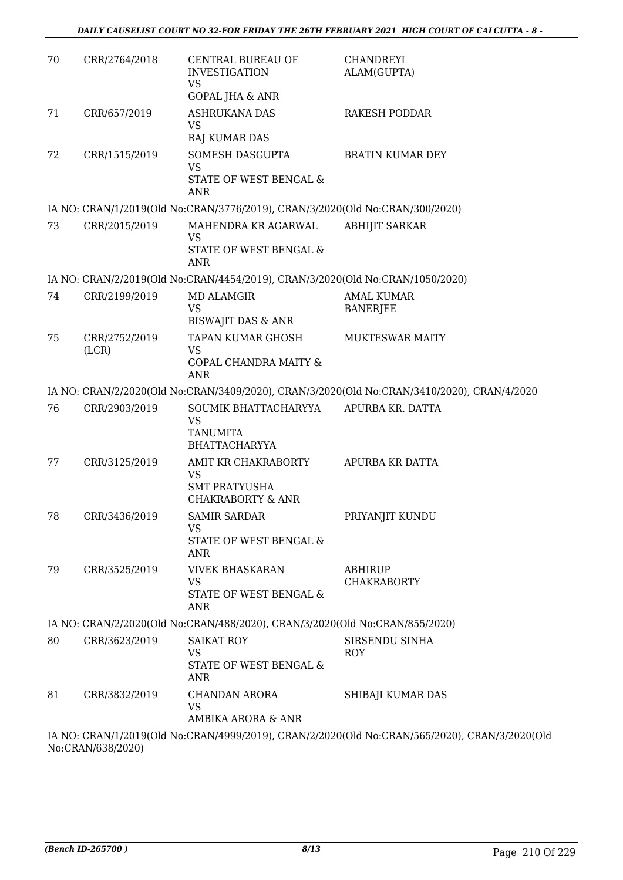| 70 | CRR/2764/2018 | CENTRAL BUREAU OF INVESTIGATION<br>VS<br>GOPAL JHA & ANR | CHANDREYI ALAM(GUPTA) |
|---|---|---|---|
| 71 | CRR/657/2019 | ASHRUKANA DAS<br>VS<br>RAJ KUMAR DAS | RAKESH PODDAR |
| 72 | CRR/1515/2019 | SOMESH DASGUPTA<br>VS<br>STATE OF WEST BENGAL & ANR | BRATIN KUMAR DEY |

IA NO: CRAN/1/2019(Old No:CRAN/3776/2019), CRAN/3/2020(Old No:CRAN/300/2020)

| 73 | CRR/2015/2019 | MAHENDRA KR AGARWAL<br>VS<br>STATE OF WEST BENGAL & ANR | ABHIJIT SARKAR |
|---|---|---|---|

IA NO: CRAN/2/2019(Old No:CRAN/4454/2019), CRAN/3/2020(Old No:CRAN/1050/2020)

| 74 | CRR/2199/2019 | MD ALAMGIR<br>VS<br>BISWAJIT DAS & ANR | AMAL KUMAR BANERJEE |
|---|---|---|---|
| 75 | CRR/2752/2019 (LCR) | TAPAN KUMAR GHOSH<br>VS<br>GOPAL CHANDRA MAITY & ANR | MUKTESWAR MAITY |

IA NO: CRAN/2/2020(Old No:CRAN/3409/2020), CRAN/3/2020(Old No:CRAN/3410/2020), CRAN/4/2020

| 76 | CRR/2903/2019 | SOUMIK BHATTACHARYYA<br>VS<br>TANUMITA BHATTACHARYYA | APURBA KR. DATTA |
|---|---|---|---|
| 77 | CRR/3125/2019 | AMIT KR CHAKRABORTY<br>VS<br>SMT PRATYUSHA CHAKRABORTY & ANR | APURBA KR DATTA |
| 78 | CRR/3436/2019 | SAMIR SARDAR<br>VS<br>STATE OF WEST BENGAL & ANR | PRIYANJIT KUNDU |
| 79 | CRR/3525/2019 | VIVEK BHASKARAN<br>VS<br>STATE OF WEST BENGAL & ANR | ABHIRUP CHAKRABORTY |

IA NO: CRAN/2/2020(Old No:CRAN/488/2020), CRAN/3/2020(Old No:CRAN/855/2020)

| 80 | CRR/3623/2019 | SAIKAT ROY<br>VS<br>STATE OF WEST BENGAL & ANR | SIRSENDU SINHA ROY |
|---|---|---|---|
| 81 | CRR/3832/2019 | CHANDAN ARORA<br>VS<br>AMBIKA ARORA & ANR | SHIBAJI KUMAR DAS |

IA NO: CRAN/1/2019(Old No:CRAN/4999/2019), CRAN/2/2020(Old No:CRAN/565/2020), CRAN/3/2020(Old No:CRAN/638/2020)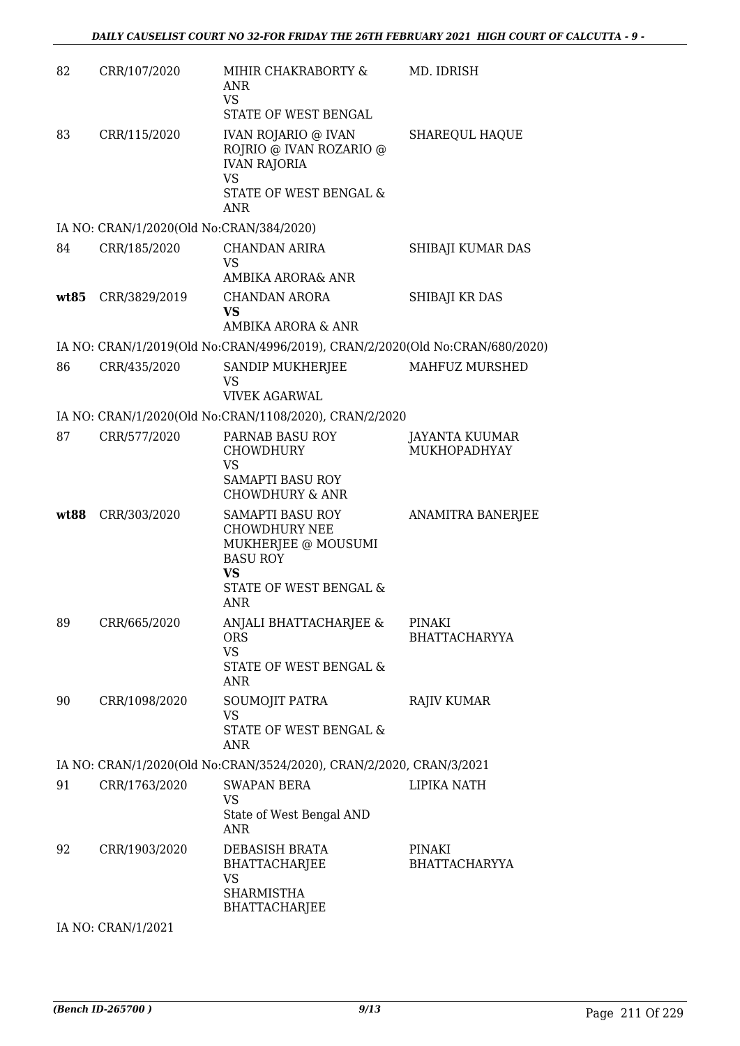| | | | |
|---|---|---|---|
| 82 | CRR/107/2020 | MIHIR CHAKRABORTY & ANR<br>VS<br>STATE OF WEST BENGAL | MD. IDRISH |
| 83 | CRR/115/2020 | IVAN ROJARIO @ IVAN ROJRIO @ IVAN ROZARIO @ IVAN RAJORIA<br>VS<br>STATE OF WEST BENGAL & ANR | SHAREQUL HAQUE |

IA NO: CRAN/1/2020(Old No:CRAN/384/2020)

| | | | |
|---|---|---|---|
| 84 | CRR/185/2020 | CHANDAN ARIRA<br>VS<br>AMBIKA ARORA& ANR | SHIBAJI KUMAR DAS |
| **wt85** | CRR/3829/2019 | CHANDAN ARORA<br>**VS**<br>AMBIKA ARORA & ANR | SHIBAJI KR DAS |

IA NO: CRAN/1/2019(Old No:CRAN/4996/2019), CRAN/2/2020(Old No:CRAN/680/2020)

| | | | |
|---|---|---|---|
| 86 | CRR/435/2020 | SANDIP MUKHERJEE<br>VS<br>VIVEK AGARWAL | MAHFUZ MURSHED |

IA NO: CRAN/1/2020(Old No:CRAN/1108/2020), CRAN/2/2020

| | | | |
|---|---|---|---|
| 87 | CRR/577/2020 | PARNAB BASU ROY CHOWDHURY<br>VS<br>SAMAPTI BASU ROY CHOWDHURY & ANR | JAYANTA KUUMAR MUKHOPADHYAY |
| **wt88** | CRR/303/2020 | SAMAPTI BASU ROY CHOWDHURY NEE MUKHERJEE @ MOUSUMI BASU ROY<br>**VS**<br>STATE OF WEST BENGAL & ANR | ANAMITRA BANERJEE |
| 89 | CRR/665/2020 | ANJALI BHATTACHARJEE & ORS<br>VS<br>STATE OF WEST BENGAL & ANR | PINAKI BHATTACHARYYA |
| 90 | CRR/1098/2020 | SOUMOJIT PATRA<br>VS<br>STATE OF WEST BENGAL & ANR | RAJIV KUMAR |

IA NO: CRAN/1/2020(Old No:CRAN/3524/2020), CRAN/2/2020, CRAN/3/2021

| | | | |
|---|---|---|---|
| 91 | CRR/1763/2020 | SWAPAN BERA<br>VS<br>State of West Bengal AND ANR | LIPIKA NATH |
| 92 | CRR/1903/2020 | DEBASISH BRATA BHATTACHARJEE<br>VS<br>SHARMISTHA BHATTACHARJEE | PINAKI BHATTACHARYYA |

IA NO: CRAN/1/2021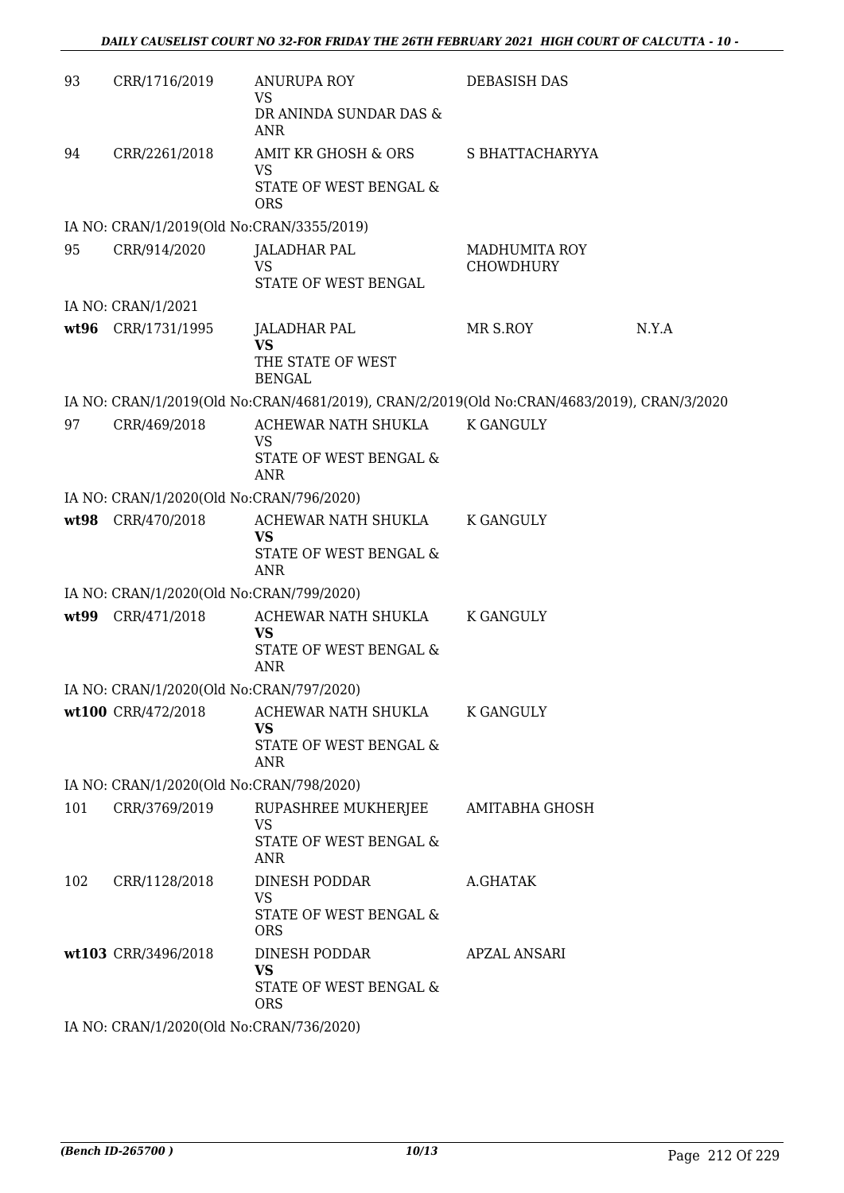| | | | | |
|---|---|---|---|---|
| 93 | CRR/1716/2019 | ANURUPA ROY<br>VS<br>DR ANINDA SUNDAR DAS & ANR | DEBASISH DAS | |
| 94 | CRR/2261/2018 | AMIT KR GHOSH & ORS<br>VS<br>STATE OF WEST BENGAL & ORS | S BHATTACHARYYA | |
| IA NO: CRAN/1/2019(Old No:CRAN/3355/2019) | | | | |
| 95 | CRR/914/2020 | JALADHAR PAL<br>VS<br>STATE OF WEST BENGAL | MADHUMITA ROY CHOWDHURY | |
| IA NO: CRAN/1/2021 | | | | |
| **wt96** | CRR/1731/1995 | JALADHAR PAL<br>**VS**<br>THE STATE OF WEST BENGAL | MR S.ROY | N.Y.A |
| IA NO: CRAN/1/2019(Old No:CRAN/4681/2019), CRAN/2/2019(Old No:CRAN/4683/2019), CRAN/3/2020 | | | | |
| 97 | CRR/469/2018 | ACHEWAR NATH SHUKLA<br>VS<br>STATE OF WEST BENGAL & ANR | K GANGULY | |
| IA NO: CRAN/1/2020(Old No:CRAN/796/2020) | | | | |
| **wt98** | CRR/470/2018 | ACHEWAR NATH SHUKLA<br>**VS**<br>STATE OF WEST BENGAL & ANR | K GANGULY | |
| IA NO: CRAN/1/2020(Old No:CRAN/799/2020) | | | | |
| **wt99** | CRR/471/2018 | ACHEWAR NATH SHUKLA<br>**VS**<br>STATE OF WEST BENGAL & ANR | K GANGULY | |
| IA NO: CRAN/1/2020(Old No:CRAN/797/2020) | | | | |
| **wt100** | CRR/472/2018 | ACHEWAR NATH SHUKLA<br>**VS**<br>STATE OF WEST BENGAL & ANR | K GANGULY | |
| IA NO: CRAN/1/2020(Old No:CRAN/798/2020) | | | | |
| 101 | CRR/3769/2019 | RUPASHREE MUKHERJEE<br>VS<br>STATE OF WEST BENGAL & ANR | AMITABHA GHOSH | |
| 102 | CRR/1128/2018 | DINESH PODDAR<br>VS<br>STATE OF WEST BENGAL & ORS | A.GHATAK | |
| **wt103** | CRR/3496/2018 | DINESH PODDAR<br>**VS**<br>STATE OF WEST BENGAL & ORS | APZAL ANSARI | |
| IA NO: CRAN/1/2020(Old No:CRAN/736/2020) | | | | |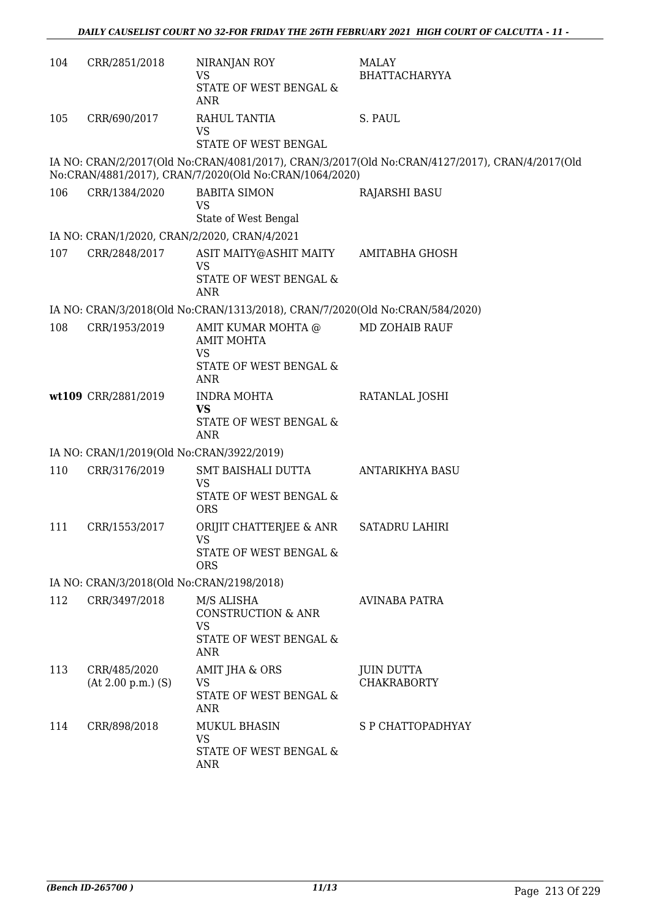| | | | |
|---|---|---|---|
| 104 | CRR/2851/2018 | NIRANJAN ROY<br>VS<br>STATE OF WEST BENGAL & ANR | MALAY BHATTACHARYYA |
| 105 | CRR/690/2017 | RAHUL TANTIA<br>VS<br>STATE OF WEST BENGAL | S. PAUL |

IA NO: CRAN/2/2017(Old No:CRAN/4081/2017), CRAN/3/2017(Old No:CRAN/4127/2017), CRAN/4/2017(Old No:CRAN/4881/2017), CRAN/7/2020(Old No:CRAN/1064/2020)

| | | | |
|---|---|---|---|
| 106 | CRR/1384/2020 | BABITA SIMON<br>VS<br>State of West Bengal | RAJARSHI BASU |

IA NO: CRAN/1/2020, CRAN/2/2020, CRAN/4/2021

| | | | |
|---|---|---|---|
| 107 | CRR/2848/2017 | ASIT MAITY@ASHIT MAITY<br>VS<br>STATE OF WEST BENGAL & ANR | AMITABHA GHOSH |

IA NO: CRAN/3/2018(Old No:CRAN/1313/2018), CRAN/7/2020(Old No:CRAN/584/2020)

| | | | |
|---|---|---|---|
| 108 | CRR/1953/2019 | AMIT KUMAR MOHTA @ AMIT MOHTA<br>VS<br>STATE OF WEST BENGAL & ANR | MD ZOHAIB RAUF |
| **wt109** | CRR/2881/2019 | INDRA MOHTA<br>**VS**<br>STATE OF WEST BENGAL & ANR | RATANLAL JOSHI |

IA NO: CRAN/1/2019(Old No:CRAN/3922/2019)

| | | | |
|---|---|---|---|
| 110 | CRR/3176/2019 | SMT BAISHALI DUTTA<br>VS<br>STATE OF WEST BENGAL & ORS | ANTARIKHYA BASU |
| 111 | CRR/1553/2017 | ORIJIT CHATTERJEE & ANR<br>VS<br>STATE OF WEST BENGAL & ORS | SATADRU LAHIRI |

IA NO: CRAN/3/2018(Old No:CRAN/2198/2018)

| | | | |
|---|---|---|---|
| 112 | CRR/3497/2018 | M/S ALISHA CONSTRUCTION & ANR<br>VS<br>STATE OF WEST BENGAL & ANR | AVINABA PATRA |
| 113 | CRR/485/2020<br>(At 2.00 p.m.) (S) | AMIT JHA & ORS<br>VS<br>STATE OF WEST BENGAL & ANR | JUIN DUTTA CHAKRABORTY |
| 114 | CRR/898/2018 | MUKUL BHASIN<br>VS<br>STATE OF WEST BENGAL & ANR | S P CHATTOPADHYAY |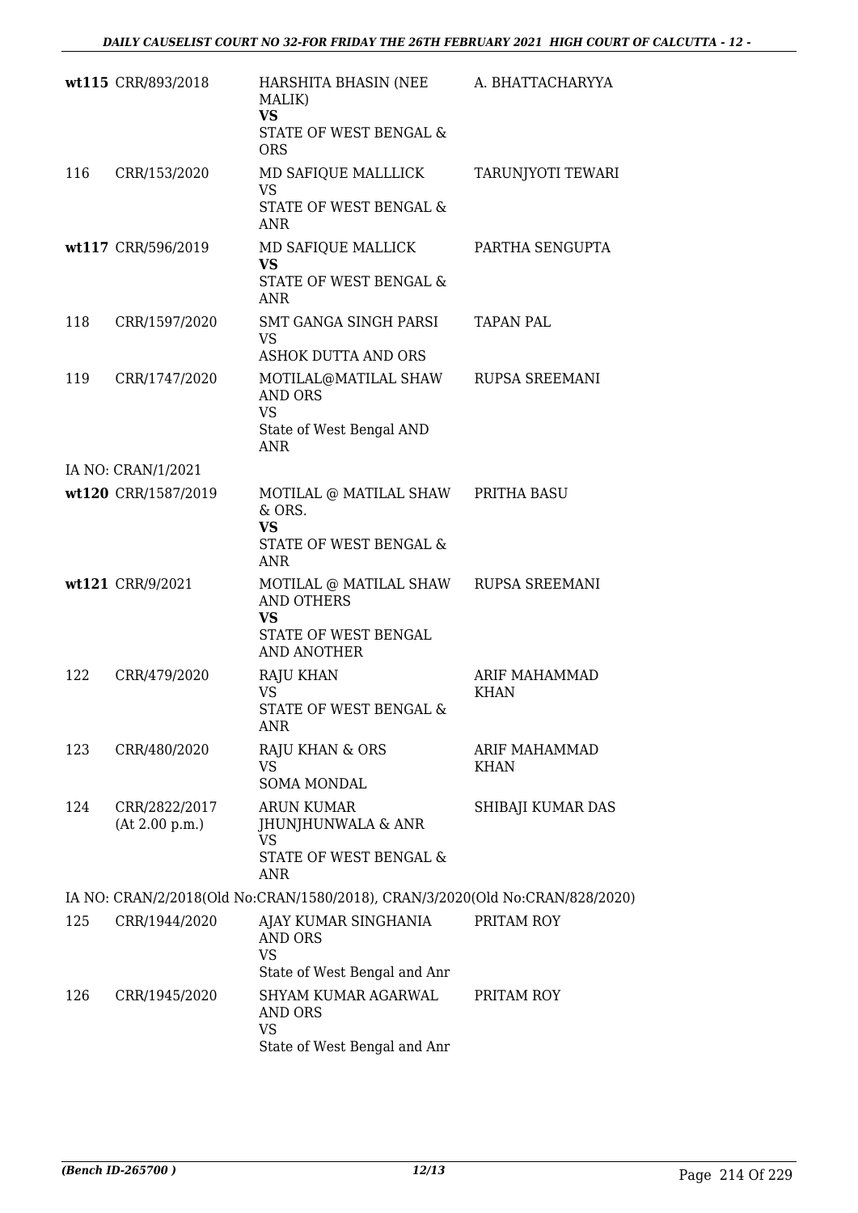| | | | |
|---|---|---|---|
| **wt115** | CRR/893/2018 | HARSHITA BHASIN (NEE MALIK)<br>**VS**<br>STATE OF WEST BENGAL & ORS | A. BHATTACHARYYA |
| 116 | CRR/153/2020 | MD SAFIQUE MALLLICK<br>VS<br>STATE OF WEST BENGAL & ANR | TARUNJYOTI TEWARI |
| **wt117** | CRR/596/2019 | MD SAFIQUE MALLICK<br>**VS**<br>STATE OF WEST BENGAL & ANR | PARTHA SENGUPTA |
| 118 | CRR/1597/2020 | SMT GANGA SINGH PARSI<br>VS<br>ASHOK DUTTA AND ORS | TAPAN PAL |
| 119 | CRR/1747/2020 | MOTILAL@MATILAL SHAW AND ORS<br>VS<br>State of West Bengal AND ANR | RUPSA SREEMANI |
| IA NO: CRAN/1/2021 | | | |
| **wt120** | CRR/1587/2019 | MOTILAL @ MATILAL SHAW & ORS.<br>**VS**<br>STATE OF WEST BENGAL & ANR | PRITHA BASU |
| **wt121** | CRR/9/2021 | MOTILAL @ MATILAL SHAW AND OTHERS<br>**VS**<br>STATE OF WEST BENGAL AND ANOTHER | RUPSA SREEMANI |
| 122 | CRR/479/2020 | RAJU KHAN<br>VS<br>STATE OF WEST BENGAL & ANR | ARIF MAHAMMAD KHAN |
| 123 | CRR/480/2020 | RAJU KHAN & ORS<br>VS<br>SOMA MONDAL | ARIF MAHAMMAD KHAN |
| 124 | CRR/2822/2017<br>(At 2.00 p.m.) | ARUN KUMAR JHUNJHUNWALA & ANR<br>VS<br>STATE OF WEST BENGAL & ANR | SHIBAJI KUMAR DAS |
| IA NO: CRAN/2/2018(Old No:CRAN/1580/2018), CRAN/3/2020(Old No:CRAN/828/2020) | | | |
| 125 | CRR/1944/2020 | AJAY KUMAR SINGHANIA AND ORS<br>VS<br>State of West Bengal and Anr | PRITAM ROY |
| 126 | CRR/1945/2020 | SHYAM KUMAR AGARWAL AND ORS<br>VS<br>State of West Bengal and Anr | PRITAM ROY |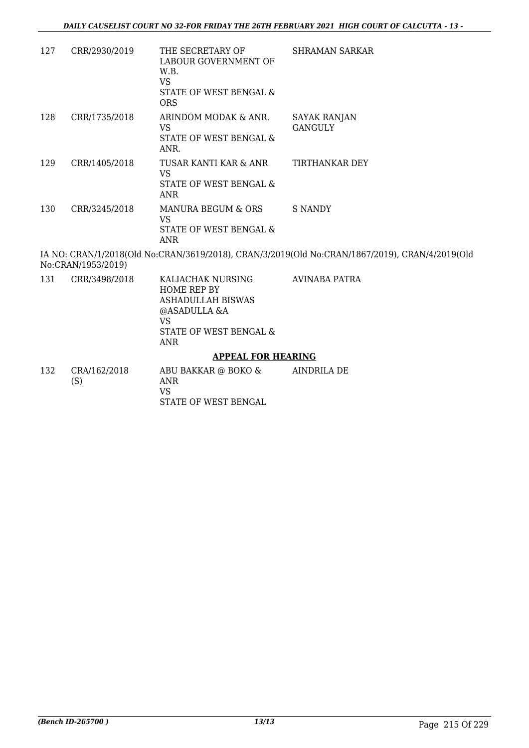| | | | |
|---|---|---|---|
| 127 | CRR/2930/2019 | THE SECRETARY OF LABOUR GOVERNMENT OF W.B.<br>VS<br>STATE OF WEST BENGAL & ORS | SHRAMAN SARKAR |
| 128 | CRR/1735/2018 | ARINDOM MODAK & ANR.<br>VS<br>STATE OF WEST BENGAL & ANR. | SAYAK RANJAN GANGULY |
| 129 | CRR/1405/2018 | TUSAR KANTI KAR & ANR<br>VS<br>STATE OF WEST BENGAL & ANR | TIRTHANKAR DEY |
| 130 | CRR/3245/2018 | MANURA BEGUM & ORS<br>VS<br>STATE OF WEST BENGAL & ANR | S NANDY |

IA NO: CRAN/1/2018(Old No:CRAN/3619/2018), CRAN/3/2019(Old No:CRAN/1867/2019), CRAN/4/2019(Old No:CRAN/1953/2019)

| | | | |
|---|---|---|---|
| 131 | CRR/3498/2018 | KALIACHAK NURSING HOME REP BY ASHADULLAH BISWAS @ASADULLA &A<br>VS<br>STATE OF WEST BENGAL & ANR | AVINABA PATRA |

**APPEAL FOR HEARING**

| | | | |
|---|---|---|---|
| 132 | CRA/162/2018 (S) | ABU BAKKAR @ BOKO & ANR<br>VS<br>STATE OF WEST BENGAL | AINDRILA DE |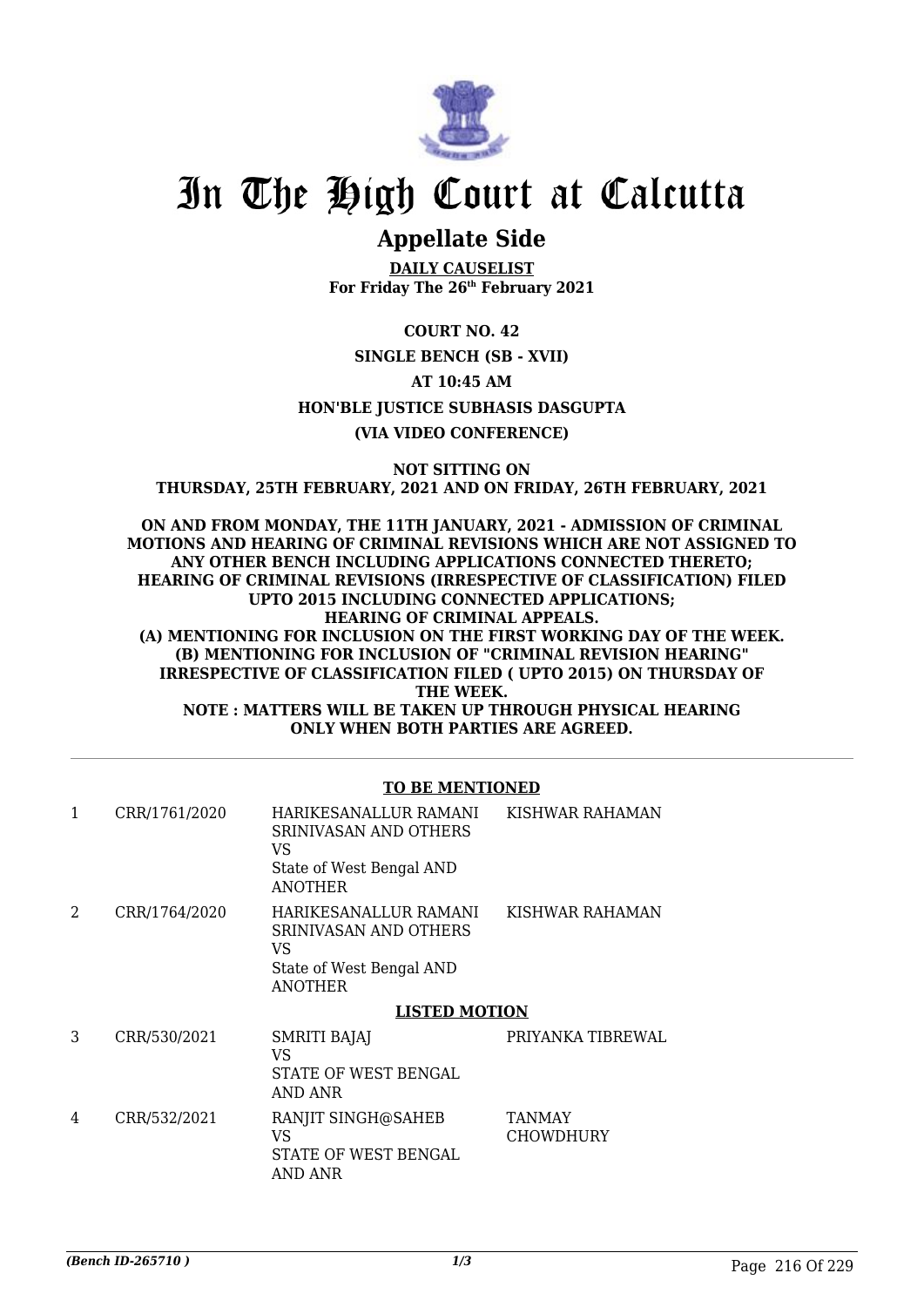# In The High Court at Calcutta

## Appellate Side

**DAILY CAUSELIST**
**For Friday The 26th February 2021**

**COURT NO. 42**

**SINGLE BENCH (SB - XVII)**

**AT 10:45 AM**

**HON'BLE JUSTICE SUBHASIS DASGUPTA**

**(VIA VIDEO CONFERENCE)**

**NOT SITTING ON THURSDAY, 25TH FEBRUARY, 2021 AND ON FRIDAY, 26TH FEBRUARY, 2021**

**ON AND FROM MONDAY, THE 11TH JANUARY, 2021 - ADMISSION OF CRIMINAL MOTIONS AND HEARING OF CRIMINAL REVISIONS WHICH ARE NOT ASSIGNED TO ANY OTHER BENCH INCLUDING APPLICATIONS CONNECTED THERETO; HEARING OF CRIMINAL REVISIONS (IRRESPECTIVE OF CLASSIFICATION) FILED UPTO 2015 INCLUDING CONNECTED APPLICATIONS; HEARING OF CRIMINAL APPEALS.**
**(A) MENTIONING FOR INCLUSION ON THE FIRST WORKING DAY OF THE WEEK.**
**(B) MENTIONING FOR INCLUSION OF "CRIMINAL REVISION HEARING" IRRESPECTIVE OF CLASSIFICATION FILED ( UPTO 2015) ON THURSDAY OF THE WEEK.**
**NOTE : MATTERS WILL BE TAKEN UP THROUGH PHYSICAL HEARING ONLY WHEN BOTH PARTIES ARE AGREED.**

**TO BE MENTIONED**

| | | | |
|---|---|---|---|
| 1 | CRR/1761/2020 | HARIKESANALLUR RAMANI SRINIVASAN AND OTHERS VS State of West Bengal AND ANOTHER | KISHWAR RAHAMAN |
| 2 | CRR/1764/2020 | HARIKESANALLUR RAMANI SRINIVASAN AND OTHERS VS State of West Bengal AND ANOTHER | KISHWAR RAHAMAN |

**LISTED MOTION**

| | | | |
|---|---|---|---|
| 3 | CRR/530/2021 | SMRITI BAJAJ VS STATE OF WEST BENGAL AND ANR | PRIYANKA TIBREWAL |
| 4 | CRR/532/2021 | RANJIT SINGH@SAHEB VS STATE OF WEST BENGAL AND ANR | TANMAY CHOWDHURY |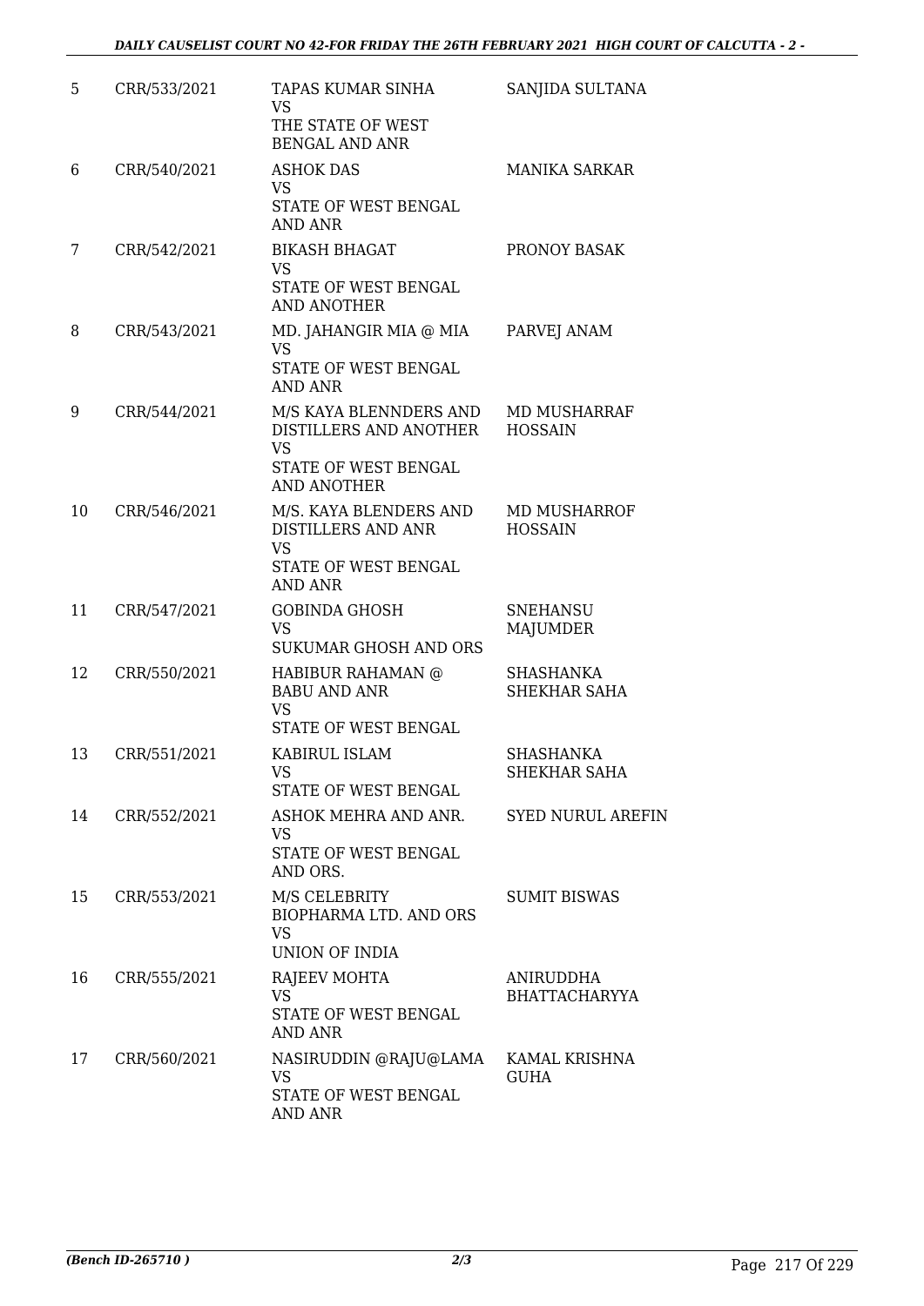| | | | |
|---|---|---|---|
| 5 | CRR/533/2021 | TAPAS KUMAR SINHA<br>VS<br>THE STATE OF WEST BENGAL AND ANR | SANJIDA SULTANA |
| 6 | CRR/540/2021 | ASHOK DAS<br>VS<br>STATE OF WEST BENGAL AND ANR | MANIKA SARKAR |
| 7 | CRR/542/2021 | BIKASH BHAGAT<br>VS<br>STATE OF WEST BENGAL AND ANOTHER | PRONOY BASAK |
| 8 | CRR/543/2021 | MD. JAHANGIR MIA @ MIA<br>VS<br>STATE OF WEST BENGAL AND ANR | PARVEJ ANAM |
| 9 | CRR/544/2021 | M/S KAYA BLENNDERS AND DISTILLERS AND ANOTHER<br>VS<br>STATE OF WEST BENGAL AND ANOTHER | MD MUSHARRAF HOSSAIN |
| 10 | CRR/546/2021 | M/S. KAYA BLENDERS AND DISTILLERS AND ANR<br>VS<br>STATE OF WEST BENGAL AND ANR | MD MUSHARROF HOSSAIN |
| 11 | CRR/547/2021 | GOBINDA GHOSH<br>VS<br>SUKUMAR GHOSH AND ORS | SNEHANSU MAJUMDER |
| 12 | CRR/550/2021 | HABIBUR RAHAMAN @ BABU AND ANR<br>VS<br>STATE OF WEST BENGAL | SHASHANKA SHEKHAR SAHA |
| 13 | CRR/551/2021 | KABIRUL ISLAM<br>VS<br>STATE OF WEST BENGAL | SHASHANKA SHEKHAR SAHA |
| 14 | CRR/552/2021 | ASHOK MEHRA AND ANR.<br>VS<br>STATE OF WEST BENGAL AND ORS. | SYED NURUL AREFIN |
| 15 | CRR/553/2021 | M/S CELEBRITY BIOPHARMA LTD. AND ORS<br>VS<br>UNION OF INDIA | SUMIT BISWAS |
| 16 | CRR/555/2021 | RAJEEV MOHTA<br>VS<br>STATE OF WEST BENGAL AND ANR | ANIRUDDHA BHATTACHARYYA |
| 17 | CRR/560/2021 | NASIRUDDIN @RAJU@LAMA<br>VS<br>STATE OF WEST BENGAL AND ANR | KAMAL KRISHNA GUHA |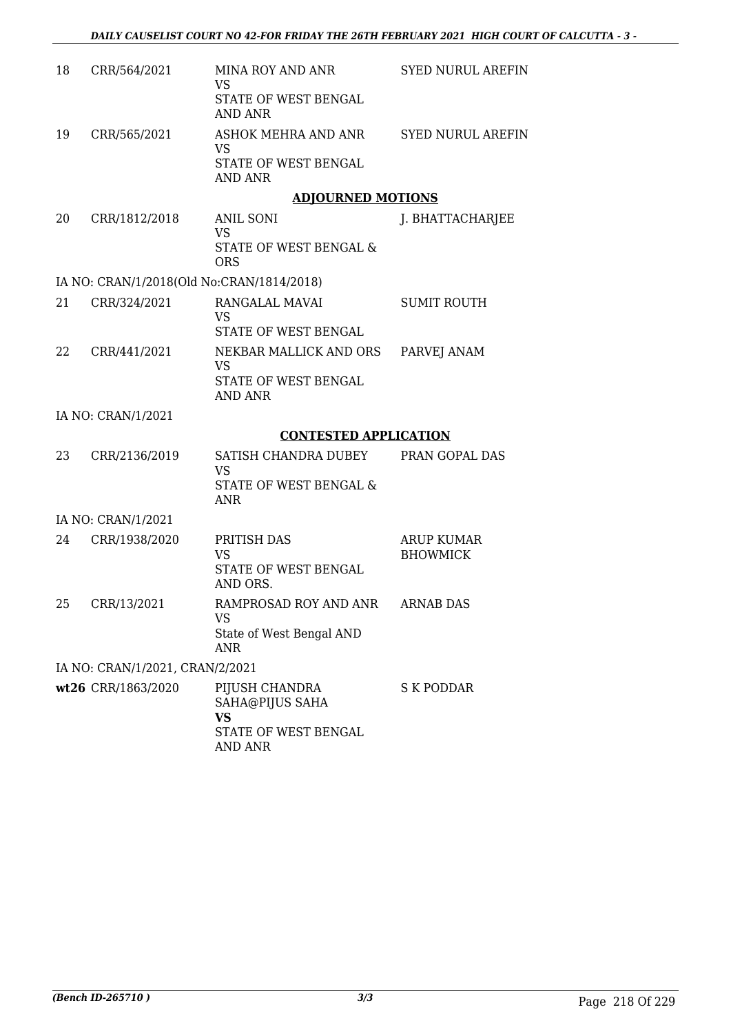| | | | |
|---|---|---|---|
| 18 | CRR/564/2021 | MINA ROY AND ANR<br>VS<br>STATE OF WEST BENGAL AND ANR | SYED NURUL AREFIN |
| 19 | CRR/565/2021 | ASHOK MEHRA AND ANR<br>VS<br>STATE OF WEST BENGAL AND ANR | SYED NURUL AREFIN |

**ADJOURNED MOTIONS**

| | | | |
|---|---|---|---|
| 20 | CRR/1812/2018 | ANIL SONI<br>VS<br>STATE OF WEST BENGAL & ORS | J. BHATTACHARJEE |

IA NO: CRAN/1/2018(Old No:CRAN/1814/2018)

| | | | |
|---|---|---|---|
| 21 | CRR/324/2021 | RANGALAL MAVAI<br>VS<br>STATE OF WEST BENGAL | SUMIT ROUTH |
| 22 | CRR/441/2021 | NEKBAR MALLICK AND ORS<br>VS<br>STATE OF WEST BENGAL AND ANR | PARVEJ ANAM |

IA NO: CRAN/1/2021

**CONTESTED APPLICATION**

| | | | |
|---|---|---|---|
| 23 | CRR/2136/2019 | SATISH CHANDRA DUBEY<br>VS<br>STATE OF WEST BENGAL & ANR | PRAN GOPAL DAS |

IA NO: CRAN/1/2021

| | | | |
|---|---|---|---|
| 24 | CRR/1938/2020 | PRITISH DAS<br>VS<br>STATE OF WEST BENGAL AND ORS. | ARUP KUMAR BHOWMICK |
| 25 | CRR/13/2021 | RAMPROSAD ROY AND ANR<br>VS<br>State of West Bengal AND ANR | ARNAB DAS |

IA NO: CRAN/1/2021, CRAN/2/2021

| | | | |
|---|---|---|---|
| **wt26** | CRR/1863/2020 | PIJUSH CHANDRA SAHA@PIJUS SAHA<br>**VS**<br>STATE OF WEST BENGAL AND ANR | S K PODDAR |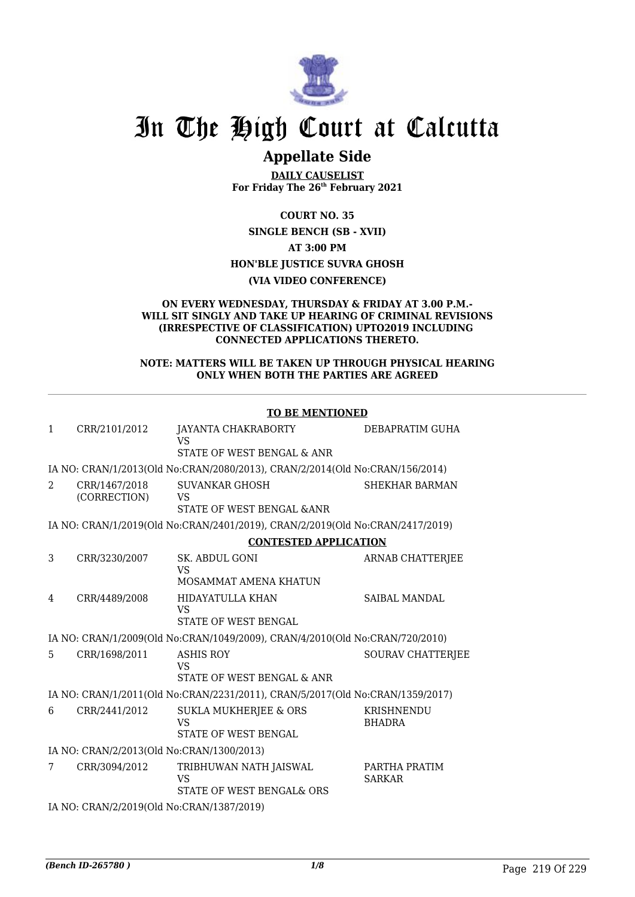# In The High Court at Calcutta

## Appellate Side

**DAILY CAUSELIST**
**For Friday The 26th February 2021**

**COURT NO. 35**

**SINGLE BENCH (SB - XVII)**

**AT 3:00 PM**

**HON'BLE JUSTICE SUVRA GHOSH**

**(VIA VIDEO CONFERENCE)**

**ON EVERY WEDNESDAY, THURSDAY & FRIDAY AT 3.00 P.M.- WILL SIT SINGLY AND TAKE UP HEARING OF CRIMINAL REVISIONS (IRRESPECTIVE OF CLASSIFICATION) UPTO2019 INCLUDING CONNECTED APPLICATIONS THERETO.**

**NOTE: MATTERS WILL BE TAKEN UP THROUGH PHYSICAL HEARING ONLY WHEN BOTH THE PARTIES ARE AGREED**

**TO BE MENTIONED**

| | | | |
|---|---|---|---|
| 1 | CRR/2101/2012 | JAYANTA CHAKRABORTY<br>VS<br>STATE OF WEST BENGAL & ANR | DEBAPRATIM GUHA |
| | IA NO: CRAN/1/2013(Old No:CRAN/2080/2013), CRAN/2/2014(Old No:CRAN/156/2014) | | |
| 2 | CRR/1467/2018<br>(CORRECTION) | SUVANKAR GHOSH<br>VS<br>STATE OF WEST BENGAL &ANR | SHEKHAR BARMAN |
| | IA NO: CRAN/1/2019(Old No:CRAN/2401/2019), CRAN/2/2019(Old No:CRAN/2417/2019) | | |

**CONTESTED APPLICATION**

| | | | |
|---|---|---|---|
| 3 | CRR/3230/2007 | SK. ABDUL GONI<br>VS<br>MOSAMMAT AMENA KHATUN | ARNAB CHATTERJEE |
| 4 | CRR/4489/2008 | HIDAYATULLA KHAN<br>VS<br>STATE OF WEST BENGAL | SAIBAL MANDAL |
| | IA NO: CRAN/1/2009(Old No:CRAN/1049/2009), CRAN/4/2010(Old No:CRAN/720/2010) | | |
| 5 | CRR/1698/2011 | ASHIS ROY<br>VS<br>STATE OF WEST BENGAL & ANR | SOURAV CHATTERJEE |
| | IA NO: CRAN/1/2011(Old No:CRAN/2231/2011), CRAN/5/2017(Old No:CRAN/1359/2017) | | |
| 6 | CRR/2441/2012 | SUKLA MUKHERJEE & ORS<br>VS<br>STATE OF WEST BENGAL | KRISHNENDU BHADRA |
| | IA NO: CRAN/2/2013(Old No:CRAN/1300/2013) | | |
| 7 | CRR/3094/2012 | TRIBHUWAN NATH JAISWAL<br>VS<br>STATE OF WEST BENGAL& ORS | PARTHA PRATIM SARKAR |
| | IA NO: CRAN/2/2019(Old No:CRAN/1387/2019) | | |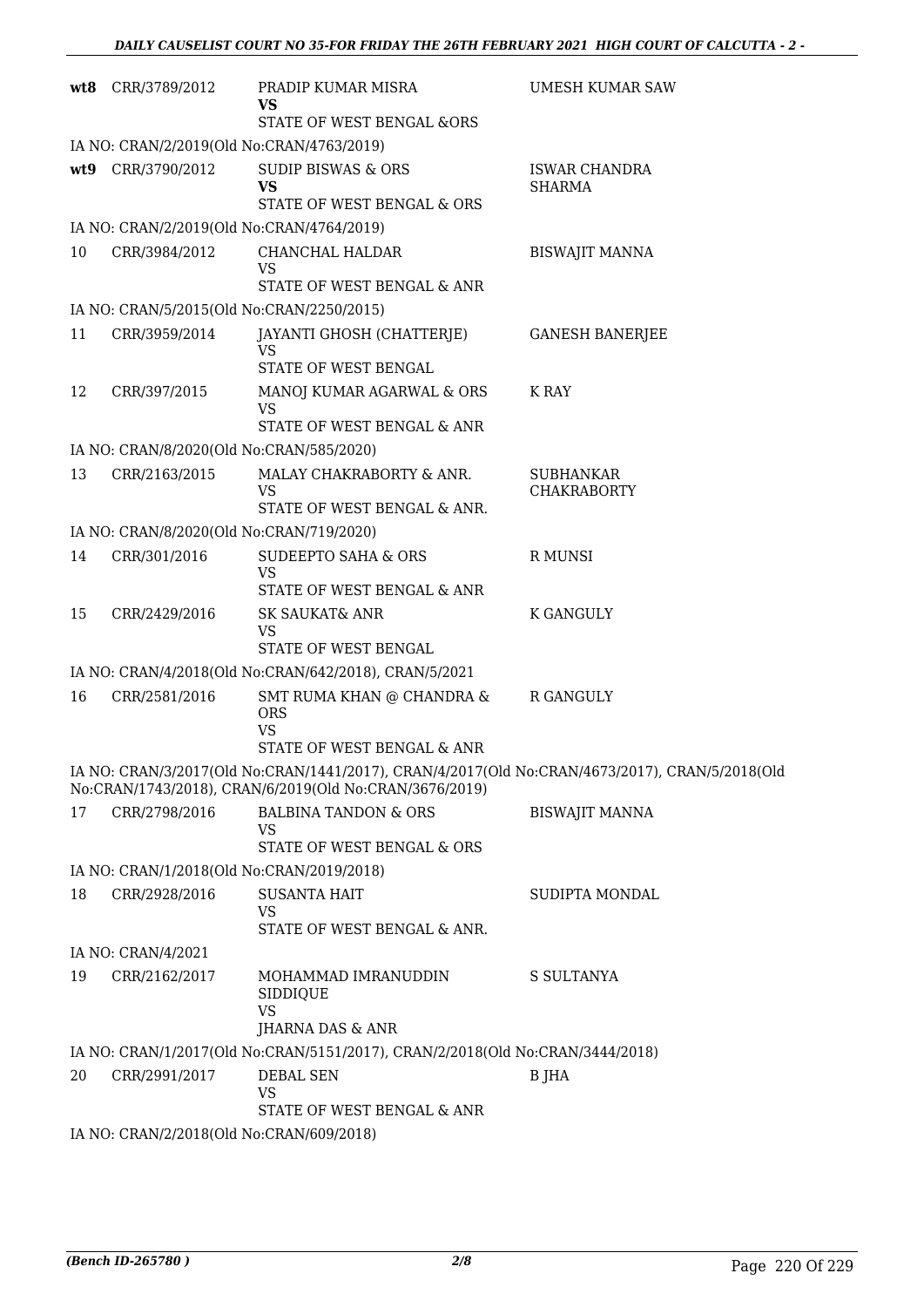| | | | |
|---|---|---|---|
| **wt8** | CRR/3789/2012 | PRADIP KUMAR MISRA<br>**VS**<br>STATE OF WEST BENGAL &ORS | UMESH KUMAR SAW |
| | IA NO: CRAN/2/2019(Old No:CRAN/4763/2019) | | |
| **wt9** | CRR/3790/2012 | SUDIP BISWAS & ORS<br>**VS**<br>STATE OF WEST BENGAL & ORS | ISWAR CHANDRA SHARMA |
| | IA NO: CRAN/2/2019(Old No:CRAN/4764/2019) | | |
| 10 | CRR/3984/2012 | CHANCHAL HALDAR<br>VS<br>STATE OF WEST BENGAL & ANR | BISWAJIT MANNA |
| | IA NO: CRAN/5/2015(Old No:CRAN/2250/2015) | | |
| 11 | CRR/3959/2014 | JAYANTI GHOSH (CHATTERJE)<br>VS<br>STATE OF WEST BENGAL | GANESH BANERJEE |
| 12 | CRR/397/2015 | MANOJ KUMAR AGARWAL & ORS<br>VS<br>STATE OF WEST BENGAL & ANR | K RAY |
| | IA NO: CRAN/8/2020(Old No:CRAN/585/2020) | | |
| 13 | CRR/2163/2015 | MALAY CHAKRABORTY & ANR.<br>VS<br>STATE OF WEST BENGAL & ANR. | SUBHANKAR CHAKRABORTY |
| | IA NO: CRAN/8/2020(Old No:CRAN/719/2020) | | |
| 14 | CRR/301/2016 | SUDEEPTO SAHA & ORS<br>VS<br>STATE OF WEST BENGAL & ANR | R MUNSI |
| 15 | CRR/2429/2016 | SK SAUKAT& ANR<br>VS<br>STATE OF WEST BENGAL | K GANGULY |
| | IA NO: CRAN/4/2018(Old No:CRAN/642/2018), CRAN/5/2021 | | |
| 16 | CRR/2581/2016 | SMT RUMA KHAN @ CHANDRA & ORS<br>VS<br>STATE OF WEST BENGAL & ANR | R GANGULY |
| | IA NO: CRAN/3/2017(Old No:CRAN/1441/2017), CRAN/4/2017(Old No:CRAN/4673/2017), CRAN/5/2018(Old No:CRAN/1743/2018), CRAN/6/2019(Old No:CRAN/3676/2019) | | |
| 17 | CRR/2798/2016 | BALBINA TANDON & ORS<br>VS<br>STATE OF WEST BENGAL & ORS | BISWAJIT MANNA |
| | IA NO: CRAN/1/2018(Old No:CRAN/2019/2018) | | |
| 18 | CRR/2928/2016 | SUSANTA HAIT<br>VS<br>STATE OF WEST BENGAL & ANR. | SUDIPTA MONDAL |
| | IA NO: CRAN/4/2021 | | |
| 19 | CRR/2162/2017 | MOHAMMAD IMRANUDDIN SIDDIQUE<br>VS<br>JHARNA DAS & ANR | S SULTANYA |
| | IA NO: CRAN/1/2017(Old No:CRAN/5151/2017), CRAN/2/2018(Old No:CRAN/3444/2018) | | |
| 20 | CRR/2991/2017 | DEBAL SEN<br>VS<br>STATE OF WEST BENGAL & ANR | B JHA |
| | IA NO: CRAN/2/2018(Old No:CRAN/609/2018) | | |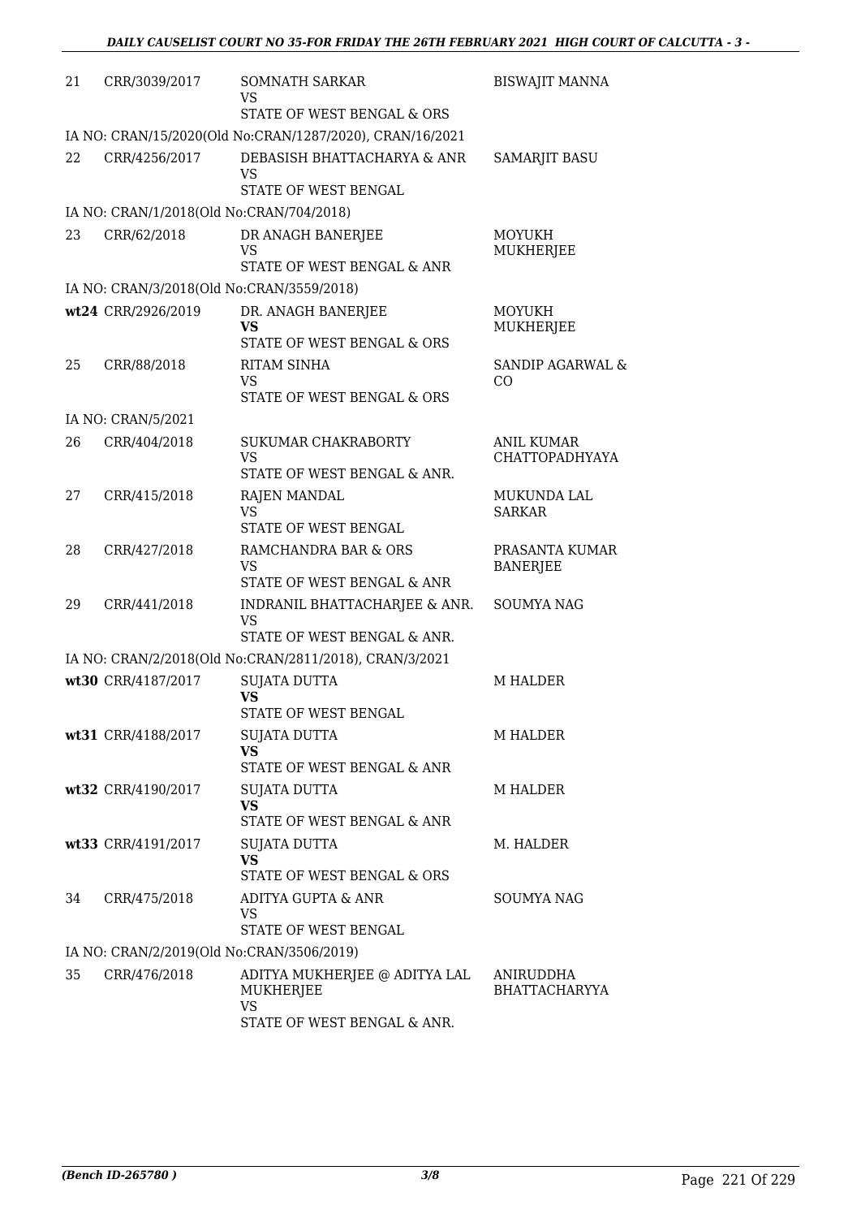| | | | |
|---|---|---|---|
| 21 | CRR/3039/2017 | SOMNATH SARKAR<br>VS<br>STATE OF WEST BENGAL & ORS | BISWAJIT MANNA |
| | IA NO: CRAN/15/2020(Old No:CRAN/1287/2020), CRAN/16/2021 | | |
| 22 | CRR/4256/2017 | DEBASISH BHATTACHARYA & ANR<br>VS<br>STATE OF WEST BENGAL | SAMARJIT BASU |
| | IA NO: CRAN/1/2018(Old No:CRAN/704/2018) | | |
| 23 | CRR/62/2018 | DR ANAGH BANERJEE<br>VS<br>STATE OF WEST BENGAL & ANR | MOYUKH MUKHERJEE |
| | IA NO: CRAN/3/2018(Old No:CRAN/3559/2018) | | |
| wt24 | CRR/2926/2019 | DR. ANAGH BANERJEE<br>**VS**<br>STATE OF WEST BENGAL & ORS | MOYUKH MUKHERJEE |
| 25 | CRR/88/2018 | RITAM SINHA<br>VS<br>STATE OF WEST BENGAL & ORS | SANDIP AGARWAL & CO |
| | IA NO: CRAN/5/2021 | | |
| 26 | CRR/404/2018 | SUKUMAR CHAKRABORTY<br>VS<br>STATE OF WEST BENGAL & ANR. | ANIL KUMAR CHATTOPADHYAYA |
| 27 | CRR/415/2018 | RAJEN MANDAL<br>VS<br>STATE OF WEST BENGAL | MUKUNDA LAL SARKAR |
| 28 | CRR/427/2018 | RAMCHANDRA BAR & ORS<br>VS<br>STATE OF WEST BENGAL & ANR | PRASANTA KUMAR BANERJEE |
| 29 | CRR/441/2018 | INDRANIL BHATTACHARJEE & ANR.<br>VS<br>STATE OF WEST BENGAL & ANR. | SOUMYA NAG |
| | IA NO: CRAN/2/2018(Old No:CRAN/2811/2018), CRAN/3/2021 | | |
| wt30 | CRR/4187/2017 | SUJATA DUTTA<br>**VS**<br>STATE OF WEST BENGAL | M HALDER |
| wt31 | CRR/4188/2017 | SUJATA DUTTA<br>**VS**<br>STATE OF WEST BENGAL & ANR | M HALDER |
| wt32 | CRR/4190/2017 | SUJATA DUTTA<br>**VS**<br>STATE OF WEST BENGAL & ANR | M HALDER |
| wt33 | CRR/4191/2017 | SUJATA DUTTA<br>**VS**<br>STATE OF WEST BENGAL & ORS | M. HALDER |
| 34 | CRR/475/2018 | ADITYA GUPTA & ANR<br>VS<br>STATE OF WEST BENGAL | SOUMYA NAG |
| | IA NO: CRAN/2/2019(Old No:CRAN/3506/2019) | | |
| 35 | CRR/476/2018 | ADITYA MUKHERJEE @ ADITYA LAL MUKHERJEE<br>VS<br>STATE OF WEST BENGAL & ANR. | ANIRUDDHA BHATTACHARYYA |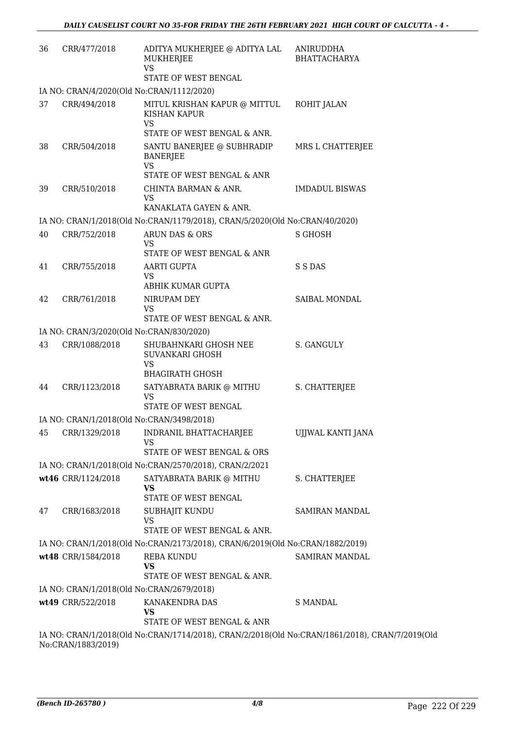| | | | |
|---|---|---|---|
| 36 | CRR/477/2018 | ADITYA MUKHERJEE @ ADITYA LAL MUKHERJEE<br>VS<br>STATE OF WEST BENGAL | ANIRUDDHA BHATTACHARYA |
| IA NO: CRAN/4/2020(Old No:CRAN/1112/2020) | | | |
| 37 | CRR/494/2018 | MITUL KRISHAN KAPUR @ MITTUL KISHAN KAPUR<br>VS<br>STATE OF WEST BENGAL & ANR. | ROHIT JALAN |
| 38 | CRR/504/2018 | SANTU BANERJEE @ SUBHRADIP BANERJEE<br>VS<br>STATE OF WEST BENGAL & ANR | MRS L CHATTERJEE |
| 39 | CRR/510/2018 | CHINTA BARMAN & ANR.<br>VS<br>KANAKLATA GAYEN & ANR. | IMDADUL BISWAS |
| IA NO: CRAN/1/2018(Old No:CRAN/1179/2018), CRAN/5/2020(Old No:CRAN/40/2020) | | | |
| 40 | CRR/752/2018 | ARUN DAS & ORS<br>VS<br>STATE OF WEST BENGAL & ANR | S GHOSH |
| 41 | CRR/755/2018 | AARTI GUPTA<br>VS<br>ABHIK KUMAR GUPTA | S S DAS |
| 42 | CRR/761/2018 | NIRUPAM DEY<br>VS<br>STATE OF WEST BENGAL & ANR. | SAIBAL MONDAL |
| IA NO: CRAN/3/2020(Old No:CRAN/830/2020) | | | |
| 43 | CRR/1088/2018 | SHUBAHNKARI GHOSH NEE SUVANKARI GHOSH<br>VS<br>BHAGIRATH GHOSH | S. GANGULY |
| 44 | CRR/1123/2018 | SATYABRATA BARIK @ MITHU<br>VS<br>STATE OF WEST BENGAL | S. CHATTERJEE |
| IA NO: CRAN/1/2018(Old No:CRAN/3498/2018) | | | |
| 45 | CRR/1329/2018 | INDRANIL BHATTACHARJEE<br>VS<br>STATE OF WEST BENGAL & ORS | UJJWAL KANTI JANA |
| IA NO: CRAN/1/2018(Old No:CRAN/2570/2018), CRAN/2/2021 | | | |
| **wt46** | CRR/1124/2018 | SATYABRATA BARIK @ MITHU<br>**VS**<br>STATE OF WEST BENGAL | S. CHATTERJEE |
| 47 | CRR/1683/2018 | SUBHAJIT KUNDU<br>VS<br>STATE OF WEST BENGAL & ANR. | SAMIRAN MANDAL |
| IA NO: CRAN/1/2018(Old No:CRAN/2173/2018), CRAN/6/2019(Old No:CRAN/1882/2019) | | | |
| **wt48** | CRR/1584/2018 | REBA KUNDU<br>**VS**<br>STATE OF WEST BENGAL & ANR. | SAMIRAN MANDAL |
| IA NO: CRAN/1/2018(Old No:CRAN/2679/2018) | | | |
| **wt49** | CRR/522/2018 | KANAKENDRA DAS<br>**VS**<br>STATE OF WEST BENGAL & ANR | S MANDAL |
| IA NO: CRAN/1/2018(Old No:CRAN/1714/2018), CRAN/2/2018(Old No:CRAN/1861/2018), CRAN/7/2019(Old No:CRAN/1883/2019) | | | |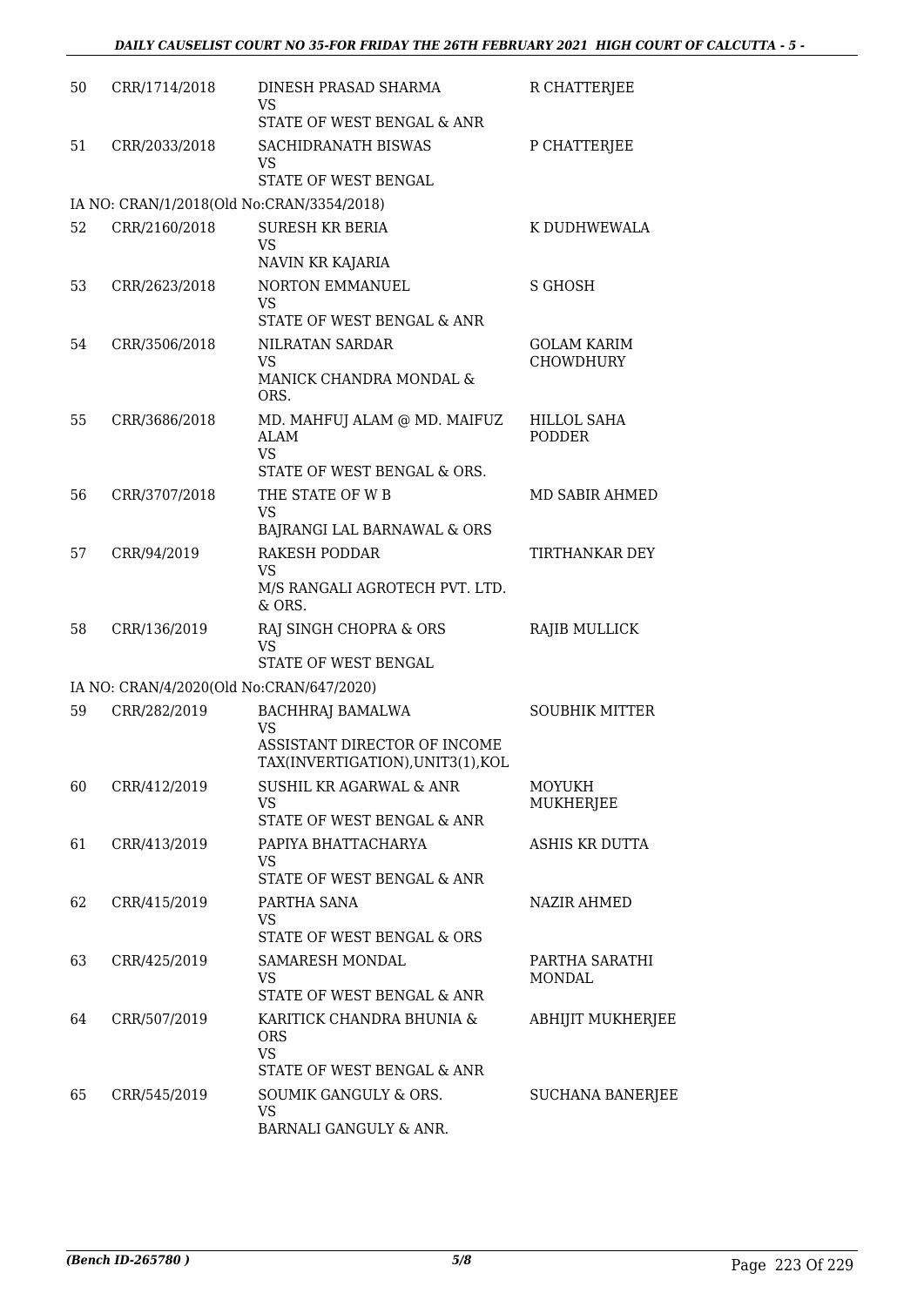| | | | |
|---|---|---|---|
| 50 | CRR/1714/2018 | DINESH PRASAD SHARMA<br>VS<br>STATE OF WEST BENGAL & ANR | R CHATTERJEE |
| 51 | CRR/2033/2018 | SACHIDRANATH BISWAS<br>VS<br>STATE OF WEST BENGAL | P CHATTERJEE |
| IA NO: CRAN/1/2018(Old No:CRAN/3354/2018) | | | |
| 52 | CRR/2160/2018 | SURESH KR BERIA<br>VS<br>NAVIN KR KAJARIA | K DUDHWEWALA |
| 53 | CRR/2623/2018 | NORTON EMMANUEL<br>VS<br>STATE OF WEST BENGAL & ANR | S GHOSH |
| 54 | CRR/3506/2018 | NILRATAN SARDAR<br>VS<br>MANICK CHANDRA MONDAL & ORS. | GOLAM KARIM CHOWDHURY |
| 55 | CRR/3686/2018 | MD. MAHFUJ ALAM @ MD. MAIFUZ ALAM<br>VS<br>STATE OF WEST BENGAL & ORS. | HILLOL SAHA PODDER |
| 56 | CRR/3707/2018 | THE STATE OF W B<br>VS<br>BAJRANGI LAL BARNAWAL & ORS | MD SABIR AHMED |
| 57 | CRR/94/2019 | RAKESH PODDAR<br>VS<br>M/S RANGALI AGROTECH PVT. LTD. & ORS. | TIRTHANKAR DEY |
| 58 | CRR/136/2019 | RAJ SINGH CHOPRA & ORS<br>VS<br>STATE OF WEST BENGAL | RAJIB MULLICK |
| IA NO: CRAN/4/2020(Old No:CRAN/647/2020) | | | |
| 59 | CRR/282/2019 | BACHHRAJ BAMALWA<br>VS<br>ASSISTANT DIRECTOR OF INCOME TAX(INVERTIGATION),UNIT3(1),KOL | SOUBHIK MITTER |
| 60 | CRR/412/2019 | SUSHIL KR AGARWAL & ANR<br>VS<br>STATE OF WEST BENGAL & ANR | MOYUKH MUKHERJEE |
| 61 | CRR/413/2019 | PAPIYA BHATTACHARYA<br>VS<br>STATE OF WEST BENGAL & ANR | ASHIS KR DUTTA |
| 62 | CRR/415/2019 | PARTHA SANA<br>VS<br>STATE OF WEST BENGAL & ORS | NAZIR AHMED |
| 63 | CRR/425/2019 | SAMARESH MONDAL<br>VS<br>STATE OF WEST BENGAL & ANR | PARTHA SARATHI MONDAL |
| 64 | CRR/507/2019 | KARITICK CHANDRA BHUNIA & ORS<br>VS<br>STATE OF WEST BENGAL & ANR | ABHIJIT MUKHERJEE |
| 65 | CRR/545/2019 | SOUMIK GANGULY & ORS.<br>VS<br>BARNALI GANGULY & ANR. | SUCHANA BANERJEE |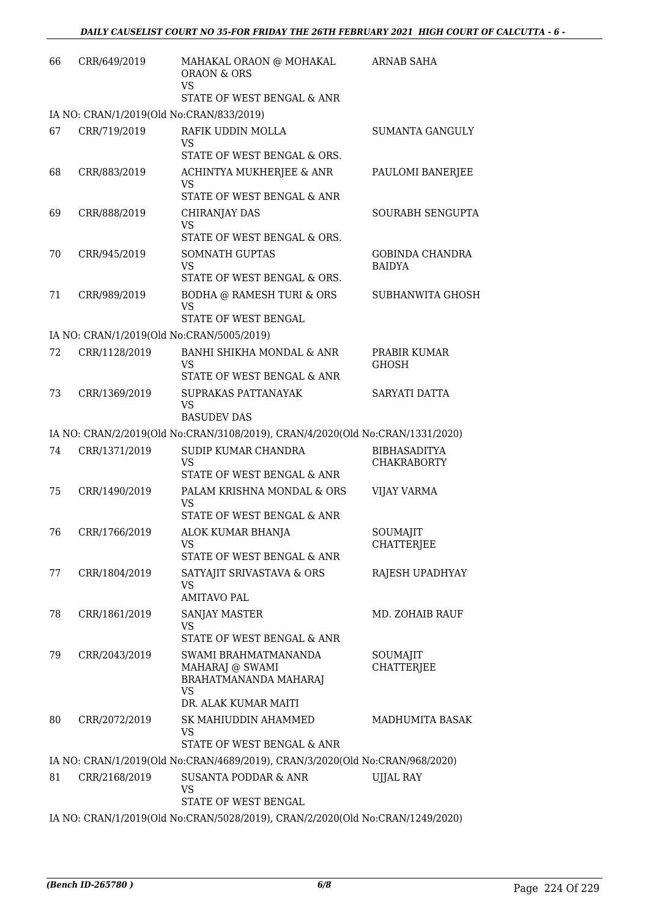| | | | |
|---|---|---|---|
| 66 | CRR/649/2019 | MAHAKAL ORAON @ MOHAKAL ORAON & ORS<br>VS<br>STATE OF WEST BENGAL & ANR | ARNAB SAHA |
| IA NO: CRAN/1/2019(Old No:CRAN/833/2019) | | | |
| 67 | CRR/719/2019 | RAFIK UDDIN MOLLA<br>VS<br>STATE OF WEST BENGAL & ORS. | SUMANTA GANGULY |
| 68 | CRR/883/2019 | ACHINTYA MUKHERJEE & ANR<br>VS<br>STATE OF WEST BENGAL & ANR | PAULOMI BANERJEE |
| 69 | CRR/888/2019 | CHIRANJAY DAS<br>VS<br>STATE OF WEST BENGAL & ORS. | SOURABH SENGUPTA |
| 70 | CRR/945/2019 | SOMNATH GUPTAS<br>VS<br>STATE OF WEST BENGAL & ORS. | GOBINDA CHANDRA BAIDYA |
| 71 | CRR/989/2019 | BODHA @ RAMESH TURI & ORS<br>VS<br>STATE OF WEST BENGAL | SUBHANWITA GHOSH |
| IA NO: CRAN/1/2019(Old No:CRAN/5005/2019) | | | |
| 72 | CRR/1128/2019 | BANHI SHIKHA MONDAL & ANR<br>VS<br>STATE OF WEST BENGAL & ANR | PRABIR KUMAR GHOSH |
| 73 | CRR/1369/2019 | SUPRAKAS PATTANAYAK<br>VS<br>BASUDEV DAS | SARYATI DATTA |
| IA NO: CRAN/2/2019(Old No:CRAN/3108/2019), CRAN/4/2020(Old No:CRAN/1331/2020) | | | |
| 74 | CRR/1371/2019 | SUDIP KUMAR CHANDRA<br>VS<br>STATE OF WEST BENGAL & ANR | BIBHASADITYA CHAKRABORTY |
| 75 | CRR/1490/2019 | PALAM KRISHNA MONDAL & ORS<br>VS<br>STATE OF WEST BENGAL & ANR | VIJAY VARMA |
| 76 | CRR/1766/2019 | ALOK KUMAR BHANJA<br>VS<br>STATE OF WEST BENGAL & ANR | SOUMAJIT CHATTERJEE |
| 77 | CRR/1804/2019 | SATYAJIT SRIVASTAVA & ORS<br>VS<br>AMITAVO PAL | RAJESH UPADHYAY |
| 78 | CRR/1861/2019 | SANJAY MASTER<br>VS<br>STATE OF WEST BENGAL & ANR | MD. ZOHAIB RAUF |
| 79 | CRR/2043/2019 | SWAMI BRAHMATMANANDA MAHARAJ @ SWAMI BRAHATMANANDA MAHARAJ<br>VS<br>DR. ALAK KUMAR MAITI | SOUMAJIT CHATTERJEE |
| 80 | CRR/2072/2019 | SK MAHIUDDIN AHAMMED<br>VS<br>STATE OF WEST BENGAL & ANR | MADHUMITA BASAK |
| IA NO: CRAN/1/2019(Old No:CRAN/4689/2019), CRAN/3/2020(Old No:CRAN/968/2020) | | | |
| 81 | CRR/2168/2019 | SUSANTA PODDAR & ANR<br>VS<br>STATE OF WEST BENGAL | UJJAL RAY |
| IA NO: CRAN/1/2019(Old No:CRAN/5028/2019), CRAN/2/2020(Old No:CRAN/1249/2020) | | | |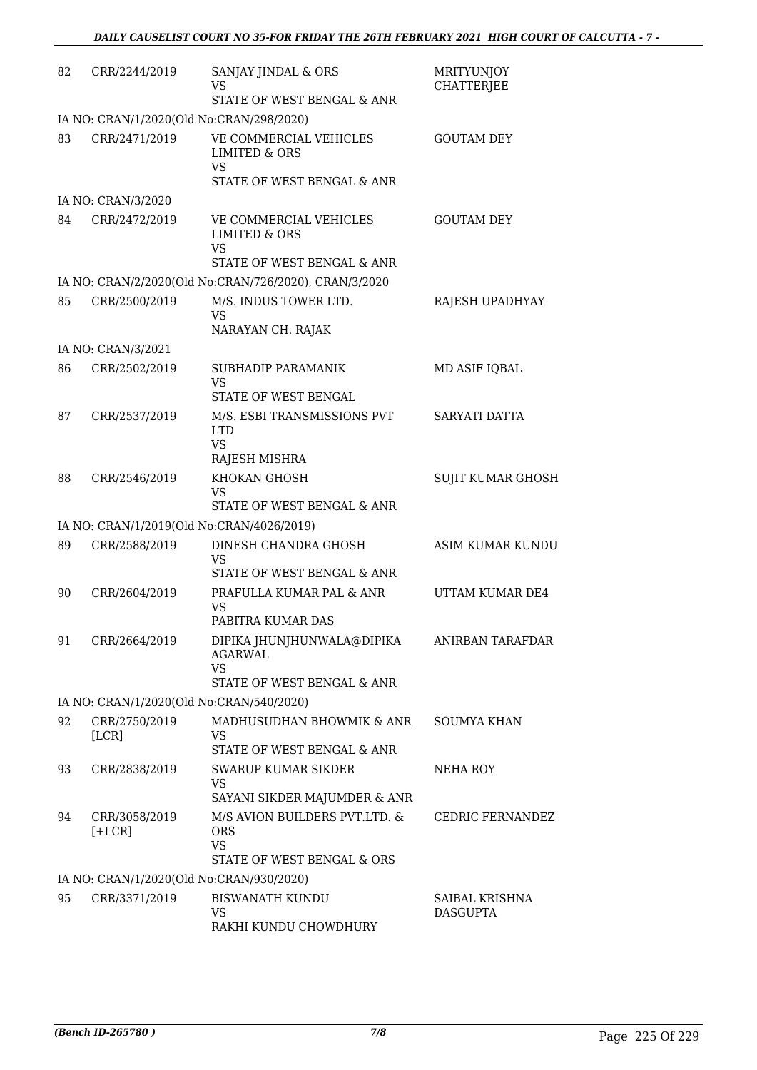| | | | |
|---|---|---|---|
| 82 | CRR/2244/2019 | SANJAY JINDAL & ORS<br>VS<br>STATE OF WEST BENGAL & ANR | MRITYUNJOY CHATTERJEE |
| | IA NO: CRAN/1/2020(Old No:CRAN/298/2020) | | |
| 83 | CRR/2471/2019 | VE COMMERCIAL VEHICLES LIMITED & ORS<br>VS<br>STATE OF WEST BENGAL & ANR | GOUTAM DEY |
| | IA NO: CRAN/3/2020 | | |
| 84 | CRR/2472/2019 | VE COMMERCIAL VEHICLES LIMITED & ORS<br>VS<br>STATE OF WEST BENGAL & ANR | GOUTAM DEY |
| | IA NO: CRAN/2/2020(Old No:CRAN/726/2020), CRAN/3/2020 | | |
| 85 | CRR/2500/2019 | M/S. INDUS TOWER LTD.<br>VS<br>NARAYAN CH. RAJAK | RAJESH UPADHYAY |
| | IA NO: CRAN/3/2021 | | |
| 86 | CRR/2502/2019 | SUBHADIP PARAMANIK<br>VS<br>STATE OF WEST BENGAL | MD ASIF IQBAL |
| 87 | CRR/2537/2019 | M/S. ESBI TRANSMISSIONS PVT LTD<br>VS<br>RAJESH MISHRA | SARYATI DATTA |
| 88 | CRR/2546/2019 | KHOKAN GHOSH<br>VS<br>STATE OF WEST BENGAL & ANR | SUJIT KUMAR GHOSH |
| | IA NO: CRAN/1/2019(Old No:CRAN/4026/2019) | | |
| 89 | CRR/2588/2019 | DINESH CHANDRA GHOSH<br>VS<br>STATE OF WEST BENGAL & ANR | ASIM KUMAR KUNDU |
| 90 | CRR/2604/2019 | PRAFULLA KUMAR PAL & ANR<br>VS<br>PABITRA KUMAR DAS | UTTAM KUMAR DE4 |
| 91 | CRR/2664/2019 | DIPIKA JHUNJHUNWALA@DIPIKA AGARWAL<br>VS<br>STATE OF WEST BENGAL & ANR | ANIRBAN TARAFDAR |
| | IA NO: CRAN/1/2020(Old No:CRAN/540/2020) | | |
| 92 | CRR/2750/2019 [LCR] | MADHUSUDHAN BHOWMIK & ANR<br>VS<br>STATE OF WEST BENGAL & ANR | SOUMYA KHAN |
| 93 | CRR/2838/2019 | SWARUP KUMAR SIKDER<br>VS<br>SAYANI SIKDER MAJUMDER & ANR | NEHA ROY |
| 94 | CRR/3058/2019 [+LCR] | M/S AVION BUILDERS PVT.LTD. & ORS<br>VS<br>STATE OF WEST BENGAL & ORS | CEDRIC FERNANDEZ |
| | IA NO: CRAN/1/2020(Old No:CRAN/930/2020) | | |
| 95 | CRR/3371/2019 | BISWANATH KUNDU<br>VS<br>RAKHI KUNDU CHOWDHURY | SAIBAL KRISHNA DASGUPTA |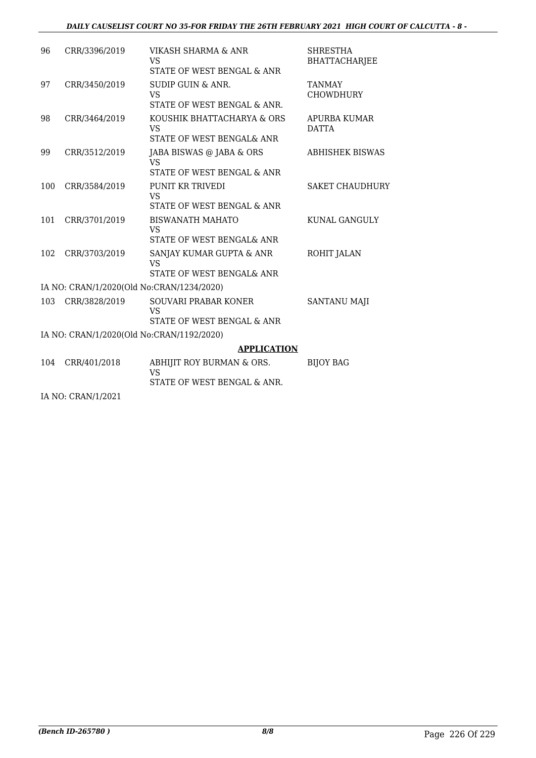| | | | |
|---|---|---|---|
| 96 | CRR/3396/2019 | VIKASH SHARMA & ANR<br>VS<br>STATE OF WEST BENGAL & ANR | SHRESTHA BHATTACHARJEE |
| 97 | CRR/3450/2019 | SUDIP GUIN & ANR.<br>VS<br>STATE OF WEST BENGAL & ANR. | TANMAY CHOWDHURY |
| 98 | CRR/3464/2019 | KOUSHIK BHATTACHARYA & ORS<br>VS<br>STATE OF WEST BENGAL& ANR | APURBA KUMAR DATTA |
| 99 | CRR/3512/2019 | JABA BISWAS @ JABA & ORS<br>VS<br>STATE OF WEST BENGAL & ANR | ABHISHEK BISWAS |
| 100 | CRR/3584/2019 | PUNIT KR TRIVEDI<br>VS<br>STATE OF WEST BENGAL & ANR | SAKET CHAUDHURY |
| 101 | CRR/3701/2019 | BISWANATH MAHATO<br>VS<br>STATE OF WEST BENGAL& ANR | KUNAL GANGULY |
| 102 | CRR/3703/2019 | SANJAY KUMAR GUPTA & ANR<br>VS<br>STATE OF WEST BENGAL& ANR | ROHIT JALAN |

IA NO: CRAN/1/2020(Old No:CRAN/1234/2020)

| | | | |
|---|---|---|---|
| 103 | CRR/3828/2019 | SOUVARI PRABAR KONER<br>VS<br>STATE OF WEST BENGAL & ANR | SANTANU MAJI |

IA NO: CRAN/1/2020(Old No:CRAN/1192/2020)

**APPLICATION**

| | | | |
|---|---|---|---|
| 104 | CRR/401/2018 | ABHIJIT ROY BURMAN & ORS.<br>VS<br>STATE OF WEST BENGAL & ANR. | BIJOY BAG |

IA NO: CRAN/1/2021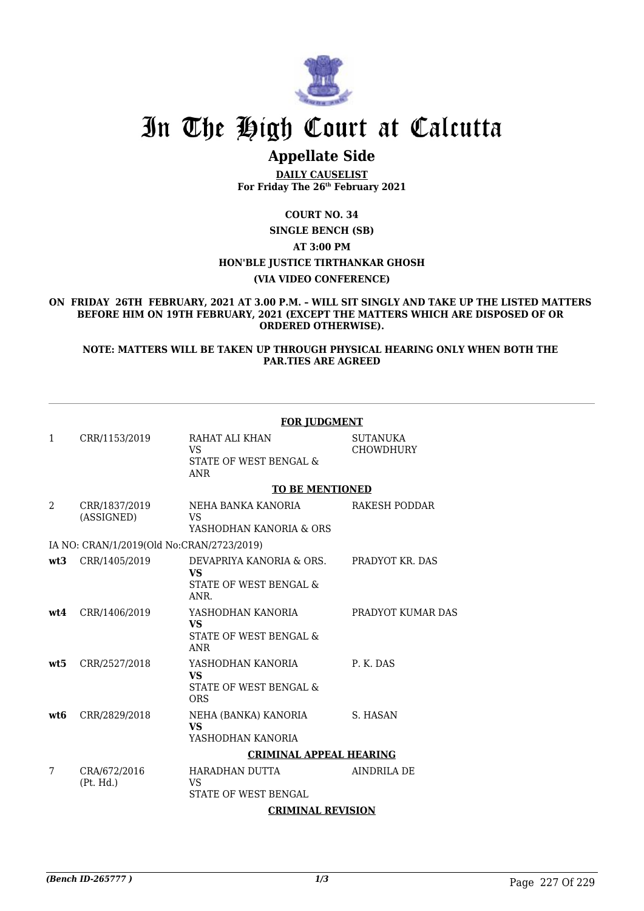# In The High Court at Calcutta

## Appellate Side

**DAILY CAUSELIST**
**For Friday The 26th February 2021**

**COURT NO. 34**

**SINGLE BENCH (SB)**

**AT 3:00 PM**

**HON'BLE JUSTICE TIRTHANKAR GHOSH**

**(VIA VIDEO CONFERENCE)**

**ON FRIDAY 26TH FEBRUARY, 2021 AT 3.00 P.M. – WILL SIT SINGLY AND TAKE UP THE LISTED MATTERS BEFORE HIM ON 19TH FEBRUARY, 2021 (EXCEPT THE MATTERS WHICH ARE DISPOSED OF OR ORDERED OTHERWISE).**

**NOTE: MATTERS WILL BE TAKEN UP THROUGH PHYSICAL HEARING ONLY WHEN BOTH THE PAR.TIES ARE AGREED**

**FOR JUDGMENT**

| | | | |
|---|---|---|---|
| 1 | CRR/1153/2019 | RAHAT ALI KHAN<br>VS<br>STATE OF WEST BENGAL & ANR | SUTANUKA CHOWDHURY |

**TO BE MENTIONED**

| | | | |
|---|---|---|---|
| 2 | CRR/1837/2019 (ASSIGNED) | NEHA BANKA KANORIA<br>VS<br>YASHODHAN KANORIA & ORS | RAKESH PODDAR |
| | IA NO: CRAN/1/2019(Old No:CRAN/2723/2019) | | |
| **wt3** | CRR/1405/2019 | DEVAPRIYA KANORIA & ORS.<br>**VS**<br>STATE OF WEST BENGAL & ANR. | PRADYOT KR. DAS |
| **wt4** | CRR/1406/2019 | YASHODHAN KANORIA<br>**VS**<br>STATE OF WEST BENGAL & ANR | PRADYOT KUMAR DAS |
| **wt5** | CRR/2527/2018 | YASHODHAN KANORIA<br>**VS**<br>STATE OF WEST BENGAL & ORS | P. K. DAS |
| **wt6** | CRR/2829/2018 | NEHA (BANKA) KANORIA<br>**VS**<br>YASHODHAN KANORIA | S. HASAN |

**CRIMINAL APPEAL HEARING**

| | | | |
|---|---|---|---|
| 7 | CRA/672/2016 (Pt. Hd.) | HARADHAN DUTTA<br>VS<br>STATE OF WEST BENGAL | AINDRILA DE |

**CRIMINAL REVISION**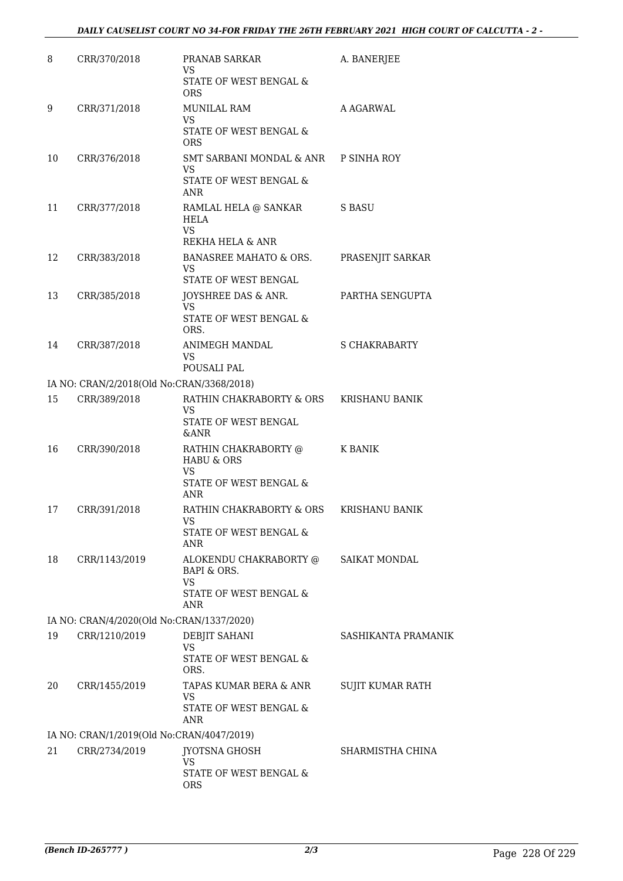| | | | |
|---|---|---|---|
| 8 | CRR/370/2018 | PRANAB SARKAR<br>VS<br>STATE OF WEST BENGAL & ORS | A. BANERJEE |
| 9 | CRR/371/2018 | MUNILAL RAM<br>VS<br>STATE OF WEST BENGAL & ORS | A AGARWAL |
| 10 | CRR/376/2018 | SMT SARBANI MONDAL & ANR<br>VS<br>STATE OF WEST BENGAL & ANR | P SINHA ROY |
| 11 | CRR/377/2018 | RAMLAL HELA @ SANKAR HELA<br>VS<br>REKHA HELA & ANR | S BASU |
| 12 | CRR/383/2018 | BANASREE MAHATO & ORS.<br>VS<br>STATE OF WEST BENGAL | PRASENJIT SARKAR |
| 13 | CRR/385/2018 | JOYSHREE DAS & ANR.<br>VS<br>STATE OF WEST BENGAL & ORS. | PARTHA SENGUPTA |
| 14 | CRR/387/2018 | ANIMEGH MANDAL<br>VS<br>POUSALI PAL | S CHAKRABARTY |
| IA NO: CRAN/2/2018(Old No:CRAN/3368/2018) | | | |
| 15 | CRR/389/2018 | RATHIN CHAKRABORTY & ORS<br>VS<br>STATE OF WEST BENGAL &ANR | KRISHANU BANIK |
| 16 | CRR/390/2018 | RATHIN CHAKRABORTY @ HABU & ORS<br>VS<br>STATE OF WEST BENGAL & ANR | K BANIK |
| 17 | CRR/391/2018 | RATHIN CHAKRABORTY & ORS<br>VS<br>STATE OF WEST BENGAL & ANR | KRISHANU BANIK |
| 18 | CRR/1143/2019 | ALOKENDU CHAKRABORTY @ BAPI & ORS.<br>VS<br>STATE OF WEST BENGAL & ANR | SAIKAT MONDAL |
| IA NO: CRAN/4/2020(Old No:CRAN/1337/2020) | | | |
| 19 | CRR/1210/2019 | DEBJIT SAHANI<br>VS<br>STATE OF WEST BENGAL & ORS. | SASHIKANTA PRAMANIK |
| 20 | CRR/1455/2019 | TAPAS KUMAR BERA & ANR<br>VS<br>STATE OF WEST BENGAL & ANR | SUJIT KUMAR RATH |
| IA NO: CRAN/1/2019(Old No:CRAN/4047/2019) | | | |
| 21 | CRR/2734/2019 | JYOTSNA GHOSH<br>VS<br>STATE OF WEST BENGAL & ORS | SHARMISTHA CHINA |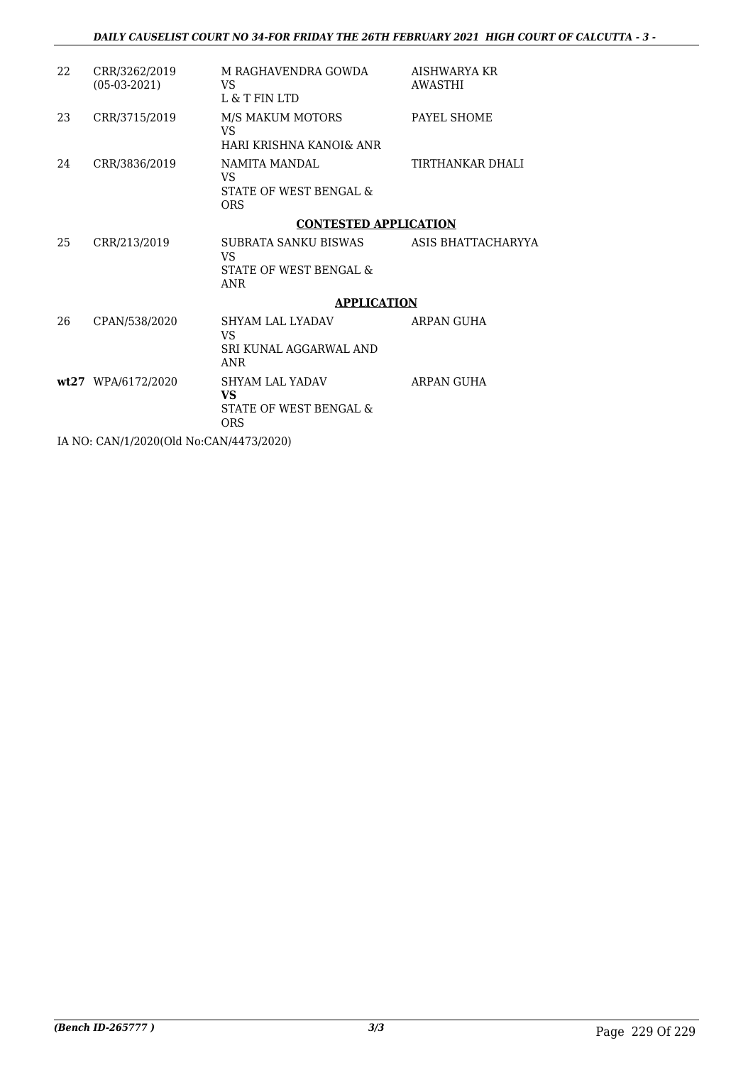| | | | |
|---|---|---|---|
| 22 | CRR/3262/2019 (05-03-2021) | M RAGHAVENDRA GOWDA VS L & T FIN LTD | AISHWARYA KR AWASTHI |
| 23 | CRR/3715/2019 | M/S MAKUM MOTORS VS HARI KRISHNA KANOI& ANR | PAYEL SHOME |
| 24 | CRR/3836/2019 | NAMITA MANDAL VS STATE OF WEST BENGAL & ORS | TIRTHANKAR DHALI |

**CONTESTED APPLICATION**

| | | | |
|---|---|---|---|
| 25 | CRR/213/2019 | SUBRATA SANKU BISWAS VS STATE OF WEST BENGAL & ANR | ASIS BHATTACHARYYA |

**APPLICATION**

| | | | |
|---|---|---|---|
| 26 | CPAN/538/2020 | SHYAM LAL LYADAV VS SRI KUNAL AGGARWAL AND ANR | ARPAN GUHA |
| **wt27** | WPA/6172/2020 | SHYAM LAL YADAV **VS** STATE OF WEST BENGAL & ORS | ARPAN GUHA |

IA NO: CAN/1/2020(Old No:CAN/4473/2020)